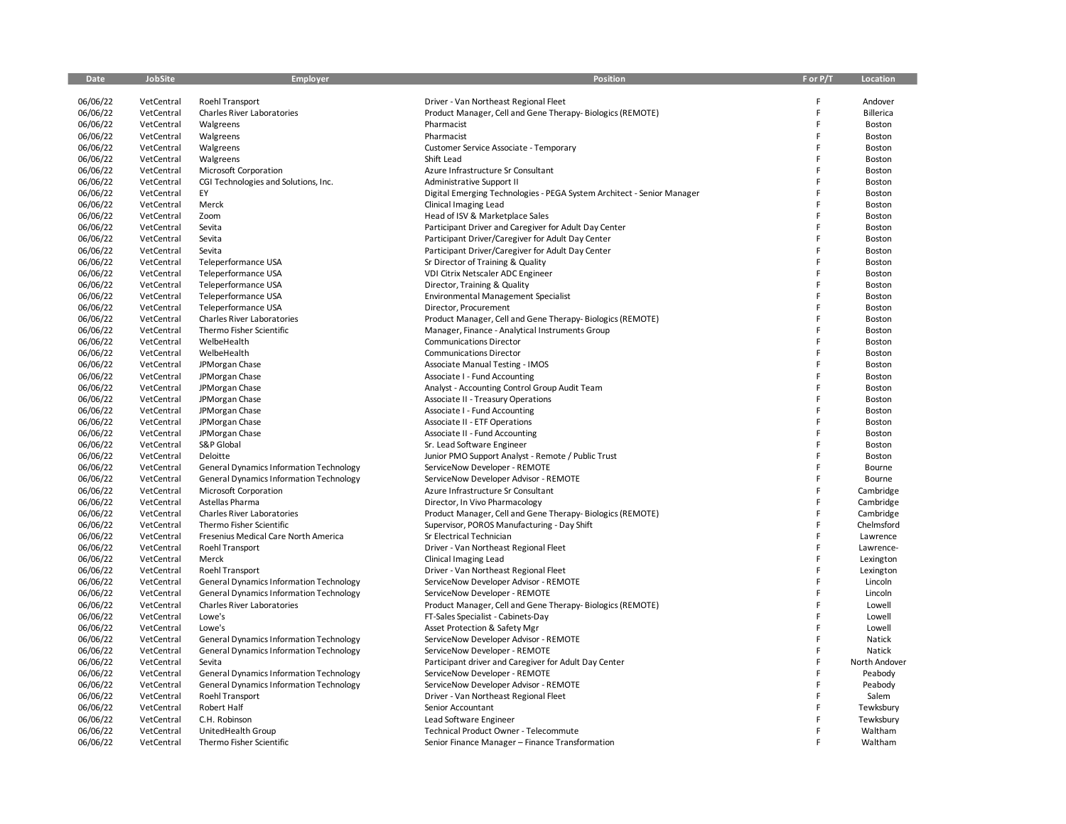| Date | JobSite | Employer | Position | F or P/T | Location |
|---|---|---|---|---|---|
| 06/06/22 | VetCentral | Roehl Transport | Driver - Van Northeast Regional Fleet | F | Andover |
| 06/06/22 | VetCentral | Charles River Laboratories | Product Manager, Cell and Gene Therapy- Biologics (REMOTE) | F | Billerica |
| 06/06/22 | VetCentral | Walgreens | Pharmacist | F | Boston |
| 06/06/22 | VetCentral | Walgreens | Pharmacist | F | Boston |
| 06/06/22 | VetCentral | Walgreens | Customer Service Associate - Temporary | F | Boston |
| 06/06/22 | VetCentral | Walgreens | Shift Lead | F | Boston |
| 06/06/22 | VetCentral | Microsoft Corporation | Azure Infrastructure Sr Consultant | F | Boston |
| 06/06/22 | VetCentral | CGI Technologies and Solutions, Inc. | Administrative Support II | F | Boston |
| 06/06/22 | VetCentral | EY | Digital Emerging Technologies - PEGA System Architect - Senior Manager | F | Boston |
| 06/06/22 | VetCentral | Merck | Clinical Imaging Lead | F | Boston |
| 06/06/22 | VetCentral | Zoom | Head of ISV & Marketplace Sales | F | Boston |
| 06/06/22 | VetCentral | Sevita | Participant Driver and Caregiver for Adult Day Center | F | Boston |
| 06/06/22 | VetCentral | Sevita | Participant Driver/Caregiver for Adult Day Center | F | Boston |
| 06/06/22 | VetCentral | Sevita | Participant Driver/Caregiver for Adult Day Center | F | Boston |
| 06/06/22 | VetCentral | Teleperformance USA | Sr Director of Training & Quality | F | Boston |
| 06/06/22 | VetCentral | Teleperformance USA | VDI Citrix Netscaler ADC Engineer | F | Boston |
| 06/06/22 | VetCentral | Teleperformance USA | Director, Training & Quality | F | Boston |
| 06/06/22 | VetCentral | Teleperformance USA | Environmental Management Specialist | F | Boston |
| 06/06/22 | VetCentral | Teleperformance USA | Director, Procurement | F | Boston |
| 06/06/22 | VetCentral | Charles River Laboratories | Product Manager, Cell and Gene Therapy- Biologics (REMOTE) | F | Boston |
| 06/06/22 | VetCentral | Thermo Fisher Scientific | Manager, Finance - Analytical Instruments Group | F | Boston |
| 06/06/22 | VetCentral | WelbeHealth | Communications Director | F | Boston |
| 06/06/22 | VetCentral | WelbeHealth | Communications Director | F | Boston |
| 06/06/22 | VetCentral | JPMorgan Chase | Associate Manual Testing - IMOS | F | Boston |
| 06/06/22 | VetCentral | JPMorgan Chase | Associate I - Fund Accounting | F | Boston |
| 06/06/22 | VetCentral | JPMorgan Chase | Analyst - Accounting Control Group Audit Team | F | Boston |
| 06/06/22 | VetCentral | JPMorgan Chase | Associate II - Treasury Operations | F | Boston |
| 06/06/22 | VetCentral | JPMorgan Chase | Associate I - Fund Accounting | F | Boston |
| 06/06/22 | VetCentral | JPMorgan Chase | Associate II - ETF Operations | F | Boston |
| 06/06/22 | VetCentral | JPMorgan Chase | Associate II - Fund Accounting | F | Boston |
| 06/06/22 | VetCentral | S&P Global | Sr. Lead Software Engineer | F | Boston |
| 06/06/22 | VetCentral | Deloitte | Junior PMO Support Analyst - Remote / Public Trust | F | Boston |
| 06/06/22 | VetCentral | General Dynamics Information Technology | ServiceNow Developer - REMOTE | F | Bourne |
| 06/06/22 | VetCentral | General Dynamics Information Technology | ServiceNow Developer Advisor - REMOTE | F | Bourne |
| 06/06/22 | VetCentral | Microsoft Corporation | Azure Infrastructure Sr Consultant | F | Cambridge |
| 06/06/22 | VetCentral | Astellas Pharma | Director, In Vivo Pharmacology | F | Cambridge |
| 06/06/22 | VetCentral | Charles River Laboratories | Product Manager, Cell and Gene Therapy- Biologics (REMOTE) | F | Cambridge |
| 06/06/22 | VetCentral | Thermo Fisher Scientific | Supervisor, POROS Manufacturing - Day Shift | F | Chelmsford |
| 06/06/22 | VetCentral | Fresenius Medical Care North America | Sr Electrical Technician | F | Lawrence |
| 06/06/22 | VetCentral | Roehl Transport | Driver - Van Northeast Regional Fleet | F | Lawrence- |
| 06/06/22 | VetCentral | Merck | Clinical Imaging Lead | F | Lexington |
| 06/06/22 | VetCentral | Roehl Transport | Driver - Van Northeast Regional Fleet | F | Lexington |
| 06/06/22 | VetCentral | General Dynamics Information Technology | ServiceNow Developer Advisor - REMOTE | F | Lincoln |
| 06/06/22 | VetCentral | General Dynamics Information Technology | ServiceNow Developer - REMOTE | F | Lincoln |
| 06/06/22 | VetCentral | Charles River Laboratories | Product Manager, Cell and Gene Therapy- Biologics (REMOTE) | F | Lowell |
| 06/06/22 | VetCentral | Lowe's | FT-Sales Specialist - Cabinets-Day | F | Lowell |
| 06/06/22 | VetCentral | Lowe's | Asset Protection & Safety Mgr | F | Lowell |
| 06/06/22 | VetCentral | General Dynamics Information Technology | ServiceNow Developer Advisor - REMOTE | F | Natick |
| 06/06/22 | VetCentral | General Dynamics Information Technology | ServiceNow Developer - REMOTE | F | Natick |
| 06/06/22 | VetCentral | Sevita | Participant driver and Caregiver for Adult Day Center | F | North Andover |
| 06/06/22 | VetCentral | General Dynamics Information Technology | ServiceNow Developer - REMOTE | F | Peabody |
| 06/06/22 | VetCentral | General Dynamics Information Technology | ServiceNow Developer Advisor - REMOTE | F | Peabody |
| 06/06/22 | VetCentral | Roehl Transport | Driver - Van Northeast Regional Fleet | F | Salem |
| 06/06/22 | VetCentral | Robert Half | Senior Accountant | F | Tewksbury |
| 06/06/22 | VetCentral | C.H. Robinson | Lead Software Engineer | F | Tewksbury |
| 06/06/22 | VetCentral | UnitedHealth Group | Technical Product Owner - Telecommute | F | Waltham |
| 06/06/22 | VetCentral | Thermo Fisher Scientific | Senior Finance Manager – Finance Transformation | F | Waltham |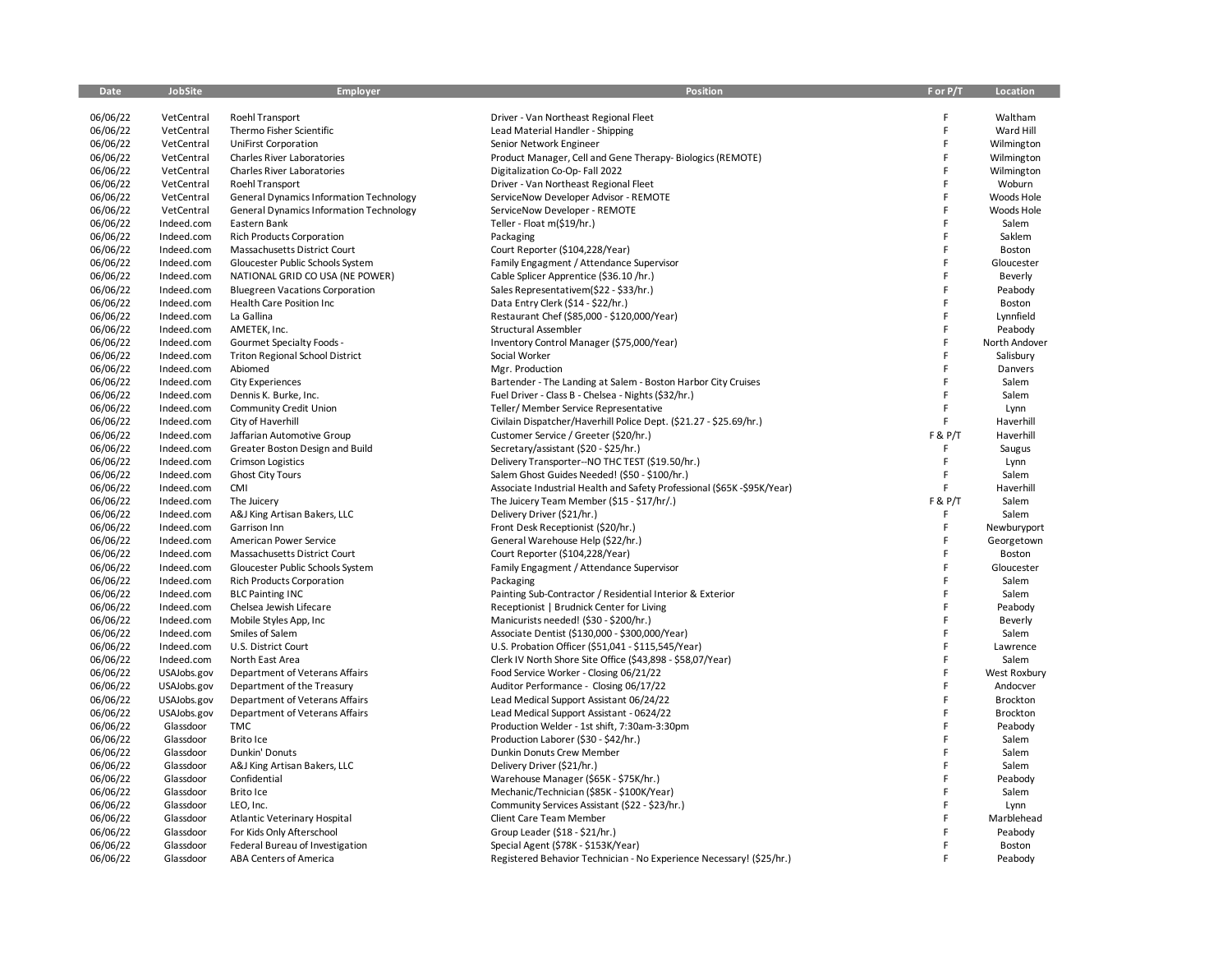| Date | JobSite | Employer | Position | F or P/T | Location |
|---|---|---|---|---|---|
| 06/06/22 | VetCentral | Roehl Transport | Driver - Van Northeast Regional Fleet | F | Waltham |
| 06/06/22 | VetCentral | Thermo Fisher Scientific | Lead Material Handler - Shipping | F | Ward Hill |
| 06/06/22 | VetCentral | UniFirst Corporation | Senior Network Engineer | F | Wilmington |
| 06/06/22 | VetCentral | Charles River Laboratories | Product Manager, Cell and Gene Therapy- Biologics (REMOTE) | F | Wilmington |
| 06/06/22 | VetCentral | Charles River Laboratories | Digitalization Co-Op- Fall 2022 | F | Wilmington |
| 06/06/22 | VetCentral | Roehl Transport | Driver - Van Northeast Regional Fleet | F | Woburn |
| 06/06/22 | VetCentral | General Dynamics Information Technology | ServiceNow Developer Advisor - REMOTE | F | Woods Hole |
| 06/06/22 | VetCentral | General Dynamics Information Technology | ServiceNow Developer - REMOTE | F | Woods Hole |
| 06/06/22 | Indeed.com | Eastern Bank | Teller - Float m($19/hr.) | F | Salem |
| 06/06/22 | Indeed.com | Rich Products Corporation | Packaging | F | Saklem |
| 06/06/22 | Indeed.com | Massachusetts District Court | Court Reporter ($104,228/Year) | F | Boston |
| 06/06/22 | Indeed.com | Gloucester Public Schools System | Family Engagment / Attendance Supervisor | F | Gloucester |
| 06/06/22 | Indeed.com | NATIONAL GRID CO USA (NE POWER) | Cable Splicer Apprentice ($36.10 /hr.) | F | Beverly |
| 06/06/22 | Indeed.com | Bluegreen Vacations Corporation | Sales Representativem($22 - $33/hr.) | F | Peabody |
| 06/06/22 | Indeed.com | Health Care Position Inc | Data Entry Clerk ($14 - $22/hr.) | F | Boston |
| 06/06/22 | Indeed.com | La Gallina | Restaurant Chef ($85,000 - $120,000/Year) | F | Lynnfield |
| 06/06/22 | Indeed.com | AMETEK, Inc. | Structural Assembler | F | Peabody |
| 06/06/22 | Indeed.com | Gourmet Specialty Foods - | Inventory Control Manager ($75,000/Year) | F | North Andover |
| 06/06/22 | Indeed.com | Triton Regional School District | Social Worker | F | Salisbury |
| 06/06/22 | Indeed.com | Abiomed | Mgr. Production | F | Danvers |
| 06/06/22 | Indeed.com | City Experiences | Bartender - The Landing at Salem - Boston Harbor City Cruises | F | Salem |
| 06/06/22 | Indeed.com | Dennis K. Burke, Inc. | Fuel Driver - Class B - Chelsea - Nights ($32/hr.) | F | Salem |
| 06/06/22 | Indeed.com | Community Credit Union | Teller/ Member Service Representative | F | Lynn |
| 06/06/22 | Indeed.com | City of Haverhill | Civilain Dispatcher/Haverhill Police Dept. ($21.27 - $25.69/hr.) | F | Haverhill |
| 06/06/22 | Indeed.com | Jaffarian Automotive Group | Customer Service / Greeter ($20/hr.) | F & P/T | Haverhill |
| 06/06/22 | Indeed.com | Greater Boston Design and Build | Secretary/assistant ($20 - $25/hr.) | F | Saugus |
| 06/06/22 | Indeed.com | Crimson Logistics | Delivery Transporter--NO THC TEST ($19.50/hr.) | F | Lynn |
| 06/06/22 | Indeed.com | Ghost City Tours | Salem Ghost Guides Needed! ($50 - $100/hr.) | F | Salem |
| 06/06/22 | Indeed.com | CMI | Associate Industrial Health and Safety Professional ($65K -$95K/Year) | F | Haverhill |
| 06/06/22 | Indeed.com | The Juicery | The Juicery Team Member ($15 - $17/hr/.) | F & P/T | Salem |
| 06/06/22 | Indeed.com | A&J King Artisan Bakers, LLC | Delivery Driver ($21/hr.) | F | Salem |
| 06/06/22 | Indeed.com | Garrison Inn | Front Desk Receptionist ($20/hr.) | F | Newburyport |
| 06/06/22 | Indeed.com | American Power Service | General Warehouse Help ($22/hr.) | F | Georgetown |
| 06/06/22 | Indeed.com | Massachusetts District Court | Court Reporter ($104,228/Year) | F | Boston |
| 06/06/22 | Indeed.com | Gloucester Public Schools System | Family Engagment / Attendance Supervisor | F | Gloucester |
| 06/06/22 | Indeed.com | Rich Products Corporation | Packaging | F | Salem |
| 06/06/22 | Indeed.com | BLC Painting INC | Painting Sub-Contractor / Residential Interior & Exterior | F | Salem |
| 06/06/22 | Indeed.com | Chelsea Jewish Lifecare | Receptionist \| Brudnick Center for Living | F | Peabody |
| 06/06/22 | Indeed.com | Mobile Styles App, Inc | Manicurists needed! ($30 - $200/hr.) | F | Beverly |
| 06/06/22 | Indeed.com | Smiles of Salem | Associate Dentist ($130,000 - $300,000/Year) | F | Salem |
| 06/06/22 | Indeed.com | U.S. District Court | U.S. Probation Officer ($51,041 - $115,545/Year) | F | Lawrence |
| 06/06/22 | Indeed.com | North East Area | Clerk IV North Shore Site Office ($43,898 - $58,07/Year) | F | Salem |
| 06/06/22 | USAJobs.gov | Department of Veterans Affairs | Food Service Worker - Closing 06/21/22 | F | West Roxbury |
| 06/06/22 | USAJobs.gov | Department of the Treasury | Auditor Performance - Closing 06/17/22 | F | Andocver |
| 06/06/22 | USAJobs.gov | Department of Veterans Affairs | Lead Medical Support Assistant 06/24/22 | F | Brockton |
| 06/06/22 | USAJobs.gov | Department of Veterans Affairs | Lead Medical Support Assistant - 0624/22 | F | Brockton |
| 06/06/22 | Glassdoor | TMC | Production Welder - 1st shift, 7:30am-3:30pm | F | Peabody |
| 06/06/22 | Glassdoor | Brito Ice | Production Laborer ($30 - $42/hr.) | F | Salem |
| 06/06/22 | Glassdoor | Dunkin' Donuts | Dunkin Donuts Crew Member | F | Salem |
| 06/06/22 | Glassdoor | A&J King Artisan Bakers, LLC | Delivery Driver ($21/hr.) | F | Salem |
| 06/06/22 | Glassdoor | Confidential | Warehouse Manager ($65K - $75K/hr.) | F | Peabody |
| 06/06/22 | Glassdoor | Brito Ice | Mechanic/Technician ($85K - $100K/Year) | F | Salem |
| 06/06/22 | Glassdoor | LEO, Inc. | Community Services Assistant ($22 - $23/hr.) | F | Lynn |
| 06/06/22 | Glassdoor | Atlantic Veterinary Hospital | Client Care Team Member | F | Marblehead |
| 06/06/22 | Glassdoor | For Kids Only Afterschool | Group Leader ($18 - $21/hr.) | F | Peabody |
| 06/06/22 | Glassdoor | Federal Bureau of Investigation | Special Agent ($78K - $153K/Year) | F | Boston |
| 06/06/22 | Glassdoor | ABA Centers of America | Registered Behavior Technician - No Experience Necessary! ($25/hr.) | F | Peabody |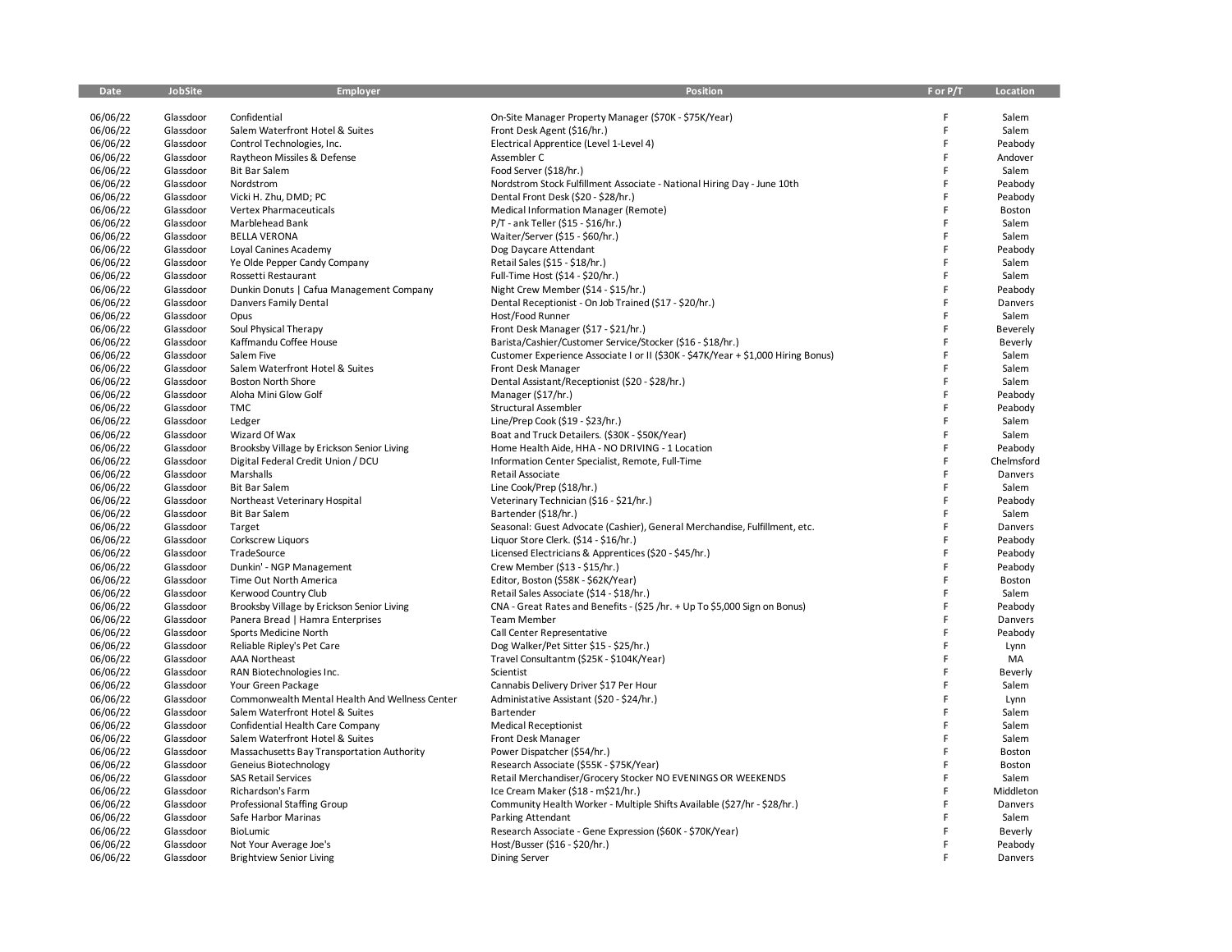| Date | JobSite | Employer | Position | F or P/T | Location |
|---|---|---|---|---|---|
| 06/06/22 | Glassdoor | Confidential | On-Site Manager Property Manager ($70K - $75K/Year) | F | Salem |
| 06/06/22 | Glassdoor | Salem Waterfront Hotel & Suites | Front Desk Agent ($16/hr.) | F | Salem |
| 06/06/22 | Glassdoor | Control Technologies, Inc. | Electrical Apprentice (Level 1-Level 4) | F | Peabody |
| 06/06/22 | Glassdoor | Raytheon Missiles & Defense | Assembler C | F | Andover |
| 06/06/22 | Glassdoor | Bit Bar Salem | Food Server ($18/hr.) | F | Salem |
| 06/06/22 | Glassdoor | Nordstrom | Nordstrom Stock Fulfillment Associate - National Hiring Day - June 10th | F | Peabody |
| 06/06/22 | Glassdoor | Vicki H. Zhu, DMD; PC | Dental Front Desk ($20 - $28/hr.) | F | Peabody |
| 06/06/22 | Glassdoor | Vertex Pharmaceuticals | Medical Information Manager (Remote) | F | Boston |
| 06/06/22 | Glassdoor | Marblehead Bank | P/T - ank Teller ($15 - $16/hr.) | F | Salem |
| 06/06/22 | Glassdoor | BELLA VERONA | Waiter/Server ($15 - $60/hr.) | F | Salem |
| 06/06/22 | Glassdoor | Loyal Canines Academy | Dog Daycare Attendant | F | Peabody |
| 06/06/22 | Glassdoor | Ye Olde Pepper Candy Company | Retail Sales ($15 - $18/hr.) | F | Salem |
| 06/06/22 | Glassdoor | Rossetti Restaurant | Full-Time Host ($14 - $20/hr.) | F | Salem |
| 06/06/22 | Glassdoor | Dunkin Donuts \| Cafua Management Company | Night Crew Member ($14 - $15/hr.) | F | Peabody |
| 06/06/22 | Glassdoor | Danvers Family Dental | Dental Receptionist - On Job Trained ($17 - $20/hr.) | F | Danvers |
| 06/06/22 | Glassdoor | Opus | Host/Food Runner | F | Salem |
| 06/06/22 | Glassdoor | Soul Physical Therapy | Front Desk Manager ($17 - $21/hr.) | F | Beverely |
| 06/06/22 | Glassdoor | Kaffmandu Coffee House | Barista/Cashier/Customer Service/Stocker ($16 - $18/hr.) | F | Beverly |
| 06/06/22 | Glassdoor | Salem Five | Customer Experience Associate I or II ($30K - $47K/Year + $1,000 Hiring Bonus) | F | Salem |
| 06/06/22 | Glassdoor | Salem Waterfront Hotel & Suites | Front Desk Manager | F | Salem |
| 06/06/22 | Glassdoor | Boston North Shore | Dental Assistant/Receptionist ($20 - $28/hr.) | F | Salem |
| 06/06/22 | Glassdoor | Aloha Mini Glow Golf | Manager ($17/hr.) | F | Peabody |
| 06/06/22 | Glassdoor | TMC | Structural Assembler | F | Peabody |
| 06/06/22 | Glassdoor | Ledger | Line/Prep Cook ($19 - $23/hr.) | F | Salem |
| 06/06/22 | Glassdoor | Wizard Of Wax | Boat and Truck Detailers. ($30K - $50K/Year) | F | Salem |
| 06/06/22 | Glassdoor | Brooksby Village by Erickson Senior Living | Home Health Aide, HHA - NO DRIVING - 1 Location | F | Peabody |
| 06/06/22 | Glassdoor | Digital Federal Credit Union / DCU | Information Center Specialist, Remote, Full-Time | F | Chelmsford |
| 06/06/22 | Glassdoor | Marshalls | Retail Associate | F | Danvers |
| 06/06/22 | Glassdoor | Bit Bar Salem | Line Cook/Prep ($18/hr.) | F | Salem |
| 06/06/22 | Glassdoor | Northeast Veterinary Hospital | Veterinary Technician ($16 - $21/hr.) | F | Peabody |
| 06/06/22 | Glassdoor | Bit Bar Salem | Bartender ($18/hr.) | F | Salem |
| 06/06/22 | Glassdoor | Target | Seasonal: Guest Advocate (Cashier), General Merchandise, Fulfillment, etc. | F | Danvers |
| 06/06/22 | Glassdoor | Corkscrew Liquors | Liquor Store Clerk. ($14 - $16/hr.) | F | Peabody |
| 06/06/22 | Glassdoor | TradeSource | Licensed Electricians & Apprentices ($20 - $45/hr.) | F | Peabody |
| 06/06/22 | Glassdoor | Dunkin' - NGP Management | Crew Member ($13 - $15/hr.) | F | Peabody |
| 06/06/22 | Glassdoor | Time Out North America | Editor, Boston ($58K - $62K/Year) | F | Boston |
| 06/06/22 | Glassdoor | Kerwood Country Club | Retail Sales Associate ($14 - $18/hr.) | F | Salem |
| 06/06/22 | Glassdoor | Brooksby Village by Erickson Senior Living | CNA - Great Rates and Benefits - ($25 /hr. + Up To $5,000 Sign on Bonus) | F | Peabody |
| 06/06/22 | Glassdoor | Panera Bread \| Hamra Enterprises | Team Member | F | Danvers |
| 06/06/22 | Glassdoor | Sports Medicine North | Call Center Representative | F | Peabody |
| 06/06/22 | Glassdoor | Reliable Ripley's Pet Care | Dog Walker/Pet Sitter $15 - $25/hr.) | F | Lynn |
| 06/06/22 | Glassdoor | AAA Northeast | Travel Consultantm ($25K - $104K/Year) | F | MA |
| 06/06/22 | Glassdoor | RAN Biotechnologies Inc. | Scientist | F | Beverly |
| 06/06/22 | Glassdoor | Your Green Package | Cannabis Delivery Driver $17 Per Hour | F | Salem |
| 06/06/22 | Glassdoor | Commonwealth Mental Health And Wellness Center | Administative Assistant ($20 - $24/hr.) | F | Lynn |
| 06/06/22 | Glassdoor | Salem Waterfront Hotel & Suites | Bartender | F | Salem |
| 06/06/22 | Glassdoor | Confidential Health Care Company | Medical Receptionist | F | Salem |
| 06/06/22 | Glassdoor | Salem Waterfront Hotel & Suites | Front Desk Manager | F | Salem |
| 06/06/22 | Glassdoor | Massachusetts Bay Transportation Authority | Power Dispatcher ($54/hr.) | F | Boston |
| 06/06/22 | Glassdoor | Geneius Biotechnology | Research Associate ($55K - $75K/Year) | F | Boston |
| 06/06/22 | Glassdoor | SAS Retail Services | Retail Merchandiser/Grocery Stocker NO EVENINGS OR WEEKENDS | F | Salem |
| 06/06/22 | Glassdoor | Richardson's Farm | Ice Cream Maker ($18 - m$21/hr.) | F | Middleton |
| 06/06/22 | Glassdoor | Professional Staffing Group | Community Health Worker - Multiple Shifts Available ($27/hr - $28/hr.) | F | Danvers |
| 06/06/22 | Glassdoor | Safe Harbor Marinas | Parking Attendant | F | Salem |
| 06/06/22 | Glassdoor | BioLumic | Research Associate - Gene Expression ($60K - $70K/Year) | F | Beverly |
| 06/06/22 | Glassdoor | Not Your Average Joe's | Host/Busser ($16 - $20/hr.) | F | Peabody |
| 06/06/22 | Glassdoor | Brightview Senior Living | Dining Server | F | Danvers |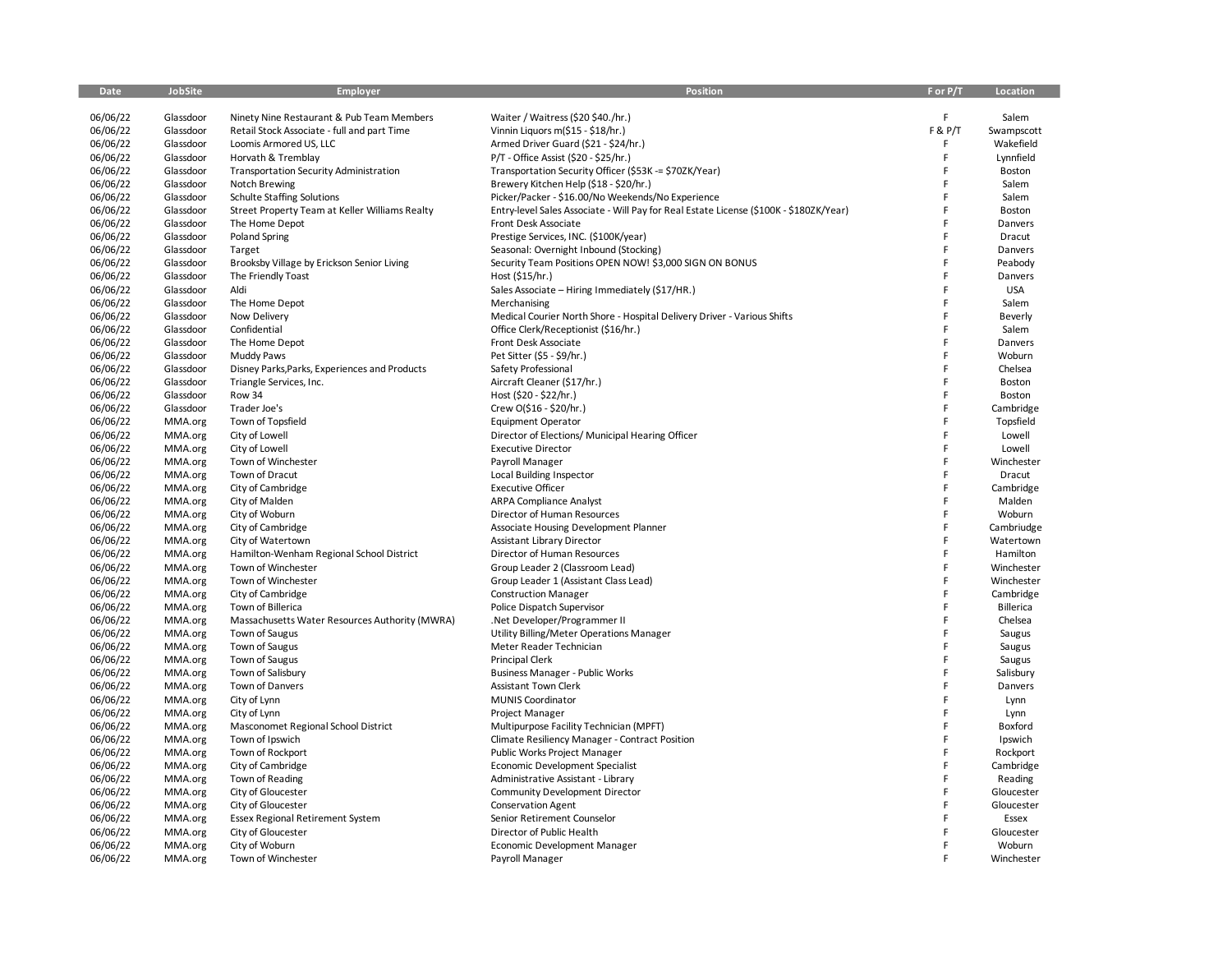| Date | JobSite | Employer | Position | F or P/T | Location |
|---|---|---|---|---|---|
| 06/06/22 | Glassdoor | Ninety Nine Restaurant & Pub Team Members | Waiter / Waitress ($20 $40./hr.) | F | Salem |
| 06/06/22 | Glassdoor | Retail Stock Associate - full and part Time | Vinnin Liquors m($15 - $18/hr.) | F & P/T | Swampscott |
| 06/06/22 | Glassdoor | Loomis Armored US, LLC | Armed Driver Guard ($21 - $24/hr.) | F | Wakefield |
| 06/06/22 | Glassdoor | Horvath & Tremblay | P/T - Office Assist ($20 - $25/hr.) | F | Lynnfield |
| 06/06/22 | Glassdoor | Transportation Security Administration | Transportation Security Officer ($53K -= $70ZK/Year) | F | Boston |
| 06/06/22 | Glassdoor | Notch Brewing | Brewery Kitchen Help ($18 - $20/hr.) | F | Salem |
| 06/06/22 | Glassdoor | Schulte Staffing Solutions | Picker/Packer - $16.00/No Weekends/No Experience | F | Salem |
| 06/06/22 | Glassdoor | Street Property Team at Keller Williams Realty | Entry-level Sales Associate - Will Pay for Real Estate License ($100K - $180ZK/Year) | F | Boston |
| 06/06/22 | Glassdoor | The Home Depot | Front Desk Associate | F | Danvers |
| 06/06/22 | Glassdoor | Poland Spring | Prestige Services, INC. ($100K/year) | F | Dracut |
| 06/06/22 | Glassdoor | Target | Seasonal: Overnight Inbound (Stocking) | F | Danvers |
| 06/06/22 | Glassdoor | Brooksby Village by Erickson Senior Living | Security Team Positions OPEN NOW! $3,000 SIGN ON BONUS | F | Peabody |
| 06/06/22 | Glassdoor | The Friendly Toast | Host ($15/hr.) | F | Danvers |
| 06/06/22 | Glassdoor | Aldi | Sales Associate – Hiring Immediately ($17/HR.) | F | USA |
| 06/06/22 | Glassdoor | The Home Depot | Merchanising | F | Salem |
| 06/06/22 | Glassdoor | Now Delivery | Medical Courier North Shore - Hospital Delivery Driver - Various Shifts | F | Beverly |
| 06/06/22 | Glassdoor | Confidential | Office Clerk/Receptionist ($16/hr.) | F | Salem |
| 06/06/22 | Glassdoor | The Home Depot | Front Desk Associate | F | Danvers |
| 06/06/22 | Glassdoor | Muddy Paws | Pet Sitter ($5 - $9/hr.) | F | Woburn |
| 06/06/22 | Glassdoor | Disney Parks,Parks, Experiences and Products | Safety Professional | F | Chelsea |
| 06/06/22 | Glassdoor | Triangle Services, Inc. | Aircraft Cleaner ($17/hr.) | F | Boston |
| 06/06/22 | Glassdoor | Row 34 | Host ($20 - $22/hr.) | F | Boston |
| 06/06/22 | Glassdoor | Trader Joe's | Crew O($16 - $20/hr.) | F | Cambridge |
| 06/06/22 | MMA.org | Town of Topsfield | Equipment Operator | F | Topsfield |
| 06/06/22 | MMA.org | City of Lowell | Director of Elections/ Municipal Hearing Officer | F | Lowell |
| 06/06/22 | MMA.org | City of Lowell | Executive Director | F | Lowell |
| 06/06/22 | MMA.org | Town of Winchester | Payroll Manager | F | Winchester |
| 06/06/22 | MMA.org | Town of Dracut | Local Building Inspector | F | Dracut |
| 06/06/22 | MMA.org | City of Cambridge | Executive Officer | F | Cambridge |
| 06/06/22 | MMA.org | City of Malden | ARPA Compliance Analyst | F | Malden |
| 06/06/22 | MMA.org | City of Woburn | Director of Human Resources | F | Woburn |
| 06/06/22 | MMA.org | City of Cambridge | Associate Housing Development Planner | F | Cambriudge |
| 06/06/22 | MMA.org | City of Watertown | Assistant Library Director | F | Watertown |
| 06/06/22 | MMA.org | Hamilton-Wenham Regional School District | Director of Human Resources | F | Hamilton |
| 06/06/22 | MMA.org | Town of Winchester | Group Leader 2 (Classroom Lead) | F | Winchester |
| 06/06/22 | MMA.org | Town of Winchester | Group Leader 1 (Assistant Class Lead) | F | Winchester |
| 06/06/22 | MMA.org | City of Cambridge | Construction Manager | F | Cambridge |
| 06/06/22 | MMA.org | Town of Billerica | Police Dispatch Supervisor | F | Billerica |
| 06/06/22 | MMA.org | Massachusetts Water Resources Authority (MWRA) | .Net Developer/Programmer II | F | Chelsea |
| 06/06/22 | MMA.org | Town of Saugus | Utility Billing/Meter Operations Manager | F | Saugus |
| 06/06/22 | MMA.org | Town of Saugus | Meter Reader Technician | F | Saugus |
| 06/06/22 | MMA.org | Town of Saugus | Principal Clerk | F | Saugus |
| 06/06/22 | MMA.org | Town of Salisbury | Business Manager - Public Works | F | Salisbury |
| 06/06/22 | MMA.org | Town of Danvers | Assistant Town Clerk | F | Danvers |
| 06/06/22 | MMA.org | City of Lynn | MUNIS Coordinator | F | Lynn |
| 06/06/22 | MMA.org | City of Lynn | Project Manager | F | Lynn |
| 06/06/22 | MMA.org | Masconomet Regional School District | Multipurpose Facility Technician (MPFT) | F | Boxford |
| 06/06/22 | MMA.org | Town of Ipswich | Climate Resiliency Manager - Contract Position | F | Ipswich |
| 06/06/22 | MMA.org | Town of Rockport | Public Works Project Manager | F | Rockport |
| 06/06/22 | MMA.org | City of Cambridge | Economic Development Specialist | F | Cambridge |
| 06/06/22 | MMA.org | Town of Reading | Administrative Assistant - Library | F | Reading |
| 06/06/22 | MMA.org | City of Gloucester | Community Development Director | F | Gloucester |
| 06/06/22 | MMA.org | City of Gloucester | Conservation Agent | F | Gloucester |
| 06/06/22 | MMA.org | Essex Regional Retirement System | Senior Retirement Counselor | F | Essex |
| 06/06/22 | MMA.org | City of Gloucester | Director of Public Health | F | Gloucester |
| 06/06/22 | MMA.org | City of Woburn | Economic Development Manager | F | Woburn |
| 06/06/22 | MMA.org | Town of Winchester | Payroll Manager | F | Winchester |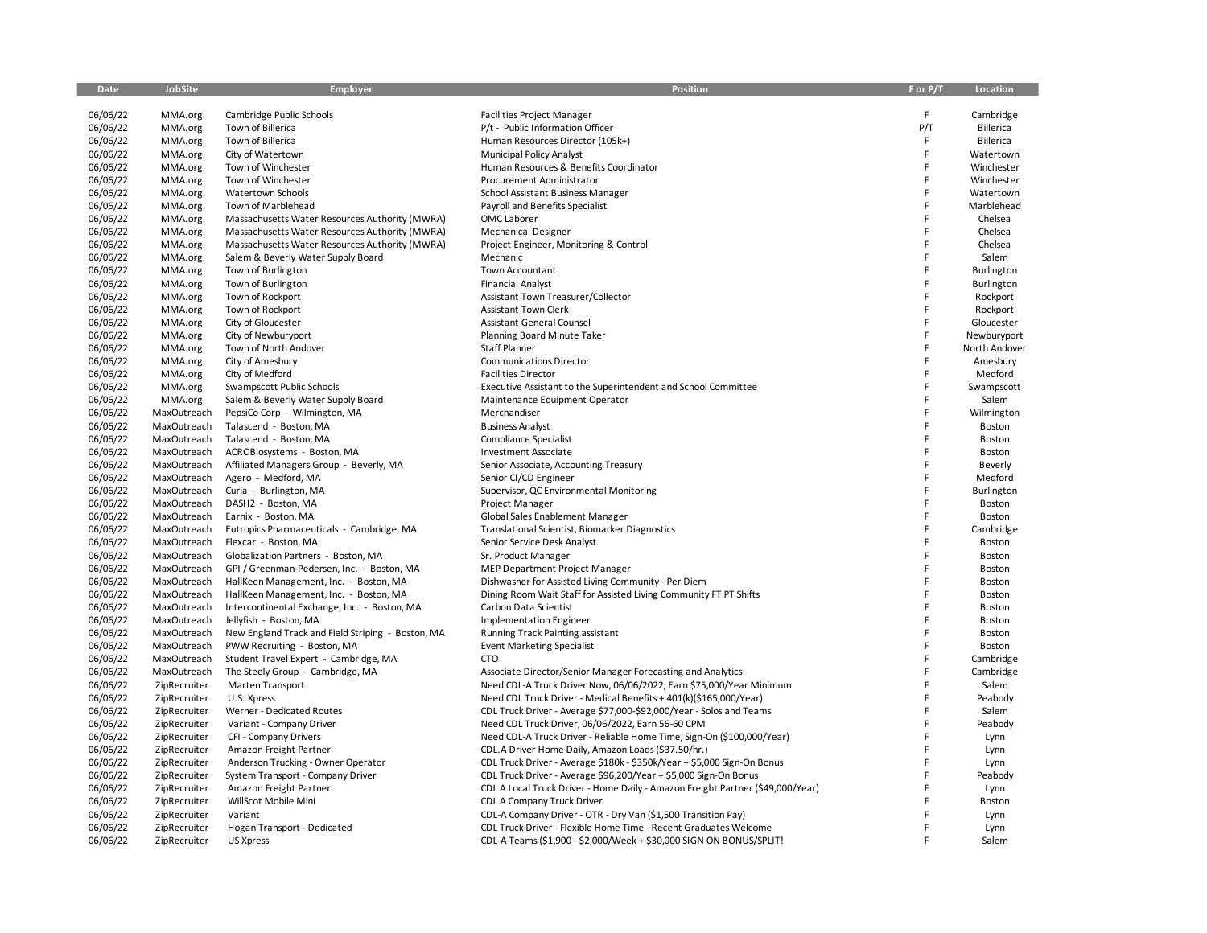| Date | JobSite | Employer | Position | F or P/T | Location |
|---|---|---|---|---|---|
| 06/06/22 | MMA.org | Cambridge Public Schools | Facilities Project Manager | F | Cambridge |
| 06/06/22 | MMA.org | Town of Billerica | P/t - Public Information Officer | P/T | Billerica |
| 06/06/22 | MMA.org | Town of Billerica | Human Resources Director (105k+) | F | Billerica |
| 06/06/22 | MMA.org | City of Watertown | Municipal Policy Analyst | F | Watertown |
| 06/06/22 | MMA.org | Town of Winchester | Human Resources & Benefits Coordinator | F | Winchester |
| 06/06/22 | MMA.org | Town of Winchester | Procurement Administrator | F | Winchester |
| 06/06/22 | MMA.org | Watertown Schools | School Assistant Business Manager | F | Watertown |
| 06/06/22 | MMA.org | Town of Marblehead | Payroll and Benefits Specialist | F | Marblehead |
| 06/06/22 | MMA.org | Massachusetts Water Resources Authority (MWRA) | OMC Laborer | F | Chelsea |
| 06/06/22 | MMA.org | Massachusetts Water Resources Authority (MWRA) | Mechanical Designer | F | Chelsea |
| 06/06/22 | MMA.org | Massachusetts Water Resources Authority (MWRA) | Project Engineer, Monitoring & Control | F | Chelsea |
| 06/06/22 | MMA.org | Salem & Beverly Water Supply Board | Mechanic | F | Salem |
| 06/06/22 | MMA.org | Town of Burlington | Town Accountant | F | Burlington |
| 06/06/22 | MMA.org | Town of Burlington | Financial Analyst | F | Burlington |
| 06/06/22 | MMA.org | Town of Rockport | Assistant Town Treasurer/Collector | F | Rockport |
| 06/06/22 | MMA.org | Town of Rockport | Assistant Town Clerk | F | Rockport |
| 06/06/22 | MMA.org | City of Gloucester | Assistant General Counsel | F | Gloucester |
| 06/06/22 | MMA.org | City of Newburyport | Planning Board Minute Taker | F | Newburyport |
| 06/06/22 | MMA.org | Town of North Andover | Staff Planner | F | North Andover |
| 06/06/22 | MMA.org | City of Amesbury | Communications Director | F | Amesbury |
| 06/06/22 | MMA.org | City of Medford | Facilities Director | F | Medford |
| 06/06/22 | MMA.org | Swampscott Public Schools | Executive Assistant to the Superintendent and School Committee | F | Swampscott |
| 06/06/22 | MMA.org | Salem & Beverly Water Supply Board | Maintenance Equipment Operator | F | Salem |
| 06/06/22 | MaxOutreach | PepsiCo Corp - Wilmington, MA | Merchandiser | F | Wilmington |
| 06/06/22 | MaxOutreach | Talascend - Boston, MA | Business Analyst | F | Boston |
| 06/06/22 | MaxOutreach | Talascend - Boston, MA | Compliance Specialist | F | Boston |
| 06/06/22 | MaxOutreach | ACROBiosystems - Boston, MA | Investment Associate | F | Boston |
| 06/06/22 | MaxOutreach | Affiliated Managers Group - Beverly, MA | Senior Associate, Accounting Treasury | F | Beverly |
| 06/06/22 | MaxOutreach | Agero - Medford, MA | Senior CI/CD Engineer | F | Medford |
| 06/06/22 | MaxOutreach | Curia - Burlington, MA | Supervisor, QC Environmental Monitoring | F | Burlington |
| 06/06/22 | MaxOutreach | DASH2 - Boston, MA | Project Manager | F | Boston |
| 06/06/22 | MaxOutreach | Earnix - Boston, MA | Global Sales Enablement Manager | F | Boston |
| 06/06/22 | MaxOutreach | Eutropics Pharmaceuticals - Cambridge, MA | Translational Scientist, Biomarker Diagnostics | F | Cambridge |
| 06/06/22 | MaxOutreach | Flexcar - Boston, MA | Senior Service Desk Analyst | F | Boston |
| 06/06/22 | MaxOutreach | Globalization Partners - Boston, MA | Sr. Product Manager | F | Boston |
| 06/06/22 | MaxOutreach | GPI / Greenman-Pedersen, Inc. - Boston, MA | MEP Department Project Manager | F | Boston |
| 06/06/22 | MaxOutreach | HallKeen Management, Inc. - Boston, MA | Dishwasher for Assisted Living Community - Per Diem | F | Boston |
| 06/06/22 | MaxOutreach | HallKeen Management, Inc. - Boston, MA | Dining Room Wait Staff for Assisted Living Community FT PT Shifts | F | Boston |
| 06/06/22 | MaxOutreach | Intercontinental Exchange, Inc. - Boston, MA | Carbon Data Scientist | F | Boston |
| 06/06/22 | MaxOutreach | Jellyfish - Boston, MA | Implementation Engineer | F | Boston |
| 06/06/22 | MaxOutreach | New England Track and Field Striping - Boston, MA | Running Track Painting assistant | F | Boston |
| 06/06/22 | MaxOutreach | PWW Recruiting - Boston, MA | Event Marketing Specialist | F | Boston |
| 06/06/22 | MaxOutreach | Student Travel Expert - Cambridge, MA | CTO | F | Cambridge |
| 06/06/22 | MaxOutreach | The Steely Group - Cambridge, MA | Associate Director/Senior Manager Forecasting and Analytics | F | Cambridge |
| 06/06/22 | ZipRecruiter | Marten Transport | Need CDL-A Truck Driver Now, 06/06/2022, Earn $75,000/Year Minimum | F | Salem |
| 06/06/22 | ZipRecruiter | U.S. Xpress | Need CDL Truck Driver - Medical Benefits + 401(k)($165,000/Year) | F | Peabody |
| 06/06/22 | ZipRecruiter | Werner - Dedicated Routes | CDL Truck Driver - Average $77,000-$92,000/Year - Solos and Teams | F | Salem |
| 06/06/22 | ZipRecruiter | Variant - Company Driver | Need CDL Truck Driver, 06/06/2022, Earn 56-60 CPM | F | Peabody |
| 06/06/22 | ZipRecruiter | CFI - Company Drivers | Need CDL-A Truck Driver - Reliable Home Time, Sign-On ($100,000/Year) | F | Lynn |
| 06/06/22 | ZipRecruiter | Amazon Freight Partner | CDL.A Driver Home Daily, Amazon Loads ($37.50/hr.) | F | Lynn |
| 06/06/22 | ZipRecruiter | Anderson Trucking - Owner Operator | CDL Truck Driver - Average $180k - $350k/Year + $5,000 Sign-On Bonus | F | Lynn |
| 06/06/22 | ZipRecruiter | System Transport - Company Driver | CDL Truck Driver - Average $96,200/Year + $5,000 Sign-On Bonus | F | Peabody |
| 06/06/22 | ZipRecruiter | Amazon Freight Partner | CDL A Local Truck Driver - Home Daily - Amazon Freight Partner ($49,000/Year) | F | Lynn |
| 06/06/22 | ZipRecruiter | WillScot Mobile Mini | CDL A Company Truck Driver | F | Boston |
| 06/06/22 | ZipRecruiter | Variant | CDL-A Company Driver - OTR - Dry Van ($1,500 Transition Pay) | F | Lynn |
| 06/06/22 | ZipRecruiter | Hogan Transport - Dedicated | CDL Truck Driver - Flexible Home Time - Recent Graduates Welcome | F | Lynn |
| 06/06/22 | ZipRecruiter | US Xpress | CDL-A Teams ($1,900 - $2,000/Week + $30,000 SIGN ON BONUS/SPLIT! | F | Salem |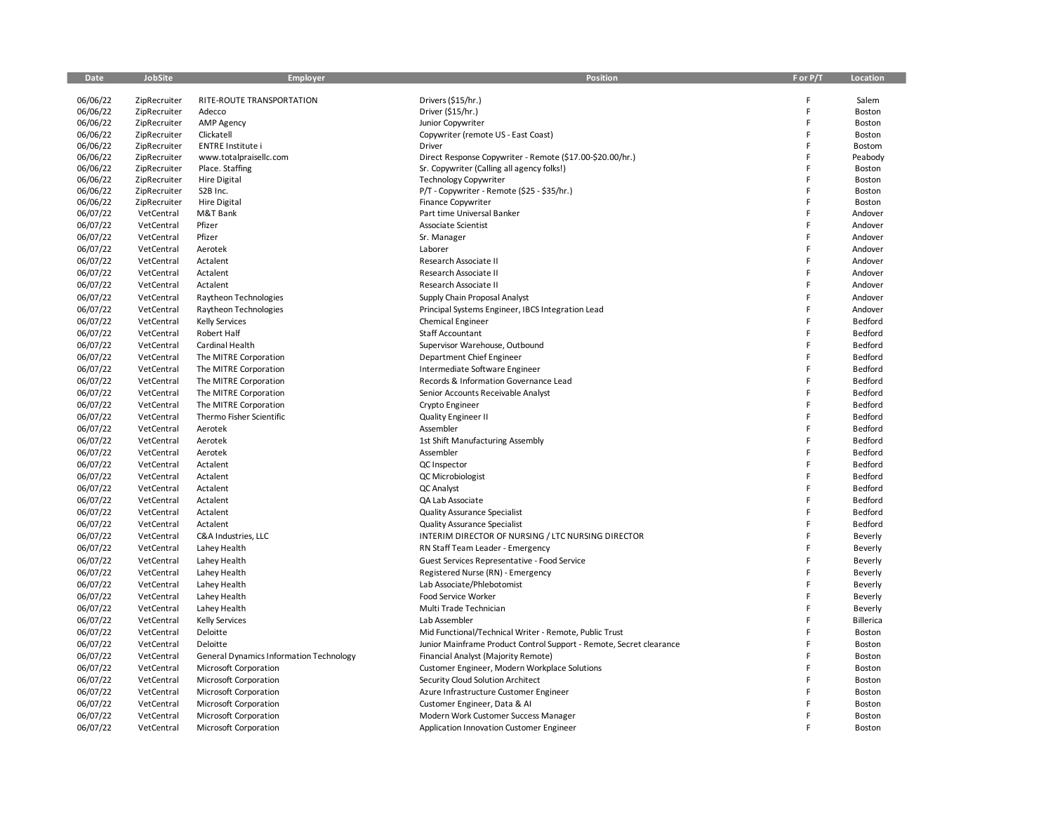| Date | JobSite | Employer | Position | F or P/T | Location |
|---|---|---|---|---|---|
| 06/06/22 | ZipRecruiter | RITE-ROUTE TRANSPORTATION | Drivers ($15/hr.) | F | Salem |
| 06/06/22 | ZipRecruiter | Adecco | Driver ($15/hr.) | F | Boston |
| 06/06/22 | ZipRecruiter | AMP Agency | Junior Copywriter | F | Boston |
| 06/06/22 | ZipRecruiter | Clickatell | Copywriter (remote US - East Coast) | F | Boston |
| 06/06/22 | ZipRecruiter | ENTRE Institute i | Driver | F | Bostom |
| 06/06/22 | ZipRecruiter | www.totalpraisellc.com | Direct Response Copywriter - Remote ($17.00-$20.00/hr.) | F | Peabody |
| 06/06/22 | ZipRecruiter | Place. Staffing | Sr. Copywriter (Calling all agency folks!) | F | Boston |
| 06/06/22 | ZipRecruiter | Hire Digital | Technology Copywriter | F | Boston |
| 06/06/22 | ZipRecruiter | S2B Inc. | P/T - Copywriter - Remote ($25 - $35/hr.) | F | Boston |
| 06/06/22 | ZipRecruiter | Hire Digital | Finance Copywriter | F | Boston |
| 06/07/22 | VetCentral | M&T Bank | Part time Universal Banker | F | Andover |
| 06/07/22 | VetCentral | Pfizer | Associate Scientist | F | Andover |
| 06/07/22 | VetCentral | Pfizer | Sr. Manager | F | Andover |
| 06/07/22 | VetCentral | Aerotek | Laborer | F | Andover |
| 06/07/22 | VetCentral | Actalent | Research Associate II | F | Andover |
| 06/07/22 | VetCentral | Actalent | Research Associate II | F | Andover |
| 06/07/22 | VetCentral | Actalent | Research Associate II | F | Andover |
| 06/07/22 | VetCentral | Raytheon Technologies | Supply Chain Proposal Analyst | F | Andover |
| 06/07/22 | VetCentral | Raytheon Technologies | Principal Systems Engineer, IBCS Integration Lead | F | Andover |
| 06/07/22 | VetCentral | Kelly Services | Chemical Engineer | F | Bedford |
| 06/07/22 | VetCentral | Robert Half | Staff Accountant | F | Bedford |
| 06/07/22 | VetCentral | Cardinal Health | Supervisor Warehouse, Outbound | F | Bedford |
| 06/07/22 | VetCentral | The MITRE Corporation | Department Chief Engineer | F | Bedford |
| 06/07/22 | VetCentral | The MITRE Corporation | Intermediate Software Engineer | F | Bedford |
| 06/07/22 | VetCentral | The MITRE Corporation | Records & Information Governance Lead | F | Bedford |
| 06/07/22 | VetCentral | The MITRE Corporation | Senior Accounts Receivable Analyst | F | Bedford |
| 06/07/22 | VetCentral | The MITRE Corporation | Crypto Engineer | F | Bedford |
| 06/07/22 | VetCentral | Thermo Fisher Scientific | Quality Engineer II | F | Bedford |
| 06/07/22 | VetCentral | Aerotek | Assembler | F | Bedford |
| 06/07/22 | VetCentral | Aerotek | 1st Shift Manufacturing Assembly | F | Bedford |
| 06/07/22 | VetCentral | Aerotek | Assembler | F | Bedford |
| 06/07/22 | VetCentral | Actalent | QC Inspector | F | Bedford |
| 06/07/22 | VetCentral | Actalent | QC Microbiologist | F | Bedford |
| 06/07/22 | VetCentral | Actalent | QC Analyst | F | Bedford |
| 06/07/22 | VetCentral | Actalent | QA Lab Associate | F | Bedford |
| 06/07/22 | VetCentral | Actalent | Quality Assurance Specialist | F | Bedford |
| 06/07/22 | VetCentral | Actalent | Quality Assurance Specialist | F | Bedford |
| 06/07/22 | VetCentral | C&A Industries, LLC | INTERIM DIRECTOR OF NURSING / LTC NURSING DIRECTOR | F | Beverly |
| 06/07/22 | VetCentral | Lahey Health | RN Staff Team Leader - Emergency | F | Beverly |
| 06/07/22 | VetCentral | Lahey Health | Guest Services Representative - Food Service | F | Beverly |
| 06/07/22 | VetCentral | Lahey Health | Registered Nurse (RN) - Emergency | F | Beverly |
| 06/07/22 | VetCentral | Lahey Health | Lab Associate/Phlebotomist | F | Beverly |
| 06/07/22 | VetCentral | Lahey Health | Food Service Worker | F | Beverly |
| 06/07/22 | VetCentral | Lahey Health | Multi Trade Technician | F | Beverly |
| 06/07/22 | VetCentral | Kelly Services | Lab Assembler | F | Billerica |
| 06/07/22 | VetCentral | Deloitte | Mid Functional/Technical Writer - Remote, Public Trust | F | Boston |
| 06/07/22 | VetCentral | Deloitte | Junior Mainframe Product Control Support - Remote, Secret clearance | F | Boston |
| 06/07/22 | VetCentral | General Dynamics Information Technology | Financial Analyst (Majority Remote) | F | Boston |
| 06/07/22 | VetCentral | Microsoft Corporation | Customer Engineer, Modern Workplace Solutions | F | Boston |
| 06/07/22 | VetCentral | Microsoft Corporation | Security Cloud Solution Architect | F | Boston |
| 06/07/22 | VetCentral | Microsoft Corporation | Azure Infrastructure Customer Engineer | F | Boston |
| 06/07/22 | VetCentral | Microsoft Corporation | Customer Engineer, Data & AI | F | Boston |
| 06/07/22 | VetCentral | Microsoft Corporation | Modern Work Customer Success Manager | F | Boston |
| 06/07/22 | VetCentral | Microsoft Corporation | Application Innovation Customer Engineer | F | Boston |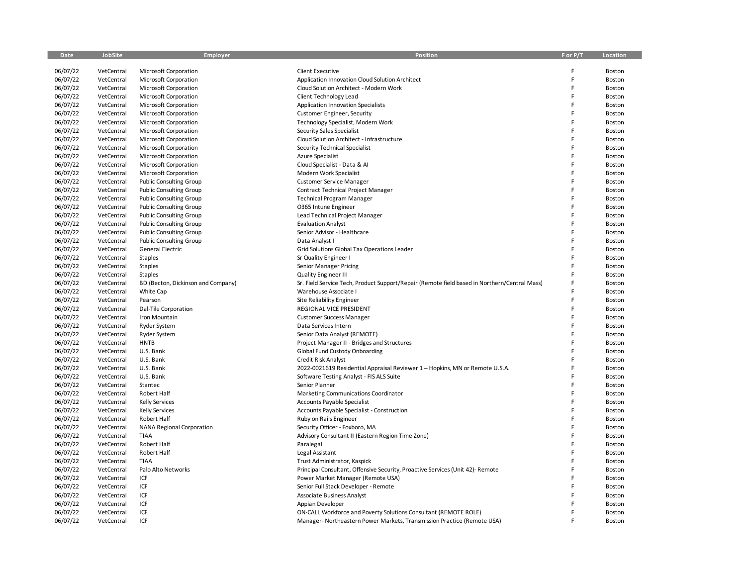| Date | JobSite | Employer | Position | F or P/T | Location |
|---|---|---|---|---|---|
| 06/07/22 | VetCentral | Microsoft Corporation | Client Executive | F | Boston |
| 06/07/22 | VetCentral | Microsoft Corporation | Application Innovation Cloud Solution Architect | F | Boston |
| 06/07/22 | VetCentral | Microsoft Corporation | Cloud Solution Architect - Modern Work | F | Boston |
| 06/07/22 | VetCentral | Microsoft Corporation | Client Technology Lead | F | Boston |
| 06/07/22 | VetCentral | Microsoft Corporation | Application Innovation Specialists | F | Boston |
| 06/07/22 | VetCentral | Microsoft Corporation | Customer Engineer, Security | F | Boston |
| 06/07/22 | VetCentral | Microsoft Corporation | Technology Specialist, Modern Work | F | Boston |
| 06/07/22 | VetCentral | Microsoft Corporation | Security Sales Specialist | F | Boston |
| 06/07/22 | VetCentral | Microsoft Corporation | Cloud Solution Architect - Infrastructure | F | Boston |
| 06/07/22 | VetCentral | Microsoft Corporation | Security Technical Specialist | F | Boston |
| 06/07/22 | VetCentral | Microsoft Corporation | Azure Specialist | F | Boston |
| 06/07/22 | VetCentral | Microsoft Corporation | Cloud Specialist - Data & AI | F | Boston |
| 06/07/22 | VetCentral | Microsoft Corporation | Modern Work Specialist | F | Boston |
| 06/07/22 | VetCentral | Public Consulting Group | Customer Service Manager | F | Boston |
| 06/07/22 | VetCentral | Public Consulting Group | Contract Technical Project Manager | F | Boston |
| 06/07/22 | VetCentral | Public Consulting Group | Technical Program Manager | F | Boston |
| 06/07/22 | VetCentral | Public Consulting Group | O365 Intune Engineer | F | Boston |
| 06/07/22 | VetCentral | Public Consulting Group | Lead Technical Project Manager | F | Boston |
| 06/07/22 | VetCentral | Public Consulting Group | Evaluation Analyst | F | Boston |
| 06/07/22 | VetCentral | Public Consulting Group | Senior Advisor - Healthcare | F | Boston |
| 06/07/22 | VetCentral | Public Consulting Group | Data Analyst I | F | Boston |
| 06/07/22 | VetCentral | General Electric | Grid Solutions Global Tax Operations Leader | F | Boston |
| 06/07/22 | VetCentral | Staples | Sr Quality Engineer I | F | Boston |
| 06/07/22 | VetCentral | Staples | Senior Manager Pricing | F | Boston |
| 06/07/22 | VetCentral | Staples | Quality Engineer III | F | Boston |
| 06/07/22 | VetCentral | BD (Becton, Dickinson and Company) | Sr. Field Service Tech, Product Support/Repair (Remote field based in Northern/Central Mass) | F | Boston |
| 06/07/22 | VetCentral | White Cap | Warehouse Associate I | F | Boston |
| 06/07/22 | VetCentral | Pearson | Site Reliability Engineer | F | Boston |
| 06/07/22 | VetCentral | Dal-Tile Corporation | REGIONAL VICE PRESIDENT | F | Boston |
| 06/07/22 | VetCentral | Iron Mountain | Customer Success Manager | F | Boston |
| 06/07/22 | VetCentral | Ryder System | Data Services Intern | F | Boston |
| 06/07/22 | VetCentral | Ryder System | Senior Data Analyst (REMOTE) | F | Boston |
| 06/07/22 | VetCentral | HNTB | Project Manager II - Bridges and Structures | F | Boston |
| 06/07/22 | VetCentral | U.S. Bank | Global Fund Custody Onboarding | F | Boston |
| 06/07/22 | VetCentral | U.S. Bank | Credit Risk Analyst | F | Boston |
| 06/07/22 | VetCentral | U.S. Bank | 2022-0021619 Residential Appraisal Reviewer 1 – Hopkins, MN or Remote U.S.A. | F | Boston |
| 06/07/22 | VetCentral | U.S. Bank | Software Testing Analyst - FIS ALS Suite | F | Boston |
| 06/07/22 | VetCentral | Stantec | Senior Planner | F | Boston |
| 06/07/22 | VetCentral | Robert Half | Marketing Communications Coordinator | F | Boston |
| 06/07/22 | VetCentral | Kelly Services | Accounts Payable Specialist | F | Boston |
| 06/07/22 | VetCentral | Kelly Services | Accounts Payable Specialist - Construction | F | Boston |
| 06/07/22 | VetCentral | Robert Half | Ruby on Rails Engineer | F | Boston |
| 06/07/22 | VetCentral | NANA Regional Corporation | Security Officer - Foxboro, MA | F | Boston |
| 06/07/22 | VetCentral | TIAA | Advisory Consultant II (Eastern Region Time Zone) | F | Boston |
| 06/07/22 | VetCentral | Robert Half | Paralegal | F | Boston |
| 06/07/22 | VetCentral | Robert Half | Legal Assistant | F | Boston |
| 06/07/22 | VetCentral | TIAA | Trust Administrator, Kaspick | F | Boston |
| 06/07/22 | VetCentral | Palo Alto Networks | Principal Consultant, Offensive Security, Proactive Services (Unit 42)- Remote | F | Boston |
| 06/07/22 | VetCentral | ICF | Power Market Manager (Remote USA) | F | Boston |
| 06/07/22 | VetCentral | ICF | Senior Full Stack Developer - Remote | F | Boston |
| 06/07/22 | VetCentral | ICF | Associate Business Analyst | F | Boston |
| 06/07/22 | VetCentral | ICF | Appian Developer | F | Boston |
| 06/07/22 | VetCentral | ICF | ON-CALL Workforce and Poverty Solutions Consultant (REMOTE ROLE) | F | Boston |
| 06/07/22 | VetCentral | ICF | Manager- Northeastern Power Markets, Transmission Practice (Remote USA) | F | Boston |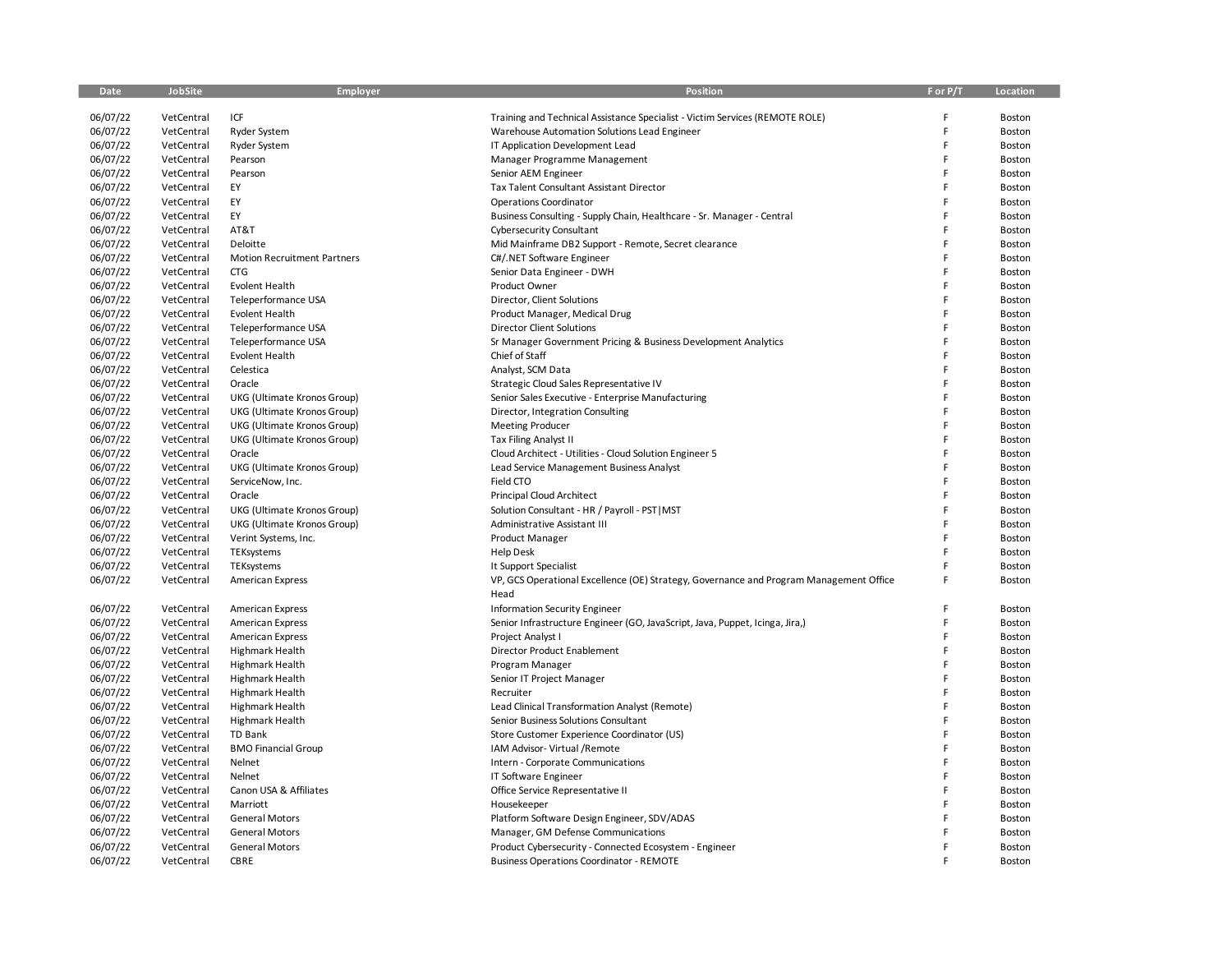| Date | JobSite | Employer | Position | F or P/T | Location |
|---|---|---|---|---|---|
| 06/07/22 | VetCentral | ICF | Training and Technical Assistance Specialist - Victim Services (REMOTE ROLE) | F | Boston |
| 06/07/22 | VetCentral | Ryder System | Warehouse Automation Solutions Lead Engineer | F | Boston |
| 06/07/22 | VetCentral | Ryder System | IT Application Development Lead | F | Boston |
| 06/07/22 | VetCentral | Pearson | Manager Programme Management | F | Boston |
| 06/07/22 | VetCentral | Pearson | Senior AEM Engineer | F | Boston |
| 06/07/22 | VetCentral | EY | Tax Talent Consultant Assistant Director | F | Boston |
| 06/07/22 | VetCentral | EY | Operations Coordinator | F | Boston |
| 06/07/22 | VetCentral | EY | Business Consulting - Supply Chain, Healthcare - Sr. Manager - Central | F | Boston |
| 06/07/22 | VetCentral | AT&T | Cybersecurity Consultant | F | Boston |
| 06/07/22 | VetCentral | Deloitte | Mid Mainframe DB2 Support - Remote, Secret clearance | F | Boston |
| 06/07/22 | VetCentral | Motion Recruitment Partners | C#/.NET Software Engineer | F | Boston |
| 06/07/22 | VetCentral | CTG | Senior Data Engineer - DWH | F | Boston |
| 06/07/22 | VetCentral | Evolent Health | Product Owner | F | Boston |
| 06/07/22 | VetCentral | Teleperformance USA | Director, Client Solutions | F | Boston |
| 06/07/22 | VetCentral | Evolent Health | Product Manager, Medical Drug | F | Boston |
| 06/07/22 | VetCentral | Teleperformance USA | Director Client Solutions | F | Boston |
| 06/07/22 | VetCentral | Teleperformance USA | Sr Manager Government Pricing & Business Development Analytics | F | Boston |
| 06/07/22 | VetCentral | Evolent Health | Chief of Staff | F | Boston |
| 06/07/22 | VetCentral | Celestica | Analyst, SCM Data | F | Boston |
| 06/07/22 | VetCentral | Oracle | Strategic Cloud Sales Representative IV | F | Boston |
| 06/07/22 | VetCentral | UKG (Ultimate Kronos Group) | Senior Sales Executive - Enterprise Manufacturing | F | Boston |
| 06/07/22 | VetCentral | UKG (Ultimate Kronos Group) | Director, Integration Consulting | F | Boston |
| 06/07/22 | VetCentral | UKG (Ultimate Kronos Group) | Meeting Producer | F | Boston |
| 06/07/22 | VetCentral | UKG (Ultimate Kronos Group) | Tax Filing Analyst II | F | Boston |
| 06/07/22 | VetCentral | Oracle | Cloud Architect - Utilities - Cloud Solution Engineer 5 | F | Boston |
| 06/07/22 | VetCentral | UKG (Ultimate Kronos Group) | Lead Service Management Business Analyst | F | Boston |
| 06/07/22 | VetCentral | ServiceNow, Inc. | Field CTO | F | Boston |
| 06/07/22 | VetCentral | Oracle | Principal Cloud Architect | F | Boston |
| 06/07/22 | VetCentral | UKG (Ultimate Kronos Group) | Solution Consultant - HR / Payroll - PST\|MST | F | Boston |
| 06/07/22 | VetCentral | UKG (Ultimate Kronos Group) | Administrative Assistant III | F | Boston |
| 06/07/22 | VetCentral | Verint Systems, Inc. | Product Manager | F | Boston |
| 06/07/22 | VetCentral | TEKsystems | Help Desk | F | Boston |
| 06/07/22 | VetCentral | TEKsystems | It Support Specialist | F | Boston |
| 06/07/22 | VetCentral | American Express | VP, GCS Operational Excellence (OE) Strategy, Governance and Program Management Office Head | F | Boston |
| 06/07/22 | VetCentral | American Express | Information Security Engineer | F | Boston |
| 06/07/22 | VetCentral | American Express | Senior Infrastructure Engineer (GO, JavaScript, Java, Puppet, Icinga, Jira,) | F | Boston |
| 06/07/22 | VetCentral | American Express | Project Analyst I | F | Boston |
| 06/07/22 | VetCentral | Highmark Health | Director Product Enablement | F | Boston |
| 06/07/22 | VetCentral | Highmark Health | Program Manager | F | Boston |
| 06/07/22 | VetCentral | Highmark Health | Senior IT Project Manager | F | Boston |
| 06/07/22 | VetCentral | Highmark Health | Recruiter | F | Boston |
| 06/07/22 | VetCentral | Highmark Health | Lead Clinical Transformation Analyst (Remote) | F | Boston |
| 06/07/22 | VetCentral | Highmark Health | Senior Business Solutions Consultant | F | Boston |
| 06/07/22 | VetCentral | TD Bank | Store Customer Experience Coordinator (US) | F | Boston |
| 06/07/22 | VetCentral | BMO Financial Group | IAM Advisor- Virtual /Remote | F | Boston |
| 06/07/22 | VetCentral | Nelnet | Intern - Corporate Communications | F | Boston |
| 06/07/22 | VetCentral | Nelnet | IT Software Engineer | F | Boston |
| 06/07/22 | VetCentral | Canon USA & Affiliates | Office Service Representative II | F | Boston |
| 06/07/22 | VetCentral | Marriott | Housekeeper | F | Boston |
| 06/07/22 | VetCentral | General Motors | Platform Software Design Engineer, SDV/ADAS | F | Boston |
| 06/07/22 | VetCentral | General Motors | Manager, GM Defense Communications | F | Boston |
| 06/07/22 | VetCentral | General Motors | Product Cybersecurity - Connected Ecosystem - Engineer | F | Boston |
| 06/07/22 | VetCentral | CBRE | Business Operations Coordinator - REMOTE | F | Boston |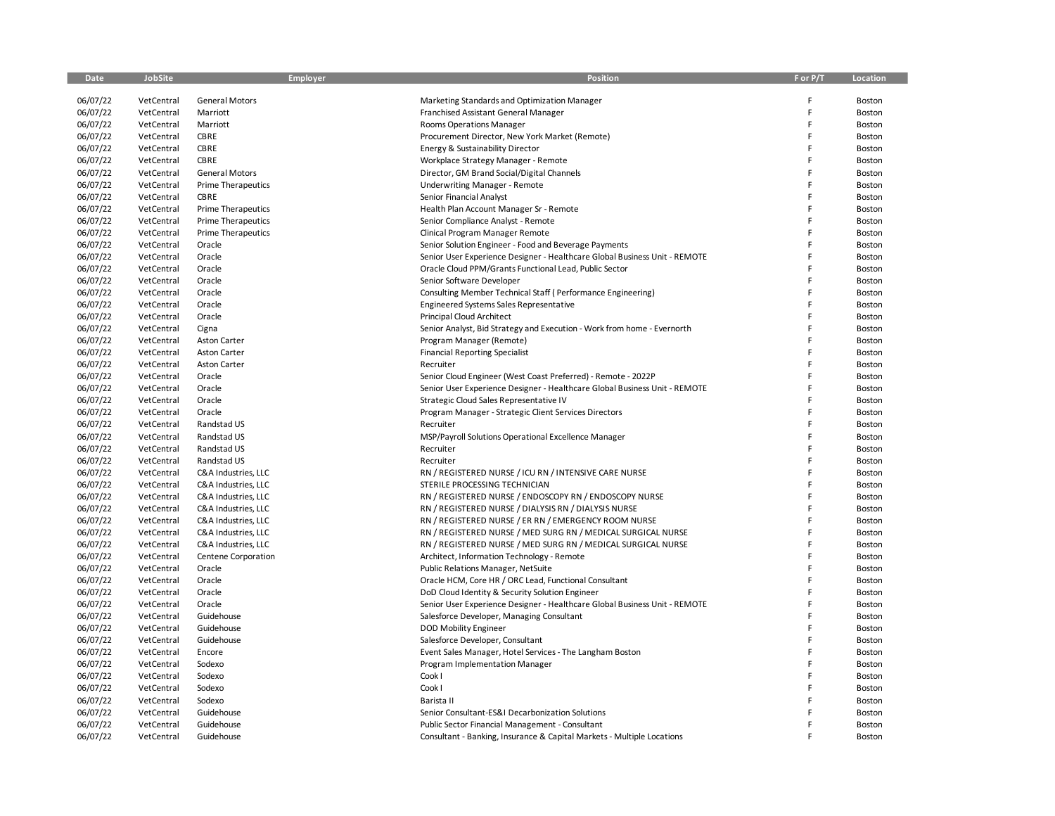| Date | JobSite | Employer | Position | F or P/T | Location |
|---|---|---|---|---|---|
| 06/07/22 | VetCentral | General Motors | Marketing Standards and Optimization Manager | F | Boston |
| 06/07/22 | VetCentral | Marriott | Franchised Assistant General Manager | F | Boston |
| 06/07/22 | VetCentral | Marriott | Rooms Operations Manager | F | Boston |
| 06/07/22 | VetCentral | CBRE | Procurement Director, New York Market (Remote) | F | Boston |
| 06/07/22 | VetCentral | CBRE | Energy & Sustainability Director | F | Boston |
| 06/07/22 | VetCentral | CBRE | Workplace Strategy Manager - Remote | F | Boston |
| 06/07/22 | VetCentral | General Motors | Director, GM Brand Social/Digital Channels | F | Boston |
| 06/07/22 | VetCentral | Prime Therapeutics | Underwriting Manager - Remote | F | Boston |
| 06/07/22 | VetCentral | CBRE | Senior Financial Analyst | F | Boston |
| 06/07/22 | VetCentral | Prime Therapeutics | Health Plan Account Manager Sr - Remote | F | Boston |
| 06/07/22 | VetCentral | Prime Therapeutics | Senior Compliance Analyst - Remote | F | Boston |
| 06/07/22 | VetCentral | Prime Therapeutics | Clinical Program Manager Remote | F | Boston |
| 06/07/22 | VetCentral | Oracle | Senior Solution Engineer - Food and Beverage Payments | F | Boston |
| 06/07/22 | VetCentral | Oracle | Senior User Experience Designer - Healthcare Global Business Unit - REMOTE | F | Boston |
| 06/07/22 | VetCentral | Oracle | Oracle Cloud PPM/Grants Functional Lead, Public Sector | F | Boston |
| 06/07/22 | VetCentral | Oracle | Senior Software Developer | F | Boston |
| 06/07/22 | VetCentral | Oracle | Consulting Member Technical Staff ( Performance Engineering) | F | Boston |
| 06/07/22 | VetCentral | Oracle | Engineered Systems Sales Representative | F | Boston |
| 06/07/22 | VetCentral | Oracle | Principal Cloud Architect | F | Boston |
| 06/07/22 | VetCentral | Cigna | Senior Analyst, Bid Strategy and Execution - Work from home - Evernorth | F | Boston |
| 06/07/22 | VetCentral | Aston Carter | Program Manager (Remote) | F | Boston |
| 06/07/22 | VetCentral | Aston Carter | Financial Reporting Specialist | F | Boston |
| 06/07/22 | VetCentral | Aston Carter | Recruiter | F | Boston |
| 06/07/22 | VetCentral | Oracle | Senior Cloud Engineer (West Coast Preferred) - Remote - 2022P | F | Boston |
| 06/07/22 | VetCentral | Oracle | Senior User Experience Designer - Healthcare Global Business Unit - REMOTE | F | Boston |
| 06/07/22 | VetCentral | Oracle | Strategic Cloud Sales Representative IV | F | Boston |
| 06/07/22 | VetCentral | Oracle | Program Manager - Strategic Client Services Directors | F | Boston |
| 06/07/22 | VetCentral | Randstad US | Recruiter | F | Boston |
| 06/07/22 | VetCentral | Randstad US | MSP/Payroll Solutions Operational Excellence Manager | F | Boston |
| 06/07/22 | VetCentral | Randstad US | Recruiter | F | Boston |
| 06/07/22 | VetCentral | Randstad US | Recruiter | F | Boston |
| 06/07/22 | VetCentral | C&A Industries, LLC | RN / REGISTERED NURSE / ICU RN / INTENSIVE CARE NURSE | F | Boston |
| 06/07/22 | VetCentral | C&A Industries, LLC | STERILE PROCESSING TECHNICIAN | F | Boston |
| 06/07/22 | VetCentral | C&A Industries, LLC | RN / REGISTERED NURSE / ENDOSCOPY RN / ENDOSCOPY NURSE | F | Boston |
| 06/07/22 | VetCentral | C&A Industries, LLC | RN / REGISTERED NURSE / DIALYSIS RN / DIALYSIS NURSE | F | Boston |
| 06/07/22 | VetCentral | C&A Industries, LLC | RN / REGISTERED NURSE / ER RN / EMERGENCY ROOM NURSE | F | Boston |
| 06/07/22 | VetCentral | C&A Industries, LLC | RN / REGISTERED NURSE / MED SURG RN / MEDICAL SURGICAL NURSE | F | Boston |
| 06/07/22 | VetCentral | C&A Industries, LLC | RN / REGISTERED NURSE / MED SURG RN / MEDICAL SURGICAL NURSE | F | Boston |
| 06/07/22 | VetCentral | Centene Corporation | Architect, Information Technology - Remote | F | Boston |
| 06/07/22 | VetCentral | Oracle | Public Relations Manager, NetSuite | F | Boston |
| 06/07/22 | VetCentral | Oracle | Oracle HCM, Core HR / ORC Lead, Functional Consultant | F | Boston |
| 06/07/22 | VetCentral | Oracle | DoD Cloud Identity & Security Solution Engineer | F | Boston |
| 06/07/22 | VetCentral | Oracle | Senior User Experience Designer - Healthcare Global Business Unit - REMOTE | F | Boston |
| 06/07/22 | VetCentral | Guidehouse | Salesforce Developer, Managing Consultant | F | Boston |
| 06/07/22 | VetCentral | Guidehouse | DOD Mobility Engineer | F | Boston |
| 06/07/22 | VetCentral | Guidehouse | Salesforce Developer, Consultant | F | Boston |
| 06/07/22 | VetCentral | Encore | Event Sales Manager, Hotel Services - The Langham Boston | F | Boston |
| 06/07/22 | VetCentral | Sodexo | Program Implementation Manager | F | Boston |
| 06/07/22 | VetCentral | Sodexo | Cook I | F | Boston |
| 06/07/22 | VetCentral | Sodexo | Cook I | F | Boston |
| 06/07/22 | VetCentral | Sodexo | Barista II | F | Boston |
| 06/07/22 | VetCentral | Guidehouse | Senior Consultant-ES&I Decarbonization Solutions | F | Boston |
| 06/07/22 | VetCentral | Guidehouse | Public Sector Financial Management - Consultant | F | Boston |
| 06/07/22 | VetCentral | Guidehouse | Consultant - Banking, Insurance & Capital Markets - Multiple Locations | F | Boston |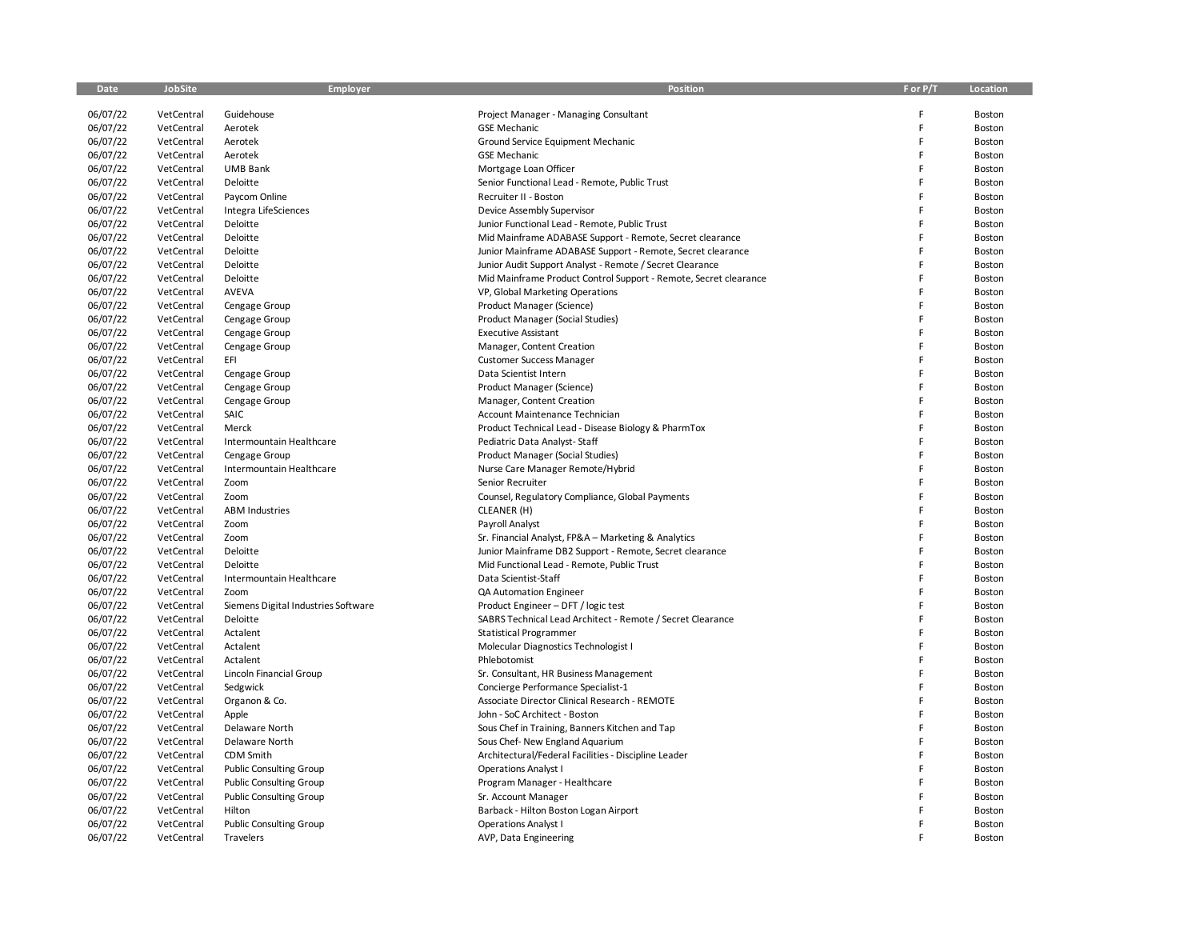| Date | JobSite | Employer | Position | F or P/T | Location |
|---|---|---|---|---|---|
| 06/07/22 | VetCentral | Guidehouse | Project Manager - Managing Consultant | F | Boston |
| 06/07/22 | VetCentral | Aerotek | GSE Mechanic | F | Boston |
| 06/07/22 | VetCentral | Aerotek | Ground Service Equipment Mechanic | F | Boston |
| 06/07/22 | VetCentral | Aerotek | GSE Mechanic | F | Boston |
| 06/07/22 | VetCentral | UMB Bank | Mortgage Loan Officer | F | Boston |
| 06/07/22 | VetCentral | Deloitte | Senior Functional Lead - Remote, Public Trust | F | Boston |
| 06/07/22 | VetCentral | Paycom Online | Recruiter II - Boston | F | Boston |
| 06/07/22 | VetCentral | Integra LifeSciences | Device Assembly Supervisor | F | Boston |
| 06/07/22 | VetCentral | Deloitte | Junior Functional Lead - Remote, Public Trust | F | Boston |
| 06/07/22 | VetCentral | Deloitte | Mid Mainframe ADABASE Support - Remote, Secret clearance | F | Boston |
| 06/07/22 | VetCentral | Deloitte | Junior Mainframe ADABASE Support - Remote, Secret clearance | F | Boston |
| 06/07/22 | VetCentral | Deloitte | Junior Audit Support Analyst - Remote / Secret Clearance | F | Boston |
| 06/07/22 | VetCentral | Deloitte | Mid Mainframe Product Control Support - Remote, Secret clearance | F | Boston |
| 06/07/22 | VetCentral | AVEVA | VP, Global Marketing Operations | F | Boston |
| 06/07/22 | VetCentral | Cengage Group | Product Manager (Science) | F | Boston |
| 06/07/22 | VetCentral | Cengage Group | Product Manager (Social Studies) | F | Boston |
| 06/07/22 | VetCentral | Cengage Group | Executive Assistant | F | Boston |
| 06/07/22 | VetCentral | Cengage Group | Manager, Content Creation | F | Boston |
| 06/07/22 | VetCentral | EFI | Customer Success Manager | F | Boston |
| 06/07/22 | VetCentral | Cengage Group | Data Scientist Intern | F | Boston |
| 06/07/22 | VetCentral | Cengage Group | Product Manager (Science) | F | Boston |
| 06/07/22 | VetCentral | Cengage Group | Manager, Content Creation | F | Boston |
| 06/07/22 | VetCentral | SAIC | Account Maintenance Technician | F | Boston |
| 06/07/22 | VetCentral | Merck | Product Technical Lead - Disease Biology & PharmTox | F | Boston |
| 06/07/22 | VetCentral | Intermountain Healthcare | Pediatric Data Analyst- Staff | F | Boston |
| 06/07/22 | VetCentral | Cengage Group | Product Manager (Social Studies) | F | Boston |
| 06/07/22 | VetCentral | Intermountain Healthcare | Nurse Care Manager Remote/Hybrid | F | Boston |
| 06/07/22 | VetCentral | Zoom | Senior Recruiter | F | Boston |
| 06/07/22 | VetCentral | Zoom | Counsel, Regulatory Compliance, Global Payments | F | Boston |
| 06/07/22 | VetCentral | ABM Industries | CLEANER (H) | F | Boston |
| 06/07/22 | VetCentral | Zoom | Payroll Analyst | F | Boston |
| 06/07/22 | VetCentral | Zoom | Sr. Financial Analyst, FP&A – Marketing & Analytics | F | Boston |
| 06/07/22 | VetCentral | Deloitte | Junior Mainframe DB2 Support - Remote, Secret clearance | F | Boston |
| 06/07/22 | VetCentral | Deloitte | Mid Functional Lead - Remote, Public Trust | F | Boston |
| 06/07/22 | VetCentral | Intermountain Healthcare | Data Scientist-Staff | F | Boston |
| 06/07/22 | VetCentral | Zoom | QA Automation Engineer | F | Boston |
| 06/07/22 | VetCentral | Siemens Digital Industries Software | Product Engineer – DFT / logic test | F | Boston |
| 06/07/22 | VetCentral | Deloitte | SABRS Technical Lead Architect - Remote / Secret Clearance | F | Boston |
| 06/07/22 | VetCentral | Actalent | Statistical Programmer | F | Boston |
| 06/07/22 | VetCentral | Actalent | Molecular Diagnostics Technologist I | F | Boston |
| 06/07/22 | VetCentral | Actalent | Phlebotomist | F | Boston |
| 06/07/22 | VetCentral | Lincoln Financial Group | Sr. Consultant, HR Business Management | F | Boston |
| 06/07/22 | VetCentral | Sedgwick | Concierge Performance Specialist-1 | F | Boston |
| 06/07/22 | VetCentral | Organon & Co. | Associate Director Clinical Research - REMOTE | F | Boston |
| 06/07/22 | VetCentral | Apple | John - SoC Architect - Boston | F | Boston |
| 06/07/22 | VetCentral | Delaware North | Sous Chef in Training, Banners Kitchen and Tap | F | Boston |
| 06/07/22 | VetCentral | Delaware North | Sous Chef- New England Aquarium | F | Boston |
| 06/07/22 | VetCentral | CDM Smith | Architectural/Federal Facilities - Discipline Leader | F | Boston |
| 06/07/22 | VetCentral | Public Consulting Group | Operations Analyst I | F | Boston |
| 06/07/22 | VetCentral | Public Consulting Group | Program Manager - Healthcare | F | Boston |
| 06/07/22 | VetCentral | Public Consulting Group | Sr. Account Manager | F | Boston |
| 06/07/22 | VetCentral | Hilton | Barback - Hilton Boston Logan Airport | F | Boston |
| 06/07/22 | VetCentral | Public Consulting Group | Operations Analyst I | F | Boston |
| 06/07/22 | VetCentral | Travelers | AVP, Data Engineering | F | Boston |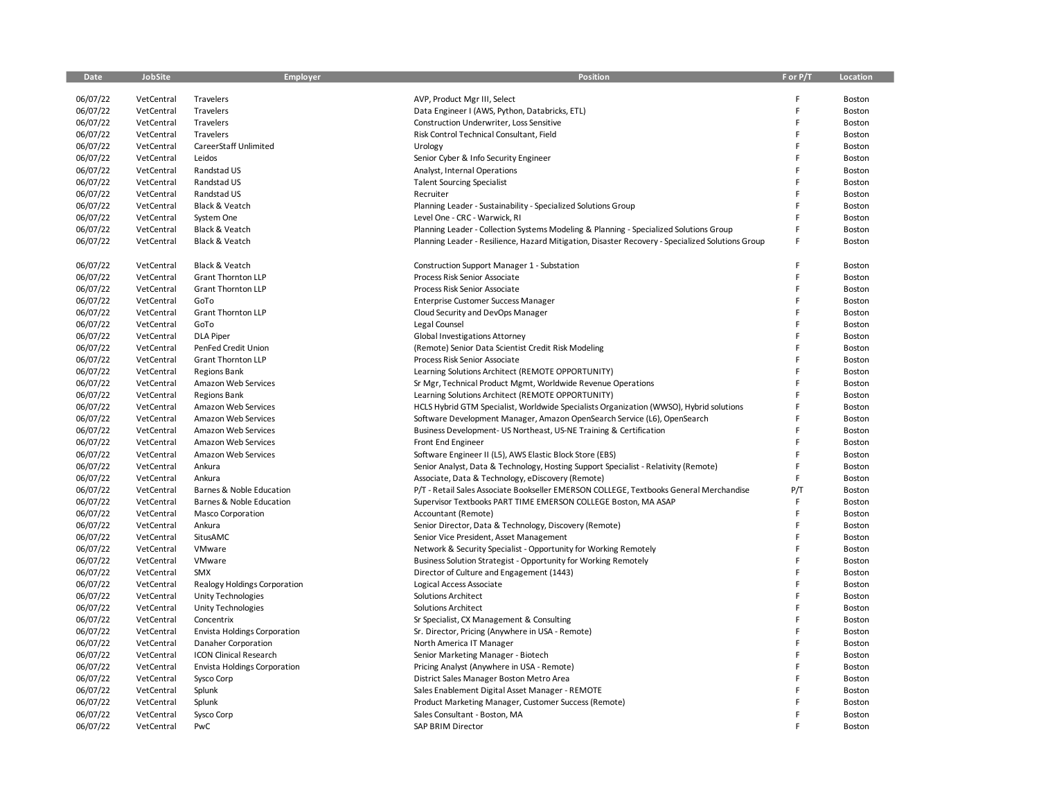| Date | JobSite | Employer | Position | F or P/T | Location |
|---|---|---|---|---|---|
| 06/07/22 | VetCentral | Travelers | AVP, Product Mgr III, Select | F | Boston |
| 06/07/22 | VetCentral | Travelers | Data Engineer I (AWS, Python, Databricks, ETL) | F | Boston |
| 06/07/22 | VetCentral | Travelers | Construction Underwriter, Loss Sensitive | F | Boston |
| 06/07/22 | VetCentral | Travelers | Risk Control Technical Consultant, Field | F | Boston |
| 06/07/22 | VetCentral | CareerStaff Unlimited | Urology | F | Boston |
| 06/07/22 | VetCentral | Leidos | Senior Cyber & Info Security Engineer | F | Boston |
| 06/07/22 | VetCentral | Randstad US | Analyst, Internal Operations | F | Boston |
| 06/07/22 | VetCentral | Randstad US | Talent Sourcing Specialist | F | Boston |
| 06/07/22 | VetCentral | Randstad US | Recruiter | F | Boston |
| 06/07/22 | VetCentral | Black & Veatch | Planning Leader - Sustainability - Specialized Solutions Group | F | Boston |
| 06/07/22 | VetCentral | System One | Level One - CRC - Warwick, RI | F | Boston |
| 06/07/22 | VetCentral | Black & Veatch | Planning Leader - Collection Systems Modeling & Planning - Specialized Solutions Group | F | Boston |
| 06/07/22 | VetCentral | Black & Veatch | Planning Leader - Resilience, Hazard Mitigation, Disaster Recovery - Specialized Solutions Group | F | Boston |
| 06/07/22 | VetCentral | Black & Veatch | Construction Support Manager 1 - Substation | F | Boston |
| 06/07/22 | VetCentral | Grant Thornton LLP | Process Risk Senior Associate | F | Boston |
| 06/07/22 | VetCentral | Grant Thornton LLP | Process Risk Senior Associate | F | Boston |
| 06/07/22 | VetCentral | GoTo | Enterprise Customer Success Manager | F | Boston |
| 06/07/22 | VetCentral | Grant Thornton LLP | Cloud Security and DevOps Manager | F | Boston |
| 06/07/22 | VetCentral | GoTo | Legal Counsel | F | Boston |
| 06/07/22 | VetCentral | DLA Piper | Global Investigations Attorney | F | Boston |
| 06/07/22 | VetCentral | PenFed Credit Union | (Remote) Senior Data Scientist Credit Risk Modeling | F | Boston |
| 06/07/22 | VetCentral | Grant Thornton LLP | Process Risk Senior Associate | F | Boston |
| 06/07/22 | VetCentral | Regions Bank | Learning Solutions Architect (REMOTE OPPORTUNITY) | F | Boston |
| 06/07/22 | VetCentral | Amazon Web Services | Sr Mgr, Technical Product Mgmt, Worldwide Revenue Operations | F | Boston |
| 06/07/22 | VetCentral | Regions Bank | Learning Solutions Architect (REMOTE OPPORTUNITY) | F | Boston |
| 06/07/22 | VetCentral | Amazon Web Services | HCLS Hybrid GTM Specialist, Worldwide Specialists Organization (WWSO), Hybrid solutions | F | Boston |
| 06/07/22 | VetCentral | Amazon Web Services | Software Development Manager, Amazon OpenSearch Service (L6), OpenSearch | F | Boston |
| 06/07/22 | VetCentral | Amazon Web Services | Business Development- US Northeast, US-NE Training & Certification | F | Boston |
| 06/07/22 | VetCentral | Amazon Web Services | Front End Engineer | F | Boston |
| 06/07/22 | VetCentral | Amazon Web Services | Software Engineer II (L5), AWS Elastic Block Store (EBS) | F | Boston |
| 06/07/22 | VetCentral | Ankura | Senior Analyst, Data & Technology, Hosting Support Specialist - Relativity (Remote) | F | Boston |
| 06/07/22 | VetCentral | Ankura | Associate, Data & Technology, eDiscovery (Remote) | F | Boston |
| 06/07/22 | VetCentral | Barnes & Noble Education | P/T - Retail Sales Associate Bookseller EMERSON COLLEGE, Textbooks General Merchandise | P/T | Boston |
| 06/07/22 | VetCentral | Barnes & Noble Education | Supervisor Textbooks PART TIME EMERSON COLLEGE Boston, MA ASAP | F | Boston |
| 06/07/22 | VetCentral | Masco Corporation | Accountant (Remote) | F | Boston |
| 06/07/22 | VetCentral | Ankura | Senior Director, Data & Technology, Discovery (Remote) | F | Boston |
| 06/07/22 | VetCentral | SitusAMC | Senior Vice President, Asset Management | F | Boston |
| 06/07/22 | VetCentral | VMware | Network & Security Specialist - Opportunity for Working Remotely | F | Boston |
| 06/07/22 | VetCentral | VMware | Business Solution Strategist - Opportunity for Working Remotely | F | Boston |
| 06/07/22 | VetCentral | SMX | Director of Culture and Engagement (1443) | F | Boston |
| 06/07/22 | VetCentral | Realogy Holdings Corporation | Logical Access Associate | F | Boston |
| 06/07/22 | VetCentral | Unity Technologies | Solutions Architect | F | Boston |
| 06/07/22 | VetCentral | Unity Technologies | Solutions Architect | F | Boston |
| 06/07/22 | VetCentral | Concentrix | Sr Specialist, CX Management & Consulting | F | Boston |
| 06/07/22 | VetCentral | Envista Holdings Corporation | Sr. Director, Pricing (Anywhere in USA - Remote) | F | Boston |
| 06/07/22 | VetCentral | Danaher Corporation | North America IT Manager | F | Boston |
| 06/07/22 | VetCentral | ICON Clinical Research | Senior Marketing Manager - Biotech | F | Boston |
| 06/07/22 | VetCentral | Envista Holdings Corporation | Pricing Analyst (Anywhere in USA - Remote) | F | Boston |
| 06/07/22 | VetCentral | Sysco Corp | District Sales Manager Boston Metro Area | F | Boston |
| 06/07/22 | VetCentral | Splunk | Sales Enablement Digital Asset Manager - REMOTE | F | Boston |
| 06/07/22 | VetCentral | Splunk | Product Marketing Manager, Customer Success (Remote) | F | Boston |
| 06/07/22 | VetCentral | Sysco Corp | Sales Consultant - Boston, MA | F | Boston |
| 06/07/22 | VetCentral | PwC | SAP BRIM Director | F | Boston |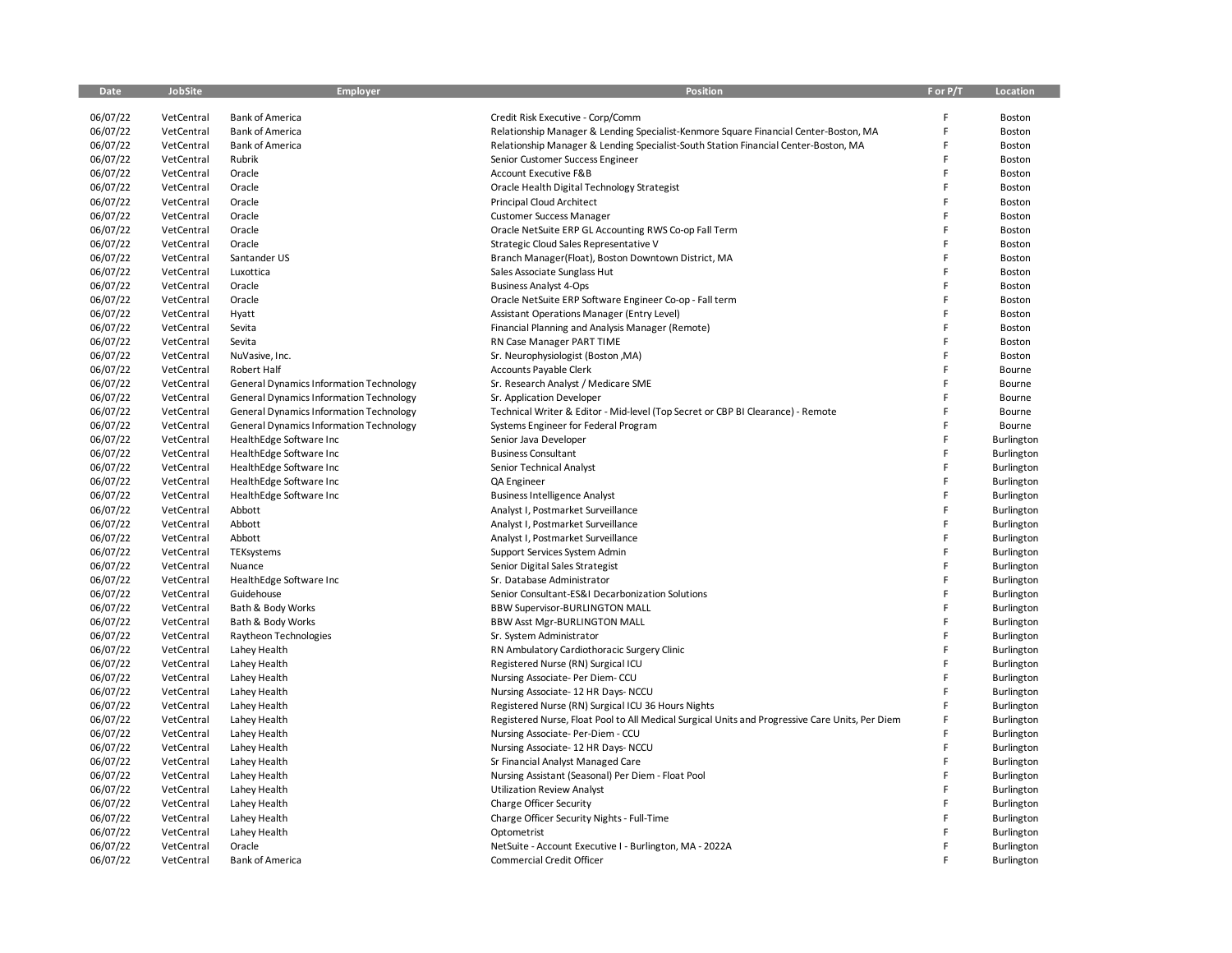| Date | JobSite | Employer | Position | F or P/T | Location |
|---|---|---|---|---|---|
| 06/07/22 | VetCentral | Bank of America | Credit Risk Executive - Corp/Comm | F | Boston |
| 06/07/22 | VetCentral | Bank of America | Relationship Manager & Lending Specialist-Kenmore Square Financial Center-Boston, MA | F | Boston |
| 06/07/22 | VetCentral | Bank of America | Relationship Manager & Lending Specialist-South Station Financial Center-Boston, MA | F | Boston |
| 06/07/22 | VetCentral | Rubrik | Senior Customer Success Engineer | F | Boston |
| 06/07/22 | VetCentral | Oracle | Account Executive F&B | F | Boston |
| 06/07/22 | VetCentral | Oracle | Oracle Health Digital Technology Strategist | F | Boston |
| 06/07/22 | VetCentral | Oracle | Principal Cloud Architect | F | Boston |
| 06/07/22 | VetCentral | Oracle | Customer Success Manager | F | Boston |
| 06/07/22 | VetCentral | Oracle | Oracle NetSuite ERP GL Accounting RWS Co-op Fall Term | F | Boston |
| 06/07/22 | VetCentral | Oracle | Strategic Cloud Sales Representative V | F | Boston |
| 06/07/22 | VetCentral | Santander US | Branch Manager(Float), Boston Downtown District, MA | F | Boston |
| 06/07/22 | VetCentral | Luxottica | Sales Associate Sunglass Hut | F | Boston |
| 06/07/22 | VetCentral | Oracle | Business Analyst 4-Ops | F | Boston |
| 06/07/22 | VetCentral | Oracle | Oracle NetSuite ERP Software Engineer Co-op - Fall term | F | Boston |
| 06/07/22 | VetCentral | Hyatt | Assistant Operations Manager (Entry Level) | F | Boston |
| 06/07/22 | VetCentral | Sevita | Financial Planning and Analysis Manager (Remote) | F | Boston |
| 06/07/22 | VetCentral | Sevita | RN Case Manager PART TIME | F | Boston |
| 06/07/22 | VetCentral | NuVasive, Inc. | Sr. Neurophysiologist (Boston ,MA) | F | Boston |
| 06/07/22 | VetCentral | Robert Half | Accounts Payable Clerk | F | Bourne |
| 06/07/22 | VetCentral | General Dynamics Information Technology | Sr. Research Analyst / Medicare SME | F | Bourne |
| 06/07/22 | VetCentral | General Dynamics Information Technology | Sr. Application Developer | F | Bourne |
| 06/07/22 | VetCentral | General Dynamics Information Technology | Technical Writer & Editor - Mid-level (Top Secret or CBP BI Clearance) - Remote | F | Bourne |
| 06/07/22 | VetCentral | General Dynamics Information Technology | Systems Engineer for Federal Program | F | Bourne |
| 06/07/22 | VetCentral | HealthEdge Software Inc | Senior Java Developer | F | Burlington |
| 06/07/22 | VetCentral | HealthEdge Software Inc | Business Consultant | F | Burlington |
| 06/07/22 | VetCentral | HealthEdge Software Inc | Senior Technical Analyst | F | Burlington |
| 06/07/22 | VetCentral | HealthEdge Software Inc | QA Engineer | F | Burlington |
| 06/07/22 | VetCentral | HealthEdge Software Inc | Business Intelligence Analyst | F | Burlington |
| 06/07/22 | VetCentral | Abbott | Analyst I, Postmarket Surveillance | F | Burlington |
| 06/07/22 | VetCentral | Abbott | Analyst I, Postmarket Surveillance | F | Burlington |
| 06/07/22 | VetCentral | Abbott | Analyst I, Postmarket Surveillance | F | Burlington |
| 06/07/22 | VetCentral | TEKsystems | Support Services System Admin | F | Burlington |
| 06/07/22 | VetCentral | Nuance | Senior Digital Sales Strategist | F | Burlington |
| 06/07/22 | VetCentral | HealthEdge Software Inc | Sr. Database Administrator | F | Burlington |
| 06/07/22 | VetCentral | Guidehouse | Senior Consultant-ES&I Decarbonization Solutions | F | Burlington |
| 06/07/22 | VetCentral | Bath & Body Works | BBW Supervisor-BURLINGTON MALL | F | Burlington |
| 06/07/22 | VetCentral | Bath & Body Works | BBW Asst Mgr-BURLINGTON MALL | F | Burlington |
| 06/07/22 | VetCentral | Raytheon Technologies | Sr. System Administrator | F | Burlington |
| 06/07/22 | VetCentral | Lahey Health | RN Ambulatory Cardiothoracic Surgery Clinic | F | Burlington |
| 06/07/22 | VetCentral | Lahey Health | Registered Nurse (RN) Surgical ICU | F | Burlington |
| 06/07/22 | VetCentral | Lahey Health | Nursing Associate- Per Diem- CCU | F | Burlington |
| 06/07/22 | VetCentral | Lahey Health | Nursing Associate- 12 HR Days- NCCU | F | Burlington |
| 06/07/22 | VetCentral | Lahey Health | Registered Nurse (RN) Surgical ICU 36 Hours Nights | F | Burlington |
| 06/07/22 | VetCentral | Lahey Health | Registered Nurse, Float Pool to All Medical Surgical Units and Progressive Care Units, Per Diem | F | Burlington |
| 06/07/22 | VetCentral | Lahey Health | Nursing Associate- Per-Diem - CCU | F | Burlington |
| 06/07/22 | VetCentral | Lahey Health | Nursing Associate- 12 HR Days- NCCU | F | Burlington |
| 06/07/22 | VetCentral | Lahey Health | Sr Financial Analyst Managed Care | F | Burlington |
| 06/07/22 | VetCentral | Lahey Health | Nursing Assistant (Seasonal) Per Diem - Float Pool | F | Burlington |
| 06/07/22 | VetCentral | Lahey Health | Utilization Review Analyst | F | Burlington |
| 06/07/22 | VetCentral | Lahey Health | Charge Officer Security | F | Burlington |
| 06/07/22 | VetCentral | Lahey Health | Charge Officer Security Nights - Full-Time | F | Burlington |
| 06/07/22 | VetCentral | Lahey Health | Optometrist | F | Burlington |
| 06/07/22 | VetCentral | Oracle | NetSuite - Account Executive I - Burlington, MA - 2022A | F | Burlington |
| 06/07/22 | VetCentral | Bank of America | Commercial Credit Officer | F | Burlington |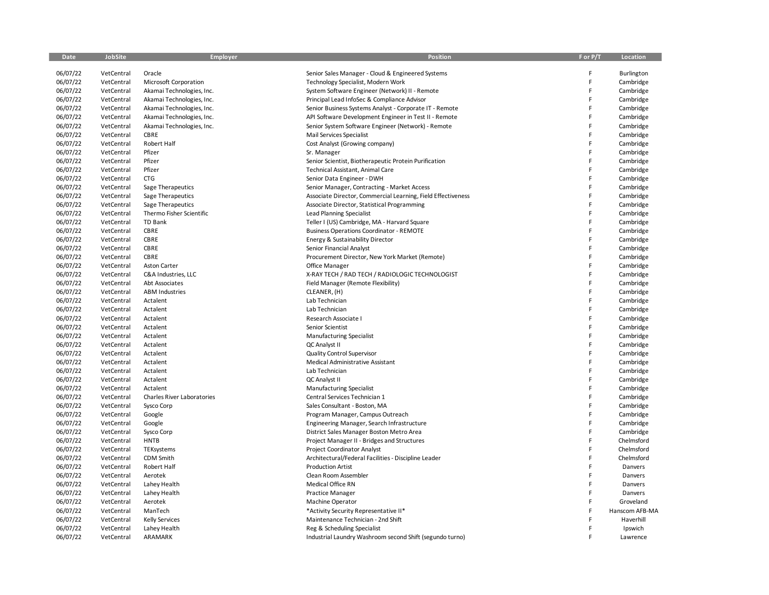| Date | JobSite | Employer | Position | F or P/T | Location |
|---|---|---|---|---|---|
| 06/07/22 | VetCentral | Oracle | Senior Sales Manager - Cloud & Engineered Systems | F | Burlington |
| 06/07/22 | VetCentral | Microsoft Corporation | Technology Specialist, Modern Work | F | Cambridge |
| 06/07/22 | VetCentral | Akamai Technologies, Inc. | System Software Engineer (Network) II - Remote | F | Cambridge |
| 06/07/22 | VetCentral | Akamai Technologies, Inc. | Principal Lead InfoSec & Compliance Advisor | F | Cambridge |
| 06/07/22 | VetCentral | Akamai Technologies, Inc. | Senior Business Systems Analyst - Corporate IT - Remote | F | Cambridge |
| 06/07/22 | VetCentral | Akamai Technologies, Inc. | API Software Development Engineer in Test II - Remote | F | Cambridge |
| 06/07/22 | VetCentral | Akamai Technologies, Inc. | Senior System Software Engineer (Network) - Remote | F | Cambridge |
| 06/07/22 | VetCentral | CBRE | Mail Services Specialist | F | Cambridge |
| 06/07/22 | VetCentral | Robert Half | Cost Analyst (Growing company) | F | Cambridge |
| 06/07/22 | VetCentral | Pfizer | Sr. Manager | F | Cambridge |
| 06/07/22 | VetCentral | Pfizer | Senior Scientist, Biotherapeutic Protein Purification | F | Cambridge |
| 06/07/22 | VetCentral | Pfizer | Technical Assistant, Animal Care | F | Cambridge |
| 06/07/22 | VetCentral | CTG | Senior Data Engineer - DWH | F | Cambridge |
| 06/07/22 | VetCentral | Sage Therapeutics | Senior Manager, Contracting - Market Access | F | Cambridge |
| 06/07/22 | VetCentral | Sage Therapeutics | Associate Director, Commercial Learning, Field Effectiveness | F | Cambridge |
| 06/07/22 | VetCentral | Sage Therapeutics | Associate Director, Statistical Programming | F | Cambridge |
| 06/07/22 | VetCentral | Thermo Fisher Scientific | Lead Planning Specialist | F | Cambridge |
| 06/07/22 | VetCentral | TD Bank | Teller I (US) Cambridge, MA - Harvard Square | F | Cambridge |
| 06/07/22 | VetCentral | CBRE | Business Operations Coordinator - REMOTE | F | Cambridge |
| 06/07/22 | VetCentral | CBRE | Energy & Sustainability Director | F | Cambridge |
| 06/07/22 | VetCentral | CBRE | Senior Financial Analyst | F | Cambridge |
| 06/07/22 | VetCentral | CBRE | Procurement Director, New York Market (Remote) | F | Cambridge |
| 06/07/22 | VetCentral | Aston Carter | Office Manager | F | Cambridge |
| 06/07/22 | VetCentral | C&A Industries, LLC | X-RAY TECH / RAD TECH / RADIOLOGIC TECHNOLOGIST | F | Cambridge |
| 06/07/22 | VetCentral | Abt Associates | Field Manager (Remote Flexibility) | F | Cambridge |
| 06/07/22 | VetCentral | ABM Industries | CLEANER, (H) | F | Cambridge |
| 06/07/22 | VetCentral | Actalent | Lab Technician | F | Cambridge |
| 06/07/22 | VetCentral | Actalent | Lab Technician | F | Cambridge |
| 06/07/22 | VetCentral | Actalent | Research Associate I | F | Cambridge |
| 06/07/22 | VetCentral | Actalent | Senior Scientist | F | Cambridge |
| 06/07/22 | VetCentral | Actalent | Manufacturing Specialist | F | Cambridge |
| 06/07/22 | VetCentral | Actalent | QC Analyst II | F | Cambridge |
| 06/07/22 | VetCentral | Actalent | Quality Control Supervisor | F | Cambridge |
| 06/07/22 | VetCentral | Actalent | Medical Administrative Assistant | F | Cambridge |
| 06/07/22 | VetCentral | Actalent | Lab Technician | F | Cambridge |
| 06/07/22 | VetCentral | Actalent | QC Analyst II | F | Cambridge |
| 06/07/22 | VetCentral | Actalent | Manufacturing Specialist | F | Cambridge |
| 06/07/22 | VetCentral | Charles River Laboratories | Central Services Technician 1 | F | Cambridge |
| 06/07/22 | VetCentral | Sysco Corp | Sales Consultant - Boston, MA | F | Cambridge |
| 06/07/22 | VetCentral | Google | Program Manager, Campus Outreach | F | Cambridge |
| 06/07/22 | VetCentral | Google | Engineering Manager, Search Infrastructure | F | Cambridge |
| 06/07/22 | VetCentral | Sysco Corp | District Sales Manager Boston Metro Area | F | Cambridge |
| 06/07/22 | VetCentral | HNTB | Project Manager II - Bridges and Structures | F | Chelmsford |
| 06/07/22 | VetCentral | TEKsystems | Project Coordinator Analyst | F | Chelmsford |
| 06/07/22 | VetCentral | CDM Smith | Architectural/Federal Facilities - Discipline Leader | F | Chelmsford |
| 06/07/22 | VetCentral | Robert Half | Production Artist | F | Danvers |
| 06/07/22 | VetCentral | Aerotek | Clean Room Assembler | F | Danvers |
| 06/07/22 | VetCentral | Lahey Health | Medical Office RN | F | Danvers |
| 06/07/22 | VetCentral | Lahey Health | Practice Manager | F | Danvers |
| 06/07/22 | VetCentral | Aerotek | Machine Operator | F | Groveland |
| 06/07/22 | VetCentral | ManTech | *Activity Security Representative II* | F | Hanscom AFB-MA |
| 06/07/22 | VetCentral | Kelly Services | Maintenance Technician - 2nd Shift | F | Haverhill |
| 06/07/22 | VetCentral | Lahey Health | Reg & Scheduling Specialist | F | Ipswich |
| 06/07/22 | VetCentral | ARAMARK | Industrial Laundry Washroom second Shift (segundo turno) | F | Lawrence |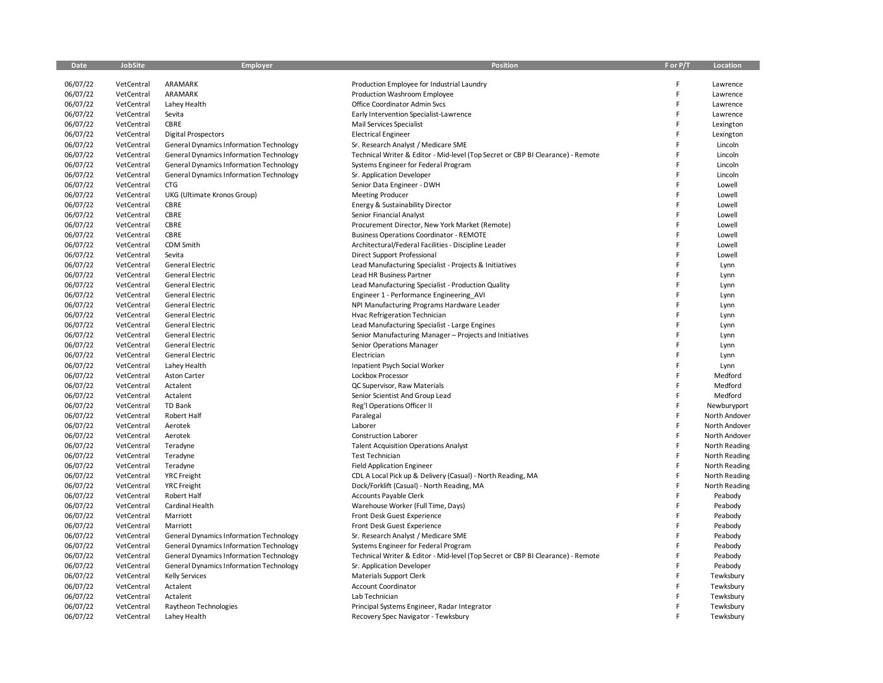| Date | JobSite | Employer | Position | F or P/T | Location |
|---|---|---|---|---|---|
| 06/07/22 | VetCentral | ARAMARK | Production Employee for Industrial Laundry | F | Lawrence |
| 06/07/22 | VetCentral | ARAMARK | Production Washroom Employee | F | Lawrence |
| 06/07/22 | VetCentral | Lahey Health | Office Coordinator Admin Svcs | F | Lawrence |
| 06/07/22 | VetCentral | Sevita | Early Intervention Specialist-Lawrence | F | Lawrence |
| 06/07/22 | VetCentral | CBRE | Mail Services Specialist | F | Lexington |
| 06/07/22 | VetCentral | Digital Prospectors | Electrical Engineer | F | Lexington |
| 06/07/22 | VetCentral | General Dynamics Information Technology | Sr. Research Analyst / Medicare SME | F | Lincoln |
| 06/07/22 | VetCentral | General Dynamics Information Technology | Technical Writer & Editor - Mid-level (Top Secret or CBP BI Clearance) - Remote | F | Lincoln |
| 06/07/22 | VetCentral | General Dynamics Information Technology | Systems Engineer for Federal Program | F | Lincoln |
| 06/07/22 | VetCentral | General Dynamics Information Technology | Sr. Application Developer | F | Lincoln |
| 06/07/22 | VetCentral | CTG | Senior Data Engineer - DWH | F | Lowell |
| 06/07/22 | VetCentral | UKG (Ultimate Kronos Group) | Meeting Producer | F | Lowell |
| 06/07/22 | VetCentral | CBRE | Energy & Sustainability Director | F | Lowell |
| 06/07/22 | VetCentral | CBRE | Senior Financial Analyst | F | Lowell |
| 06/07/22 | VetCentral | CBRE | Procurement Director, New York Market (Remote) | F | Lowell |
| 06/07/22 | VetCentral | CBRE | Business Operations Coordinator - REMOTE | F | Lowell |
| 06/07/22 | VetCentral | CDM Smith | Architectural/Federal Facilities - Discipline Leader | F | Lowell |
| 06/07/22 | VetCentral | Sevita | Direct Support Professional | F | Lowell |
| 06/07/22 | VetCentral | General Electric | Lead Manufacturing Specialist - Projects & Initiatives | F | Lynn |
| 06/07/22 | VetCentral | General Electric | Lead HR Business Partner | F | Lynn |
| 06/07/22 | VetCentral | General Electric | Lead Manufacturing Specialist - Production Quality | F | Lynn |
| 06/07/22 | VetCentral | General Electric | Engineer 1 - Performance Engineering_AVI | F | Lynn |
| 06/07/22 | VetCentral | General Electric | NPI Manufacturing Programs Hardware Leader | F | Lynn |
| 06/07/22 | VetCentral | General Electric | Hvac Refrigeration Technician | F | Lynn |
| 06/07/22 | VetCentral | General Electric | Lead Manufacturing Specialist - Large Engines | F | Lynn |
| 06/07/22 | VetCentral | General Electric | Senior Manufacturing Manager – Projects and Initiatives | F | Lynn |
| 06/07/22 | VetCentral | General Electric | Senior Operations Manager | F | Lynn |
| 06/07/22 | VetCentral | General Electric | Electrician | F | Lynn |
| 06/07/22 | VetCentral | Lahey Health | Inpatient Psych Social Worker | F | Lynn |
| 06/07/22 | VetCentral | Aston Carter | Lockbox Processor | F | Medford |
| 06/07/22 | VetCentral | Actalent | QC Supervisor, Raw Materials | F | Medford |
| 06/07/22 | VetCentral | Actalent | Senior Scientist And Group Lead | F | Medford |
| 06/07/22 | VetCentral | TD Bank | Reg'l Operations Officer II | F | Newburyport |
| 06/07/22 | VetCentral | Robert Half | Paralegal | F | North Andover |
| 06/07/22 | VetCentral | Aerotek | Laborer | F | North Andover |
| 06/07/22 | VetCentral | Aerotek | Construction Laborer | F | North Andover |
| 06/07/22 | VetCentral | Teradyne | Talent Acquisition Operations Analyst | F | North Reading |
| 06/07/22 | VetCentral | Teradyne | Test Technician | F | North Reading |
| 06/07/22 | VetCentral | Teradyne | Field Application Engineer | F | North Reading |
| 06/07/22 | VetCentral | YRC Freight | CDL A Local Pick up & Delivery (Casual) - North Reading, MA | F | North Reading |
| 06/07/22 | VetCentral | YRC Freight | Dock/Forklift (Casual) - North Reading, MA | F | North Reading |
| 06/07/22 | VetCentral | Robert Half | Accounts Payable Clerk | F | Peabody |
| 06/07/22 | VetCentral | Cardinal Health | Warehouse Worker (Full Time, Days) | F | Peabody |
| 06/07/22 | VetCentral | Marriott | Front Desk Guest Experience | F | Peabody |
| 06/07/22 | VetCentral | Marriott | Front Desk Guest Experience | F | Peabody |
| 06/07/22 | VetCentral | General Dynamics Information Technology | Sr. Research Analyst / Medicare SME | F | Peabody |
| 06/07/22 | VetCentral | General Dynamics Information Technology | Systems Engineer for Federal Program | F | Peabody |
| 06/07/22 | VetCentral | General Dynamics Information Technology | Technical Writer & Editor - Mid-level (Top Secret or CBP BI Clearance) - Remote | F | Peabody |
| 06/07/22 | VetCentral | General Dynamics Information Technology | Sr. Application Developer | F | Peabody |
| 06/07/22 | VetCentral | Kelly Services | Materials Support Clerk | F | Tewksbury |
| 06/07/22 | VetCentral | Actalent | Account Coordinator | F | Tewksbury |
| 06/07/22 | VetCentral | Actalent | Lab Technician | F | Tewksbury |
| 06/07/22 | VetCentral | Raytheon Technologies | Principal Systems Engineer, Radar Integrator | F | Tewksbury |
| 06/07/22 | VetCentral | Lahey Health | Recovery Spec Navigator - Tewksbury | F | Tewksbury |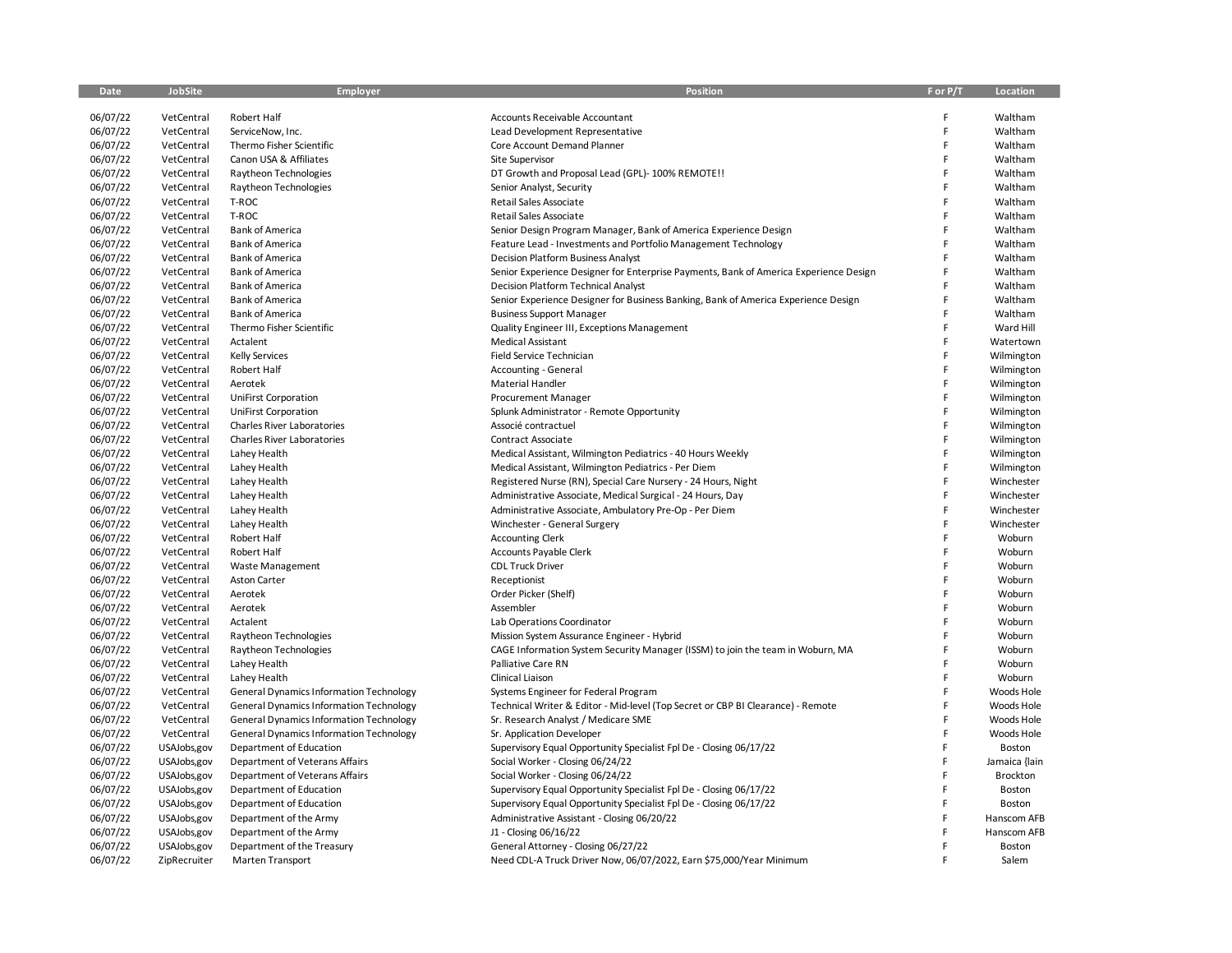| Date | JobSite | Employer | Position | F or P/T | Location |
|---|---|---|---|---|---|
| 06/07/22 | VetCentral | Robert Half | Accounts Receivable Accountant | F | Waltham |
| 06/07/22 | VetCentral | ServiceNow, Inc. | Lead Development Representative | F | Waltham |
| 06/07/22 | VetCentral | Thermo Fisher Scientific | Core Account Demand Planner | F | Waltham |
| 06/07/22 | VetCentral | Canon USA & Affiliates | Site Supervisor | F | Waltham |
| 06/07/22 | VetCentral | Raytheon Technologies | DT Growth and Proposal Lead (GPL)- 100% REMOTE!! | F | Waltham |
| 06/07/22 | VetCentral | Raytheon Technologies | Senior Analyst, Security | F | Waltham |
| 06/07/22 | VetCentral | T-ROC | Retail Sales Associate | F | Waltham |
| 06/07/22 | VetCentral | T-ROC | Retail Sales Associate | F | Waltham |
| 06/07/22 | VetCentral | Bank of America | Senior Design Program Manager, Bank of America Experience Design | F | Waltham |
| 06/07/22 | VetCentral | Bank of America | Feature Lead - Investments and Portfolio Management Technology | F | Waltham |
| 06/07/22 | VetCentral | Bank of America | Decision Platform Business Analyst | F | Waltham |
| 06/07/22 | VetCentral | Bank of America | Senior Experience Designer for Enterprise Payments, Bank of America Experience Design | F | Waltham |
| 06/07/22 | VetCentral | Bank of America | Decision Platform Technical Analyst | F | Waltham |
| 06/07/22 | VetCentral | Bank of America | Senior Experience Designer for Business Banking, Bank of America Experience Design | F | Waltham |
| 06/07/22 | VetCentral | Bank of America | Business Support Manager | F | Waltham |
| 06/07/22 | VetCentral | Thermo Fisher Scientific | Quality Engineer III, Exceptions Management | F | Ward Hill |
| 06/07/22 | VetCentral | Actalent | Medical Assistant | F | Watertown |
| 06/07/22 | VetCentral | Kelly Services | Field Service Technician | F | Wilmington |
| 06/07/22 | VetCentral | Robert Half | Accounting - General | F | Wilmington |
| 06/07/22 | VetCentral | Aerotek | Material Handler | F | Wilmington |
| 06/07/22 | VetCentral | UniFirst Corporation | Procurement Manager | F | Wilmington |
| 06/07/22 | VetCentral | UniFirst Corporation | Splunk Administrator - Remote Opportunity | F | Wilmington |
| 06/07/22 | VetCentral | Charles River Laboratories | Associé contractuel | F | Wilmington |
| 06/07/22 | VetCentral | Charles River Laboratories | Contract Associate | F | Wilmington |
| 06/07/22 | VetCentral | Lahey Health | Medical Assistant, Wilmington Pediatrics - 40 Hours Weekly | F | Wilmington |
| 06/07/22 | VetCentral | Lahey Health | Medical Assistant, Wilmington Pediatrics - Per Diem | F | Wilmington |
| 06/07/22 | VetCentral | Lahey Health | Registered Nurse (RN), Special Care Nursery - 24 Hours, Night | F | Winchester |
| 06/07/22 | VetCentral | Lahey Health | Administrative Associate, Medical Surgical - 24 Hours, Day | F | Winchester |
| 06/07/22 | VetCentral | Lahey Health | Administrative Associate, Ambulatory Pre-Op - Per Diem | F | Winchester |
| 06/07/22 | VetCentral | Lahey Health | Winchester - General Surgery | F | Winchester |
| 06/07/22 | VetCentral | Robert Half | Accounting Clerk | F | Woburn |
| 06/07/22 | VetCentral | Robert Half | Accounts Payable Clerk | F | Woburn |
| 06/07/22 | VetCentral | Waste Management | CDL Truck Driver | F | Woburn |
| 06/07/22 | VetCentral | Aston Carter | Receptionist | F | Woburn |
| 06/07/22 | VetCentral | Aerotek | Order Picker (Shelf) | F | Woburn |
| 06/07/22 | VetCentral | Aerotek | Assembler | F | Woburn |
| 06/07/22 | VetCentral | Actalent | Lab Operations Coordinator | F | Woburn |
| 06/07/22 | VetCentral | Raytheon Technologies | Mission System Assurance Engineer - Hybrid | F | Woburn |
| 06/07/22 | VetCentral | Raytheon Technologies | CAGE Information System Security Manager (ISSM) to join the team in Woburn, MA | F | Woburn |
| 06/07/22 | VetCentral | Lahey Health | Palliative Care RN | F | Woburn |
| 06/07/22 | VetCentral | Lahey Health | Clinical Liaison | F | Woburn |
| 06/07/22 | VetCentral | General Dynamics Information Technology | Systems Engineer for Federal Program | F | Woods Hole |
| 06/07/22 | VetCentral | General Dynamics Information Technology | Technical Writer & Editor - Mid-level (Top Secret or CBP BI Clearance) - Remote | F | Woods Hole |
| 06/07/22 | VetCentral | General Dynamics Information Technology | Sr. Research Analyst / Medicare SME | F | Woods Hole |
| 06/07/22 | VetCentral | General Dynamics Information Technology | Sr. Application Developer | F | Woods Hole |
| 06/07/22 | USAJobs,gov | Department of Education | Supervisory Equal Opportunity Specialist Fpl De - Closing 06/17/22 | F | Boston |
| 06/07/22 | USAJobs,gov | Department of Veterans Affairs | Social Worker - Closing 06/24/22 | F | Jamaica {lain |
| 06/07/22 | USAJobs,gov | Department of Veterans Affairs | Social Worker - Closing 06/24/22 | F | Brockton |
| 06/07/22 | USAJobs,gov | Department of Education | Supervisory Equal Opportunity Specialist Fpl De - Closing 06/17/22 | F | Boston |
| 06/07/22 | USAJobs,gov | Department of Education | Supervisory Equal Opportunity Specialist Fpl De - Closing 06/17/22 | F | Boston |
| 06/07/22 | USAJobs,gov | Department of the Army | Administrative Assistant - Closing 06/20/22 | F | Hanscom AFB |
| 06/07/22 | USAJobs,gov | Department of the Army | J1 - Closing 06/16/22 | F | Hanscom AFB |
| 06/07/22 | USAJobs,gov | Department of the Treasury | General Attorney - Closing 06/27/22 | F | Boston |
| 06/07/22 | ZipRecruiter | Marten Transport | Need CDL-A Truck Driver Now, 06/07/2022, Earn $75,000/Year Minimum | F | Salem |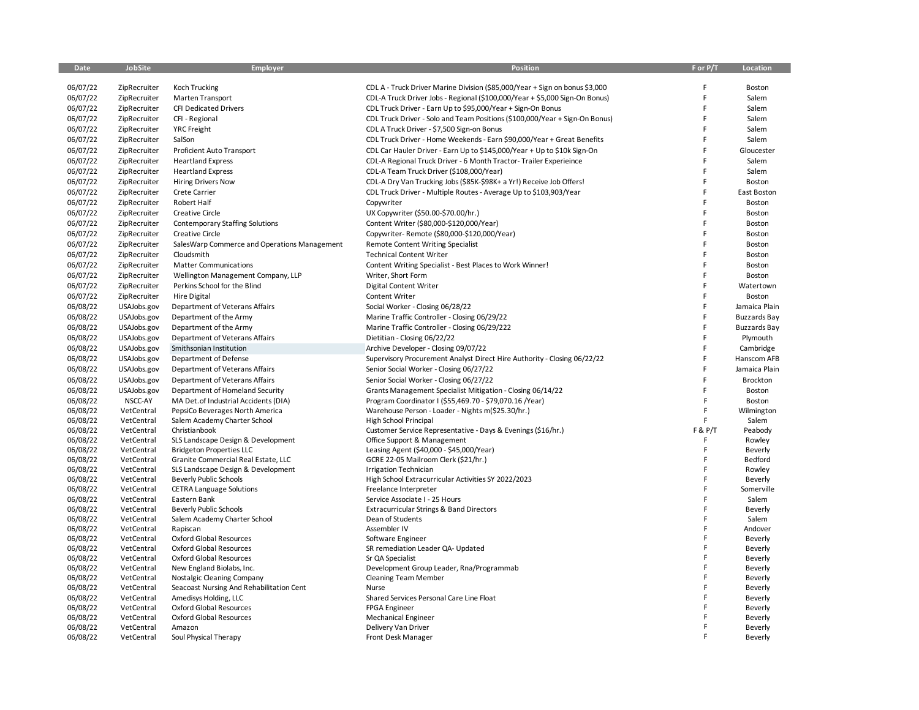| Date | JobSite | Employer | Position | F or P/T | Location |
|---|---|---|---|---|---|
| 06/07/22 | ZipRecruiter | Koch Trucking | CDL A - Truck Driver Marine Division ($85,000/Year + Sign on bonus $3,000 | F | Boston |
| 06/07/22 | ZipRecruiter | Marten Transport | CDL-A Truck Driver Jobs - Regional ($100,000/Year + $5,000 Sign-On Bonus) | F | Salem |
| 06/07/22 | ZipRecruiter | CFI Dedicated Drivers | CDL Truck Driver - Earn Up to $95,000/Year + Sign-On Bonus | F | Salem |
| 06/07/22 | ZipRecruiter | CFI - Regional | CDL Truck Driver - Solo and Team Positions ($100,000/Year + Sign-On Bonus) | F | Salem |
| 06/07/22 | ZipRecruiter | YRC Freight | CDL A Truck Driver - $7,500 Sign-on Bonus | F | Salem |
| 06/07/22 | ZipRecruiter | SalSon | CDL Truck Driver - Home Weekends - Earn $90,000/Year + Great Benefits | F | Salem |
| 06/07/22 | ZipRecruiter | Proficient Auto Transport | CDL Car Hauler Driver - Earn Up to $145,000/Year + Up to $10k Sign-On | F | Gloucester |
| 06/07/22 | ZipRecruiter | Heartland Express | CDL-A Regional Truck Driver - 6 Month Tractor- Trailer Experieince | F | Salem |
| 06/07/22 | ZipRecruiter | Heartland Express | CDL-A Team Truck Driver ($108,000/Year) | F | Salem |
| 06/07/22 | ZipRecruiter | Hiring Drivers Now | CDL-A Dry Van Trucking Jobs ($85K-$98K+ a Yr!) Receive Job Offers! | F | Boston |
| 06/07/22 | ZipRecruiter | Crete Carrier | CDL Truck Driver - Multiple Routes - Average Up to $103,903/Year | F | East Boston |
| 06/07/22 | ZipRecruiter | Robert Half | Copywriter | F | Boston |
| 06/07/22 | ZipRecruiter | Creative Circle | UX Copywriter ($50.00-$70.00/hr.) | F | Boston |
| 06/07/22 | ZipRecruiter | Contemporary Staffing Solutions | Content Writer ($80,000-$120,000/Year) | F | Boston |
| 06/07/22 | ZipRecruiter | Creative Circle | Copywriter- Remote ($80,000-$120,000/Year) | F | Boston |
| 06/07/22 | ZipRecruiter | SalesWarp Commerce and Operations Management | Remote Content Writing Specialist | F | Boston |
| 06/07/22 | ZipRecruiter | Cloudsmith | Technical Content Writer | F | Boston |
| 06/07/22 | ZipRecruiter | Matter Communications | Content Writing Specialist - Best Places to Work Winner! | F | Boston |
| 06/07/22 | ZipRecruiter | Wellington Management Company, LLP | Writer, Short Form | F | Boston |
| 06/07/22 | ZipRecruiter | Perkins School for the Blind | Digital Content Writer | F | Watertown |
| 06/07/22 | ZipRecruiter | Hire Digital | Content Writer | F | Boston |
| 06/08/22 | USAJobs.gov | Department of Veterans Affairs | Social Worker - Closing 06/28/22 | F | Jamaica Plain |
| 06/08/22 | USAJobs.gov | Department of the Army | Marine Traffic Controller - Closing 06/29/22 | F | Buzzards Bay |
| 06/08/22 | USAJobs.gov | Department of the Army | Marine Traffic Controller - Closing 06/29/222 | F | Buzzards Bay |
| 06/08/22 | USAJobs.gov | Department of Veterans Affairs | Dietitian - Closing 06/22/22 | F | Plymouth |
| 06/08/22 | USAJobs.gov | Smithsonian Institution | Archive Developer - Closing 09/07/22 | F | Cambridge |
| 06/08/22 | USAJobs.gov | Department of Defense | Supervisory Procurement Analyst Direct Hire Authority - Closing 06/22/22 | F | Hanscom AFB |
| 06/08/22 | USAJobs.gov | Department of Veterans Affairs | Senior Social Worker - Closing 06/27/22 | F | Jamaica Plain |
| 06/08/22 | USAJobs.gov | Department of Veterans Affairs | Senior Social Worker - Closing 06/27/22 | F | Brockton |
| 06/08/22 | USAJobs.gov | Department of Homeland Security | Grants Management Specialist Mitigation - Closing 06/14/22 | F | Boston |
| 06/08/22 | NSCC-AY | MA Det.of Industrial Accidents (DIA) | Program Coordinator I ($55,469.70 - $79,070.16 /Year) | F | Boston |
| 06/08/22 | VetCentral | PepsiCo Beverages North America | Warehouse Person - Loader - Nights m($25.30/hr.) | F | Wilmington |
| 06/08/22 | VetCentral | Salem Academy Charter School | High School Principal | F | Salem |
| 06/08/22 | VetCentral | Christianbook | Customer Service Representative - Days & Evenings ($16/hr.) | F & P/T | Peabody |
| 06/08/22 | VetCentral | SLS Landscape Design & Development | Office Support & Management | F | Rowley |
| 06/08/22 | VetCentral | Bridgeton Properties LLC | Leasing Agent ($40,000 - $45,000/Year) | F | Beverly |
| 06/08/22 | VetCentral | Granite Commercial Real Estate, LLC | GCRE 22-05 Mailroom Clerk ($21/hr.) | F | Bedford |
| 06/08/22 | VetCentral | SLS Landscape Design & Development | Irrigation Technician | F | Rowley |
| 06/08/22 | VetCentral | Beverly Public Schools | High School Extracurricular Activities SY 2022/2023 | F | Beverly |
| 06/08/22 | VetCentral | CETRA Language Solutions | Freelance Interpreter | F | Somerville |
| 06/08/22 | VetCentral | Eastern Bank | Service Associate I - 25 Hours | F | Salem |
| 06/08/22 | VetCentral | Beverly Public Schools | Extracurricular Strings & Band Directors | F | Beverly |
| 06/08/22 | VetCentral | Salem Academy Charter School | Dean of Students | F | Salem |
| 06/08/22 | VetCentral | Rapiscan | Assembler IV | F | Andover |
| 06/08/22 | VetCentral | Oxford Global Resources | Software Engineer | F | Beverly |
| 06/08/22 | VetCentral | Oxford Global Resources | SR remediation Leader QA- Updated | F | Beverly |
| 06/08/22 | VetCentral | Oxford Global Resources | Sr QA Specialist | F | Beverly |
| 06/08/22 | VetCentral | New England Biolabs, Inc. | Development Group Leader, Rna/Programmab | F | Beverly |
| 06/08/22 | VetCentral | Nostalgic Cleaning Company | Cleaning Team Member | F | Beverly |
| 06/08/22 | VetCentral | Seacoast Nursing And Rehabilitation Cent | Nurse | F | Beverly |
| 06/08/22 | VetCentral | Amedisys Holding, LLC | Shared Services Personal Care Line Float | F | Beverly |
| 06/08/22 | VetCentral | Oxford Global Resources | FPGA Engineer | F | Beverly |
| 06/08/22 | VetCentral | Oxford Global Resources | Mechanical Engineer | F | Beverly |
| 06/08/22 | VetCentral | Amazon | Delivery Van Driver | F | Beverly |
| 06/08/22 | VetCentral | Soul Physical Therapy | Front Desk Manager | F | Beverly |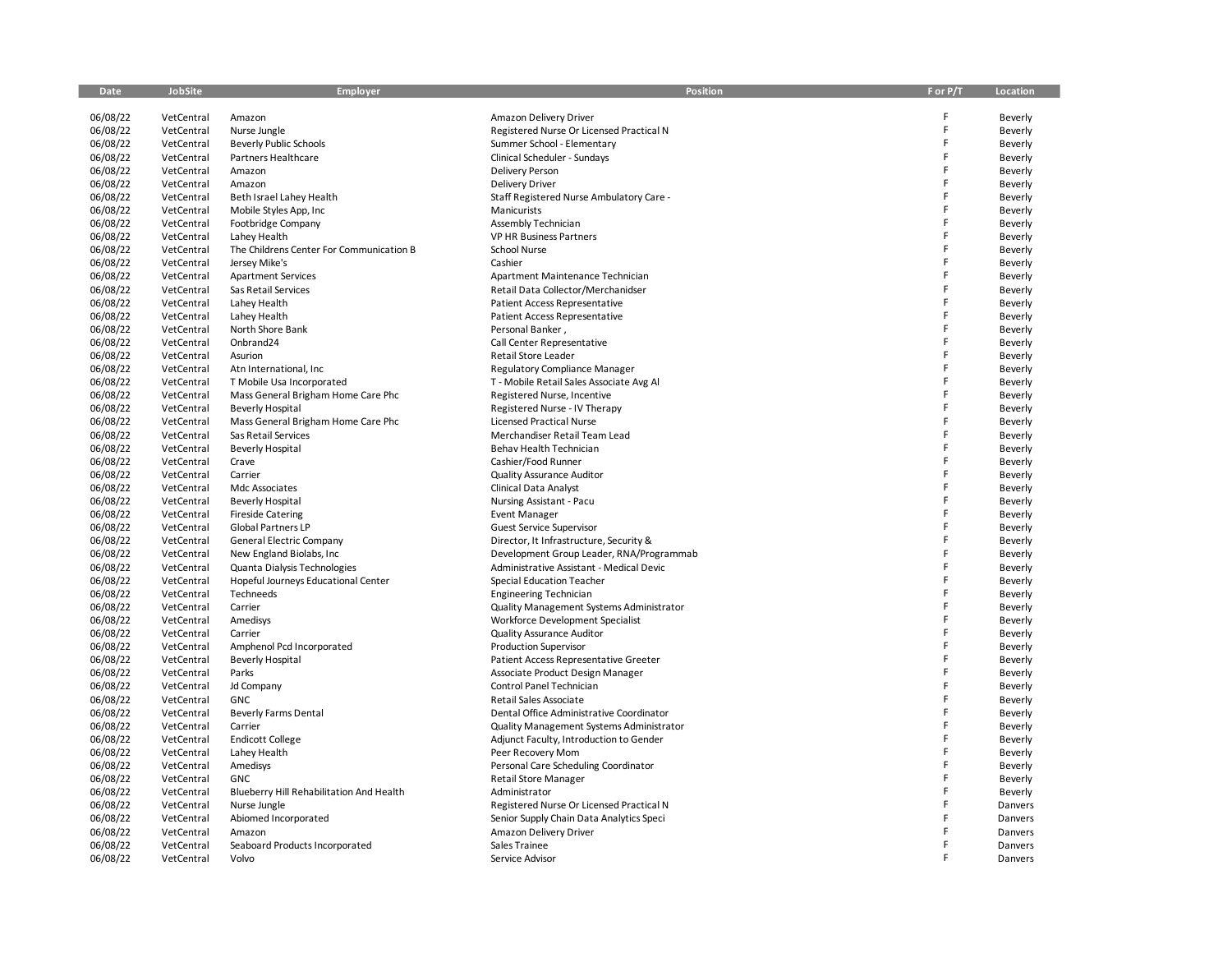| Date | JobSite | Employer | Position | F or P/T | Location |
|---|---|---|---|---|---|
| 06/08/22 | VetCentral | Amazon | Amazon Delivery Driver | F | Beverly |
| 06/08/22 | VetCentral | Nurse Jungle | Registered Nurse Or Licensed Practical N | F | Beverly |
| 06/08/22 | VetCentral | Beverly Public Schools | Summer School - Elementary | F | Beverly |
| 06/08/22 | VetCentral | Partners Healthcare | Clinical Scheduler - Sundays | F | Beverly |
| 06/08/22 | VetCentral | Amazon | Delivery Person | F | Beverly |
| 06/08/22 | VetCentral | Amazon | Delivery Driver | F | Beverly |
| 06/08/22 | VetCentral | Beth Israel Lahey Health | Staff Registered Nurse Ambulatory Care - | F | Beverly |
| 06/08/22 | VetCentral | Mobile Styles App, Inc | Manicurists | F | Beverly |
| 06/08/22 | VetCentral | Footbridge Company | Assembly Technician | F | Beverly |
| 06/08/22 | VetCentral | Lahey Health | VP HR Business Partners | F | Beverly |
| 06/08/22 | VetCentral | The Childrens Center For Communication B | School Nurse | F | Beverly |
| 06/08/22 | VetCentral | Jersey Mike's | Cashier | F | Beverly |
| 06/08/22 | VetCentral | Apartment Services | Apartment Maintenance Technician | F | Beverly |
| 06/08/22 | VetCentral | Sas Retail Services | Retail Data Collector/Merchanidser | F | Beverly |
| 06/08/22 | VetCentral | Lahey Health | Patient Access Representative | F | Beverly |
| 06/08/22 | VetCentral | Lahey Health | Patient Access Representative | F | Beverly |
| 06/08/22 | VetCentral | North Shore Bank | Personal Banker , | F | Beverly |
| 06/08/22 | VetCentral | Onbrand24 | Call Center Representative | F | Beverly |
| 06/08/22 | VetCentral | Asurion | Retail Store Leader | F | Beverly |
| 06/08/22 | VetCentral | Atn International, Inc | Regulatory Compliance Manager | F | Beverly |
| 06/08/22 | VetCentral | T Mobile Usa Incorporated | T - Mobile Retail Sales Associate Avg Al | F | Beverly |
| 06/08/22 | VetCentral | Mass General Brigham Home Care Phc | Registered Nurse, Incentive | F | Beverly |
| 06/08/22 | VetCentral | Beverly Hospital | Registered Nurse - IV Therapy | F | Beverly |
| 06/08/22 | VetCentral | Mass General Brigham Home Care Phc | Licensed Practical Nurse | F | Beverly |
| 06/08/22 | VetCentral | Sas Retail Services | Merchandiser Retail Team Lead | F | Beverly |
| 06/08/22 | VetCentral | Beverly Hospital | Behav Health Technician | F | Beverly |
| 06/08/22 | VetCentral | Crave | Cashier/Food Runner | F | Beverly |
| 06/08/22 | VetCentral | Carrier | Quality Assurance Auditor | F | Beverly |
| 06/08/22 | VetCentral | Mdc Associates | Clinical Data Analyst | F | Beverly |
| 06/08/22 | VetCentral | Beverly Hospital | Nursing Assistant - Pacu | F | Beverly |
| 06/08/22 | VetCentral | Fireside Catering | Event Manager | F | Beverly |
| 06/08/22 | VetCentral | Global Partners LP | Guest Service Supervisor | F | Beverly |
| 06/08/22 | VetCentral | General Electric Company | Director, It Infrastructure, Security & | F | Beverly |
| 06/08/22 | VetCentral | New England Biolabs, Inc | Development Group Leader, RNA/Programmab | F | Beverly |
| 06/08/22 | VetCentral | Quanta Dialysis Technologies | Administrative Assistant - Medical Devic | F | Beverly |
| 06/08/22 | VetCentral | Hopeful Journeys Educational Center | Special Education Teacher | F | Beverly |
| 06/08/22 | VetCentral | Techneeds | Engineering Technician | F | Beverly |
| 06/08/22 | VetCentral | Carrier | Quality Management Systems Administrator | F | Beverly |
| 06/08/22 | VetCentral | Amedisys | Workforce Development Specialist | F | Beverly |
| 06/08/22 | VetCentral | Carrier | Quality Assurance Auditor | F | Beverly |
| 06/08/22 | VetCentral | Amphenol Pcd Incorporated | Production Supervisor | F | Beverly |
| 06/08/22 | VetCentral | Beverly Hospital | Patient Access Representative Greeter | F | Beverly |
| 06/08/22 | VetCentral | Parks | Associate Product Design Manager | F | Beverly |
| 06/08/22 | VetCentral | Jd Company | Control Panel Technician | F | Beverly |
| 06/08/22 | VetCentral | GNC | Retail Sales Associate | F | Beverly |
| 06/08/22 | VetCentral | Beverly Farms Dental | Dental Office Administrative Coordinator | F | Beverly |
| 06/08/22 | VetCentral | Carrier | Quality Management Systems Administrator | F | Beverly |
| 06/08/22 | VetCentral | Endicott College | Adjunct Faculty, Introduction to Gender | F | Beverly |
| 06/08/22 | VetCentral | Lahey Health | Peer Recovery Mom | F | Beverly |
| 06/08/22 | VetCentral | Amedisys | Personal Care Scheduling Coordinator | F | Beverly |
| 06/08/22 | VetCentral | GNC | Retail Store Manager | F | Beverly |
| 06/08/22 | VetCentral | Blueberry Hill Rehabilitation And Health | Administrator | F | Beverly |
| 06/08/22 | VetCentral | Nurse Jungle | Registered Nurse Or Licensed Practical N | F | Danvers |
| 06/08/22 | VetCentral | Abiomed Incorporated | Senior Supply Chain Data Analytics Speci | F | Danvers |
| 06/08/22 | VetCentral | Amazon | Amazon Delivery Driver | F | Danvers |
| 06/08/22 | VetCentral | Seaboard Products Incorporated | Sales Trainee | F | Danvers |
| 06/08/22 | VetCentral | Volvo | Service Advisor | F | Danvers |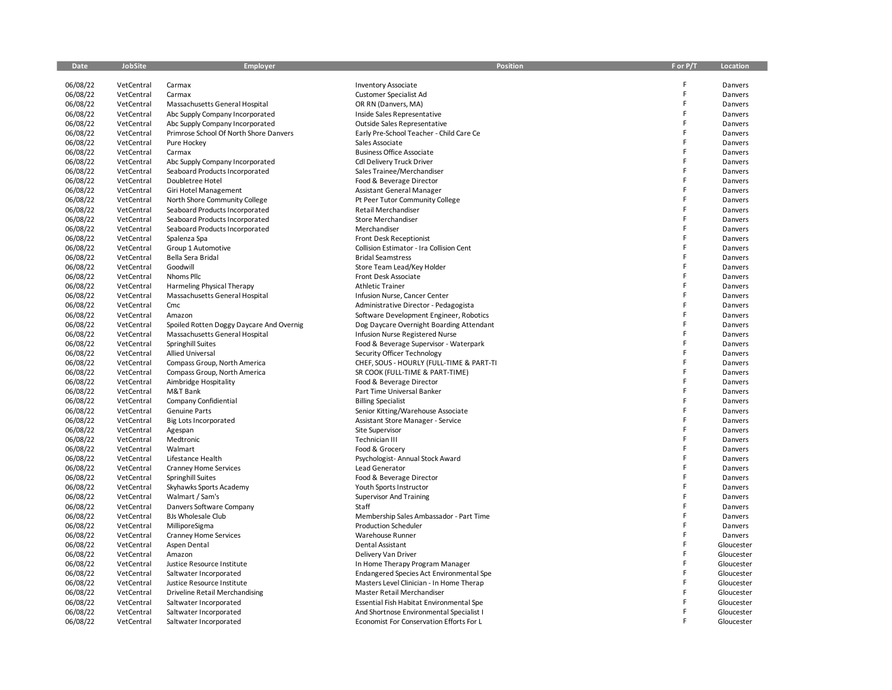| Date | JobSite | Employer | Position | F or P/T | Location |
|---|---|---|---|---|---|
| 06/08/22 | VetCentral | Carmax | Inventory Associate | F | Danvers |
| 06/08/22 | VetCentral | Carmax | Customer Specialist Ad | F | Danvers |
| 06/08/22 | VetCentral | Massachusetts General Hospital | OR RN (Danvers, MA) | F | Danvers |
| 06/08/22 | VetCentral | Abc Supply Company Incorporated | Inside Sales Representative | F | Danvers |
| 06/08/22 | VetCentral | Abc Supply Company Incorporated | Outside Sales Representative | F | Danvers |
| 06/08/22 | VetCentral | Primrose School Of North Shore Danvers | Early Pre-School Teacher - Child Care Ce | F | Danvers |
| 06/08/22 | VetCentral | Pure Hockey | Sales Associate | F | Danvers |
| 06/08/22 | VetCentral | Carmax | Business Office Associate | F | Danvers |
| 06/08/22 | VetCentral | Abc Supply Company Incorporated | Cdl Delivery Truck Driver | F | Danvers |
| 06/08/22 | VetCentral | Seaboard Products Incorporated | Sales Trainee/Merchandiser | F | Danvers |
| 06/08/22 | VetCentral | Doubletree Hotel | Food & Beverage Director | F | Danvers |
| 06/08/22 | VetCentral | Giri Hotel Management | Assistant General Manager | F | Danvers |
| 06/08/22 | VetCentral | North Shore Community College | Pt Peer Tutor Community College | F | Danvers |
| 06/08/22 | VetCentral | Seaboard Products Incorporated | Retail Merchandiser | F | Danvers |
| 06/08/22 | VetCentral | Seaboard Products Incorporated | Store Merchandiser | F | Danvers |
| 06/08/22 | VetCentral | Seaboard Products Incorporated | Merchandiser | F | Danvers |
| 06/08/22 | VetCentral | Spalenza Spa | Front Desk Receptionist | F | Danvers |
| 06/08/22 | VetCentral | Group 1 Automotive | Collision Estimator - Ira Collision Cent | F | Danvers |
| 06/08/22 | VetCentral | Bella Sera Bridal | Bridal Seamstress | F | Danvers |
| 06/08/22 | VetCentral | Goodwill | Store Team Lead/Key Holder | F | Danvers |
| 06/08/22 | VetCentral | Nhoms Pllc | Front Desk Associate | F | Danvers |
| 06/08/22 | VetCentral | Harmeling Physical Therapy | Athletic Trainer | F | Danvers |
| 06/08/22 | VetCentral | Massachusetts General Hospital | Infusion Nurse, Cancer Center | F | Danvers |
| 06/08/22 | VetCentral | Cmc | Administrative Director - Pedagogista | F | Danvers |
| 06/08/22 | VetCentral | Amazon | Software Development Engineer, Robotics | F | Danvers |
| 06/08/22 | VetCentral | Spoiled Rotten Doggy Daycare And Overnig | Dog Daycare Overnight Boarding Attendant | F | Danvers |
| 06/08/22 | VetCentral | Massachusetts General Hospital | Infusion Nurse Registered Nurse | F | Danvers |
| 06/08/22 | VetCentral | Springhill Suites | Food & Beverage Supervisor - Waterpark | F | Danvers |
| 06/08/22 | VetCentral | Allied Universal | Security Officer Technology | F | Danvers |
| 06/08/22 | VetCentral | Compass Group, North America | CHEF, SOUS - HOURLY (FULL-TIME & PART-TI | F | Danvers |
| 06/08/22 | VetCentral | Compass Group, North America | SR COOK (FULL-TIME & PART-TIME) | F | Danvers |
| 06/08/22 | VetCentral | Aimbridge Hospitality | Food & Beverage Director | F | Danvers |
| 06/08/22 | VetCentral | M&T Bank | Part Time Universal Banker | F | Danvers |
| 06/08/22 | VetCentral | Company Confidential | Billing Specialist | F | Danvers |
| 06/08/22 | VetCentral | Genuine Parts | Senior Kitting/Warehouse Associate | F | Danvers |
| 06/08/22 | VetCentral | Big Lots Incorporated | Assistant Store Manager - Service | F | Danvers |
| 06/08/22 | VetCentral | Agespan | Site Supervisor | F | Danvers |
| 06/08/22 | VetCentral | Medtronic | Technician III | F | Danvers |
| 06/08/22 | VetCentral | Walmart | Food & Grocery | F | Danvers |
| 06/08/22 | VetCentral | Lifestance Health | Psychologist- Annual Stock Award | F | Danvers |
| 06/08/22 | VetCentral | Cranney Home Services | Lead Generator | F | Danvers |
| 06/08/22 | VetCentral | Springhill Suites | Food & Beverage Director | F | Danvers |
| 06/08/22 | VetCentral | Skyhawks Sports Academy | Youth Sports Instructor | F | Danvers |
| 06/08/22 | VetCentral | Walmart / Sam's | Supervisor And Training | F | Danvers |
| 06/08/22 | VetCentral | Danvers Software Company | Staff | F | Danvers |
| 06/08/22 | VetCentral | BJs Wholesale Club | Membership Sales Ambassador - Part Time | F | Danvers |
| 06/08/22 | VetCentral | MilliporeSigma | Production Scheduler | F | Danvers |
| 06/08/22 | VetCentral | Cranney Home Services | Warehouse Runner | F | Danvers |
| 06/08/22 | VetCentral | Aspen Dental | Dental Assistant | F | Gloucester |
| 06/08/22 | VetCentral | Amazon | Delivery Van Driver | F | Gloucester |
| 06/08/22 | VetCentral | Justice Resource Institute | In Home Therapy Program Manager | F | Gloucester |
| 06/08/22 | VetCentral | Saltwater Incorporated | Endangered Species Act Environmental Spe | F | Gloucester |
| 06/08/22 | VetCentral | Justice Resource Institute | Masters Level Clinician - In Home Therap | F | Gloucester |
| 06/08/22 | VetCentral | Driveline Retail Merchandising | Master Retail Merchandiser | F | Gloucester |
| 06/08/22 | VetCentral | Saltwater Incorporated | Essential Fish Habitat Environmental Spe | F | Gloucester |
| 06/08/22 | VetCentral | Saltwater Incorporated | And Shortnose Environmental Specialist I | F | Gloucester |
| 06/08/22 | VetCentral | Saltwater Incorporated | Economist For Conservation Efforts For L | F | Gloucester |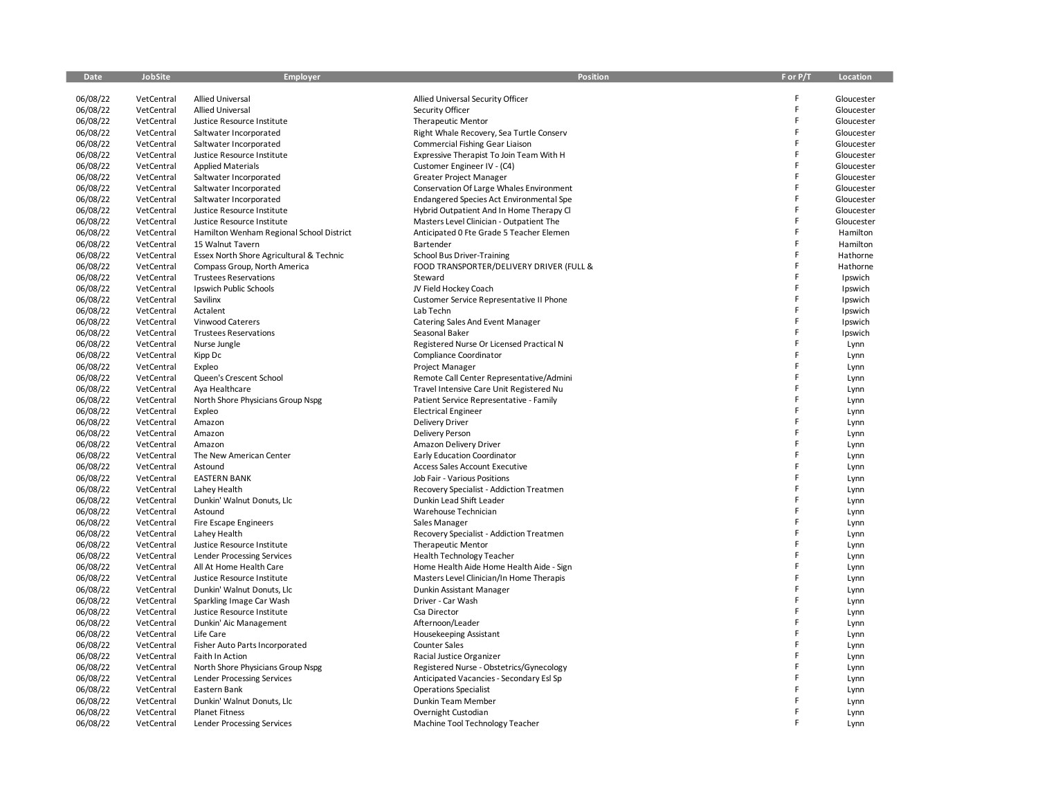| Date | JobSite | Employer | Position | F or P/T | Location |
|---|---|---|---|---|---|
| 06/08/22 | VetCentral | Allied Universal | Allied Universal Security Officer | F | Gloucester |
| 06/08/22 | VetCentral | Allied Universal | Security Officer | F | Gloucester |
| 06/08/22 | VetCentral | Justice Resource Institute | Therapeutic Mentor | F | Gloucester |
| 06/08/22 | VetCentral | Saltwater Incorporated | Right Whale Recovery, Sea Turtle Conserv | F | Gloucester |
| 06/08/22 | VetCentral | Saltwater Incorporated | Commercial Fishing Gear Liaison | F | Gloucester |
| 06/08/22 | VetCentral | Justice Resource Institute | Expressive Therapist To Join Team With H | F | Gloucester |
| 06/08/22 | VetCentral | Applied Materials | Customer Engineer IV - (C4) | F | Gloucester |
| 06/08/22 | VetCentral | Saltwater Incorporated | Greater Project Manager | F | Gloucester |
| 06/08/22 | VetCentral | Saltwater Incorporated | Conservation Of Large Whales Environment | F | Gloucester |
| 06/08/22 | VetCentral | Saltwater Incorporated | Endangered Species Act Environmental Spe | F | Gloucester |
| 06/08/22 | VetCentral | Justice Resource Institute | Hybrid Outpatient And In Home Therapy Cl | F | Gloucester |
| 06/08/22 | VetCentral | Justice Resource Institute | Masters Level Clinician - Outpatient The | F | Gloucester |
| 06/08/22 | VetCentral | Hamilton Wenham Regional School District | Anticipated 0 Fte Grade 5 Teacher Elemen | F | Hamilton |
| 06/08/22 | VetCentral | 15 Walnut Tavern | Bartender | F | Hamilton |
| 06/08/22 | VetCentral | Essex North Shore Agricultural & Technic | School Bus Driver-Training | F | Hathorne |
| 06/08/22 | VetCentral | Compass Group, North America | FOOD TRANSPORTER/DELIVERY DRIVER (FULL & | F | Hathorne |
| 06/08/22 | VetCentral | Trustees Reservations | Steward | F | Ipswich |
| 06/08/22 | VetCentral | Ipswich Public Schools | JV Field Hockey Coach | F | Ipswich |
| 06/08/22 | VetCentral | Savilinx | Customer Service Representative II Phone | F | Ipswich |
| 06/08/22 | VetCentral | Actalent | Lab Techn | F | Ipswich |
| 06/08/22 | VetCentral | Vinwood Caterers | Catering Sales And Event Manager | F | Ipswich |
| 06/08/22 | VetCentral | Trustees Reservations | Seasonal Baker | F | Ipswich |
| 06/08/22 | VetCentral | Nurse Jungle | Registered Nurse Or Licensed Practical N | F | Lynn |
| 06/08/22 | VetCentral | Kipp Dc | Compliance Coordinator | F | Lynn |
| 06/08/22 | VetCentral | Expleo | Project Manager | F | Lynn |
| 06/08/22 | VetCentral | Queen's Crescent School | Remote Call Center Representative/Admini | F | Lynn |
| 06/08/22 | VetCentral | Aya Healthcare | Travel Intensive Care Unit Registered Nu | F | Lynn |
| 06/08/22 | VetCentral | North Shore Physicians Group Nspg | Patient Service Representative - Family | F | Lynn |
| 06/08/22 | VetCentral | Expleo | Electrical Engineer | F | Lynn |
| 06/08/22 | VetCentral | Amazon | Delivery Driver | F | Lynn |
| 06/08/22 | VetCentral | Amazon | Delivery Person | F | Lynn |
| 06/08/22 | VetCentral | Amazon | Amazon Delivery Driver | F | Lynn |
| 06/08/22 | VetCentral | The New American Center | Early Education Coordinator | F | Lynn |
| 06/08/22 | VetCentral | Astound | Access Sales Account Executive | F | Lynn |
| 06/08/22 | VetCentral | EASTERN BANK | Job Fair - Various Positions | F | Lynn |
| 06/08/22 | VetCentral | Lahey Health | Recovery Specialist - Addiction Treatmen | F | Lynn |
| 06/08/22 | VetCentral | Dunkin' Walnut Donuts, Llc | Dunkin Lead Shift Leader | F | Lynn |
| 06/08/22 | VetCentral | Astound | Warehouse Technician | F | Lynn |
| 06/08/22 | VetCentral | Fire Escape Engineers | Sales Manager | F | Lynn |
| 06/08/22 | VetCentral | Lahey Health | Recovery Specialist - Addiction Treatmen | F | Lynn |
| 06/08/22 | VetCentral | Justice Resource Institute | Therapeutic Mentor | F | Lynn |
| 06/08/22 | VetCentral | Lender Processing Services | Health Technology Teacher | F | Lynn |
| 06/08/22 | VetCentral | All At Home Health Care | Home Health Aide Home Health Aide - Sign | F | Lynn |
| 06/08/22 | VetCentral | Justice Resource Institute | Masters Level Clinician/In Home Therapis | F | Lynn |
| 06/08/22 | VetCentral | Dunkin' Walnut Donuts, Llc | Dunkin Assistant Manager | F | Lynn |
| 06/08/22 | VetCentral | Sparkling Image Car Wash | Driver - Car Wash | F | Lynn |
| 06/08/22 | VetCentral | Justice Resource Institute | Csa Director | F | Lynn |
| 06/08/22 | VetCentral | Dunkin' Aic Management | Afternoon/Leader | F | Lynn |
| 06/08/22 | VetCentral | Life Care | Housekeeping Assistant | F | Lynn |
| 06/08/22 | VetCentral | Fisher Auto Parts Incorporated | Counter Sales | F | Lynn |
| 06/08/22 | VetCentral | Faith In Action | Racial Justice Organizer | F | Lynn |
| 06/08/22 | VetCentral | North Shore Physicians Group Nspg | Registered Nurse - Obstetrics/Gynecology | F | Lynn |
| 06/08/22 | VetCentral | Lender Processing Services | Anticipated Vacancies - Secondary Esl Sp | F | Lynn |
| 06/08/22 | VetCentral | Eastern Bank | Operations Specialist | F | Lynn |
| 06/08/22 | VetCentral | Dunkin' Walnut Donuts, Llc | Dunkin Team Member | F | Lynn |
| 06/08/22 | VetCentral | Planet Fitness | Overnight Custodian | F | Lynn |
| 06/08/22 | VetCentral | Lender Processing Services | Machine Tool Technology Teacher | F | Lynn |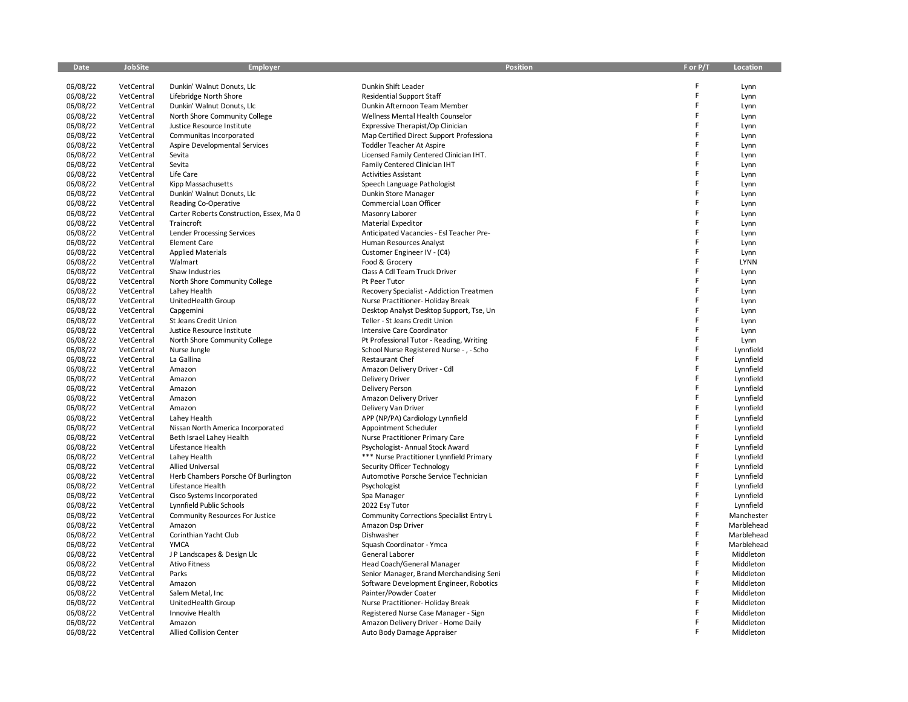| Date | JobSite | Employer | Position | F or P/T | Location |
|---|---|---|---|---|---|
| 06/08/22 | VetCentral | Dunkin' Walnut Donuts, Llc | Dunkin Shift Leader | F | Lynn |
| 06/08/22 | VetCentral | Lifebridge North Shore | Residential Support Staff | F | Lynn |
| 06/08/22 | VetCentral | Dunkin' Walnut Donuts, Llc | Dunkin Afternoon Team Member | F | Lynn |
| 06/08/22 | VetCentral | North Shore Community College | Wellness Mental Health Counselor | F | Lynn |
| 06/08/22 | VetCentral | Justice Resource Institute | Expressive Therapist/Op Clinician | F | Lynn |
| 06/08/22 | VetCentral | Communitas Incorporated | Map Certified Direct Support Professiona | F | Lynn |
| 06/08/22 | VetCentral | Aspire Developmental Services | Toddler Teacher At Aspire | F | Lynn |
| 06/08/22 | VetCentral | Sevita | Licensed Family Centered Clinician IHT. | F | Lynn |
| 06/08/22 | VetCentral | Sevita | Family Centered Clinician IHT | F | Lynn |
| 06/08/22 | VetCentral | Life Care | Activities Assistant | F | Lynn |
| 06/08/22 | VetCentral | Kipp Massachusetts | Speech Language Pathologist | F | Lynn |
| 06/08/22 | VetCentral | Dunkin' Walnut Donuts, Llc | Dunkin Store Manager | F | Lynn |
| 06/08/22 | VetCentral | Reading Co-Operative | Commercial Loan Officer | F | Lynn |
| 06/08/22 | VetCentral | Carter Roberts Construction, Essex, Ma 0 | Masonry Laborer | F | Lynn |
| 06/08/22 | VetCentral | Traincroft | Material Expeditor | F | Lynn |
| 06/08/22 | VetCentral | Lender Processing Services | Anticipated Vacancies - Esl Teacher Pre- | F | Lynn |
| 06/08/22 | VetCentral | Element Care | Human Resources Analyst | F | Lynn |
| 06/08/22 | VetCentral | Applied Materials | Customer Engineer IV - (C4) | F | Lynn |
| 06/08/22 | VetCentral | Walmart | Food & Grocery | F | LYNN |
| 06/08/22 | VetCentral | Shaw Industries | Class A Cdl Team Truck Driver | F | Lynn |
| 06/08/22 | VetCentral | North Shore Community College | Pt Peer Tutor | F | Lynn |
| 06/08/22 | VetCentral | Lahey Health | Recovery Specialist - Addiction Treatmen | F | Lynn |
| 06/08/22 | VetCentral | UnitedHealth Group | Nurse Practitioner- Holiday Break | F | Lynn |
| 06/08/22 | VetCentral | Capgemini | Desktop Analyst Desktop Support, Tse, Un | F | Lynn |
| 06/08/22 | VetCentral | St Jeans Credit Union | Teller - St Jeans Credit Union | F | Lynn |
| 06/08/22 | VetCentral | Justice Resource Institute | Intensive Care Coordinator | F | Lynn |
| 06/08/22 | VetCentral | North Shore Community College | Pt Professional Tutor - Reading, Writing | F | Lynn |
| 06/08/22 | VetCentral | Nurse Jungle | School Nurse Registered Nurse - , - Scho | F | Lynnfield |
| 06/08/22 | VetCentral | La Gallina | Restaurant Chef | F | Lynnfield |
| 06/08/22 | VetCentral | Amazon | Amazon Delivery Driver - Cdl | F | Lynnfield |
| 06/08/22 | VetCentral | Amazon | Delivery Driver | F | Lynnfield |
| 06/08/22 | VetCentral | Amazon | Delivery Person | F | Lynnfield |
| 06/08/22 | VetCentral | Amazon | Amazon Delivery Driver | F | Lynnfield |
| 06/08/22 | VetCentral | Amazon | Delivery Van Driver | F | Lynnfield |
| 06/08/22 | VetCentral | Lahey Health | APP (NP/PA) Cardiology Lynnfield | F | Lynnfield |
| 06/08/22 | VetCentral | Nissan North America Incorporated | Appointment Scheduler | F | Lynnfield |
| 06/08/22 | VetCentral | Beth Israel Lahey Health | Nurse Practitioner Primary Care | F | Lynnfield |
| 06/08/22 | VetCentral | Lifestance Health | Psychologist- Annual Stock Award | F | Lynnfield |
| 06/08/22 | VetCentral | Lahey Health | *** Nurse Practitioner Lynnfield Primary | F | Lynnfield |
| 06/08/22 | VetCentral | Allied Universal | Security Officer Technology | F | Lynnfield |
| 06/08/22 | VetCentral | Herb Chambers Porsche Of Burlington | Automotive Porsche Service Technician | F | Lynnfield |
| 06/08/22 | VetCentral | Lifestance Health | Psychologist | F | Lynnfield |
| 06/08/22 | VetCentral | Cisco Systems Incorporated | Spa Manager | F | Lynnfield |
| 06/08/22 | VetCentral | Lynnfield Public Schools | 2022 Esy Tutor | F | Lynnfield |
| 06/08/22 | VetCentral | Community Resources For Justice | Community Corrections Specialist Entry L | F | Manchester |
| 06/08/22 | VetCentral | Amazon | Amazon Dsp Driver | F | Marblehead |
| 06/08/22 | VetCentral | Corinthian Yacht Club | Dishwasher | F | Marblehead |
| 06/08/22 | VetCentral | YMCA | Squash Coordinator - Ymca | F | Marblehead |
| 06/08/22 | VetCentral | J P Landscapes & Design Llc | General Laborer | F | Middleton |
| 06/08/22 | VetCentral | Ativo Fitness | Head Coach/General Manager | F | Middleton |
| 06/08/22 | VetCentral | Parks | Senior Manager, Brand Merchandising Seni | F | Middleton |
| 06/08/22 | VetCentral | Amazon | Software Development Engineer, Robotics | F | Middleton |
| 06/08/22 | VetCentral | Salem Metal, Inc | Painter/Powder Coater | F | Middleton |
| 06/08/22 | VetCentral | UnitedHealth Group | Nurse Practitioner- Holiday Break | F | Middleton |
| 06/08/22 | VetCentral | Innovive Health | Registered Nurse Case Manager - Sign | F | Middleton |
| 06/08/22 | VetCentral | Amazon | Amazon Delivery Driver - Home Daily | F | Middleton |
| 06/08/22 | VetCentral | Allied Collision Center | Auto Body Damage Appraiser | F | Middleton |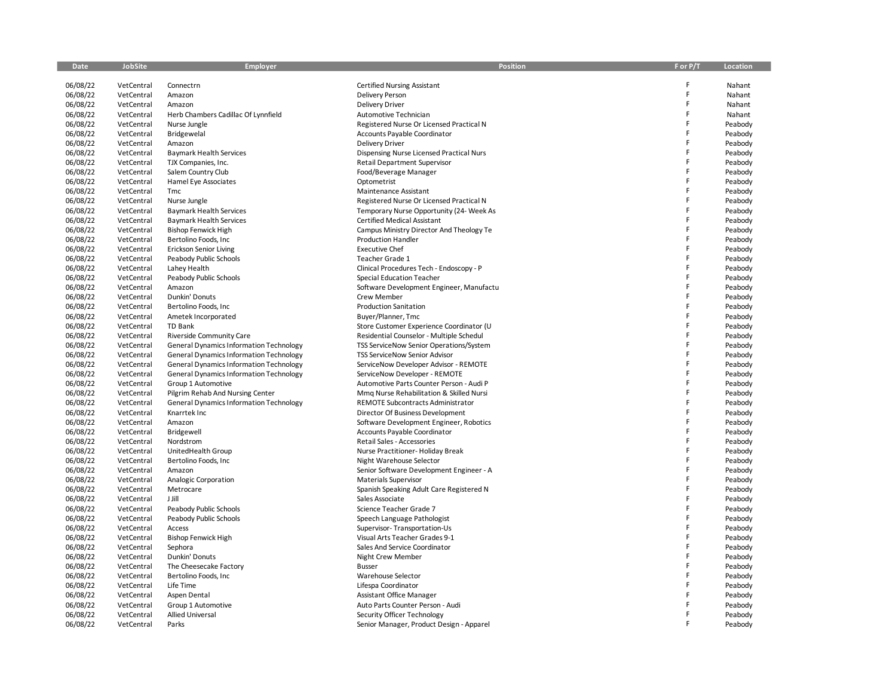| Date | JobSite | Employer | Position | F or P/T | Location |
|---|---|---|---|---|---|
| 06/08/22 | VetCentral | Connectrn | Certified Nursing Assistant | F | Nahant |
| 06/08/22 | VetCentral | Amazon | Delivery Person | F | Nahant |
| 06/08/22 | VetCentral | Amazon | Delivery Driver | F | Nahant |
| 06/08/22 | VetCentral | Herb Chambers Cadillac Of Lynnfield | Automotive Technician | F | Nahant |
| 06/08/22 | VetCentral | Nurse Jungle | Registered Nurse Or Licensed Practical N | F | Peabody |
| 06/08/22 | VetCentral | Bridgewelal | Accounts Payable Coordinator | F | Peabody |
| 06/08/22 | VetCentral | Amazon | Delivery Driver | F | Peabody |
| 06/08/22 | VetCentral | Baymark Health Services | Dispensing Nurse Licensed Practical Nurs | F | Peabody |
| 06/08/22 | VetCentral | TJX Companies, Inc. | Retail Department Supervisor | F | Peabody |
| 06/08/22 | VetCentral | Salem Country Club | Food/Beverage Manager | F | Peabody |
| 06/08/22 | VetCentral | Hamel Eye Associates | Optometrist | F | Peabody |
| 06/08/22 | VetCentral | Tmc | Maintenance Assistant | F | Peabody |
| 06/08/22 | VetCentral | Nurse Jungle | Registered Nurse Or Licensed Practical N | F | Peabody |
| 06/08/22 | VetCentral | Baymark Health Services | Temporary Nurse Opportunity (24- Week As | F | Peabody |
| 06/08/22 | VetCentral | Baymark Health Services | Certified Medical Assistant | F | Peabody |
| 06/08/22 | VetCentral | Bishop Fenwick High | Campus Ministry Director And Theology Te | F | Peabody |
| 06/08/22 | VetCentral | Bertolino Foods, Inc | Production Handler | F | Peabody |
| 06/08/22 | VetCentral | Erickson Senior Living | Executive Chef | F | Peabody |
| 06/08/22 | VetCentral | Peabody Public Schools | Teacher Grade 1 | F | Peabody |
| 06/08/22 | VetCentral | Lahey Health | Clinical Procedures Tech - Endoscopy - P | F | Peabody |
| 06/08/22 | VetCentral | Peabody Public Schools | Special Education Teacher | F | Peabody |
| 06/08/22 | VetCentral | Amazon | Software Development Engineer, Manufactu | F | Peabody |
| 06/08/22 | VetCentral | Dunkin' Donuts | Crew Member | F | Peabody |
| 06/08/22 | VetCentral | Bertolino Foods, Inc | Production Sanitation | F | Peabody |
| 06/08/22 | VetCentral | Ametek Incorporated | Buyer/Planner, Tmc | F | Peabody |
| 06/08/22 | VetCentral | TD Bank | Store Customer Experience Coordinator (U | F | Peabody |
| 06/08/22 | VetCentral | Riverside Community Care | Residential Counselor - Multiple Schedul | F | Peabody |
| 06/08/22 | VetCentral | General Dynamics Information Technology | TSS ServiceNow Senior Operations/System | F | Peabody |
| 06/08/22 | VetCentral | General Dynamics Information Technology | TSS ServiceNow Senior Advisor | F | Peabody |
| 06/08/22 | VetCentral | General Dynamics Information Technology | ServiceNow Developer Advisor - REMOTE | F | Peabody |
| 06/08/22 | VetCentral | General Dynamics Information Technology | ServiceNow Developer - REMOTE | F | Peabody |
| 06/08/22 | VetCentral | Group 1 Automotive | Automotive Parts Counter Person - Audi P | F | Peabody |
| 06/08/22 | VetCentral | Pilgrim Rehab And Nursing Center | Mmq Nurse Rehabilitation & Skilled Nursi | F | Peabody |
| 06/08/22 | VetCentral | General Dynamics Information Technology | REMOTE Subcontracts Administrator | F | Peabody |
| 06/08/22 | VetCentral | Knarrtek Inc | Director Of Business Development | F | Peabody |
| 06/08/22 | VetCentral | Amazon | Software Development Engineer, Robotics | F | Peabody |
| 06/08/22 | VetCentral | Bridgewell | Accounts Payable Coordinator | F | Peabody |
| 06/08/22 | VetCentral | Nordstrom | Retail Sales - Accessories | F | Peabody |
| 06/08/22 | VetCentral | UnitedHealth Group | Nurse Practitioner- Holiday Break | F | Peabody |
| 06/08/22 | VetCentral | Bertolino Foods, Inc | Night Warehouse Selector | F | Peabody |
| 06/08/22 | VetCentral | Amazon | Senior Software Development Engineer - A | F | Peabody |
| 06/08/22 | VetCentral | Analogic Corporation | Materials Supervisor | F | Peabody |
| 06/08/22 | VetCentral | Metrocare | Spanish Speaking Adult Care Registered N | F | Peabody |
| 06/08/22 | VetCentral | J Jill | Sales Associate | F | Peabody |
| 06/08/22 | VetCentral | Peabody Public Schools | Science Teacher Grade 7 | F | Peabody |
| 06/08/22 | VetCentral | Peabody Public Schools | Speech Language Pathologist | F | Peabody |
| 06/08/22 | VetCentral | Access | Supervisor- Transportation-Us | F | Peabody |
| 06/08/22 | VetCentral | Bishop Fenwick High | Visual Arts Teacher Grades 9-1 | F | Peabody |
| 06/08/22 | VetCentral | Sephora | Sales And Service Coordinator | F | Peabody |
| 06/08/22 | VetCentral | Dunkin' Donuts | Night Crew Member | F | Peabody |
| 06/08/22 | VetCentral | The Cheesecake Factory | Busser | F | Peabody |
| 06/08/22 | VetCentral | Bertolino Foods, Inc | Warehouse Selector | F | Peabody |
| 06/08/22 | VetCentral | Life Time | Lifespa Coordinator | F | Peabody |
| 06/08/22 | VetCentral | Aspen Dental | Assistant Office Manager | F | Peabody |
| 06/08/22 | VetCentral | Group 1 Automotive | Auto Parts Counter Person - Audi | F | Peabody |
| 06/08/22 | VetCentral | Allied Universal | Security Officer Technology | F | Peabody |
| 06/08/22 | VetCentral | Parks | Senior Manager, Product Design - Apparel | F | Peabody |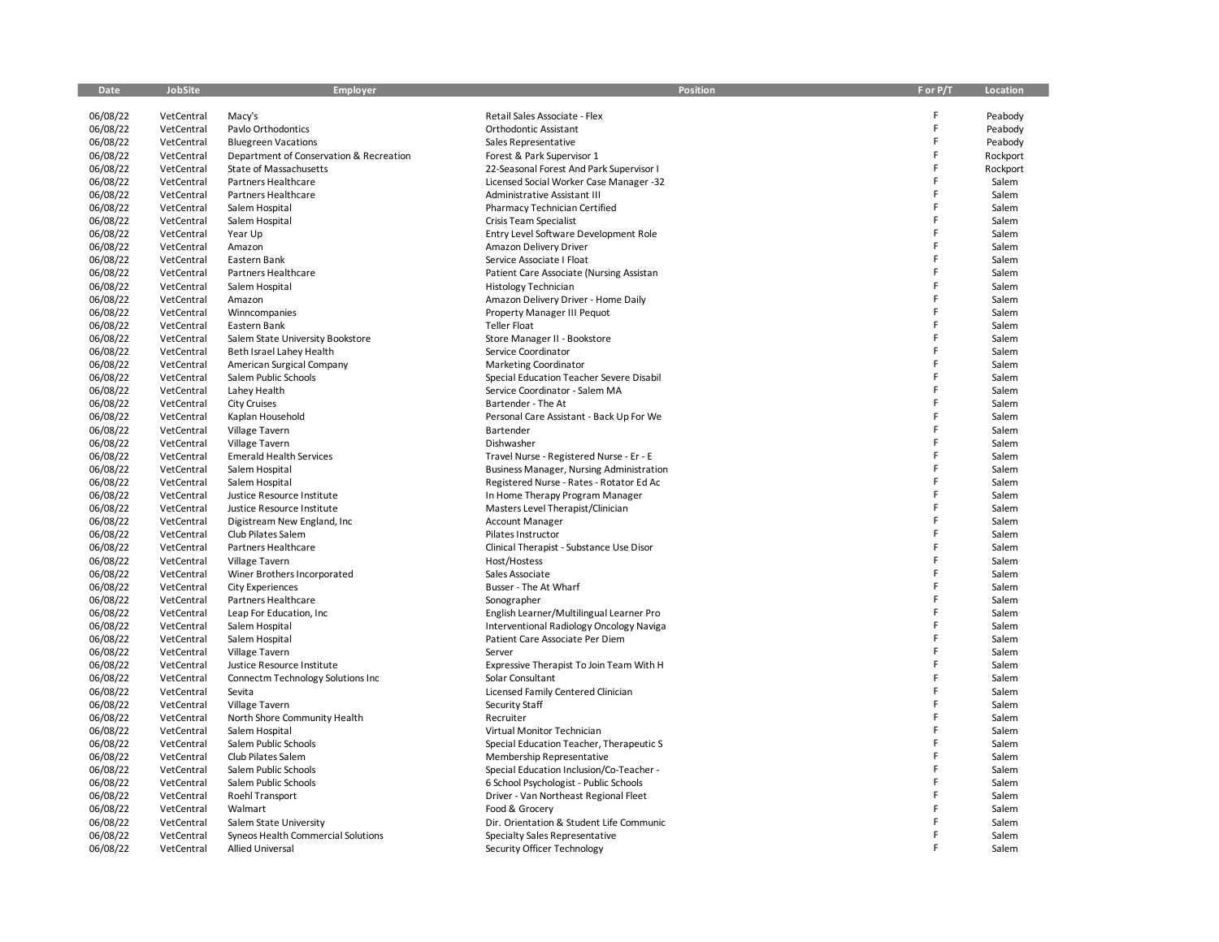| Date | JobSite | Employer | Position | F or P/T | Location |
|---|---|---|---|---|---|
| 06/08/22 | VetCentral | Macy's | Retail Sales Associate - Flex | F | Peabody |
| 06/08/22 | VetCentral | Pavlo Orthodontics | Orthodontic Assistant | F | Peabody |
| 06/08/22 | VetCentral | Bluegreen Vacations | Sales Representative | F | Peabody |
| 06/08/22 | VetCentral | Department of Conservation & Recreation | Forest & Park Supervisor 1 | F | Rockport |
| 06/08/22 | VetCentral | State of Massachusetts | 22-Seasonal Forest And Park Supervisor I | F | Rockport |
| 06/08/22 | VetCentral | Partners Healthcare | Licensed Social Worker Case Manager -32 | F | Salem |
| 06/08/22 | VetCentral | Partners Healthcare | Administrative Assistant III | F | Salem |
| 06/08/22 | VetCentral | Salem Hospital | Pharmacy Technician Certified | F | Salem |
| 06/08/22 | VetCentral | Salem Hospital | Crisis Team Specialist | F | Salem |
| 06/08/22 | VetCentral | Year Up | Entry Level Software Development Role | F | Salem |
| 06/08/22 | VetCentral | Amazon | Amazon Delivery Driver | F | Salem |
| 06/08/22 | VetCentral | Eastern Bank | Service Associate I Float | F | Salem |
| 06/08/22 | VetCentral | Partners Healthcare | Patient Care Associate (Nursing Assistan | F | Salem |
| 06/08/22 | VetCentral | Salem Hospital | Histology Technician | F | Salem |
| 06/08/22 | VetCentral | Amazon | Amazon Delivery Driver - Home Daily | F | Salem |
| 06/08/22 | VetCentral | Winncompanies | Property Manager III Pequot | F | Salem |
| 06/08/22 | VetCentral | Eastern Bank | Teller Float | F | Salem |
| 06/08/22 | VetCentral | Salem State University Bookstore | Store Manager II - Bookstore | F | Salem |
| 06/08/22 | VetCentral | Beth Israel Lahey Health | Service Coordinator | F | Salem |
| 06/08/22 | VetCentral | American Surgical Company | Marketing Coordinator | F | Salem |
| 06/08/22 | VetCentral | Salem Public Schools | Special Education Teacher Severe Disabil | F | Salem |
| 06/08/22 | VetCentral | Lahey Health | Service Coordinator - Salem MA | F | Salem |
| 06/08/22 | VetCentral | City Cruises | Bartender - The At | F | Salem |
| 06/08/22 | VetCentral | Kaplan Household | Personal Care Assistant - Back Up For We | F | Salem |
| 06/08/22 | VetCentral | Village Tavern | Bartender | F | Salem |
| 06/08/22 | VetCentral | Village Tavern | Dishwasher | F | Salem |
| 06/08/22 | VetCentral | Emerald Health Services | Travel Nurse - Registered Nurse - Er - E | F | Salem |
| 06/08/22 | VetCentral | Salem Hospital | Business Manager, Nursing Administration | F | Salem |
| 06/08/22 | VetCentral | Salem Hospital | Registered Nurse - Rates - Rotator Ed Ac | F | Salem |
| 06/08/22 | VetCentral | Justice Resource Institute | In Home Therapy Program Manager | F | Salem |
| 06/08/22 | VetCentral | Justice Resource Institute | Masters Level Therapist/Clinician | F | Salem |
| 06/08/22 | VetCentral | Digistream New England, Inc | Account Manager | F | Salem |
| 06/08/22 | VetCentral | Club Pilates Salem | Pilates Instructor | F | Salem |
| 06/08/22 | VetCentral | Partners Healthcare | Clinical Therapist - Substance Use Disor | F | Salem |
| 06/08/22 | VetCentral | Village Tavern | Host/Hostess | F | Salem |
| 06/08/22 | VetCentral | Winer Brothers Incorporated | Sales Associate | F | Salem |
| 06/08/22 | VetCentral | City Experiences | Busser - The At Wharf | F | Salem |
| 06/08/22 | VetCentral | Partners Healthcare | Sonographer | F | Salem |
| 06/08/22 | VetCentral | Leap For Education, Inc | English Learner/Multilingual Learner Pro | F | Salem |
| 06/08/22 | VetCentral | Salem Hospital | Interventional Radiology Oncology Naviga | F | Salem |
| 06/08/22 | VetCentral | Salem Hospital | Patient Care Associate Per Diem | F | Salem |
| 06/08/22 | VetCentral | Village Tavern | Server | F | Salem |
| 06/08/22 | VetCentral | Justice Resource Institute | Expressive Therapist To Join Team With H | F | Salem |
| 06/08/22 | VetCentral | Connectm Technology Solutions Inc | Solar Consultant | F | Salem |
| 06/08/22 | VetCentral | Sevita | Licensed Family Centered Clinician | F | Salem |
| 06/08/22 | VetCentral | Village Tavern | Security Staff | F | Salem |
| 06/08/22 | VetCentral | North Shore Community Health | Recruiter | F | Salem |
| 06/08/22 | VetCentral | Salem Hospital | Virtual Monitor Technician | F | Salem |
| 06/08/22 | VetCentral | Salem Public Schools | Special Education Teacher, Therapeutic S | F | Salem |
| 06/08/22 | VetCentral | Club Pilates Salem | Membership Representative | F | Salem |
| 06/08/22 | VetCentral | Salem Public Schools | Special Education Inclusion/Co-Teacher - | F | Salem |
| 06/08/22 | VetCentral | Salem Public Schools | 6 School Psychologist - Public Schools | F | Salem |
| 06/08/22 | VetCentral | Roehl Transport | Driver - Van Northeast Regional Fleet | F | Salem |
| 06/08/22 | VetCentral | Walmart | Food & Grocery | F | Salem |
| 06/08/22 | VetCentral | Salem State University | Dir. Orientation & Student Life Communic | F | Salem |
| 06/08/22 | VetCentral | Syneos Health Commercial Solutions | Specialty Sales Representative | F | Salem |
| 06/08/22 | VetCentral | Allied Universal | Security Officer Technology | F | Salem |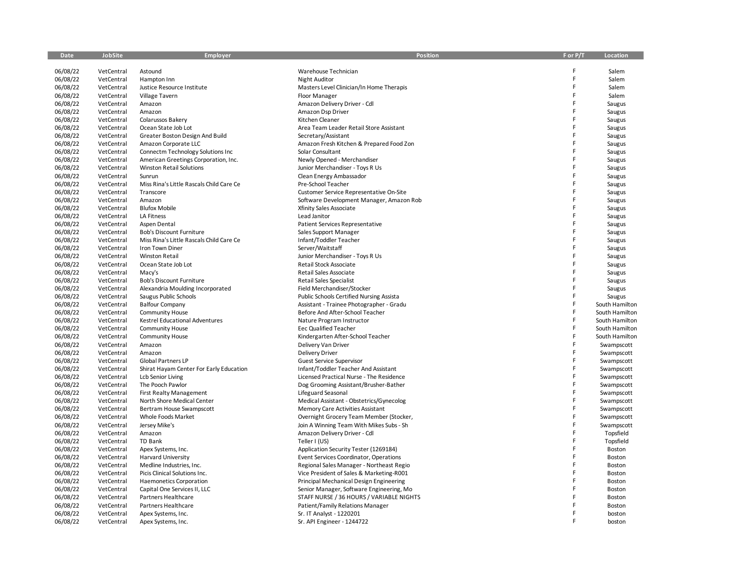| Date | JobSite | Employer | Position | F or P/T | Location |
|---|---|---|---|---|---|
| 06/08/22 | VetCentral | Astound | Warehouse Technician | F | Salem |
| 06/08/22 | VetCentral | Hampton Inn | Night Auditor | F | Salem |
| 06/08/22 | VetCentral | Justice Resource Institute | Masters Level Clinician/In Home Therapis | F | Salem |
| 06/08/22 | VetCentral | Village Tavern | Floor Manager | F | Salem |
| 06/08/22 | VetCentral | Amazon | Amazon Delivery Driver - Cdl | F | Saugus |
| 06/08/22 | VetCentral | Amazon | Amazon Dsp Driver | F | Saugus |
| 06/08/22 | VetCentral | Colarussos Bakery | Kitchen Cleaner | F | Saugus |
| 06/08/22 | VetCentral | Ocean State Job Lot | Area Team Leader Retail Store Assistant | F | Saugus |
| 06/08/22 | VetCentral | Greater Boston Design And Build | Secretary/Assistant | F | Saugus |
| 06/08/22 | VetCentral | Amazon Corporate LLC | Amazon Fresh Kitchen & Prepared Food Zon | F | Saugus |
| 06/08/22 | VetCentral | Connectm Technology Solutions Inc | Solar Consultant | F | Saugus |
| 06/08/22 | VetCentral | American Greetings Corporation, Inc. | Newly Opened - Merchandiser | F | Saugus |
| 06/08/22 | VetCentral | Winston Retail Solutions | Junior Merchandiser - Toys R Us | F | Saugus |
| 06/08/22 | VetCentral | Sunrun | Clean Energy Ambassador | F | Saugus |
| 06/08/22 | VetCentral | Miss Rina's Little Rascals Child Care Ce | Pre-School Teacher | F | Saugus |
| 06/08/22 | VetCentral | Transcore | Customer Service Representative On-Site | F | Saugus |
| 06/08/22 | VetCentral | Amazon | Software Development Manager, Amazon Rob | F | Saugus |
| 06/08/22 | VetCentral | Blufox Mobile | Xfinity Sales Associate | F | Saugus |
| 06/08/22 | VetCentral | LA Fitness | Lead Janitor | F | Saugus |
| 06/08/22 | VetCentral | Aspen Dental | Patient Services Representative | F | Saugus |
| 06/08/22 | VetCentral | Bob's Discount Furniture | Sales Support Manager | F | Saugus |
| 06/08/22 | VetCentral | Miss Rina's Little Rascals Child Care Ce | Infant/Toddler Teacher | F | Saugus |
| 06/08/22 | VetCentral | Iron Town Diner | Server/Waitstaff | F | Saugus |
| 06/08/22 | VetCentral | Winston Retail | Junior Merchandiser - Toys R Us | F | Saugus |
| 06/08/22 | VetCentral | Ocean State Job Lot | Retail Stock Associate | F | Saugus |
| 06/08/22 | VetCentral | Macy's | Retail Sales Associate | F | Saugus |
| 06/08/22 | VetCentral | Bob's Discount Furniture | Retail Sales Specialist | F | Saugus |
| 06/08/22 | VetCentral | Alexandria Moulding Incorporated | Field Merchandiser/Stocker | F | Saugus |
| 06/08/22 | VetCentral | Saugus Public Schools | Public Schools Certified Nursing Assista | F | Saugus |
| 06/08/22 | VetCentral | Balfour Company | Assistant - Trainee Photographer - Gradu | F | South Hamilton |
| 06/08/22 | VetCentral | Community House | Before And After-School Teacher | F | South Hamilton |
| 06/08/22 | VetCentral | Kestrel Educational Adventures | Nature Program Instructor | F | South Hamilton |
| 06/08/22 | VetCentral | Community House | Eec Qualified Teacher | F | South Hamilton |
| 06/08/22 | VetCentral | Community House | Kindergarten After-School Teacher | F | South Hamilton |
| 06/08/22 | VetCentral | Amazon | Delivery Van Driver | F | Swampscott |
| 06/08/22 | VetCentral | Amazon | Delivery Driver | F | Swampscott |
| 06/08/22 | VetCentral | Global Partners LP | Guest Service Supervisor | F | Swampscott |
| 06/08/22 | VetCentral | Shirat Hayam Center For Early Education | Infant/Toddler Teacher And Assistant | F | Swampscott |
| 06/08/22 | VetCentral | Lcb Senior Living | Licensed Practical Nurse - The Residence | F | Swampscott |
| 06/08/22 | VetCentral | The Pooch Pawlor | Dog Grooming Assistant/Brusher-Bather | F | Swampscott |
| 06/08/22 | VetCentral | First Realty Management | Lifeguard Seasonal | F | Swampscott |
| 06/08/22 | VetCentral | North Shore Medical Center | Medical Assistant - Obstetrics/Gynecolog | F | Swampscott |
| 06/08/22 | VetCentral | Bertram House Swampscott | Memory Care Activities Assistant | F | Swampscott |
| 06/08/22 | VetCentral | Whole Foods Market | Overnight Grocery Team Member (Stocker, | F | Swampscott |
| 06/08/22 | VetCentral | Jersey Mike's | Join A Winning Team With Mikes Subs - Sh | F | Swampscott |
| 06/08/22 | VetCentral | Amazon | Amazon Delivery Driver - Cdl | F | Topsfield |
| 06/08/22 | VetCentral | TD Bank | Teller I (US) | F | Topsfield |
| 06/08/22 | VetCentral | Apex Systems, Inc. | Application Security Tester (1269184) | F | Boston |
| 06/08/22 | VetCentral | Harvard University | Event Services Coordinator, Operations | F | Boston |
| 06/08/22 | VetCentral | Medline Industries, Inc. | Regional Sales Manager - Northeast Regio | F | Boston |
| 06/08/22 | VetCentral | Picis Clinical Solutions Inc. | Vice President of Sales & Marketing-R001 | F | Boston |
| 06/08/22 | VetCentral | Haemonetics Corporation | Principal Mechanical Design Engineering | F | Boston |
| 06/08/22 | VetCentral | Capital One Services II, LLC | Senior Manager, Software Engineering, Mo | F | Boston |
| 06/08/22 | VetCentral | Partners Healthcare | STAFF NURSE / 36 HOURS / VARIABLE NIGHTS | F | Boston |
| 06/08/22 | VetCentral | Partners Healthcare | Patient/Family Relations Manager | F | Boston |
| 06/08/22 | VetCentral | Apex Systems, Inc. | Sr. IT Analyst - 1220201 | F | boston |
| 06/08/22 | VetCentral | Apex Systems, Inc. | Sr. API Engineer - 1244722 | F | boston |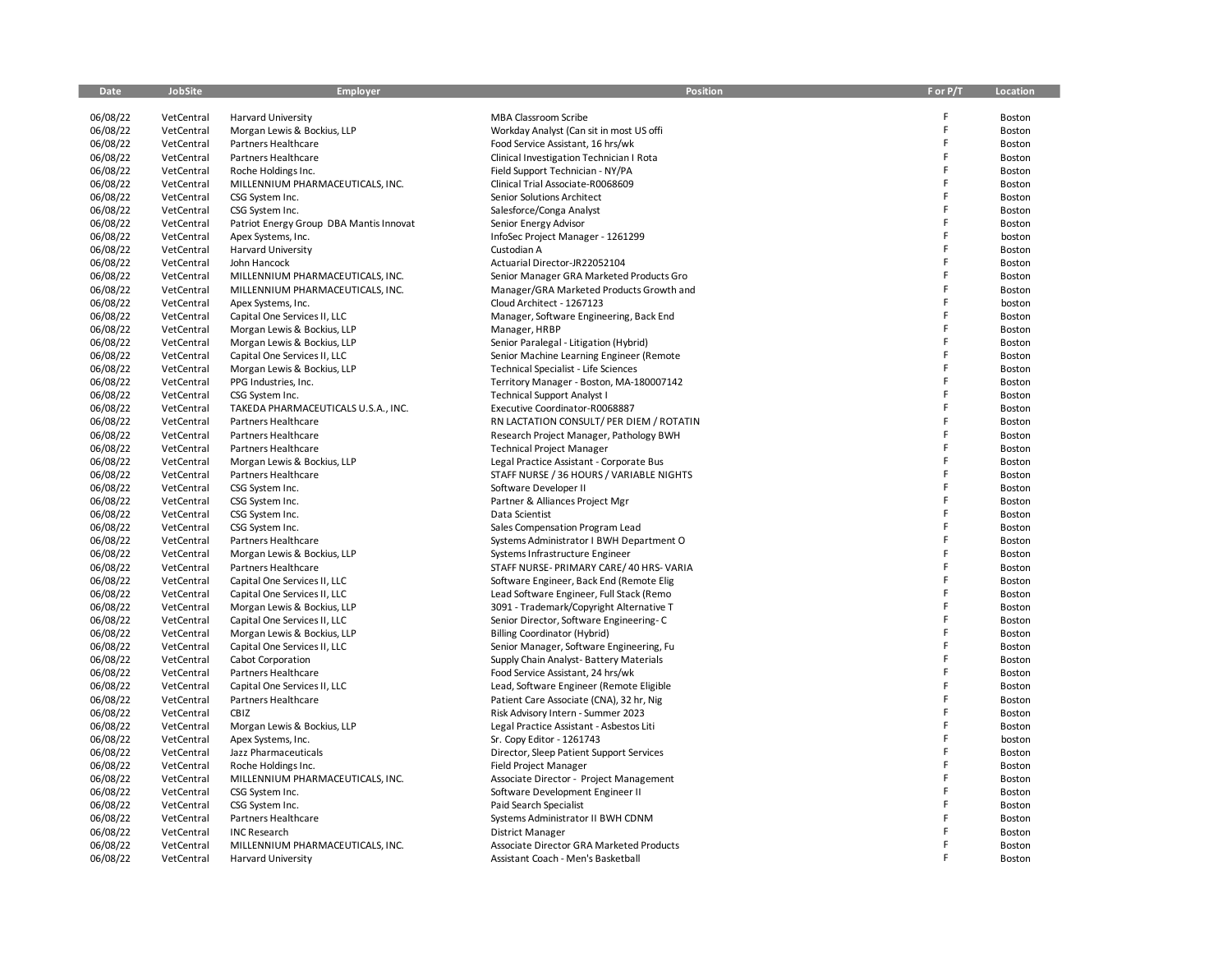| Date | JobSite | Employer | Position | F or P/T | Location |
|---|---|---|---|---|---|
| 06/08/22 | VetCentral | Harvard University | MBA Classroom Scribe | F | Boston |
| 06/08/22 | VetCentral | Morgan Lewis & Bockius, LLP | Workday Analyst (Can sit in most US offi | F | Boston |
| 06/08/22 | VetCentral | Partners Healthcare | Food Service Assistant, 16 hrs/wk | F | Boston |
| 06/08/22 | VetCentral | Partners Healthcare | Clinical Investigation Technician I Rota | F | Boston |
| 06/08/22 | VetCentral | Roche Holdings Inc. | Field Support Technician - NY/PA | F | Boston |
| 06/08/22 | VetCentral | MILLENNIUM PHARMACEUTICALS, INC. | Clinical Trial Associate-R0068609 | F | Boston |
| 06/08/22 | VetCentral | CSG System Inc. | Senior Solutions Architect | F | Boston |
| 06/08/22 | VetCentral | CSG System Inc. | Salesforce/Conga Analyst | F | Boston |
| 06/08/22 | VetCentral | Patriot Energy Group DBA Mantis Innovat | Senior Energy Advisor | F | Boston |
| 06/08/22 | VetCentral | Apex Systems, Inc. | InfoSec Project Manager - 1261299 | F | boston |
| 06/08/22 | VetCentral | Harvard University | Custodian A | F | Boston |
| 06/08/22 | VetCentral | John Hancock | Actuarial Director-JR22052104 | F | Boston |
| 06/08/22 | VetCentral | MILLENNIUM PHARMACEUTICALS, INC. | Senior Manager GRA Marketed Products Gro | F | Boston |
| 06/08/22 | VetCentral | MILLENNIUM PHARMACEUTICALS, INC. | Manager/GRA Marketed Products Growth and | F | Boston |
| 06/08/22 | VetCentral | Apex Systems, Inc. | Cloud Architect - 1267123 | F | boston |
| 06/08/22 | VetCentral | Capital One Services II, LLC | Manager, Software Engineering, Back End | F | Boston |
| 06/08/22 | VetCentral | Morgan Lewis & Bockius, LLP | Manager, HRBP | F | Boston |
| 06/08/22 | VetCentral | Morgan Lewis & Bockius, LLP | Senior Paralegal - Litigation (Hybrid) | F | Boston |
| 06/08/22 | VetCentral | Capital One Services II, LLC | Senior Machine Learning Engineer (Remote | F | Boston |
| 06/08/22 | VetCentral | Morgan Lewis & Bockius, LLP | Technical Specialist - Life Sciences | F | Boston |
| 06/08/22 | VetCentral | PPG Industries, Inc. | Territory Manager - Boston, MA-180007142 | F | Boston |
| 06/08/22 | VetCentral | CSG System Inc. | Technical Support Analyst I | F | Boston |
| 06/08/22 | VetCentral | TAKEDA PHARMACEUTICALS U.S.A., INC. | Executive Coordinator-R0068887 | F | Boston |
| 06/08/22 | VetCentral | Partners Healthcare | RN LACTATION CONSULT/ PER DIEM / ROTATIN | F | Boston |
| 06/08/22 | VetCentral | Partners Healthcare | Research Project Manager, Pathology BWH | F | Boston |
| 06/08/22 | VetCentral | Partners Healthcare | Technical Project Manager | F | Boston |
| 06/08/22 | VetCentral | Morgan Lewis & Bockius, LLP | Legal Practice Assistant - Corporate Bus | F | Boston |
| 06/08/22 | VetCentral | Partners Healthcare | STAFF NURSE / 36 HOURS / VARIABLE NIGHTS | F | Boston |
| 06/08/22 | VetCentral | CSG System Inc. | Software Developer II | F | Boston |
| 06/08/22 | VetCentral | CSG System Inc. | Partner & Alliances Project Mgr | F | Boston |
| 06/08/22 | VetCentral | CSG System Inc. | Data Scientist | F | Boston |
| 06/08/22 | VetCentral | CSG System Inc. | Sales Compensation Program Lead | F | Boston |
| 06/08/22 | VetCentral | Partners Healthcare | Systems Administrator I BWH Department O | F | Boston |
| 06/08/22 | VetCentral | Morgan Lewis & Bockius, LLP | Systems Infrastructure Engineer | F | Boston |
| 06/08/22 | VetCentral | Partners Healthcare | STAFF NURSE- PRIMARY CARE/ 40 HRS- VARIA | F | Boston |
| 06/08/22 | VetCentral | Capital One Services II, LLC | Software Engineer, Back End (Remote Elig | F | Boston |
| 06/08/22 | VetCentral | Capital One Services II, LLC | Lead Software Engineer, Full Stack (Remo | F | Boston |
| 06/08/22 | VetCentral | Morgan Lewis & Bockius, LLP | 3091 - Trademark/Copyright Alternative T | F | Boston |
| 06/08/22 | VetCentral | Capital One Services II, LLC | Senior Director, Software Engineering- C | F | Boston |
| 06/08/22 | VetCentral | Morgan Lewis & Bockius, LLP | Billing Coordinator (Hybrid) | F | Boston |
| 06/08/22 | VetCentral | Capital One Services II, LLC | Senior Manager, Software Engineering, Fu | F | Boston |
| 06/08/22 | VetCentral | Cabot Corporation | Supply Chain Analyst- Battery Materials | F | Boston |
| 06/08/22 | VetCentral | Partners Healthcare | Food Service Assistant, 24 hrs/wk | F | Boston |
| 06/08/22 | VetCentral | Capital One Services II, LLC | Lead, Software Engineer (Remote Eligible | F | Boston |
| 06/08/22 | VetCentral | Partners Healthcare | Patient Care Associate (CNA), 32 hr, Nig | F | Boston |
| 06/08/22 | VetCentral | CBIZ | Risk Advisory Intern - Summer 2023 | F | Boston |
| 06/08/22 | VetCentral | Morgan Lewis & Bockius, LLP | Legal Practice Assistant - Asbestos Liti | F | Boston |
| 06/08/22 | VetCentral | Apex Systems, Inc. | Sr. Copy Editor - 1261743 | F | boston |
| 06/08/22 | VetCentral | Jazz Pharmaceuticals | Director, Sleep Patient Support Services | F | Boston |
| 06/08/22 | VetCentral | Roche Holdings Inc. | Field Project Manager | F | Boston |
| 06/08/22 | VetCentral | MILLENNIUM PHARMACEUTICALS, INC. | Associate Director - Project Management | F | Boston |
| 06/08/22 | VetCentral | CSG System Inc. | Software Development Engineer II | F | Boston |
| 06/08/22 | VetCentral | CSG System Inc. | Paid Search Specialist | F | Boston |
| 06/08/22 | VetCentral | Partners Healthcare | Systems Administrator II BWH CDNM | F | Boston |
| 06/08/22 | VetCentral | INC Research | District Manager | F | Boston |
| 06/08/22 | VetCentral | MILLENNIUM PHARMACEUTICALS, INC. | Associate Director GRA Marketed Products | F | Boston |
| 06/08/22 | VetCentral | Harvard University | Assistant Coach - Men's Basketball | F | Boston |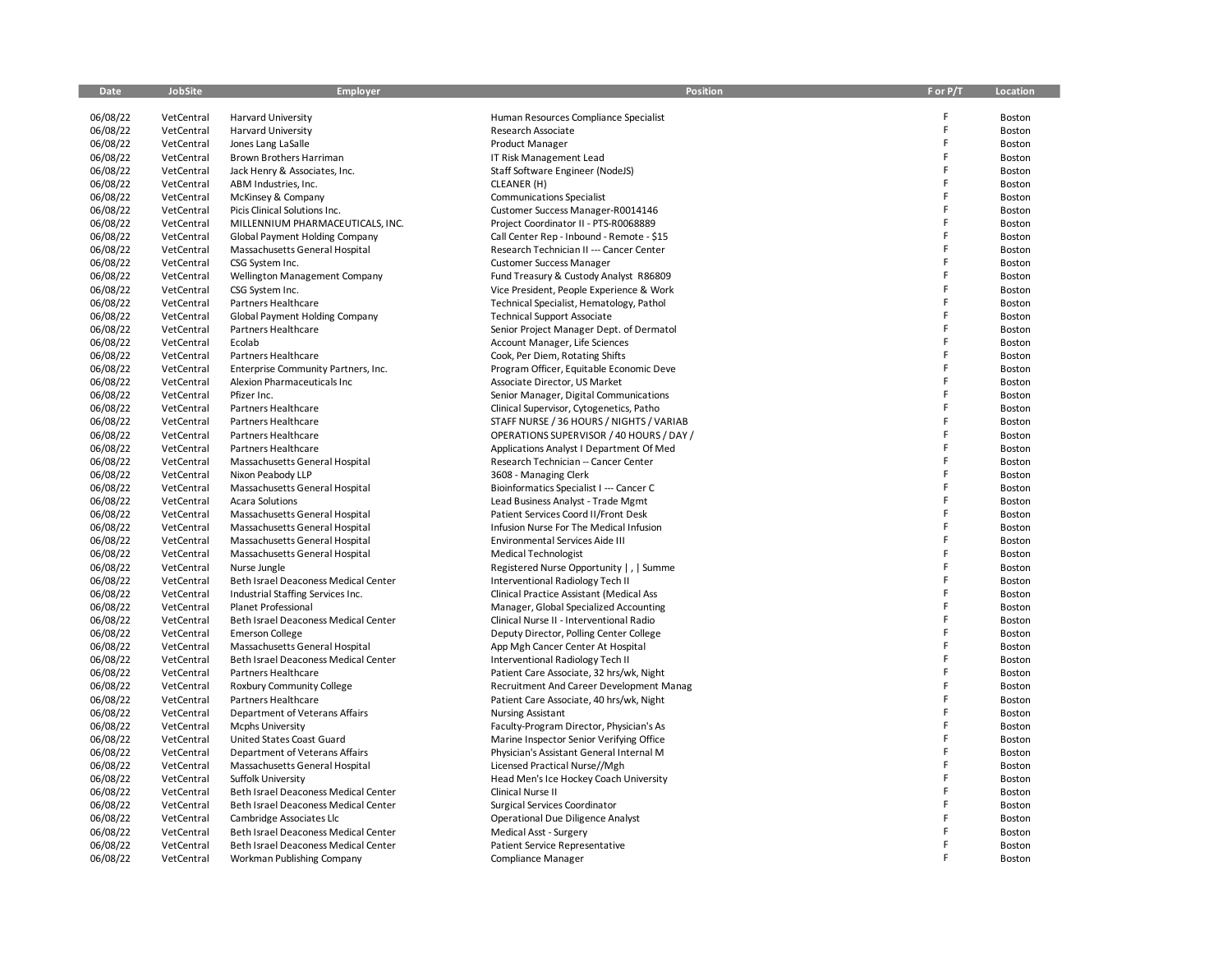| Date | JobSite | Employer | Position | F or P/T | Location |
|---|---|---|---|---|---|
| 06/08/22 | VetCentral | Harvard University | Human Resources Compliance Specialist | F | Boston |
| 06/08/22 | VetCentral | Harvard University | Research Associate | F | Boston |
| 06/08/22 | VetCentral | Jones Lang LaSalle | Product Manager | F | Boston |
| 06/08/22 | VetCentral | Brown Brothers Harriman | IT Risk Management Lead | F | Boston |
| 06/08/22 | VetCentral | Jack Henry & Associates, Inc. | Staff Software Engineer (NodeJS) | F | Boston |
| 06/08/22 | VetCentral | ABM Industries, Inc. | CLEANER (H) | F | Boston |
| 06/08/22 | VetCentral | McKinsey & Company | Communications Specialist | F | Boston |
| 06/08/22 | VetCentral | Picis Clinical Solutions Inc. | Customer Success Manager-R0014146 | F | Boston |
| 06/08/22 | VetCentral | MILLENNIUM PHARMACEUTICALS, INC. | Project Coordinator II - PTS-R0068889 | F | Boston |
| 06/08/22 | VetCentral | Global Payment Holding Company | Call Center Rep - Inbound - Remote - $15 | F | Boston |
| 06/08/22 | VetCentral | Massachusetts General Hospital | Research Technician II --- Cancer Center | F | Boston |
| 06/08/22 | VetCentral | CSG System Inc. | Customer Success Manager | F | Boston |
| 06/08/22 | VetCentral | Wellington Management Company | Fund Treasury & Custody Analyst R86809 | F | Boston |
| 06/08/22 | VetCentral | CSG System Inc. | Vice President, People Experience & Work | F | Boston |
| 06/08/22 | VetCentral | Partners Healthcare | Technical Specialist, Hematology, Pathol | F | Boston |
| 06/08/22 | VetCentral | Global Payment Holding Company | Technical Support Associate | F | Boston |
| 06/08/22 | VetCentral | Partners Healthcare | Senior Project Manager Dept. of Dermatol | F | Boston |
| 06/08/22 | VetCentral | Ecolab | Account Manager, Life Sciences | F | Boston |
| 06/08/22 | VetCentral | Partners Healthcare | Cook, Per Diem, Rotating Shifts | F | Boston |
| 06/08/22 | VetCentral | Enterprise Community Partners, Inc. | Program Officer, Equitable Economic Deve | F | Boston |
| 06/08/22 | VetCentral | Alexion Pharmaceuticals Inc | Associate Director, US Market | F | Boston |
| 06/08/22 | VetCentral | Pfizer Inc. | Senior Manager, Digital Communications | F | Boston |
| 06/08/22 | VetCentral | Partners Healthcare | Clinical Supervisor, Cytogenetics, Patho | F | Boston |
| 06/08/22 | VetCentral | Partners Healthcare | STAFF NURSE / 36 HOURS / NIGHTS / VARIAB | F | Boston |
| 06/08/22 | VetCentral | Partners Healthcare | OPERATIONS SUPERVISOR / 40 HOURS / DAY / | F | Boston |
| 06/08/22 | VetCentral | Partners Healthcare | Applications Analyst I Department Of Med | F | Boston |
| 06/08/22 | VetCentral | Massachusetts General Hospital | Research Technician -- Cancer Center | F | Boston |
| 06/08/22 | VetCentral | Nixon Peabody LLP | 3608 - Managing Clerk | F | Boston |
| 06/08/22 | VetCentral | Massachusetts General Hospital | Bioinformatics Specialist I --- Cancer C | F | Boston |
| 06/08/22 | VetCentral | Acara Solutions | Lead Business Analyst - Trade Mgmt | F | Boston |
| 06/08/22 | VetCentral | Massachusetts General Hospital | Patient Services Coord II/Front Desk | F | Boston |
| 06/08/22 | VetCentral | Massachusetts General Hospital | Infusion Nurse For The Medical Infusion | F | Boston |
| 06/08/22 | VetCentral | Massachusetts General Hospital | Environmental Services Aide III | F | Boston |
| 06/08/22 | VetCentral | Massachusetts General Hospital | Medical Technologist | F | Boston |
| 06/08/22 | VetCentral | Nurse Jungle | Registered Nurse Opportunity \| , \| Summe | F | Boston |
| 06/08/22 | VetCentral | Beth Israel Deaconess Medical Center | Interventional Radiology Tech II | F | Boston |
| 06/08/22 | VetCentral | Industrial Staffing Services Inc. | Clinical Practice Assistant (Medical Ass | F | Boston |
| 06/08/22 | VetCentral | Planet Professional | Manager, Global Specialized Accounting | F | Boston |
| 06/08/22 | VetCentral | Beth Israel Deaconess Medical Center | Clinical Nurse II - Interventional Radio | F | Boston |
| 06/08/22 | VetCentral | Emerson College | Deputy Director, Polling Center College | F | Boston |
| 06/08/22 | VetCentral | Massachusetts General Hospital | App Mgh Cancer Center At Hospital | F | Boston |
| 06/08/22 | VetCentral | Beth Israel Deaconess Medical Center | Interventional Radiology Tech II | F | Boston |
| 06/08/22 | VetCentral | Partners Healthcare | Patient Care Associate, 32 hrs/wk, Night | F | Boston |
| 06/08/22 | VetCentral | Roxbury Community College | Recruitment And Career Development Manag | F | Boston |
| 06/08/22 | VetCentral | Partners Healthcare | Patient Care Associate, 40 hrs/wk, Night | F | Boston |
| 06/08/22 | VetCentral | Department of Veterans Affairs | Nursing Assistant | F | Boston |
| 06/08/22 | VetCentral | Mcphs University | Faculty-Program Director, Physician's As | F | Boston |
| 06/08/22 | VetCentral | United States Coast Guard | Marine Inspector Senior Verifying Office | F | Boston |
| 06/08/22 | VetCentral | Department of Veterans Affairs | Physician's Assistant General Internal M | F | Boston |
| 06/08/22 | VetCentral | Massachusetts General Hospital | Licensed Practical Nurse//Mgh | F | Boston |
| 06/08/22 | VetCentral | Suffolk University | Head Men's Ice Hockey Coach University | F | Boston |
| 06/08/22 | VetCentral | Beth Israel Deaconess Medical Center | Clinical Nurse II | F | Boston |
| 06/08/22 | VetCentral | Beth Israel Deaconess Medical Center | Surgical Services Coordinator | F | Boston |
| 06/08/22 | VetCentral | Cambridge Associates Llc | Operational Due Diligence Analyst | F | Boston |
| 06/08/22 | VetCentral | Beth Israel Deaconess Medical Center | Medical Asst - Surgery | F | Boston |
| 06/08/22 | VetCentral | Beth Israel Deaconess Medical Center | Patient Service Representative | F | Boston |
| 06/08/22 | VetCentral | Workman Publishing Company | Compliance Manager | F | Boston |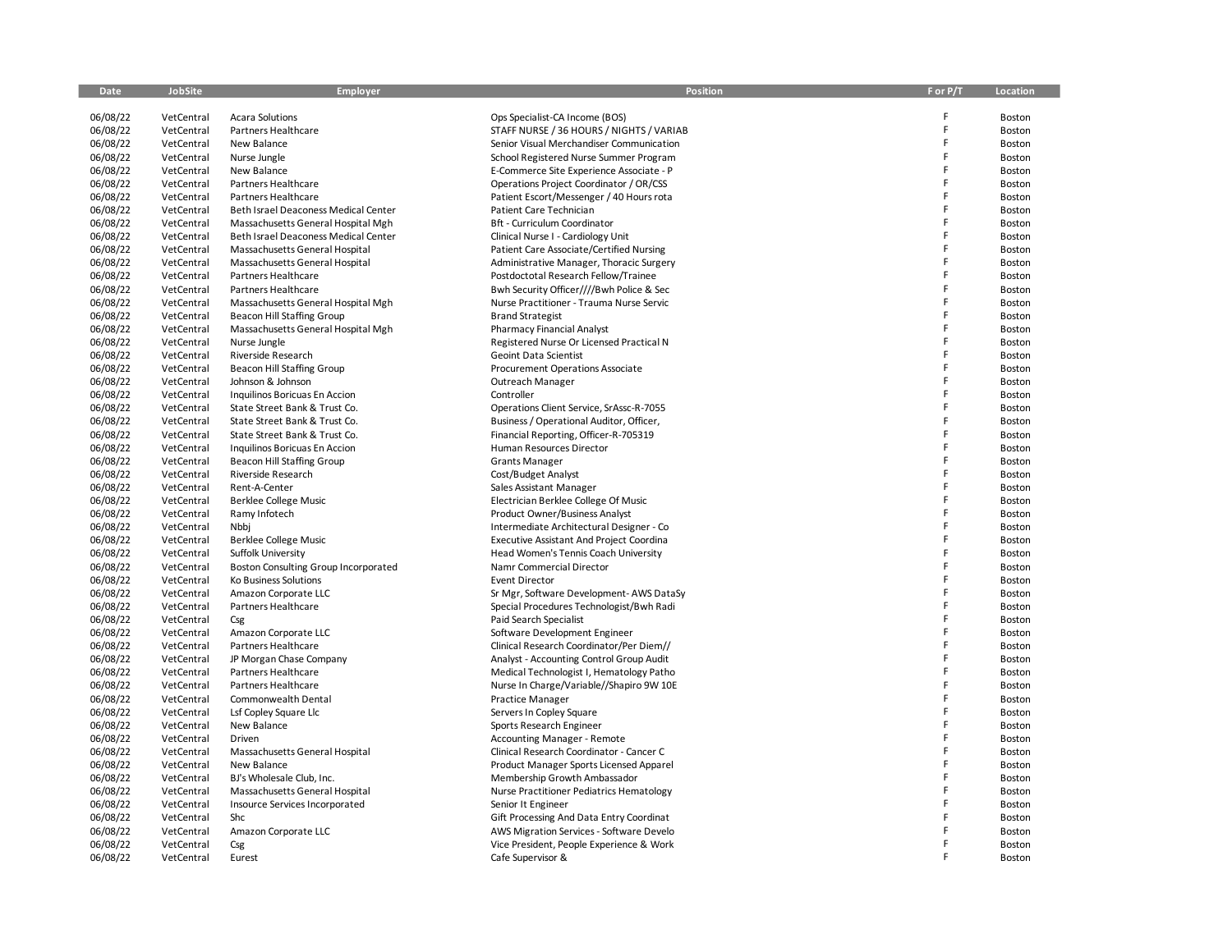| Date | JobSite | Employer | Position | F or P/T | Location |
|---|---|---|---|---|---|
| 06/08/22 | VetCentral | Acara Solutions | Ops Specialist-CA Income (BOS) | F | Boston |
| 06/08/22 | VetCentral | Partners Healthcare | STAFF NURSE / 36 HOURS / NIGHTS / VARIAB | F | Boston |
| 06/08/22 | VetCentral | New Balance | Senior Visual Merchandiser Communication | F | Boston |
| 06/08/22 | VetCentral | Nurse Jungle | School Registered Nurse Summer Program | F | Boston |
| 06/08/22 | VetCentral | New Balance | E-Commerce Site Experience Associate - P | F | Boston |
| 06/08/22 | VetCentral | Partners Healthcare | Operations Project Coordinator / OR/CSS | F | Boston |
| 06/08/22 | VetCentral | Partners Healthcare | Patient Escort/Messenger / 40 Hours rota | F | Boston |
| 06/08/22 | VetCentral | Beth Israel Deaconess Medical Center | Patient Care Technician | F | Boston |
| 06/08/22 | VetCentral | Massachusetts General Hospital Mgh | Bft - Curriculum Coordinator | F | Boston |
| 06/08/22 | VetCentral | Beth Israel Deaconess Medical Center | Clinical Nurse I - Cardiology Unit | F | Boston |
| 06/08/22 | VetCentral | Massachusetts General Hospital | Patient Care Associate/Certified Nursing | F | Boston |
| 06/08/22 | VetCentral | Massachusetts General Hospital | Administrative Manager, Thoracic Surgery | F | Boston |
| 06/08/22 | VetCentral | Partners Healthcare | Postdoctotal Research Fellow/Trainee | F | Boston |
| 06/08/22 | VetCentral | Partners Healthcare | Bwh Security Officer////Bwh Police & Sec | F | Boston |
| 06/08/22 | VetCentral | Massachusetts General Hospital Mgh | Nurse Practitioner - Trauma Nurse Servic | F | Boston |
| 06/08/22 | VetCentral | Beacon Hill Staffing Group | Brand Strategist | F | Boston |
| 06/08/22 | VetCentral | Massachusetts General Hospital Mgh | Pharmacy Financial Analyst | F | Boston |
| 06/08/22 | VetCentral | Nurse Jungle | Registered Nurse Or Licensed Practical N | F | Boston |
| 06/08/22 | VetCentral | Riverside Research | Geoint Data Scientist | F | Boston |
| 06/08/22 | VetCentral | Beacon Hill Staffing Group | Procurement Operations Associate | F | Boston |
| 06/08/22 | VetCentral | Johnson & Johnson | Outreach Manager | F | Boston |
| 06/08/22 | VetCentral | Inquilinos Boricuas En Accion | Controller | F | Boston |
| 06/08/22 | VetCentral | State Street Bank & Trust Co. | Operations Client Service, SrAssc-R-7055 | F | Boston |
| 06/08/22 | VetCentral | State Street Bank & Trust Co. | Business / Operational Auditor, Officer, | F | Boston |
| 06/08/22 | VetCentral | State Street Bank & Trust Co. | Financial Reporting, Officer-R-705319 | F | Boston |
| 06/08/22 | VetCentral | Inquilinos Boricuas En Accion | Human Resources Director | F | Boston |
| 06/08/22 | VetCentral | Beacon Hill Staffing Group | Grants Manager | F | Boston |
| 06/08/22 | VetCentral | Riverside Research | Cost/Budget Analyst | F | Boston |
| 06/08/22 | VetCentral | Rent-A-Center | Sales Assistant Manager | F | Boston |
| 06/08/22 | VetCentral | Berklee College Music | Electrician Berklee College Of Music | F | Boston |
| 06/08/22 | VetCentral | Ramy Infotech | Product Owner/Business Analyst | F | Boston |
| 06/08/22 | VetCentral | Nbbj | Intermediate Architectural Designer - Co | F | Boston |
| 06/08/22 | VetCentral | Berklee College Music | Executive Assistant And Project Coordina | F | Boston |
| 06/08/22 | VetCentral | Suffolk University | Head Women's Tennis Coach University | F | Boston |
| 06/08/22 | VetCentral | Boston Consulting Group Incorporated | Namr Commercial Director | F | Boston |
| 06/08/22 | VetCentral | Ko Business Solutions | Event Director | F | Boston |
| 06/08/22 | VetCentral | Amazon Corporate LLC | Sr Mgr, Software Development- AWS DataSy | F | Boston |
| 06/08/22 | VetCentral | Partners Healthcare | Special Procedures Technologist/Bwh Radi | F | Boston |
| 06/08/22 | VetCentral | Csg | Paid Search Specialist | F | Boston |
| 06/08/22 | VetCentral | Amazon Corporate LLC | Software Development Engineer | F | Boston |
| 06/08/22 | VetCentral | Partners Healthcare | Clinical Research Coordinator/Per Diem// | F | Boston |
| 06/08/22 | VetCentral | JP Morgan Chase Company | Analyst - Accounting Control Group Audit | F | Boston |
| 06/08/22 | VetCentral | Partners Healthcare | Medical Technologist I, Hematology Patho | F | Boston |
| 06/08/22 | VetCentral | Partners Healthcare | Nurse In Charge/Variable//Shapiro 9W 10E | F | Boston |
| 06/08/22 | VetCentral | Commonwealth Dental | Practice Manager | F | Boston |
| 06/08/22 | VetCentral | Lsf Copley Square Llc | Servers In Copley Square | F | Boston |
| 06/08/22 | VetCentral | New Balance | Sports Research Engineer | F | Boston |
| 06/08/22 | VetCentral | Driven | Accounting Manager - Remote | F | Boston |
| 06/08/22 | VetCentral | Massachusetts General Hospital | Clinical Research Coordinator - Cancer C | F | Boston |
| 06/08/22 | VetCentral | New Balance | Product Manager Sports Licensed Apparel | F | Boston |
| 06/08/22 | VetCentral | BJ's Wholesale Club, Inc. | Membership Growth Ambassador | F | Boston |
| 06/08/22 | VetCentral | Massachusetts General Hospital | Nurse Practitioner Pediatrics Hematology | F | Boston |
| 06/08/22 | VetCentral | Insource Services Incorporated | Senior It Engineer | F | Boston |
| 06/08/22 | VetCentral | Shc | Gift Processing And Data Entry Coordinat | F | Boston |
| 06/08/22 | VetCentral | Amazon Corporate LLC | AWS Migration Services - Software Develo | F | Boston |
| 06/08/22 | VetCentral | Csg | Vice President, People Experience & Work | F | Boston |
| 06/08/22 | VetCentral | Eurest | Cafe Supervisor & | F | Boston |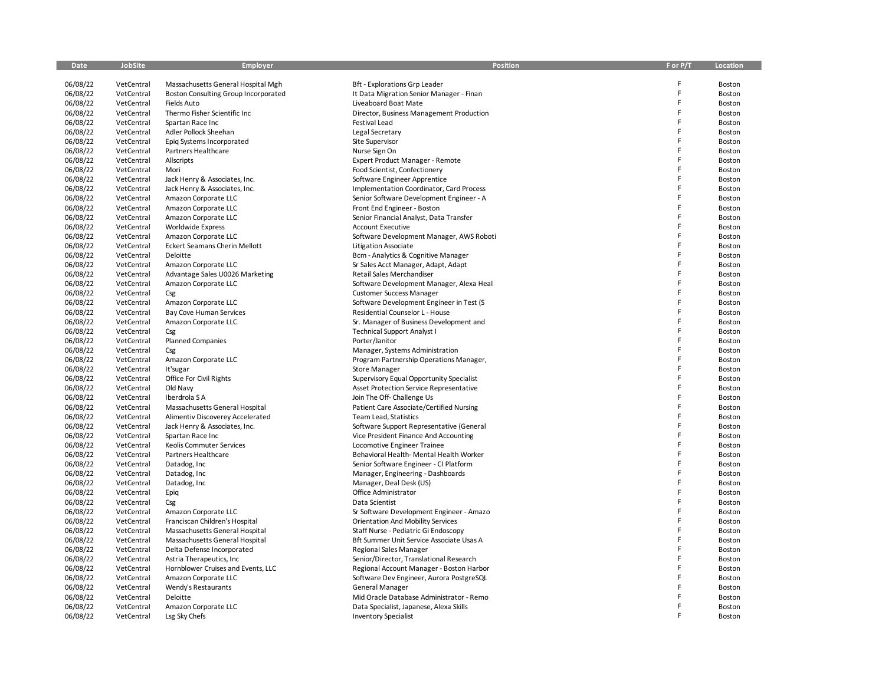| Date | JobSite | Employer | Position | F or P/T | Location |
|---|---|---|---|---|---|
| 06/08/22 | VetCentral | Massachusetts General Hospital Mgh | Bft - Explorations Grp Leader | F | Boston |
| 06/08/22 | VetCentral | Boston Consulting Group Incorporated | It Data Migration Senior Manager - Finan | F | Boston |
| 06/08/22 | VetCentral | Fields Auto | Liveaboard Boat Mate | F | Boston |
| 06/08/22 | VetCentral | Thermo Fisher Scientific Inc | Director, Business Management Production | F | Boston |
| 06/08/22 | VetCentral | Spartan Race Inc | Festival Lead | F | Boston |
| 06/08/22 | VetCentral | Adler Pollock Sheehan | Legal Secretary | F | Boston |
| 06/08/22 | VetCentral | Epiq Systems Incorporated | Site Supervisor | F | Boston |
| 06/08/22 | VetCentral | Partners Healthcare | Nurse Sign On | F | Boston |
| 06/08/22 | VetCentral | Allscripts | Expert Product Manager - Remote | F | Boston |
| 06/08/22 | VetCentral | Mori | Food Scientist, Confectionery | F | Boston |
| 06/08/22 | VetCentral | Jack Henry & Associates, Inc. | Software Engineer Apprentice | F | Boston |
| 06/08/22 | VetCentral | Jack Henry & Associates, Inc. | Implementation Coordinator, Card Process | F | Boston |
| 06/08/22 | VetCentral | Amazon Corporate LLC | Senior Software Development Engineer - A | F | Boston |
| 06/08/22 | VetCentral | Amazon Corporate LLC | Front End Engineer - Boston | F | Boston |
| 06/08/22 | VetCentral | Amazon Corporate LLC | Senior Financial Analyst, Data Transfer | F | Boston |
| 06/08/22 | VetCentral | Worldwide Express | Account Executive | F | Boston |
| 06/08/22 | VetCentral | Amazon Corporate LLC | Software Development Manager, AWS Roboti | F | Boston |
| 06/08/22 | VetCentral | Eckert Seamans Cherin Mellott | Litigation Associate | F | Boston |
| 06/08/22 | VetCentral | Deloitte | Bcm - Analytics & Cognitive Manager | F | Boston |
| 06/08/22 | VetCentral | Amazon Corporate LLC | Sr Sales Acct Manager, Adapt, Adapt | F | Boston |
| 06/08/22 | VetCentral | Advantage Sales U0026 Marketing | Retail Sales Merchandiser | F | Boston |
| 06/08/22 | VetCentral | Amazon Corporate LLC | Software Development Manager, Alexa Heal | F | Boston |
| 06/08/22 | VetCentral | Csg | Customer Success Manager | F | Boston |
| 06/08/22 | VetCentral | Amazon Corporate LLC | Software Development Engineer in Test (S | F | Boston |
| 06/08/22 | VetCentral | Bay Cove Human Services | Residential Counselor L - House | F | Boston |
| 06/08/22 | VetCentral | Amazon Corporate LLC | Sr. Manager of Business Development and | F | Boston |
| 06/08/22 | VetCentral | Csg | Technical Support Analyst I | F | Boston |
| 06/08/22 | VetCentral | Planned Companies | Porter/Janitor | F | Boston |
| 06/08/22 | VetCentral | Csg | Manager, Systems Administration | F | Boston |
| 06/08/22 | VetCentral | Amazon Corporate LLC | Program Partnership Operations Manager, | F | Boston |
| 06/08/22 | VetCentral | It'sugar | Store Manager | F | Boston |
| 06/08/22 | VetCentral | Office For Civil Rights | Supervisory Equal Opportunity Specialist | F | Boston |
| 06/08/22 | VetCentral | Old Navy | Asset Protection Service Representative | F | Boston |
| 06/08/22 | VetCentral | Iberdrola S A | Join The Off- Challenge Us | F | Boston |
| 06/08/22 | VetCentral | Massachusetts General Hospital | Patient Care Associate/Certified Nursing | F | Boston |
| 06/08/22 | VetCentral | Alimentiv Discoverey Accelerated | Team Lead, Statistics | F | Boston |
| 06/08/22 | VetCentral | Jack Henry & Associates, Inc. | Software Support Representative (General | F | Boston |
| 06/08/22 | VetCentral | Spartan Race Inc | Vice President Finance And Accounting | F | Boston |
| 06/08/22 | VetCentral | Keolis Commuter Services | Locomotive Engineer Trainee | F | Boston |
| 06/08/22 | VetCentral | Partners Healthcare | Behavioral Health- Mental Health Worker | F | Boston |
| 06/08/22 | VetCentral | Datadog, Inc | Senior Software Engineer - CI Platform | F | Boston |
| 06/08/22 | VetCentral | Datadog, Inc | Manager, Engineering - Dashboards | F | Boston |
| 06/08/22 | VetCentral | Datadog, Inc | Manager, Deal Desk (US) | F | Boston |
| 06/08/22 | VetCentral | Epiq | Office Administrator | F | Boston |
| 06/08/22 | VetCentral | Csg | Data Scientist | F | Boston |
| 06/08/22 | VetCentral | Amazon Corporate LLC | Sr Software Development Engineer - Amazo | F | Boston |
| 06/08/22 | VetCentral | Franciscan Children's Hospital | Orientation And Mobility Services | F | Boston |
| 06/08/22 | VetCentral | Massachusetts General Hospital | Staff Nurse - Pediatric Gi Endoscopy | F | Boston |
| 06/08/22 | VetCentral | Massachusetts General Hospital | Bft Summer Unit Service Associate Usas A | F | Boston |
| 06/08/22 | VetCentral | Delta Defense Incorporated | Regional Sales Manager | F | Boston |
| 06/08/22 | VetCentral | Astria Therapeutics, Inc | Senior/Director, Translational Research | F | Boston |
| 06/08/22 | VetCentral | Hornblower Cruises and Events, LLC | Regional Account Manager - Boston Harbor | F | Boston |
| 06/08/22 | VetCentral | Amazon Corporate LLC | Software Dev Engineer, Aurora PostgreSQL | F | Boston |
| 06/08/22 | VetCentral | Wendy's Restaurants | General Manager | F | Boston |
| 06/08/22 | VetCentral | Deloitte | Mid Oracle Database Administrator - Remo | F | Boston |
| 06/08/22 | VetCentral | Amazon Corporate LLC | Data Specialist, Japanese, Alexa Skills | F | Boston |
| 06/08/22 | VetCentral | Lsg Sky Chefs | Inventory Specialist | F | Boston |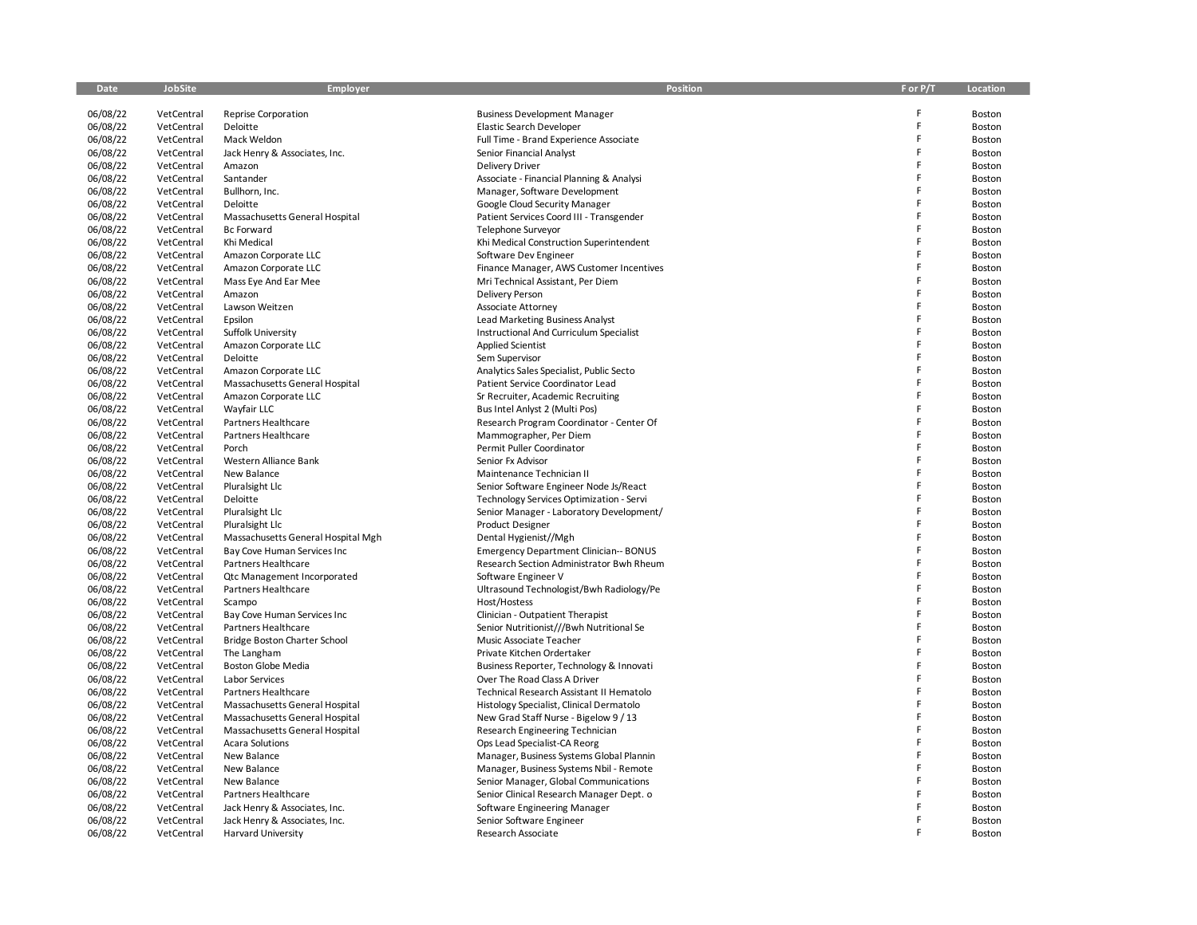| Date | JobSite | Employer | Position | F or P/T | Location |
|---|---|---|---|---|---|
| 06/08/22 | VetCentral | Reprise Corporation | Business Development Manager | F | Boston |
| 06/08/22 | VetCentral | Deloitte | Elastic Search Developer | F | Boston |
| 06/08/22 | VetCentral | Mack Weldon | Full Time - Brand Experience Associate | F | Boston |
| 06/08/22 | VetCentral | Jack Henry & Associates, Inc. | Senior Financial Analyst | F | Boston |
| 06/08/22 | VetCentral | Amazon | Delivery Driver | F | Boston |
| 06/08/22 | VetCentral | Santander | Associate - Financial Planning & Analysi | F | Boston |
| 06/08/22 | VetCentral | Bullhorn, Inc. | Manager, Software Development | F | Boston |
| 06/08/22 | VetCentral | Deloitte | Google Cloud Security Manager | F | Boston |
| 06/08/22 | VetCentral | Massachusetts General Hospital | Patient Services Coord III - Transgender | F | Boston |
| 06/08/22 | VetCentral | Bc Forward | Telephone Surveyor | F | Boston |
| 06/08/22 | VetCentral | Khi Medical | Khi Medical Construction Superintendent | F | Boston |
| 06/08/22 | VetCentral | Amazon Corporate LLC | Software Dev Engineer | F | Boston |
| 06/08/22 | VetCentral | Amazon Corporate LLC | Finance Manager, AWS Customer Incentives | F | Boston |
| 06/08/22 | VetCentral | Mass Eye And Ear Mee | Mri Technical Assistant, Per Diem | F | Boston |
| 06/08/22 | VetCentral | Amazon | Delivery Person | F | Boston |
| 06/08/22 | VetCentral | Lawson Weitzen | Associate Attorney | F | Boston |
| 06/08/22 | VetCentral | Epsilon | Lead Marketing Business Analyst | F | Boston |
| 06/08/22 | VetCentral | Suffolk University | Instructional And Curriculum Specialist | F | Boston |
| 06/08/22 | VetCentral | Amazon Corporate LLC | Applied Scientist | F | Boston |
| 06/08/22 | VetCentral | Deloitte | Sem Supervisor | F | Boston |
| 06/08/22 | VetCentral | Amazon Corporate LLC | Analytics Sales Specialist, Public Secto | F | Boston |
| 06/08/22 | VetCentral | Massachusetts General Hospital | Patient Service Coordinator Lead | F | Boston |
| 06/08/22 | VetCentral | Amazon Corporate LLC | Sr Recruiter, Academic Recruiting | F | Boston |
| 06/08/22 | VetCentral | Wayfair LLC | Bus Intel Anlyst 2 (Multi Pos) | F | Boston |
| 06/08/22 | VetCentral | Partners Healthcare | Research Program Coordinator - Center Of | F | Boston |
| 06/08/22 | VetCentral | Partners Healthcare | Mammographer, Per Diem | F | Boston |
| 06/08/22 | VetCentral | Porch | Permit Puller Coordinator | F | Boston |
| 06/08/22 | VetCentral | Western Alliance Bank | Senior Fx Advisor | F | Boston |
| 06/08/22 | VetCentral | New Balance | Maintenance Technician II | F | Boston |
| 06/08/22 | VetCentral | Pluralsight Llc | Senior Software Engineer Node Js/React | F | Boston |
| 06/08/22 | VetCentral | Deloitte | Technology Services Optimization - Servi | F | Boston |
| 06/08/22 | VetCentral | Pluralsight Llc | Senior Manager - Laboratory Development/ | F | Boston |
| 06/08/22 | VetCentral | Pluralsight Llc | Product Designer | F | Boston |
| 06/08/22 | VetCentral | Massachusetts General Hospital Mgh | Dental Hygienist//Mgh | F | Boston |
| 06/08/22 | VetCentral | Bay Cove Human Services Inc | Emergency Department Clinician-- BONUS | F | Boston |
| 06/08/22 | VetCentral | Partners Healthcare | Research Section Administrator Bwh Rheum | F | Boston |
| 06/08/22 | VetCentral | Qtc Management Incorporated | Software Engineer V | F | Boston |
| 06/08/22 | VetCentral | Partners Healthcare | Ultrasound Technologist/Bwh Radiology/Pe | F | Boston |
| 06/08/22 | VetCentral | Scampo | Host/Hostess | F | Boston |
| 06/08/22 | VetCentral | Bay Cove Human Services Inc | Clinician - Outpatient Therapist | F | Boston |
| 06/08/22 | VetCentral | Partners Healthcare | Senior Nutritionist///Bwh Nutritional Se | F | Boston |
| 06/08/22 | VetCentral | Bridge Boston Charter School | Music Associate Teacher | F | Boston |
| 06/08/22 | VetCentral | The Langham | Private Kitchen Ordertaker | F | Boston |
| 06/08/22 | VetCentral | Boston Globe Media | Business Reporter, Technology & Innovati | F | Boston |
| 06/08/22 | VetCentral | Labor Services | Over The Road Class A Driver | F | Boston |
| 06/08/22 | VetCentral | Partners Healthcare | Technical Research Assistant II Hematolo | F | Boston |
| 06/08/22 | VetCentral | Massachusetts General Hospital | Histology Specialist, Clinical Dermatolo | F | Boston |
| 06/08/22 | VetCentral | Massachusetts General Hospital | New Grad Staff Nurse - Bigelow 9 / 13 | F | Boston |
| 06/08/22 | VetCentral | Massachusetts General Hospital | Research Engineering Technician | F | Boston |
| 06/08/22 | VetCentral | Acara Solutions | Ops Lead Specialist-CA Reorg | F | Boston |
| 06/08/22 | VetCentral | New Balance | Manager, Business Systems Global Plannin | F | Boston |
| 06/08/22 | VetCentral | New Balance | Manager, Business Systems Nbil - Remote | F | Boston |
| 06/08/22 | VetCentral | New Balance | Senior Manager, Global Communications | F | Boston |
| 06/08/22 | VetCentral | Partners Healthcare | Senior Clinical Research Manager Dept. o | F | Boston |
| 06/08/22 | VetCentral | Jack Henry & Associates, Inc. | Software Engineering Manager | F | Boston |
| 06/08/22 | VetCentral | Jack Henry & Associates, Inc. | Senior Software Engineer | F | Boston |
| 06/08/22 | VetCentral | Harvard University | Research Associate | F | Boston |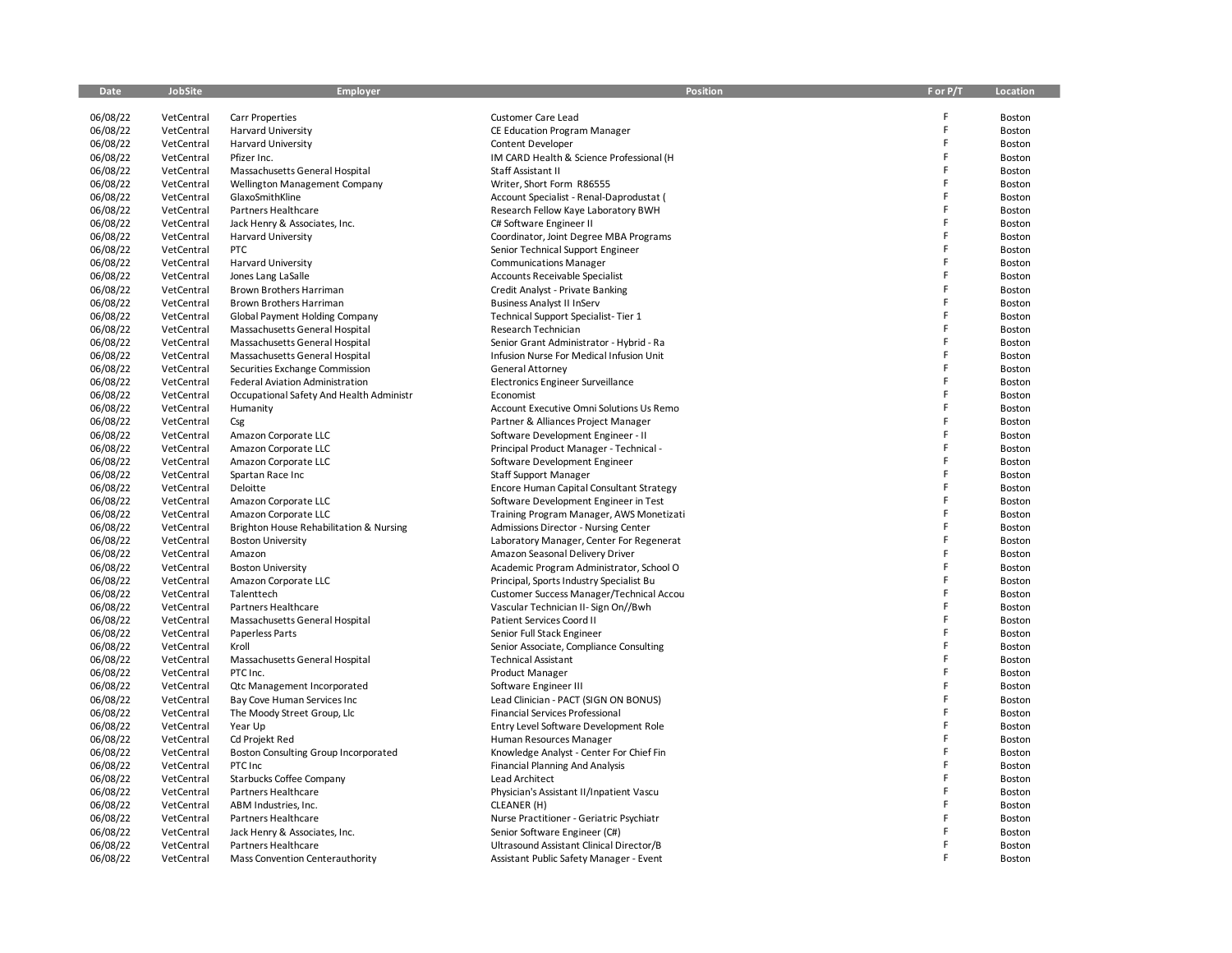| Date | JobSite | Employer | Position | F or P/T | Location |
|---|---|---|---|---|---|
| 06/08/22 | VetCentral | Carr Properties | Customer Care Lead | F | Boston |
| 06/08/22 | VetCentral | Harvard University | CE Education Program Manager | F | Boston |
| 06/08/22 | VetCentral | Harvard University | Content Developer | F | Boston |
| 06/08/22 | VetCentral | Pfizer Inc. | IM CARD Health & Science Professional (H | F | Boston |
| 06/08/22 | VetCentral | Massachusetts General Hospital | Staff Assistant II | F | Boston |
| 06/08/22 | VetCentral | Wellington Management Company | Writer, Short Form R86555 | F | Boston |
| 06/08/22 | VetCentral | GlaxoSmithKline | Account Specialist - Renal-Daprodustat ( | F | Boston |
| 06/08/22 | VetCentral | Partners Healthcare | Research Fellow Kaye Laboratory BWH | F | Boston |
| 06/08/22 | VetCentral | Jack Henry & Associates, Inc. | C# Software Engineer II | F | Boston |
| 06/08/22 | VetCentral | Harvard University | Coordinator, Joint Degree MBA Programs | F | Boston |
| 06/08/22 | VetCentral | PTC | Senior Technical Support Engineer | F | Boston |
| 06/08/22 | VetCentral | Harvard University | Communications Manager | F | Boston |
| 06/08/22 | VetCentral | Jones Lang LaSalle | Accounts Receivable Specialist | F | Boston |
| 06/08/22 | VetCentral | Brown Brothers Harriman | Credit Analyst - Private Banking | F | Boston |
| 06/08/22 | VetCentral | Brown Brothers Harriman | Business Analyst II InServ | F | Boston |
| 06/08/22 | VetCentral | Global Payment Holding Company | Technical Support Specialist- Tier 1 | F | Boston |
| 06/08/22 | VetCentral | Massachusetts General Hospital | Research Technician | F | Boston |
| 06/08/22 | VetCentral | Massachusetts General Hospital | Senior Grant Administrator - Hybrid - Ra | F | Boston |
| 06/08/22 | VetCentral | Massachusetts General Hospital | Infusion Nurse For Medical Infusion Unit | F | Boston |
| 06/08/22 | VetCentral | Securities Exchange Commission | General Attorney | F | Boston |
| 06/08/22 | VetCentral | Federal Aviation Administration | Electronics Engineer Surveillance | F | Boston |
| 06/08/22 | VetCentral | Occupational Safety And Health Administr | Economist | F | Boston |
| 06/08/22 | VetCentral | Humanity | Account Executive Omni Solutions Us Remo | F | Boston |
| 06/08/22 | VetCentral | Csg | Partner & Alliances Project Manager | F | Boston |
| 06/08/22 | VetCentral | Amazon Corporate LLC | Software Development Engineer - II | F | Boston |
| 06/08/22 | VetCentral | Amazon Corporate LLC | Principal Product Manager - Technical - | F | Boston |
| 06/08/22 | VetCentral | Amazon Corporate LLC | Software Development Engineer | F | Boston |
| 06/08/22 | VetCentral | Spartan Race Inc | Staff Support Manager | F | Boston |
| 06/08/22 | VetCentral | Deloitte | Encore Human Capital Consultant Strategy | F | Boston |
| 06/08/22 | VetCentral | Amazon Corporate LLC | Software Development Engineer in Test | F | Boston |
| 06/08/22 | VetCentral | Amazon Corporate LLC | Training Program Manager, AWS Monetizati | F | Boston |
| 06/08/22 | VetCentral | Brighton House Rehabilitation & Nursing | Admissions Director - Nursing Center | F | Boston |
| 06/08/22 | VetCentral | Boston University | Laboratory Manager, Center For Regenerat | F | Boston |
| 06/08/22 | VetCentral | Amazon | Amazon Seasonal Delivery Driver | F | Boston |
| 06/08/22 | VetCentral | Boston University | Academic Program Administrator, School O | F | Boston |
| 06/08/22 | VetCentral | Amazon Corporate LLC | Principal, Sports Industry Specialist Bu | F | Boston |
| 06/08/22 | VetCentral | Talenttech | Customer Success Manager/Technical Accou | F | Boston |
| 06/08/22 | VetCentral | Partners Healthcare | Vascular Technician II- Sign On//Bwh | F | Boston |
| 06/08/22 | VetCentral | Massachusetts General Hospital | Patient Services Coord II | F | Boston |
| 06/08/22 | VetCentral | Paperless Parts | Senior Full Stack Engineer | F | Boston |
| 06/08/22 | VetCentral | Kroll | Senior Associate, Compliance Consulting | F | Boston |
| 06/08/22 | VetCentral | Massachusetts General Hospital | Technical Assistant | F | Boston |
| 06/08/22 | VetCentral | PTC Inc. | Product Manager | F | Boston |
| 06/08/22 | VetCentral | Qtc Management Incorporated | Software Engineer III | F | Boston |
| 06/08/22 | VetCentral | Bay Cove Human Services Inc | Lead Clinician - PACT (SIGN ON BONUS) | F | Boston |
| 06/08/22 | VetCentral | The Moody Street Group, Llc | Financial Services Professional | F | Boston |
| 06/08/22 | VetCentral | Year Up | Entry Level Software Development Role | F | Boston |
| 06/08/22 | VetCentral | Cd Projekt Red | Human Resources Manager | F | Boston |
| 06/08/22 | VetCentral | Boston Consulting Group Incorporated | Knowledge Analyst - Center For Chief Fin | F | Boston |
| 06/08/22 | VetCentral | PTC Inc | Financial Planning And Analysis | F | Boston |
| 06/08/22 | VetCentral | Starbucks Coffee Company | Lead Architect | F | Boston |
| 06/08/22 | VetCentral | Partners Healthcare | Physician's Assistant II/Inpatient Vascu | F | Boston |
| 06/08/22 | VetCentral | ABM Industries, Inc. | CLEANER (H) | F | Boston |
| 06/08/22 | VetCentral | Partners Healthcare | Nurse Practitioner - Geriatric Psychiatr | F | Boston |
| 06/08/22 | VetCentral | Jack Henry & Associates, Inc. | Senior Software Engineer (C#) | F | Boston |
| 06/08/22 | VetCentral | Partners Healthcare | Ultrasound Assistant Clinical Director/B | F | Boston |
| 06/08/22 | VetCentral | Mass Convention Centerauthority | Assistant Public Safety Manager - Event | F | Boston |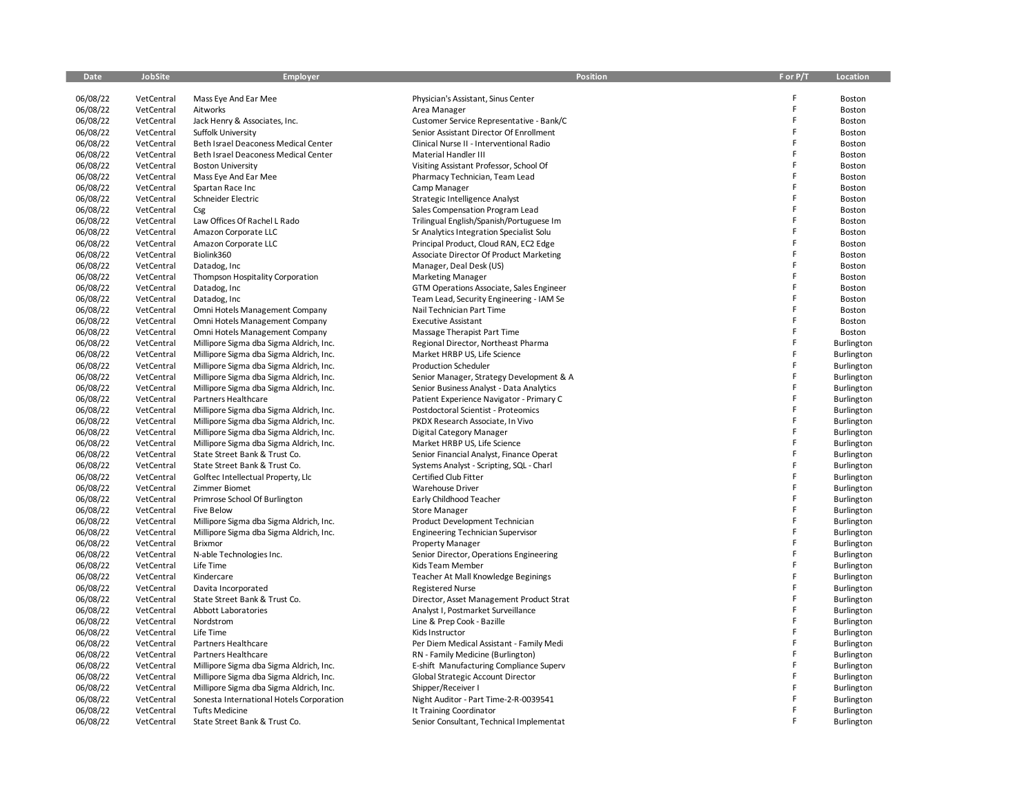| Date | JobSite | Employer | Position | F or P/T | Location |
|---|---|---|---|---|---|
| 06/08/22 | VetCentral | Mass Eye And Ear Mee | Physician's Assistant, Sinus Center | F | Boston |
| 06/08/22 | VetCentral | Aitworks | Area Manager | F | Boston |
| 06/08/22 | VetCentral | Jack Henry & Associates, Inc. | Customer Service Representative - Bank/C | F | Boston |
| 06/08/22 | VetCentral | Suffolk University | Senior Assistant Director Of Enrollment | F | Boston |
| 06/08/22 | VetCentral | Beth Israel Deaconess Medical Center | Clinical Nurse II - Interventional Radio | F | Boston |
| 06/08/22 | VetCentral | Beth Israel Deaconess Medical Center | Material Handler III | F | Boston |
| 06/08/22 | VetCentral | Boston University | Visiting Assistant Professor, School Of | F | Boston |
| 06/08/22 | VetCentral | Mass Eye And Ear Mee | Pharmacy Technician, Team Lead | F | Boston |
| 06/08/22 | VetCentral | Spartan Race Inc | Camp Manager | F | Boston |
| 06/08/22 | VetCentral | Schneider Electric | Strategic Intelligence Analyst | F | Boston |
| 06/08/22 | VetCentral | Csg | Sales Compensation Program Lead | F | Boston |
| 06/08/22 | VetCentral | Law Offices Of Rachel L Rado | Trilingual English/Spanish/Portuguese Im | F | Boston |
| 06/08/22 | VetCentral | Amazon Corporate LLC | Sr Analytics Integration Specialist Solu | F | Boston |
| 06/08/22 | VetCentral | Amazon Corporate LLC | Principal Product, Cloud RAN, EC2 Edge | F | Boston |
| 06/08/22 | VetCentral | Biolink360 | Associate Director Of Product Marketing | F | Boston |
| 06/08/22 | VetCentral | Datadog, Inc | Manager, Deal Desk (US) | F | Boston |
| 06/08/22 | VetCentral | Thompson Hospitality Corporation | Marketing Manager | F | Boston |
| 06/08/22 | VetCentral | Datadog, Inc | GTM Operations Associate, Sales Engineer | F | Boston |
| 06/08/22 | VetCentral | Datadog, Inc | Team Lead, Security Engineering - IAM Se | F | Boston |
| 06/08/22 | VetCentral | Omni Hotels Management Company | Nail Technician Part Time | F | Boston |
| 06/08/22 | VetCentral | Omni Hotels Management Company | Executive Assistant | F | Boston |
| 06/08/22 | VetCentral | Omni Hotels Management Company | Massage Therapist Part Time | F | Boston |
| 06/08/22 | VetCentral | Millipore Sigma dba Sigma Aldrich, Inc. | Regional Director, Northeast Pharma | F | Burlington |
| 06/08/22 | VetCentral | Millipore Sigma dba Sigma Aldrich, Inc. | Market HRBP US, Life Science | F | Burlington |
| 06/08/22 | VetCentral | Millipore Sigma dba Sigma Aldrich, Inc. | Production Scheduler | F | Burlington |
| 06/08/22 | VetCentral | Millipore Sigma dba Sigma Aldrich, Inc. | Senior Manager, Strategy Development & A | F | Burlington |
| 06/08/22 | VetCentral | Millipore Sigma dba Sigma Aldrich, Inc. | Senior Business Analyst - Data Analytics | F | Burlington |
| 06/08/22 | VetCentral | Partners Healthcare | Patient Experience Navigator - Primary C | F | Burlington |
| 06/08/22 | VetCentral | Millipore Sigma dba Sigma Aldrich, Inc. | Postdoctoral Scientist - Proteomics | F | Burlington |
| 06/08/22 | VetCentral | Millipore Sigma dba Sigma Aldrich, Inc. | PKDX Research Associate, In Vivo | F | Burlington |
| 06/08/22 | VetCentral | Millipore Sigma dba Sigma Aldrich, Inc. | Digital Category Manager | F | Burlington |
| 06/08/22 | VetCentral | Millipore Sigma dba Sigma Aldrich, Inc. | Market HRBP US, Life Science | F | Burlington |
| 06/08/22 | VetCentral | State Street Bank & Trust Co. | Senior Financial Analyst, Finance Operat | F | Burlington |
| 06/08/22 | VetCentral | State Street Bank & Trust Co. | Systems Analyst - Scripting, SQL - Charl | F | Burlington |
| 06/08/22 | VetCentral | Golftec Intellectual Property, Llc | Certified Club Fitter | F | Burlington |
| 06/08/22 | VetCentral | Zimmer Biomet | Warehouse Driver | F | Burlington |
| 06/08/22 | VetCentral | Primrose School Of Burlington | Early Childhood Teacher | F | Burlington |
| 06/08/22 | VetCentral | Five Below | Store Manager | F | Burlington |
| 06/08/22 | VetCentral | Millipore Sigma dba Sigma Aldrich, Inc. | Product Development Technician | F | Burlington |
| 06/08/22 | VetCentral | Millipore Sigma dba Sigma Aldrich, Inc. | Engineering Technician Supervisor | F | Burlington |
| 06/08/22 | VetCentral | Brixmor | Property Manager | F | Burlington |
| 06/08/22 | VetCentral | N-able Technologies Inc. | Senior Director, Operations Engineering | F | Burlington |
| 06/08/22 | VetCentral | Life Time | Kids Team Member | F | Burlington |
| 06/08/22 | VetCentral | Kindercare | Teacher At Mall Knowledge Beginings | F | Burlington |
| 06/08/22 | VetCentral | Davita Incorporated | Registered Nurse | F | Burlington |
| 06/08/22 | VetCentral | State Street Bank & Trust Co. | Director, Asset Management Product Strat | F | Burlington |
| 06/08/22 | VetCentral | Abbott Laboratories | Analyst I, Postmarket Surveillance | F | Burlington |
| 06/08/22 | VetCentral | Nordstrom | Line & Prep Cook - Bazille | F | Burlington |
| 06/08/22 | VetCentral | Life Time | Kids Instructor | F | Burlington |
| 06/08/22 | VetCentral | Partners Healthcare | Per Diem Medical Assistant - Family Medi | F | Burlington |
| 06/08/22 | VetCentral | Partners Healthcare | RN - Family Medicine (Burlington) | F | Burlington |
| 06/08/22 | VetCentral | Millipore Sigma dba Sigma Aldrich, Inc. | E-shift Manufacturing Compliance Superv | F | Burlington |
| 06/08/22 | VetCentral | Millipore Sigma dba Sigma Aldrich, Inc. | Global Strategic Account Director | F | Burlington |
| 06/08/22 | VetCentral | Millipore Sigma dba Sigma Aldrich, Inc. | Shipper/Receiver I | F | Burlington |
| 06/08/22 | VetCentral | Sonesta International Hotels Corporation | Night Auditor - Part Time-2-R-0039541 | F | Burlington |
| 06/08/22 | VetCentral | Tufts Medicine | It Training Coordinator | F | Burlington |
| 06/08/22 | VetCentral | State Street Bank & Trust Co. | Senior Consultant, Technical Implementat | F | Burlington |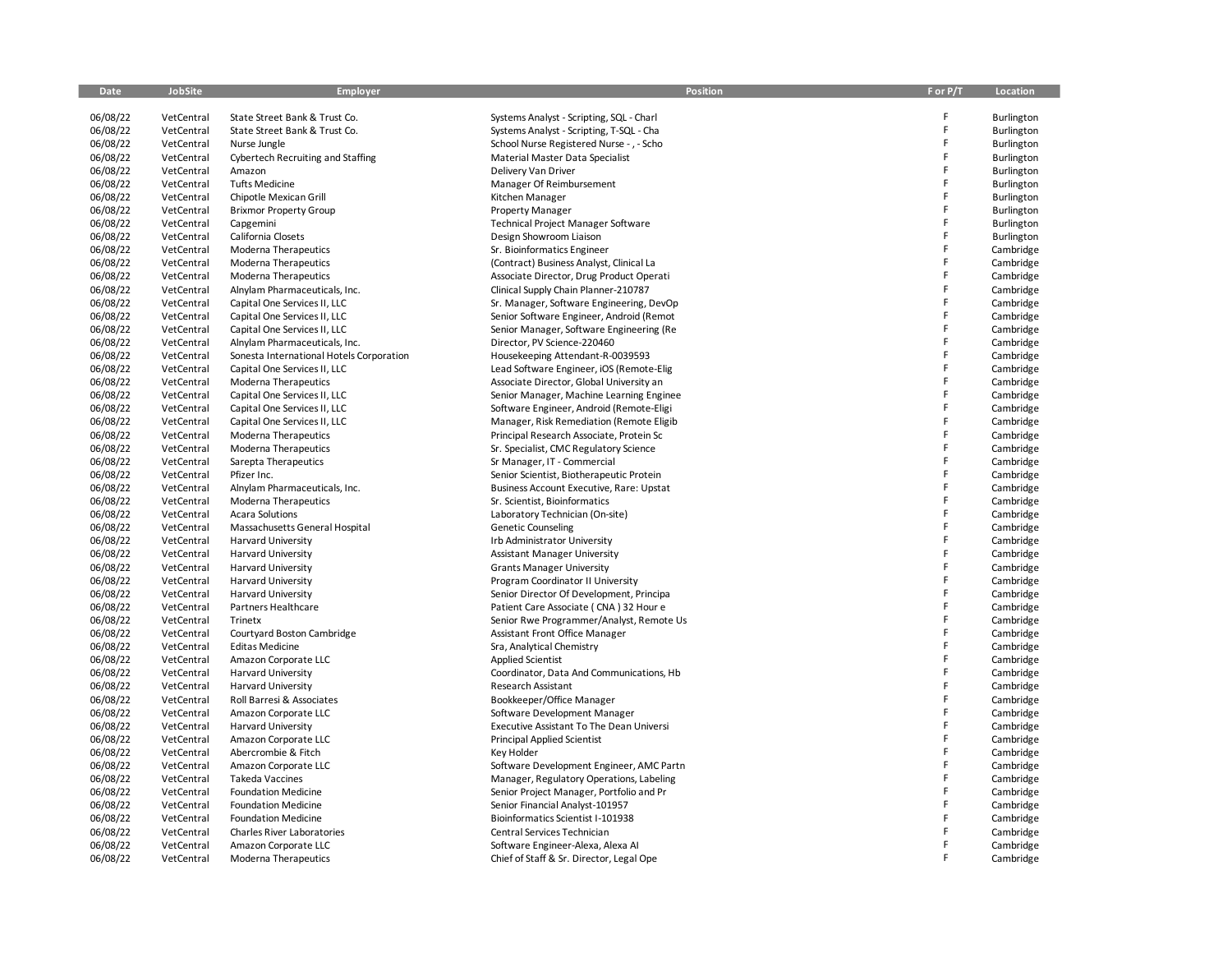| Date | JobSite | Employer | Position | F or P/T | Location |
|---|---|---|---|---|---|
| 06/08/22 | VetCentral | State Street Bank & Trust Co. | Systems Analyst - Scripting, SQL - Charl | F | Burlington |
| 06/08/22 | VetCentral | State Street Bank & Trust Co. | Systems Analyst - Scripting, T-SQL - Cha | F | Burlington |
| 06/08/22 | VetCentral | Nurse Jungle | School Nurse Registered Nurse - , - Scho | F | Burlington |
| 06/08/22 | VetCentral | Cybertech Recruiting and Staffing | Material Master Data Specialist | F | Burlington |
| 06/08/22 | VetCentral | Amazon | Delivery Van Driver | F | Burlington |
| 06/08/22 | VetCentral | Tufts Medicine | Manager Of Reimbursement | F | Burlington |
| 06/08/22 | VetCentral | Chipotle Mexican Grill | Kitchen Manager | F | Burlington |
| 06/08/22 | VetCentral | Brixmor Property Group | Property Manager | F | Burlington |
| 06/08/22 | VetCentral | Capgemini | Technical Project Manager Software | F | Burlington |
| 06/08/22 | VetCentral | California Closets | Design Showroom Liaison | F | Burlington |
| 06/08/22 | VetCentral | Moderna Therapeutics | Sr. Bioinformatics Engineer | F | Cambridge |
| 06/08/22 | VetCentral | Moderna Therapeutics | (Contract) Business Analyst, Clinical La | F | Cambridge |
| 06/08/22 | VetCentral | Moderna Therapeutics | Associate Director, Drug Product Operati | F | Cambridge |
| 06/08/22 | VetCentral | Alnylam Pharmaceuticals, Inc. | Clinical Supply Chain Planner-210787 | F | Cambridge |
| 06/08/22 | VetCentral | Capital One Services II, LLC | Sr. Manager, Software Engineering, DevOp | F | Cambridge |
| 06/08/22 | VetCentral | Capital One Services II, LLC | Senior Software Engineer, Android (Remot | F | Cambridge |
| 06/08/22 | VetCentral | Capital One Services II, LLC | Senior Manager, Software Engineering (Re | F | Cambridge |
| 06/08/22 | VetCentral | Alnylam Pharmaceuticals, Inc. | Director, PV Science-220460 | F | Cambridge |
| 06/08/22 | VetCentral | Sonesta International Hotels Corporation | Housekeeping Attendant-R-0039593 | F | Cambridge |
| 06/08/22 | VetCentral | Capital One Services II, LLC | Lead Software Engineer, iOS (Remote-Elig | F | Cambridge |
| 06/08/22 | VetCentral | Moderna Therapeutics | Associate Director, Global University an | F | Cambridge |
| 06/08/22 | VetCentral | Capital One Services II, LLC | Senior Manager, Machine Learning Enginee | F | Cambridge |
| 06/08/22 | VetCentral | Capital One Services II, LLC | Software Engineer, Android (Remote-Eligi | F | Cambridge |
| 06/08/22 | VetCentral | Capital One Services II, LLC | Manager, Risk Remediation (Remote Eligib | F | Cambridge |
| 06/08/22 | VetCentral | Moderna Therapeutics | Principal Research Associate, Protein Sc | F | Cambridge |
| 06/08/22 | VetCentral | Moderna Therapeutics | Sr. Specialist, CMC Regulatory Science | F | Cambridge |
| 06/08/22 | VetCentral | Sarepta Therapeutics | Sr Manager, IT - Commercial | F | Cambridge |
| 06/08/22 | VetCentral | Pfizer Inc. | Senior Scientist, Biotherapeutic Protein | F | Cambridge |
| 06/08/22 | VetCentral | Alnylam Pharmaceuticals, Inc. | Business Account Executive, Rare: Upstat | F | Cambridge |
| 06/08/22 | VetCentral | Moderna Therapeutics | Sr. Scientist, Bioinformatics | F | Cambridge |
| 06/08/22 | VetCentral | Acara Solutions | Laboratory Technician (On-site) | F | Cambridge |
| 06/08/22 | VetCentral | Massachusetts General Hospital | Genetic Counseling | F | Cambridge |
| 06/08/22 | VetCentral | Harvard University | Irb Administrator University | F | Cambridge |
| 06/08/22 | VetCentral | Harvard University | Assistant Manager University | F | Cambridge |
| 06/08/22 | VetCentral | Harvard University | Grants Manager University | F | Cambridge |
| 06/08/22 | VetCentral | Harvard University | Program Coordinator II University | F | Cambridge |
| 06/08/22 | VetCentral | Harvard University | Senior Director Of Development, Principa | F | Cambridge |
| 06/08/22 | VetCentral | Partners Healthcare | Patient Care Associate ( CNA ) 32 Hour e | F | Cambridge |
| 06/08/22 | VetCentral | Trinetx | Senior Rwe Programmer/Analyst, Remote Us | F | Cambridge |
| 06/08/22 | VetCentral | Courtyard Boston Cambridge | Assistant Front Office Manager | F | Cambridge |
| 06/08/22 | VetCentral | Editas Medicine | Sra, Analytical Chemistry | F | Cambridge |
| 06/08/22 | VetCentral | Amazon Corporate LLC | Applied Scientist | F | Cambridge |
| 06/08/22 | VetCentral | Harvard University | Coordinator, Data And Communications, Hb | F | Cambridge |
| 06/08/22 | VetCentral | Harvard University | Research Assistant | F | Cambridge |
| 06/08/22 | VetCentral | Roll Barresi & Associates | Bookkeeper/Office Manager | F | Cambridge |
| 06/08/22 | VetCentral | Amazon Corporate LLC | Software Development Manager | F | Cambridge |
| 06/08/22 | VetCentral | Harvard University | Executive Assistant To The Dean Universi | F | Cambridge |
| 06/08/22 | VetCentral | Amazon Corporate LLC | Principal Applied Scientist | F | Cambridge |
| 06/08/22 | VetCentral | Abercrombie & Fitch | Key Holder | F | Cambridge |
| 06/08/22 | VetCentral | Amazon Corporate LLC | Software Development Engineer, AMC Partn | F | Cambridge |
| 06/08/22 | VetCentral | Takeda Vaccines | Manager, Regulatory Operations, Labeling | F | Cambridge |
| 06/08/22 | VetCentral | Foundation Medicine | Senior Project Manager, Portfolio and Pr | F | Cambridge |
| 06/08/22 | VetCentral | Foundation Medicine | Senior Financial Analyst-101957 | F | Cambridge |
| 06/08/22 | VetCentral | Foundation Medicine | Bioinformatics Scientist I-101938 | F | Cambridge |
| 06/08/22 | VetCentral | Charles River Laboratories | Central Services Technician | F | Cambridge |
| 06/08/22 | VetCentral | Amazon Corporate LLC | Software Engineer-Alexa, Alexa AI | F | Cambridge |
| 06/08/22 | VetCentral | Moderna Therapeutics | Chief of Staff & Sr. Director, Legal Ope | F | Cambridge |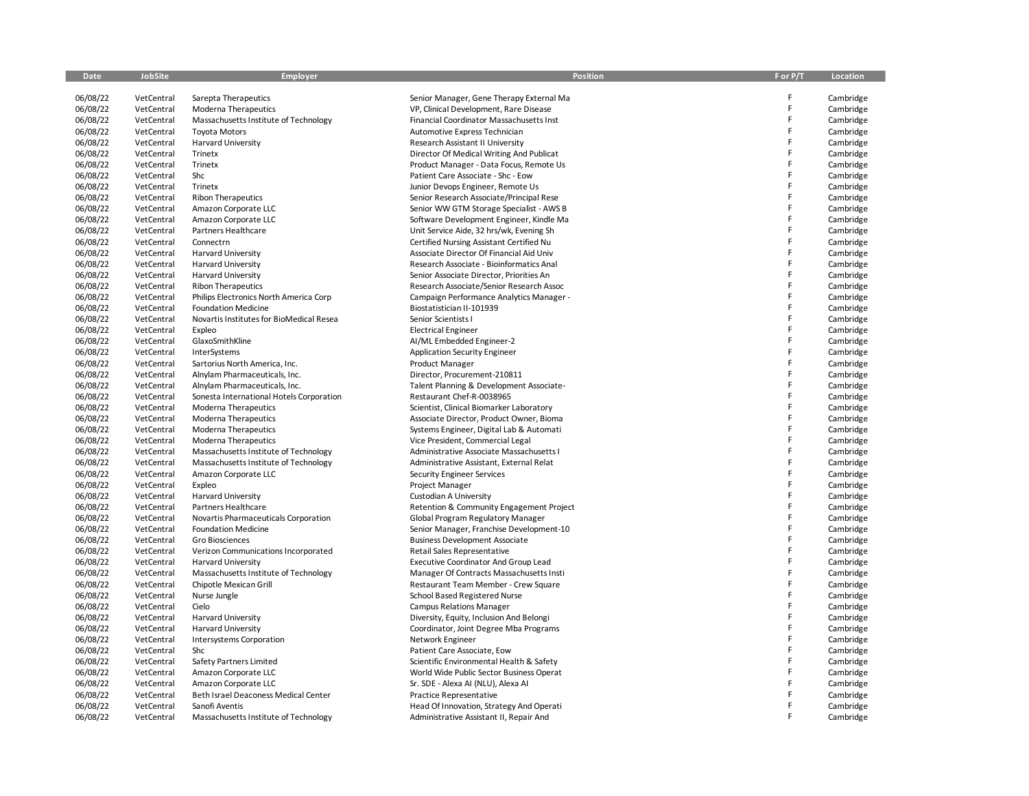| Date | JobSite | Employer | Position | F or P/T | Location |
|---|---|---|---|---|---|
| 06/08/22 | VetCentral | Sarepta Therapeutics | Senior Manager, Gene Therapy External Ma | F | Cambridge |
| 06/08/22 | VetCentral | Moderna Therapeutics | VP, Clinical Development, Rare Disease | F | Cambridge |
| 06/08/22 | VetCentral | Massachusetts Institute of Technology | Financial Coordinator Massachusetts Inst | F | Cambridge |
| 06/08/22 | VetCentral | Toyota Motors | Automotive Express Technician | F | Cambridge |
| 06/08/22 | VetCentral | Harvard University | Research Assistant II University | F | Cambridge |
| 06/08/22 | VetCentral | Trinetx | Director Of Medical Writing And Publicat | F | Cambridge |
| 06/08/22 | VetCentral | Trinetx | Product Manager - Data Focus, Remote Us | F | Cambridge |
| 06/08/22 | VetCentral | Shc | Patient Care Associate - Shc - Eow | F | Cambridge |
| 06/08/22 | VetCentral | Trinetx | Junior Devops Engineer, Remote Us | F | Cambridge |
| 06/08/22 | VetCentral | Ribon Therapeutics | Senior Research Associate/Principal Rese | F | Cambridge |
| 06/08/22 | VetCentral | Amazon Corporate LLC | Senior WW GTM Storage Specialist - AWS B | F | Cambridge |
| 06/08/22 | VetCentral | Amazon Corporate LLC | Software Development Engineer, Kindle Ma | F | Cambridge |
| 06/08/22 | VetCentral | Partners Healthcare | Unit Service Aide, 32 hrs/wk, Evening Sh | F | Cambridge |
| 06/08/22 | VetCentral | Connectrn | Certified Nursing Assistant Certified Nu | F | Cambridge |
| 06/08/22 | VetCentral | Harvard University | Associate Director Of Financial Aid Univ | F | Cambridge |
| 06/08/22 | VetCentral | Harvard University | Research Associate - Bioinformatics Anal | F | Cambridge |
| 06/08/22 | VetCentral | Harvard University | Senior Associate Director, Priorities An | F | Cambridge |
| 06/08/22 | VetCentral | Ribon Therapeutics | Research Associate/Senior Research Assoc | F | Cambridge |
| 06/08/22 | VetCentral | Philips Electronics North America Corp | Campaign Performance Analytics Manager - | F | Cambridge |
| 06/08/22 | VetCentral | Foundation Medicine | Biostatistician II-101939 | F | Cambridge |
| 06/08/22 | VetCentral | Novartis Institutes for BioMedical Resea | Senior Scientists I | F | Cambridge |
| 06/08/22 | VetCentral | Expleo | Electrical Engineer | F | Cambridge |
| 06/08/22 | VetCentral | GlaxoSmithKline | AI/ML Embedded Engineer-2 | F | Cambridge |
| 06/08/22 | VetCentral | InterSystems | Application Security Engineer | F | Cambridge |
| 06/08/22 | VetCentral | Sartorius North America, Inc. | Product Manager | F | Cambridge |
| 06/08/22 | VetCentral | Alnylam Pharmaceuticals, Inc. | Director, Procurement-210811 | F | Cambridge |
| 06/08/22 | VetCentral | Alnylam Pharmaceuticals, Inc. | Talent Planning & Development Associate- | F | Cambridge |
| 06/08/22 | VetCentral | Sonesta International Hotels Corporation | Restaurant Chef-R-0038965 | F | Cambridge |
| 06/08/22 | VetCentral | Moderna Therapeutics | Scientist, Clinical Biomarker Laboratory | F | Cambridge |
| 06/08/22 | VetCentral | Moderna Therapeutics | Associate Director, Product Owner, Bioma | F | Cambridge |
| 06/08/22 | VetCentral | Moderna Therapeutics | Systems Engineer, Digital Lab & Automati | F | Cambridge |
| 06/08/22 | VetCentral | Moderna Therapeutics | Vice President, Commercial Legal | F | Cambridge |
| 06/08/22 | VetCentral | Massachusetts Institute of Technology | Administrative Associate Massachusetts I | F | Cambridge |
| 06/08/22 | VetCentral | Massachusetts Institute of Technology | Administrative Assistant, External Relat | F | Cambridge |
| 06/08/22 | VetCentral | Amazon Corporate LLC | Security Engineer Services | F | Cambridge |
| 06/08/22 | VetCentral | Expleo | Project Manager | F | Cambridge |
| 06/08/22 | VetCentral | Harvard University | Custodian A University | F | Cambridge |
| 06/08/22 | VetCentral | Partners Healthcare | Retention & Community Engagement Project | F | Cambridge |
| 06/08/22 | VetCentral | Novartis Pharmaceuticals Corporation | Global Program Regulatory Manager | F | Cambridge |
| 06/08/22 | VetCentral | Foundation Medicine | Senior Manager, Franchise Development-10 | F | Cambridge |
| 06/08/22 | VetCentral | Gro Biosciences | Business Development Associate | F | Cambridge |
| 06/08/22 | VetCentral | Verizon Communications Incorporated | Retail Sales Representative | F | Cambridge |
| 06/08/22 | VetCentral | Harvard University | Executive Coordinator And Group Lead | F | Cambridge |
| 06/08/22 | VetCentral | Massachusetts Institute of Technology | Manager Of Contracts Massachusetts Insti | F | Cambridge |
| 06/08/22 | VetCentral | Chipotle Mexican Grill | Restaurant Team Member - Crew Square | F | Cambridge |
| 06/08/22 | VetCentral | Nurse Jungle | School Based Registered Nurse | F | Cambridge |
| 06/08/22 | VetCentral | Cielo | Campus Relations Manager | F | Cambridge |
| 06/08/22 | VetCentral | Harvard University | Diversity, Equity, Inclusion And Belongi | F | Cambridge |
| 06/08/22 | VetCentral | Harvard University | Coordinator, Joint Degree Mba Programs | F | Cambridge |
| 06/08/22 | VetCentral | Intersystems Corporation | Network Engineer | F | Cambridge |
| 06/08/22 | VetCentral | Shc | Patient Care Associate, Eow | F | Cambridge |
| 06/08/22 | VetCentral | Safety Partners Limited | Scientific Environmental Health & Safety | F | Cambridge |
| 06/08/22 | VetCentral | Amazon Corporate LLC | World Wide Public Sector Business Operat | F | Cambridge |
| 06/08/22 | VetCentral | Amazon Corporate LLC | Sr. SDE - Alexa AI (NLU), Alexa AI | F | Cambridge |
| 06/08/22 | VetCentral | Beth Israel Deaconess Medical Center | Practice Representative | F | Cambridge |
| 06/08/22 | VetCentral | Sanofi Aventis | Head Of Innovation, Strategy And Operati | F | Cambridge |
| 06/08/22 | VetCentral | Massachusetts Institute of Technology | Administrative Assistant II, Repair And | F | Cambridge |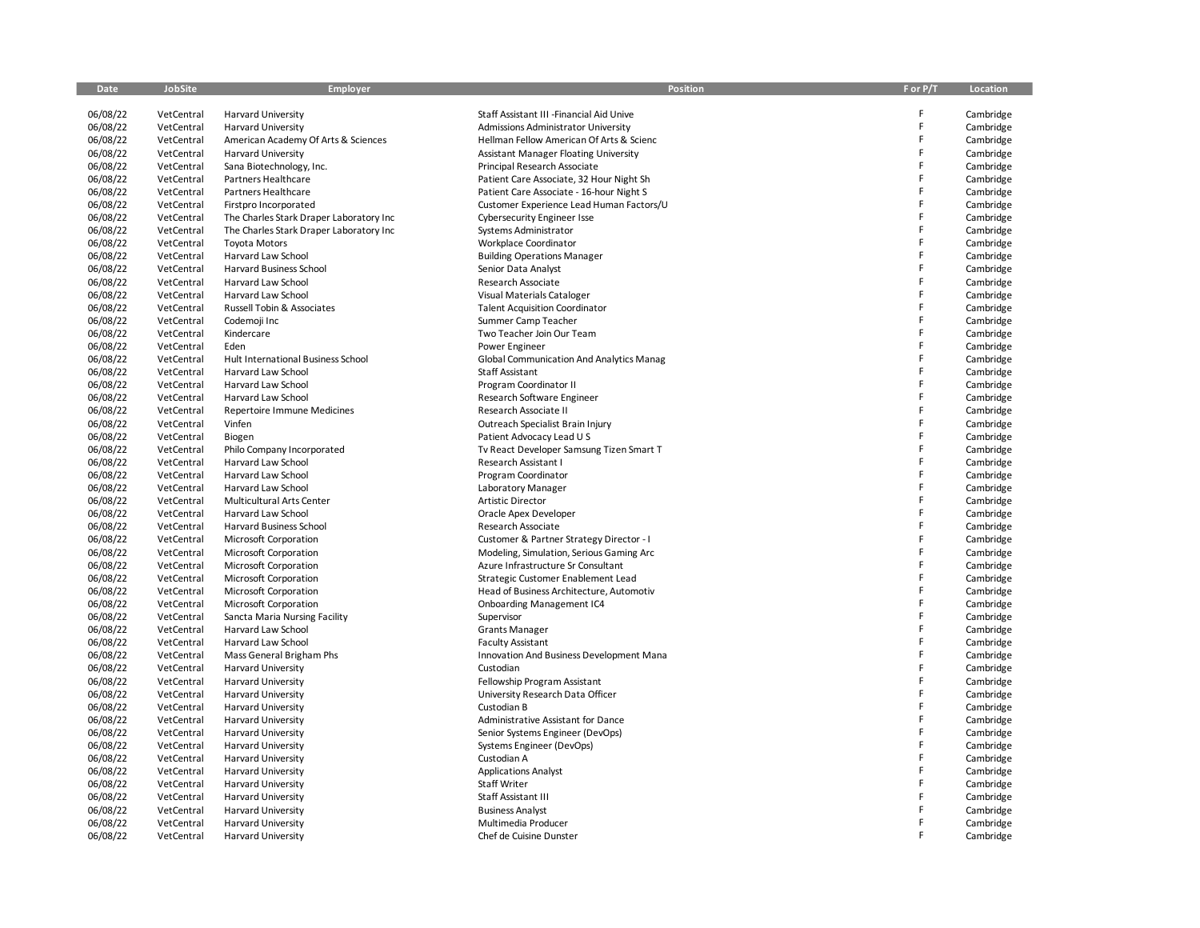| Date | JobSite | Employer | Position | F or P/T | Location |
|---|---|---|---|---|---|
| 06/08/22 | VetCentral | Harvard University | Staff Assistant III -Financial Aid Unive | F | Cambridge |
| 06/08/22 | VetCentral | Harvard University | Admissions Administrator University | F | Cambridge |
| 06/08/22 | VetCentral | American Academy Of Arts & Sciences | Hellman Fellow American Of Arts & Scienc | F | Cambridge |
| 06/08/22 | VetCentral | Harvard University | Assistant Manager Floating University | F | Cambridge |
| 06/08/22 | VetCentral | Sana Biotechnology, Inc. | Principal Research Associate | F | Cambridge |
| 06/08/22 | VetCentral | Partners Healthcare | Patient Care Associate, 32 Hour Night Sh | F | Cambridge |
| 06/08/22 | VetCentral | Partners Healthcare | Patient Care Associate - 16-hour Night S | F | Cambridge |
| 06/08/22 | VetCentral | Firstpro Incorporated | Customer Experience Lead Human Factors/U | F | Cambridge |
| 06/08/22 | VetCentral | The Charles Stark Draper Laboratory Inc | Cybersecurity Engineer Isse | F | Cambridge |
| 06/08/22 | VetCentral | The Charles Stark Draper Laboratory Inc | Systems Administrator | F | Cambridge |
| 06/08/22 | VetCentral | Toyota Motors | Workplace Coordinator | F | Cambridge |
| 06/08/22 | VetCentral | Harvard Law School | Building Operations Manager | F | Cambridge |
| 06/08/22 | VetCentral | Harvard Business School | Senior Data Analyst | F | Cambridge |
| 06/08/22 | VetCentral | Harvard Law School | Research Associate | F | Cambridge |
| 06/08/22 | VetCentral | Harvard Law School | Visual Materials Cataloger | F | Cambridge |
| 06/08/22 | VetCentral | Russell Tobin & Associates | Talent Acquisition Coordinator | F | Cambridge |
| 06/08/22 | VetCentral | Codemoji Inc | Summer Camp Teacher | F | Cambridge |
| 06/08/22 | VetCentral | Kindercare | Two Teacher Join Our Team | F | Cambridge |
| 06/08/22 | VetCentral | Eden | Power Engineer | F | Cambridge |
| 06/08/22 | VetCentral | Hult International Business School | Global Communication And Analytics Manag | F | Cambridge |
| 06/08/22 | VetCentral | Harvard Law School | Staff Assistant | F | Cambridge |
| 06/08/22 | VetCentral | Harvard Law School | Program Coordinator II | F | Cambridge |
| 06/08/22 | VetCentral | Harvard Law School | Research Software Engineer | F | Cambridge |
| 06/08/22 | VetCentral | Repertoire Immune Medicines | Research Associate II | F | Cambridge |
| 06/08/22 | VetCentral | Vinfen | Outreach Specialist Brain Injury | F | Cambridge |
| 06/08/22 | VetCentral | Biogen | Patient Advocacy Lead U S | F | Cambridge |
| 06/08/22 | VetCentral | Philo Company Incorporated | Tv React Developer Samsung Tizen Smart T | F | Cambridge |
| 06/08/22 | VetCentral | Harvard Law School | Research Assistant I | F | Cambridge |
| 06/08/22 | VetCentral | Harvard Law School | Program Coordinator | F | Cambridge |
| 06/08/22 | VetCentral | Harvard Law School | Laboratory Manager | F | Cambridge |
| 06/08/22 | VetCentral | Multicultural Arts Center | Artistic Director | F | Cambridge |
| 06/08/22 | VetCentral | Harvard Law School | Oracle Apex Developer | F | Cambridge |
| 06/08/22 | VetCentral | Harvard Business School | Research Associate | F | Cambridge |
| 06/08/22 | VetCentral | Microsoft Corporation | Customer & Partner Strategy Director - I | F | Cambridge |
| 06/08/22 | VetCentral | Microsoft Corporation | Modeling, Simulation, Serious Gaming Arc | F | Cambridge |
| 06/08/22 | VetCentral | Microsoft Corporation | Azure Infrastructure Sr Consultant | F | Cambridge |
| 06/08/22 | VetCentral | Microsoft Corporation | Strategic Customer Enablement Lead | F | Cambridge |
| 06/08/22 | VetCentral | Microsoft Corporation | Head of Business Architecture, Automotiv | F | Cambridge |
| 06/08/22 | VetCentral | Microsoft Corporation | Onboarding Management IC4 | F | Cambridge |
| 06/08/22 | VetCentral | Sancta Maria Nursing Facility | Supervisor | F | Cambridge |
| 06/08/22 | VetCentral | Harvard Law School | Grants Manager | F | Cambridge |
| 06/08/22 | VetCentral | Harvard Law School | Faculty Assistant | F | Cambridge |
| 06/08/22 | VetCentral | Mass General Brigham Phs | Innovation And Business Development Mana | F | Cambridge |
| 06/08/22 | VetCentral | Harvard University | Custodian | F | Cambridge |
| 06/08/22 | VetCentral | Harvard University | Fellowship Program Assistant | F | Cambridge |
| 06/08/22 | VetCentral | Harvard University | University Research Data Officer | F | Cambridge |
| 06/08/22 | VetCentral | Harvard University | Custodian B | F | Cambridge |
| 06/08/22 | VetCentral | Harvard University | Administrative Assistant for Dance | F | Cambridge |
| 06/08/22 | VetCentral | Harvard University | Senior Systems Engineer (DevOps) | F | Cambridge |
| 06/08/22 | VetCentral | Harvard University | Systems Engineer (DevOps) | F | Cambridge |
| 06/08/22 | VetCentral | Harvard University | Custodian A | F | Cambridge |
| 06/08/22 | VetCentral | Harvard University | Applications Analyst | F | Cambridge |
| 06/08/22 | VetCentral | Harvard University | Staff Writer | F | Cambridge |
| 06/08/22 | VetCentral | Harvard University | Staff Assistant III | F | Cambridge |
| 06/08/22 | VetCentral | Harvard University | Business Analyst | F | Cambridge |
| 06/08/22 | VetCentral | Harvard University | Multimedia Producer | F | Cambridge |
| 06/08/22 | VetCentral | Harvard University | Chef de Cuisine Dunster | F | Cambridge |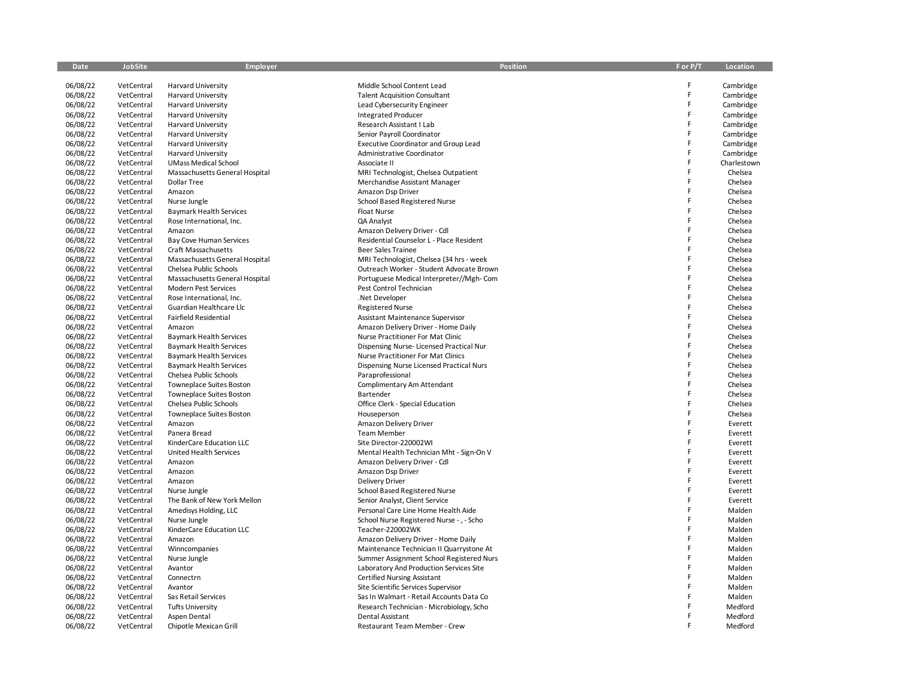| Date | JobSite | Employer | Position | F or P/T | Location |
|---|---|---|---|---|---|
| 06/08/22 | VetCentral | Harvard University | Middle School Content Lead | F | Cambridge |
| 06/08/22 | VetCentral | Harvard University | Talent Acquisition Consultant | F | Cambridge |
| 06/08/22 | VetCentral | Harvard University | Lead Cybersecurity Engineer | F | Cambridge |
| 06/08/22 | VetCentral | Harvard University | Integrated Producer | F | Cambridge |
| 06/08/22 | VetCentral | Harvard University | Research Assistant I Lab | F | Cambridge |
| 06/08/22 | VetCentral | Harvard University | Senior Payroll Coordinator | F | Cambridge |
| 06/08/22 | VetCentral | Harvard University | Executive Coordinator and Group Lead | F | Cambridge |
| 06/08/22 | VetCentral | Harvard University | Administrative Coordinator | F | Cambridge |
| 06/08/22 | VetCentral | UMass Medical School | Associate II | F | Charlestown |
| 06/08/22 | VetCentral | Massachusetts General Hospital | MRI Technologist, Chelsea Outpatient | F | Chelsea |
| 06/08/22 | VetCentral | Dollar Tree | Merchandise Assistant Manager | F | Chelsea |
| 06/08/22 | VetCentral | Amazon | Amazon Dsp Driver | F | Chelsea |
| 06/08/22 | VetCentral | Nurse Jungle | School Based Registered Nurse | F | Chelsea |
| 06/08/22 | VetCentral | Baymark Health Services | Float Nurse | F | Chelsea |
| 06/08/22 | VetCentral | Rose International, Inc. | QA Analyst | F | Chelsea |
| 06/08/22 | VetCentral | Amazon | Amazon Delivery Driver - Cdl | F | Chelsea |
| 06/08/22 | VetCentral | Bay Cove Human Services | Residential Counselor L - Place Resident | F | Chelsea |
| 06/08/22 | VetCentral | Craft Massachusetts | Beer Sales Trainee | F | Chelsea |
| 06/08/22 | VetCentral | Massachusetts General Hospital | MRI Technologist, Chelsea (34 hrs - week | F | Chelsea |
| 06/08/22 | VetCentral | Chelsea Public Schools | Outreach Worker - Student Advocate Brown | F | Chelsea |
| 06/08/22 | VetCentral | Massachusetts General Hospital | Portuguese Medical Interpreter//Mgh- Com | F | Chelsea |
| 06/08/22 | VetCentral | Modern Pest Services | Pest Control Technician | F | Chelsea |
| 06/08/22 | VetCentral | Rose International, Inc. | .Net Developer | F | Chelsea |
| 06/08/22 | VetCentral | Guardian Healthcare Llc | Registered Nurse | F | Chelsea |
| 06/08/22 | VetCentral | Fairfield Residential | Assistant Maintenance Supervisor | F | Chelsea |
| 06/08/22 | VetCentral | Amazon | Amazon Delivery Driver - Home Daily | F | Chelsea |
| 06/08/22 | VetCentral | Baymark Health Services | Nurse Practitioner For Mat Clinic | F | Chelsea |
| 06/08/22 | VetCentral | Baymark Health Services | Dispensing Nurse- Licensed Practical Nur | F | Chelsea |
| 06/08/22 | VetCentral | Baymark Health Services | Nurse Practitioner For Mat Clinics | F | Chelsea |
| 06/08/22 | VetCentral | Baymark Health Services | Dispensing Nurse Licensed Practical Nurs | F | Chelsea |
| 06/08/22 | VetCentral | Chelsea Public Schools | Paraprofessional | F | Chelsea |
| 06/08/22 | VetCentral | Towneplace Suites Boston | Complimentary Am Attendant | F | Chelsea |
| 06/08/22 | VetCentral | Towneplace Suites Boston | Bartender | F | Chelsea |
| 06/08/22 | VetCentral | Chelsea Public Schools | Office Clerk - Special Education | F | Chelsea |
| 06/08/22 | VetCentral | Towneplace Suites Boston | Houseperson | F | Chelsea |
| 06/08/22 | VetCentral | Amazon | Amazon Delivery Driver | F | Everett |
| 06/08/22 | VetCentral | Panera Bread | Team Member | F | Everett |
| 06/08/22 | VetCentral | KinderCare Education LLC | Site Director-220002WI | F | Everett |
| 06/08/22 | VetCentral | United Health Services | Mental Health Technician Mht - Sign-On V | F | Everett |
| 06/08/22 | VetCentral | Amazon | Amazon Delivery Driver - Cdl | F | Everett |
| 06/08/22 | VetCentral | Amazon | Amazon Dsp Driver | F | Everett |
| 06/08/22 | VetCentral | Amazon | Delivery Driver | F | Everett |
| 06/08/22 | VetCentral | Nurse Jungle | School Based Registered Nurse | F | Everett |
| 06/08/22 | VetCentral | The Bank of New York Mellon | Senior Analyst, Client Service | F | Everett |
| 06/08/22 | VetCentral | Amedisys Holding, LLC | Personal Care Line Home Health Aide | F | Malden |
| 06/08/22 | VetCentral | Nurse Jungle | School Nurse Registered Nurse - , - Scho | F | Malden |
| 06/08/22 | VetCentral | KinderCare Education LLC | Teacher-220002WK | F | Malden |
| 06/08/22 | VetCentral | Amazon | Amazon Delivery Driver - Home Daily | F | Malden |
| 06/08/22 | VetCentral | Winncompanies | Maintenance Technician II Quarrystone At | F | Malden |
| 06/08/22 | VetCentral | Nurse Jungle | Summer Assignment School Registered Nurs | F | Malden |
| 06/08/22 | VetCentral | Avantor | Laboratory And Production Services Site | F | Malden |
| 06/08/22 | VetCentral | Connectrn | Certified Nursing Assistant | F | Malden |
| 06/08/22 | VetCentral | Avantor | Site Scientific Services Supervisor | F | Malden |
| 06/08/22 | VetCentral | Sas Retail Services | Sas In Walmart - Retail Accounts Data Co | F | Malden |
| 06/08/22 | VetCentral | Tufts University | Research Technician - Microbiology, Scho | F | Medford |
| 06/08/22 | VetCentral | Aspen Dental | Dental Assistant | F | Medford |
| 06/08/22 | VetCentral | Chipotle Mexican Grill | Restaurant Team Member - Crew | F | Medford |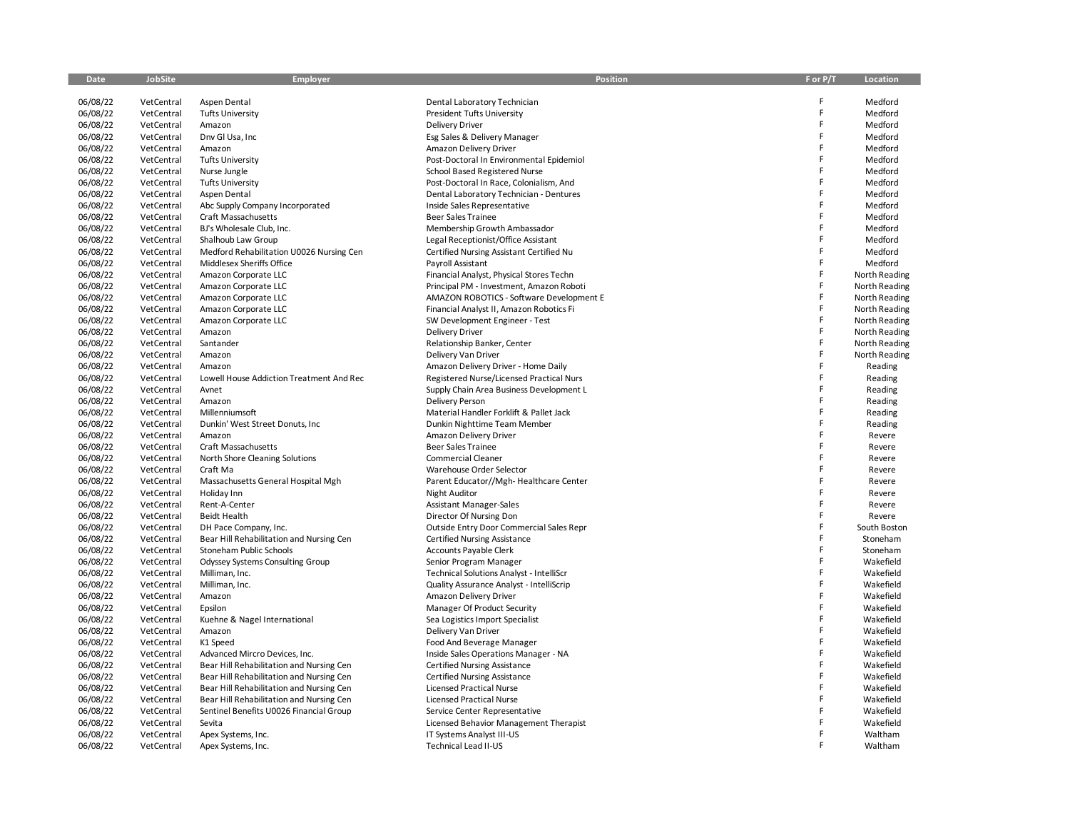| Date | JobSite | Employer | Position | F or P/T | Location |
|---|---|---|---|---|---|
| 06/08/22 | VetCentral | Aspen Dental | Dental Laboratory Technician | F | Medford |
| 06/08/22 | VetCentral | Tufts University | President Tufts University | F | Medford |
| 06/08/22 | VetCentral | Amazon | Delivery Driver | F | Medford |
| 06/08/22 | VetCentral | Dnv Gl Usa, Inc | Esg Sales & Delivery Manager | F | Medford |
| 06/08/22 | VetCentral | Amazon | Amazon Delivery Driver | F | Medford |
| 06/08/22 | VetCentral | Tufts University | Post-Doctoral In Environmental Epidemiol | F | Medford |
| 06/08/22 | VetCentral | Nurse Jungle | School Based Registered Nurse | F | Medford |
| 06/08/22 | VetCentral | Tufts University | Post-Doctoral In Race, Colonialism, And | F | Medford |
| 06/08/22 | VetCentral | Aspen Dental | Dental Laboratory Technician - Dentures | F | Medford |
| 06/08/22 | VetCentral | Abc Supply Company Incorporated | Inside Sales Representative | F | Medford |
| 06/08/22 | VetCentral | Craft Massachusetts | Beer Sales Trainee | F | Medford |
| 06/08/22 | VetCentral | BJ's Wholesale Club, Inc. | Membership Growth Ambassador | F | Medford |
| 06/08/22 | VetCentral | Shalhoub Law Group | Legal Receptionist/Office Assistant | F | Medford |
| 06/08/22 | VetCentral | Medford Rehabilitation U0026 Nursing Cen | Certified Nursing Assistant Certified Nu | F | Medford |
| 06/08/22 | VetCentral | Middlesex Sheriffs Office | Payroll Assistant | F | Medford |
| 06/08/22 | VetCentral | Amazon Corporate LLC | Financial Analyst, Physical Stores Techn | F | North Reading |
| 06/08/22 | VetCentral | Amazon Corporate LLC | Principal PM - Investment, Amazon Roboti | F | North Reading |
| 06/08/22 | VetCentral | Amazon Corporate LLC | AMAZON ROBOTICS - Software Development E | F | North Reading |
| 06/08/22 | VetCentral | Amazon Corporate LLC | Financial Analyst II, Amazon Robotics Fi | F | North Reading |
| 06/08/22 | VetCentral | Amazon Corporate LLC | SW Development Engineer - Test | F | North Reading |
| 06/08/22 | VetCentral | Amazon | Delivery Driver | F | North Reading |
| 06/08/22 | VetCentral | Santander | Relationship Banker, Center | F | North Reading |
| 06/08/22 | VetCentral | Amazon | Delivery Van Driver | F | North Reading |
| 06/08/22 | VetCentral | Amazon | Amazon Delivery Driver - Home Daily | F | Reading |
| 06/08/22 | VetCentral | Lowell House Addiction Treatment And Rec | Registered Nurse/Licensed Practical Nurs | F | Reading |
| 06/08/22 | VetCentral | Avnet | Supply Chain Area Business Development L | F | Reading |
| 06/08/22 | VetCentral | Amazon | Delivery Person | F | Reading |
| 06/08/22 | VetCentral | Millenniumsoft | Material Handler Forklift & Pallet Jack | F | Reading |
| 06/08/22 | VetCentral | Dunkin' West Street Donuts, Inc | Dunkin Nighttime Team Member | F | Reading |
| 06/08/22 | VetCentral | Amazon | Amazon Delivery Driver | F | Revere |
| 06/08/22 | VetCentral | Craft Massachusetts | Beer Sales Trainee | F | Revere |
| 06/08/22 | VetCentral | North Shore Cleaning Solutions | Commercial Cleaner | F | Revere |
| 06/08/22 | VetCentral | Craft Ma | Warehouse Order Selector | F | Revere |
| 06/08/22 | VetCentral | Massachusetts General Hospital Mgh | Parent Educator//Mgh- Healthcare Center | F | Revere |
| 06/08/22 | VetCentral | Holiday Inn | Night Auditor | F | Revere |
| 06/08/22 | VetCentral | Rent-A-Center | Assistant Manager-Sales | F | Revere |
| 06/08/22 | VetCentral | Beidt Health | Director Of Nursing Don | F | Revere |
| 06/08/22 | VetCentral | DH Pace Company, Inc. | Outside Entry Door Commercial Sales Repr | F | South Boston |
| 06/08/22 | VetCentral | Bear Hill Rehabilitation and Nursing Cen | Certified Nursing Assistance | F | Stoneham |
| 06/08/22 | VetCentral | Stoneham Public Schools | Accounts Payable Clerk | F | Stoneham |
| 06/08/22 | VetCentral | Odyssey Systems Consulting Group | Senior Program Manager | F | Wakefield |
| 06/08/22 | VetCentral | Milliman, Inc. | Technical Solutions Analyst - IntelliScr | F | Wakefield |
| 06/08/22 | VetCentral | Milliman, Inc. | Quality Assurance Analyst - IntelliScrip | F | Wakefield |
| 06/08/22 | VetCentral | Amazon | Amazon Delivery Driver | F | Wakefield |
| 06/08/22 | VetCentral | Epsilon | Manager Of Product Security | F | Wakefield |
| 06/08/22 | VetCentral | Kuehne & Nagel International | Sea Logistics Import Specialist | F | Wakefield |
| 06/08/22 | VetCentral | Amazon | Delivery Van Driver | F | Wakefield |
| 06/08/22 | VetCentral | K1 Speed | Food And Beverage Manager | F | Wakefield |
| 06/08/22 | VetCentral | Advanced Mircro Devices, Inc. | Inside Sales Operations Manager - NA | F | Wakefield |
| 06/08/22 | VetCentral | Bear Hill Rehabilitation and Nursing Cen | Certified Nursing Assistance | F | Wakefield |
| 06/08/22 | VetCentral | Bear Hill Rehabilitation and Nursing Cen | Certified Nursing Assistance | F | Wakefield |
| 06/08/22 | VetCentral | Bear Hill Rehabilitation and Nursing Cen | Licensed Practical Nurse | F | Wakefield |
| 06/08/22 | VetCentral | Bear Hill Rehabilitation and Nursing Cen | Licensed Practical Nurse | F | Wakefield |
| 06/08/22 | VetCentral | Sentinel Benefits U0026 Financial Group | Service Center Representative | F | Wakefield |
| 06/08/22 | VetCentral | Sevita | Licensed Behavior Management Therapist | F | Wakefield |
| 06/08/22 | VetCentral | Apex Systems, Inc. | IT Systems Analyst III-US | F | Waltham |
| 06/08/22 | VetCentral | Apex Systems, Inc. | Technical Lead II-US | F | Waltham |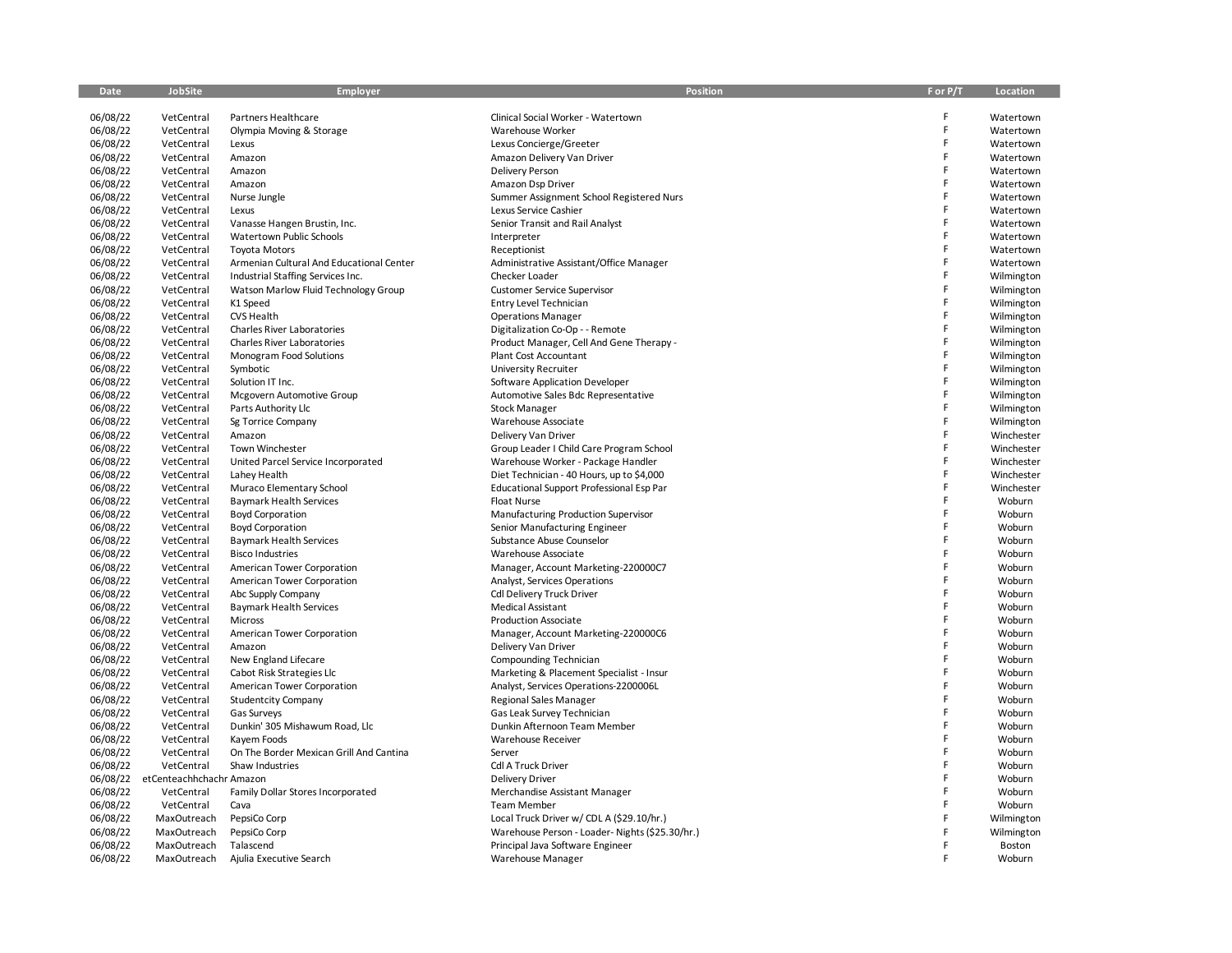| Date | JobSite | Employer | Position | F or P/T | Location |
|---|---|---|---|---|---|
| 06/08/22 | VetCentral | Partners Healthcare | Clinical Social Worker - Watertown | F | Watertown |
| 06/08/22 | VetCentral | Olympia Moving & Storage | Warehouse Worker | F | Watertown |
| 06/08/22 | VetCentral | Lexus | Lexus Concierge/Greeter | F | Watertown |
| 06/08/22 | VetCentral | Amazon | Amazon Delivery Van Driver | F | Watertown |
| 06/08/22 | VetCentral | Amazon | Delivery Person | F | Watertown |
| 06/08/22 | VetCentral | Amazon | Amazon Dsp Driver | F | Watertown |
| 06/08/22 | VetCentral | Nurse Jungle | Summer Assignment School Registered Nurs | F | Watertown |
| 06/08/22 | VetCentral | Lexus | Lexus Service Cashier | F | Watertown |
| 06/08/22 | VetCentral | Vanasse Hangen Brustin, Inc. | Senior Transit and Rail Analyst | F | Watertown |
| 06/08/22 | VetCentral | Watertown Public Schools | Interpreter | F | Watertown |
| 06/08/22 | VetCentral | Toyota Motors | Receptionist | F | Watertown |
| 06/08/22 | VetCentral | Armenian Cultural And Educational Center | Administrative Assistant/Office Manager | F | Watertown |
| 06/08/22 | VetCentral | Industrial Staffing Services Inc. | Checker Loader | F | Wilmington |
| 06/08/22 | VetCentral | Watson Marlow Fluid Technology Group | Customer Service Supervisor | F | Wilmington |
| 06/08/22 | VetCentral | K1 Speed | Entry Level Technician | F | Wilmington |
| 06/08/22 | VetCentral | CVS Health | Operations Manager | F | Wilmington |
| 06/08/22 | VetCentral | Charles River Laboratories | Digitalization Co-Op - - Remote | F | Wilmington |
| 06/08/22 | VetCentral | Charles River Laboratories | Product Manager, Cell And Gene Therapy - | F | Wilmington |
| 06/08/22 | VetCentral | Monogram Food Solutions | Plant Cost Accountant | F | Wilmington |
| 06/08/22 | VetCentral | Symbotic | University Recruiter | F | Wilmington |
| 06/08/22 | VetCentral | Solution IT Inc. | Software Application Developer | F | Wilmington |
| 06/08/22 | VetCentral | Mcgovern Automotive Group | Automotive Sales Bdc Representative | F | Wilmington |
| 06/08/22 | VetCentral | Parts Authority Llc | Stock Manager | F | Wilmington |
| 06/08/22 | VetCentral | Sg Torrice Company | Warehouse Associate | F | Wilmington |
| 06/08/22 | VetCentral | Amazon | Delivery Van Driver | F | Winchester |
| 06/08/22 | VetCentral | Town Winchester | Group Leader I Child Care Program School | F | Winchester |
| 06/08/22 | VetCentral | United Parcel Service Incorporated | Warehouse Worker - Package Handler | F | Winchester |
| 06/08/22 | VetCentral | Lahey Health | Diet Technician - 40 Hours, up to $4,000 | F | Winchester |
| 06/08/22 | VetCentral | Muraco Elementary School | Educational Support Professional Esp Par | F | Winchester |
| 06/08/22 | VetCentral | Baymark Health Services | Float Nurse | F | Woburn |
| 06/08/22 | VetCentral | Boyd Corporation | Manufacturing Production Supervisor | F | Woburn |
| 06/08/22 | VetCentral | Boyd Corporation | Senior Manufacturing Engineer | F | Woburn |
| 06/08/22 | VetCentral | Baymark Health Services | Substance Abuse Counselor | F | Woburn |
| 06/08/22 | VetCentral | Bisco Industries | Warehouse Associate | F | Woburn |
| 06/08/22 | VetCentral | American Tower Corporation | Manager, Account Marketing-220000C7 | F | Woburn |
| 06/08/22 | VetCentral | American Tower Corporation | Analyst, Services Operations | F | Woburn |
| 06/08/22 | VetCentral | Abc Supply Company | Cdl Delivery Truck Driver | F | Woburn |
| 06/08/22 | VetCentral | Baymark Health Services | Medical Assistant | F | Woburn |
| 06/08/22 | VetCentral | Micross | Production Associate | F | Woburn |
| 06/08/22 | VetCentral | American Tower Corporation | Manager, Account Marketing-220000C6 | F | Woburn |
| 06/08/22 | VetCentral | Amazon | Delivery Van Driver | F | Woburn |
| 06/08/22 | VetCentral | New England Lifecare | Compounding Technician | F | Woburn |
| 06/08/22 | VetCentral | Cabot Risk Strategies Llc | Marketing & Placement Specialist - Insur | F | Woburn |
| 06/08/22 | VetCentral | American Tower Corporation | Analyst, Services Operations-2200006L | F | Woburn |
| 06/08/22 | VetCentral | Studentcity Company | Regional Sales Manager | F | Woburn |
| 06/08/22 | VetCentral | Gas Surveys | Gas Leak Survey Technician | F | Woburn |
| 06/08/22 | VetCentral | Dunkin' 305 Mishawum Road, Llc | Dunkin Afternoon Team Member | F | Woburn |
| 06/08/22 | VetCentral | Kayem Foods | Warehouse Receiver | F | Woburn |
| 06/08/22 | VetCentral | On The Border Mexican Grill And Cantina | Server | F | Woburn |
| 06/08/22 | VetCentral | Shaw Industries | Cdl A Truck Driver | F | Woburn |
| 06/08/22 | etCenteachhchachr | Amazon | Delivery Driver | F | Woburn |
| 06/08/22 | VetCentral | Family Dollar Stores Incorporated | Merchandise Assistant Manager | F | Woburn |
| 06/08/22 | VetCentral | Cava | Team Member | F | Woburn |
| 06/08/22 | MaxOutreach | PepsiCo Corp | Local Truck Driver w/ CDL A ($29.10/hr.) | F | Wilmington |
| 06/08/22 | MaxOutreach | PepsiCo Corp | Warehouse Person - Loader- Nights ($25.30/hr.) | F | Wilmington |
| 06/08/22 | MaxOutreach | Talascend | Principal Java Software Engineer | F | Boston |
| 06/08/22 | MaxOutreach | Ajulia Executive Search | Warehouse Manager | F | Woburn |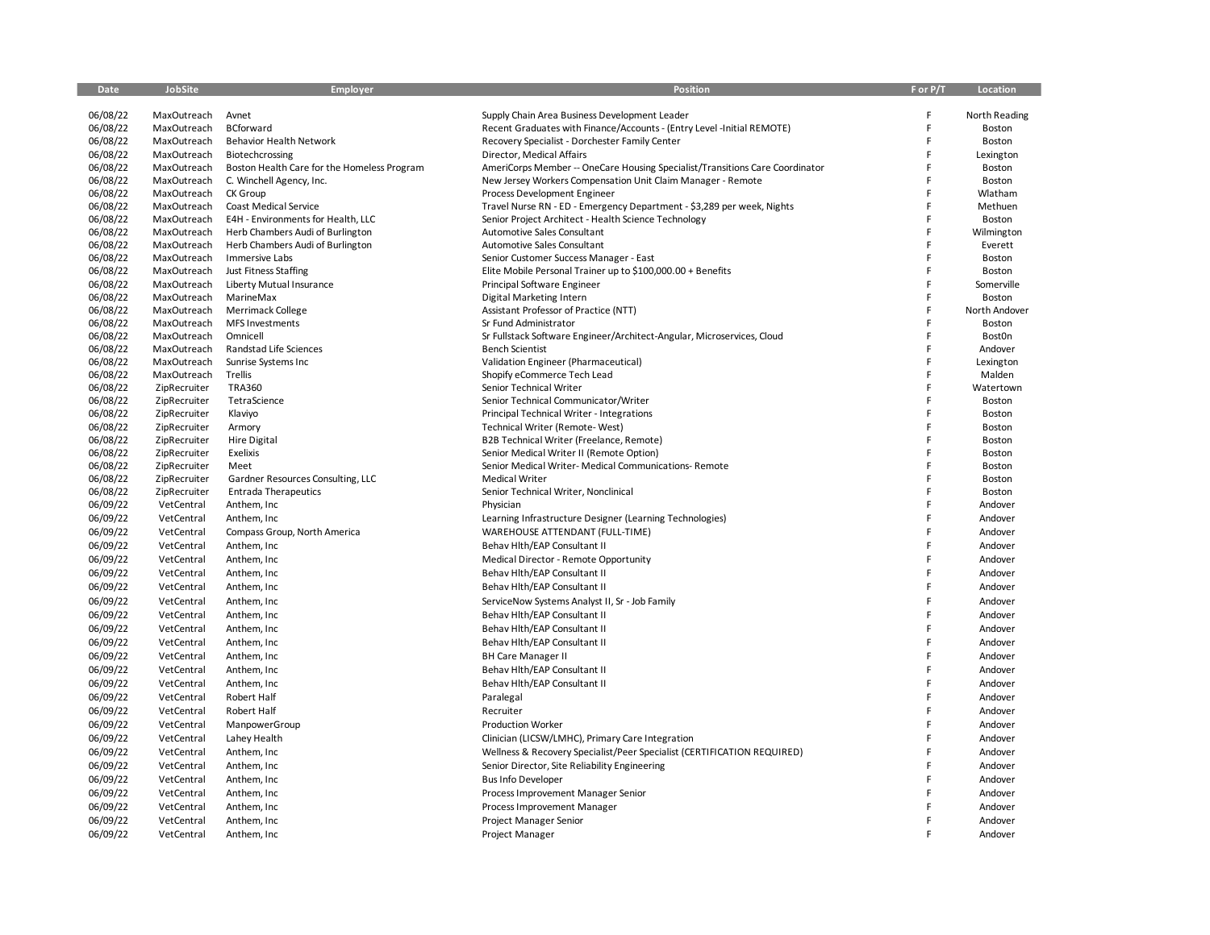| Date | JobSite | Employer | Position | F or P/T | Location |
|---|---|---|---|---|---|
| 06/08/22 | MaxOutreach | Avnet | Supply Chain Area Business Development Leader | F | North Reading |
| 06/08/22 | MaxOutreach | BCforward | Recent Graduates with Finance/Accounts - (Entry Level -Initial REMOTE) | F | Boston |
| 06/08/22 | MaxOutreach | Behavior Health Network | Recovery Specialist - Dorchester Family Center | F | Boston |
| 06/08/22 | MaxOutreach | Biotechcrossing | Director, Medical Affairs | F | Lexington |
| 06/08/22 | MaxOutreach | Boston Health Care for the Homeless Program | AmeriCorps Member -- OneCare Housing Specialist/Transitions Care Coordinator | F | Boston |
| 06/08/22 | MaxOutreach | C. Winchell Agency, Inc. | New Jersey Workers Compensation Unit Claim Manager - Remote | F | Boston |
| 06/08/22 | MaxOutreach | CK Group | Process Development Engineer | F | Wlatham |
| 06/08/22 | MaxOutreach | Coast Medical Service | Travel Nurse RN - ED - Emergency Department - $3,289 per week, Nights | F | Methuen |
| 06/08/22 | MaxOutreach | E4H - Environments for Health, LLC | Senior Project Architect - Health Science Technology | F | Boston |
| 06/08/22 | MaxOutreach | Herb Chambers Audi of Burlington | Automotive Sales Consultant | F | Wilmington |
| 06/08/22 | MaxOutreach | Herb Chambers Audi of Burlington | Automotive Sales Consultant | F | Everett |
| 06/08/22 | MaxOutreach | Immersive Labs | Senior Customer Success Manager - East | F | Boston |
| 06/08/22 | MaxOutreach | Just Fitness Staffing | Elite Mobile Personal Trainer up to $100,000.00 + Benefits | F | Boston |
| 06/08/22 | MaxOutreach | Liberty Mutual Insurance | Principal Software Engineer | F | Somerville |
| 06/08/22 | MaxOutreach | MarineMax | Digital Marketing Intern | F | Boston |
| 06/08/22 | MaxOutreach | Merrimack College | Assistant Professor of Practice (NTT) | F | North Andover |
| 06/08/22 | MaxOutreach | MFS Investments | Sr Fund Administrator | F | Boston |
| 06/08/22 | MaxOutreach | Omnicell | Sr Fullstack Software Engineer/Architect-Angular, Microservices, Cloud | F | Bost0n |
| 06/08/22 | MaxOutreach | Randstad Life Sciences | Bench Scientist | F | Andover |
| 06/08/22 | MaxOutreach | Sunrise Systems Inc | Validation Engineer (Pharmaceutical) | F | Lexington |
| 06/08/22 | MaxOutreach | Trellis | Shopify eCommerce Tech Lead | F | Malden |
| 06/08/22 | ZipRecruiter | TRA360 | Senior Technical Writer | F | Watertown |
| 06/08/22 | ZipRecruiter | TetraScience | Senior Technical Communicator/Writer | F | Boston |
| 06/08/22 | ZipRecruiter | Klaviyo | Principal Technical Writer - Integrations | F | Boston |
| 06/08/22 | ZipRecruiter | Armory | Technical Writer (Remote- West) | F | Boston |
| 06/08/22 | ZipRecruiter | Hire Digital | B2B Technical Writer (Freelance, Remote) | F | Boston |
| 06/08/22 | ZipRecruiter | Exelixis | Senior Medical Writer II (Remote Option) | F | Boston |
| 06/08/22 | ZipRecruiter | Meet | Senior Medical Writer- Medical Communications- Remote | F | Boston |
| 06/08/22 | ZipRecruiter | Gardner Resources Consulting, LLC | Medical Writer | F | Boston |
| 06/08/22 | ZipRecruiter | Entrada Therapeutics | Senior Technical Writer, Nonclinical | F | Boston |
| 06/09/22 | VetCentral | Anthem, Inc | Physician | F | Andover |
| 06/09/22 | VetCentral | Anthem, Inc | Learning Infrastructure Designer (Learning Technologies) | F | Andover |
| 06/09/22 | VetCentral | Compass Group, North America | WAREHOUSE ATTENDANT (FULL-TIME) | F | Andover |
| 06/09/22 | VetCentral | Anthem, Inc | Behav Hlth/EAP Consultant II | F | Andover |
| 06/09/22 | VetCentral | Anthem, Inc | Medical Director - Remote Opportunity | F | Andover |
| 06/09/22 | VetCentral | Anthem, Inc | Behav Hlth/EAP Consultant II | F | Andover |
| 06/09/22 | VetCentral | Anthem, Inc | Behav Hlth/EAP Consultant II | F | Andover |
| 06/09/22 | VetCentral | Anthem, Inc | ServiceNow Systems Analyst II, Sr - Job Family | F | Andover |
| 06/09/22 | VetCentral | Anthem, Inc | Behav Hlth/EAP Consultant II | F | Andover |
| 06/09/22 | VetCentral | Anthem, Inc | Behav Hlth/EAP Consultant II | F | Andover |
| 06/09/22 | VetCentral | Anthem, Inc | Behav Hlth/EAP Consultant II | F | Andover |
| 06/09/22 | VetCentral | Anthem, Inc | BH Care Manager II | F | Andover |
| 06/09/22 | VetCentral | Anthem, Inc | Behav Hlth/EAP Consultant II | F | Andover |
| 06/09/22 | VetCentral | Anthem, Inc | Behav Hlth/EAP Consultant II | F | Andover |
| 06/09/22 | VetCentral | Robert Half | Paralegal | F | Andover |
| 06/09/22 | VetCentral | Robert Half | Recruiter | F | Andover |
| 06/09/22 | VetCentral | ManpowerGroup | Production Worker | F | Andover |
| 06/09/22 | VetCentral | Lahey Health | Clinician (LICSW/LMHC), Primary Care Integration | F | Andover |
| 06/09/22 | VetCentral | Anthem, Inc | Wellness & Recovery Specialist/Peer Specialist (CERTIFICATION REQUIRED) | F | Andover |
| 06/09/22 | VetCentral | Anthem, Inc | Senior Director, Site Reliability Engineering | F | Andover |
| 06/09/22 | VetCentral | Anthem, Inc | Bus Info Developer | F | Andover |
| 06/09/22 | VetCentral | Anthem, Inc | Process Improvement Manager Senior | F | Andover |
| 06/09/22 | VetCentral | Anthem, Inc | Process Improvement Manager | F | Andover |
| 06/09/22 | VetCentral | Anthem, Inc | Project Manager Senior | F | Andover |
| 06/09/22 | VetCentral | Anthem, Inc | Project Manager | F | Andover |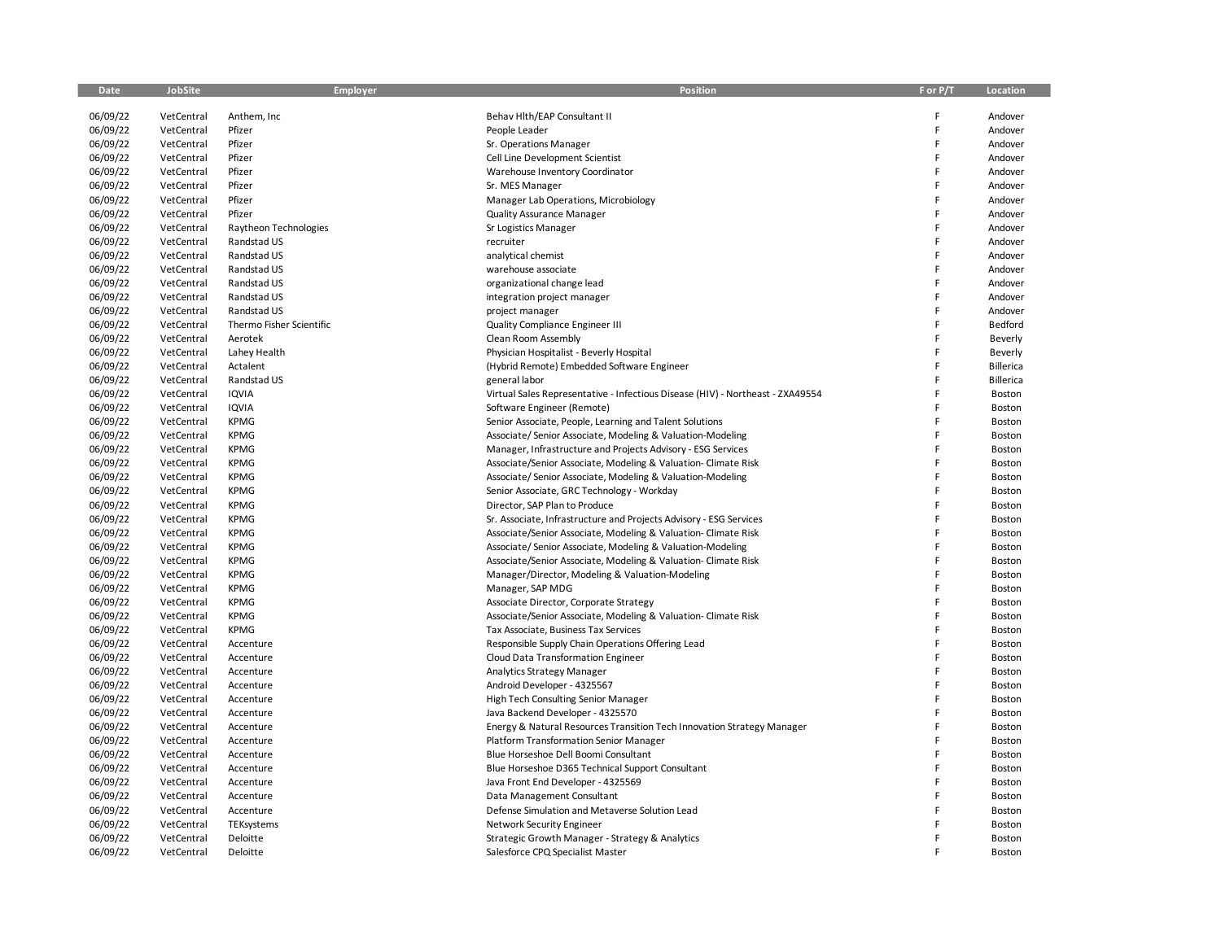| Date | JobSite | Employer | Position | F or P/T | Location |
|---|---|---|---|---|---|
| 06/09/22 | VetCentral | Anthem, Inc | Behav Hlth/EAP Consultant II | F | Andover |
| 06/09/22 | VetCentral | Pfizer | People Leader | F | Andover |
| 06/09/22 | VetCentral | Pfizer | Sr. Operations Manager | F | Andover |
| 06/09/22 | VetCentral | Pfizer | Cell Line Development Scientist | F | Andover |
| 06/09/22 | VetCentral | Pfizer | Warehouse Inventory Coordinator | F | Andover |
| 06/09/22 | VetCentral | Pfizer | Sr. MES Manager | F | Andover |
| 06/09/22 | VetCentral | Pfizer | Manager Lab Operations, Microbiology | F | Andover |
| 06/09/22 | VetCentral | Pfizer | Quality Assurance Manager | F | Andover |
| 06/09/22 | VetCentral | Raytheon Technologies | Sr Logistics Manager | F | Andover |
| 06/09/22 | VetCentral | Randstad US | recruiter | F | Andover |
| 06/09/22 | VetCentral | Randstad US | analytical chemist | F | Andover |
| 06/09/22 | VetCentral | Randstad US | warehouse associate | F | Andover |
| 06/09/22 | VetCentral | Randstad US | organizational change lead | F | Andover |
| 06/09/22 | VetCentral | Randstad US | integration project manager | F | Andover |
| 06/09/22 | VetCentral | Randstad US | project manager | F | Andover |
| 06/09/22 | VetCentral | Thermo Fisher Scientific | Quality Compliance Engineer III | F | Bedford |
| 06/09/22 | VetCentral | Aerotek | Clean Room Assembly | F | Beverly |
| 06/09/22 | VetCentral | Lahey Health | Physician Hospitalist - Beverly Hospital | F | Beverly |
| 06/09/22 | VetCentral | Actalent | (Hybrid Remote) Embedded Software Engineer | F | Billerica |
| 06/09/22 | VetCentral | Randstad US | general labor | F | Billerica |
| 06/09/22 | VetCentral | IQVIA | Virtual Sales Representative - Infectious Disease (HIV) - Northeast - ZXA49554 | F | Boston |
| 06/09/22 | VetCentral | IQVIA | Software Engineer (Remote) | F | Boston |
| 06/09/22 | VetCentral | KPMG | Senior Associate, People, Learning and Talent Solutions | F | Boston |
| 06/09/22 | VetCentral | KPMG | Associate/ Senior Associate, Modeling & Valuation-Modeling | F | Boston |
| 06/09/22 | VetCentral | KPMG | Manager, Infrastructure and Projects Advisory - ESG Services | F | Boston |
| 06/09/22 | VetCentral | KPMG | Associate/Senior Associate, Modeling & Valuation- Climate Risk | F | Boston |
| 06/09/22 | VetCentral | KPMG | Associate/ Senior Associate, Modeling & Valuation-Modeling | F | Boston |
| 06/09/22 | VetCentral | KPMG | Senior Associate, GRC Technology - Workday | F | Boston |
| 06/09/22 | VetCentral | KPMG | Director, SAP Plan to Produce | F | Boston |
| 06/09/22 | VetCentral | KPMG | Sr. Associate, Infrastructure and Projects Advisory - ESG Services | F | Boston |
| 06/09/22 | VetCentral | KPMG | Associate/Senior Associate, Modeling & Valuation- Climate Risk | F | Boston |
| 06/09/22 | VetCentral | KPMG | Associate/ Senior Associate, Modeling & Valuation-Modeling | F | Boston |
| 06/09/22 | VetCentral | KPMG | Associate/Senior Associate, Modeling & Valuation- Climate Risk | F | Boston |
| 06/09/22 | VetCentral | KPMG | Manager/Director, Modeling & Valuation-Modeling | F | Boston |
| 06/09/22 | VetCentral | KPMG | Manager, SAP MDG | F | Boston |
| 06/09/22 | VetCentral | KPMG | Associate Director, Corporate Strategy | F | Boston |
| 06/09/22 | VetCentral | KPMG | Associate/Senior Associate, Modeling & Valuation- Climate Risk | F | Boston |
| 06/09/22 | VetCentral | KPMG | Tax Associate, Business Tax Services | F | Boston |
| 06/09/22 | VetCentral | Accenture | Responsible Supply Chain Operations Offering Lead | F | Boston |
| 06/09/22 | VetCentral | Accenture | Cloud Data Transformation Engineer | F | Boston |
| 06/09/22 | VetCentral | Accenture | Analytics Strategy Manager | F | Boston |
| 06/09/22 | VetCentral | Accenture | Android Developer - 4325567 | F | Boston |
| 06/09/22 | VetCentral | Accenture | High Tech Consulting Senior Manager | F | Boston |
| 06/09/22 | VetCentral | Accenture | Java Backend Developer - 4325570 | F | Boston |
| 06/09/22 | VetCentral | Accenture | Energy & Natural Resources Transition Tech Innovation Strategy Manager | F | Boston |
| 06/09/22 | VetCentral | Accenture | Platform Transformation Senior Manager | F | Boston |
| 06/09/22 | VetCentral | Accenture | Blue Horseshoe Dell Boomi Consultant | F | Boston |
| 06/09/22 | VetCentral | Accenture | Blue Horseshoe D365 Technical Support Consultant | F | Boston |
| 06/09/22 | VetCentral | Accenture | Java Front End Developer - 4325569 | F | Boston |
| 06/09/22 | VetCentral | Accenture | Data Management Consultant | F | Boston |
| 06/09/22 | VetCentral | Accenture | Defense Simulation and Metaverse Solution Lead | F | Boston |
| 06/09/22 | VetCentral | TEKsystems | Network Security Engineer | F | Boston |
| 06/09/22 | VetCentral | Deloitte | Strategic Growth Manager - Strategy & Analytics | F | Boston |
| 06/09/22 | VetCentral | Deloitte | Salesforce CPQ Specialist Master | F | Boston |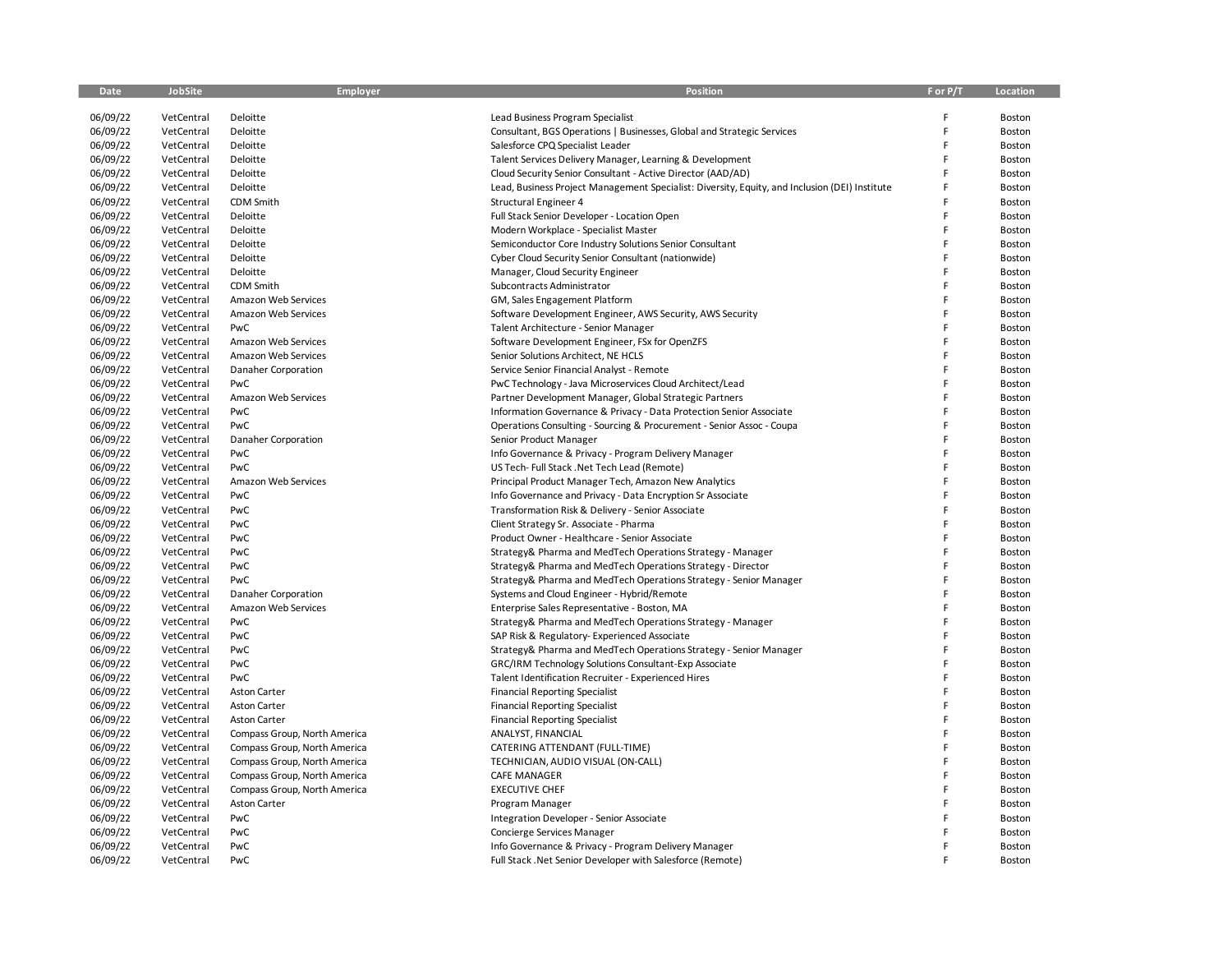| Date | JobSite | Employer | Position | F or P/T | Location |
| --- | --- | --- | --- | --- | --- |
| 06/09/22 | VetCentral | Deloitte | Lead Business Program Specialist | F | Boston |
| 06/09/22 | VetCentral | Deloitte | Consultant, BGS Operations \| Businesses, Global and Strategic Services | F | Boston |
| 06/09/22 | VetCentral | Deloitte | Salesforce CPQ Specialist Leader | F | Boston |
| 06/09/22 | VetCentral | Deloitte | Talent Services Delivery Manager, Learning & Development | F | Boston |
| 06/09/22 | VetCentral | Deloitte | Cloud Security Senior Consultant - Active Director (AAD/AD) | F | Boston |
| 06/09/22 | VetCentral | Deloitte | Lead, Business Project Management Specialist: Diversity, Equity, and Inclusion (DEI) Institute | F | Boston |
| 06/09/22 | VetCentral | CDM Smith | Structural Engineer 4 | F | Boston |
| 06/09/22 | VetCentral | Deloitte | Full Stack Senior Developer - Location Open | F | Boston |
| 06/09/22 | VetCentral | Deloitte | Modern Workplace - Specialist Master | F | Boston |
| 06/09/22 | VetCentral | Deloitte | Semiconductor Core Industry Solutions Senior Consultant | F | Boston |
| 06/09/22 | VetCentral | Deloitte | Cyber Cloud Security Senior Consultant (nationwide) | F | Boston |
| 06/09/22 | VetCentral | Deloitte | Manager, Cloud Security Engineer | F | Boston |
| 06/09/22 | VetCentral | CDM Smith | Subcontracts Administrator | F | Boston |
| 06/09/22 | VetCentral | Amazon Web Services | GM, Sales Engagement Platform | F | Boston |
| 06/09/22 | VetCentral | Amazon Web Services | Software Development Engineer, AWS Security, AWS Security | F | Boston |
| 06/09/22 | VetCentral | PwC | Talent Architecture - Senior Manager | F | Boston |
| 06/09/22 | VetCentral | Amazon Web Services | Software Development Engineer, FSx for OpenZFS | F | Boston |
| 06/09/22 | VetCentral | Amazon Web Services | Senior Solutions Architect, NE HCLS | F | Boston |
| 06/09/22 | VetCentral | Danaher Corporation | Service Senior Financial Analyst - Remote | F | Boston |
| 06/09/22 | VetCentral | PwC | PwC Technology - Java Microservices Cloud Architect/Lead | F | Boston |
| 06/09/22 | VetCentral | Amazon Web Services | Partner Development Manager, Global Strategic Partners | F | Boston |
| 06/09/22 | VetCentral | PwC | Information Governance & Privacy - Data Protection Senior Associate | F | Boston |
| 06/09/22 | VetCentral | PwC | Operations Consulting - Sourcing & Procurement - Senior Assoc - Coupa | F | Boston |
| 06/09/22 | VetCentral | Danaher Corporation | Senior Product Manager | F | Boston |
| 06/09/22 | VetCentral | PwC | Info Governance & Privacy - Program Delivery Manager | F | Boston |
| 06/09/22 | VetCentral | PwC | US Tech- Full Stack .Net Tech Lead (Remote) | F | Boston |
| 06/09/22 | VetCentral | Amazon Web Services | Principal Product Manager Tech, Amazon New Analytics | F | Boston |
| 06/09/22 | VetCentral | PwC | Info Governance and Privacy - Data Encryption Sr Associate | F | Boston |
| 06/09/22 | VetCentral | PwC | Transformation Risk & Delivery - Senior Associate | F | Boston |
| 06/09/22 | VetCentral | PwC | Client Strategy Sr. Associate - Pharma | F | Boston |
| 06/09/22 | VetCentral | PwC | Product Owner - Healthcare - Senior Associate | F | Boston |
| 06/09/22 | VetCentral | PwC | Strategy& Pharma and MedTech Operations Strategy - Manager | F | Boston |
| 06/09/22 | VetCentral | PwC | Strategy& Pharma and MedTech Operations Strategy - Director | F | Boston |
| 06/09/22 | VetCentral | PwC | Strategy& Pharma and MedTech Operations Strategy - Senior Manager | F | Boston |
| 06/09/22 | VetCentral | Danaher Corporation | Systems and Cloud Engineer - Hybrid/Remote | F | Boston |
| 06/09/22 | VetCentral | Amazon Web Services | Enterprise Sales Representative - Boston, MA | F | Boston |
| 06/09/22 | VetCentral | PwC | Strategy& Pharma and MedTech Operations Strategy - Manager | F | Boston |
| 06/09/22 | VetCentral | PwC | SAP Risk & Regulatory- Experienced Associate | F | Boston |
| 06/09/22 | VetCentral | PwC | Strategy& Pharma and MedTech Operations Strategy - Senior Manager | F | Boston |
| 06/09/22 | VetCentral | PwC | GRC/IRM Technology Solutions Consultant-Exp Associate | F | Boston |
| 06/09/22 | VetCentral | PwC | Talent Identification Recruiter - Experienced Hires | F | Boston |
| 06/09/22 | VetCentral | Aston Carter | Financial Reporting Specialist | F | Boston |
| 06/09/22 | VetCentral | Aston Carter | Financial Reporting Specialist | F | Boston |
| 06/09/22 | VetCentral | Aston Carter | Financial Reporting Specialist | F | Boston |
| 06/09/22 | VetCentral | Compass Group, North America | ANALYST, FINANCIAL | F | Boston |
| 06/09/22 | VetCentral | Compass Group, North America | CATERING ATTENDANT (FULL-TIME) | F | Boston |
| 06/09/22 | VetCentral | Compass Group, North America | TECHNICIAN, AUDIO VISUAL (ON-CALL) | F | Boston |
| 06/09/22 | VetCentral | Compass Group, North America | CAFE MANAGER | F | Boston |
| 06/09/22 | VetCentral | Compass Group, North America | EXECUTIVE CHEF | F | Boston |
| 06/09/22 | VetCentral | Aston Carter | Program Manager | F | Boston |
| 06/09/22 | VetCentral | PwC | Integration Developer - Senior Associate | F | Boston |
| 06/09/22 | VetCentral | PwC | Concierge Services Manager | F | Boston |
| 06/09/22 | VetCentral | PwC | Info Governance & Privacy - Program Delivery Manager | F | Boston |
| 06/09/22 | VetCentral | PwC | Full Stack .Net Senior Developer with Salesforce (Remote) | F | Boston |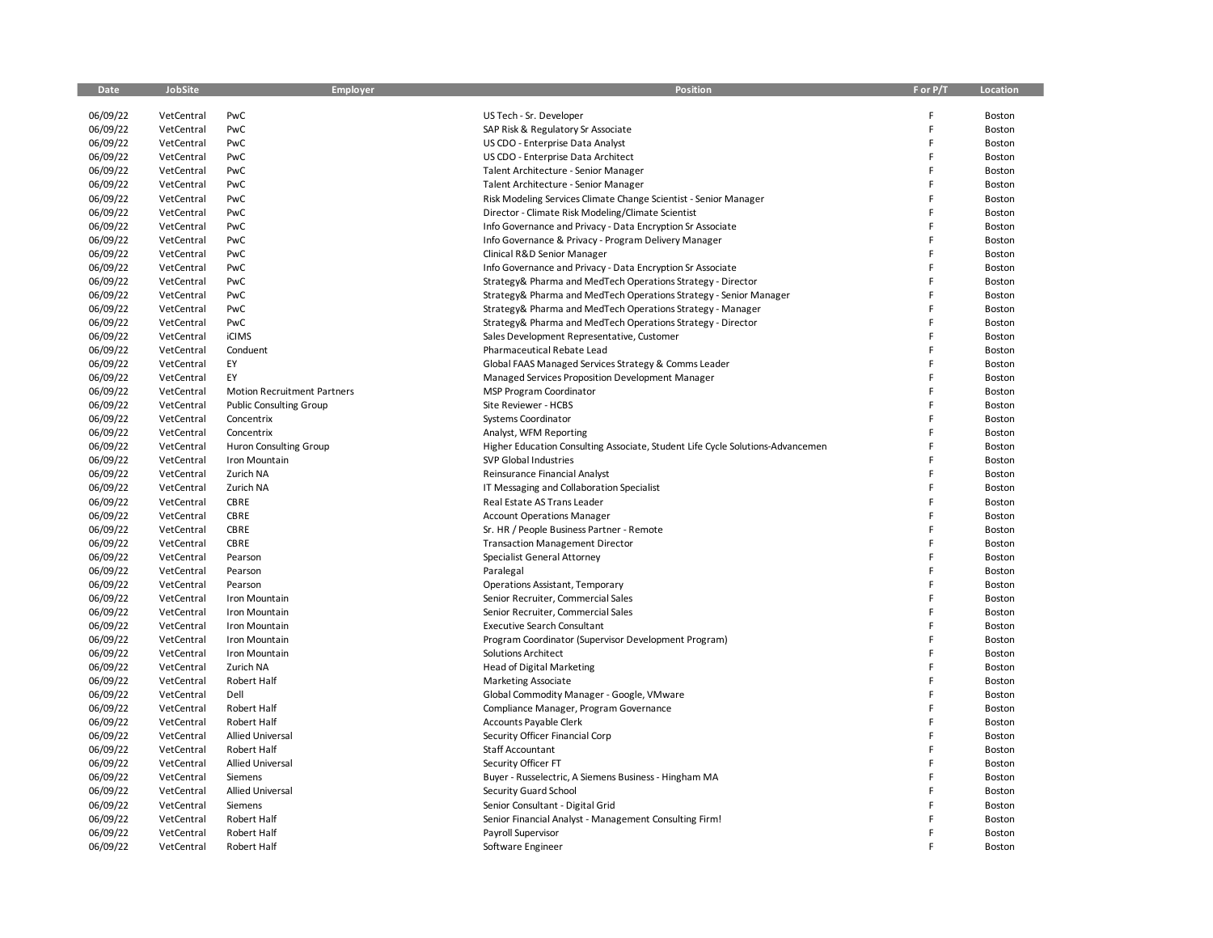| Date | JobSite | Employer | Position | F or P/T | Location |
|---|---|---|---|---|---|
| 06/09/22 | VetCentral | PwC | US Tech - Sr. Developer | F | Boston |
| 06/09/22 | VetCentral | PwC | SAP Risk & Regulatory Sr Associate | F | Boston |
| 06/09/22 | VetCentral | PwC | US CDO - Enterprise Data Analyst | F | Boston |
| 06/09/22 | VetCentral | PwC | US CDO - Enterprise Data Architect | F | Boston |
| 06/09/22 | VetCentral | PwC | Talent Architecture - Senior Manager | F | Boston |
| 06/09/22 | VetCentral | PwC | Talent Architecture - Senior Manager | F | Boston |
| 06/09/22 | VetCentral | PwC | Risk Modeling Services Climate Change Scientist - Senior Manager | F | Boston |
| 06/09/22 | VetCentral | PwC | Director - Climate Risk Modeling/Climate Scientist | F | Boston |
| 06/09/22 | VetCentral | PwC | Info Governance and Privacy - Data Encryption Sr Associate | F | Boston |
| 06/09/22 | VetCentral | PwC | Info Governance & Privacy - Program Delivery Manager | F | Boston |
| 06/09/22 | VetCentral | PwC | Clinical R&D Senior Manager | F | Boston |
| 06/09/22 | VetCentral | PwC | Info Governance and Privacy - Data Encryption Sr Associate | F | Boston |
| 06/09/22 | VetCentral | PwC | Strategy& Pharma and MedTech Operations Strategy - Director | F | Boston |
| 06/09/22 | VetCentral | PwC | Strategy& Pharma and MedTech Operations Strategy - Senior Manager | F | Boston |
| 06/09/22 | VetCentral | PwC | Strategy& Pharma and MedTech Operations Strategy - Manager | F | Boston |
| 06/09/22 | VetCentral | PwC | Strategy& Pharma and MedTech Operations Strategy - Director | F | Boston |
| 06/09/22 | VetCentral | iCIMS | Sales Development Representative, Customer | F | Boston |
| 06/09/22 | VetCentral | Conduent | Pharmaceutical Rebate Lead | F | Boston |
| 06/09/22 | VetCentral | EY | Global FAAS Managed Services Strategy & Comms Leader | F | Boston |
| 06/09/22 | VetCentral | EY | Managed Services Proposition Development Manager | F | Boston |
| 06/09/22 | VetCentral | Motion Recruitment Partners | MSP Program Coordinator | F | Boston |
| 06/09/22 | VetCentral | Public Consulting Group | Site Reviewer - HCBS | F | Boston |
| 06/09/22 | VetCentral | Concentrix | Systems Coordinator | F | Boston |
| 06/09/22 | VetCentral | Concentrix | Analyst, WFM Reporting | F | Boston |
| 06/09/22 | VetCentral | Huron Consulting Group | Higher Education Consulting Associate, Student Life Cycle Solutions-Advancemen | F | Boston |
| 06/09/22 | VetCentral | Iron Mountain | SVP Global Industries | F | Boston |
| 06/09/22 | VetCentral | Zurich NA | Reinsurance Financial Analyst | F | Boston |
| 06/09/22 | VetCentral | Zurich NA | IT Messaging and Collaboration Specialist | F | Boston |
| 06/09/22 | VetCentral | CBRE | Real Estate AS Trans Leader | F | Boston |
| 06/09/22 | VetCentral | CBRE | Account Operations Manager | F | Boston |
| 06/09/22 | VetCentral | CBRE | Sr. HR / People Business Partner - Remote | F | Boston |
| 06/09/22 | VetCentral | CBRE | Transaction Management Director | F | Boston |
| 06/09/22 | VetCentral | Pearson | Specialist General Attorney | F | Boston |
| 06/09/22 | VetCentral | Pearson | Paralegal | F | Boston |
| 06/09/22 | VetCentral | Pearson | Operations Assistant, Temporary | F | Boston |
| 06/09/22 | VetCentral | Iron Mountain | Senior Recruiter, Commercial Sales | F | Boston |
| 06/09/22 | VetCentral | Iron Mountain | Senior Recruiter, Commercial Sales | F | Boston |
| 06/09/22 | VetCentral | Iron Mountain | Executive Search Consultant | F | Boston |
| 06/09/22 | VetCentral | Iron Mountain | Program Coordinator (Supervisor Development Program) | F | Boston |
| 06/09/22 | VetCentral | Iron Mountain | Solutions Architect | F | Boston |
| 06/09/22 | VetCentral | Zurich NA | Head of Digital Marketing | F | Boston |
| 06/09/22 | VetCentral | Robert Half | Marketing Associate | F | Boston |
| 06/09/22 | VetCentral | Dell | Global Commodity Manager - Google, VMware | F | Boston |
| 06/09/22 | VetCentral | Robert Half | Compliance Manager, Program Governance | F | Boston |
| 06/09/22 | VetCentral | Robert Half | Accounts Payable Clerk | F | Boston |
| 06/09/22 | VetCentral | Allied Universal | Security Officer Financial Corp | F | Boston |
| 06/09/22 | VetCentral | Robert Half | Staff Accountant | F | Boston |
| 06/09/22 | VetCentral | Allied Universal | Security Officer FT | F | Boston |
| 06/09/22 | VetCentral | Siemens | Buyer - Russelectric, A Siemens Business - Hingham MA | F | Boston |
| 06/09/22 | VetCentral | Allied Universal | Security Guard School | F | Boston |
| 06/09/22 | VetCentral | Siemens | Senior Consultant - Digital Grid | F | Boston |
| 06/09/22 | VetCentral | Robert Half | Senior Financial Analyst - Management Consulting Firm! | F | Boston |
| 06/09/22 | VetCentral | Robert Half | Payroll Supervisor | F | Boston |
| 06/09/22 | VetCentral | Robert Half | Software Engineer | F | Boston |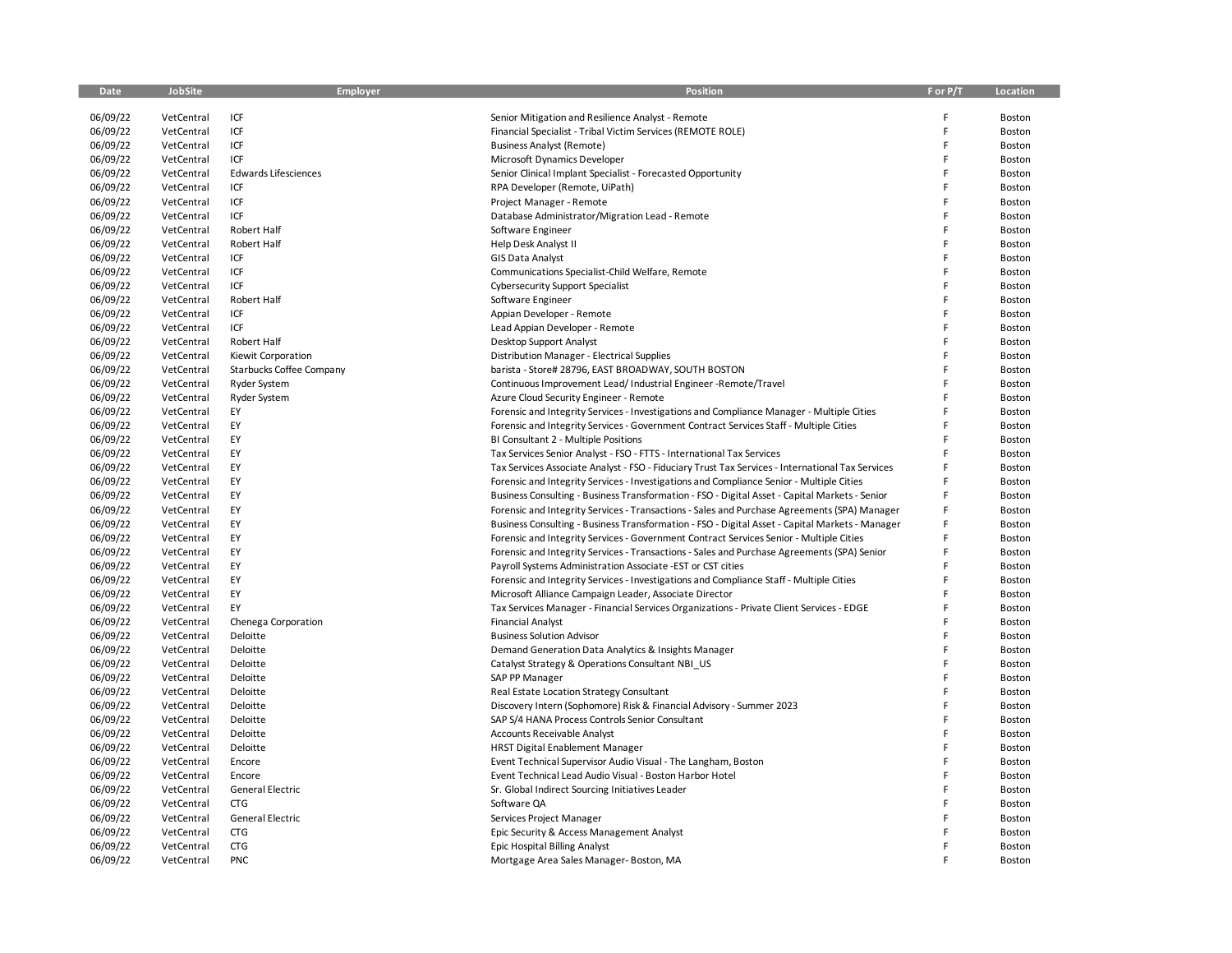| Date | JobSite | Employer | Position | F or P/T | Location |
|---|---|---|---|---|---|
| 06/09/22 | VetCentral | ICF | Senior Mitigation and Resilience Analyst - Remote | F | Boston |
| 06/09/22 | VetCentral | ICF | Financial Specialist - Tribal Victim Services (REMOTE ROLE) | F | Boston |
| 06/09/22 | VetCentral | ICF | Business Analyst (Remote) | F | Boston |
| 06/09/22 | VetCentral | ICF | Microsoft Dynamics Developer | F | Boston |
| 06/09/22 | VetCentral | Edwards Lifesciences | Senior Clinical Implant Specialist - Forecasted Opportunity | F | Boston |
| 06/09/22 | VetCentral | ICF | RPA Developer (Remote, UiPath) | F | Boston |
| 06/09/22 | VetCentral | ICF | Project Manager - Remote | F | Boston |
| 06/09/22 | VetCentral | ICF | Database Administrator/Migration Lead - Remote | F | Boston |
| 06/09/22 | VetCentral | Robert Half | Software Engineer | F | Boston |
| 06/09/22 | VetCentral | Robert Half | Help Desk Analyst II | F | Boston |
| 06/09/22 | VetCentral | ICF | GIS Data Analyst | F | Boston |
| 06/09/22 | VetCentral | ICF | Communications Specialist-Child Welfare, Remote | F | Boston |
| 06/09/22 | VetCentral | ICF | Cybersecurity Support Specialist | F | Boston |
| 06/09/22 | VetCentral | Robert Half | Software Engineer | F | Boston |
| 06/09/22 | VetCentral | ICF | Appian Developer - Remote | F | Boston |
| 06/09/22 | VetCentral | ICF | Lead Appian Developer - Remote | F | Boston |
| 06/09/22 | VetCentral | Robert Half | Desktop Support Analyst | F | Boston |
| 06/09/22 | VetCentral | Kiewit Corporation | Distribution Manager - Electrical Supplies | F | Boston |
| 06/09/22 | VetCentral | Starbucks Coffee Company | barista - Store# 28796, EAST BROADWAY, SOUTH BOSTON | F | Boston |
| 06/09/22 | VetCentral | Ryder System | Continuous Improvement Lead/ Industrial Engineer -Remote/Travel | F | Boston |
| 06/09/22 | VetCentral | Ryder System | Azure Cloud Security Engineer - Remote | F | Boston |
| 06/09/22 | VetCentral | EY | Forensic and Integrity Services - Investigations and Compliance Manager - Multiple Cities | F | Boston |
| 06/09/22 | VetCentral | EY | Forensic and Integrity Services - Government Contract Services Staff - Multiple Cities | F | Boston |
| 06/09/22 | VetCentral | EY | BI Consultant 2 - Multiple Positions | F | Boston |
| 06/09/22 | VetCentral | EY | Tax Services Senior Analyst - FSO - FTTS - International Tax Services | F | Boston |
| 06/09/22 | VetCentral | EY | Tax Services Associate Analyst - FSO - Fiduciary Trust Tax Services - International Tax Services | F | Boston |
| 06/09/22 | VetCentral | EY | Forensic and Integrity Services - Investigations and Compliance Senior - Multiple Cities | F | Boston |
| 06/09/22 | VetCentral | EY | Business Consulting - Business Transformation - FSO - Digital Asset - Capital Markets - Senior | F | Boston |
| 06/09/22 | VetCentral | EY | Forensic and Integrity Services - Transactions - Sales and Purchase Agreements (SPA) Manager | F | Boston |
| 06/09/22 | VetCentral | EY | Business Consulting - Business Transformation - FSO - Digital Asset - Capital Markets - Manager | F | Boston |
| 06/09/22 | VetCentral | EY | Forensic and Integrity Services - Government Contract Services Senior - Multiple Cities | F | Boston |
| 06/09/22 | VetCentral | EY | Forensic and Integrity Services - Transactions - Sales and Purchase Agreements (SPA) Senior | F | Boston |
| 06/09/22 | VetCentral | EY | Payroll Systems Administration Associate -EST or CST cities | F | Boston |
| 06/09/22 | VetCentral | EY | Forensic and Integrity Services - Investigations and Compliance Staff - Multiple Cities | F | Boston |
| 06/09/22 | VetCentral | EY | Microsoft Alliance Campaign Leader, Associate Director | F | Boston |
| 06/09/22 | VetCentral | EY | Tax Services Manager - Financial Services Organizations - Private Client Services - EDGE | F | Boston |
| 06/09/22 | VetCentral | Chenega Corporation | Financial Analyst | F | Boston |
| 06/09/22 | VetCentral | Deloitte | Business Solution Advisor | F | Boston |
| 06/09/22 | VetCentral | Deloitte | Demand Generation Data Analytics & Insights Manager | F | Boston |
| 06/09/22 | VetCentral | Deloitte | Catalyst Strategy & Operations Consultant NBI_US | F | Boston |
| 06/09/22 | VetCentral | Deloitte | SAP PP Manager | F | Boston |
| 06/09/22 | VetCentral | Deloitte | Real Estate Location Strategy Consultant | F | Boston |
| 06/09/22 | VetCentral | Deloitte | Discovery Intern (Sophomore) Risk & Financial Advisory - Summer 2023 | F | Boston |
| 06/09/22 | VetCentral | Deloitte | SAP S/4 HANA Process Controls Senior Consultant | F | Boston |
| 06/09/22 | VetCentral | Deloitte | Accounts Receivable Analyst | F | Boston |
| 06/09/22 | VetCentral | Deloitte | HRST Digital Enablement Manager | F | Boston |
| 06/09/22 | VetCentral | Encore | Event Technical Supervisor Audio Visual - The Langham, Boston | F | Boston |
| 06/09/22 | VetCentral | Encore | Event Technical Lead Audio Visual - Boston Harbor Hotel | F | Boston |
| 06/09/22 | VetCentral | General Electric | Sr. Global Indirect Sourcing Initiatives Leader | F | Boston |
| 06/09/22 | VetCentral | CTG | Software QA | F | Boston |
| 06/09/22 | VetCentral | General Electric | Services Project Manager | F | Boston |
| 06/09/22 | VetCentral | CTG | Epic Security & Access Management Analyst | F | Boston |
| 06/09/22 | VetCentral | CTG | Epic Hospital Billing Analyst | F | Boston |
| 06/09/22 | VetCentral | PNC | Mortgage Area Sales Manager- Boston, MA | F | Boston |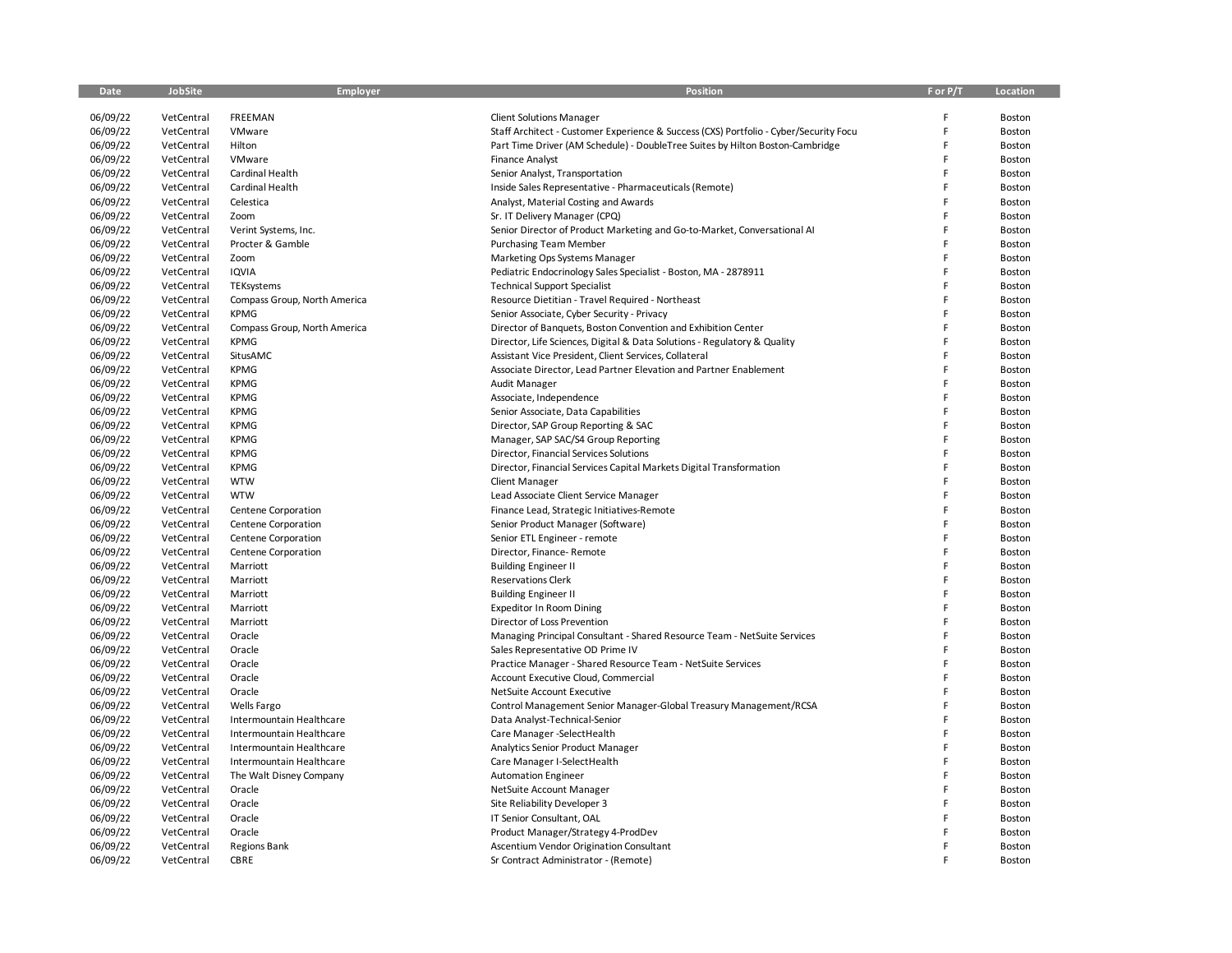| Date | JobSite | Employer | Position | F or P/T | Location |
|---|---|---|---|---|---|
| 06/09/22 | VetCentral | FREEMAN | Client Solutions Manager | F | Boston |
| 06/09/22 | VetCentral | VMware | Staff Architect - Customer Experience & Success (CXS) Portfolio - Cyber/Security Focu | F | Boston |
| 06/09/22 | VetCentral | Hilton | Part Time Driver (AM Schedule) - DoubleTree Suites by Hilton Boston-Cambridge | F | Boston |
| 06/09/22 | VetCentral | VMware | Finance Analyst | F | Boston |
| 06/09/22 | VetCentral | Cardinal Health | Senior Analyst, Transportation | F | Boston |
| 06/09/22 | VetCentral | Cardinal Health | Inside Sales Representative - Pharmaceuticals (Remote) | F | Boston |
| 06/09/22 | VetCentral | Celestica | Analyst, Material Costing and Awards | F | Boston |
| 06/09/22 | VetCentral | Zoom | Sr. IT Delivery Manager (CPQ) | F | Boston |
| 06/09/22 | VetCentral | Verint Systems, Inc. | Senior Director of Product Marketing and Go-to-Market, Conversational AI | F | Boston |
| 06/09/22 | VetCentral | Procter & Gamble | Purchasing Team Member | F | Boston |
| 06/09/22 | VetCentral | Zoom | Marketing Ops Systems Manager | F | Boston |
| 06/09/22 | VetCentral | IQVIA | Pediatric Endocrinology Sales Specialist - Boston, MA - 2878911 | F | Boston |
| 06/09/22 | VetCentral | TEKsystems | Technical Support Specialist | F | Boston |
| 06/09/22 | VetCentral | Compass Group, North America | Resource Dietitian - Travel Required - Northeast | F | Boston |
| 06/09/22 | VetCentral | KPMG | Senior Associate, Cyber Security - Privacy | F | Boston |
| 06/09/22 | VetCentral | Compass Group, North America | Director of Banquets, Boston Convention and Exhibition Center | F | Boston |
| 06/09/22 | VetCentral | KPMG | Director, Life Sciences, Digital & Data Solutions - Regulatory & Quality | F | Boston |
| 06/09/22 | VetCentral | SitusAMC | Assistant Vice President, Client Services, Collateral | F | Boston |
| 06/09/22 | VetCentral | KPMG | Associate Director, Lead Partner Elevation and Partner Enablement | F | Boston |
| 06/09/22 | VetCentral | KPMG | Audit Manager | F | Boston |
| 06/09/22 | VetCentral | KPMG | Associate, Independence | F | Boston |
| 06/09/22 | VetCentral | KPMG | Senior Associate, Data Capabilities | F | Boston |
| 06/09/22 | VetCentral | KPMG | Director, SAP Group Reporting & SAC | F | Boston |
| 06/09/22 | VetCentral | KPMG | Manager, SAP SAC/S4 Group Reporting | F | Boston |
| 06/09/22 | VetCentral | KPMG | Director, Financial Services Solutions | F | Boston |
| 06/09/22 | VetCentral | KPMG | Director, Financial Services Capital Markets Digital Transformation | F | Boston |
| 06/09/22 | VetCentral | WTW | Client Manager | F | Boston |
| 06/09/22 | VetCentral | WTW | Lead Associate Client Service Manager | F | Boston |
| 06/09/22 | VetCentral | Centene Corporation | Finance Lead, Strategic Initiatives-Remote | F | Boston |
| 06/09/22 | VetCentral | Centene Corporation | Senior Product Manager (Software) | F | Boston |
| 06/09/22 | VetCentral | Centene Corporation | Senior ETL Engineer - remote | F | Boston |
| 06/09/22 | VetCentral | Centene Corporation | Director, Finance- Remote | F | Boston |
| 06/09/22 | VetCentral | Marriott | Building Engineer II | F | Boston |
| 06/09/22 | VetCentral | Marriott | Reservations Clerk | F | Boston |
| 06/09/22 | VetCentral | Marriott | Building Engineer II | F | Boston |
| 06/09/22 | VetCentral | Marriott | Expeditor In Room Dining | F | Boston |
| 06/09/22 | VetCentral | Marriott | Director of Loss Prevention | F | Boston |
| 06/09/22 | VetCentral | Oracle | Managing Principal Consultant - Shared Resource Team - NetSuite Services | F | Boston |
| 06/09/22 | VetCentral | Oracle | Sales Representative OD Prime IV | F | Boston |
| 06/09/22 | VetCentral | Oracle | Practice Manager - Shared Resource Team - NetSuite Services | F | Boston |
| 06/09/22 | VetCentral | Oracle | Account Executive Cloud, Commercial | F | Boston |
| 06/09/22 | VetCentral | Oracle | NetSuite Account Executive | F | Boston |
| 06/09/22 | VetCentral | Wells Fargo | Control Management Senior Manager-Global Treasury Management/RCSA | F | Boston |
| 06/09/22 | VetCentral | Intermountain Healthcare | Data Analyst-Technical-Senior | F | Boston |
| 06/09/22 | VetCentral | Intermountain Healthcare | Care Manager -SelectHealth | F | Boston |
| 06/09/22 | VetCentral | Intermountain Healthcare | Analytics Senior Product Manager | F | Boston |
| 06/09/22 | VetCentral | Intermountain Healthcare | Care Manager I-SelectHealth | F | Boston |
| 06/09/22 | VetCentral | The Walt Disney Company | Automation Engineer | F | Boston |
| 06/09/22 | VetCentral | Oracle | NetSuite Account Manager | F | Boston |
| 06/09/22 | VetCentral | Oracle | Site Reliability Developer 3 | F | Boston |
| 06/09/22 | VetCentral | Oracle | IT Senior Consultant, OAL | F | Boston |
| 06/09/22 | VetCentral | Oracle | Product Manager/Strategy 4-ProdDev | F | Boston |
| 06/09/22 | VetCentral | Regions Bank | Ascentium Vendor Origination Consultant | F | Boston |
| 06/09/22 | VetCentral | CBRE | Sr Contract Administrator - (Remote) | F | Boston |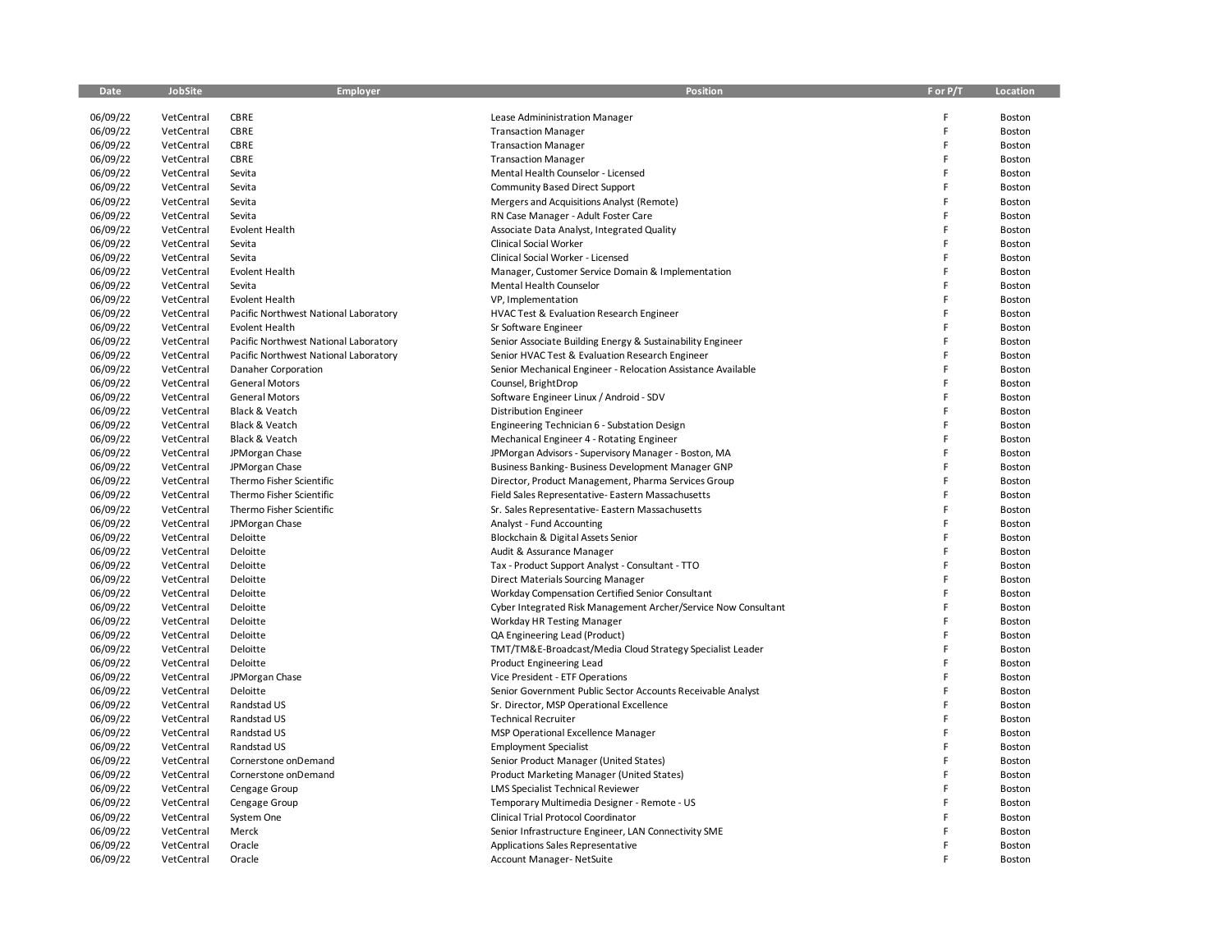| Date | JobSite | Employer | Position | F or P/T | Location |
|---|---|---|---|---|---|
| 06/09/22 | VetCentral | CBRE | Lease Admininistration Manager | F | Boston |
| 06/09/22 | VetCentral | CBRE | Transaction Manager | F | Boston |
| 06/09/22 | VetCentral | CBRE | Transaction Manager | F | Boston |
| 06/09/22 | VetCentral | CBRE | Transaction Manager | F | Boston |
| 06/09/22 | VetCentral | Sevita | Mental Health Counselor - Licensed | F | Boston |
| 06/09/22 | VetCentral | Sevita | Community Based Direct Support | F | Boston |
| 06/09/22 | VetCentral | Sevita | Mergers and Acquisitions Analyst (Remote) | F | Boston |
| 06/09/22 | VetCentral | Sevita | RN Case Manager - Adult Foster Care | F | Boston |
| 06/09/22 | VetCentral | Evolent Health | Associate Data Analyst, Integrated Quality | F | Boston |
| 06/09/22 | VetCentral | Sevita | Clinical Social Worker | F | Boston |
| 06/09/22 | VetCentral | Sevita | Clinical Social Worker - Licensed | F | Boston |
| 06/09/22 | VetCentral | Evolent Health | Manager, Customer Service Domain & Implementation | F | Boston |
| 06/09/22 | VetCentral | Sevita | Mental Health Counselor | F | Boston |
| 06/09/22 | VetCentral | Evolent Health | VP, Implementation | F | Boston |
| 06/09/22 | VetCentral | Pacific Northwest National Laboratory | HVAC Test & Evaluation Research Engineer | F | Boston |
| 06/09/22 | VetCentral | Evolent Health | Sr Software Engineer | F | Boston |
| 06/09/22 | VetCentral | Pacific Northwest National Laboratory | Senior Associate Building Energy & Sustainability Engineer | F | Boston |
| 06/09/22 | VetCentral | Pacific Northwest National Laboratory | Senior HVAC Test & Evaluation Research Engineer | F | Boston |
| 06/09/22 | VetCentral | Danaher Corporation | Senior Mechanical Engineer - Relocation Assistance Available | F | Boston |
| 06/09/22 | VetCentral | General Motors | Counsel, BrightDrop | F | Boston |
| 06/09/22 | VetCentral | General Motors | Software Engineer Linux / Android - SDV | F | Boston |
| 06/09/22 | VetCentral | Black & Veatch | Distribution Engineer | F | Boston |
| 06/09/22 | VetCentral | Black & Veatch | Engineering Technician 6 - Substation Design | F | Boston |
| 06/09/22 | VetCentral | Black & Veatch | Mechanical Engineer 4 - Rotating Engineer | F | Boston |
| 06/09/22 | VetCentral | JPMorgan Chase | JPMorgan Advisors - Supervisory Manager - Boston, MA | F | Boston |
| 06/09/22 | VetCentral | JPMorgan Chase | Business Banking- Business Development Manager GNP | F | Boston |
| 06/09/22 | VetCentral | Thermo Fisher Scientific | Director, Product Management, Pharma Services Group | F | Boston |
| 06/09/22 | VetCentral | Thermo Fisher Scientific | Field Sales Representative- Eastern Massachusetts | F | Boston |
| 06/09/22 | VetCentral | Thermo Fisher Scientific | Sr. Sales Representative- Eastern Massachusetts | F | Boston |
| 06/09/22 | VetCentral | JPMorgan Chase | Analyst - Fund Accounting | F | Boston |
| 06/09/22 | VetCentral | Deloitte | Blockchain & Digital Assets Senior | F | Boston |
| 06/09/22 | VetCentral | Deloitte | Audit & Assurance Manager | F | Boston |
| 06/09/22 | VetCentral | Deloitte | Tax - Product Support Analyst - Consultant - TTO | F | Boston |
| 06/09/22 | VetCentral | Deloitte | Direct Materials Sourcing Manager | F | Boston |
| 06/09/22 | VetCentral | Deloitte | Workday Compensation Certified Senior Consultant | F | Boston |
| 06/09/22 | VetCentral | Deloitte | Cyber Integrated Risk Management Archer/Service Now Consultant | F | Boston |
| 06/09/22 | VetCentral | Deloitte | Workday HR Testing Manager | F | Boston |
| 06/09/22 | VetCentral | Deloitte | QA Engineering Lead (Product) | F | Boston |
| 06/09/22 | VetCentral | Deloitte | TMT/TM&E-Broadcast/Media Cloud Strategy Specialist Leader | F | Boston |
| 06/09/22 | VetCentral | Deloitte | Product Engineering Lead | F | Boston |
| 06/09/22 | VetCentral | JPMorgan Chase | Vice President - ETF Operations | F | Boston |
| 06/09/22 | VetCentral | Deloitte | Senior Government Public Sector Accounts Receivable Analyst | F | Boston |
| 06/09/22 | VetCentral | Randstad US | Sr. Director, MSP Operational Excellence | F | Boston |
| 06/09/22 | VetCentral | Randstad US | Technical Recruiter | F | Boston |
| 06/09/22 | VetCentral | Randstad US | MSP Operational Excellence Manager | F | Boston |
| 06/09/22 | VetCentral | Randstad US | Employment Specialist | F | Boston |
| 06/09/22 | VetCentral | Cornerstone onDemand | Senior Product Manager (United States) | F | Boston |
| 06/09/22 | VetCentral | Cornerstone onDemand | Product Marketing Manager (United States) | F | Boston |
| 06/09/22 | VetCentral | Cengage Group | LMS Specialist Technical Reviewer | F | Boston |
| 06/09/22 | VetCentral | Cengage Group | Temporary Multimedia Designer - Remote - US | F | Boston |
| 06/09/22 | VetCentral | System One | Clinical Trial Protocol Coordinator | F | Boston |
| 06/09/22 | VetCentral | Merck | Senior Infrastructure Engineer, LAN Connectivity SME | F | Boston |
| 06/09/22 | VetCentral | Oracle | Applications Sales Representative | F | Boston |
| 06/09/22 | VetCentral | Oracle | Account Manager- NetSuite | F | Boston |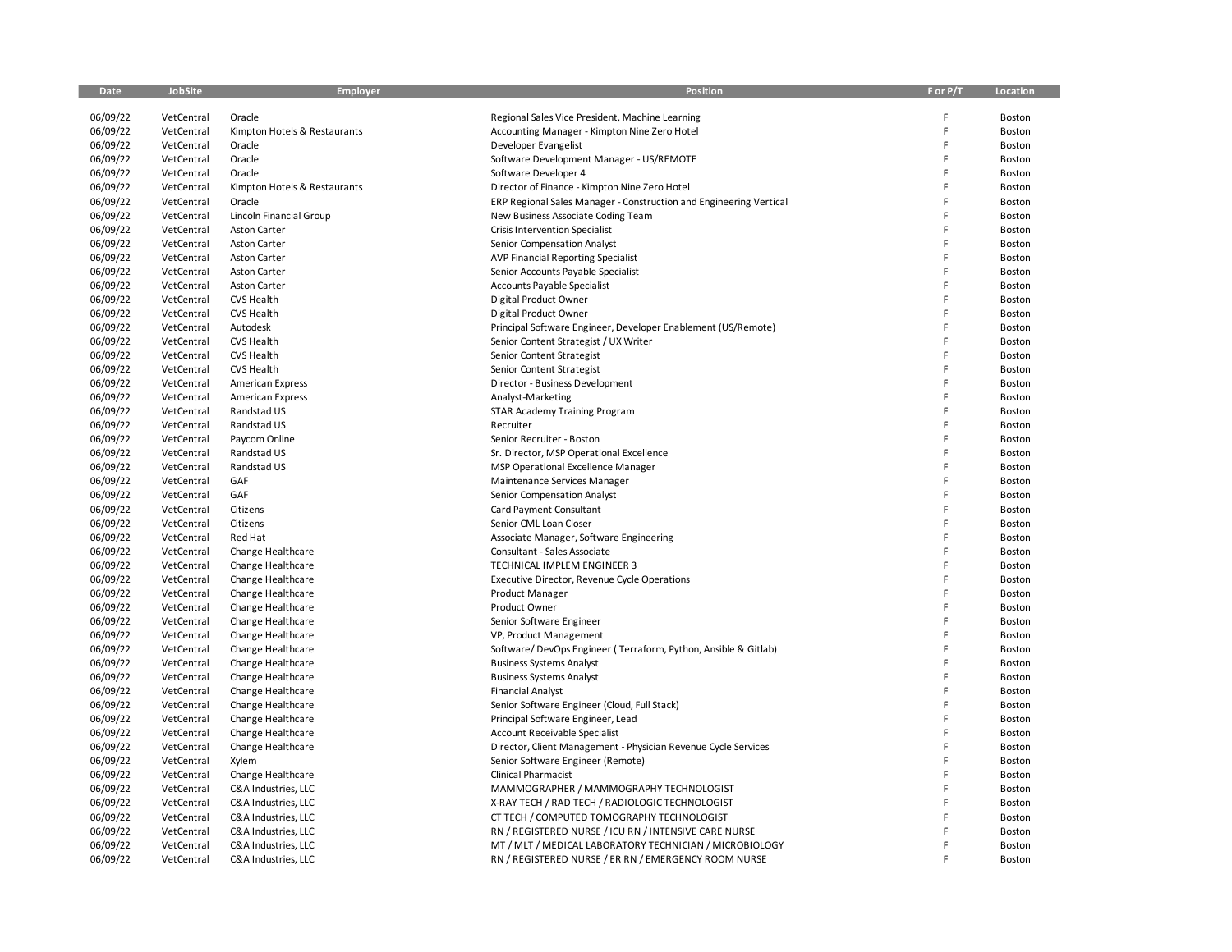| Date | JobSite | Employer | Position | F or P/T | Location |
|---|---|---|---|---|---|
| 06/09/22 | VetCentral | Oracle | Regional Sales Vice President, Machine Learning | F | Boston |
| 06/09/22 | VetCentral | Kimpton Hotels & Restaurants | Accounting Manager - Kimpton Nine Zero Hotel | F | Boston |
| 06/09/22 | VetCentral | Oracle | Developer Evangelist | F | Boston |
| 06/09/22 | VetCentral | Oracle | Software Development Manager - US/REMOTE | F | Boston |
| 06/09/22 | VetCentral | Oracle | Software Developer 4 | F | Boston |
| 06/09/22 | VetCentral | Kimpton Hotels & Restaurants | Director of Finance - Kimpton Nine Zero Hotel | F | Boston |
| 06/09/22 | VetCentral | Oracle | ERP Regional Sales Manager - Construction and Engineering Vertical | F | Boston |
| 06/09/22 | VetCentral | Lincoln Financial Group | New Business Associate Coding Team | F | Boston |
| 06/09/22 | VetCentral | Aston Carter | Crisis Intervention Specialist | F | Boston |
| 06/09/22 | VetCentral | Aston Carter | Senior Compensation Analyst | F | Boston |
| 06/09/22 | VetCentral | Aston Carter | AVP Financial Reporting Specialist | F | Boston |
| 06/09/22 | VetCentral | Aston Carter | Senior Accounts Payable Specialist | F | Boston |
| 06/09/22 | VetCentral | Aston Carter | Accounts Payable Specialist | F | Boston |
| 06/09/22 | VetCentral | CVS Health | Digital Product Owner | F | Boston |
| 06/09/22 | VetCentral | CVS Health | Digital Product Owner | F | Boston |
| 06/09/22 | VetCentral | Autodesk | Principal Software Engineer, Developer Enablement (US/Remote) | F | Boston |
| 06/09/22 | VetCentral | CVS Health | Senior Content Strategist / UX Writer | F | Boston |
| 06/09/22 | VetCentral | CVS Health | Senior Content Strategist | F | Boston |
| 06/09/22 | VetCentral | CVS Health | Senior Content Strategist | F | Boston |
| 06/09/22 | VetCentral | American Express | Director - Business Development | F | Boston |
| 06/09/22 | VetCentral | American Express | Analyst-Marketing | F | Boston |
| 06/09/22 | VetCentral | Randstad US | STAR Academy Training Program | F | Boston |
| 06/09/22 | VetCentral | Randstad US | Recruiter | F | Boston |
| 06/09/22 | VetCentral | Paycom Online | Senior Recruiter - Boston | F | Boston |
| 06/09/22 | VetCentral | Randstad US | Sr. Director, MSP Operational Excellence | F | Boston |
| 06/09/22 | VetCentral | Randstad US | MSP Operational Excellence Manager | F | Boston |
| 06/09/22 | VetCentral | GAF | Maintenance Services Manager | F | Boston |
| 06/09/22 | VetCentral | GAF | Senior Compensation Analyst | F | Boston |
| 06/09/22 | VetCentral | Citizens | Card Payment Consultant | F | Boston |
| 06/09/22 | VetCentral | Citizens | Senior CML Loan Closer | F | Boston |
| 06/09/22 | VetCentral | Red Hat | Associate Manager, Software Engineering | F | Boston |
| 06/09/22 | VetCentral | Change Healthcare | Consultant - Sales Associate | F | Boston |
| 06/09/22 | VetCentral | Change Healthcare | TECHNICAL IMPLEM ENGINEER 3 | F | Boston |
| 06/09/22 | VetCentral | Change Healthcare | Executive Director, Revenue Cycle Operations | F | Boston |
| 06/09/22 | VetCentral | Change Healthcare | Product Manager | F | Boston |
| 06/09/22 | VetCentral | Change Healthcare | Product Owner | F | Boston |
| 06/09/22 | VetCentral | Change Healthcare | Senior Software Engineer | F | Boston |
| 06/09/22 | VetCentral | Change Healthcare | VP, Product Management | F | Boston |
| 06/09/22 | VetCentral | Change Healthcare | Software/ DevOps Engineer ( Terraform, Python, Ansible & Gitlab) | F | Boston |
| 06/09/22 | VetCentral | Change Healthcare | Business Systems Analyst | F | Boston |
| 06/09/22 | VetCentral | Change Healthcare | Business Systems Analyst | F | Boston |
| 06/09/22 | VetCentral | Change Healthcare | Financial Analyst | F | Boston |
| 06/09/22 | VetCentral | Change Healthcare | Senior Software Engineer (Cloud, Full Stack) | F | Boston |
| 06/09/22 | VetCentral | Change Healthcare | Principal Software Engineer, Lead | F | Boston |
| 06/09/22 | VetCentral | Change Healthcare | Account Receivable Specialist | F | Boston |
| 06/09/22 | VetCentral | Change Healthcare | Director, Client Management - Physician Revenue Cycle Services | F | Boston |
| 06/09/22 | VetCentral | Xylem | Senior Software Engineer (Remote) | F | Boston |
| 06/09/22 | VetCentral | Change Healthcare | Clinical Pharmacist | F | Boston |
| 06/09/22 | VetCentral | C&A Industries, LLC | MAMMOGRAPHER / MAMMOGRAPHY TECHNOLOGIST | F | Boston |
| 06/09/22 | VetCentral | C&A Industries, LLC | X-RAY TECH / RAD TECH / RADIOLOGIC TECHNOLOGIST | F | Boston |
| 06/09/22 | VetCentral | C&A Industries, LLC | CT TECH / COMPUTED TOMOGRAPHY TECHNOLOGIST | F | Boston |
| 06/09/22 | VetCentral | C&A Industries, LLC | RN / REGISTERED NURSE / ICU RN / INTENSIVE CARE NURSE | F | Boston |
| 06/09/22 | VetCentral | C&A Industries, LLC | MT / MLT / MEDICAL LABORATORY TECHNICIAN / MICROBIOLOGY | F | Boston |
| 06/09/22 | VetCentral | C&A Industries, LLC | RN / REGISTERED NURSE / ER RN / EMERGENCY ROOM NURSE | F | Boston |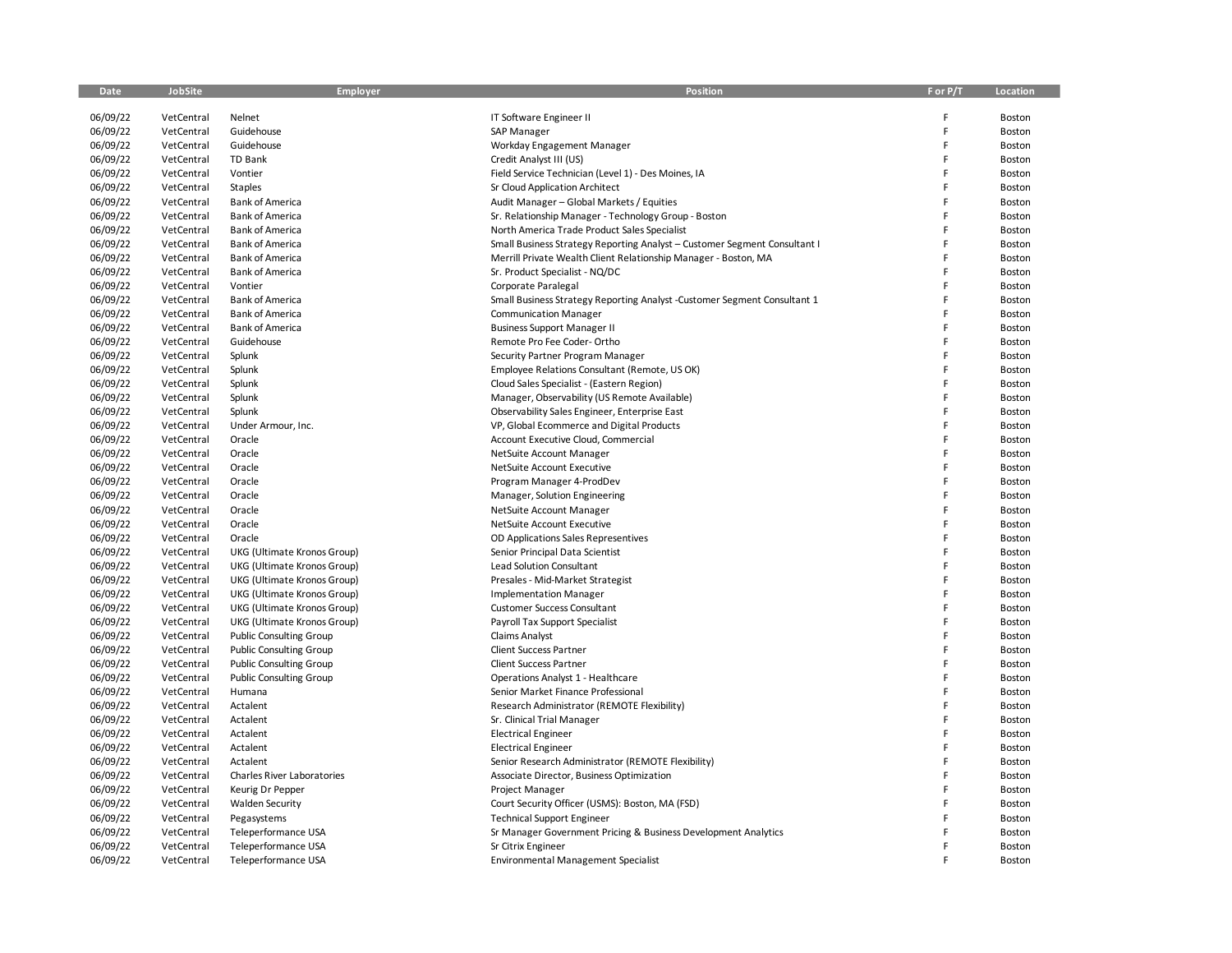| Date | JobSite | Employer | Position | F or P/T | Location |
|---|---|---|---|---|---|
| 06/09/22 | VetCentral | Nelnet | IT Software Engineer II | F | Boston |
| 06/09/22 | VetCentral | Guidehouse | SAP Manager | F | Boston |
| 06/09/22 | VetCentral | Guidehouse | Workday Engagement Manager | F | Boston |
| 06/09/22 | VetCentral | TD Bank | Credit Analyst III (US) | F | Boston |
| 06/09/22 | VetCentral | Vontier | Field Service Technician (Level 1) - Des Moines, IA | F | Boston |
| 06/09/22 | VetCentral | Staples | Sr Cloud Application Architect | F | Boston |
| 06/09/22 | VetCentral | Bank of America | Audit Manager – Global Markets / Equities | F | Boston |
| 06/09/22 | VetCentral | Bank of America | Sr. Relationship Manager - Technology Group - Boston | F | Boston |
| 06/09/22 | VetCentral | Bank of America | North America Trade Product Sales Specialist | F | Boston |
| 06/09/22 | VetCentral | Bank of America | Small Business Strategy Reporting Analyst – Customer Segment Consultant I | F | Boston |
| 06/09/22 | VetCentral | Bank of America | Merrill Private Wealth Client Relationship Manager - Boston, MA | F | Boston |
| 06/09/22 | VetCentral | Bank of America | Sr. Product Specialist - NQ/DC | F | Boston |
| 06/09/22 | VetCentral | Vontier | Corporate Paralegal | F | Boston |
| 06/09/22 | VetCentral | Bank of America | Small Business Strategy Reporting Analyst -Customer Segment Consultant 1 | F | Boston |
| 06/09/22 | VetCentral | Bank of America | Communication Manager | F | Boston |
| 06/09/22 | VetCentral | Bank of America | Business Support Manager II | F | Boston |
| 06/09/22 | VetCentral | Guidehouse | Remote Pro Fee Coder- Ortho | F | Boston |
| 06/09/22 | VetCentral | Splunk | Security Partner Program Manager | F | Boston |
| 06/09/22 | VetCentral | Splunk | Employee Relations Consultant (Remote, US OK) | F | Boston |
| 06/09/22 | VetCentral | Splunk | Cloud Sales Specialist - (Eastern Region) | F | Boston |
| 06/09/22 | VetCentral | Splunk | Manager, Observability (US Remote Available) | F | Boston |
| 06/09/22 | VetCentral | Splunk | Observability Sales Engineer, Enterprise East | F | Boston |
| 06/09/22 | VetCentral | Under Armour, Inc. | VP, Global Ecommerce and Digital Products | F | Boston |
| 06/09/22 | VetCentral | Oracle | Account Executive Cloud, Commercial | F | Boston |
| 06/09/22 | VetCentral | Oracle | NetSuite Account Manager | F | Boston |
| 06/09/22 | VetCentral | Oracle | NetSuite Account Executive | F | Boston |
| 06/09/22 | VetCentral | Oracle | Program Manager 4-ProdDev | F | Boston |
| 06/09/22 | VetCentral | Oracle | Manager, Solution Engineering | F | Boston |
| 06/09/22 | VetCentral | Oracle | NetSuite Account Manager | F | Boston |
| 06/09/22 | VetCentral | Oracle | NetSuite Account Executive | F | Boston |
| 06/09/22 | VetCentral | Oracle | OD Applications Sales Representives | F | Boston |
| 06/09/22 | VetCentral | UKG (Ultimate Kronos Group) | Senior Principal Data Scientist | F | Boston |
| 06/09/22 | VetCentral | UKG (Ultimate Kronos Group) | Lead Solution Consultant | F | Boston |
| 06/09/22 | VetCentral | UKG (Ultimate Kronos Group) | Presales - Mid-Market Strategist | F | Boston |
| 06/09/22 | VetCentral | UKG (Ultimate Kronos Group) | Implementation Manager | F | Boston |
| 06/09/22 | VetCentral | UKG (Ultimate Kronos Group) | Customer Success Consultant | F | Boston |
| 06/09/22 | VetCentral | UKG (Ultimate Kronos Group) | Payroll Tax Support Specialist | F | Boston |
| 06/09/22 | VetCentral | Public Consulting Group | Claims Analyst | F | Boston |
| 06/09/22 | VetCentral | Public Consulting Group | Client Success Partner | F | Boston |
| 06/09/22 | VetCentral | Public Consulting Group | Client Success Partner | F | Boston |
| 06/09/22 | VetCentral | Public Consulting Group | Operations Analyst 1 - Healthcare | F | Boston |
| 06/09/22 | VetCentral | Humana | Senior Market Finance Professional | F | Boston |
| 06/09/22 | VetCentral | Actalent | Research Administrator (REMOTE Flexibility) | F | Boston |
| 06/09/22 | VetCentral | Actalent | Sr. Clinical Trial Manager | F | Boston |
| 06/09/22 | VetCentral | Actalent | Electrical Engineer | F | Boston |
| 06/09/22 | VetCentral | Actalent | Electrical Engineer | F | Boston |
| 06/09/22 | VetCentral | Actalent | Senior Research Administrator (REMOTE Flexibility) | F | Boston |
| 06/09/22 | VetCentral | Charles River Laboratories | Associate Director, Business Optimization | F | Boston |
| 06/09/22 | VetCentral | Keurig Dr Pepper | Project Manager | F | Boston |
| 06/09/22 | VetCentral | Walden Security | Court Security Officer (USMS): Boston, MA (FSD) | F | Boston |
| 06/09/22 | VetCentral | Pegasystems | Technical Support Engineer | F | Boston |
| 06/09/22 | VetCentral | Teleperformance USA | Sr Manager Government Pricing & Business Development Analytics | F | Boston |
| 06/09/22 | VetCentral | Teleperformance USA | Sr Citrix Engineer | F | Boston |
| 06/09/22 | VetCentral | Teleperformance USA | Environmental Management Specialist | F | Boston |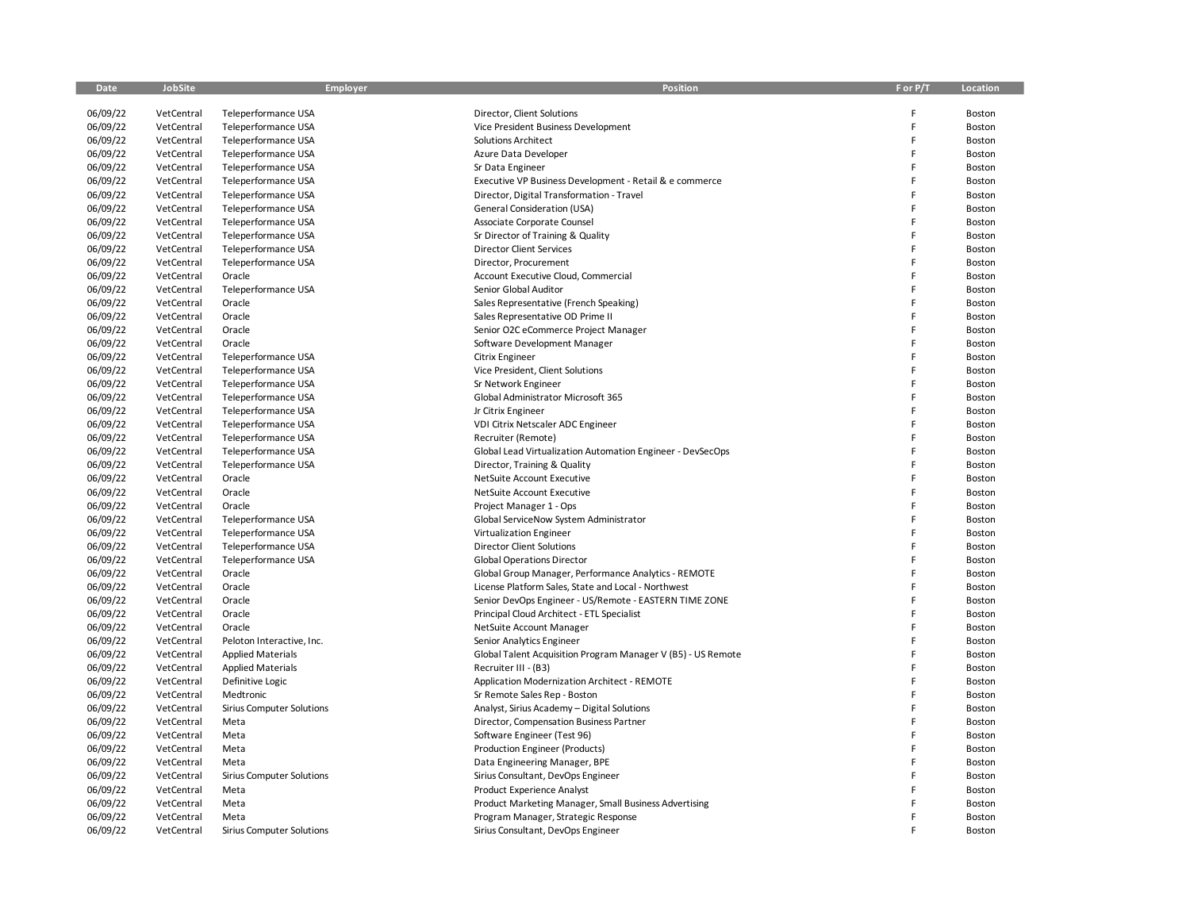| Date | JobSite | Employer | Position | F or P/T | Location |
|---|---|---|---|---|---|
| 06/09/22 | VetCentral | Teleperformance USA | Director, Client Solutions | F | Boston |
| 06/09/22 | VetCentral | Teleperformance USA | Vice President Business Development | F | Boston |
| 06/09/22 | VetCentral | Teleperformance USA | Solutions Architect | F | Boston |
| 06/09/22 | VetCentral | Teleperformance USA | Azure Data Developer | F | Boston |
| 06/09/22 | VetCentral | Teleperformance USA | Sr Data Engineer | F | Boston |
| 06/09/22 | VetCentral | Teleperformance USA | Executive VP Business Development - Retail & e commerce | F | Boston |
| 06/09/22 | VetCentral | Teleperformance USA | Director, Digital Transformation - Travel | F | Boston |
| 06/09/22 | VetCentral | Teleperformance USA | General Consideration (USA) | F | Boston |
| 06/09/22 | VetCentral | Teleperformance USA | Associate Corporate Counsel | F | Boston |
| 06/09/22 | VetCentral | Teleperformance USA | Sr Director of Training & Quality | F | Boston |
| 06/09/22 | VetCentral | Teleperformance USA | Director Client Services | F | Boston |
| 06/09/22 | VetCentral | Teleperformance USA | Director, Procurement | F | Boston |
| 06/09/22 | VetCentral | Oracle | Account Executive Cloud, Commercial | F | Boston |
| 06/09/22 | VetCentral | Teleperformance USA | Senior Global Auditor | F | Boston |
| 06/09/22 | VetCentral | Oracle | Sales Representative (French Speaking) | F | Boston |
| 06/09/22 | VetCentral | Oracle | Sales Representative OD Prime II | F | Boston |
| 06/09/22 | VetCentral | Oracle | Senior O2C eCommerce Project Manager | F | Boston |
| 06/09/22 | VetCentral | Oracle | Software Development Manager | F | Boston |
| 06/09/22 | VetCentral | Teleperformance USA | Citrix Engineer | F | Boston |
| 06/09/22 | VetCentral | Teleperformance USA | Vice President, Client Solutions | F | Boston |
| 06/09/22 | VetCentral | Teleperformance USA | Sr Network Engineer | F | Boston |
| 06/09/22 | VetCentral | Teleperformance USA | Global Administrator Microsoft 365 | F | Boston |
| 06/09/22 | VetCentral | Teleperformance USA | Jr Citrix Engineer | F | Boston |
| 06/09/22 | VetCentral | Teleperformance USA | VDI Citrix Netscaler ADC Engineer | F | Boston |
| 06/09/22 | VetCentral | Teleperformance USA | Recruiter (Remote) | F | Boston |
| 06/09/22 | VetCentral | Teleperformance USA | Global Lead Virtualization Automation Engineer - DevSecOps | F | Boston |
| 06/09/22 | VetCentral | Teleperformance USA | Director, Training & Quality | F | Boston |
| 06/09/22 | VetCentral | Oracle | NetSuite Account Executive | F | Boston |
| 06/09/22 | VetCentral | Oracle | NetSuite Account Executive | F | Boston |
| 06/09/22 | VetCentral | Oracle | Project Manager 1 - Ops | F | Boston |
| 06/09/22 | VetCentral | Teleperformance USA | Global ServiceNow System Administrator | F | Boston |
| 06/09/22 | VetCentral | Teleperformance USA | Virtualization Engineer | F | Boston |
| 06/09/22 | VetCentral | Teleperformance USA | Director Client Solutions | F | Boston |
| 06/09/22 | VetCentral | Teleperformance USA | Global Operations Director | F | Boston |
| 06/09/22 | VetCentral | Oracle | Global Group Manager, Performance Analytics - REMOTE | F | Boston |
| 06/09/22 | VetCentral | Oracle | License Platform Sales, State and Local - Northwest | F | Boston |
| 06/09/22 | VetCentral | Oracle | Senior DevOps Engineer - US/Remote - EASTERN TIME ZONE | F | Boston |
| 06/09/22 | VetCentral | Oracle | Principal Cloud Architect - ETL Specialist | F | Boston |
| 06/09/22 | VetCentral | Oracle | NetSuite Account Manager | F | Boston |
| 06/09/22 | VetCentral | Peloton Interactive, Inc. | Senior Analytics Engineer | F | Boston |
| 06/09/22 | VetCentral | Applied Materials | Global Talent Acquisition Program Manager V (B5) - US Remote | F | Boston |
| 06/09/22 | VetCentral | Applied Materials | Recruiter III - (B3) | F | Boston |
| 06/09/22 | VetCentral | Definitive Logic | Application Modernization Architect - REMOTE | F | Boston |
| 06/09/22 | VetCentral | Medtronic | Sr Remote Sales Rep - Boston | F | Boston |
| 06/09/22 | VetCentral | Sirius Computer Solutions | Analyst, Sirius Academy – Digital Solutions | F | Boston |
| 06/09/22 | VetCentral | Meta | Director, Compensation Business Partner | F | Boston |
| 06/09/22 | VetCentral | Meta | Software Engineer (Test 96) | F | Boston |
| 06/09/22 | VetCentral | Meta | Production Engineer (Products) | F | Boston |
| 06/09/22 | VetCentral | Meta | Data Engineering Manager, BPE | F | Boston |
| 06/09/22 | VetCentral | Sirius Computer Solutions | Sirius Consultant, DevOps Engineer | F | Boston |
| 06/09/22 | VetCentral | Meta | Product Experience Analyst | F | Boston |
| 06/09/22 | VetCentral | Meta | Product Marketing Manager, Small Business Advertising | F | Boston |
| 06/09/22 | VetCentral | Meta | Program Manager, Strategic Response | F | Boston |
| 06/09/22 | VetCentral | Sirius Computer Solutions | Sirius Consultant, DevOps Engineer | F | Boston |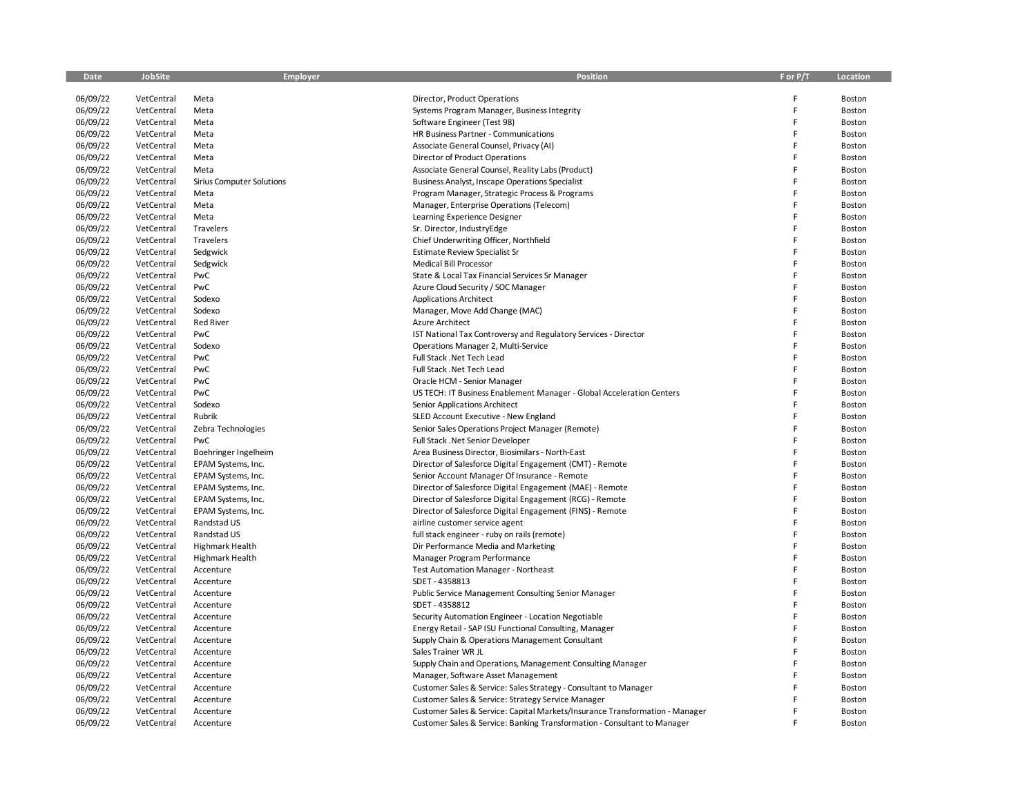| Date | JobSite | Employer | Position | F or P/T | Location |
|---|---|---|---|---|---|
| 06/09/22 | VetCentral | Meta | Director, Product Operations | F | Boston |
| 06/09/22 | VetCentral | Meta | Systems Program Manager, Business Integrity | F | Boston |
| 06/09/22 | VetCentral | Meta | Software Engineer (Test 98) | F | Boston |
| 06/09/22 | VetCentral | Meta | HR Business Partner - Communications | F | Boston |
| 06/09/22 | VetCentral | Meta | Associate General Counsel, Privacy (AI) | F | Boston |
| 06/09/22 | VetCentral | Meta | Director of Product Operations | F | Boston |
| 06/09/22 | VetCentral | Meta | Associate General Counsel, Reality Labs (Product) | F | Boston |
| 06/09/22 | VetCentral | Sirius Computer Solutions | Business Analyst, Inscape Operations Specialist | F | Boston |
| 06/09/22 | VetCentral | Meta | Program Manager, Strategic Process & Programs | F | Boston |
| 06/09/22 | VetCentral | Meta | Manager, Enterprise Operations (Telecom) | F | Boston |
| 06/09/22 | VetCentral | Meta | Learning Experience Designer | F | Boston |
| 06/09/22 | VetCentral | Travelers | Sr. Director, IndustryEdge | F | Boston |
| 06/09/22 | VetCentral | Travelers | Chief Underwriting Officer, Northfield | F | Boston |
| 06/09/22 | VetCentral | Sedgwick | Estimate Review Specialist Sr | F | Boston |
| 06/09/22 | VetCentral | Sedgwick | Medical Bill Processor | F | Boston |
| 06/09/22 | VetCentral | PwC | State & Local Tax Financial Services Sr Manager | F | Boston |
| 06/09/22 | VetCentral | PwC | Azure Cloud Security / SOC Manager | F | Boston |
| 06/09/22 | VetCentral | Sodexo | Applications Architect | F | Boston |
| 06/09/22 | VetCentral | Sodexo | Manager, Move Add Change (MAC) | F | Boston |
| 06/09/22 | VetCentral | Red River | Azure Architect | F | Boston |
| 06/09/22 | VetCentral | PwC | IST National Tax Controversy and Regulatory Services - Director | F | Boston |
| 06/09/22 | VetCentral | Sodexo | Operations Manager 2, Multi-Service | F | Boston |
| 06/09/22 | VetCentral | PwC | Full Stack .Net Tech Lead | F | Boston |
| 06/09/22 | VetCentral | PwC | Full Stack .Net Tech Lead | F | Boston |
| 06/09/22 | VetCentral | PwC | Oracle HCM - Senior Manager | F | Boston |
| 06/09/22 | VetCentral | PwC | US TECH: IT Business Enablement Manager - Global Acceleration Centers | F | Boston |
| 06/09/22 | VetCentral | Sodexo | Senior Applications Architect | F | Boston |
| 06/09/22 | VetCentral | Rubrik | SLED Account Executive - New England | F | Boston |
| 06/09/22 | VetCentral | Zebra Technologies | Senior Sales Operations Project Manager (Remote) | F | Boston |
| 06/09/22 | VetCentral | PwC | Full Stack .Net Senior Developer | F | Boston |
| 06/09/22 | VetCentral | Boehringer Ingelheim | Area Business Director, Biosimilars - North-East | F | Boston |
| 06/09/22 | VetCentral | EPAM Systems, Inc. | Director of Salesforce Digital Engagement (CMT) - Remote | F | Boston |
| 06/09/22 | VetCentral | EPAM Systems, Inc. | Senior Account Manager Of Insurance - Remote | F | Boston |
| 06/09/22 | VetCentral | EPAM Systems, Inc. | Director of Salesforce Digital Engagement (MAE) - Remote | F | Boston |
| 06/09/22 | VetCentral | EPAM Systems, Inc. | Director of Salesforce Digital Engagement (RCG) - Remote | F | Boston |
| 06/09/22 | VetCentral | EPAM Systems, Inc. | Director of Salesforce Digital Engagement (FINS) - Remote | F | Boston |
| 06/09/22 | VetCentral | Randstad US | airline customer service agent | F | Boston |
| 06/09/22 | VetCentral | Randstad US | full stack engineer - ruby on rails (remote) | F | Boston |
| 06/09/22 | VetCentral | Highmark Health | Dir Performance Media and Marketing | F | Boston |
| 06/09/22 | VetCentral | Highmark Health | Manager Program Performance | F | Boston |
| 06/09/22 | VetCentral | Accenture | Test Automation Manager - Northeast | F | Boston |
| 06/09/22 | VetCentral | Accenture | SDET - 4358813 | F | Boston |
| 06/09/22 | VetCentral | Accenture | Public Service Management Consulting Senior Manager | F | Boston |
| 06/09/22 | VetCentral | Accenture | SDET - 4358812 | F | Boston |
| 06/09/22 | VetCentral | Accenture | Security Automation Engineer - Location Negotiable | F | Boston |
| 06/09/22 | VetCentral | Accenture | Energy Retail - SAP ISU Functional Consulting, Manager | F | Boston |
| 06/09/22 | VetCentral | Accenture | Supply Chain & Operations Management Consultant | F | Boston |
| 06/09/22 | VetCentral | Accenture | Sales Trainer WR JL | F | Boston |
| 06/09/22 | VetCentral | Accenture | Supply Chain and Operations, Management Consulting Manager | F | Boston |
| 06/09/22 | VetCentral | Accenture | Manager, Software Asset Management | F | Boston |
| 06/09/22 | VetCentral | Accenture | Customer Sales & Service: Sales Strategy - Consultant to Manager | F | Boston |
| 06/09/22 | VetCentral | Accenture | Customer Sales & Service: Strategy Service Manager | F | Boston |
| 06/09/22 | VetCentral | Accenture | Customer Sales & Service: Capital Markets/Insurance Transformation - Manager | F | Boston |
| 06/09/22 | VetCentral | Accenture | Customer Sales & Service: Banking Transformation - Consultant to Manager | F | Boston |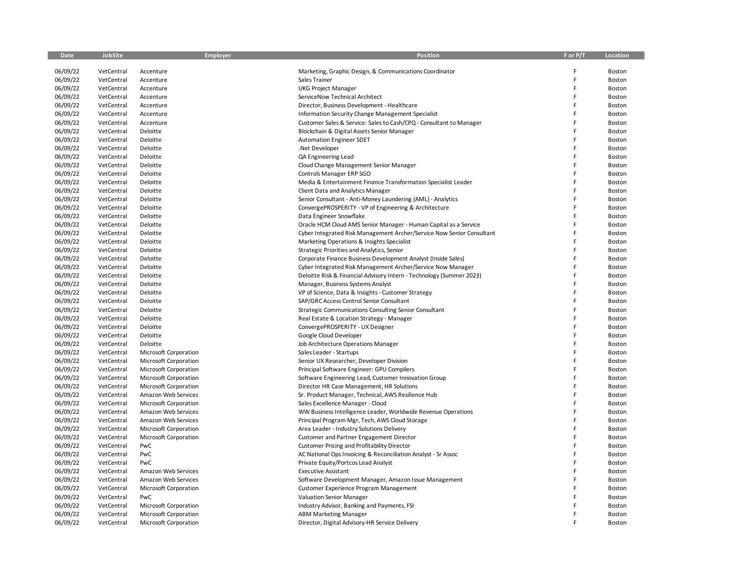| Date | JobSite | Employer | Position | F or P/T | Location |
|---|---|---|---|---|---|
| 06/09/22 | VetCentral | Accenture | Marketing, Graphic Design, & Communications Coordinator | F | Boston |
| 06/09/22 | VetCentral | Accenture | Sales Trainer | F | Boston |
| 06/09/22 | VetCentral | Accenture | UKG Project Manager | F | Boston |
| 06/09/22 | VetCentral | Accenture | ServiceNow Technical Architect | F | Boston |
| 06/09/22 | VetCentral | Accenture | Director, Business Development - Healthcare | F | Boston |
| 06/09/22 | VetCentral | Accenture | Information Security Change Management Specialist | F | Boston |
| 06/09/22 | VetCentral | Accenture | Customer Sales & Service: Sales to Cash/CPQ - Consultant to Manager | F | Boston |
| 06/09/22 | VetCentral | Deloitte | Blockchain & Digital Assets Senior Manager | F | Boston |
| 06/09/22 | VetCentral | Deloitte | Automation Engineer SDET | F | Boston |
| 06/09/22 | VetCentral | Deloitte | .Net Developer | F | Boston |
| 06/09/22 | VetCentral | Deloitte | QA Engineering Lead | F | Boston |
| 06/09/22 | VetCentral | Deloitte | Cloud Change Management Senior Manager | F | Boston |
| 06/09/22 | VetCentral | Deloitte | Controls Manager ERP SGO | F | Boston |
| 06/09/22 | VetCentral | Deloitte | Media & Entertainment Finance Transformation Specialist Leader | F | Boston |
| 06/09/22 | VetCentral | Deloitte | Client Data and Analytics Manager | F | Boston |
| 06/09/22 | VetCentral | Deloitte | Senior Consultant - Anti-Money Laundering (AML) - Analytics | F | Boston |
| 06/09/22 | VetCentral | Deloitte | ConvergePROSPERITY - VP of Engineering & Architecture | F | Boston |
| 06/09/22 | VetCentral | Deloitte | Data Engineer Snowflake | F | Boston |
| 06/09/22 | VetCentral | Deloitte | Oracle HCM Cloud AMS Senior Manager - Human Capital as a Service | F | Boston |
| 06/09/22 | VetCentral | Deloitte | Cyber Integrated Risk Management Archer/Service Now Senior Consultant | F | Boston |
| 06/09/22 | VetCentral | Deloitte | Marketing Operations & Insights Specialist | F | Boston |
| 06/09/22 | VetCentral | Deloitte | Strategic Priorities and Analytics, Senior | F | Boston |
| 06/09/22 | VetCentral | Deloitte | Corporate Finance Business Development Analyst (Inside Sales) | F | Boston |
| 06/09/22 | VetCentral | Deloitte | Cyber Integrated Risk Management Archer/Service Now Manager | F | Boston |
| 06/09/22 | VetCentral | Deloitte | Deloitte Risk & Financial Advisory Intern - Technology (Summer 2023) | F | Boston |
| 06/09/22 | VetCentral | Deloitte | Manager, Business Systems Analyst | F | Boston |
| 06/09/22 | VetCentral | Deloitte | VP of Science, Data & Insights - Customer Strategy | F | Boston |
| 06/09/22 | VetCentral | Deloitte | SAP/GRC Access Control Senior Consultant | F | Boston |
| 06/09/22 | VetCentral | Deloitte | Strategic Communications Consulting Senior Consultant | F | Boston |
| 06/09/22 | VetCentral | Deloitte | Real Estate & Location Strategy - Manager | F | Boston |
| 06/09/22 | VetCentral | Deloitte | ConvergePROSPERITY - UX Designer | F | Boston |
| 06/09/22 | VetCentral | Deloitte | Google Cloud Developer | F | Boston |
| 06/09/22 | VetCentral | Deloitte | Job Architecture Operations Manager | F | Boston |
| 06/09/22 | VetCentral | Microsoft Corporation | Sales Leader - Startups | F | Boston |
| 06/09/22 | VetCentral | Microsoft Corporation | Senior UX Researcher, Developer Division | F | Boston |
| 06/09/22 | VetCentral | Microsoft Corporation | Principal Software Engineer: GPU Compilers | F | Boston |
| 06/09/22 | VetCentral | Microsoft Corporation | Software Engineering Lead, Customer Innovation Group | F | Boston |
| 06/09/22 | VetCentral | Microsoft Corporation | Director HR Case Management, HR Solutions | F | Boston |
| 06/09/22 | VetCentral | Amazon Web Services | Sr. Product Manager, Technical, AWS Resilience Hub | F | Boston |
| 06/09/22 | VetCentral | Microsoft Corporation | Sales Excellence Manager - Cloud | F | Boston |
| 06/09/22 | VetCentral | Amazon Web Services | WW Business Intelligence Leader, Worldwide Revenue Operations | F | Boston |
| 06/09/22 | VetCentral | Amazon Web Services | Principal Program Mgr, Tech, AWS Cloud Storage | F | Boston |
| 06/09/22 | VetCentral | Microsoft Corporation | Area Leader - Industry Solutions Delivery | F | Boston |
| 06/09/22 | VetCentral | Microsoft Corporation | Customer and Partner Engagement Director | F | Boston |
| 06/09/22 | VetCentral | PwC | Customer Pricing and Profitability Director | F | Boston |
| 06/09/22 | VetCentral | PwC | AC National Ops Invoicing & Reconciliation Analyst - Sr Assoc | F | Boston |
| 06/09/22 | VetCentral | PwC | Private Equity/Portcos Lead Analyst | F | Boston |
| 06/09/22 | VetCentral | Amazon Web Services | Executive Assistant | F | Boston |
| 06/09/22 | VetCentral | Amazon Web Services | Software Development Manager, Amazon Issue Management | F | Boston |
| 06/09/22 | VetCentral | Microsoft Corporation | Customer Experience Program Management | F | Boston |
| 06/09/22 | VetCentral | PwC | Valuation Senior Manager | F | Boston |
| 06/09/22 | VetCentral | Microsoft Corporation | Industry Advisor, Banking and Payments, FSI | F | Boston |
| 06/09/22 | VetCentral | Microsoft Corporation | ABM Marketing Manager | F | Boston |
| 06/09/22 | VetCentral | Microsoft Corporation | Director, Digital Advisory-HR Service Delivery | F | Boston |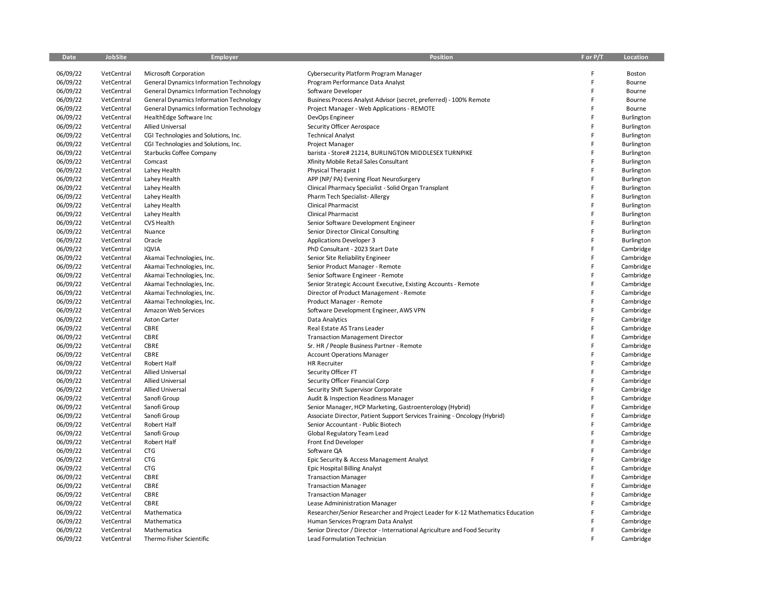| Date | JobSite | Employer | Position | F or P/T | Location |
|---|---|---|---|---|---|
| 06/09/22 | VetCentral | Microsoft Corporation | Cybersecurity Platform Program Manager | F | Boston |
| 06/09/22 | VetCentral | General Dynamics Information Technology | Program Performance Data Analyst | F | Bourne |
| 06/09/22 | VetCentral | General Dynamics Information Technology | Software Developer | F | Bourne |
| 06/09/22 | VetCentral | General Dynamics Information Technology | Business Process Analyst Advisor (secret, preferred) - 100% Remote | F | Bourne |
| 06/09/22 | VetCentral | General Dynamics Information Technology | Project Manager - Web Applications - REMOTE | F | Bourne |
| 06/09/22 | VetCentral | HealthEdge Software Inc | DevOps Engineer | F | Burlington |
| 06/09/22 | VetCentral | Allied Universal | Security Officer Aerospace | F | Burlington |
| 06/09/22 | VetCentral | CGI Technologies and Solutions, Inc. | Technical Analyst | F | Burlington |
| 06/09/22 | VetCentral | CGI Technologies and Solutions, Inc. | Project Manager | F | Burlington |
| 06/09/22 | VetCentral | Starbucks Coffee Company | barista - Store# 21214, BURLINGTON MIDDLESEX TURNPIKE | F | Burlington |
| 06/09/22 | VetCentral | Comcast | Xfinity Mobile Retail Sales Consultant | F | Burlington |
| 06/09/22 | VetCentral | Lahey Health | Physical Therapist I | F | Burlington |
| 06/09/22 | VetCentral | Lahey Health | APP (NP/ PA) Evening Float NeuroSurgery | F | Burlington |
| 06/09/22 | VetCentral | Lahey Health | Clinical Pharmacy Specialist - Solid Organ Transplant | F | Burlington |
| 06/09/22 | VetCentral | Lahey Health | Pharm Tech Specialist- Allergy | F | Burlington |
| 06/09/22 | VetCentral | Lahey Health | Clinical Pharmacist | F | Burlington |
| 06/09/22 | VetCentral | Lahey Health | Clinical Pharmacist | F | Burlington |
| 06/09/22 | VetCentral | CVS Health | Senior Software Development Engineer | F | Burlington |
| 06/09/22 | VetCentral | Nuance | Senior Director Clinical Consulting | F | Burlington |
| 06/09/22 | VetCentral | Oracle | Applications Developer 3 | F | Burlington |
| 06/09/22 | VetCentral | IQVIA | PhD Consultant - 2023 Start Date | F | Cambridge |
| 06/09/22 | VetCentral | Akamai Technologies, Inc. | Senior Site Reliability Engineer | F | Cambridge |
| 06/09/22 | VetCentral | Akamai Technologies, Inc. | Senior Product Manager - Remote | F | Cambridge |
| 06/09/22 | VetCentral | Akamai Technologies, Inc. | Senior Software Engineer - Remote | F | Cambridge |
| 06/09/22 | VetCentral | Akamai Technologies, Inc. | Senior Strategic Account Executive, Existing Accounts - Remote | F | Cambridge |
| 06/09/22 | VetCentral | Akamai Technologies, Inc. | Director of Product Management - Remote | F | Cambridge |
| 06/09/22 | VetCentral | Akamai Technologies, Inc. | Product Manager - Remote | F | Cambridge |
| 06/09/22 | VetCentral | Amazon Web Services | Software Development Engineer, AWS VPN | F | Cambridge |
| 06/09/22 | VetCentral | Aston Carter | Data Analytics | F | Cambridge |
| 06/09/22 | VetCentral | CBRE | Real Estate AS Trans Leader | F | Cambridge |
| 06/09/22 | VetCentral | CBRE | Transaction Management Director | F | Cambridge |
| 06/09/22 | VetCentral | CBRE | Sr. HR / People Business Partner - Remote | F | Cambridge |
| 06/09/22 | VetCentral | CBRE | Account Operations Manager | F | Cambridge |
| 06/09/22 | VetCentral | Robert Half | HR Recruiter | F | Cambridge |
| 06/09/22 | VetCentral | Allied Universal | Security Officer FT | F | Cambridge |
| 06/09/22 | VetCentral | Allied Universal | Security Officer Financial Corp | F | Cambridge |
| 06/09/22 | VetCentral | Allied Universal | Security Shift Supervisor Corporate | F | Cambridge |
| 06/09/22 | VetCentral | Sanofi Group | Audit & Inspection Readiness Manager | F | Cambridge |
| 06/09/22 | VetCentral | Sanofi Group | Senior Manager, HCP Marketing, Gastroenterology (Hybrid) | F | Cambridge |
| 06/09/22 | VetCentral | Sanofi Group | Associate Director, Patient Support Services Training - Oncology (Hybrid) | F | Cambridge |
| 06/09/22 | VetCentral | Robert Half | Senior Accountant - Public Biotech | F | Cambridge |
| 06/09/22 | VetCentral | Sanofi Group | Global Regulatory Team Lead | F | Cambridge |
| 06/09/22 | VetCentral | Robert Half | Front End Developer | F | Cambridge |
| 06/09/22 | VetCentral | CTG | Software QA | F | Cambridge |
| 06/09/22 | VetCentral | CTG | Epic Security & Access Management Analyst | F | Cambridge |
| 06/09/22 | VetCentral | CTG | Epic Hospital Billing Analyst | F | Cambridge |
| 06/09/22 | VetCentral | CBRE | Transaction Manager | F | Cambridge |
| 06/09/22 | VetCentral | CBRE | Transaction Manager | F | Cambridge |
| 06/09/22 | VetCentral | CBRE | Transaction Manager | F | Cambridge |
| 06/09/22 | VetCentral | CBRE | Lease Admininistration Manager | F | Cambridge |
| 06/09/22 | VetCentral | Mathematica | Researcher/Senior Researcher and Project Leader for K-12 Mathematics Education | F | Cambridge |
| 06/09/22 | VetCentral | Mathematica | Human Services Program Data Analyst | F | Cambridge |
| 06/09/22 | VetCentral | Mathematica | Senior Director / Director - International Agriculture and Food Security | F | Cambridge |
| 06/09/22 | VetCentral | Thermo Fisher Scientific | Lead Formulation Technician | F | Cambridge |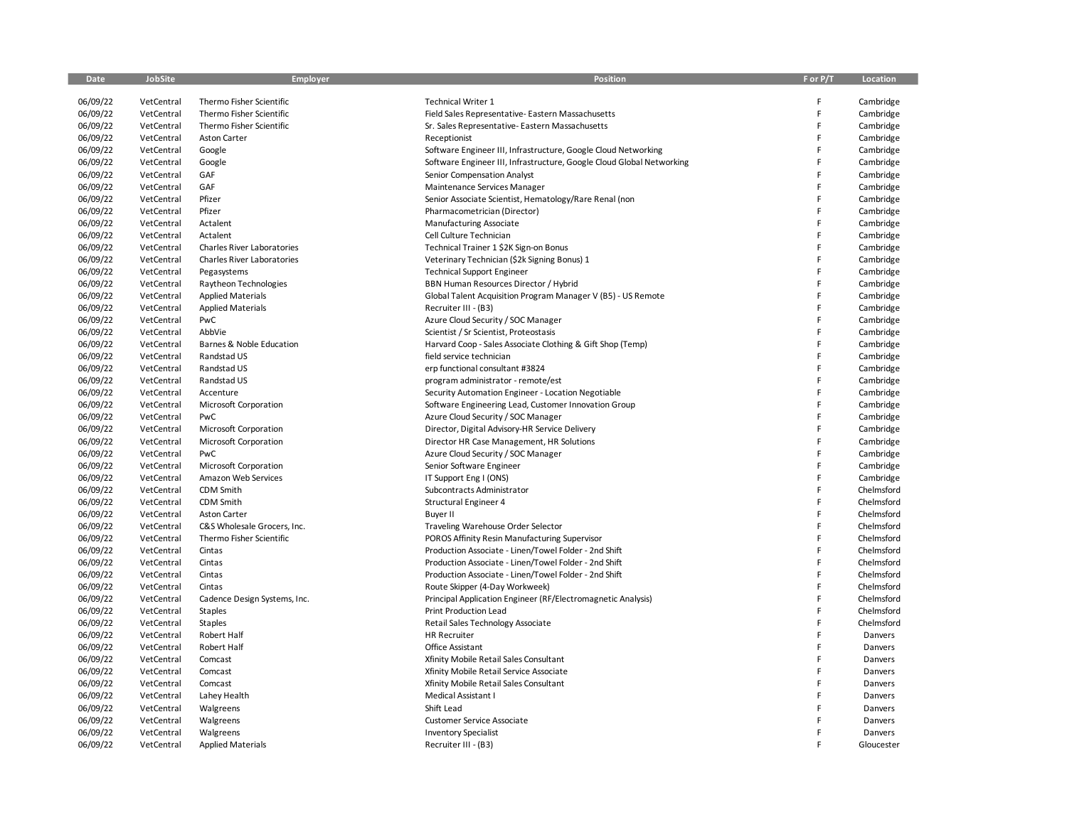| Date | JobSite | Employer | Position | F or P/T | Location |
|---|---|---|---|---|---|
| 06/09/22 | VetCentral | Thermo Fisher Scientific | Technical Writer 1 | F | Cambridge |
| 06/09/22 | VetCentral | Thermo Fisher Scientific | Field Sales Representative- Eastern Massachusetts | F | Cambridge |
| 06/09/22 | VetCentral | Thermo Fisher Scientific | Sr. Sales Representative- Eastern Massachusetts | F | Cambridge |
| 06/09/22 | VetCentral | Aston Carter | Receptionist | F | Cambridge |
| 06/09/22 | VetCentral | Google | Software Engineer III, Infrastructure, Google Cloud Networking | F | Cambridge |
| 06/09/22 | VetCentral | Google | Software Engineer III, Infrastructure, Google Cloud Global Networking | F | Cambridge |
| 06/09/22 | VetCentral | GAF | Senior Compensation Analyst | F | Cambridge |
| 06/09/22 | VetCentral | GAF | Maintenance Services Manager | F | Cambridge |
| 06/09/22 | VetCentral | Pfizer | Senior Associate Scientist, Hematology/Rare Renal (non | F | Cambridge |
| 06/09/22 | VetCentral | Pfizer | Pharmacometrician (Director) | F | Cambridge |
| 06/09/22 | VetCentral | Actalent | Manufacturing Associate | F | Cambridge |
| 06/09/22 | VetCentral | Actalent | Cell Culture Technician | F | Cambridge |
| 06/09/22 | VetCentral | Charles River Laboratories | Technical Trainer 1 $2K Sign-on Bonus | F | Cambridge |
| 06/09/22 | VetCentral | Charles River Laboratories | Veterinary Technician ($2k Signing Bonus) 1 | F | Cambridge |
| 06/09/22 | VetCentral | Pegasystems | Technical Support Engineer | F | Cambridge |
| 06/09/22 | VetCentral | Raytheon Technologies | BBN Human Resources Director / Hybrid | F | Cambridge |
| 06/09/22 | VetCentral | Applied Materials | Global Talent Acquisition Program Manager V (B5) - US Remote | F | Cambridge |
| 06/09/22 | VetCentral | Applied Materials | Recruiter III - (B3) | F | Cambridge |
| 06/09/22 | VetCentral | PwC | Azure Cloud Security / SOC Manager | F | Cambridge |
| 06/09/22 | VetCentral | AbbVie | Scientist / Sr Scientist, Proteostasis | F | Cambridge |
| 06/09/22 | VetCentral | Barnes & Noble Education | Harvard Coop - Sales Associate Clothing & Gift Shop (Temp) | F | Cambridge |
| 06/09/22 | VetCentral | Randstad US | field service technician | F | Cambridge |
| 06/09/22 | VetCentral | Randstad US | erp functional consultant #3824 | F | Cambridge |
| 06/09/22 | VetCentral | Randstad US | program administrator - remote/est | F | Cambridge |
| 06/09/22 | VetCentral | Accenture | Security Automation Engineer - Location Negotiable | F | Cambridge |
| 06/09/22 | VetCentral | Microsoft Corporation | Software Engineering Lead, Customer Innovation Group | F | Cambridge |
| 06/09/22 | VetCentral | PwC | Azure Cloud Security / SOC Manager | F | Cambridge |
| 06/09/22 | VetCentral | Microsoft Corporation | Director, Digital Advisory-HR Service Delivery | F | Cambridge |
| 06/09/22 | VetCentral | Microsoft Corporation | Director HR Case Management, HR Solutions | F | Cambridge |
| 06/09/22 | VetCentral | PwC | Azure Cloud Security / SOC Manager | F | Cambridge |
| 06/09/22 | VetCentral | Microsoft Corporation | Senior Software Engineer | F | Cambridge |
| 06/09/22 | VetCentral | Amazon Web Services | IT Support Eng I (ONS) | F | Cambridge |
| 06/09/22 | VetCentral | CDM Smith | Subcontracts Administrator | F | Chelmsford |
| 06/09/22 | VetCentral | CDM Smith | Structural Engineer 4 | F | Chelmsford |
| 06/09/22 | VetCentral | Aston Carter | Buyer II | F | Chelmsford |
| 06/09/22 | VetCentral | C&S Wholesale Grocers, Inc. | Traveling Warehouse Order Selector | F | Chelmsford |
| 06/09/22 | VetCentral | Thermo Fisher Scientific | POROS Affinity Resin Manufacturing Supervisor | F | Chelmsford |
| 06/09/22 | VetCentral | Cintas | Production Associate - Linen/Towel Folder - 2nd Shift | F | Chelmsford |
| 06/09/22 | VetCentral | Cintas | Production Associate - Linen/Towel Folder - 2nd Shift | F | Chelmsford |
| 06/09/22 | VetCentral | Cintas | Production Associate - Linen/Towel Folder - 2nd Shift | F | Chelmsford |
| 06/09/22 | VetCentral | Cintas | Route Skipper (4-Day Workweek) | F | Chelmsford |
| 06/09/22 | VetCentral | Cadence Design Systems, Inc. | Principal Application Engineer (RF/Electromagnetic Analysis) | F | Chelmsford |
| 06/09/22 | VetCentral | Staples | Print Production Lead | F | Chelmsford |
| 06/09/22 | VetCentral | Staples | Retail Sales Technology Associate | F | Chelmsford |
| 06/09/22 | VetCentral | Robert Half | HR Recruiter | F | Danvers |
| 06/09/22 | VetCentral | Robert Half | Office Assistant | F | Danvers |
| 06/09/22 | VetCentral | Comcast | Xfinity Mobile Retail Sales Consultant | F | Danvers |
| 06/09/22 | VetCentral | Comcast | Xfinity Mobile Retail Service Associate | F | Danvers |
| 06/09/22 | VetCentral | Comcast | Xfinity Mobile Retail Sales Consultant | F | Danvers |
| 06/09/22 | VetCentral | Lahey Health | Medical Assistant I | F | Danvers |
| 06/09/22 | VetCentral | Walgreens | Shift Lead | F | Danvers |
| 06/09/22 | VetCentral | Walgreens | Customer Service Associate | F | Danvers |
| 06/09/22 | VetCentral | Walgreens | Inventory Specialist | F | Danvers |
| 06/09/22 | VetCentral | Applied Materials | Recruiter III - (B3) | F | Gloucester |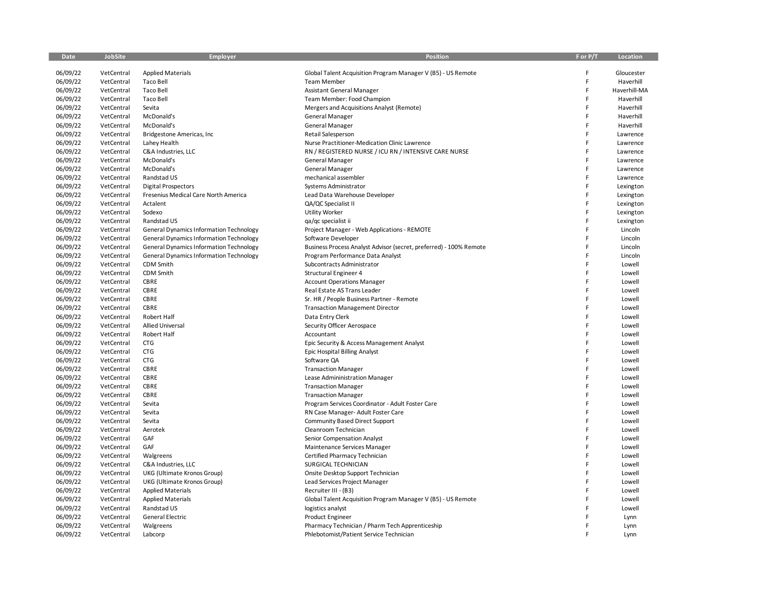| Date | JobSite | Employer | Position | F or P/T | Location |
|---|---|---|---|---|---|
| 06/09/22 | VetCentral | Applied Materials | Global Talent Acquisition Program Manager V (B5) - US Remote | F | Gloucester |
| 06/09/22 | VetCentral | Taco Bell | Team Member | F | Haverhill |
| 06/09/22 | VetCentral | Taco Bell | Assistant General Manager | F | Haverhill-MA |
| 06/09/22 | VetCentral | Taco Bell | Team Member: Food Champion | F | Haverhill |
| 06/09/22 | VetCentral | Sevita | Mergers and Acquisitions Analyst (Remote) | F | Haverhill |
| 06/09/22 | VetCentral | McDonald's | General Manager | F | Haverhill |
| 06/09/22 | VetCentral | McDonald's | General Manager | F | Haverhill |
| 06/09/22 | VetCentral | Bridgestone Americas, Inc | Retail Salesperson | F | Lawrence |
| 06/09/22 | VetCentral | Lahey Health | Nurse Practitioner-Medication Clinic Lawrence | F | Lawrence |
| 06/09/22 | VetCentral | C&A Industries, LLC | RN / REGISTERED NURSE / ICU RN / INTENSIVE CARE NURSE | F | Lawrence |
| 06/09/22 | VetCentral | McDonald's | General Manager | F | Lawrence |
| 06/09/22 | VetCentral | McDonald's | General Manager | F | Lawrence |
| 06/09/22 | VetCentral | Randstad US | mechanical assembler | F | Lawrence |
| 06/09/22 | VetCentral | Digital Prospectors | Systems Administrator | F | Lexington |
| 06/09/22 | VetCentral | Fresenius Medical Care North America | Lead Data Warehouse Developer | F | Lexington |
| 06/09/22 | VetCentral | Actalent | QA/QC Specialist II | F | Lexington |
| 06/09/22 | VetCentral | Sodexo | Utility Worker | F | Lexington |
| 06/09/22 | VetCentral | Randstad US | qa/qc specialist ii | F | Lexington |
| 06/09/22 | VetCentral | General Dynamics Information Technology | Project Manager - Web Applications - REMOTE | F | Lincoln |
| 06/09/22 | VetCentral | General Dynamics Information Technology | Software Developer | F | Lincoln |
| 06/09/22 | VetCentral | General Dynamics Information Technology | Business Process Analyst Advisor (secret, preferred) - 100% Remote | F | Lincoln |
| 06/09/22 | VetCentral | General Dynamics Information Technology | Program Performance Data Analyst | F | Lincoln |
| 06/09/22 | VetCentral | CDM Smith | Subcontracts Administrator | F | Lowell |
| 06/09/22 | VetCentral | CDM Smith | Structural Engineer 4 | F | Lowell |
| 06/09/22 | VetCentral | CBRE | Account Operations Manager | F | Lowell |
| 06/09/22 | VetCentral | CBRE | Real Estate AS Trans Leader | F | Lowell |
| 06/09/22 | VetCentral | CBRE | Sr. HR / People Business Partner - Remote | F | Lowell |
| 06/09/22 | VetCentral | CBRE | Transaction Management Director | F | Lowell |
| 06/09/22 | VetCentral | Robert Half | Data Entry Clerk | F | Lowell |
| 06/09/22 | VetCentral | Allied Universal | Security Officer Aerospace | F | Lowell |
| 06/09/22 | VetCentral | Robert Half | Accountant | F | Lowell |
| 06/09/22 | VetCentral | CTG | Epic Security & Access Management Analyst | F | Lowell |
| 06/09/22 | VetCentral | CTG | Epic Hospital Billing Analyst | F | Lowell |
| 06/09/22 | VetCentral | CTG | Software QA | F | Lowell |
| 06/09/22 | VetCentral | CBRE | Transaction Manager | F | Lowell |
| 06/09/22 | VetCentral | CBRE | Lease Admininistration Manager | F | Lowell |
| 06/09/22 | VetCentral | CBRE | Transaction Manager | F | Lowell |
| 06/09/22 | VetCentral | CBRE | Transaction Manager | F | Lowell |
| 06/09/22 | VetCentral | Sevita | Program Services Coordinator - Adult Foster Care | F | Lowell |
| 06/09/22 | VetCentral | Sevita | RN Case Manager- Adult Foster Care | F | Lowell |
| 06/09/22 | VetCentral | Sevita | Community Based Direct Support | F | Lowell |
| 06/09/22 | VetCentral | Aerotek | Cleanroom Technician | F | Lowell |
| 06/09/22 | VetCentral | GAF | Senior Compensation Analyst | F | Lowell |
| 06/09/22 | VetCentral | GAF | Maintenance Services Manager | F | Lowell |
| 06/09/22 | VetCentral | Walgreens | Certified Pharmacy Technician | F | Lowell |
| 06/09/22 | VetCentral | C&A Industries, LLC | SURGICAL TECHNICIAN | F | Lowell |
| 06/09/22 | VetCentral | UKG (Ultimate Kronos Group) | Onsite Desktop Support Technician | F | Lowell |
| 06/09/22 | VetCentral | UKG (Ultimate Kronos Group) | Lead Services Project Manager | F | Lowell |
| 06/09/22 | VetCentral | Applied Materials | Recruiter III - (B3) | F | Lowell |
| 06/09/22 | VetCentral | Applied Materials | Global Talent Acquisition Program Manager V (B5) - US Remote | F | Lowell |
| 06/09/22 | VetCentral | Randstad US | logistics analyst | F | Lowell |
| 06/09/22 | VetCentral | General Electric | Product Engineer | F | Lynn |
| 06/09/22 | VetCentral | Walgreens | Pharmacy Technician / Pharm Tech Apprenticeship | F | Lynn |
| 06/09/22 | VetCentral | Labcorp | Phlebotomist/Patient Service Technician | F | Lynn |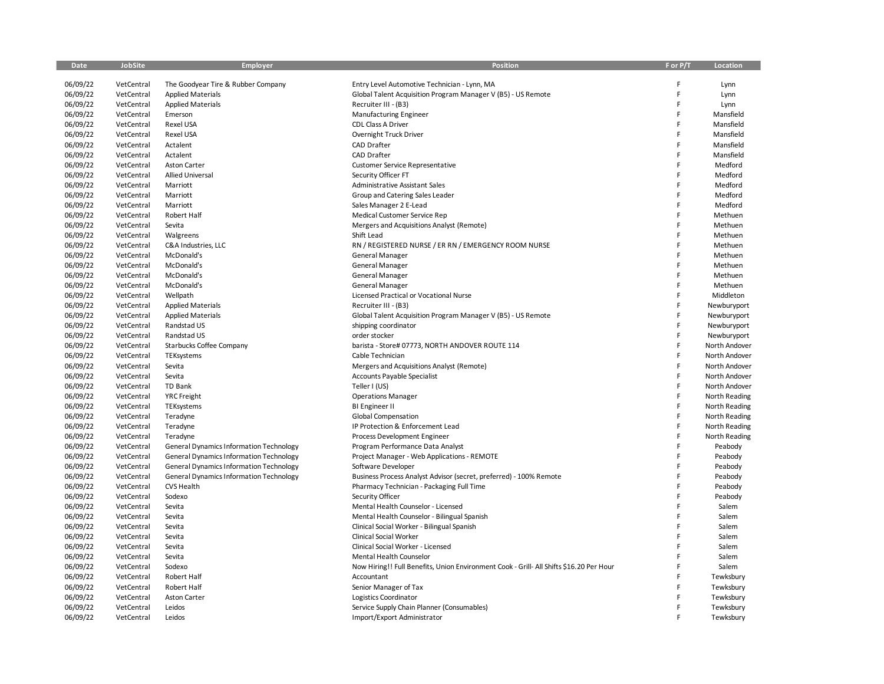| Date | JobSite | Employer | Position | F or P/T | Location |
|---|---|---|---|---|---|
| 06/09/22 | VetCentral | The Goodyear Tire & Rubber Company | Entry Level Automotive Technician - Lynn, MA | F | Lynn |
| 06/09/22 | VetCentral | Applied Materials | Global Talent Acquisition Program Manager V (B5) - US Remote | F | Lynn |
| 06/09/22 | VetCentral | Applied Materials | Recruiter III - (B3) | F | Lynn |
| 06/09/22 | VetCentral | Emerson | Manufacturing Engineer | F | Mansfield |
| 06/09/22 | VetCentral | Rexel USA | CDL Class A Driver | F | Mansfield |
| 06/09/22 | VetCentral | Rexel USA | Overnight Truck Driver | F | Mansfield |
| 06/09/22 | VetCentral | Actalent | CAD Drafter | F | Mansfield |
| 06/09/22 | VetCentral | Actalent | CAD Drafter | F | Mansfield |
| 06/09/22 | VetCentral | Aston Carter | Customer Service Representative | F | Medford |
| 06/09/22 | VetCentral | Allied Universal | Security Officer FT | F | Medford |
| 06/09/22 | VetCentral | Marriott | Administrative Assistant Sales | F | Medford |
| 06/09/22 | VetCentral | Marriott | Group and Catering Sales Leader | F | Medford |
| 06/09/22 | VetCentral | Marriott | Sales Manager 2 E-Lead | F | Medford |
| 06/09/22 | VetCentral | Robert Half | Medical Customer Service Rep | F | Methuen |
| 06/09/22 | VetCentral | Sevita | Mergers and Acquisitions Analyst (Remote) | F | Methuen |
| 06/09/22 | VetCentral | Walgreens | Shift Lead | F | Methuen |
| 06/09/22 | VetCentral | C&A Industries, LLC | RN / REGISTERED NURSE / ER RN / EMERGENCY ROOM NURSE | F | Methuen |
| 06/09/22 | VetCentral | McDonald's | General Manager | F | Methuen |
| 06/09/22 | VetCentral | McDonald's | General Manager | F | Methuen |
| 06/09/22 | VetCentral | McDonald's | General Manager | F | Methuen |
| 06/09/22 | VetCentral | McDonald's | General Manager | F | Methuen |
| 06/09/22 | VetCentral | Wellpath | Licensed Practical or Vocational Nurse | F | Middleton |
| 06/09/22 | VetCentral | Applied Materials | Recruiter III - (B3) | F | Newburyport |
| 06/09/22 | VetCentral | Applied Materials | Global Talent Acquisition Program Manager V (B5) - US Remote | F | Newburyport |
| 06/09/22 | VetCentral | Randstad US | shipping coordinator | F | Newburyport |
| 06/09/22 | VetCentral | Randstad US | order stocker | F | Newburyport |
| 06/09/22 | VetCentral | Starbucks Coffee Company | barista - Store# 07773, NORTH ANDOVER ROUTE 114 | F | North Andover |
| 06/09/22 | VetCentral | TEKsystems | Cable Technician | F | North Andover |
| 06/09/22 | VetCentral | Sevita | Mergers and Acquisitions Analyst (Remote) | F | North Andover |
| 06/09/22 | VetCentral | Sevita | Accounts Payable Specialist | F | North Andover |
| 06/09/22 | VetCentral | TD Bank | Teller I (US) | F | North Andover |
| 06/09/22 | VetCentral | YRC Freight | Operations Manager | F | North Reading |
| 06/09/22 | VetCentral | TEKsystems | BI Engineer II | F | North Reading |
| 06/09/22 | VetCentral | Teradyne | Global Compensation | F | North Reading |
| 06/09/22 | VetCentral | Teradyne | IP Protection & Enforcement Lead | F | North Reading |
| 06/09/22 | VetCentral | Teradyne | Process Development Engineer | F | North Reading |
| 06/09/22 | VetCentral | General Dynamics Information Technology | Program Performance Data Analyst | F | Peabody |
| 06/09/22 | VetCentral | General Dynamics Information Technology | Project Manager - Web Applications - REMOTE | F | Peabody |
| 06/09/22 | VetCentral | General Dynamics Information Technology | Software Developer | F | Peabody |
| 06/09/22 | VetCentral | General Dynamics Information Technology | Business Process Analyst Advisor (secret, preferred) - 100% Remote | F | Peabody |
| 06/09/22 | VetCentral | CVS Health | Pharmacy Technician - Packaging Full Time | F | Peabody |
| 06/09/22 | VetCentral | Sodexo | Security Officer | F | Peabody |
| 06/09/22 | VetCentral | Sevita | Mental Health Counselor - Licensed | F | Salem |
| 06/09/22 | VetCentral | Sevita | Mental Health Counselor - Bilingual Spanish | F | Salem |
| 06/09/22 | VetCentral | Sevita | Clinical Social Worker - Bilingual Spanish | F | Salem |
| 06/09/22 | VetCentral | Sevita | Clinical Social Worker | F | Salem |
| 06/09/22 | VetCentral | Sevita | Clinical Social Worker - Licensed | F | Salem |
| 06/09/22 | VetCentral | Sevita | Mental Health Counselor | F | Salem |
| 06/09/22 | VetCentral | Sodexo | Now Hiring!! Full Benefits, Union Environment Cook - Grill- All Shifts $16.20 Per Hour | F | Salem |
| 06/09/22 | VetCentral | Robert Half | Accountant | F | Tewksbury |
| 06/09/22 | VetCentral | Robert Half | Senior Manager of Tax | F | Tewksbury |
| 06/09/22 | VetCentral | Aston Carter | Logistics Coordinator | F | Tewksbury |
| 06/09/22 | VetCentral | Leidos | Service Supply Chain Planner (Consumables) | F | Tewksbury |
| 06/09/22 | VetCentral | Leidos | Import/Export Administrator | F | Tewksbury |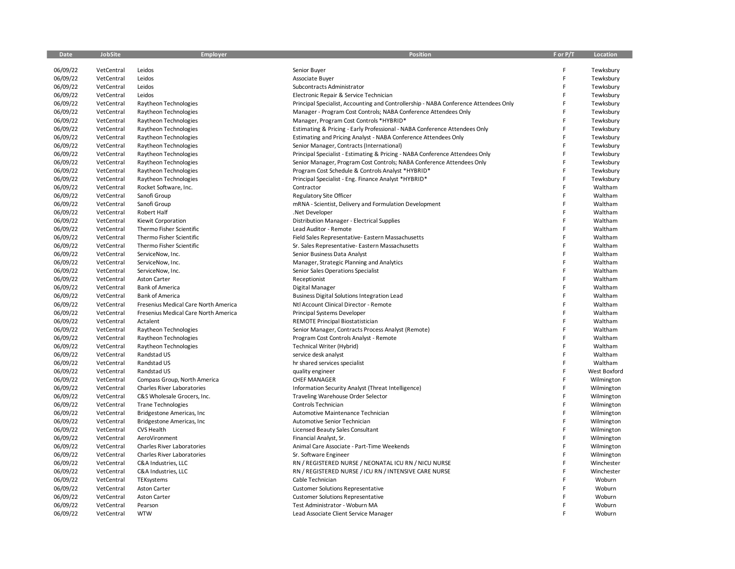| Date | JobSite | Employer | Position | F or P/T | Location |
|---|---|---|---|---|---|
| 06/09/22 | VetCentral | Leidos | Senior Buyer | F | Tewksbury |
| 06/09/22 | VetCentral | Leidos | Associate Buyer | F | Tewksbury |
| 06/09/22 | VetCentral | Leidos | Subcontracts Administrator | F | Tewksbury |
| 06/09/22 | VetCentral | Leidos | Electronic Repair & Service Technician | F | Tewksbury |
| 06/09/22 | VetCentral | Raytheon Technologies | Principal Specialist, Accounting and Controllership - NABA Conference Attendees Only | F | Tewksbury |
| 06/09/22 | VetCentral | Raytheon Technologies | Manager - Program Cost Controls; NABA Conference Attendees Only | F | Tewksbury |
| 06/09/22 | VetCentral | Raytheon Technologies | Manager, Program Cost Controls *HYBRID* | F | Tewksbury |
| 06/09/22 | VetCentral | Raytheon Technologies | Estimating & Pricing - Early Professional - NABA Conference Attendees Only | F | Tewksbury |
| 06/09/22 | VetCentral | Raytheon Technologies | Estimating and Pricing Analyst - NABA Conference Attendees Only | F | Tewksbury |
| 06/09/22 | VetCentral | Raytheon Technologies | Senior Manager, Contracts (International) | F | Tewksbury |
| 06/09/22 | VetCentral | Raytheon Technologies | Principal Specialist - Estimating & Pricing - NABA Conference Attendees Only | F | Tewksbury |
| 06/09/22 | VetCentral | Raytheon Technologies | Senior Manager, Program Cost Controls; NABA Conference Attendees Only | F | Tewksbury |
| 06/09/22 | VetCentral | Raytheon Technologies | Program Cost Schedule & Controls Analyst *HYBRID* | F | Tewksbury |
| 06/09/22 | VetCentral | Raytheon Technologies | Principal Specialist - Eng. Finance Analyst *HYBRID* | F | Tewksbury |
| 06/09/22 | VetCentral | Rocket Software, Inc. | Contractor | F | Waltham |
| 06/09/22 | VetCentral | Sanofi Group | Regulatory Site Officer | F | Waltham |
| 06/09/22 | VetCentral | Sanofi Group | mRNA - Scientist, Delivery and Formulation Development | F | Waltham |
| 06/09/22 | VetCentral | Robert Half | .Net Developer | F | Waltham |
| 06/09/22 | VetCentral | Kiewit Corporation | Distribution Manager - Electrical Supplies | F | Waltham |
| 06/09/22 | VetCentral | Thermo Fisher Scientific | Lead Auditor - Remote | F | Waltham |
| 06/09/22 | VetCentral | Thermo Fisher Scientific | Field Sales Representative- Eastern Massachusetts | F | Waltham |
| 06/09/22 | VetCentral | Thermo Fisher Scientific | Sr. Sales Representative- Eastern Massachusetts | F | Waltham |
| 06/09/22 | VetCentral | ServiceNow, Inc. | Senior Business Data Analyst | F | Waltham |
| 06/09/22 | VetCentral | ServiceNow, Inc. | Manager, Strategic Planning and Analytics | F | Waltham |
| 06/09/22 | VetCentral | ServiceNow, Inc. | Senior Sales Operations Specialist | F | Waltham |
| 06/09/22 | VetCentral | Aston Carter | Receptionist | F | Waltham |
| 06/09/22 | VetCentral | Bank of America | Digital Manager | F | Waltham |
| 06/09/22 | VetCentral | Bank of America | Business Digital Solutions Integration Lead | F | Waltham |
| 06/09/22 | VetCentral | Fresenius Medical Care North America | Ntl Account Clinical Director - Remote | F | Waltham |
| 06/09/22 | VetCentral | Fresenius Medical Care North America | Principal Systems Developer | F | Waltham |
| 06/09/22 | VetCentral | Actalent | REMOTE Principal Biostatistician | F | Waltham |
| 06/09/22 | VetCentral | Raytheon Technologies | Senior Manager, Contracts Process Analyst (Remote) | F | Waltham |
| 06/09/22 | VetCentral | Raytheon Technologies | Program Cost Controls Analyst - Remote | F | Waltham |
| 06/09/22 | VetCentral | Raytheon Technologies | Technical Writer (Hybrid) | F | Waltham |
| 06/09/22 | VetCentral | Randstad US | service desk analyst | F | Waltham |
| 06/09/22 | VetCentral | Randstad US | hr shared services specialist | F | Waltham |
| 06/09/22 | VetCentral | Randstad US | quality engineer | F | West Boxford |
| 06/09/22 | VetCentral | Compass Group, North America | CHEF MANAGER | F | Wilmington |
| 06/09/22 | VetCentral | Charles River Laboratories | Information Security Analyst (Threat Intelligence) | F | Wilmington |
| 06/09/22 | VetCentral | C&S Wholesale Grocers, Inc. | Traveling Warehouse Order Selector | F | Wilmington |
| 06/09/22 | VetCentral | Trane Technologies | Controls Technician | F | Wilmington |
| 06/09/22 | VetCentral | Bridgestone Americas, Inc | Automotive Maintenance Technician | F | Wilmington |
| 06/09/22 | VetCentral | Bridgestone Americas, Inc | Automotive Senior Technician | F | Wilmington |
| 06/09/22 | VetCentral | CVS Health | Licensed Beauty Sales Consultant | F | Wilmington |
| 06/09/22 | VetCentral | AeroVironment | Financial Analyst, Sr. | F | Wilmington |
| 06/09/22 | VetCentral | Charles River Laboratories | Animal Care Associate - Part-Time Weekends | F | Wilmington |
| 06/09/22 | VetCentral | Charles River Laboratories | Sr. Software Engineer | F | Wilmington |
| 06/09/22 | VetCentral | C&A Industries, LLC | RN / REGISTERED NURSE / NEONATAL ICU RN / NICU NURSE | F | Winchester |
| 06/09/22 | VetCentral | C&A Industries, LLC | RN / REGISTERED NURSE / ICU RN / INTENSIVE CARE NURSE | F | Winchester |
| 06/09/22 | VetCentral | TEKsystems | Cable Technician | F | Woburn |
| 06/09/22 | VetCentral | Aston Carter | Customer Solutions Representative | F | Woburn |
| 06/09/22 | VetCentral | Aston Carter | Customer Solutions Representative | F | Woburn |
| 06/09/22 | VetCentral | Pearson | Test Administrator - Woburn MA | F | Woburn |
| 06/09/22 | VetCentral | WTW | Lead Associate Client Service Manager | F | Woburn |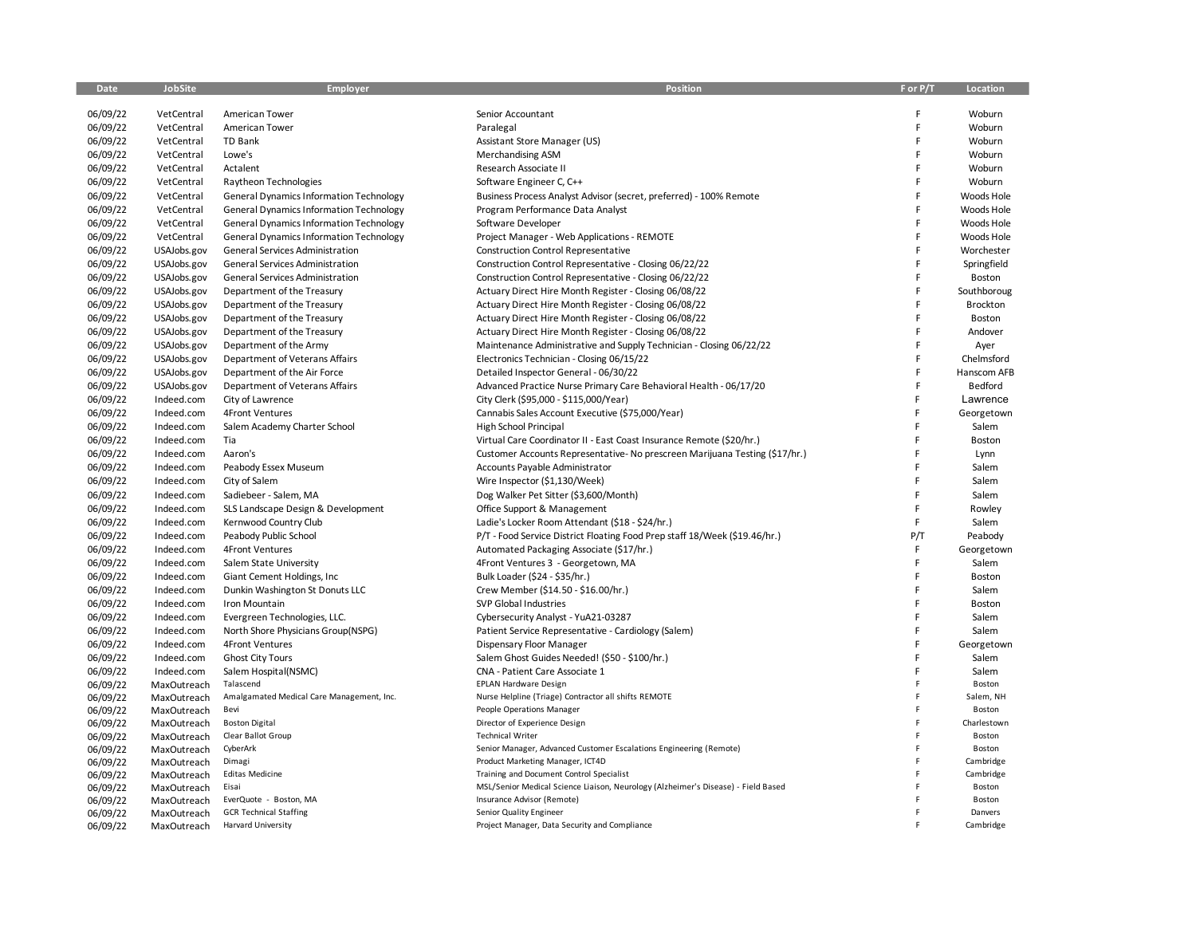| Date | JobSite | Employer | Position | F or P/T | Location |
|---|---|---|---|---|---|
| 06/09/22 | VetCentral | American Tower | Senior Accountant | F | Woburn |
| 06/09/22 | VetCentral | American Tower | Paralegal | F | Woburn |
| 06/09/22 | VetCentral | TD Bank | Assistant Store Manager (US) | F | Woburn |
| 06/09/22 | VetCentral | Lowe's | Merchandising ASM | F | Woburn |
| 06/09/22 | VetCentral | Actalent | Research Associate II | F | Woburn |
| 06/09/22 | VetCentral | Raytheon Technologies | Software Engineer C, C++ | F | Woburn |
| 06/09/22 | VetCentral | General Dynamics Information Technology | Business Process Analyst Advisor (secret, preferred) - 100% Remote | F | Woods Hole |
| 06/09/22 | VetCentral | General Dynamics Information Technology | Program Performance Data Analyst | F | Woods Hole |
| 06/09/22 | VetCentral | General Dynamics Information Technology | Software Developer | F | Woods Hole |
| 06/09/22 | VetCentral | General Dynamics Information Technology | Project Manager - Web Applications - REMOTE | F | Woods Hole |
| 06/09/22 | USAJobs.gov | General Services Administration | Construction Control Representative | F | Worchester |
| 06/09/22 | USAJobs.gov | General Services Administration | Construction Control Representative - Closing 06/22/22 | F | Springfield |
| 06/09/22 | USAJobs.gov | General Services Administration | Construction Control Representative - Closing 06/22/22 | F | Boston |
| 06/09/22 | USAJobs.gov | Department of the Treasury | Actuary Direct Hire Month Register - Closing 06/08/22 | F | Southboroug |
| 06/09/22 | USAJobs.gov | Department of the Treasury | Actuary Direct Hire Month Register - Closing 06/08/22 | F | Brockton |
| 06/09/22 | USAJobs.gov | Department of the Treasury | Actuary Direct Hire Month Register - Closing 06/08/22 | F | Boston |
| 06/09/22 | USAJobs.gov | Department of the Treasury | Actuary Direct Hire Month Register - Closing 06/08/22 | F | Andover |
| 06/09/22 | USAJobs.gov | Department of the Army | Maintenance Administrative and Supply Technician - Closing 06/22/22 | F | Ayer |
| 06/09/22 | USAJobs.gov | Department of Veterans Affairs | Electronics Technician - Closing 06/15/22 | F | Chelmsford |
| 06/09/22 | USAJobs.gov | Department of the Air Force | Detailed Inspector General - 06/30/22 | F | Hanscom AFB |
| 06/09/22 | USAJobs.gov | Department of Veterans Affairs | Advanced Practice Nurse Primary Care Behavioral Health - 06/17/20 | F | Bedford |
| 06/09/22 | Indeed.com | City of Lawrence | City Clerk ($95,000 - $115,000/Year) | F | Lawrence |
| 06/09/22 | Indeed.com | 4Front Ventures | Cannabis Sales Account Executive ($75,000/Year) | F | Georgetown |
| 06/09/22 | Indeed.com | Salem Academy Charter School | High School Principal | F | Salem |
| 06/09/22 | Indeed.com | Tia | Virtual Care Coordinator II - East Coast Insurance Remote ($20/hr.) | F | Boston |
| 06/09/22 | Indeed.com | Aaron's | Customer Accounts Representative- No prescreen Marijuana Testing ($17/hr.) | F | Lynn |
| 06/09/22 | Indeed.com | Peabody Essex Museum | Accounts Payable Administrator | F | Salem |
| 06/09/22 | Indeed.com | City of Salem | Wire Inspector ($1,130/Week) | F | Salem |
| 06/09/22 | Indeed.com | Sadiebeer - Salem, MA | Dog Walker Pet Sitter ($3,600/Month) | F | Salem |
| 06/09/22 | Indeed.com | SLS Landscape Design & Development | Office Support & Management | F | Rowley |
| 06/09/22 | Indeed.com | Kernwood Country Club | Ladie's Locker Room Attendant ($18 - $24/hr.) | F | Salem |
| 06/09/22 | Indeed.com | Peabody Public School | P/T - Food Service District Floating Food Prep staff 18/Week ($19.46/hr.) | P/T | Peabody |
| 06/09/22 | Indeed.com | 4Front Ventures | Automated Packaging Associate ($17/hr.) | F | Georgetown |
| 06/09/22 | Indeed.com | Salem State University | 4Front Ventures 3 - Georgetown, MA | F | Salem |
| 06/09/22 | Indeed.com | Giant Cement Holdings, Inc | Bulk Loader ($24 - $35/hr.) | F | Boston |
| 06/09/22 | Indeed.com | Dunkin Washington St Donuts LLC | Crew Member ($14.50 - $16.00/hr.) | F | Salem |
| 06/09/22 | Indeed.com | Iron Mountain | SVP Global Industries | F | Boston |
| 06/09/22 | Indeed.com | Evergreen Technologies, LLC. | Cybersecurity Analyst - YuA21-03287 | F | Salem |
| 06/09/22 | Indeed.com | North Shore Physicians Group(NSPG) | Patient Service Representative - Cardiology (Salem) | F | Salem |
| 06/09/22 | Indeed.com | 4Front Ventures | Dispensary Floor Manager | F | Georgetown |
| 06/09/22 | Indeed.com | Ghost City Tours | Salem Ghost Guides Needed! ($50 - $100/hr.) | F | Salem |
| 06/09/22 | Indeed.com | Salem Hospital(NSMC) | CNA - Patient Care Associate 1 | F | Salem |
| 06/09/22 | MaxOutreach | Talascend | EPLAN Hardware Design | F | Boston |
| 06/09/22 | MaxOutreach | Amalgamated Medical Care Management, Inc. | Nurse Helpline (Triage) Contractor all shifts REMOTE | F | Salem, NH |
| 06/09/22 | MaxOutreach | Bevi | People Operations Manager | F | Boston |
| 06/09/22 | MaxOutreach | Boston Digital | Director of Experience Design | F | Charlestown |
| 06/09/22 | MaxOutreach | Clear Ballot Group | Technical Writer | F | Boston |
| 06/09/22 | MaxOutreach | CyberArk | Senior Manager, Advanced Customer Escalations Engineering (Remote) | F | Boston |
| 06/09/22 | MaxOutreach | Dimagi | Product Marketing Manager, ICT4D | F | Cambridge |
| 06/09/22 | MaxOutreach | Editas Medicine | Training and Document Control Specialist | F | Cambridge |
| 06/09/22 | MaxOutreach | Eisai | MSL/Senior Medical Science Liaison, Neurology (Alzheimer's Disease) - Field Based | F | Boston |
| 06/09/22 | MaxOutreach | EverQuote - Boston, MA | Insurance Advisor (Remote) | F | Boston |
| 06/09/22 | MaxOutreach | GCR Technical Staffing | Senior Quality Engineer | F | Danvers |
| 06/09/22 | MaxOutreach | Harvard University | Project Manager, Data Security and Compliance | F | Cambridge |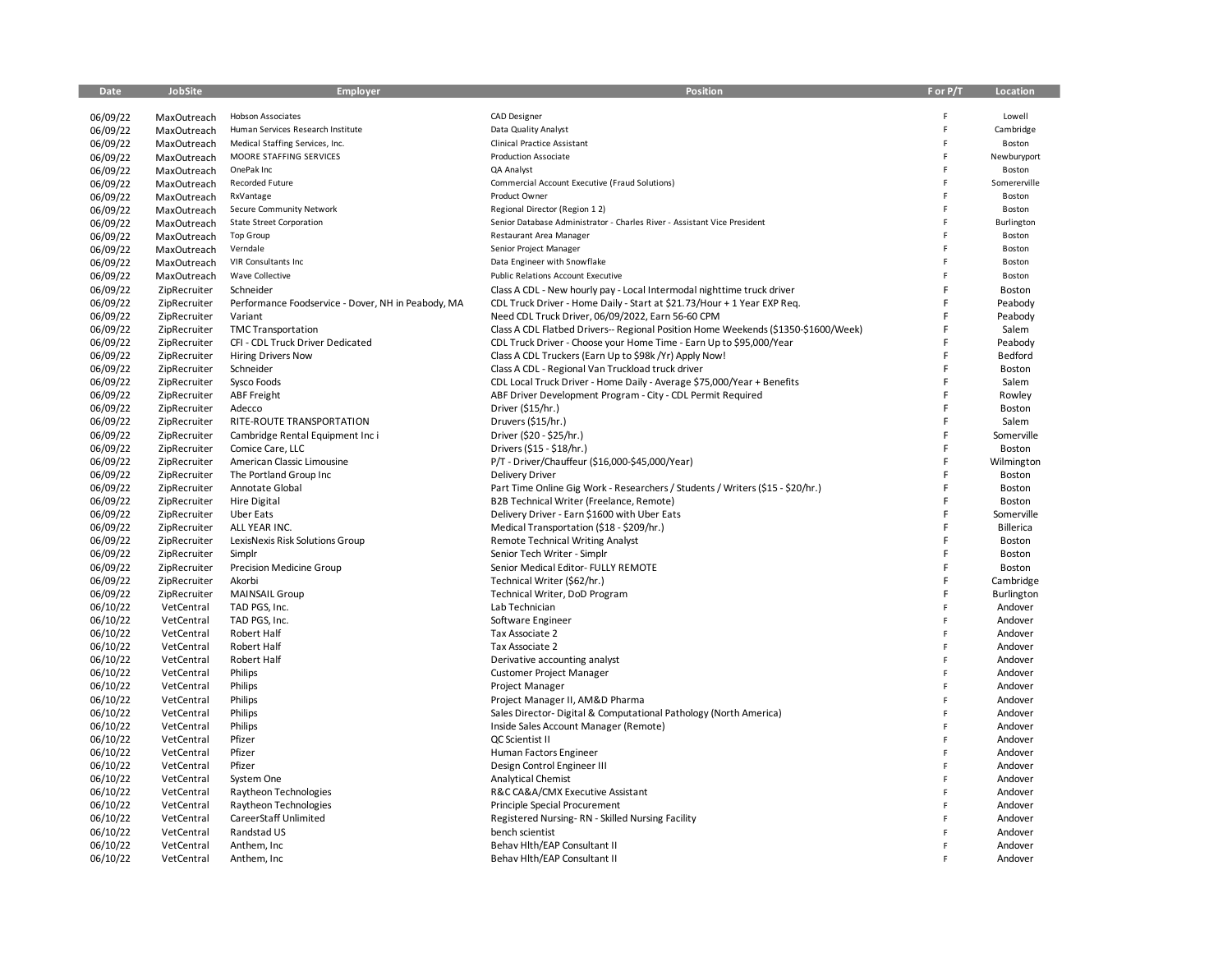| Date | JobSite | Employer | Position | F or P/T | Location |
|---|---|---|---|---|---|
| 06/09/22 | MaxOutreach | Hobson Associates | CAD Designer | F | Lowell |
| 06/09/22 | MaxOutreach | Human Services Research Institute | Data Quality Analyst | F | Cambridge |
| 06/09/22 | MaxOutreach | Medical Staffing Services, Inc. | Clinical Practice Assistant | F | Boston |
| 06/09/22 | MaxOutreach | MOORE STAFFING SERVICES | Production Associate | F | Newburyport |
| 06/09/22 | MaxOutreach | OnePak Inc | QA Analyst | F | Boston |
| 06/09/22 | MaxOutreach | Recorded Future | Commercial Account Executive (Fraud Solutions) | F | Somererville |
| 06/09/22 | MaxOutreach | RxVantage | Product Owner | F | Boston |
| 06/09/22 | MaxOutreach | Secure Community Network | Regional Director (Region 1 2) | F | Boston |
| 06/09/22 | MaxOutreach | State Street Corporation | Senior Database Administrator - Charles River - Assistant Vice President | F | Burlington |
| 06/09/22 | MaxOutreach | Top Group | Restaurant Area Manager | F | Boston |
| 06/09/22 | MaxOutreach | Verndale | Senior Project Manager | F | Boston |
| 06/09/22 | MaxOutreach | VIR Consultants Inc | Data Engineer with Snowflake | F | Boston |
| 06/09/22 | MaxOutreach | Wave Collective | Public Relations Account Executive | F | Boston |
| 06/09/22 | ZipRecruiter | Schneider | Class A CDL - New hourly pay - Local Intermodal nighttime truck driver | F | Boston |
| 06/09/22 | ZipRecruiter | Performance Foodservice - Dover, NH in Peabody, MA | CDL Truck Driver - Home Daily - Start at $21.73/Hour + 1 Year EXP Req. | F | Peabody |
| 06/09/22 | ZipRecruiter | Variant | Need CDL Truck Driver, 06/09/2022, Earn 56-60 CPM | F | Peabody |
| 06/09/22 | ZipRecruiter | TMC Transportation | Class A CDL Flatbed Drivers-- Regional Position Home Weekends ($1350-$1600/Week) | F | Salem |
| 06/09/22 | ZipRecruiter | CFI - CDL Truck Driver Dedicated | CDL Truck Driver - Choose your Home Time - Earn Up to $95,000/Year | F | Peabody |
| 06/09/22 | ZipRecruiter | Hiring Drivers Now | Class A CDL Truckers (Earn Up to $98k /Yr) Apply Now! | F | Bedford |
| 06/09/22 | ZipRecruiter | Schneider | Class A CDL - Regional Van Truckload truck driver | F | Boston |
| 06/09/22 | ZipRecruiter | Sysco Foods | CDL Local Truck Driver - Home Daily - Average $75,000/Year + Benefits | F | Salem |
| 06/09/22 | ZipRecruiter | ABF Freight | ABF Driver Development Program - City - CDL Permit Required | F | Rowley |
| 06/09/22 | ZipRecruiter | Adecco | Driver ($15/hr.) | F | Boston |
| 06/09/22 | ZipRecruiter | RITE-ROUTE TRANSPORTATION | Druvers ($15/hr.) | F | Salem |
| 06/09/22 | ZipRecruiter | Cambridge Rental Equipment Inc i | Driver ($20 - $25/hr.) | F | Somerville |
| 06/09/22 | ZipRecruiter | Comice Care, LLC | Drivers ($15 - $18/hr.) | F | Boston |
| 06/09/22 | ZipRecruiter | American Classic Limousine | P/T - Driver/Chauffeur ($16,000-$45,000/Year) | F | Wilmington |
| 06/09/22 | ZipRecruiter | The Portland Group Inc | Delivery Driver | F | Boston |
| 06/09/22 | ZipRecruiter | Annotate Global | Part Time Online Gig Work - Researchers / Students / Writers ($15 - $20/hr.) | F | Boston |
| 06/09/22 | ZipRecruiter | Hire Digital | B2B Technical Writer (Freelance, Remote) | F | Boston |
| 06/09/22 | ZipRecruiter | Uber Eats | Delivery Driver - Earn $1600 with Uber Eats | F | Somerville |
| 06/09/22 | ZipRecruiter | ALL YEAR INC. | Medical Transportation ($18 - $209/hr.) | F | Billerica |
| 06/09/22 | ZipRecruiter | LexisNexis Risk Solutions Group | Remote Technical Writing Analyst | F | Boston |
| 06/09/22 | ZipRecruiter | Simplr | Senior Tech Writer - Simplr | F | Boston |
| 06/09/22 | ZipRecruiter | Precision Medicine Group | Senior Medical Editor- FULLY REMOTE | F | Boston |
| 06/09/22 | ZipRecruiter | Akorbi | Technical Writer ($62/hr.) | F | Cambridge |
| 06/09/22 | ZipRecruiter | MAINSAIL Group | Technical Writer, DoD Program | F | Burlington |
| 06/10/22 | VetCentral | TAD PGS, Inc. | Lab Technician | F | Andover |
| 06/10/22 | VetCentral | TAD PGS, Inc. | Software Engineer | F | Andover |
| 06/10/22 | VetCentral | Robert Half | Tax Associate 2 | F | Andover |
| 06/10/22 | VetCentral | Robert Half | Tax Associate 2 | F | Andover |
| 06/10/22 | VetCentral | Robert Half | Derivative accounting analyst | F | Andover |
| 06/10/22 | VetCentral | Philips | Customer Project Manager | F | Andover |
| 06/10/22 | VetCentral | Philips | Project Manager | F | Andover |
| 06/10/22 | VetCentral | Philips | Project Manager II, AM&D Pharma | F | Andover |
| 06/10/22 | VetCentral | Philips | Sales Director- Digital & Computational Pathology (North America) | F | Andover |
| 06/10/22 | VetCentral | Philips | Inside Sales Account Manager (Remote) | F | Andover |
| 06/10/22 | VetCentral | Pfizer | QC Scientist II | F | Andover |
| 06/10/22 | VetCentral | Pfizer | Human Factors Engineer | F | Andover |
| 06/10/22 | VetCentral | Pfizer | Design Control Engineer III | F | Andover |
| 06/10/22 | VetCentral | System One | Analytical Chemist | F | Andover |
| 06/10/22 | VetCentral | Raytheon Technologies | R&C CA&A/CMX Executive Assistant | F | Andover |
| 06/10/22 | VetCentral | Raytheon Technologies | Principle Special Procurement | F | Andover |
| 06/10/22 | VetCentral | CareerStaff Unlimited | Registered Nursing- RN - Skilled Nursing Facility | F | Andover |
| 06/10/22 | VetCentral | Randstad US | bench scientist | F | Andover |
| 06/10/22 | VetCentral | Anthem, Inc | Behav Hlth/EAP Consultant II | F | Andover |
| 06/10/22 | VetCentral | Anthem, Inc | Behav Hlth/EAP Consultant II | F | Andover |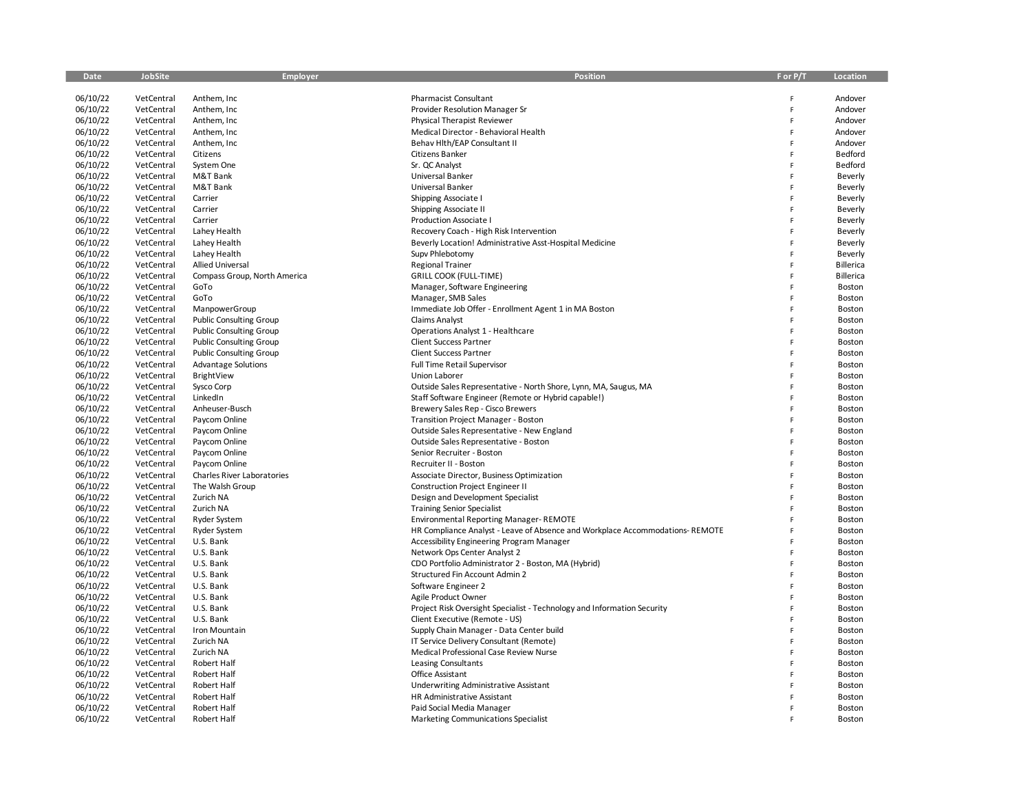| Date | JobSite | Employer | Position | F or P/T | Location |
|---|---|---|---|---|---|
| 06/10/22 | VetCentral | Anthem, Inc | Pharmacist Consultant | F | Andover |
| 06/10/22 | VetCentral | Anthem, Inc | Provider Resolution Manager Sr | F | Andover |
| 06/10/22 | VetCentral | Anthem, Inc | Physical Therapist Reviewer | F | Andover |
| 06/10/22 | VetCentral | Anthem, Inc | Medical Director - Behavioral Health | F | Andover |
| 06/10/22 | VetCentral | Anthem, Inc | Behav Hlth/EAP Consultant II | F | Andover |
| 06/10/22 | VetCentral | Citizens | Citizens Banker | F | Bedford |
| 06/10/22 | VetCentral | System One | Sr. QC Analyst | F | Bedford |
| 06/10/22 | VetCentral | M&T Bank | Universal Banker | F | Beverly |
| 06/10/22 | VetCentral | M&T Bank | Universal Banker | F | Beverly |
| 06/10/22 | VetCentral | Carrier | Shipping Associate I | F | Beverly |
| 06/10/22 | VetCentral | Carrier | Shipping Associate II | F | Beverly |
| 06/10/22 | VetCentral | Carrier | Production Associate I | F | Beverly |
| 06/10/22 | VetCentral | Lahey Health | Recovery Coach - High Risk Intervention | F | Beverly |
| 06/10/22 | VetCentral | Lahey Health | Beverly Location! Administrative Asst-Hospital Medicine | F | Beverly |
| 06/10/22 | VetCentral | Lahey Health | Supv Phlebotomy | F | Beverly |
| 06/10/22 | VetCentral | Allied Universal | Regional Trainer | F | Billerica |
| 06/10/22 | VetCentral | Compass Group, North America | GRILL COOK (FULL-TIME) | F | Billerica |
| 06/10/22 | VetCentral | GoTo | Manager, Software Engineering | F | Boston |
| 06/10/22 | VetCentral | GoTo | Manager, SMB Sales | F | Boston |
| 06/10/22 | VetCentral | ManpowerGroup | Immediate Job Offer - Enrollment Agent 1 in MA Boston | F | Boston |
| 06/10/22 | VetCentral | Public Consulting Group | Claims Analyst | F | Boston |
| 06/10/22 | VetCentral | Public Consulting Group | Operations Analyst 1 - Healthcare | F | Boston |
| 06/10/22 | VetCentral | Public Consulting Group | Client Success Partner | F | Boston |
| 06/10/22 | VetCentral | Public Consulting Group | Client Success Partner | F | Boston |
| 06/10/22 | VetCentral | Advantage Solutions | Full Time Retail Supervisor | F | Boston |
| 06/10/22 | VetCentral | BrightView | Union Laborer | F | Boston |
| 06/10/22 | VetCentral | Sysco Corp | Outside Sales Representative - North Shore, Lynn, MA, Saugus, MA | F | Boston |
| 06/10/22 | VetCentral | LinkedIn | Staff Software Engineer (Remote or Hybrid capable!) | F | Boston |
| 06/10/22 | VetCentral | Anheuser-Busch | Brewery Sales Rep - Cisco Brewers | F | Boston |
| 06/10/22 | VetCentral | Paycom Online | Transition Project Manager - Boston | F | Boston |
| 06/10/22 | VetCentral | Paycom Online | Outside Sales Representative - New England | F | Boston |
| 06/10/22 | VetCentral | Paycom Online | Outside Sales Representative - Boston | F | Boston |
| 06/10/22 | VetCentral | Paycom Online | Senior Recruiter - Boston | F | Boston |
| 06/10/22 | VetCentral | Paycom Online | Recruiter II - Boston | F | Boston |
| 06/10/22 | VetCentral | Charles River Laboratories | Associate Director, Business Optimization | F | Boston |
| 06/10/22 | VetCentral | The Walsh Group | Construction Project Engineer II | F | Boston |
| 06/10/22 | VetCentral | Zurich NA | Design and Development Specialist | F | Boston |
| 06/10/22 | VetCentral | Zurich NA | Training Senior Specialist | F | Boston |
| 06/10/22 | VetCentral | Ryder System | Environmental Reporting Manager- REMOTE | F | Boston |
| 06/10/22 | VetCentral | Ryder System | HR Compliance Analyst - Leave of Absence and Workplace Accommodations- REMOTE | F | Boston |
| 06/10/22 | VetCentral | U.S. Bank | Accessibility Engineering Program Manager | F | Boston |
| 06/10/22 | VetCentral | U.S. Bank | Network Ops Center Analyst 2 | F | Boston |
| 06/10/22 | VetCentral | U.S. Bank | CDO Portfolio Administrator 2 - Boston, MA (Hybrid) | F | Boston |
| 06/10/22 | VetCentral | U.S. Bank | Structured Fin Account Admin 2 | F | Boston |
| 06/10/22 | VetCentral | U.S. Bank | Software Engineer 2 | F | Boston |
| 06/10/22 | VetCentral | U.S. Bank | Agile Product Owner | F | Boston |
| 06/10/22 | VetCentral | U.S. Bank | Project Risk Oversight Specialist - Technology and Information Security | F | Boston |
| 06/10/22 | VetCentral | U.S. Bank | Client Executive (Remote - US) | F | Boston |
| 06/10/22 | VetCentral | Iron Mountain | Supply Chain Manager - Data Center build | F | Boston |
| 06/10/22 | VetCentral | Zurich NA | IT Service Delivery Consultant (Remote) | F | Boston |
| 06/10/22 | VetCentral | Zurich NA | Medical Professional Case Review Nurse | F | Boston |
| 06/10/22 | VetCentral | Robert Half | Leasing Consultants | F | Boston |
| 06/10/22 | VetCentral | Robert Half | Office Assistant | F | Boston |
| 06/10/22 | VetCentral | Robert Half | Underwriting Administrative Assistant | F | Boston |
| 06/10/22 | VetCentral | Robert Half | HR Administrative Assistant | F | Boston |
| 06/10/22 | VetCentral | Robert Half | Paid Social Media Manager | F | Boston |
| 06/10/22 | VetCentral | Robert Half | Marketing Communications Specialist | F | Boston |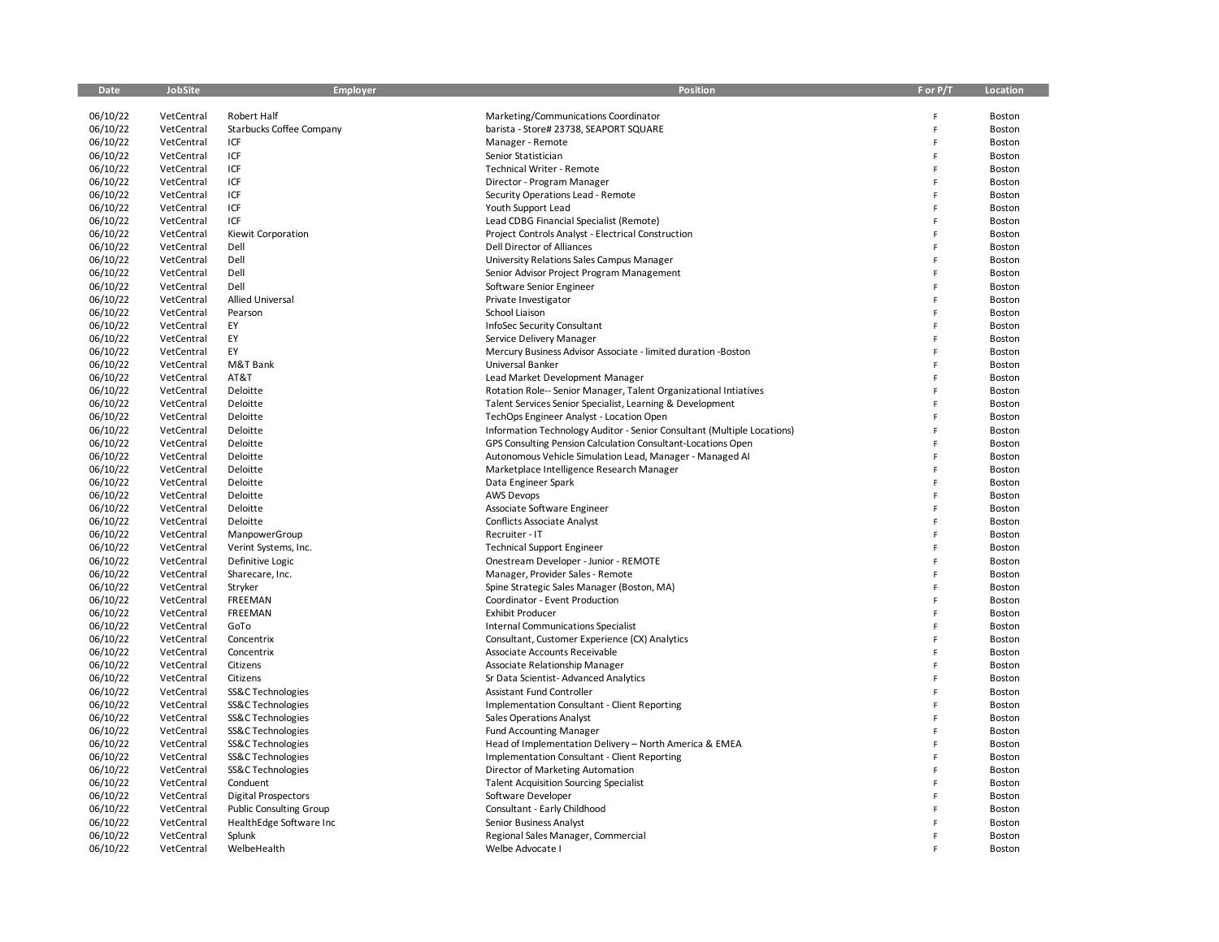| Date | JobSite | Employer | Position | F or P/T | Location |
|---|---|---|---|---|---|
| 06/10/22 | VetCentral | Robert Half | Marketing/Communications Coordinator | F | Boston |
| 06/10/22 | VetCentral | Starbucks Coffee Company | barista - Store# 23738, SEAPORT SQUARE | F | Boston |
| 06/10/22 | VetCentral | ICF | Manager - Remote | F | Boston |
| 06/10/22 | VetCentral | ICF | Senior Statistician | F | Boston |
| 06/10/22 | VetCentral | ICF | Technical Writer - Remote | F | Boston |
| 06/10/22 | VetCentral | ICF | Director - Program Manager | F | Boston |
| 06/10/22 | VetCentral | ICF | Security Operations Lead - Remote | F | Boston |
| 06/10/22 | VetCentral | ICF | Youth Support Lead | F | Boston |
| 06/10/22 | VetCentral | ICF | Lead CDBG Financial Specialist (Remote) | F | Boston |
| 06/10/22 | VetCentral | Kiewit Corporation | Project Controls Analyst - Electrical Construction | F | Boston |
| 06/10/22 | VetCentral | Dell | Dell Director of Alliances | F | Boston |
| 06/10/22 | VetCentral | Dell | University Relations Sales Campus Manager | F | Boston |
| 06/10/22 | VetCentral | Dell | Senior Advisor Project Program Management | F | Boston |
| 06/10/22 | VetCentral | Dell | Software Senior Engineer | F | Boston |
| 06/10/22 | VetCentral | Allied Universal | Private Investigator | F | Boston |
| 06/10/22 | VetCentral | Pearson | School Liaison | F | Boston |
| 06/10/22 | VetCentral | EY | InfoSec Security Consultant | F | Boston |
| 06/10/22 | VetCentral | EY | Service Delivery Manager | F | Boston |
| 06/10/22 | VetCentral | EY | Mercury Business Advisor Associate - limited duration -Boston | F | Boston |
| 06/10/22 | VetCentral | M&T Bank | Universal Banker | F | Boston |
| 06/10/22 | VetCentral | AT&T | Lead Market Development Manager | F | Boston |
| 06/10/22 | VetCentral | Deloitte | Rotation Role-- Senior Manager, Talent Organizational Intiatives | F | Boston |
| 06/10/22 | VetCentral | Deloitte | Talent Services Senior Specialist, Learning & Development | F | Boston |
| 06/10/22 | VetCentral | Deloitte | TechOps Engineer Analyst - Location Open | F | Boston |
| 06/10/22 | VetCentral | Deloitte | Information Technology Auditor - Senior Consultant (Multiple Locations) | F | Boston |
| 06/10/22 | VetCentral | Deloitte | GPS Consulting Pension Calculation Consultant-Locations Open | F | Boston |
| 06/10/22 | VetCentral | Deloitte | Autonomous Vehicle Simulation Lead, Manager - Managed AI | F | Boston |
| 06/10/22 | VetCentral | Deloitte | Marketplace Intelligence Research Manager | F | Boston |
| 06/10/22 | VetCentral | Deloitte | Data Engineer Spark | F | Boston |
| 06/10/22 | VetCentral | Deloitte | AWS Devops | F | Boston |
| 06/10/22 | VetCentral | Deloitte | Associate Software Engineer | F | Boston |
| 06/10/22 | VetCentral | Deloitte | Conflicts Associate Analyst | F | Boston |
| 06/10/22 | VetCentral | ManpowerGroup | Recruiter - IT | F | Boston |
| 06/10/22 | VetCentral | Verint Systems, Inc. | Technical Support Engineer | F | Boston |
| 06/10/22 | VetCentral | Definitive Logic | Onestream Developer - Junior - REMOTE | F | Boston |
| 06/10/22 | VetCentral | Sharecare, Inc. | Manager, Provider Sales - Remote | F | Boston |
| 06/10/22 | VetCentral | Stryker | Spine Strategic Sales Manager (Boston, MA) | F | Boston |
| 06/10/22 | VetCentral | FREEMAN | Coordinator - Event Production | F | Boston |
| 06/10/22 | VetCentral | FREEMAN | Exhibit Producer | F | Boston |
| 06/10/22 | VetCentral | GoTo | Internal Communications Specialist | F | Boston |
| 06/10/22 | VetCentral | Concentrix | Consultant, Customer Experience (CX) Analytics | F | Boston |
| 06/10/22 | VetCentral | Concentrix | Associate Accounts Receivable | F | Boston |
| 06/10/22 | VetCentral | Citizens | Associate Relationship Manager | F | Boston |
| 06/10/22 | VetCentral | Citizens | Sr Data Scientist- Advanced Analytics | F | Boston |
| 06/10/22 | VetCentral | SS&C Technologies | Assistant Fund Controller | F | Boston |
| 06/10/22 | VetCentral | SS&C Technologies | Implementation Consultant - Client Reporting | F | Boston |
| 06/10/22 | VetCentral | SS&C Technologies | Sales Operations Analyst | F | Boston |
| 06/10/22 | VetCentral | SS&C Technologies | Fund Accounting Manager | F | Boston |
| 06/10/22 | VetCentral | SS&C Technologies | Head of Implementation Delivery – North America & EMEA | F | Boston |
| 06/10/22 | VetCentral | SS&C Technologies | Implementation Consultant - Client Reporting | F | Boston |
| 06/10/22 | VetCentral | SS&C Technologies | Director of Marketing Automation | F | Boston |
| 06/10/22 | VetCentral | Conduent | Talent Acquisition Sourcing Specialist | F | Boston |
| 06/10/22 | VetCentral | Digital Prospectors | Software Developer | F | Boston |
| 06/10/22 | VetCentral | Public Consulting Group | Consultant - Early Childhood | F | Boston |
| 06/10/22 | VetCentral | HealthEdge Software Inc | Senior Business Analyst | F | Boston |
| 06/10/22 | VetCentral | Splunk | Regional Sales Manager, Commercial | F | Boston |
| 06/10/22 | VetCentral | WelbeHealth | Welbe Advocate I | F | Boston |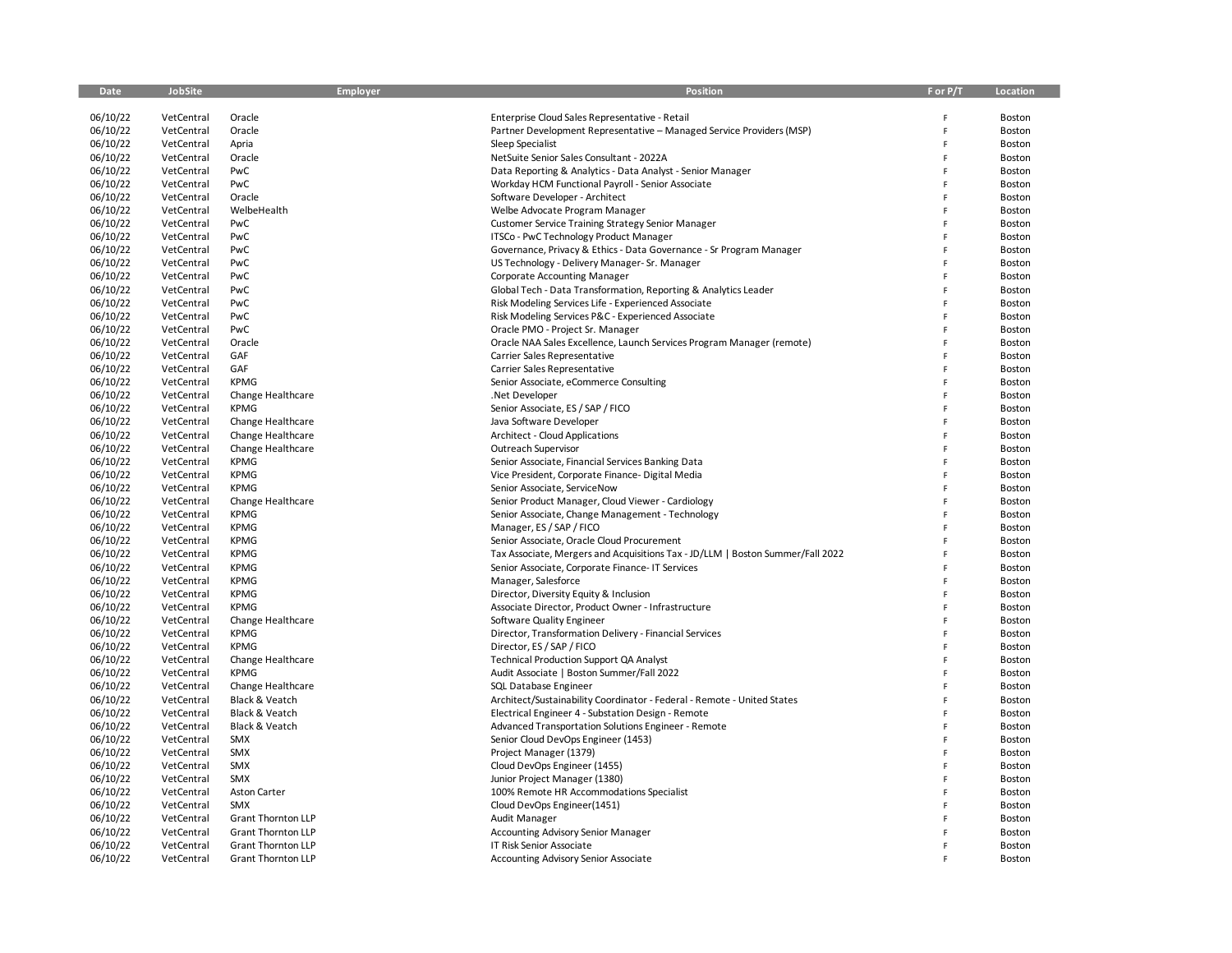| Date | JobSite | Employer | Position | F or P/T | Location |
|---|---|---|---|---|---|
| 06/10/22 | VetCentral | Oracle | Enterprise Cloud Sales Representative - Retail | F | Boston |
| 06/10/22 | VetCentral | Oracle | Partner Development Representative – Managed Service Providers (MSP) | F | Boston |
| 06/10/22 | VetCentral | Apria | Sleep Specialist | F | Boston |
| 06/10/22 | VetCentral | Oracle | NetSuite Senior Sales Consultant - 2022A | F | Boston |
| 06/10/22 | VetCentral | PwC | Data Reporting & Analytics - Data Analyst - Senior Manager | F | Boston |
| 06/10/22 | VetCentral | PwC | Workday HCM Functional Payroll - Senior Associate | F | Boston |
| 06/10/22 | VetCentral | Oracle | Software Developer - Architect | F | Boston |
| 06/10/22 | VetCentral | WelbeHealth | Welbe Advocate Program Manager | F | Boston |
| 06/10/22 | VetCentral | PwC | Customer Service Training Strategy Senior Manager | F | Boston |
| 06/10/22 | VetCentral | PwC | ITSCo - PwC Technology Product Manager | F | Boston |
| 06/10/22 | VetCentral | PwC | Governance, Privacy & Ethics - Data Governance - Sr Program Manager | F | Boston |
| 06/10/22 | VetCentral | PwC | US Technology - Delivery Manager- Sr. Manager | F | Boston |
| 06/10/22 | VetCentral | PwC | Corporate Accounting Manager | F | Boston |
| 06/10/22 | VetCentral | PwC | Global Tech - Data Transformation, Reporting & Analytics Leader | F | Boston |
| 06/10/22 | VetCentral | PwC | Risk Modeling Services Life - Experienced Associate | F | Boston |
| 06/10/22 | VetCentral | PwC | Risk Modeling Services P&C - Experienced Associate | F | Boston |
| 06/10/22 | VetCentral | PwC | Oracle PMO - Project Sr. Manager | F | Boston |
| 06/10/22 | VetCentral | Oracle | Oracle NAA Sales Excellence, Launch Services Program Manager (remote) | F | Boston |
| 06/10/22 | VetCentral | GAF | Carrier Sales Representative | F | Boston |
| 06/10/22 | VetCentral | GAF | Carrier Sales Representative | F | Boston |
| 06/10/22 | VetCentral | KPMG | Senior Associate, eCommerce Consulting | F | Boston |
| 06/10/22 | VetCentral | Change Healthcare | .Net Developer | F | Boston |
| 06/10/22 | VetCentral | KPMG | Senior Associate, ES / SAP / FICO | F | Boston |
| 06/10/22 | VetCentral | Change Healthcare | Java Software Developer | F | Boston |
| 06/10/22 | VetCentral | Change Healthcare | Architect - Cloud Applications | F | Boston |
| 06/10/22 | VetCentral | Change Healthcare | Outreach Supervisor | F | Boston |
| 06/10/22 | VetCentral | KPMG | Senior Associate, Financial Services Banking Data | F | Boston |
| 06/10/22 | VetCentral | KPMG | Vice President, Corporate Finance- Digital Media | F | Boston |
| 06/10/22 | VetCentral | KPMG | Senior Associate, ServiceNow | F | Boston |
| 06/10/22 | VetCentral | Change Healthcare | Senior Product Manager, Cloud Viewer - Cardiology | F | Boston |
| 06/10/22 | VetCentral | KPMG | Senior Associate, Change Management - Technology | F | Boston |
| 06/10/22 | VetCentral | KPMG | Manager, ES / SAP / FICO | F | Boston |
| 06/10/22 | VetCentral | KPMG | Senior Associate, Oracle Cloud Procurement | F | Boston |
| 06/10/22 | VetCentral | KPMG | Tax Associate, Mergers and Acquisitions Tax - JD/LLM \| Boston Summer/Fall 2022 | F | Boston |
| 06/10/22 | VetCentral | KPMG | Senior Associate, Corporate Finance- IT Services | F | Boston |
| 06/10/22 | VetCentral | KPMG | Manager, Salesforce | F | Boston |
| 06/10/22 | VetCentral | KPMG | Director, Diversity Equity & Inclusion | F | Boston |
| 06/10/22 | VetCentral | KPMG | Associate Director, Product Owner - Infrastructure | F | Boston |
| 06/10/22 | VetCentral | Change Healthcare | Software Quality Engineer | F | Boston |
| 06/10/22 | VetCentral | KPMG | Director, Transformation Delivery - Financial Services | F | Boston |
| 06/10/22 | VetCentral | KPMG | Director, ES / SAP / FICO | F | Boston |
| 06/10/22 | VetCentral | Change Healthcare | Technical Production Support QA Analyst | F | Boston |
| 06/10/22 | VetCentral | KPMG | Audit Associate \| Boston Summer/Fall 2022 | F | Boston |
| 06/10/22 | VetCentral | Change Healthcare | SQL Database Engineer | F | Boston |
| 06/10/22 | VetCentral | Black & Veatch | Architect/Sustainability Coordinator - Federal - Remote - United States | F | Boston |
| 06/10/22 | VetCentral | Black & Veatch | Electrical Engineer 4 - Substation Design - Remote | F | Boston |
| 06/10/22 | VetCentral | Black & Veatch | Advanced Transportation Solutions Engineer - Remote | F | Boston |
| 06/10/22 | VetCentral | SMX | Senior Cloud DevOps Engineer (1453) | F | Boston |
| 06/10/22 | VetCentral | SMX | Project Manager (1379) | F | Boston |
| 06/10/22 | VetCentral | SMX | Cloud DevOps Engineer (1455) | F | Boston |
| 06/10/22 | VetCentral | SMX | Junior Project Manager (1380) | F | Boston |
| 06/10/22 | VetCentral | Aston Carter | 100% Remote HR Accommodations Specialist | F | Boston |
| 06/10/22 | VetCentral | SMX | Cloud DevOps Engineer(1451) | F | Boston |
| 06/10/22 | VetCentral | Grant Thornton LLP | Audit Manager | F | Boston |
| 06/10/22 | VetCentral | Grant Thornton LLP | Accounting Advisory Senior Manager | F | Boston |
| 06/10/22 | VetCentral | Grant Thornton LLP | IT Risk Senior Associate | F | Boston |
| 06/10/22 | VetCentral | Grant Thornton LLP | Accounting Advisory Senior Associate | F | Boston |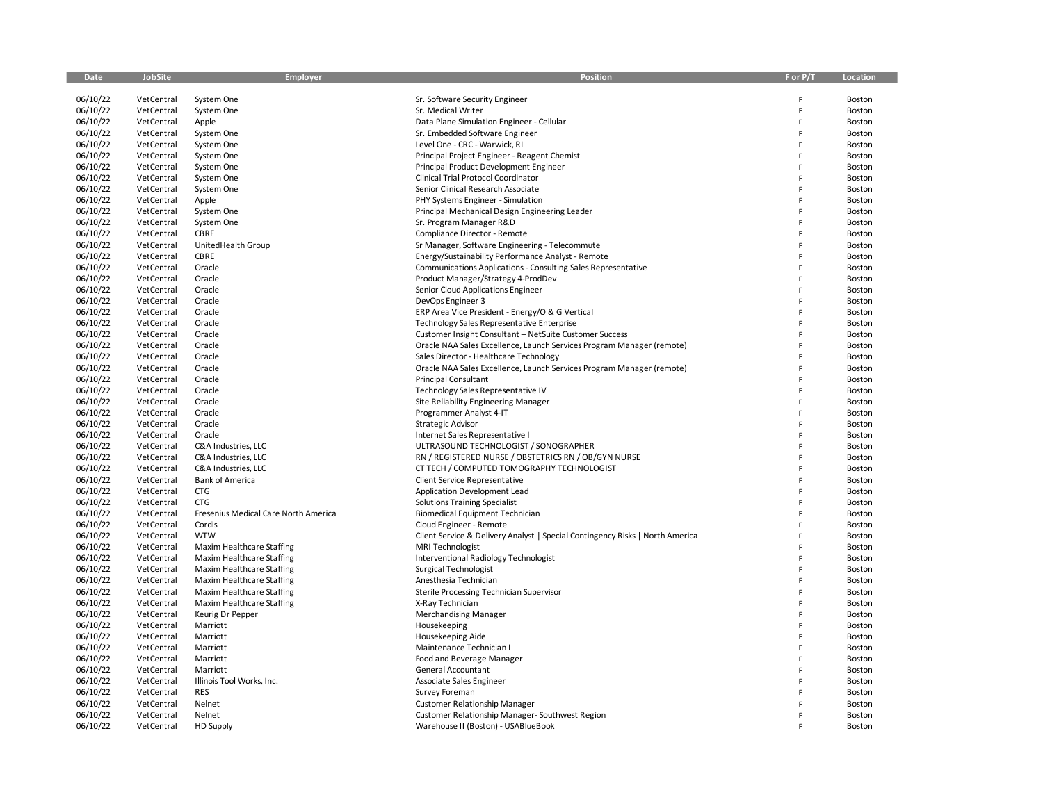| Date | JobSite | Employer | Position | F or P/T | Location |
|---|---|---|---|---|---|
| 06/10/22 | VetCentral | System One | Sr. Software Security Engineer | F | Boston |
| 06/10/22 | VetCentral | System One | Sr. Medical Writer | F | Boston |
| 06/10/22 | VetCentral | Apple | Data Plane Simulation Engineer - Cellular | F | Boston |
| 06/10/22 | VetCentral | System One | Sr. Embedded Software Engineer | F | Boston |
| 06/10/22 | VetCentral | System One | Level One - CRC - Warwick, RI | F | Boston |
| 06/10/22 | VetCentral | System One | Principal Project Engineer - Reagent Chemist | F | Boston |
| 06/10/22 | VetCentral | System One | Principal Product Development Engineer | F | Boston |
| 06/10/22 | VetCentral | System One | Clinical Trial Protocol Coordinator | F | Boston |
| 06/10/22 | VetCentral | System One | Senior Clinical Research Associate | F | Boston |
| 06/10/22 | VetCentral | Apple | PHY Systems Engineer - Simulation | F | Boston |
| 06/10/22 | VetCentral | System One | Principal Mechanical Design Engineering Leader | F | Boston |
| 06/10/22 | VetCentral | System One | Sr. Program Manager R&D | F | Boston |
| 06/10/22 | VetCentral | CBRE | Compliance Director - Remote | F | Boston |
| 06/10/22 | VetCentral | UnitedHealth Group | Sr Manager, Software Engineering - Telecommute | F | Boston |
| 06/10/22 | VetCentral | CBRE | Energy/Sustainability Performance Analyst - Remote | F | Boston |
| 06/10/22 | VetCentral | Oracle | Communications Applications - Consulting Sales Representative | F | Boston |
| 06/10/22 | VetCentral | Oracle | Product Manager/Strategy 4-ProdDev | F | Boston |
| 06/10/22 | VetCentral | Oracle | Senior Cloud Applications Engineer | F | Boston |
| 06/10/22 | VetCentral | Oracle | DevOps Engineer 3 | F | Boston |
| 06/10/22 | VetCentral | Oracle | ERP Area Vice President - Energy/O & G Vertical | F | Boston |
| 06/10/22 | VetCentral | Oracle | Technology Sales Representative Enterprise | F | Boston |
| 06/10/22 | VetCentral | Oracle | Customer Insight Consultant – NetSuite Customer Success | F | Boston |
| 06/10/22 | VetCentral | Oracle | Oracle NAA Sales Excellence, Launch Services Program Manager (remote) | F | Boston |
| 06/10/22 | VetCentral | Oracle | Sales Director - Healthcare Technology | F | Boston |
| 06/10/22 | VetCentral | Oracle | Oracle NAA Sales Excellence, Launch Services Program Manager (remote) | F | Boston |
| 06/10/22 | VetCentral | Oracle | Principal Consultant | F | Boston |
| 06/10/22 | VetCentral | Oracle | Technology Sales Representative IV | F | Boston |
| 06/10/22 | VetCentral | Oracle | Site Reliability Engineering Manager | F | Boston |
| 06/10/22 | VetCentral | Oracle | Programmer Analyst 4-IT | F | Boston |
| 06/10/22 | VetCentral | Oracle | Strategic Advisor | F | Boston |
| 06/10/22 | VetCentral | Oracle | Internet Sales Representative I | F | Boston |
| 06/10/22 | VetCentral | C&A Industries, LLC | ULTRASOUND TECHNOLOGIST / SONOGRAPHER | F | Boston |
| 06/10/22 | VetCentral | C&A Industries, LLC | RN / REGISTERED NURSE / OBSTETRICS RN / OB/GYN NURSE | F | Boston |
| 06/10/22 | VetCentral | C&A Industries, LLC | CT TECH / COMPUTED TOMOGRAPHY TECHNOLOGIST | F | Boston |
| 06/10/22 | VetCentral | Bank of America | Client Service Representative | F | Boston |
| 06/10/22 | VetCentral | CTG | Application Development Lead | F | Boston |
| 06/10/22 | VetCentral | CTG | Solutions Training Specialist | F | Boston |
| 06/10/22 | VetCentral | Fresenius Medical Care North America | Biomedical Equipment Technician | F | Boston |
| 06/10/22 | VetCentral | Cordis | Cloud Engineer - Remote | F | Boston |
| 06/10/22 | VetCentral | WTW | Client Service & Delivery Analyst \| Special Contingency Risks \| North America | F | Boston |
| 06/10/22 | VetCentral | Maxim Healthcare Staffing | MRI Technologist | F | Boston |
| 06/10/22 | VetCentral | Maxim Healthcare Staffing | Interventional Radiology Technologist | F | Boston |
| 06/10/22 | VetCentral | Maxim Healthcare Staffing | Surgical Technologist | F | Boston |
| 06/10/22 | VetCentral | Maxim Healthcare Staffing | Anesthesia Technician | F | Boston |
| 06/10/22 | VetCentral | Maxim Healthcare Staffing | Sterile Processing Technician Supervisor | F | Boston |
| 06/10/22 | VetCentral | Maxim Healthcare Staffing | X-Ray Technician | F | Boston |
| 06/10/22 | VetCentral | Keurig Dr Pepper | Merchandising Manager | F | Boston |
| 06/10/22 | VetCentral | Marriott | Housekeeping | F | Boston |
| 06/10/22 | VetCentral | Marriott | Housekeeping Aide | F | Boston |
| 06/10/22 | VetCentral | Marriott | Maintenance Technician I | F | Boston |
| 06/10/22 | VetCentral | Marriott | Food and Beverage Manager | F | Boston |
| 06/10/22 | VetCentral | Marriott | General Accountant | F | Boston |
| 06/10/22 | VetCentral | Illinois Tool Works, Inc. | Associate Sales Engineer | F | Boston |
| 06/10/22 | VetCentral | RES | Survey Foreman | F | Boston |
| 06/10/22 | VetCentral | Nelnet | Customer Relationship Manager | F | Boston |
| 06/10/22 | VetCentral | Nelnet | Customer Relationship Manager- Southwest Region | F | Boston |
| 06/10/22 | VetCentral | HD Supply | Warehouse II (Boston) - USABlueBook | F | Boston |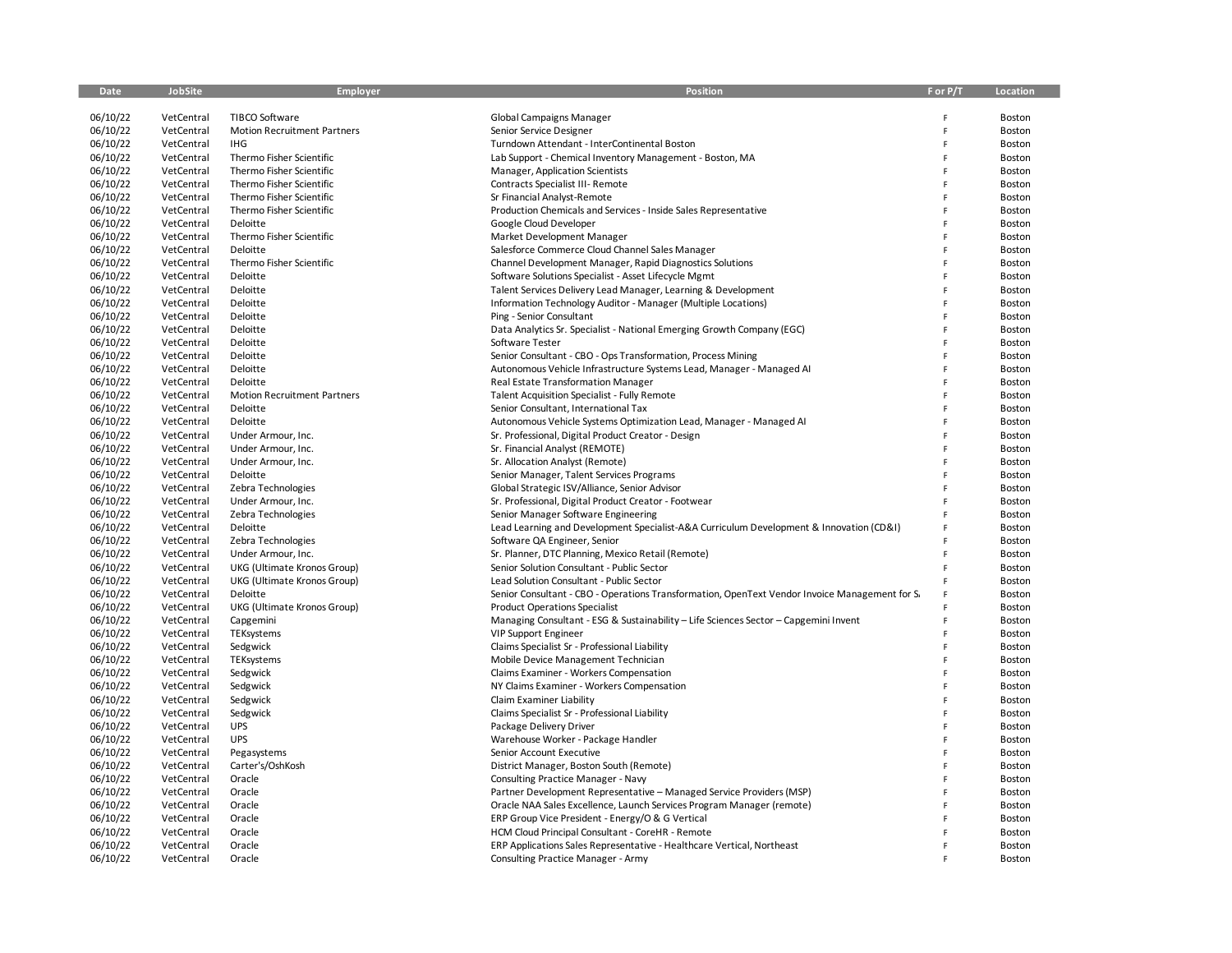| Date | JobSite | Employer | Position | F or P/T | Location |
|---|---|---|---|---|---|
| 06/10/22 | VetCentral | TIBCO Software | Global Campaigns Manager | F | Boston |
| 06/10/22 | VetCentral | Motion Recruitment Partners | Senior Service Designer | F | Boston |
| 06/10/22 | VetCentral | IHG | Turndown Attendant - InterContinental Boston | F | Boston |
| 06/10/22 | VetCentral | Thermo Fisher Scientific | Lab Support - Chemical Inventory Management - Boston, MA | F | Boston |
| 06/10/22 | VetCentral | Thermo Fisher Scientific | Manager, Application Scientists | F | Boston |
| 06/10/22 | VetCentral | Thermo Fisher Scientific | Contracts Specialist III- Remote | F | Boston |
| 06/10/22 | VetCentral | Thermo Fisher Scientific | Sr Financial Analyst-Remote | F | Boston |
| 06/10/22 | VetCentral | Thermo Fisher Scientific | Production Chemicals and Services - Inside Sales Representative | F | Boston |
| 06/10/22 | VetCentral | Deloitte | Google Cloud Developer | F | Boston |
| 06/10/22 | VetCentral | Thermo Fisher Scientific | Market Development Manager | F | Boston |
| 06/10/22 | VetCentral | Deloitte | Salesforce Commerce Cloud Channel Sales Manager | F | Boston |
| 06/10/22 | VetCentral | Thermo Fisher Scientific | Channel Development Manager, Rapid Diagnostics Solutions | F | Boston |
| 06/10/22 | VetCentral | Deloitte | Software Solutions Specialist - Asset Lifecycle Mgmt | F | Boston |
| 06/10/22 | VetCentral | Deloitte | Talent Services Delivery Lead Manager, Learning & Development | F | Boston |
| 06/10/22 | VetCentral | Deloitte | Information Technology Auditor - Manager (Multiple Locations) | F | Boston |
| 06/10/22 | VetCentral | Deloitte | Ping - Senior Consultant | F | Boston |
| 06/10/22 | VetCentral | Deloitte | Data Analytics Sr. Specialist - National Emerging Growth Company (EGC) | F | Boston |
| 06/10/22 | VetCentral | Deloitte | Software Tester | F | Boston |
| 06/10/22 | VetCentral | Deloitte | Senior Consultant - CBO - Ops Transformation, Process Mining | F | Boston |
| 06/10/22 | VetCentral | Deloitte | Autonomous Vehicle Infrastructure Systems Lead, Manager - Managed AI | F | Boston |
| 06/10/22 | VetCentral | Deloitte | Real Estate Transformation Manager | F | Boston |
| 06/10/22 | VetCentral | Motion Recruitment Partners | Talent Acquisition Specialist - Fully Remote | F | Boston |
| 06/10/22 | VetCentral | Deloitte | Senior Consultant, International Tax | F | Boston |
| 06/10/22 | VetCentral | Deloitte | Autonomous Vehicle Systems Optimization Lead, Manager - Managed AI | F | Boston |
| 06/10/22 | VetCentral | Under Armour, Inc. | Sr. Professional, Digital Product Creator - Design | F | Boston |
| 06/10/22 | VetCentral | Under Armour, Inc. | Sr. Financial Analyst (REMOTE) | F | Boston |
| 06/10/22 | VetCentral | Under Armour, Inc. | Sr. Allocation Analyst (Remote) | F | Boston |
| 06/10/22 | VetCentral | Deloitte | Senior Manager, Talent Services Programs | F | Boston |
| 06/10/22 | VetCentral | Zebra Technologies | Global Strategic ISV/Alliance, Senior Advisor | F | Boston |
| 06/10/22 | VetCentral | Under Armour, Inc. | Sr. Professional, Digital Product Creator - Footwear | F | Boston |
| 06/10/22 | VetCentral | Zebra Technologies | Senior Manager Software Engineering | F | Boston |
| 06/10/22 | VetCentral | Deloitte | Lead Learning and Development Specialist-A&A Curriculum Development & Innovation (CD&I) | F | Boston |
| 06/10/22 | VetCentral | Zebra Technologies | Software QA Engineer, Senior | F | Boston |
| 06/10/22 | VetCentral | Under Armour, Inc. | Sr. Planner, DTC Planning, Mexico Retail (Remote) | F | Boston |
| 06/10/22 | VetCentral | UKG (Ultimate Kronos Group) | Senior Solution Consultant - Public Sector | F | Boston |
| 06/10/22 | VetCentral | UKG (Ultimate Kronos Group) | Lead Solution Consultant - Public Sector | F | Boston |
| 06/10/22 | VetCentral | Deloitte | Senior Consultant - CBO - Operations Transformation, OpenText Vendor Invoice Management for S/ | F | Boston |
| 06/10/22 | VetCentral | UKG (Ultimate Kronos Group) | Product Operations Specialist | F | Boston |
| 06/10/22 | VetCentral | Capgemini | Managing Consultant - ESG & Sustainability – Life Sciences Sector – Capgemini Invent | F | Boston |
| 06/10/22 | VetCentral | TEKsystems | VIP Support Engineer | F | Boston |
| 06/10/22 | VetCentral | Sedgwick | Claims Specialist Sr - Professional Liability | F | Boston |
| 06/10/22 | VetCentral | TEKsystems | Mobile Device Management Technician | F | Boston |
| 06/10/22 | VetCentral | Sedgwick | Claims Examiner - Workers Compensation | F | Boston |
| 06/10/22 | VetCentral | Sedgwick | NY Claims Examiner - Workers Compensation | F | Boston |
| 06/10/22 | VetCentral | Sedgwick | Claim Examiner Liability | F | Boston |
| 06/10/22 | VetCentral | Sedgwick | Claims Specialist Sr - Professional Liability | F | Boston |
| 06/10/22 | VetCentral | UPS | Package Delivery Driver | F | Boston |
| 06/10/22 | VetCentral | UPS | Warehouse Worker - Package Handler | F | Boston |
| 06/10/22 | VetCentral | Pegasystems | Senior Account Executive | F | Boston |
| 06/10/22 | VetCentral | Carter's/OshKosh | District Manager, Boston South (Remote) | F | Boston |
| 06/10/22 | VetCentral | Oracle | Consulting Practice Manager - Navy | F | Boston |
| 06/10/22 | VetCentral | Oracle | Partner Development Representative – Managed Service Providers (MSP) | F | Boston |
| 06/10/22 | VetCentral | Oracle | Oracle NAA Sales Excellence, Launch Services Program Manager (remote) | F | Boston |
| 06/10/22 | VetCentral | Oracle | ERP Group Vice President - Energy/O & G Vertical | F | Boston |
| 06/10/22 | VetCentral | Oracle | HCM Cloud Principal Consultant - CoreHR - Remote | F | Boston |
| 06/10/22 | VetCentral | Oracle | ERP Applications Sales Representative - Healthcare Vertical, Northeast | F | Boston |
| 06/10/22 | VetCentral | Oracle | Consulting Practice Manager - Army | F | Boston |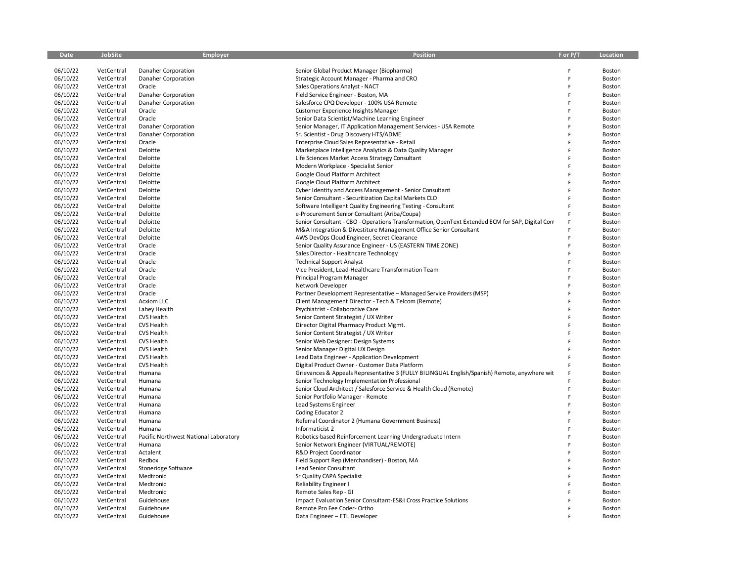| Date | JobSite | Employer | Position | F or P/T | Location |
|---|---|---|---|---|---|
| 06/10/22 | VetCentral | Danaher Corporation | Senior Global Product Manager (Biopharma) | F | Boston |
| 06/10/22 | VetCentral | Danaher Corporation | Strategic Account Manager - Pharma and CRO | F | Boston |
| 06/10/22 | VetCentral | Oracle | Sales Operations Analyst - NACT | F | Boston |
| 06/10/22 | VetCentral | Danaher Corporation | Field Service Engineer - Boston, MA | F | Boston |
| 06/10/22 | VetCentral | Danaher Corporation | Salesforce CPQ Developer - 100% USA Remote | F | Boston |
| 06/10/22 | VetCentral | Oracle | Customer Experience Insights Manager | F | Boston |
| 06/10/22 | VetCentral | Oracle | Senior Data Scientist/Machine Learning Engineer | F | Boston |
| 06/10/22 | VetCentral | Danaher Corporation | Senior Manager, IT Application Management Services - USA Remote | F | Boston |
| 06/10/22 | VetCentral | Danaher Corporation | Sr. Scientist - Drug Discovery HTS/ADME | F | Boston |
| 06/10/22 | VetCentral | Oracle | Enterprise Cloud Sales Representative - Retail | F | Boston |
| 06/10/22 | VetCentral | Deloitte | Marketplace Intelligence Analytics & Data Quality Manager | F | Boston |
| 06/10/22 | VetCentral | Deloitte | Life Sciences Market Access Strategy Consultant | F | Boston |
| 06/10/22 | VetCentral | Deloitte | Modern Workplace - Specialist Senior | F | Boston |
| 06/10/22 | VetCentral | Deloitte | Google Cloud Platform Architect | F | Boston |
| 06/10/22 | VetCentral | Deloitte | Google Cloud Platform Architect | F | Boston |
| 06/10/22 | VetCentral | Deloitte | Cyber Identity and Access Management - Senior Consultant | F | Boston |
| 06/10/22 | VetCentral | Deloitte | Senior Consultant - Securitization Capital Markets CLO | F | Boston |
| 06/10/22 | VetCentral | Deloitte | Software Intelligent Quality Engineering Testing - Consultant | F | Boston |
| 06/10/22 | VetCentral | Deloitte | e-Procurement Senior Consultant (Ariba/Coupa) | F | Boston |
| 06/10/22 | VetCentral | Deloitte | Senior Consultant - CBO - Operations Transformation, OpenText Extended ECM for SAP, Digital Cont | F | Boston |
| 06/10/22 | VetCentral | Deloitte | M&A Integration & Divestiture Management Office Senior Consultant | F | Boston |
| 06/10/22 | VetCentral | Deloitte | AWS DevOps Cloud Engineer, Secret Clearance | F | Boston |
| 06/10/22 | VetCentral | Oracle | Senior Quality Assurance Engineer - US (EASTERN TIME ZONE) | F | Boston |
| 06/10/22 | VetCentral | Oracle | Sales Director - Healthcare Technology | F | Boston |
| 06/10/22 | VetCentral | Oracle | Technical Support Analyst | F | Boston |
| 06/10/22 | VetCentral | Oracle | Vice President, Lead-Healthcare Transformation Team | F | Boston |
| 06/10/22 | VetCentral | Oracle | Principal Program Manager | F | Boston |
| 06/10/22 | VetCentral | Oracle | Network Developer | F | Boston |
| 06/10/22 | VetCentral | Oracle | Partner Development Representative – Managed Service Providers (MSP) | F | Boston |
| 06/10/22 | VetCentral | Acxiom LLC | Client Management Director - Tech & Telcom (Remote) | F | Boston |
| 06/10/22 | VetCentral | Lahey Health | Psychiatrist - Collaborative Care | F | Boston |
| 06/10/22 | VetCentral | CVS Health | Senior Content Strategist / UX Writer | F | Boston |
| 06/10/22 | VetCentral | CVS Health | Director Digital Pharmacy Product Mgmt. | F | Boston |
| 06/10/22 | VetCentral | CVS Health | Senior Content Strategist / UX Writer | F | Boston |
| 06/10/22 | VetCentral | CVS Health | Senior Web Designer: Design Systems | F | Boston |
| 06/10/22 | VetCentral | CVS Health | Senior Manager Digital UX Design | F | Boston |
| 06/10/22 | VetCentral | CVS Health | Lead Data Engineer - Application Development | F | Boston |
| 06/10/22 | VetCentral | CVS Health | Digital Product Owner - Customer Data Platform | F | Boston |
| 06/10/22 | VetCentral | Humana | Grievances & Appeals Representative 3 (FULLY BILINGUAL English/Spanish) Remote, anywhere wit | F | Boston |
| 06/10/22 | VetCentral | Humana | Senior Technology Implementation Professional | F | Boston |
| 06/10/22 | VetCentral | Humana | Senior Cloud Architect / Salesforce Service & Health Cloud (Remote) | F | Boston |
| 06/10/22 | VetCentral | Humana | Senior Portfolio Manager - Remote | F | Boston |
| 06/10/22 | VetCentral | Humana | Lead Systems Engineer | F | Boston |
| 06/10/22 | VetCentral | Humana | Coding Educator 2 | F | Boston |
| 06/10/22 | VetCentral | Humana | Referral Coordinator 2 (Humana Government Business) | F | Boston |
| 06/10/22 | VetCentral | Humana | Informaticist 2 | F | Boston |
| 06/10/22 | VetCentral | Pacific Northwest National Laboratory | Robotics-based Reinforcement Learning Undergraduate Intern | F | Boston |
| 06/10/22 | VetCentral | Humana | Senior Network Engineer (VIRTUAL/REMOTE) | F | Boston |
| 06/10/22 | VetCentral | Actalent | R&D Project Coordinator | F | Boston |
| 06/10/22 | VetCentral | Redbox | Field Support Rep (Merchandiser) - Boston, MA | F | Boston |
| 06/10/22 | VetCentral | Stoneridge Software | Lead Senior Consultant | F | Boston |
| 06/10/22 | VetCentral | Medtronic | Sr Quality CAPA Specialist | F | Boston |
| 06/10/22 | VetCentral | Medtronic | Reliability Engineer I | F | Boston |
| 06/10/22 | VetCentral | Medtronic | Remote Sales Rep - GI | F | Boston |
| 06/10/22 | VetCentral | Guidehouse | Impact Evaluation Senior Consultant-ES&I Cross Practice Solutions | F | Boston |
| 06/10/22 | VetCentral | Guidehouse | Remote Pro Fee Coder- Ortho | F | Boston |
| 06/10/22 | VetCentral | Guidehouse | Data Engineer – ETL Developer | F | Boston |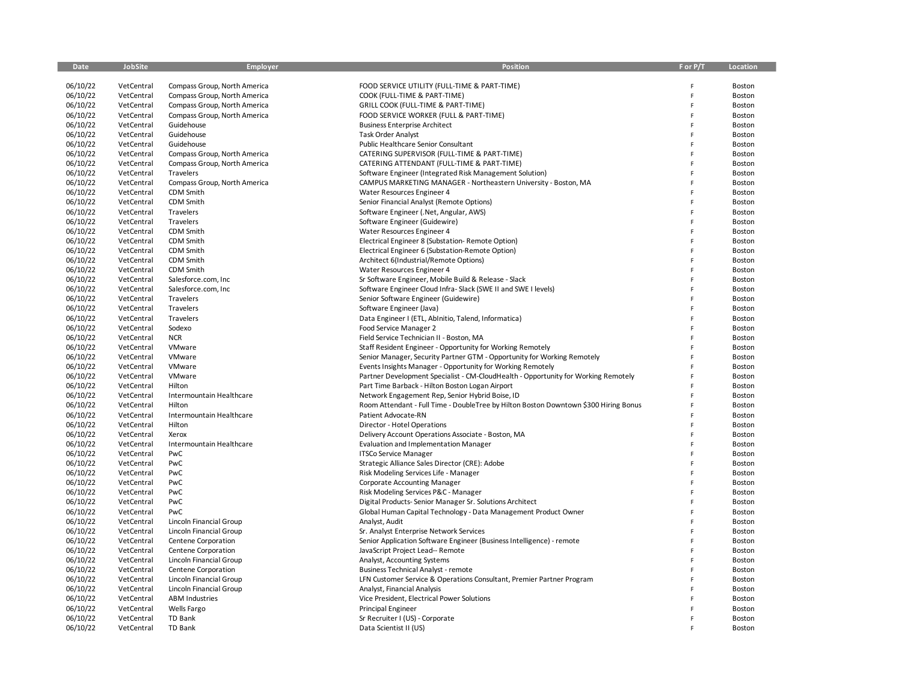| Date | JobSite | Employer | Position | F or P/T | Location |
|---|---|---|---|---|---|
| 06/10/22 | VetCentral | Compass Group, North America | FOOD SERVICE UTILITY (FULL-TIME & PART-TIME) | F | Boston |
| 06/10/22 | VetCentral | Compass Group, North America | COOK (FULL-TIME & PART-TIME) | F | Boston |
| 06/10/22 | VetCentral | Compass Group, North America | GRILL COOK (FULL-TIME & PART-TIME) | F | Boston |
| 06/10/22 | VetCentral | Compass Group, North America | FOOD SERVICE WORKER (FULL & PART-TIME) | F | Boston |
| 06/10/22 | VetCentral | Guidehouse | Business Enterprise Architect | F | Boston |
| 06/10/22 | VetCentral | Guidehouse | Task Order Analyst | F | Boston |
| 06/10/22 | VetCentral | Guidehouse | Public Healthcare Senior Consultant | F | Boston |
| 06/10/22 | VetCentral | Compass Group, North America | CATERING SUPERVISOR (FULL-TIME & PART-TIME) | F | Boston |
| 06/10/22 | VetCentral | Compass Group, North America | CATERING ATTENDANT (FULL-TIME & PART-TIME) | F | Boston |
| 06/10/22 | VetCentral | Travelers | Software Engineer (Integrated Risk Management Solution) | F | Boston |
| 06/10/22 | VetCentral | Compass Group, North America | CAMPUS MARKETING MANAGER - Northeastern University - Boston, MA | F | Boston |
| 06/10/22 | VetCentral | CDM Smith | Water Resources Engineer 4 | F | Boston |
| 06/10/22 | VetCentral | CDM Smith | Senior Financial Analyst (Remote Options) | F | Boston |
| 06/10/22 | VetCentral | Travelers | Software Engineer (.Net, Angular, AWS) | F | Boston |
| 06/10/22 | VetCentral | Travelers | Software Engineer (Guidewire) | F | Boston |
| 06/10/22 | VetCentral | CDM Smith | Water Resources Engineer 4 | F | Boston |
| 06/10/22 | VetCentral | CDM Smith | Electrical Engineer 8 (Substation- Remote Option) | F | Boston |
| 06/10/22 | VetCentral | CDM Smith | Electrical Engineer 6 (Substation-Remote Option) | F | Boston |
| 06/10/22 | VetCentral | CDM Smith | Architect 6(Industrial/Remote Options) | F | Boston |
| 06/10/22 | VetCentral | CDM Smith | Water Resources Engineer 4 | F | Boston |
| 06/10/22 | VetCentral | Salesforce.com, Inc | Sr Software Engineer, Mobile Build & Release - Slack | F | Boston |
| 06/10/22 | VetCentral | Salesforce.com, Inc | Software Engineer Cloud Infra- Slack (SWE II and SWE I levels) | F | Boston |
| 06/10/22 | VetCentral | Travelers | Senior Software Engineer (Guidewire) | F | Boston |
| 06/10/22 | VetCentral | Travelers | Software Engineer (Java) | F | Boston |
| 06/10/22 | VetCentral | Travelers | Data Engineer I (ETL, AbInitio, Talend, Informatica) | F | Boston |
| 06/10/22 | VetCentral | Sodexo | Food Service Manager 2 | F | Boston |
| 06/10/22 | VetCentral | NCR | Field Service Technician II - Boston, MA | F | Boston |
| 06/10/22 | VetCentral | VMware | Staff Resident Engineer - Opportunity for Working Remotely | F | Boston |
| 06/10/22 | VetCentral | VMware | Senior Manager, Security Partner GTM - Opportunity for Working Remotely | F | Boston |
| 06/10/22 | VetCentral | VMware | Events Insights Manager - Opportunity for Working Remotely | F | Boston |
| 06/10/22 | VetCentral | VMware | Partner Development Specialist - CM-CloudHealth - Opportunity for Working Remotely | F | Boston |
| 06/10/22 | VetCentral | Hilton | Part Time Barback - Hilton Boston Logan Airport | F | Boston |
| 06/10/22 | VetCentral | Intermountain Healthcare | Network Engagement Rep, Senior Hybrid Boise, ID | F | Boston |
| 06/10/22 | VetCentral | Hilton | Room Attendant - Full Time - DoubleTree by Hilton Boston Downtown $300 Hiring Bonus | F | Boston |
| 06/10/22 | VetCentral | Intermountain Healthcare | Patient Advocate-RN | F | Boston |
| 06/10/22 | VetCentral | Hilton | Director - Hotel Operations | F | Boston |
| 06/10/22 | VetCentral | Xerox | Delivery Account Operations Associate - Boston, MA | F | Boston |
| 06/10/22 | VetCentral | Intermountain Healthcare | Evaluation and Implementation Manager | F | Boston |
| 06/10/22 | VetCentral | PwC | ITSCo Service Manager | F | Boston |
| 06/10/22 | VetCentral | PwC | Strategic Alliance Sales Director (CRE): Adobe | F | Boston |
| 06/10/22 | VetCentral | PwC | Risk Modeling Services Life - Manager | F | Boston |
| 06/10/22 | VetCentral | PwC | Corporate Accounting Manager | F | Boston |
| 06/10/22 | VetCentral | PwC | Risk Modeling Services P&C - Manager | F | Boston |
| 06/10/22 | VetCentral | PwC | Digital Products- Senior Manager Sr. Solutions Architect | F | Boston |
| 06/10/22 | VetCentral | PwC | Global Human Capital Technology - Data Management Product Owner | F | Boston |
| 06/10/22 | VetCentral | Lincoln Financial Group | Analyst, Audit | F | Boston |
| 06/10/22 | VetCentral | Lincoln Financial Group | Sr. Analyst Enterprise Network Services | F | Boston |
| 06/10/22 | VetCentral | Centene Corporation | Senior Application Software Engineer (Business Intelligence) - remote | F | Boston |
| 06/10/22 | VetCentral | Centene Corporation | JavaScript Project Lead-- Remote | F | Boston |
| 06/10/22 | VetCentral | Lincoln Financial Group | Analyst, Accounting Systems | F | Boston |
| 06/10/22 | VetCentral | Centene Corporation | Business Technical Analyst - remote | F | Boston |
| 06/10/22 | VetCentral | Lincoln Financial Group | LFN Customer Service & Operations Consultant, Premier Partner Program | F | Boston |
| 06/10/22 | VetCentral | Lincoln Financial Group | Analyst, Financial Analysis | F | Boston |
| 06/10/22 | VetCentral | ABM Industries | Vice President, Electrical Power Solutions | F | Boston |
| 06/10/22 | VetCentral | Wells Fargo | Principal Engineer | F | Boston |
| 06/10/22 | VetCentral | TD Bank | Sr Recruiter I (US) - Corporate | F | Boston |
| 06/10/22 | VetCentral | TD Bank | Data Scientist II (US) | F | Boston |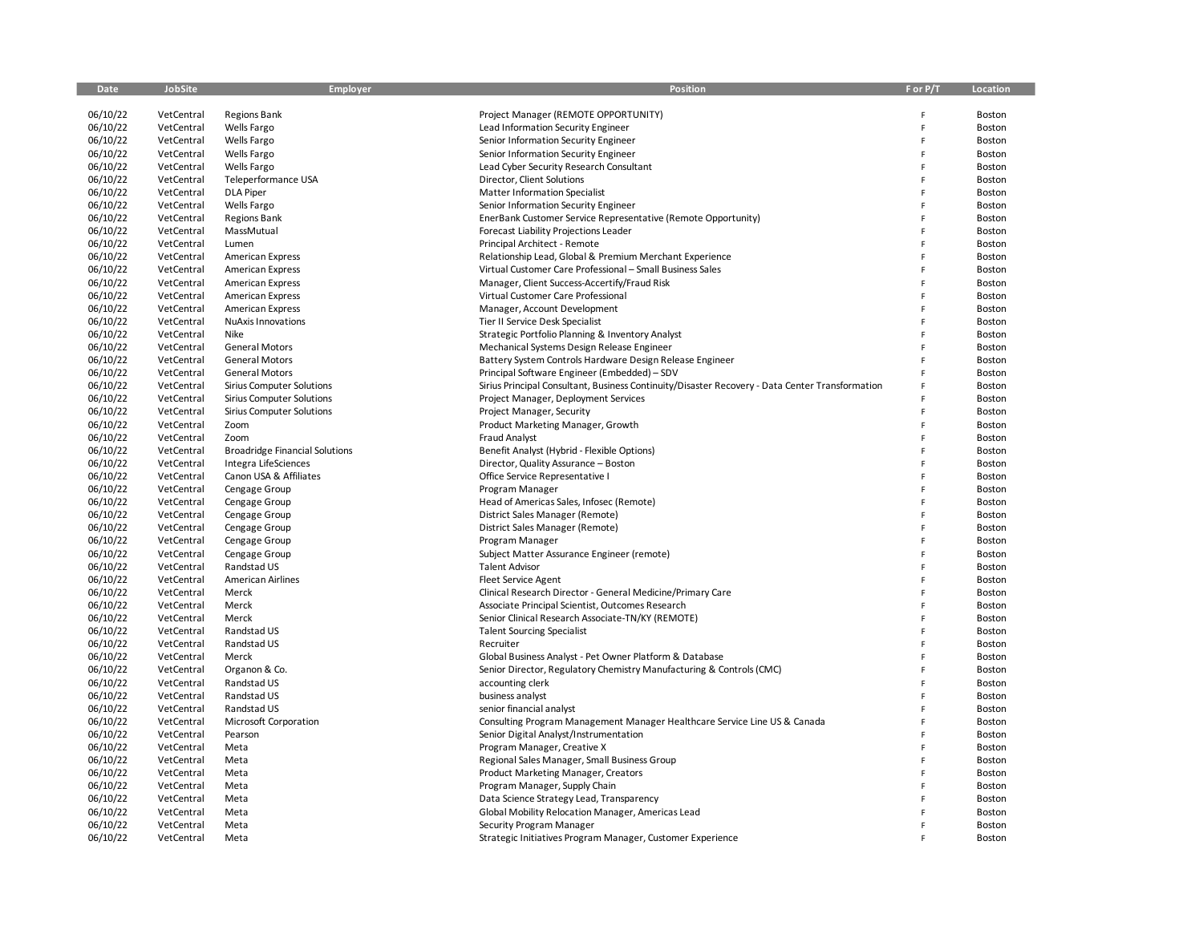| Date | JobSite | Employer | Position | F or P/T | Location |
|---|---|---|---|---|---|
| 06/10/22 | VetCentral | Regions Bank | Project Manager (REMOTE OPPORTUNITY) | F | Boston |
| 06/10/22 | VetCentral | Wells Fargo | Lead Information Security Engineer | F | Boston |
| 06/10/22 | VetCentral | Wells Fargo | Senior Information Security Engineer | F | Boston |
| 06/10/22 | VetCentral | Wells Fargo | Senior Information Security Engineer | F | Boston |
| 06/10/22 | VetCentral | Wells Fargo | Lead Cyber Security Research Consultant | F | Boston |
| 06/10/22 | VetCentral | Teleperformance USA | Director, Client Solutions | F | Boston |
| 06/10/22 | VetCentral | DLA Piper | Matter Information Specialist | F | Boston |
| 06/10/22 | VetCentral | Wells Fargo | Senior Information Security Engineer | F | Boston |
| 06/10/22 | VetCentral | Regions Bank | EnerBank Customer Service Representative (Remote Opportunity) | F | Boston |
| 06/10/22 | VetCentral | MassMutual | Forecast Liability Projections Leader | F | Boston |
| 06/10/22 | VetCentral | Lumen | Principal Architect - Remote | F | Boston |
| 06/10/22 | VetCentral | American Express | Relationship Lead, Global & Premium Merchant Experience | F | Boston |
| 06/10/22 | VetCentral | American Express | Virtual Customer Care Professional – Small Business Sales | F | Boston |
| 06/10/22 | VetCentral | American Express | Manager, Client Success-Accertify/Fraud Risk | F | Boston |
| 06/10/22 | VetCentral | American Express | Virtual Customer Care Professional | F | Boston |
| 06/10/22 | VetCentral | American Express | Manager, Account Development | F | Boston |
| 06/10/22 | VetCentral | NuAxis Innovations | Tier II Service Desk Specialist | F | Boston |
| 06/10/22 | VetCentral | Nike | Strategic Portfolio Planning & Inventory Analyst | F | Boston |
| 06/10/22 | VetCentral | General Motors | Mechanical Systems Design Release Engineer | F | Boston |
| 06/10/22 | VetCentral | General Motors | Battery System Controls Hardware Design Release Engineer | F | Boston |
| 06/10/22 | VetCentral | General Motors | Principal Software Engineer (Embedded) – SDV | F | Boston |
| 06/10/22 | VetCentral | Sirius Computer Solutions | Sirius Principal Consultant, Business Continuity/Disaster Recovery - Data Center Transformation | F | Boston |
| 06/10/22 | VetCentral | Sirius Computer Solutions | Project Manager, Deployment Services | F | Boston |
| 06/10/22 | VetCentral | Sirius Computer Solutions | Project Manager, Security | F | Boston |
| 06/10/22 | VetCentral | Zoom | Product Marketing Manager, Growth | F | Boston |
| 06/10/22 | VetCentral | Zoom | Fraud Analyst | F | Boston |
| 06/10/22 | VetCentral | Broadridge Financial Solutions | Benefit Analyst (Hybrid - Flexible Options) | F | Boston |
| 06/10/22 | VetCentral | Integra LifeSciences | Director, Quality Assurance – Boston | F | Boston |
| 06/10/22 | VetCentral | Canon USA & Affiliates | Office Service Representative I | F | Boston |
| 06/10/22 | VetCentral | Cengage Group | Program Manager | F | Boston |
| 06/10/22 | VetCentral | Cengage Group | Head of Americas Sales, Infosec (Remote) | F | Boston |
| 06/10/22 | VetCentral | Cengage Group | District Sales Manager (Remote) | F | Boston |
| 06/10/22 | VetCentral | Cengage Group | District Sales Manager (Remote) | F | Boston |
| 06/10/22 | VetCentral | Cengage Group | Program Manager | F | Boston |
| 06/10/22 | VetCentral | Cengage Group | Subject Matter Assurance Engineer (remote) | F | Boston |
| 06/10/22 | VetCentral | Randstad US | Talent Advisor | F | Boston |
| 06/10/22 | VetCentral | American Airlines | Fleet Service Agent | F | Boston |
| 06/10/22 | VetCentral | Merck | Clinical Research Director - General Medicine/Primary Care | F | Boston |
| 06/10/22 | VetCentral | Merck | Associate Principal Scientist, Outcomes Research | F | Boston |
| 06/10/22 | VetCentral | Merck | Senior Clinical Research Associate-TN/KY (REMOTE) | F | Boston |
| 06/10/22 | VetCentral | Randstad US | Talent Sourcing Specialist | F | Boston |
| 06/10/22 | VetCentral | Randstad US | Recruiter | F | Boston |
| 06/10/22 | VetCentral | Merck | Global Business Analyst - Pet Owner Platform & Database | F | Boston |
| 06/10/22 | VetCentral | Organon & Co. | Senior Director, Regulatory Chemistry Manufacturing & Controls (CMC) | F | Boston |
| 06/10/22 | VetCentral | Randstad US | accounting clerk | F | Boston |
| 06/10/22 | VetCentral | Randstad US | business analyst | F | Boston |
| 06/10/22 | VetCentral | Randstad US | senior financial analyst | F | Boston |
| 06/10/22 | VetCentral | Microsoft Corporation | Consulting Program Management Manager Healthcare Service Line US & Canada | F | Boston |
| 06/10/22 | VetCentral | Pearson | Senior Digital Analyst/Instrumentation | F | Boston |
| 06/10/22 | VetCentral | Meta | Program Manager, Creative X | F | Boston |
| 06/10/22 | VetCentral | Meta | Regional Sales Manager, Small Business Group | F | Boston |
| 06/10/22 | VetCentral | Meta | Product Marketing Manager, Creators | F | Boston |
| 06/10/22 | VetCentral | Meta | Program Manager, Supply Chain | F | Boston |
| 06/10/22 | VetCentral | Meta | Data Science Strategy Lead, Transparency | F | Boston |
| 06/10/22 | VetCentral | Meta | Global Mobility Relocation Manager, Americas Lead | F | Boston |
| 06/10/22 | VetCentral | Meta | Security Program Manager | F | Boston |
| 06/10/22 | VetCentral | Meta | Strategic Initiatives Program Manager, Customer Experience | F | Boston |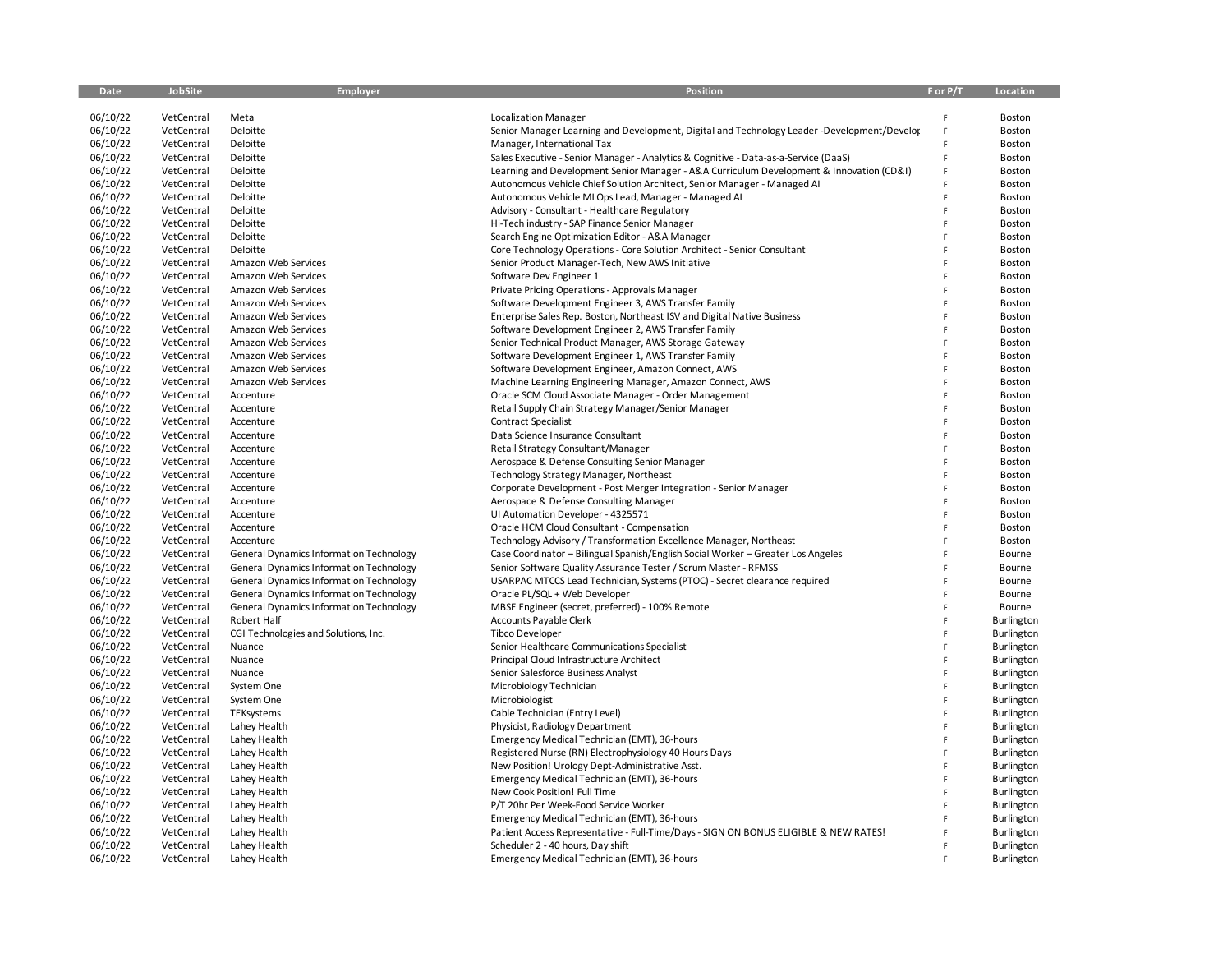| Date | JobSite | Employer | Position | F or P/T | Location |
|---|---|---|---|---|---|
| 06/10/22 | VetCentral | Meta | Localization Manager | F | Boston |
| 06/10/22 | VetCentral | Deloitte | Senior Manager Learning and Development, Digital and Technology Leader -Development/Develop | F | Boston |
| 06/10/22 | VetCentral | Deloitte | Manager, International Tax | F | Boston |
| 06/10/22 | VetCentral | Deloitte | Sales Executive - Senior Manager - Analytics & Cognitive - Data-as-a-Service (DaaS) | F | Boston |
| 06/10/22 | VetCentral | Deloitte | Learning and Development Senior Manager - A&A Curriculum Development & Innovation (CD&I) | F | Boston |
| 06/10/22 | VetCentral | Deloitte | Autonomous Vehicle Chief Solution Architect, Senior Manager - Managed AI | F | Boston |
| 06/10/22 | VetCentral | Deloitte | Autonomous Vehicle MLOps Lead, Manager - Managed AI | F | Boston |
| 06/10/22 | VetCentral | Deloitte | Advisory - Consultant - Healthcare Regulatory | F | Boston |
| 06/10/22 | VetCentral | Deloitte | Hi-Tech industry - SAP Finance Senior Manager | F | Boston |
| 06/10/22 | VetCentral | Deloitte | Search Engine Optimization Editor - A&A Manager | F | Boston |
| 06/10/22 | VetCentral | Deloitte | Core Technology Operations - Core Solution Architect - Senior Consultant | F | Boston |
| 06/10/22 | VetCentral | Amazon Web Services | Senior Product Manager-Tech, New AWS Initiative | F | Boston |
| 06/10/22 | VetCentral | Amazon Web Services | Software Dev Engineer 1 | F | Boston |
| 06/10/22 | VetCentral | Amazon Web Services | Private Pricing Operations - Approvals Manager | F | Boston |
| 06/10/22 | VetCentral | Amazon Web Services | Software Development Engineer 3, AWS Transfer Family | F | Boston |
| 06/10/22 | VetCentral | Amazon Web Services | Enterprise Sales Rep. Boston, Northeast ISV and Digital Native Business | F | Boston |
| 06/10/22 | VetCentral | Amazon Web Services | Software Development Engineer 2, AWS Transfer Family | F | Boston |
| 06/10/22 | VetCentral | Amazon Web Services | Senior Technical Product Manager, AWS Storage Gateway | F | Boston |
| 06/10/22 | VetCentral | Amazon Web Services | Software Development Engineer 1, AWS Transfer Family | F | Boston |
| 06/10/22 | VetCentral | Amazon Web Services | Software Development Engineer, Amazon Connect, AWS | F | Boston |
| 06/10/22 | VetCentral | Amazon Web Services | Machine Learning Engineering Manager, Amazon Connect, AWS | F | Boston |
| 06/10/22 | VetCentral | Accenture | Oracle SCM Cloud Associate Manager - Order Management | F | Boston |
| 06/10/22 | VetCentral | Accenture | Retail Supply Chain Strategy Manager/Senior Manager | F | Boston |
| 06/10/22 | VetCentral | Accenture | Contract Specialist | F | Boston |
| 06/10/22 | VetCentral | Accenture | Data Science Insurance Consultant | F | Boston |
| 06/10/22 | VetCentral | Accenture | Retail Strategy Consultant/Manager | F | Boston |
| 06/10/22 | VetCentral | Accenture | Aerospace & Defense Consulting Senior Manager | F | Boston |
| 06/10/22 | VetCentral | Accenture | Technology Strategy Manager, Northeast | F | Boston |
| 06/10/22 | VetCentral | Accenture | Corporate Development - Post Merger Integration - Senior Manager | F | Boston |
| 06/10/22 | VetCentral | Accenture | Aerospace & Defense Consulting Manager | F | Boston |
| 06/10/22 | VetCentral | Accenture | UI Automation Developer - 4325571 | F | Boston |
| 06/10/22 | VetCentral | Accenture | Oracle HCM Cloud Consultant - Compensation | F | Boston |
| 06/10/22 | VetCentral | Accenture | Technology Advisory / Transformation Excellence Manager, Northeast | F | Boston |
| 06/10/22 | VetCentral | General Dynamics Information Technology | Case Coordinator – Bilingual Spanish/English Social Worker – Greater Los Angeles | F | Bourne |
| 06/10/22 | VetCentral | General Dynamics Information Technology | Senior Software Quality Assurance Tester / Scrum Master - RFMSS | F | Bourne |
| 06/10/22 | VetCentral | General Dynamics Information Technology | USARPAC MTCCS Lead Technician, Systems (PTOC) - Secret clearance required | F | Bourne |
| 06/10/22 | VetCentral | General Dynamics Information Technology | Oracle PL/SQL + Web Developer | F | Bourne |
| 06/10/22 | VetCentral | General Dynamics Information Technology | MBSE Engineer (secret, preferred) - 100% Remote | F | Bourne |
| 06/10/22 | VetCentral | Robert Half | Accounts Payable Clerk | F | Burlington |
| 06/10/22 | VetCentral | CGI Technologies and Solutions, Inc. | Tibco Developer | F | Burlington |
| 06/10/22 | VetCentral | Nuance | Senior Healthcare Communications Specialist | F | Burlington |
| 06/10/22 | VetCentral | Nuance | Principal Cloud Infrastructure Architect | F | Burlington |
| 06/10/22 | VetCentral | Nuance | Senior Salesforce Business Analyst | F | Burlington |
| 06/10/22 | VetCentral | System One | Microbiology Technician | F | Burlington |
| 06/10/22 | VetCentral | System One | Microbiologist | F | Burlington |
| 06/10/22 | VetCentral | TEKsystems | Cable Technician (Entry Level) | F | Burlington |
| 06/10/22 | VetCentral | Lahey Health | Physicist, Radiology Department | F | Burlington |
| 06/10/22 | VetCentral | Lahey Health | Emergency Medical Technician (EMT), 36-hours | F | Burlington |
| 06/10/22 | VetCentral | Lahey Health | Registered Nurse (RN) Electrophysiology 40 Hours Days | F | Burlington |
| 06/10/22 | VetCentral | Lahey Health | New Position! Urology Dept-Administrative Asst. | F | Burlington |
| 06/10/22 | VetCentral | Lahey Health | Emergency Medical Technician (EMT), 36-hours | F | Burlington |
| 06/10/22 | VetCentral | Lahey Health | New Cook Position! Full Time | F | Burlington |
| 06/10/22 | VetCentral | Lahey Health | P/T 20hr Per Week-Food Service Worker | F | Burlington |
| 06/10/22 | VetCentral | Lahey Health | Emergency Medical Technician (EMT), 36-hours | F | Burlington |
| 06/10/22 | VetCentral | Lahey Health | Patient Access Representative - Full-Time/Days - SIGN ON BONUS ELIGIBLE & NEW RATES! | F | Burlington |
| 06/10/22 | VetCentral | Lahey Health | Scheduler 2 - 40 hours, Day shift | F | Burlington |
| 06/10/22 | VetCentral | Lahey Health | Emergency Medical Technician (EMT), 36-hours | F | Burlington |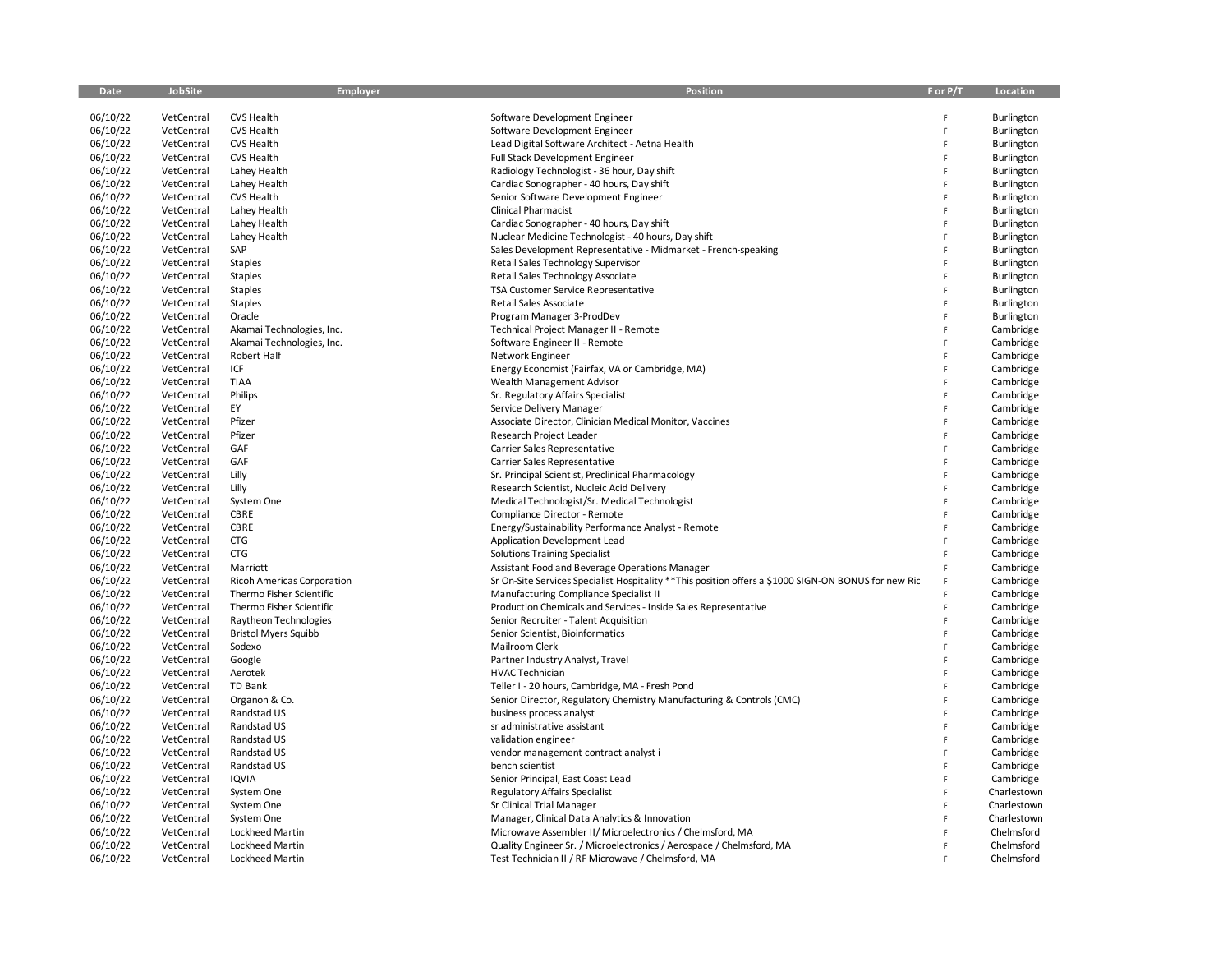| Date | JobSite | Employer | Position | F or P/T | Location |
|---|---|---|---|---|---|
| 06/10/22 | VetCentral | CVS Health | Software Development Engineer | F | Burlington |
| 06/10/22 | VetCentral | CVS Health | Software Development Engineer | F | Burlington |
| 06/10/22 | VetCentral | CVS Health | Lead Digital Software Architect - Aetna Health | F | Burlington |
| 06/10/22 | VetCentral | CVS Health | Full Stack Development Engineer | F | Burlington |
| 06/10/22 | VetCentral | Lahey Health | Radiology Technologist - 36 hour, Day shift | F | Burlington |
| 06/10/22 | VetCentral | Lahey Health | Cardiac Sonographer - 40 hours, Day shift | F | Burlington |
| 06/10/22 | VetCentral | CVS Health | Senior Software Development Engineer | F | Burlington |
| 06/10/22 | VetCentral | Lahey Health | Clinical Pharmacist | F | Burlington |
| 06/10/22 | VetCentral | Lahey Health | Cardiac Sonographer - 40 hours, Day shift | F | Burlington |
| 06/10/22 | VetCentral | Lahey Health | Nuclear Medicine Technologist - 40 hours, Day shift | F | Burlington |
| 06/10/22 | VetCentral | SAP | Sales Development Representative - Midmarket - French-speaking | F | Burlington |
| 06/10/22 | VetCentral | Staples | Retail Sales Technology Supervisor | F | Burlington |
| 06/10/22 | VetCentral | Staples | Retail Sales Technology Associate | F | Burlington |
| 06/10/22 | VetCentral | Staples | TSA Customer Service Representative | F | Burlington |
| 06/10/22 | VetCentral | Staples | Retail Sales Associate | F | Burlington |
| 06/10/22 | VetCentral | Oracle | Program Manager 3-ProdDev | F | Burlington |
| 06/10/22 | VetCentral | Akamai Technologies, Inc. | Technical Project Manager II - Remote | F | Cambridge |
| 06/10/22 | VetCentral | Akamai Technologies, Inc. | Software Engineer II - Remote | F | Cambridge |
| 06/10/22 | VetCentral | Robert Half | Network Engineer | F | Cambridge |
| 06/10/22 | VetCentral | ICF | Energy Economist (Fairfax, VA or Cambridge, MA) | F | Cambridge |
| 06/10/22 | VetCentral | TIAA | Wealth Management Advisor | F | Cambridge |
| 06/10/22 | VetCentral | Philips | Sr. Regulatory Affairs Specialist | F | Cambridge |
| 06/10/22 | VetCentral | EY | Service Delivery Manager | F | Cambridge |
| 06/10/22 | VetCentral | Pfizer | Associate Director, Clinician Medical Monitor, Vaccines | F | Cambridge |
| 06/10/22 | VetCentral | Pfizer | Research Project Leader | F | Cambridge |
| 06/10/22 | VetCentral | GAF | Carrier Sales Representative | F | Cambridge |
| 06/10/22 | VetCentral | GAF | Carrier Sales Representative | F | Cambridge |
| 06/10/22 | VetCentral | Lilly | Sr. Principal Scientist, Preclinical Pharmacology | F | Cambridge |
| 06/10/22 | VetCentral | Lilly | Research Scientist, Nucleic Acid Delivery | F | Cambridge |
| 06/10/22 | VetCentral | System One | Medical Technologist/Sr. Medical Technologist | F | Cambridge |
| 06/10/22 | VetCentral | CBRE | Compliance Director - Remote | F | Cambridge |
| 06/10/22 | VetCentral | CBRE | Energy/Sustainability Performance Analyst - Remote | F | Cambridge |
| 06/10/22 | VetCentral | CTG | Application Development Lead | F | Cambridge |
| 06/10/22 | VetCentral | CTG | Solutions Training Specialist | F | Cambridge |
| 06/10/22 | VetCentral | Marriott | Assistant Food and Beverage Operations Manager | F | Cambridge |
| 06/10/22 | VetCentral | Ricoh Americas Corporation | Sr On-Site Services Specialist Hospitality **This position offers a $1000 SIGN-ON BONUS for new Ric | F | Cambridge |
| 06/10/22 | VetCentral | Thermo Fisher Scientific | Manufacturing Compliance Specialist II | F | Cambridge |
| 06/10/22 | VetCentral | Thermo Fisher Scientific | Production Chemicals and Services - Inside Sales Representative | F | Cambridge |
| 06/10/22 | VetCentral | Raytheon Technologies | Senior Recruiter - Talent Acquisition | F | Cambridge |
| 06/10/22 | VetCentral | Bristol Myers Squibb | Senior Scientist, Bioinformatics | F | Cambridge |
| 06/10/22 | VetCentral | Sodexo | Mailroom Clerk | F | Cambridge |
| 06/10/22 | VetCentral | Google | Partner Industry Analyst, Travel | F | Cambridge |
| 06/10/22 | VetCentral | Aerotek | HVAC Technician | F | Cambridge |
| 06/10/22 | VetCentral | TD Bank | Teller I - 20 hours, Cambridge, MA - Fresh Pond | F | Cambridge |
| 06/10/22 | VetCentral | Organon & Co. | Senior Director, Regulatory Chemistry Manufacturing & Controls (CMC) | F | Cambridge |
| 06/10/22 | VetCentral | Randstad US | business process analyst | F | Cambridge |
| 06/10/22 | VetCentral | Randstad US | sr administrative assistant | F | Cambridge |
| 06/10/22 | VetCentral | Randstad US | validation engineer | F | Cambridge |
| 06/10/22 | VetCentral | Randstad US | vendor management contract analyst i | F | Cambridge |
| 06/10/22 | VetCentral | Randstad US | bench scientist | F | Cambridge |
| 06/10/22 | VetCentral | IQVIA | Senior Principal, East Coast Lead | F | Cambridge |
| 06/10/22 | VetCentral | System One | Regulatory Affairs Specialist | F | Charlestown |
| 06/10/22 | VetCentral | System One | Sr Clinical Trial Manager | F | Charlestown |
| 06/10/22 | VetCentral | System One | Manager, Clinical Data Analytics & Innovation | F | Charlestown |
| 06/10/22 | VetCentral | Lockheed Martin | Microwave Assembler II/ Microelectronics / Chelmsford, MA | F | Chelmsford |
| 06/10/22 | VetCentral | Lockheed Martin | Quality Engineer Sr. / Microelectronics / Aerospace / Chelmsford, MA | F | Chelmsford |
| 06/10/22 | VetCentral | Lockheed Martin | Test Technician II / RF Microwave / Chelmsford, MA | F | Chelmsford |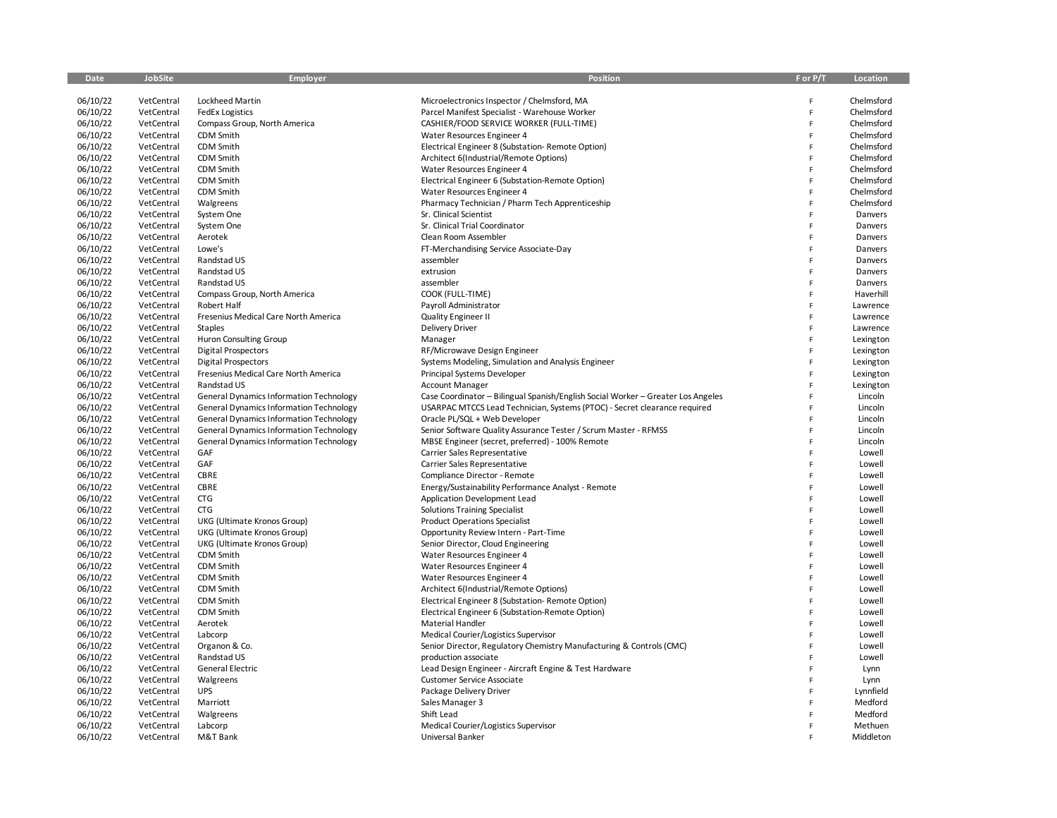| Date | JobSite | Employer | Position | F or P/T | Location |
|---|---|---|---|---|---|
| 06/10/22 | VetCentral | Lockheed Martin | Microelectronics Inspector / Chelmsford, MA | F | Chelmsford |
| 06/10/22 | VetCentral | FedEx Logistics | Parcel Manifest Specialist - Warehouse Worker | F | Chelmsford |
| 06/10/22 | VetCentral | Compass Group, North America | CASHIER/FOOD SERVICE WORKER (FULL-TIME) | F | Chelmsford |
| 06/10/22 | VetCentral | CDM Smith | Water Resources Engineer 4 | F | Chelmsford |
| 06/10/22 | VetCentral | CDM Smith | Electrical Engineer 8 (Substation- Remote Option) | F | Chelmsford |
| 06/10/22 | VetCentral | CDM Smith | Architect 6(Industrial/Remote Options) | F | Chelmsford |
| 06/10/22 | VetCentral | CDM Smith | Water Resources Engineer 4 | F | Chelmsford |
| 06/10/22 | VetCentral | CDM Smith | Electrical Engineer 6 (Substation-Remote Option) | F | Chelmsford |
| 06/10/22 | VetCentral | CDM Smith | Water Resources Engineer 4 | F | Chelmsford |
| 06/10/22 | VetCentral | Walgreens | Pharmacy Technician / Pharm Tech Apprenticeship | F | Chelmsford |
| 06/10/22 | VetCentral | System One | Sr. Clinical Scientist | F | Danvers |
| 06/10/22 | VetCentral | System One | Sr. Clinical Trial Coordinator | F | Danvers |
| 06/10/22 | VetCentral | Aerotek | Clean Room Assembler | F | Danvers |
| 06/10/22 | VetCentral | Lowe's | FT-Merchandising Service Associate-Day | F | Danvers |
| 06/10/22 | VetCentral | Randstad US | assembler | F | Danvers |
| 06/10/22 | VetCentral | Randstad US | extrusion | F | Danvers |
| 06/10/22 | VetCentral | Randstad US | assembler | F | Danvers |
| 06/10/22 | VetCentral | Compass Group, North America | COOK (FULL-TIME) | F | Haverhill |
| 06/10/22 | VetCentral | Robert Half | Payroll Administrator | F | Lawrence |
| 06/10/22 | VetCentral | Fresenius Medical Care North America | Quality Engineer II | F | Lawrence |
| 06/10/22 | VetCentral | Staples | Delivery Driver | F | Lawrence |
| 06/10/22 | VetCentral | Huron Consulting Group | Manager | F | Lexington |
| 06/10/22 | VetCentral | Digital Prospectors | RF/Microwave Design Engineer | F | Lexington |
| 06/10/22 | VetCentral | Digital Prospectors | Systems Modeling, Simulation and Analysis Engineer | F | Lexington |
| 06/10/22 | VetCentral | Fresenius Medical Care North America | Principal Systems Developer | F | Lexington |
| 06/10/22 | VetCentral | Randstad US | Account Manager | F | Lexington |
| 06/10/22 | VetCentral | General Dynamics Information Technology | Case Coordinator – Bilingual Spanish/English Social Worker – Greater Los Angeles | F | Lincoln |
| 06/10/22 | VetCentral | General Dynamics Information Technology | USARPAC MTCCS Lead Technician, Systems (PTOC) - Secret clearance required | F | Lincoln |
| 06/10/22 | VetCentral | General Dynamics Information Technology | Oracle PL/SQL + Web Developer | F | Lincoln |
| 06/10/22 | VetCentral | General Dynamics Information Technology | Senior Software Quality Assurance Tester / Scrum Master - RFMSS | F | Lincoln |
| 06/10/22 | VetCentral | General Dynamics Information Technology | MBSE Engineer (secret, preferred) - 100% Remote | F | Lincoln |
| 06/10/22 | VetCentral | GAF | Carrier Sales Representative | F | Lowell |
| 06/10/22 | VetCentral | GAF | Carrier Sales Representative | F | Lowell |
| 06/10/22 | VetCentral | CBRE | Compliance Director - Remote | F | Lowell |
| 06/10/22 | VetCentral | CBRE | Energy/Sustainability Performance Analyst - Remote | F | Lowell |
| 06/10/22 | VetCentral | CTG | Application Development Lead | F | Lowell |
| 06/10/22 | VetCentral | CTG | Solutions Training Specialist | F | Lowell |
| 06/10/22 | VetCentral | UKG (Ultimate Kronos Group) | Product Operations Specialist | F | Lowell |
| 06/10/22 | VetCentral | UKG (Ultimate Kronos Group) | Opportunity Review Intern - Part-Time | F | Lowell |
| 06/10/22 | VetCentral | UKG (Ultimate Kronos Group) | Senior Director, Cloud Engineering | F | Lowell |
| 06/10/22 | VetCentral | CDM Smith | Water Resources Engineer 4 | F | Lowell |
| 06/10/22 | VetCentral | CDM Smith | Water Resources Engineer 4 | F | Lowell |
| 06/10/22 | VetCentral | CDM Smith | Water Resources Engineer 4 | F | Lowell |
| 06/10/22 | VetCentral | CDM Smith | Architect 6(Industrial/Remote Options) | F | Lowell |
| 06/10/22 | VetCentral | CDM Smith | Electrical Engineer 8 (Substation- Remote Option) | F | Lowell |
| 06/10/22 | VetCentral | CDM Smith | Electrical Engineer 6 (Substation-Remote Option) | F | Lowell |
| 06/10/22 | VetCentral | Aerotek | Material Handler | F | Lowell |
| 06/10/22 | VetCentral | Labcorp | Medical Courier/Logistics Supervisor | F | Lowell |
| 06/10/22 | VetCentral | Organon & Co. | Senior Director, Regulatory Chemistry Manufacturing & Controls (CMC) | F | Lowell |
| 06/10/22 | VetCentral | Randstad US | production associate | F | Lowell |
| 06/10/22 | VetCentral | General Electric | Lead Design Engineer - Aircraft Engine & Test Hardware | F | Lynn |
| 06/10/22 | VetCentral | Walgreens | Customer Service Associate | F | Lynn |
| 06/10/22 | VetCentral | UPS | Package Delivery Driver | F | Lynnfield |
| 06/10/22 | VetCentral | Marriott | Sales Manager 3 | F | Medford |
| 06/10/22 | VetCentral | Walgreens | Shift Lead | F | Medford |
| 06/10/22 | VetCentral | Labcorp | Medical Courier/Logistics Supervisor | F | Methuen |
| 06/10/22 | VetCentral | M&T Bank | Universal Banker | F | Middleton |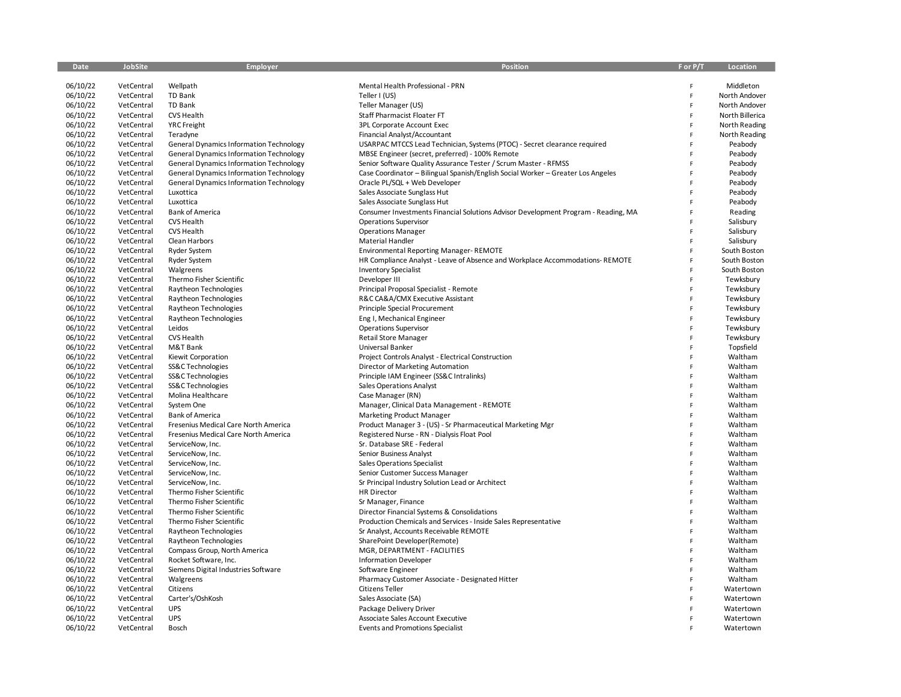| Date | JobSite | Employer | Position | F or P/T | Location |
|---|---|---|---|---|---|
| 06/10/22 | VetCentral | Wellpath | Mental Health Professional - PRN | F | Middleton |
| 06/10/22 | VetCentral | TD Bank | Teller I (US) | F | North Andover |
| 06/10/22 | VetCentral | TD Bank | Teller Manager (US) | F | North Andover |
| 06/10/22 | VetCentral | CVS Health | Staff Pharmacist Floater FT | F | North Billerica |
| 06/10/22 | VetCentral | YRC Freight | 3PL Corporate Account Exec | F | North Reading |
| 06/10/22 | VetCentral | Teradyne | Financial Analyst/Accountant | F | North Reading |
| 06/10/22 | VetCentral | General Dynamics Information Technology | USARPAC MTCCS Lead Technician, Systems (PTOC) - Secret clearance required | F | Peabody |
| 06/10/22 | VetCentral | General Dynamics Information Technology | MBSE Engineer (secret, preferred) - 100% Remote | F | Peabody |
| 06/10/22 | VetCentral | General Dynamics Information Technology | Senior Software Quality Assurance Tester / Scrum Master - RFMSS | F | Peabody |
| 06/10/22 | VetCentral | General Dynamics Information Technology | Case Coordinator – Bilingual Spanish/English Social Worker – Greater Los Angeles | F | Peabody |
| 06/10/22 | VetCentral | General Dynamics Information Technology | Oracle PL/SQL + Web Developer | F | Peabody |
| 06/10/22 | VetCentral | Luxottica | Sales Associate Sunglass Hut | F | Peabody |
| 06/10/22 | VetCentral | Luxottica | Sales Associate Sunglass Hut | F | Peabody |
| 06/10/22 | VetCentral | Bank of America | Consumer Investments Financial Solutions Advisor Development Program - Reading, MA | F | Reading |
| 06/10/22 | VetCentral | CVS Health | Operations Supervisor | F | Salisbury |
| 06/10/22 | VetCentral | CVS Health | Operations Manager | F | Salisbury |
| 06/10/22 | VetCentral | Clean Harbors | Material Handler | F | Salisbury |
| 06/10/22 | VetCentral | Ryder System | Environmental Reporting Manager- REMOTE | F | South Boston |
| 06/10/22 | VetCentral | Ryder System | HR Compliance Analyst - Leave of Absence and Workplace Accommodations- REMOTE | F | South Boston |
| 06/10/22 | VetCentral | Walgreens | Inventory Specialist | F | South Boston |
| 06/10/22 | VetCentral | Thermo Fisher Scientific | Developer III | F | Tewksbury |
| 06/10/22 | VetCentral | Raytheon Technologies | Principal Proposal Specialist - Remote | F | Tewksbury |
| 06/10/22 | VetCentral | Raytheon Technologies | R&C CA&A/CMX Executive Assistant | F | Tewksbury |
| 06/10/22 | VetCentral | Raytheon Technologies | Principle Special Procurement | F | Tewksbury |
| 06/10/22 | VetCentral | Raytheon Technologies | Eng I, Mechanical Engineer | F | Tewksbury |
| 06/10/22 | VetCentral | Leidos | Operations Supervisor | F | Tewksbury |
| 06/10/22 | VetCentral | CVS Health | Retail Store Manager | F | Tewksbury |
| 06/10/22 | VetCentral | M&T Bank | Universal Banker | F | Topsfield |
| 06/10/22 | VetCentral | Kiewit Corporation | Project Controls Analyst - Electrical Construction | F | Waltham |
| 06/10/22 | VetCentral | SS&C Technologies | Director of Marketing Automation | F | Waltham |
| 06/10/22 | VetCentral | SS&C Technologies | Principle IAM Engineer (SS&C Intralinks) | F | Waltham |
| 06/10/22 | VetCentral | SS&C Technologies | Sales Operations Analyst | F | Waltham |
| 06/10/22 | VetCentral | Molina Healthcare | Case Manager (RN) | F | Waltham |
| 06/10/22 | VetCentral | System One | Manager, Clinical Data Management - REMOTE | F | Waltham |
| 06/10/22 | VetCentral | Bank of America | Marketing Product Manager | F | Waltham |
| 06/10/22 | VetCentral | Fresenius Medical Care North America | Product Manager 3 - (US) - Sr Pharmaceutical Marketing Mgr | F | Waltham |
| 06/10/22 | VetCentral | Fresenius Medical Care North America | Registered Nurse - RN - Dialysis Float Pool | F | Waltham |
| 06/10/22 | VetCentral | ServiceNow, Inc. | Sr. Database SRE - Federal | F | Waltham |
| 06/10/22 | VetCentral | ServiceNow, Inc. | Senior Business Analyst | F | Waltham |
| 06/10/22 | VetCentral | ServiceNow, Inc. | Sales Operations Specialist | F | Waltham |
| 06/10/22 | VetCentral | ServiceNow, Inc. | Senior Customer Success Manager | F | Waltham |
| 06/10/22 | VetCentral | ServiceNow, Inc. | Sr Principal Industry Solution Lead or Architect | F | Waltham |
| 06/10/22 | VetCentral | Thermo Fisher Scientific | HR Director | F | Waltham |
| 06/10/22 | VetCentral | Thermo Fisher Scientific | Sr Manager, Finance | F | Waltham |
| 06/10/22 | VetCentral | Thermo Fisher Scientific | Director Financial Systems & Consolidations | F | Waltham |
| 06/10/22 | VetCentral | Thermo Fisher Scientific | Production Chemicals and Services - Inside Sales Representative | F | Waltham |
| 06/10/22 | VetCentral | Raytheon Technologies | Sr Analyst, Accounts Receivable REMOTE | F | Waltham |
| 06/10/22 | VetCentral | Raytheon Technologies | SharePoint Developer(Remote) | F | Waltham |
| 06/10/22 | VetCentral | Compass Group, North America | MGR, DEPARTMENT - FACILITIES | F | Waltham |
| 06/10/22 | VetCentral | Rocket Software, Inc. | Information Developer | F | Waltham |
| 06/10/22 | VetCentral | Siemens Digital Industries Software | Software Engineer | F | Waltham |
| 06/10/22 | VetCentral | Walgreens | Pharmacy Customer Associate - Designated Hitter | F | Waltham |
| 06/10/22 | VetCentral | Citizens | Citizens Teller | F | Watertown |
| 06/10/22 | VetCentral | Carter's/OshKosh | Sales Associate (SA) | F | Watertown |
| 06/10/22 | VetCentral | UPS | Package Delivery Driver | F | Watertown |
| 06/10/22 | VetCentral | UPS | Associate Sales Account Executive | F | Watertown |
| 06/10/22 | VetCentral | Bosch | Events and Promotions Specialist | F | Watertown |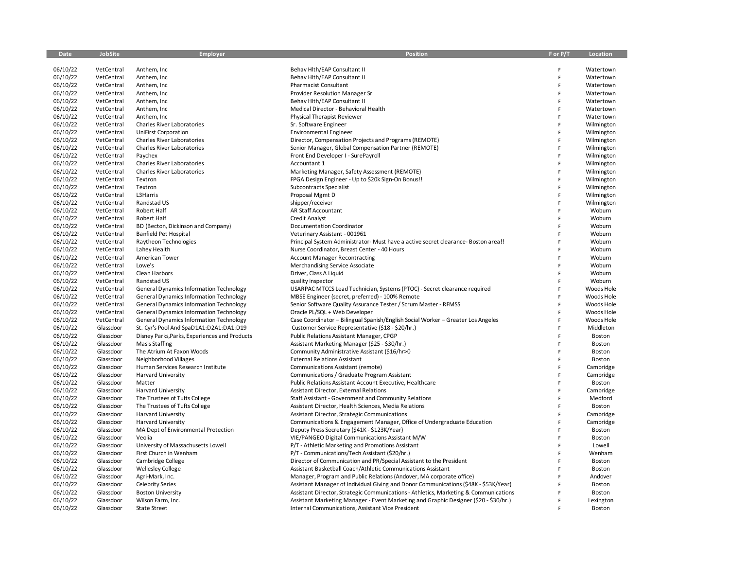| Date | JobSite | Employer | Position | F or P/T | Location |
|---|---|---|---|---|---|
| 06/10/22 | VetCentral | Anthem, Inc | Behav Hlth/EAP Consultant II | F | Watertown |
| 06/10/22 | VetCentral | Anthem, Inc | Behav Hlth/EAP Consultant II | F | Watertown |
| 06/10/22 | VetCentral | Anthem, Inc | Pharmacist Consultant | F | Watertown |
| 06/10/22 | VetCentral | Anthem, Inc | Provider Resolution Manager Sr | F | Watertown |
| 06/10/22 | VetCentral | Anthem, Inc | Behav Hlth/EAP Consultant II | F | Watertown |
| 06/10/22 | VetCentral | Anthem, Inc | Medical Director - Behavioral Health | F | Watertown |
| 06/10/22 | VetCentral | Anthem, Inc | Physical Therapist Reviewer | F | Watertown |
| 06/10/22 | VetCentral | Charles River Laboratories | Sr. Software Engineer | F | Wilmington |
| 06/10/22 | VetCentral | UniFirst Corporation | Environmental Engineer | F | Wilmington |
| 06/10/22 | VetCentral | Charles River Laboratories | Director, Compensation Projects and Programs (REMOTE) | F | Wilmington |
| 06/10/22 | VetCentral | Charles River Laboratories | Senior Manager, Global Compensation Partner (REMOTE) | F | Wilmington |
| 06/10/22 | VetCentral | Paychex | Front End Developer I - SurePayroll | F | Wilmington |
| 06/10/22 | VetCentral | Charles River Laboratories | Accountant 1 | F | Wilmington |
| 06/10/22 | VetCentral | Charles River Laboratories | Marketing Manager, Safety Assessment (REMOTE) | F | Wilmington |
| 06/10/22 | VetCentral | Textron | FPGA Design Engineer - Up to $20k Sign-On Bonus!! | F | Wilmington |
| 06/10/22 | VetCentral | Textron | Subcontracts Specialist | F | Wilmington |
| 06/10/22 | VetCentral | L3Harris | Proposal Mgmt D | F | Wilmington |
| 06/10/22 | VetCentral | Randstad US | shipper/receiver | F | Wilmington |
| 06/10/22 | VetCentral | Robert Half | AR Staff Accountant | F | Woburn |
| 06/10/22 | VetCentral | Robert Half | Credit Analyst | F | Woburn |
| 06/10/22 | VetCentral | BD (Becton, Dickinson and Company) | Documentation Coordinator | F | Woburn |
| 06/10/22 | VetCentral | Banfield Pet Hospital | Veterinary Assistant - 001961 | F | Woburn |
| 06/10/22 | VetCentral | Raytheon Technologies | Principal System Administrator- Must have a active secret clearance- Boston area!! | F | Woburn |
| 06/10/22 | VetCentral | Lahey Health | Nurse Coordinator, Breast Center - 40 Hours | F | Woburn |
| 06/10/22 | VetCentral | American Tower | Account Manager Recontracting | F | Woburn |
| 06/10/22 | VetCentral | Lowe's | Merchandising Service Associate | F | Woburn |
| 06/10/22 | VetCentral | Clean Harbors | Driver, Class A Liquid | F | Woburn |
| 06/10/22 | VetCentral | Randstad US | quality inspector | F | Woburn |
| 06/10/22 | VetCentral | General Dynamics Information Technology | USARPAC MTCCS Lead Technician, Systems (PTOC) - Secret clearance required | F | Woods Hole |
| 06/10/22 | VetCentral | General Dynamics Information Technology | MBSE Engineer (secret, preferred) - 100% Remote | F | Woods Hole |
| 06/10/22 | VetCentral | General Dynamics Information Technology | Senior Software Quality Assurance Tester / Scrum Master - RFMSS | F | Woods Hole |
| 06/10/22 | VetCentral | General Dynamics Information Technology | Oracle PL/SQL + Web Developer | F | Woods Hole |
| 06/10/22 | VetCentral | General Dynamics Information Technology | Case Coordinator – Bilingual Spanish/English Social Worker – Greater Los Angeles | F | Woods Hole |
| 06/10/22 | Glassdoor | St. Cyr's Pool And SpaD1A1:D2A1:DA1:D19 | Customer Service Representative ($18 - $20/hr.) | F | Middleton |
| 06/10/22 | Glassdoor | Disney Parks,Parks, Experiences and Products | Public Relations Assistant Manager, CPGP | F | Boston |
| 06/10/22 | Glassdoor | Masis Staffing | Assistant Marketing Manager ($25 - $30/hr.) | F | Boston |
| 06/10/22 | Glassdoor | The Atrium At Faxon Woods | Community Administrative Assistant ($16/hr>0 | F | Boston |
| 06/10/22 | Glassdoor | Neighborhood Villages | External Relations Assistant | F | Boston |
| 06/10/22 | Glassdoor | Human Services Research Institute | Communications Assistant (remote) | F | Cambridge |
| 06/10/22 | Glassdoor | Harvard University | Communications / Graduate Program Assistant | F | Cambridge |
| 06/10/22 | Glassdoor | Matter | Public Relations Assistant Account Executive, Healthcare | F | Boston |
| 06/10/22 | Glassdoor | Harvard University | Assistant Director, External Relations | F | Cambridge |
| 06/10/22 | Glassdoor | The Trustees of Tufts College | Staff Assistant - Government and Community Relations | F | Medford |
| 06/10/22 | Glassdoor | The Trustees of Tufts College | Assistant Director, Health Sciences, Media Relations | F | Boston |
| 06/10/22 | Glassdoor | Harvard University | Assistant Director, Strategic Communications | F | Cambridge |
| 06/10/22 | Glassdoor | Harvard University | Communications & Engagement Manager, Office of Undergraduate Education | F | Cambridge |
| 06/10/22 | Glassdoor | MA Dept of Environmental Protection | Deputy Press Secretary ($41K - $123K/Year) | F | Boston |
| 06/10/22 | Glassdoor | Veolia | VIE/PANGEO Digital Communications Assistant M/W | F | Boston |
| 06/10/22 | Glassdoor | University of Massachusetts Lowell | P/T - Athletic Marketing and Promotions Assistant | F | Lowell |
| 06/10/22 | Glassdoor | First Church in Wenham | P/T - Communications/Tech Assistant ($20/hr.) | F | Wenham |
| 06/10/22 | Glassdoor | Cambridge College | Director of Communication and PR/Special Assistant to the President | F | Boston |
| 06/10/22 | Glassdoor | Wellesley College | Assistant Basketball Coach/Athletic Communications Assistant | F | Boston |
| 06/10/22 | Glassdoor | Agri-Mark, Inc. | Manager, Program and Public Relations (Andover, MA corporate office) | F | Andover |
| 06/10/22 | Glassdoor | Celebrity Series | Assistant Manager of Individual Giving and Donor Communications ($48K - $53K/Year) | F | Boston |
| 06/10/22 | Glassdoor | Boston University | Assistant Director, Strategic Communications - Athletics, Marketing & Communications | F | Boston |
| 06/10/22 | Glassdoor | Wilson Farm, Inc. | Assistant Marketing Manager - Event Marketing and Graphic Designer ($20 - $30/hr.) | F | Lexington |
| 06/10/22 | Glassdoor | State Street | Internal Communications, Assistant Vice President | F | Boston |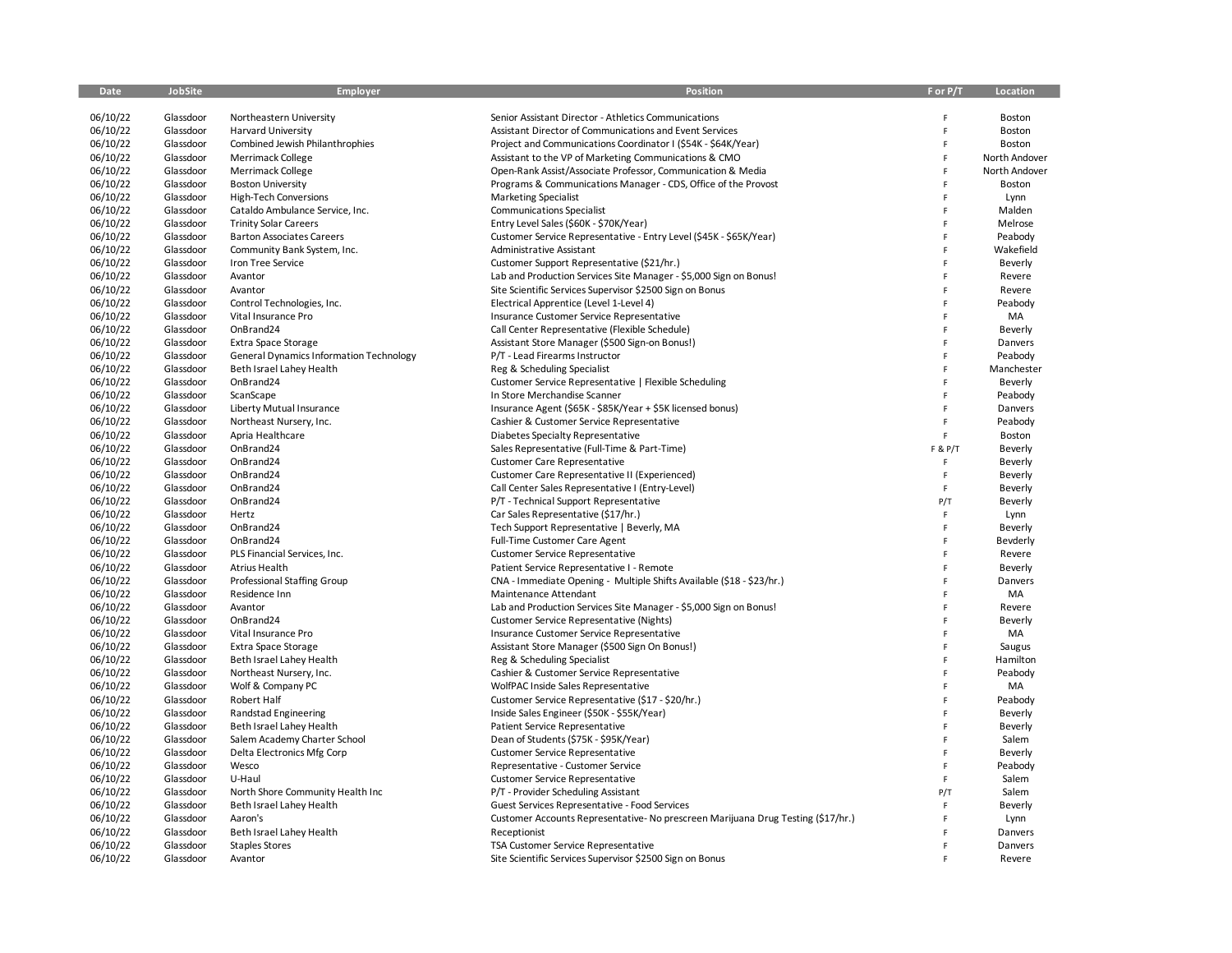| Date | JobSite | Employer | Position | F or P/T | Location |
|---|---|---|---|---|---|
| 06/10/22 | Glassdoor | Northeastern University | Senior Assistant Director - Athletics Communications | F | Boston |
| 06/10/22 | Glassdoor | Harvard University | Assistant Director of Communications and Event Services | F | Boston |
| 06/10/22 | Glassdoor | Combined Jewish Philanthrophies | Project and Communications Coordinator I ($54K - $64K/Year) | F | Boston |
| 06/10/22 | Glassdoor | Merrimack College | Assistant to the VP of Marketing Communications & CMO | F | North Andover |
| 06/10/22 | Glassdoor | Merrimack College | Open-Rank Assist/Associate Professor, Communication & Media | F | North Andover |
| 06/10/22 | Glassdoor | Boston University | Programs & Communications Manager - CDS, Office of the Provost | F | Boston |
| 06/10/22 | Glassdoor | High-Tech Conversions | Marketing Specialist | F | Lynn |
| 06/10/22 | Glassdoor | Cataldo Ambulance Service, Inc. | Communications Specialist | F | Malden |
| 06/10/22 | Glassdoor | Trinity Solar Careers | Entry Level Sales ($60K - $70K/Year) | F | Melrose |
| 06/10/22 | Glassdoor | Barton Associates Careers | Customer Service Representative - Entry Level ($45K - $65K/Year) | F | Peabody |
| 06/10/22 | Glassdoor | Community Bank System, Inc. | Administrative Assistant | F | Wakefield |
| 06/10/22 | Glassdoor | Iron Tree Service | Customer Support Representative ($21/hr.) | F | Beverly |
| 06/10/22 | Glassdoor | Avantor | Lab and Production Services Site Manager - $5,000 Sign on Bonus! | F | Revere |
| 06/10/22 | Glassdoor | Avantor | Site Scientific Services Supervisor $2500 Sign on Bonus | F | Revere |
| 06/10/22 | Glassdoor | Control Technologies, Inc. | Electrical Apprentice (Level 1-Level 4) | F | Peabody |
| 06/10/22 | Glassdoor | Vital Insurance Pro | Insurance Customer Service Representative | F | MA |
| 06/10/22 | Glassdoor | OnBrand24 | Call Center Representative (Flexible Schedule) | F | Beverly |
| 06/10/22 | Glassdoor | Extra Space Storage | Assistant Store Manager ($500 Sign-on Bonus!) | F | Danvers |
| 06/10/22 | Glassdoor | General Dynamics Information Technology | P/T - Lead Firearms Instructor | F | Peabody |
| 06/10/22 | Glassdoor | Beth Israel Lahey Health | Reg & Scheduling Specialist | F | Manchester |
| 06/10/22 | Glassdoor | OnBrand24 | Customer Service Representative \| Flexible Scheduling | F | Beverly |
| 06/10/22 | Glassdoor | ScanScape | In Store Merchandise Scanner | F | Peabody |
| 06/10/22 | Glassdoor | Liberty Mutual Insurance | Insurance Agent ($65K - $85K/Year + $5K licensed bonus) | F | Danvers |
| 06/10/22 | Glassdoor | Northeast Nursery, Inc. | Cashier & Customer Service Representative | F | Peabody |
| 06/10/22 | Glassdoor | Apria Healthcare | Diabetes Specialty Representative | F | Boston |
| 06/10/22 | Glassdoor | OnBrand24 | Sales Representative (Full-Time & Part-Time) | F & P/T | Beverly |
| 06/10/22 | Glassdoor | OnBrand24 | Customer Care Representative | F | Beverly |
| 06/10/22 | Glassdoor | OnBrand24 | Customer Care Representative II (Experienced) | F | Beverly |
| 06/10/22 | Glassdoor | OnBrand24 | Call Center Sales Representative I (Entry-Level) | F | Beverly |
| 06/10/22 | Glassdoor | OnBrand24 | P/T - Technical Support Representative | P/T | Beverly |
| 06/10/22 | Glassdoor | Hertz | Car Sales Representative ($17/hr.) | F | Lynn |
| 06/10/22 | Glassdoor | OnBrand24 | Tech Support Representative \| Beverly, MA | F | Beverly |
| 06/10/22 | Glassdoor | OnBrand24 | Full-Time Customer Care Agent | F | Bevderly |
| 06/10/22 | Glassdoor | PLS Financial Services, Inc. | Customer Service Representative | F | Revere |
| 06/10/22 | Glassdoor | Atrius Health | Patient Service Representative I - Remote | F | Beverly |
| 06/10/22 | Glassdoor | Professional Staffing Group | CNA - Immediate Opening - Multiple Shifts Available ($18 - $23/hr.) | F | Danvers |
| 06/10/22 | Glassdoor | Residence Inn | Maintenance Attendant | F | MA |
| 06/10/22 | Glassdoor | Avantor | Lab and Production Services Site Manager - $5,000 Sign on Bonus! | F | Revere |
| 06/10/22 | Glassdoor | OnBrand24 | Customer Service Representative (Nights) | F | Beverly |
| 06/10/22 | Glassdoor | Vital Insurance Pro | Insurance Customer Service Representative | F | MA |
| 06/10/22 | Glassdoor | Extra Space Storage | Assistant Store Manager ($500 Sign On Bonus!) | F | Saugus |
| 06/10/22 | Glassdoor | Beth Israel Lahey Health | Reg & Scheduling Specialist | F | Hamilton |
| 06/10/22 | Glassdoor | Northeast Nursery, Inc. | Cashier & Customer Service Representative | F | Peabody |
| 06/10/22 | Glassdoor | Wolf & Company PC | WolfPAC Inside Sales Representative | F | MA |
| 06/10/22 | Glassdoor | Robert Half | Customer Service Representative ($17 - $20/hr.) | F | Peabody |
| 06/10/22 | Glassdoor | Randstad Engineering | Inside Sales Engineer ($50K - $55K/Year) | F | Beverly |
| 06/10/22 | Glassdoor | Beth Israel Lahey Health | Patient Service Representative | F | Beverly |
| 06/10/22 | Glassdoor | Salem Academy Charter School | Dean of Students ($75K - $95K/Year) | F | Salem |
| 06/10/22 | Glassdoor | Delta Electronics Mfg Corp | Customer Service Representative | F | Beverly |
| 06/10/22 | Glassdoor | Wesco | Representative - Customer Service | F | Peabody |
| 06/10/22 | Glassdoor | U-Haul | Customer Service Representative | F | Salem |
| 06/10/22 | Glassdoor | North Shore Community Health Inc | P/T - Provider Scheduling Assistant | P/T | Salem |
| 06/10/22 | Glassdoor | Beth Israel Lahey Health | Guest Services Representative - Food Services | F | Beverly |
| 06/10/22 | Glassdoor | Aaron's | Customer Accounts Representative- No prescreen Marijuana Drug Testing ($17/hr.) | F | Lynn |
| 06/10/22 | Glassdoor | Beth Israel Lahey Health | Receptionist | F | Danvers |
| 06/10/22 | Glassdoor | Staples Stores | TSA Customer Service Representative | F | Danvers |
| 06/10/22 | Glassdoor | Avantor | Site Scientific Services Supervisor $2500 Sign on Bonus | F | Revere |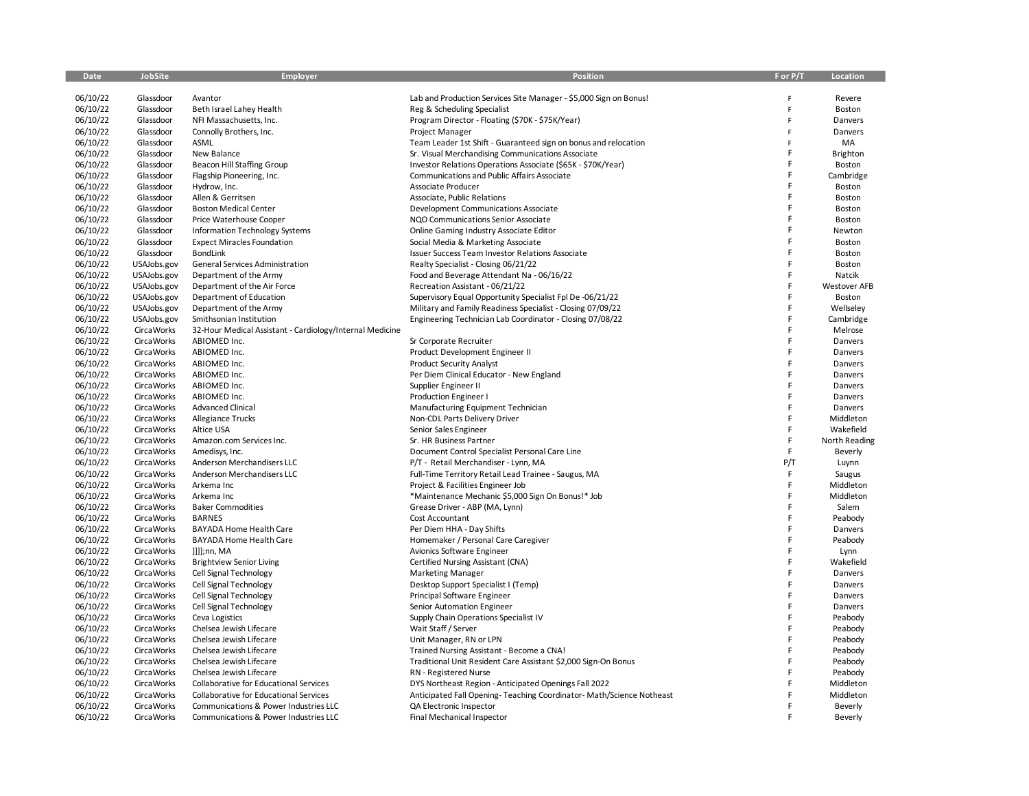| Date | JobSite | Employer | Position | F or P/T | Location |
|---|---|---|---|---|---|
| 06/10/22 | Glassdoor | Avantor | Lab and Production Services Site Manager - $5,000 Sign on Bonus! | F | Revere |
| 06/10/22 | Glassdoor | Beth Israel Lahey Health | Reg & Scheduling Specialist | F | Boston |
| 06/10/22 | Glassdoor | NFI Massachusetts, Inc. | Program Director - Floating ($70K - $75K/Year) | F | Danvers |
| 06/10/22 | Glassdoor | Connolly Brothers, Inc. | Project Manager | F | Danvers |
| 06/10/22 | Glassdoor | ASML | Team Leader 1st Shift - Guaranteed sign on bonus and relocation | F | MA |
| 06/10/22 | Glassdoor | New Balance | Sr. Visual Merchandising Communications Associate | F | Brighton |
| 06/10/22 | Glassdoor | Beacon Hill Staffing Group | Investor Relations Operations Associate ($65K - $70K/Year) | F | Boston |
| 06/10/22 | Glassdoor | Flagship Pioneering, Inc. | Communications and Public Affairs Associate | F | Cambridge |
| 06/10/22 | Glassdoor | Hydrow, Inc. | Associate Producer | F | Boston |
| 06/10/22 | Glassdoor | Allen & Gerritsen | Associate, Public Relations | F | Boston |
| 06/10/22 | Glassdoor | Boston Medical Center | Development Communications Associate | F | Boston |
| 06/10/22 | Glassdoor | Price Waterhouse Cooper | NQO Communications Senior Associate | F | Boston |
| 06/10/22 | Glassdoor | Information Technology Systems | Online Gaming Industry Associate Editor | F | Newton |
| 06/10/22 | Glassdoor | Expect Miracles Foundation | Social Media & Marketing Associate | F | Boston |
| 06/10/22 | Glassdoor | BondLink | Issuer Success Team Investor Relations Associate | F | Boston |
| 06/10/22 | USAJobs.gov | General Services Administration | Realty Specialist - Closing 06/21/22 | F | Boston |
| 06/10/22 | USAJobs.gov | Department of the Army | Food and Beverage Attendant Na - 06/16/22 | F | Natcik |
| 06/10/22 | USAJobs.gov | Department of the Air Force | Recreation Assistant - 06/21/22 | F | Westover AFB |
| 06/10/22 | USAJobs.gov | Department of Education | Supervisory Equal Opportunity Specialist Fpl De -06/21/22 | F | Boston |
| 06/10/22 | USAJobs.gov | Department of the Army | Military and Family Readiness Specialist - Closing 07/09/22 | F | Wellseley |
| 06/10/22 | USAJobs.gov | Smithsonian Institution | Engineering Technician Lab Coordinator - Closing 07/08/22 | F | Cambridge |
| 06/10/22 | CircaWorks | 32-Hour Medical Assistant - Cardiology/Internal Medicine | | F | Melrose |
| 06/10/22 | CircaWorks | ABIOMED Inc. | Sr Corporate Recruiter | F | Danvers |
| 06/10/22 | CircaWorks | ABIOMED Inc. | Product Development Engineer II | F | Danvers |
| 06/10/22 | CircaWorks | ABIOMED Inc. | Product Security Analyst | F | Danvers |
| 06/10/22 | CircaWorks | ABIOMED Inc. | Per Diem Clinical Educator - New England | F | Danvers |
| 06/10/22 | CircaWorks | ABIOMED Inc. | Supplier Engineer II | F | Danvers |
| 06/10/22 | CircaWorks | ABIOMED Inc. | Production Engineer I | F | Danvers |
| 06/10/22 | CircaWorks | Advanced Clinical | Manufacturing Equipment Technician | F | Danvers |
| 06/10/22 | CircaWorks | Allegiance Trucks | Non-CDL Parts Delivery Driver | F | Middleton |
| 06/10/22 | CircaWorks | Altice USA | Senior Sales Engineer | F | Wakefield |
| 06/10/22 | CircaWorks | Amazon.com Services Inc. | Sr. HR Business Partner | F | North Reading |
| 06/10/22 | CircaWorks | Amedisys, Inc. | Document Control Specialist Personal Care Line | F | Beverly |
| 06/10/22 | CircaWorks | Anderson Merchandisers LLC | P/T - Retail Merchandiser - Lynn, MA | P/T | Luynn |
| 06/10/22 | CircaWorks | Anderson Merchandisers LLC | Full-Time Territory Retail Lead Trainee - Saugus, MA | F | Saugus |
| 06/10/22 | CircaWorks | Arkema Inc | Project & Facilities Engineer Job | F | Middleton |
| 06/10/22 | CircaWorks | Arkema Inc | *Maintenance Mechanic $5,000 Sign On Bonus!* Job | F | Middleton |
| 06/10/22 | CircaWorks | Baker Commodities | Grease Driver - ABP (MA, Lynn) | F | Salem |
| 06/10/22 | CircaWorks | BARNES | Cost Accountant | F | Peabody |
| 06/10/22 | CircaWorks | BAYADA Home Health Care | Per Diem HHA - Day Shifts | F | Danvers |
| 06/10/22 | CircaWorks | BAYADA Home Health Care | Homemaker / Personal Care Caregiver | F | Peabody |
| 06/10/22 | CircaWorks | ]]]];nn, MA | Avionics Software Engineer | F | Lynn |
| 06/10/22 | CircaWorks | Brightview Senior Living | Certified Nursing Assistant (CNA) | F | Wakefield |
| 06/10/22 | CircaWorks | Cell Signal Technology | Marketing Manager | F | Danvers |
| 06/10/22 | CircaWorks | Cell Signal Technology | Desktop Support Specialist I (Temp) | F | Danvers |
| 06/10/22 | CircaWorks | Cell Signal Technology | Principal Software Engineer | F | Danvers |
| 06/10/22 | CircaWorks | Cell Signal Technology | Senior Automation Engineer | F | Danvers |
| 06/10/22 | CircaWorks | Ceva Logistics | Supply Chain Operations Specialist IV | F | Peabody |
| 06/10/22 | CircaWorks | Chelsea Jewish Lifecare | Wait Staff / Server | F | Peabody |
| 06/10/22 | CircaWorks | Chelsea Jewish Lifecare | Unit Manager, RN or LPN | F | Peabody |
| 06/10/22 | CircaWorks | Chelsea Jewish Lifecare | Trained Nursing Assistant - Become a CNA! | F | Peabody |
| 06/10/22 | CircaWorks | Chelsea Jewish Lifecare | Traditional Unit Resident Care Assistant $2,000 Sign-On Bonus | F | Peabody |
| 06/10/22 | CircaWorks | Chelsea Jewish Lifecare | RN - Registered Nurse | F | Peabody |
| 06/10/22 | CircaWorks | Collaborative for Educational Services | DYS Northeast Region - Anticipated Openings Fall 2022 | F | Middleton |
| 06/10/22 | CircaWorks | Collaborative for Educational Services | Anticipated Fall Opening- Teaching Coordinator- Math/Science Notheast | F | Middleton |
| 06/10/22 | CircaWorks | Communications & Power Industries LLC | QA Electronic Inspector | F | Beverly |
| 06/10/22 | CircaWorks | Communications & Power Industries LLC | Final Mechanical Inspector | F | Beverly |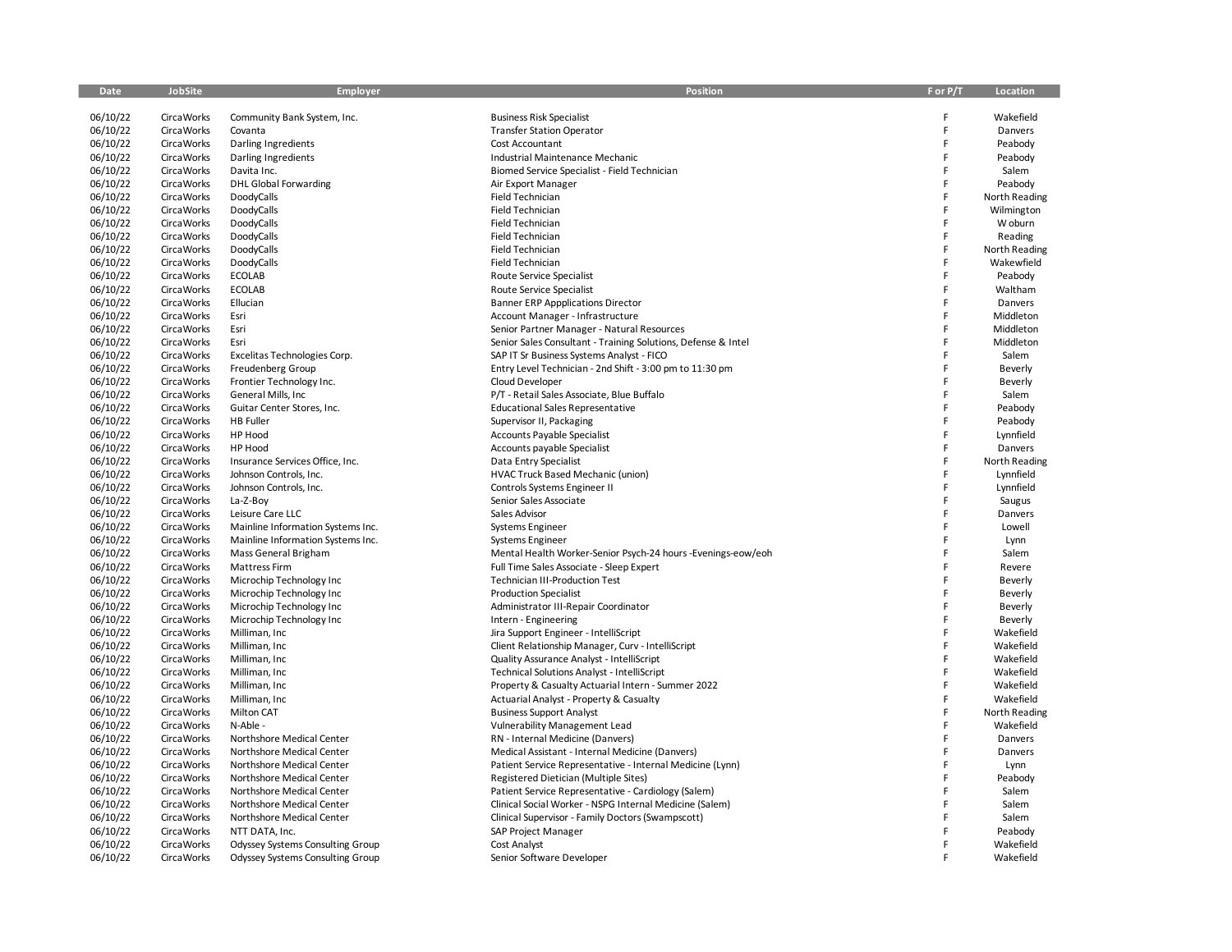| Date | JobSite | Employer | Position | F or P/T | Location |
|---|---|---|---|---|---|
| 06/10/22 | CircaWorks | Community Bank System, Inc. | Business Risk Specialist | F | Wakefield |
| 06/10/22 | CircaWorks | Covanta | Transfer Station Operator | F | Danvers |
| 06/10/22 | CircaWorks | Darling Ingredients | Cost Accountant | F | Peabody |
| 06/10/22 | CircaWorks | Darling Ingredients | Industrial Maintenance Mechanic | F | Peabody |
| 06/10/22 | CircaWorks | Davita Inc. | Biomed Service Specialist - Field Technician | F | Salem |
| 06/10/22 | CircaWorks | DHL Global Forwarding | Air Export Manager | F | Peabody |
| 06/10/22 | CircaWorks | DoodyCalls | Field Technician | F | North Reading |
| 06/10/22 | CircaWorks | DoodyCalls | Field Technician | F | Wilmington |
| 06/10/22 | CircaWorks | DoodyCalls | Field Technician | F | W oburn |
| 06/10/22 | CircaWorks | DoodyCalls | Field Technician | F | Reading |
| 06/10/22 | CircaWorks | DoodyCalls | Field Technician | F | North Reading |
| 06/10/22 | CircaWorks | DoodyCalls | Field Technician | F | Wakewfield |
| 06/10/22 | CircaWorks | ECOLAB | Route Service Specialist | F | Peabody |
| 06/10/22 | CircaWorks | ECOLAB | Route Service Specialist | F | Waltham |
| 06/10/22 | CircaWorks | Ellucian | Banner ERP Appplications Director | F | Danvers |
| 06/10/22 | CircaWorks | Esri | Account Manager - Infrastructure | F | Middleton |
| 06/10/22 | CircaWorks | Esri | Senior Partner Manager - Natural Resources | F | Middleton |
| 06/10/22 | CircaWorks | Esri | Senior Sales Consultant - Training Solutions, Defense & Intel | F | Middleton |
| 06/10/22 | CircaWorks | Excelitas Technologies Corp. | SAP IT Sr Business Systems Analyst - FICO | F | Salem |
| 06/10/22 | CircaWorks | Freudenberg Group | Entry Level Technician - 2nd Shift - 3:00 pm to 11:30 pm | F | Beverly |
| 06/10/22 | CircaWorks | Frontier Technology Inc. | Cloud Developer | F | Beverly |
| 06/10/22 | CircaWorks | General Mills, Inc | P/T - Retail Sales Associate, Blue Buffalo | F | Salem |
| 06/10/22 | CircaWorks | Guitar Center Stores, Inc. | Educational Sales Representative | F | Peabody |
| 06/10/22 | CircaWorks | HB Fuller | Supervisor II, Packaging | F | Peabody |
| 06/10/22 | CircaWorks | HP Hood | Accounts Payable Specialist | F | Lynnfield |
| 06/10/22 | CircaWorks | HP Hood | Accounts payable Specialist | F | Danvers |
| 06/10/22 | CircaWorks | Insurance Services Office, Inc. | Data Entry Specialist | F | North Reading |
| 06/10/22 | CircaWorks | Johnson Controls, Inc. | HVAC Truck Based Mechanic (union) | F | Lynnfield |
| 06/10/22 | CircaWorks | Johnson Controls, Inc. | Controls Systems Engineer II | F | Lynnfield |
| 06/10/22 | CircaWorks | La-Z-Boy | Senior Sales Associate | F | Saugus |
| 06/10/22 | CircaWorks | Leisure Care LLC | Sales Advisor | F | Danvers |
| 06/10/22 | CircaWorks | Mainline Information Systems Inc. | Systems Engineer | F | Lowell |
| 06/10/22 | CircaWorks | Mainline Information Systems Inc. | Systems Engineer | F | Lynn |
| 06/10/22 | CircaWorks | Mass General Brigham | Mental Health Worker-Senior Psych-24 hours -Evenings-eow/eoh | F | Salem |
| 06/10/22 | CircaWorks | Mattress Firm | Full Time Sales Associate - Sleep Expert | F | Revere |
| 06/10/22 | CircaWorks | Microchip Technology Inc | Technician III-Production Test | F | Beverly |
| 06/10/22 | CircaWorks | Microchip Technology Inc | Production Specialist | F | Beverly |
| 06/10/22 | CircaWorks | Microchip Technology Inc | Administrator III-Repair Coordinator | F | Beverly |
| 06/10/22 | CircaWorks | Microchip Technology Inc | Intern - Engineering | F | Beverly |
| 06/10/22 | CircaWorks | Milliman, Inc | Jira Support Engineer - IntelliScript | F | Wakefield |
| 06/10/22 | CircaWorks | Milliman, Inc | Client Relationship Manager, Curv - IntelliScript | F | Wakefield |
| 06/10/22 | CircaWorks | Milliman, Inc | Quality Assurance Analyst - IntelliScript | F | Wakefield |
| 06/10/22 | CircaWorks | Milliman, Inc | Technical Solutions Analyst - IntelliScript | F | Wakefield |
| 06/10/22 | CircaWorks | Milliman, Inc | Property & Casualty Actuarial Intern - Summer 2022 | F | Wakefield |
| 06/10/22 | CircaWorks | Milliman, Inc | Actuarial Analyst - Property & Casualty | F | Wakefield |
| 06/10/22 | CircaWorks | Milton CAT | Business Support Analyst | F | North Reading |
| 06/10/22 | CircaWorks | N-Able - | Vulnerability Management Lead | F | Wakefield |
| 06/10/22 | CircaWorks | Northshore Medical Center | RN - Internal Medicine (Danvers) | F | Danvers |
| 06/10/22 | CircaWorks | Northshore Medical Center | Medical Assistant - Internal Medicine (Danvers) | F | Danvers |
| 06/10/22 | CircaWorks | Northshore Medical Center | Patient Service Representative - Internal Medicine (Lynn) | F | Lynn |
| 06/10/22 | CircaWorks | Northshore Medical Center | Registered Dietician (Multiple Sites) | F | Peabody |
| 06/10/22 | CircaWorks | Northshore Medical Center | Patient Service Representative - Cardiology (Salem) | F | Salem |
| 06/10/22 | CircaWorks | Northshore Medical Center | Clinical Social Worker - NSPG Internal Medicine (Salem) | F | Salem |
| 06/10/22 | CircaWorks | Northshore Medical Center | Clinical Supervisor - Family Doctors (Swampscott) | F | Salem |
| 06/10/22 | CircaWorks | NTT DATA, Inc. | SAP Project Manager | F | Peabody |
| 06/10/22 | CircaWorks | Odyssey Systems Consulting Group | Cost Analyst | F | Wakefield |
| 06/10/22 | CircaWorks | Odyssey Systems Consulting Group | Senior Software Developer | F | Wakefield |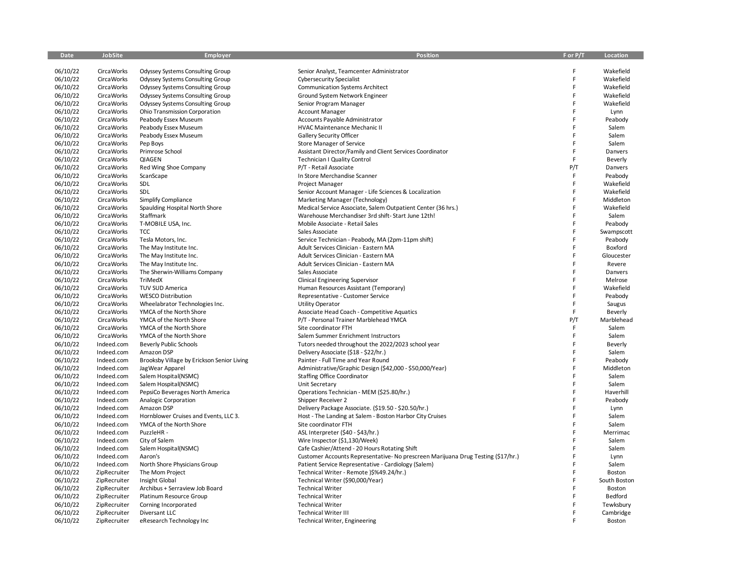| Date | JobSite | Employer | Position | F or P/T | Location |
|---|---|---|---|---|---|
| 06/10/22 | CircaWorks | Odyssey Systems Consulting Group | Senior Analyst, Teamcenter Administrator | F | Wakefield |
| 06/10/22 | CircaWorks | Odyssey Systems Consulting Group | Cybersecurity Specialist | F | Wakefield |
| 06/10/22 | CircaWorks | Odyssey Systems Consulting Group | Communication Systems Architect | F | Wakefield |
| 06/10/22 | CircaWorks | Odyssey Systems Consulting Group | Ground System Network Engineer | F | Wakefield |
| 06/10/22 | CircaWorks | Odyssey Systems Consulting Group | Senior Program Manager | F | Wakefield |
| 06/10/22 | CircaWorks | Ohio Transmission Corporation | Account Manager | F | Lynn |
| 06/10/22 | CircaWorks | Peabody Essex Museum | Accounts Payable Administrator | F | Peabody |
| 06/10/22 | CircaWorks | Peabody Essex Museum | HVAC Maintenance Mechanic II | F | Salem |
| 06/10/22 | CircaWorks | Peabody Essex Museum | Gallery Security Officer | F | Salem |
| 06/10/22 | CircaWorks | Pep Boys | Store Manager of Service | F | Salem |
| 06/10/22 | CircaWorks | Primrose School | Assistant Director/Family and Client Services Coordinator | F | Danvers |
| 06/10/22 | CircaWorks | QIAGEN | Technician I Quality Control | F | Beverly |
| 06/10/22 | CircaWorks | Red Wing Shoe Company | P/T - Retail Associate | P/T | Danvers |
| 06/10/22 | CircaWorks | ScanScape | In Store Merchandise Scanner | F | Peabody |
| 06/10/22 | CircaWorks | SDL | Project Manager | F | Wakefield |
| 06/10/22 | CircaWorks | SDL | Senior Account Manager - Life Sciences & Localization | F | Wakefield |
| 06/10/22 | CircaWorks | Simplify Compliance | Marketing Manager (Technology) | F | Middleton |
| 06/10/22 | CircaWorks | Spaulding Hospital North Shore | Medical Service Associate, Salem Outpatient Center (36 hrs.) | F | Wakefield |
| 06/10/22 | CircaWorks | Staffmark | Warehouse Merchandiser 3rd shift- Start June 12th! | F | Salem |
| 06/10/22 | CircaWorks | T-MOBILE USA, Inc. | Mobile Associate - Retail Sales | F | Peabody |
| 06/10/22 | CircaWorks | TCC | Sales Associate | F | Swampscott |
| 06/10/22 | CircaWorks | Tesla Motors, Inc. | Service Technician - Peabody, MA (2pm-11pm shift) | F | Peabody |
| 06/10/22 | CircaWorks | The May Institute Inc. | Adult Services Clinician - Eastern MA | F | Boxford |
| 06/10/22 | CircaWorks | The May Institute Inc. | Adult Services Clinician - Eastern MA | F | Gloucester |
| 06/10/22 | CircaWorks | The May Institute Inc. | Adult Services Clinician - Eastern MA | F | Revere |
| 06/10/22 | CircaWorks | The Sherwin-Williams Company | Sales Associate | F | Danvers |
| 06/10/22 | CircaWorks | TriMedX | Clinical Engineering Supervisor | F | Melrose |
| 06/10/22 | CircaWorks | TUV SUD America | Human Resources Assistant (Temporary) | F | Wakefield |
| 06/10/22 | CircaWorks | WESCO Distribution | Representative - Customer Service | F | Peabody |
| 06/10/22 | CircaWorks | Wheelabrator Technologies Inc. | Utility Operator | F | Saugus |
| 06/10/22 | CircaWorks | YMCA of the North Shore | Associate Head Coach - Competitive Aquatics | F | Beverly |
| 06/10/22 | CircaWorks | YMCA of the North Shore | P/T - Personal Trainer Marblehead YMCA | P/T | Marblehead |
| 06/10/22 | CircaWorks | YMCA of the North Shore | Site coordinator FTH | F | Salem |
| 06/10/22 | CircaWorks | YMCA of the North Shore | Salem Summer Enrichment Instructors | F | Salem |
| 06/10/22 | Indeed.com | Beverly Public Schools | Tutors needed throughout the 2022/2023 school year | F | Beverly |
| 06/10/22 | Indeed.com | Amazon DSP | Delivery Associate ($18 - $22/hr.) | F | Salem |
| 06/10/22 | Indeed.com | Brooksby Village by Erickson Senior Living | Painter - Full Time and Year Round | F | Peabody |
| 06/10/22 | Indeed.com | JagWear Apparel | Administrative/Graphic Design ($42,000 - $50,000/Year) | F | Middleton |
| 06/10/22 | Indeed.com | Salem Hospital(NSMC) | Staffing Office Coordinator | F | Salem |
| 06/10/22 | Indeed.com | Salem Hospital(NSMC) | Unit Secretary | F | Salem |
| 06/10/22 | Indeed.com | PepsiCo Beverages North America | Operations Technician - MEM ($25.80/hr.) | F | Haverhill |
| 06/10/22 | Indeed.com | Analogic Corporation | Shipper Receiver 2 | F | Peabody |
| 06/10/22 | Indeed.com | Amazon DSP | Delivery Package Associate. ($19.50 - $20.50/hr.) | F | Lynn |
| 06/10/22 | Indeed.com | Hornblower Cruises and Events, LLC 3. | Host - The Landing at Salem - Boston Harbor City Cruises | F | Salem |
| 06/10/22 | Indeed.com | YMCA of the North Shore | Site coordinator FTH | F | Salem |
| 06/10/22 | Indeed.com | PuzzleHR - | ASL Interpreter ($40 - $43/hr.) | F | Merrimac |
| 06/10/22 | Indeed.com | City of Salem | Wire Inspector ($1,130/Week) | F | Salem |
| 06/10/22 | Indeed.com | Salem Hospital(NSMC) | Cafe Cashier/Attend - 20 Hours Rotating Shift | F | Salem |
| 06/10/22 | Indeed.com | Aaron's | Customer Accounts Representative- No prescreen Marijuana Drug Testing ($17/hr.) | F | Lynn |
| 06/10/22 | Indeed.com | North Shore Physicians Group | Patient Service Representative - Cardiology (Salem) | F | Salem |
| 06/10/22 | ZipRecruiter | The Mom Project | Technical Writer - Remote )$%49.24/hr.) | F | Boston |
| 06/10/22 | ZipRecruiter | Insight Global | Technical Writer ($90,000/Year) | F | South Boston |
| 06/10/22 | ZipRecruiter | Archibus + Serraview Job Board | Technical Writer | F | Boston |
| 06/10/22 | ZipRecruiter | Platinum Resource Group | Technical Writer | F | Bedford |
| 06/10/22 | ZipRecruiter | Corning Incorporated | Technical Writer | F | Tewksbury |
| 06/10/22 | ZipRecruiter | Diversant LLC | Technical Writer III | F | Cambridge |
| 06/10/22 | ZipRecruiter | eResearch Technology Inc | Technical Writer, Engineering | F | Boston |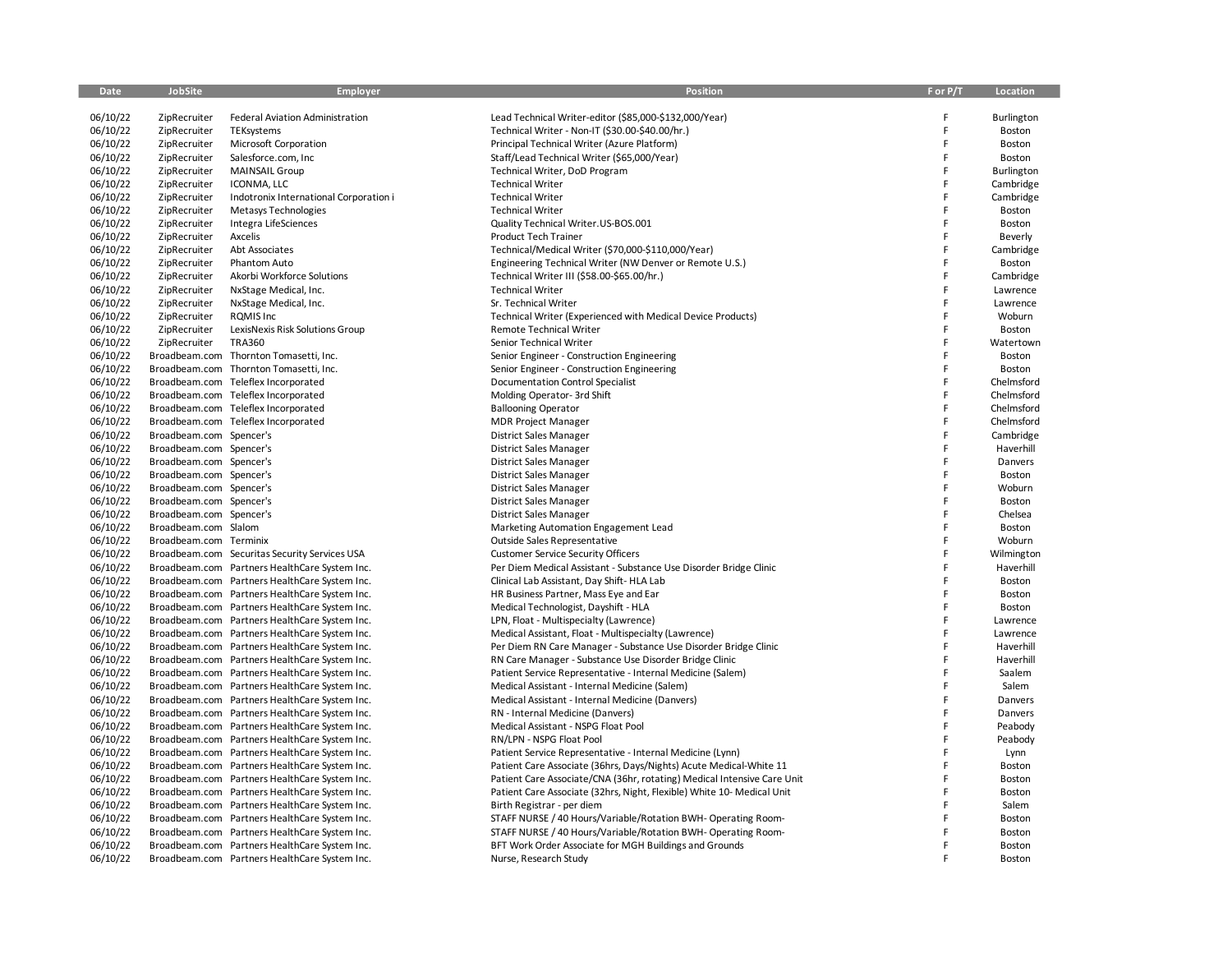| Date | JobSite | Employer | Position | F or P/T | Location |
|---|---|---|---|---|---|
| 06/10/22 | ZipRecruiter | Federal Aviation Administration | Lead Technical Writer-editor ($85,000-$132,000/Year) | F | Burlington |
| 06/10/22 | ZipRecruiter | TEKsystems | Technical Writer - Non-IT ($30.00-$40.00/hr.) | F | Boston |
| 06/10/22 | ZipRecruiter | Microsoft Corporation | Principal Technical Writer (Azure Platform) | F | Boston |
| 06/10/22 | ZipRecruiter | Salesforce.com, Inc | Staff/Lead Technical Writer ($65,000/Year) | F | Boston |
| 06/10/22 | ZipRecruiter | MAINSAIL Group | Technical Writer, DoD Program | F | Burlington |
| 06/10/22 | ZipRecruiter | ICONMA, LLC | Technical Writer | F | Cambridge |
| 06/10/22 | ZipRecruiter | Indotronix International Corporation i | Technical Writer | F | Cambridge |
| 06/10/22 | ZipRecruiter | Metasys Technologies | Technical Writer | F | Boston |
| 06/10/22 | ZipRecruiter | Integra LifeSciences | Quality Technical Writer.US-BOS.001 | F | Boston |
| 06/10/22 | ZipRecruiter | Axcelis | Product Tech Trainer | F | Beverly |
| 06/10/22 | ZipRecruiter | Abt Associates | Technical/Medical Writer ($70,000-$110,000/Year) | F | Cambridge |
| 06/10/22 | ZipRecruiter | Phantom Auto | Engineering Technical Writer (NW Denver or Remote U.S.) | F | Boston |
| 06/10/22 | ZipRecruiter | Akorbi Workforce Solutions | Technical Writer III ($58.00-$65.00/hr.) | F | Cambridge |
| 06/10/22 | ZipRecruiter | NxStage Medical, Inc. | Technical Writer | F | Lawrence |
| 06/10/22 | ZipRecruiter | NxStage Medical, Inc. | Sr. Technical Writer | F | Lawrence |
| 06/10/22 | ZipRecruiter | RQMIS Inc | Technical Writer (Experienced with Medical Device Products) | F | Woburn |
| 06/10/22 | ZipRecruiter | LexisNexis Risk Solutions Group | Remote Technical Writer | F | Boston |
| 06/10/22 | ZipRecruiter | TRA360 | Senior Technical Writer | F | Watertown |
| 06/10/22 | Broadbeam.com | Thornton Tomasetti, Inc. | Senior Engineer - Construction Engineering | F | Boston |
| 06/10/22 | Broadbeam.com | Thornton Tomasetti, Inc. | Senior Engineer - Construction Engineering | F | Boston |
| 06/10/22 | Broadbeam.com | Teleflex Incorporated | Documentation Control Specialist | F | Chelmsford |
| 06/10/22 | Broadbeam.com | Teleflex Incorporated | Molding Operator- 3rd Shift | F | Chelmsford |
| 06/10/22 | Broadbeam.com | Teleflex Incorporated | Ballooning Operator | F | Chelmsford |
| 06/10/22 | Broadbeam.com | Teleflex Incorporated | MDR Project Manager | F | Chelmsford |
| 06/10/22 | Broadbeam.com | Spencer's | District Sales Manager | F | Cambridge |
| 06/10/22 | Broadbeam.com | Spencer's | District Sales Manager | F | Haverhill |
| 06/10/22 | Broadbeam.com | Spencer's | District Sales Manager | F | Danvers |
| 06/10/22 | Broadbeam.com | Spencer's | District Sales Manager | F | Boston |
| 06/10/22 | Broadbeam.com | Spencer's | District Sales Manager | F | Woburn |
| 06/10/22 | Broadbeam.com | Spencer's | District Sales Manager | F | Boston |
| 06/10/22 | Broadbeam.com | Spencer's | District Sales Manager | F | Chelsea |
| 06/10/22 | Broadbeam.com | Slalom | Marketing Automation Engagement Lead | F | Boston |
| 06/10/22 | Broadbeam.com | Terminix | Outside Sales Representative | F | Woburn |
| 06/10/22 | Broadbeam.com | Securitas Security Services USA | Customer Service Security Officers | F | Wilmington |
| 06/10/22 | Broadbeam.com | Partners HealthCare System Inc. | Per Diem Medical Assistant - Substance Use Disorder Bridge Clinic | F | Haverhill |
| 06/10/22 | Broadbeam.com | Partners HealthCare System Inc. | Clinical Lab Assistant, Day Shift- HLA Lab | F | Boston |
| 06/10/22 | Broadbeam.com | Partners HealthCare System Inc. | HR Business Partner, Mass Eye and Ear | F | Boston |
| 06/10/22 | Broadbeam.com | Partners HealthCare System Inc. | Medical Technologist, Dayshift - HLA | F | Boston |
| 06/10/22 | Broadbeam.com | Partners HealthCare System Inc. | LPN, Float - Multispecialty (Lawrence) | F | Lawrence |
| 06/10/22 | Broadbeam.com | Partners HealthCare System Inc. | Medical Assistant, Float - Multispecialty (Lawrence) | F | Lawrence |
| 06/10/22 | Broadbeam.com | Partners HealthCare System Inc. | Per Diem RN Care Manager - Substance Use Disorder Bridge Clinic | F | Haverhill |
| 06/10/22 | Broadbeam.com | Partners HealthCare System Inc. | RN Care Manager - Substance Use Disorder Bridge Clinic | F | Haverhill |
| 06/10/22 | Broadbeam.com | Partners HealthCare System Inc. | Patient Service Representative - Internal Medicine (Salem) | F | Saalem |
| 06/10/22 | Broadbeam.com | Partners HealthCare System Inc. | Medical Assistant - Internal Medicine (Salem) | F | Salem |
| 06/10/22 | Broadbeam.com | Partners HealthCare System Inc. | Medical Assistant - Internal Medicine (Danvers) | F | Danvers |
| 06/10/22 | Broadbeam.com | Partners HealthCare System Inc. | RN - Internal Medicine (Danvers) | F | Danvers |
| 06/10/22 | Broadbeam.com | Partners HealthCare System Inc. | Medical Assistant - NSPG Float Pool | F | Peabody |
| 06/10/22 | Broadbeam.com | Partners HealthCare System Inc. | RN/LPN - NSPG Float Pool | F | Peabody |
| 06/10/22 | Broadbeam.com | Partners HealthCare System Inc. | Patient Service Representative - Internal Medicine (Lynn) | F | Lynn |
| 06/10/22 | Broadbeam.com | Partners HealthCare System Inc. | Patient Care Associate (36hrs, Days/Nights) Acute Medical-White 11 | F | Boston |
| 06/10/22 | Broadbeam.com | Partners HealthCare System Inc. | Patient Care Associate/CNA (36hr, rotating) Medical Intensive Care Unit | F | Boston |
| 06/10/22 | Broadbeam.com | Partners HealthCare System Inc. | Patient Care Associate (32hrs, Night, Flexible) White 10- Medical Unit | F | Boston |
| 06/10/22 | Broadbeam.com | Partners HealthCare System Inc. | Birth Registrar - per diem | F | Salem |
| 06/10/22 | Broadbeam.com | Partners HealthCare System Inc. | STAFF NURSE / 40 Hours/Variable/Rotation BWH- Operating Room- | F | Boston |
| 06/10/22 | Broadbeam.com | Partners HealthCare System Inc. | STAFF NURSE / 40 Hours/Variable/Rotation BWH- Operating Room- | F | Boston |
| 06/10/22 | Broadbeam.com | Partners HealthCare System Inc. | BFT Work Order Associate for MGH Buildings and Grounds | F | Boston |
| 06/10/22 | Broadbeam.com | Partners HealthCare System Inc. | Nurse, Research Study | F | Boston |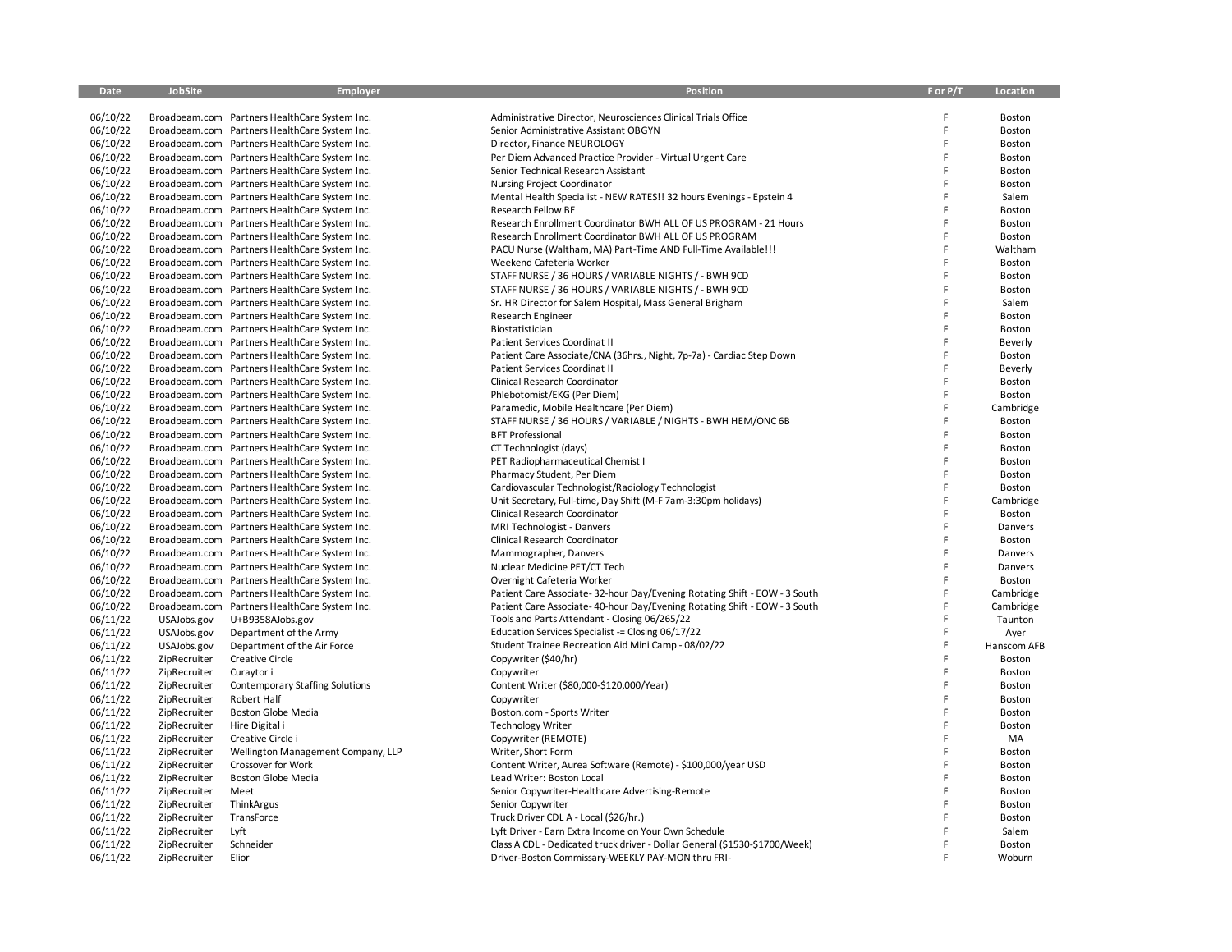| Date | JobSite | Employer | Position | F or P/T | Location |
|---|---|---|---|---|---|
| 06/10/22 | Broadbeam.com | Partners HealthCare System Inc. | Administrative Director, Neurosciences Clinical Trials Office | F | Boston |
| 06/10/22 | Broadbeam.com | Partners HealthCare System Inc. | Senior Administrative Assistant OBGYN | F | Boston |
| 06/10/22 | Broadbeam.com | Partners HealthCare System Inc. | Director, Finance NEUROLOGY | F | Boston |
| 06/10/22 | Broadbeam.com | Partners HealthCare System Inc. | Per Diem Advanced Practice Provider - Virtual Urgent Care | F | Boston |
| 06/10/22 | Broadbeam.com | Partners HealthCare System Inc. | Senior Technical Research Assistant | F | Boston |
| 06/10/22 | Broadbeam.com | Partners HealthCare System Inc. | Nursing Project Coordinator | F | Boston |
| 06/10/22 | Broadbeam.com | Partners HealthCare System Inc. | Mental Health Specialist - NEW RATES!! 32 hours Evenings - Epstein 4 | F | Salem |
| 06/10/22 | Broadbeam.com | Partners HealthCare System Inc. | Research Fellow BE | F | Boston |
| 06/10/22 | Broadbeam.com | Partners HealthCare System Inc. | Research Enrollment Coordinator BWH ALL OF US PROGRAM - 21 Hours | F | Boston |
| 06/10/22 | Broadbeam.com | Partners HealthCare System Inc. | Research Enrollment Coordinator BWH ALL OF US PROGRAM | F | Boston |
| 06/10/22 | Broadbeam.com | Partners HealthCare System Inc. | PACU Nurse (Waltham, MA) Part-Time AND Full-Time Available!!! | F | Waltham |
| 06/10/22 | Broadbeam.com | Partners HealthCare System Inc. | Weekend Cafeteria Worker | F | Boston |
| 06/10/22 | Broadbeam.com | Partners HealthCare System Inc. | STAFF NURSE / 36 HOURS / VARIABLE NIGHTS / - BWH 9CD | F | Boston |
| 06/10/22 | Broadbeam.com | Partners HealthCare System Inc. | STAFF NURSE / 36 HOURS / VARIABLE NIGHTS / - BWH 9CD | F | Boston |
| 06/10/22 | Broadbeam.com | Partners HealthCare System Inc. | Sr. HR Director for Salem Hospital, Mass General Brigham | F | Salem |
| 06/10/22 | Broadbeam.com | Partners HealthCare System Inc. | Research Engineer | F | Boston |
| 06/10/22 | Broadbeam.com | Partners HealthCare System Inc. | Biostatistician | F | Boston |
| 06/10/22 | Broadbeam.com | Partners HealthCare System Inc. | Patient Services Coordinat II | F | Beverly |
| 06/10/22 | Broadbeam.com | Partners HealthCare System Inc. | Patient Care Associate/CNA (36hrs., Night, 7p-7a) - Cardiac Step Down | F | Boston |
| 06/10/22 | Broadbeam.com | Partners HealthCare System Inc. | Patient Services Coordinat II | F | Beverly |
| 06/10/22 | Broadbeam.com | Partners HealthCare System Inc. | Clinical Research Coordinator | F | Boston |
| 06/10/22 | Broadbeam.com | Partners HealthCare System Inc. | Phlebotomist/EKG (Per Diem) | F | Boston |
| 06/10/22 | Broadbeam.com | Partners HealthCare System Inc. | Paramedic, Mobile Healthcare (Per Diem) | F | Cambridge |
| 06/10/22 | Broadbeam.com | Partners HealthCare System Inc. | STAFF NURSE / 36 HOURS / VARIABLE / NIGHTS - BWH HEM/ONC 6B | F | Boston |
| 06/10/22 | Broadbeam.com | Partners HealthCare System Inc. | BFT Professional | F | Boston |
| 06/10/22 | Broadbeam.com | Partners HealthCare System Inc. | CT Technologist (days) | F | Boston |
| 06/10/22 | Broadbeam.com | Partners HealthCare System Inc. | PET Radiopharmaceutical Chemist I | F | Boston |
| 06/10/22 | Broadbeam.com | Partners HealthCare System Inc. | Pharmacy Student, Per Diem | F | Boston |
| 06/10/22 | Broadbeam.com | Partners HealthCare System Inc. | Cardiovascular Technologist/Radiology Technologist | F | Boston |
| 06/10/22 | Broadbeam.com | Partners HealthCare System Inc. | Unit Secretary, Full-time, Day Shift (M-F 7am-3:30pm holidays) | F | Cambridge |
| 06/10/22 | Broadbeam.com | Partners HealthCare System Inc. | Clinical Research Coordinator | F | Boston |
| 06/10/22 | Broadbeam.com | Partners HealthCare System Inc. | MRI Technologist - Danvers | F | Danvers |
| 06/10/22 | Broadbeam.com | Partners HealthCare System Inc. | Clinical Research Coordinator | F | Boston |
| 06/10/22 | Broadbeam.com | Partners HealthCare System Inc. | Mammographer, Danvers | F | Danvers |
| 06/10/22 | Broadbeam.com | Partners HealthCare System Inc. | Nuclear Medicine PET/CT Tech | F | Danvers |
| 06/10/22 | Broadbeam.com | Partners HealthCare System Inc. | Overnight Cafeteria Worker | F | Boston |
| 06/10/22 | Broadbeam.com | Partners HealthCare System Inc. | Patient Care Associate- 32-hour Day/Evening Rotating Shift - EOW - 3 South | F | Cambridge |
| 06/10/22 | Broadbeam.com | Partners HealthCare System Inc. | Patient Care Associate- 40-hour Day/Evening Rotating Shift - EOW - 3 South | F | Cambridge |
| 06/11/22 | USAJobs.gov | U+B9358AJobs.gov | Tools and Parts Attendant - Closing 06/265/22 | F | Taunton |
| 06/11/22 | USAJobs.gov | Department of the Army | Education Services Specialist -= Closing 06/17/22 | F | Ayer |
| 06/11/22 | USAJobs.gov | Department of the Air Force | Student Trainee Recreation Aid Mini Camp - 08/02/22 | F | Hanscom AFB |
| 06/11/22 | ZipRecruiter | Creative Circle | Copywriter ($40/hr) | F | Boston |
| 06/11/22 | ZipRecruiter | Curaytor i | Copywriter | F | Boston |
| 06/11/22 | ZipRecruiter | Contemporary Staffing Solutions | Content Writer ($80,000-$120,000/Year) | F | Boston |
| 06/11/22 | ZipRecruiter | Robert Half | Copywriter | F | Boston |
| 06/11/22 | ZipRecruiter | Boston Globe Media | Boston.com - Sports Writer | F | Boston |
| 06/11/22 | ZipRecruiter | Hire Digital i | Technology Writer | F | Boston |
| 06/11/22 | ZipRecruiter | Creative Circle i | Copywriter (REMOTE) | F | MA |
| 06/11/22 | ZipRecruiter | Wellington Management Company, LLP | Writer, Short Form | F | Boston |
| 06/11/22 | ZipRecruiter | Crossover for Work | Content Writer, Aurea Software (Remote) - $100,000/year USD | F | Boston |
| 06/11/22 | ZipRecruiter | Boston Globe Media | Lead Writer: Boston Local | F | Boston |
| 06/11/22 | ZipRecruiter | Meet | Senior Copywriter-Healthcare Advertising-Remote | F | Boston |
| 06/11/22 | ZipRecruiter | ThinkArgus | Senior Copywriter | F | Boston |
| 06/11/22 | ZipRecruiter | TransForce | Truck Driver CDL A - Local ($26/hr.) | F | Boston |
| 06/11/22 | ZipRecruiter | Lyft | Lyft Driver - Earn Extra Income on Your Own Schedule | F | Salem |
| 06/11/22 | ZipRecruiter | Schneider | Class A CDL - Dedicated truck driver - Dollar General ($1530-$1700/Week) | F | Boston |
| 06/11/22 | ZipRecruiter | Elior | Driver-Boston Commissary-WEEKLY PAY-MON thru FRI- | F | Woburn |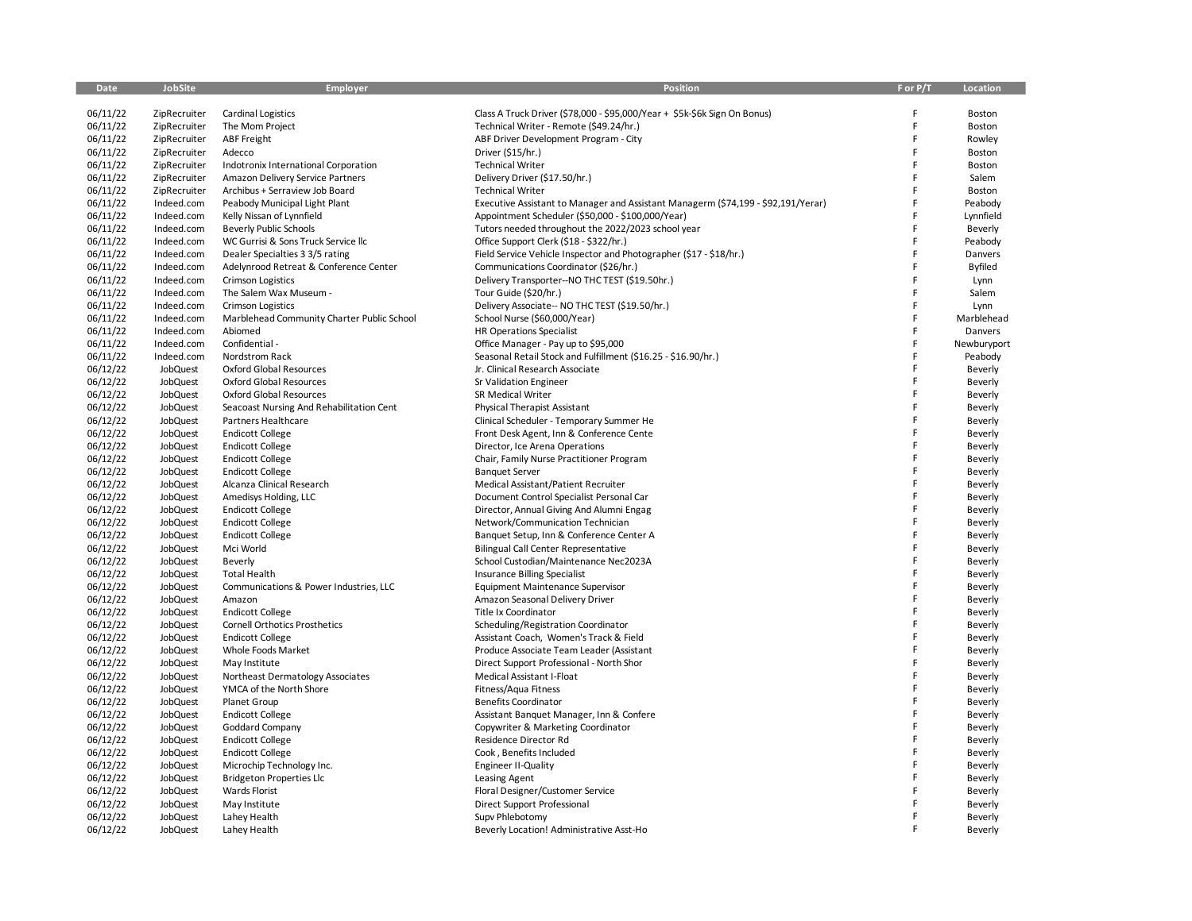| Date | JobSite | Employer | Position | F or P/T | Location |
|---|---|---|---|---|---|
| 06/11/22 | ZipRecruiter | Cardinal Logistics | Class A Truck Driver ($78,000 - $95,000/Year + $5k-$6k Sign On Bonus) | F | Boston |
| 06/11/22 | ZipRecruiter | The Mom Project | Technical Writer - Remote ($49.24/hr.) | F | Boston |
| 06/11/22 | ZipRecruiter | ABF Freight | ABF Driver Development Program - City | F | Rowley |
| 06/11/22 | ZipRecruiter | Adecco | Driver ($15/hr.) | F | Boston |
| 06/11/22 | ZipRecruiter | Indotronix International Corporation | Technical Writer | F | Boston |
| 06/11/22 | ZipRecruiter | Amazon Delivery Service Partners | Delivery Driver ($17.50/hr.) | F | Salem |
| 06/11/22 | ZipRecruiter | Archibus + Serraview Job Board | Technical Writer | F | Boston |
| 06/11/22 | Indeed.com | Peabody Municipal Light Plant | Executive Assistant to Manager and Assistant Managerm ($74,199 - $92,191/Yerar) | F | Peabody |
| 06/11/22 | Indeed.com | Kelly Nissan of Lynnfield | Appointment Scheduler ($50,000 - $100,000/Year) | F | Lynnfield |
| 06/11/22 | Indeed.com | Beverly Public Schools | Tutors needed throughout the 2022/2023 school year | F | Beverly |
| 06/11/22 | Indeed.com | WC Gurrisi & Sons Truck Service llc | Office Support Clerk ($18 - $322/hr.) | F | Peabody |
| 06/11/22 | Indeed.com | Dealer Specialties 3 3/5 rating | Field Service Vehicle Inspector and Photographer ($17 - $18/hr.) | F | Danvers |
| 06/11/22 | Indeed.com | Adelynrood Retreat & Conference Center | Communications Coordinator ($26/hr.) | F | Byfiled |
| 06/11/22 | Indeed.com | Crimson Logistics | Delivery Transporter--NO THC TEST ($19.50hr.) | F | Lynn |
| 06/11/22 | Indeed.com | The Salem Wax Museum - | Tour Guide ($20/hr.) | F | Salem |
| 06/11/22 | Indeed.com | Crimson Logistics | Delivery Associate-- NO THC TEST ($19.50/hr.) | F | Lynn |
| 06/11/22 | Indeed.com | Marblehead Community Charter Public School | School Nurse ($60,000/Year) | F | Marblehead |
| 06/11/22 | Indeed.com | Abiomed | HR Operations Specialist | F | Danvers |
| 06/11/22 | Indeed.com | Confidential - | Office Manager - Pay up to $95,000 | F | Newburyport |
| 06/11/22 | Indeed.com | Nordstrom Rack | Seasonal Retail Stock and Fulfillment ($16.25 - $16.90/hr.) | F | Peabody |
| 06/12/22 | JobQuest | Oxford Global Resources | Jr. Clinical Research Associate | F | Beverly |
| 06/12/22 | JobQuest | Oxford Global Resources | Sr Validation Engineer | F | Beverly |
| 06/12/22 | JobQuest | Oxford Global Resources | SR Medical Writer | F | Beverly |
| 06/12/22 | JobQuest | Seacoast Nursing And Rehabilitation Cent | Physical Therapist Assistant | F | Beverly |
| 06/12/22 | JobQuest | Partners Healthcare | Clinical Scheduler - Temporary Summer He | F | Beverly |
| 06/12/22 | JobQuest | Endicott College | Front Desk Agent, Inn & Conference Cente | F | Beverly |
| 06/12/22 | JobQuest | Endicott College | Director, Ice Arena Operations | F | Beverly |
| 06/12/22 | JobQuest | Endicott College | Chair, Family Nurse Practitioner Program | F | Beverly |
| 06/12/22 | JobQuest | Endicott College | Banquet Server | F | Beverly |
| 06/12/22 | JobQuest | Alcanza Clinical Research | Medical Assistant/Patient Recruiter | F | Beverly |
| 06/12/22 | JobQuest | Amedisys Holding, LLC | Document Control Specialist Personal Car | F | Beverly |
| 06/12/22 | JobQuest | Endicott College | Director, Annual Giving And Alumni Engag | F | Beverly |
| 06/12/22 | JobQuest | Endicott College | Network/Communication Technician | F | Beverly |
| 06/12/22 | JobQuest | Endicott College | Banquet Setup, Inn & Conference Center A | F | Beverly |
| 06/12/22 | JobQuest | Mci World | Bilingual Call Center Representative | F | Beverly |
| 06/12/22 | JobQuest | Beverly | School Custodian/Maintenance Nec2023A | F | Beverly |
| 06/12/22 | JobQuest | Total Health | Insurance Billing Specialist | F | Beverly |
| 06/12/22 | JobQuest | Communications & Power Industries, LLC | Equipment Maintenance Supervisor | F | Beverly |
| 06/12/22 | JobQuest | Amazon | Amazon Seasonal Delivery Driver | F | Beverly |
| 06/12/22 | JobQuest | Endicott College | Title Ix Coordinator | F | Beverly |
| 06/12/22 | JobQuest | Cornell Orthotics Prosthetics | Scheduling/Registration Coordinator | F | Beverly |
| 06/12/22 | JobQuest | Endicott College | Assistant Coach, Women's Track & Field | F | Beverly |
| 06/12/22 | JobQuest | Whole Foods Market | Produce Associate Team Leader (Assistant | F | Beverly |
| 06/12/22 | JobQuest | May Institute | Direct Support Professional - North Shor | F | Beverly |
| 06/12/22 | JobQuest | Northeast Dermatology Associates | Medical Assistant I-Float | F | Beverly |
| 06/12/22 | JobQuest | YMCA of the North Shore | Fitness/Aqua Fitness | F | Beverly |
| 06/12/22 | JobQuest | Planet Group | Benefits Coordinator | F | Beverly |
| 06/12/22 | JobQuest | Endicott College | Assistant Banquet Manager, Inn & Confere | F | Beverly |
| 06/12/22 | JobQuest | Goddard Company | Copywriter & Marketing Coordinator | F | Beverly |
| 06/12/22 | JobQuest | Endicott College | Residence Director Rd | F | Beverly |
| 06/12/22 | JobQuest | Endicott College | Cook , Benefits Included | F | Beverly |
| 06/12/22 | JobQuest | Microchip Technology Inc. | Engineer II-Quality | F | Beverly |
| 06/12/22 | JobQuest | Bridgeton Properties Llc | Leasing Agent | F | Beverly |
| 06/12/22 | JobQuest | Wards Florist | Floral Designer/Customer Service | F | Beverly |
| 06/12/22 | JobQuest | May Institute | Direct Support Professional | F | Beverly |
| 06/12/22 | JobQuest | Lahey Health | Supv Phlebotomy | F | Beverly |
| 06/12/22 | JobQuest | Lahey Health | Beverly Location! Administrative Asst-Ho | F | Beverly |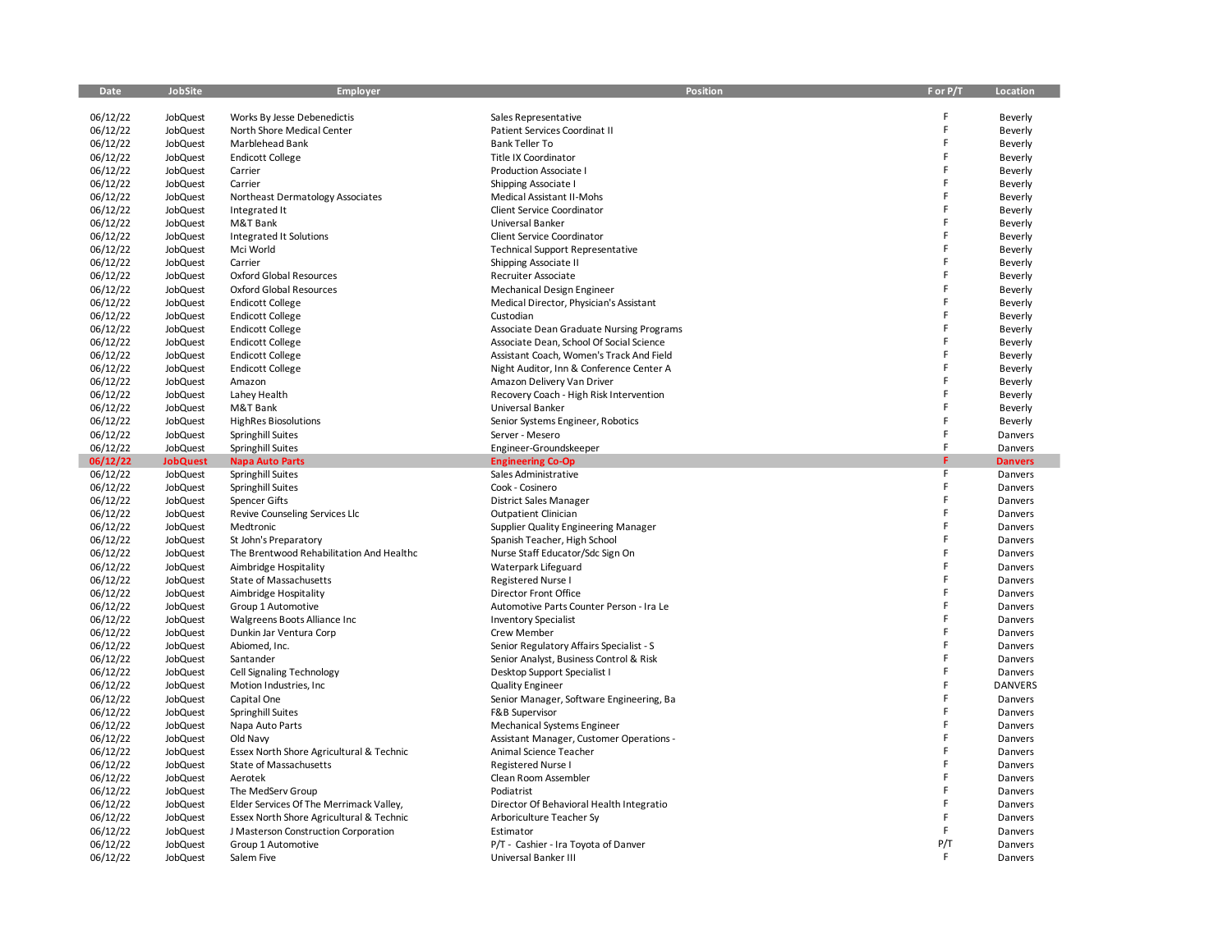| Date | JobSite | Employer | Position | F or P/T | Location |
|---|---|---|---|---|---|
| 06/12/22 | JobQuest | Works By Jesse Debenedictis | Sales Representative | F | Beverly |
| 06/12/22 | JobQuest | North Shore Medical Center | Patient Services Coordinat II | F | Beverly |
| 06/12/22 | JobQuest | Marblehead Bank | Bank Teller To | F | Beverly |
| 06/12/22 | JobQuest | Endicott College | Title IX Coordinator | F | Beverly |
| 06/12/22 | JobQuest | Carrier | Production Associate I | F | Beverly |
| 06/12/22 | JobQuest | Carrier | Shipping Associate I | F | Beverly |
| 06/12/22 | JobQuest | Northeast Dermatology Associates | Medical Assistant II-Mohs | F | Beverly |
| 06/12/22 | JobQuest | Integrated It | Client Service Coordinator | F | Beverly |
| 06/12/22 | JobQuest | M&T Bank | Universal Banker | F | Beverly |
| 06/12/22 | JobQuest | Integrated It Solutions | Client Service Coordinator | F | Beverly |
| 06/12/22 | JobQuest | Mci World | Technical Support Representative | F | Beverly |
| 06/12/22 | JobQuest | Carrier | Shipping Associate II | F | Beverly |
| 06/12/22 | JobQuest | Oxford Global Resources | Recruiter Associate | F | Beverly |
| 06/12/22 | JobQuest | Oxford Global Resources | Mechanical Design Engineer | F | Beverly |
| 06/12/22 | JobQuest | Endicott College | Medical Director, Physician's Assistant | F | Beverly |
| 06/12/22 | JobQuest | Endicott College | Custodian | F | Beverly |
| 06/12/22 | JobQuest | Endicott College | Associate Dean Graduate Nursing Programs | F | Beverly |
| 06/12/22 | JobQuest | Endicott College | Associate Dean, School Of Social Science | F | Beverly |
| 06/12/22 | JobQuest | Endicott College | Assistant Coach, Women's Track And Field | F | Beverly |
| 06/12/22 | JobQuest | Endicott College | Night Auditor, Inn & Conference Center A | F | Beverly |
| 06/12/22 | JobQuest | Amazon | Amazon Delivery Van Driver | F | Beverly |
| 06/12/22 | JobQuest | Lahey Health | Recovery Coach - High Risk Intervention | F | Beverly |
| 06/12/22 | JobQuest | M&T Bank | Universal Banker | F | Beverly |
| 06/12/22 | JobQuest | HighRes Biosolutions | Senior Systems Engineer, Robotics | F | Beverly |
| 06/12/22 | JobQuest | Springhill Suites | Server - Mesero | F | Danvers |
| 06/12/22 | JobQuest | Springhill Suites | Engineer-Groundskeeper | F | Danvers |
| **06/12/22** | **JobQuest** | **Napa Auto Parts** | **Engineering Co-Op** | **F** | **Danvers** |
| 06/12/22 | JobQuest | Springhill Suites | Sales Administrative | F | Danvers |
| 06/12/22 | JobQuest | Springhill Suites | Cook - Cosinero | F | Danvers |
| 06/12/22 | JobQuest | Spencer Gifts | District Sales Manager | F | Danvers |
| 06/12/22 | JobQuest | Revive Counseling Services Llc | Outpatient Clinician | F | Danvers |
| 06/12/22 | JobQuest | Medtronic | Supplier Quality Engineering Manager | F | Danvers |
| 06/12/22 | JobQuest | St John's Preparatory | Spanish Teacher, High School | F | Danvers |
| 06/12/22 | JobQuest | The Brentwood Rehabilitation And Healthc | Nurse Staff Educator/Sdc Sign On | F | Danvers |
| 06/12/22 | JobQuest | Aimbridge Hospitality | Waterpark Lifeguard | F | Danvers |
| 06/12/22 | JobQuest | State of Massachusetts | Registered Nurse I | F | Danvers |
| 06/12/22 | JobQuest | Aimbridge Hospitality | Director Front Office | F | Danvers |
| 06/12/22 | JobQuest | Group 1 Automotive | Automotive Parts Counter Person - Ira Le | F | Danvers |
| 06/12/22 | JobQuest | Walgreens Boots Alliance Inc | Inventory Specialist | F | Danvers |
| 06/12/22 | JobQuest | Dunkin Jar Ventura Corp | Crew Member | F | Danvers |
| 06/12/22 | JobQuest | Abiomed, Inc. | Senior Regulatory Affairs Specialist - S | F | Danvers |
| 06/12/22 | JobQuest | Santander | Senior Analyst, Business Control & Risk | F | Danvers |
| 06/12/22 | JobQuest | Cell Signaling Technology | Desktop Support Specialist I | F | Danvers |
| 06/12/22 | JobQuest | Motion Industries, Inc | Quality Engineer | F | DANVERS |
| 06/12/22 | JobQuest | Capital One | Senior Manager, Software Engineering, Ba | F | Danvers |
| 06/12/22 | JobQuest | Springhill Suites | F&B Supervisor | F | Danvers |
| 06/12/22 | JobQuest | Napa Auto Parts | Mechanical Systems Engineer | F | Danvers |
| 06/12/22 | JobQuest | Old Navy | Assistant Manager, Customer Operations - | F | Danvers |
| 06/12/22 | JobQuest | Essex North Shore Agricultural & Technic | Animal Science Teacher | F | Danvers |
| 06/12/22 | JobQuest | State of Massachusetts | Registered Nurse I | F | Danvers |
| 06/12/22 | JobQuest | Aerotek | Clean Room Assembler | F | Danvers |
| 06/12/22 | JobQuest | The MedServ Group | Podiatrist | F | Danvers |
| 06/12/22 | JobQuest | Elder Services Of The Merrimack Valley, | Director Of Behavioral Health Integratio | F | Danvers |
| 06/12/22 | JobQuest | Essex North Shore Agricultural & Technic | Arboriculture Teacher Sy | F | Danvers |
| 06/12/22 | JobQuest | J Masterson Construction Corporation | Estimator | F | Danvers |
| 06/12/22 | JobQuest | Group 1 Automotive | P/T - Cashier - Ira Toyota of Danver | P/T | Danvers |
| 06/12/22 | JobQuest | Salem Five | Universal Banker III | F | Danvers |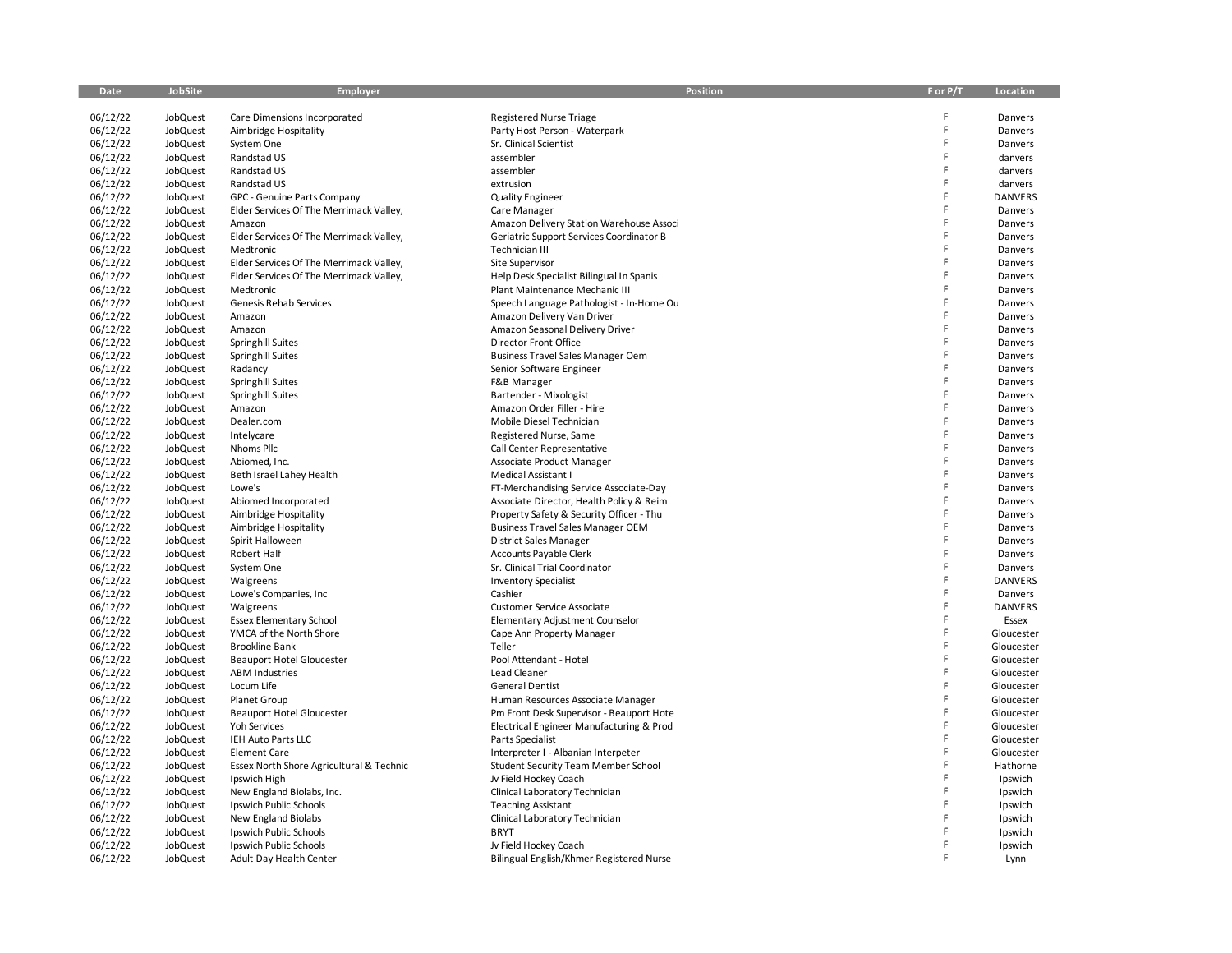| Date | JobSite | Employer | Position | F or P/T | Location |
|---|---|---|---|---|---|
| 06/12/22 | JobQuest | Care Dimensions Incorporated | Registered Nurse Triage | F | Danvers |
| 06/12/22 | JobQuest | Aimbridge Hospitality | Party Host Person - Waterpark | F | Danvers |
| 06/12/22 | JobQuest | System One | Sr. Clinical Scientist | F | Danvers |
| 06/12/22 | JobQuest | Randstad US | assembler | F | danvers |
| 06/12/22 | JobQuest | Randstad US | assembler | F | danvers |
| 06/12/22 | JobQuest | Randstad US | extrusion | F | danvers |
| 06/12/22 | JobQuest | GPC - Genuine Parts Company | Quality Engineer | F | DANVERS |
| 06/12/22 | JobQuest | Elder Services Of The Merrimack Valley, | Care Manager | F | Danvers |
| 06/12/22 | JobQuest | Amazon | Amazon Delivery Station Warehouse Associ | F | Danvers |
| 06/12/22 | JobQuest | Elder Services Of The Merrimack Valley, | Geriatric Support Services Coordinator B | F | Danvers |
| 06/12/22 | JobQuest | Medtronic | Technician III | F | Danvers |
| 06/12/22 | JobQuest | Elder Services Of The Merrimack Valley, | Site Supervisor | F | Danvers |
| 06/12/22 | JobQuest | Elder Services Of The Merrimack Valley, | Help Desk Specialist Bilingual In Spanis | F | Danvers |
| 06/12/22 | JobQuest | Medtronic | Plant Maintenance Mechanic III | F | Danvers |
| 06/12/22 | JobQuest | Genesis Rehab Services | Speech Language Pathologist - In-Home Ou | F | Danvers |
| 06/12/22 | JobQuest | Amazon | Amazon Delivery Van Driver | F | Danvers |
| 06/12/22 | JobQuest | Amazon | Amazon Seasonal Delivery Driver | F | Danvers |
| 06/12/22 | JobQuest | Springhill Suites | Director Front Office | F | Danvers |
| 06/12/22 | JobQuest | Springhill Suites | Business Travel Sales Manager Oem | F | Danvers |
| 06/12/22 | JobQuest | Radancy | Senior Software Engineer | F | Danvers |
| 06/12/22 | JobQuest | Springhill Suites | F&B Manager | F | Danvers |
| 06/12/22 | JobQuest | Springhill Suites | Bartender - Mixologist | F | Danvers |
| 06/12/22 | JobQuest | Amazon | Amazon Order Filler - Hire | F | Danvers |
| 06/12/22 | JobQuest | Dealer.com | Mobile Diesel Technician | F | Danvers |
| 06/12/22 | JobQuest | Intelycare | Registered Nurse, Same | F | Danvers |
| 06/12/22 | JobQuest | Nhoms Pllc | Call Center Representative | F | Danvers |
| 06/12/22 | JobQuest | Abiomed, Inc. | Associate Product Manager | F | Danvers |
| 06/12/22 | JobQuest | Beth Israel Lahey Health | Medical Assistant I | F | Danvers |
| 06/12/22 | JobQuest | Lowe's | FT-Merchandising Service Associate-Day | F | Danvers |
| 06/12/22 | JobQuest | Abiomed Incorporated | Associate Director, Health Policy & Reim | F | Danvers |
| 06/12/22 | JobQuest | Aimbridge Hospitality | Property Safety & Security Officer - Thu | F | Danvers |
| 06/12/22 | JobQuest | Aimbridge Hospitality | Business Travel Sales Manager OEM | F | Danvers |
| 06/12/22 | JobQuest | Spirit Halloween | District Sales Manager | F | Danvers |
| 06/12/22 | JobQuest | Robert Half | Accounts Payable Clerk | F | Danvers |
| 06/12/22 | JobQuest | System One | Sr. Clinical Trial Coordinator | F | Danvers |
| 06/12/22 | JobQuest | Walgreens | Inventory Specialist | F | DANVERS |
| 06/12/22 | JobQuest | Lowe's Companies, Inc | Cashier | F | Danvers |
| 06/12/22 | JobQuest | Walgreens | Customer Service Associate | F | DANVERS |
| 06/12/22 | JobQuest | Essex Elementary School | Elementary Adjustment Counselor | F | Essex |
| 06/12/22 | JobQuest | YMCA of the North Shore | Cape Ann Property Manager | F | Gloucester |
| 06/12/22 | JobQuest | Brookline Bank | Teller | F | Gloucester |
| 06/12/22 | JobQuest | Beauport Hotel Gloucester | Pool Attendant - Hotel | F | Gloucester |
| 06/12/22 | JobQuest | ABM Industries | Lead Cleaner | F | Gloucester |
| 06/12/22 | JobQuest | Locum Life | General Dentist | F | Gloucester |
| 06/12/22 | JobQuest | Planet Group | Human Resources Associate Manager | F | Gloucester |
| 06/12/22 | JobQuest | Beauport Hotel Gloucester | Pm Front Desk Supervisor - Beauport Hote | F | Gloucester |
| 06/12/22 | JobQuest | Yoh Services | Electrical Engineer Manufacturing & Prod | F | Gloucester |
| 06/12/22 | JobQuest | IEH Auto Parts LLC | Parts Specialist | F | Gloucester |
| 06/12/22 | JobQuest | Element Care | Interpreter I - Albanian Interpeter | F | Gloucester |
| 06/12/22 | JobQuest | Essex North Shore Agricultural & Technic | Student Security Team Member School | F | Hathorne |
| 06/12/22 | JobQuest | Ipswich High | Jv Field Hockey Coach | F | Ipswich |
| 06/12/22 | JobQuest | New England Biolabs, Inc. | Clinical Laboratory Technician | F | Ipswich |
| 06/12/22 | JobQuest | Ipswich Public Schools | Teaching Assistant | F | Ipswich |
| 06/12/22 | JobQuest | New England Biolabs | Clinical Laboratory Technician | F | Ipswich |
| 06/12/22 | JobQuest | Ipswich Public Schools | BRYT | F | Ipswich |
| 06/12/22 | JobQuest | Ipswich Public Schools | Jv Field Hockey Coach | F | Ipswich |
| 06/12/22 | JobQuest | Adult Day Health Center | Bilingual English/Khmer Registered Nurse | F | Lynn |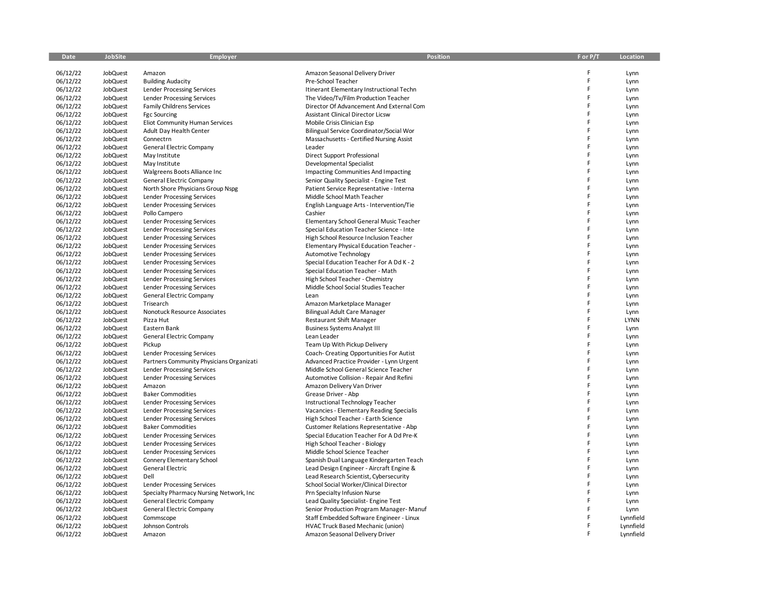| Date | JobSite | Employer | Position | F or P/T | Location |
|---|---|---|---|---|---|
| 06/12/22 | JobQuest | Amazon | Amazon Seasonal Delivery Driver | F | Lynn |
| 06/12/22 | JobQuest | Building Audacity | Pre-School Teacher | F | Lynn |
| 06/12/22 | JobQuest | Lender Processing Services | Itinerant Elementary Instructional Techn | F | Lynn |
| 06/12/22 | JobQuest | Lender Processing Services | The Video/Tv/Film Production Teacher | F | Lynn |
| 06/12/22 | JobQuest | Family Childrens Services | Director Of Advancement And External Com | F | Lynn |
| 06/12/22 | JobQuest | Fgc Sourcing | Assistant Clinical Director Licsw | F | Lynn |
| 06/12/22 | JobQuest | Eliot Community Human Services | Mobile Crisis Clinician Esp | F | Lynn |
| 06/12/22 | JobQuest | Adult Day Health Center | Bilingual Service Coordinator/Social Wor | F | Lynn |
| 06/12/22 | JobQuest | Connectrn | Massachusetts - Certified Nursing Assist | F | Lynn |
| 06/12/22 | JobQuest | General Electric Company | Leader | F | Lynn |
| 06/12/22 | JobQuest | May Institute | Direct Support Professional | F | Lynn |
| 06/12/22 | JobQuest | May Institute | Developmental Specialist | F | Lynn |
| 06/12/22 | JobQuest | Walgreens Boots Alliance Inc | Impacting Communities And Impacting | F | Lynn |
| 06/12/22 | JobQuest | General Electric Company | Senior Quality Specialist - Engine Test | F | Lynn |
| 06/12/22 | JobQuest | North Shore Physicians Group Nspg | Patient Service Representative - Interna | F | Lynn |
| 06/12/22 | JobQuest | Lender Processing Services | Middle School Math Teacher | F | Lynn |
| 06/12/22 | JobQuest | Lender Processing Services | English Language Arts - Intervention/Tie | F | Lynn |
| 06/12/22 | JobQuest | Pollo Campero | Cashier | F | Lynn |
| 06/12/22 | JobQuest | Lender Processing Services | Elementary School General Music Teacher | F | Lynn |
| 06/12/22 | JobQuest | Lender Processing Services | Special Education Teacher Science - Inte | F | Lynn |
| 06/12/22 | JobQuest | Lender Processing Services | High School Resource Inclusion Teacher | F | Lynn |
| 06/12/22 | JobQuest | Lender Processing Services | Elementary Physical Education Teacher - | F | Lynn |
| 06/12/22 | JobQuest | Lender Processing Services | Automotive Technology | F | Lynn |
| 06/12/22 | JobQuest | Lender Processing Services | Special Education Teacher For A Dd K - 2 | F | Lynn |
| 06/12/22 | JobQuest | Lender Processing Services | Special Education Teacher - Math | F | Lynn |
| 06/12/22 | JobQuest | Lender Processing Services | High School Teacher - Chemistry | F | Lynn |
| 06/12/22 | JobQuest | Lender Processing Services | Middle School Social Studies Teacher | F | Lynn |
| 06/12/22 | JobQuest | General Electric Company | Lean | F | Lynn |
| 06/12/22 | JobQuest | Trisearch | Amazon Marketplace Manager | F | Lynn |
| 06/12/22 | JobQuest | Nonotuck Resource Associates | Bilingual Adult Care Manager | F | Lynn |
| 06/12/22 | JobQuest | Pizza Hut | Restaurant Shift Manager | F | LYNN |
| 06/12/22 | JobQuest | Eastern Bank | Business Systems Analyst III | F | Lynn |
| 06/12/22 | JobQuest | General Electric Company | Lean Leader | F | Lynn |
| 06/12/22 | JobQuest | Pickup | Team Up With Pickup Delivery | F | Lynn |
| 06/12/22 | JobQuest | Lender Processing Services | Coach- Creating Opportunities For Autist | F | Lynn |
| 06/12/22 | JobQuest | Partners Community Physicians Organizati | Advanced Practice Provider - Lynn Urgent | F | Lynn |
| 06/12/22 | JobQuest | Lender Processing Services | Middle School General Science Teacher | F | Lynn |
| 06/12/22 | JobQuest | Lender Processing Services | Automotive Collision - Repair And Refini | F | Lynn |
| 06/12/22 | JobQuest | Amazon | Amazon Delivery Van Driver | F | Lynn |
| 06/12/22 | JobQuest | Baker Commodities | Grease Driver - Abp | F | Lynn |
| 06/12/22 | JobQuest | Lender Processing Services | Instructional Technology Teacher | F | Lynn |
| 06/12/22 | JobQuest | Lender Processing Services | Vacancies - Elementary Reading Specialis | F | Lynn |
| 06/12/22 | JobQuest | Lender Processing Services | High School Teacher - Earth Science | F | Lynn |
| 06/12/22 | JobQuest | Baker Commodities | Customer Relations Representative - Abp | F | Lynn |
| 06/12/22 | JobQuest | Lender Processing Services | Special Education Teacher For A Dd Pre-K | F | Lynn |
| 06/12/22 | JobQuest | Lender Processing Services | High School Teacher - Biology | F | Lynn |
| 06/12/22 | JobQuest | Lender Processing Services | Middle School Science Teacher | F | Lynn |
| 06/12/22 | JobQuest | Connery Elementary School | Spanish Dual Language Kindergarten Teach | F | Lynn |
| 06/12/22 | JobQuest | General Electric | Lead Design Engineer - Aircraft Engine & | F | Lynn |
| 06/12/22 | JobQuest | Dell | Lead Research Scientist, Cybersecurity | F | Lynn |
| 06/12/22 | JobQuest | Lender Processing Services | School Social Worker/Clinical Director | F | Lynn |
| 06/12/22 | JobQuest | Specialty Pharmacy Nursing Network, Inc | Prn Specialty Infusion Nurse | F | Lynn |
| 06/12/22 | JobQuest | General Electric Company | Lead Quality Specialist- Engine Test | F | Lynn |
| 06/12/22 | JobQuest | General Electric Company | Senior Production Program Manager- Manuf | F | Lynn |
| 06/12/22 | JobQuest | Commscope | Staff Embedded Software Engineer - Linux | F | Lynnfield |
| 06/12/22 | JobQuest | Johnson Controls | HVAC Truck Based Mechanic (union) | F | Lynnfield |
| 06/12/22 | JobQuest | Amazon | Amazon Seasonal Delivery Driver | F | Lynnfield |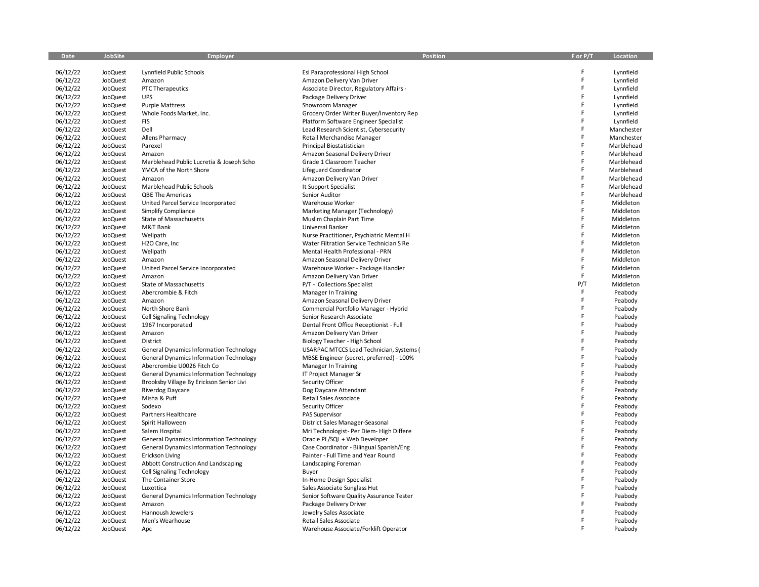| Date | JobSite | Employer | Position | F or P/T | Location |
|---|---|---|---|---|---|
| 06/12/22 | JobQuest | Lynnfield Public Schools | Esl Paraprofessional High School | F | Lynnfield |
| 06/12/22 | JobQuest | Amazon | Amazon Delivery Van Driver | F | Lynnfield |
| 06/12/22 | JobQuest | PTC Therapeutics | Associate Director, Regulatory Affairs - | F | Lynnfield |
| 06/12/22 | JobQuest | UPS | Package Delivery Driver | F | Lynnfield |
| 06/12/22 | JobQuest | Purple Mattress | Showroom Manager | F | Lynnfield |
| 06/12/22 | JobQuest | Whole Foods Market, Inc. | Grocery Order Writer Buyer/Inventory Rep | F | Lynnfield |
| 06/12/22 | JobQuest | FIS | Platform Software Engineer Specialist | F | Lynnfield |
| 06/12/22 | JobQuest | Dell | Lead Research Scientist, Cybersecurity | F | Manchester |
| 06/12/22 | JobQuest | Allens Pharmacy | Retail Merchandise Manager | F | Manchester |
| 06/12/22 | JobQuest | Parexel | Principal Biostatistician | F | Marblehead |
| 06/12/22 | JobQuest | Amazon | Amazon Seasonal Delivery Driver | F | Marblehead |
| 06/12/22 | JobQuest | Marblehead Public Lucretia & Joseph Scho | Grade 1 Classroom Teacher | F | Marblehead |
| 06/12/22 | JobQuest | YMCA of the North Shore | Lifeguard Coordinator | F | Marblehead |
| 06/12/22 | JobQuest | Amazon | Amazon Delivery Van Driver | F | Marblehead |
| 06/12/22 | JobQuest | Marblehead Public Schools | It Support Specialist | F | Marblehead |
| 06/12/22 | JobQuest | QBE The Americas | Senior Auditor | F | Marblehead |
| 06/12/22 | JobQuest | United Parcel Service Incorporated | Warehouse Worker | F | Middleton |
| 06/12/22 | JobQuest | Simplify Compliance | Marketing Manager (Technology) | F | Middleton |
| 06/12/22 | JobQuest | State of Massachusetts | Muslim Chaplain Part Time | F | Middleton |
| 06/12/22 | JobQuest | M&T Bank | Universal Banker | F | Middleton |
| 06/12/22 | JobQuest | Wellpath | Nurse Practitioner, Psychiatric Mental H | F | Middleton |
| 06/12/22 | JobQuest | H2O Care, Inc | Water Filtration Service Technician S Re | F | Middleton |
| 06/12/22 | JobQuest | Wellpath | Mental Health Professional - PRN | F | Middleton |
| 06/12/22 | JobQuest | Amazon | Amazon Seasonal Delivery Driver | F | Middleton |
| 06/12/22 | JobQuest | United Parcel Service Incorporated | Warehouse Worker - Package Handler | F | Middleton |
| 06/12/22 | JobQuest | Amazon | Amazon Delivery Van Driver | F | Middleton |
| 06/12/22 | JobQuest | State of Massachusetts | P/T - Collections Specialist | P/T | Middleton |
| 06/12/22 | JobQuest | Abercrombie & Fitch | Manager In Training | F | Peabody |
| 06/12/22 | JobQuest | Amazon | Amazon Seasonal Delivery Driver | F | Peabody |
| 06/12/22 | JobQuest | North Shore Bank | Commercial Portfolio Manager - Hybrid | F | Peabody |
| 06/12/22 | JobQuest | Cell Signaling Technology | Senior Research Associate | F | Peabody |
| 06/12/22 | JobQuest | 1967 Incorporated | Dental Front Office Receptionist - Full | F | Peabody |
| 06/12/22 | JobQuest | Amazon | Amazon Delivery Van Driver | F | Peabody |
| 06/12/22 | JobQuest | District | Biology Teacher - High School | F | Peabody |
| 06/12/22 | JobQuest | General Dynamics Information Technology | USARPAC MTCCS Lead Technician, Systems ( | F | Peabody |
| 06/12/22 | JobQuest | General Dynamics Information Technology | MBSE Engineer (secret, preferred) - 100% | F | Peabody |
| 06/12/22 | JobQuest | Abercrombie U0026 Fitch Co | Manager In Training | F | Peabody |
| 06/12/22 | JobQuest | General Dynamics Information Technology | IT Project Manager Sr | F | Peabody |
| 06/12/22 | JobQuest | Brooksby Village By Erickson Senior Livi | Security Officer | F | Peabody |
| 06/12/22 | JobQuest | Riverdog Daycare | Dog Daycare Attendant | F | Peabody |
| 06/12/22 | JobQuest | Misha & Puff | Retail Sales Associate | F | Peabody |
| 06/12/22 | JobQuest | Sodexo | Security Officer | F | Peabody |
| 06/12/22 | JobQuest | Partners Healthcare | PAS Supervisor | F | Peabody |
| 06/12/22 | JobQuest | Spirit Halloween | District Sales Manager-Seasonal | F | Peabody |
| 06/12/22 | JobQuest | Salem Hospital | Mri Technologist- Per Diem- High Differe | F | Peabody |
| 06/12/22 | JobQuest | General Dynamics Information Technology | Oracle PL/SQL + Web Developer | F | Peabody |
| 06/12/22 | JobQuest | General Dynamics Information Technology | Case Coordinator - Bilingual Spanish/Eng | F | Peabody |
| 06/12/22 | JobQuest | Erickson Living | Painter - Full Time and Year Round | F | Peabody |
| 06/12/22 | JobQuest | Abbott Construction And Landscaping | Landscaping Foreman | F | Peabody |
| 06/12/22 | JobQuest | Cell Signaling Technology | Buyer | F | Peabody |
| 06/12/22 | JobQuest | The Container Store | In-Home Design Specialist | F | Peabody |
| 06/12/22 | JobQuest | Luxottica | Sales Associate Sunglass Hut | F | Peabody |
| 06/12/22 | JobQuest | General Dynamics Information Technology | Senior Software Quality Assurance Tester | F | Peabody |
| 06/12/22 | JobQuest | Amazon | Package Delivery Driver | F | Peabody |
| 06/12/22 | JobQuest | Hannoush Jewelers | Jewelry Sales Associate | F | Peabody |
| 06/12/22 | JobQuest | Men's Wearhouse | Retail Sales Associate | F | Peabody |
| 06/12/22 | JobQuest | Apc | Warehouse Associate/Forklift Operator | F | Peabody |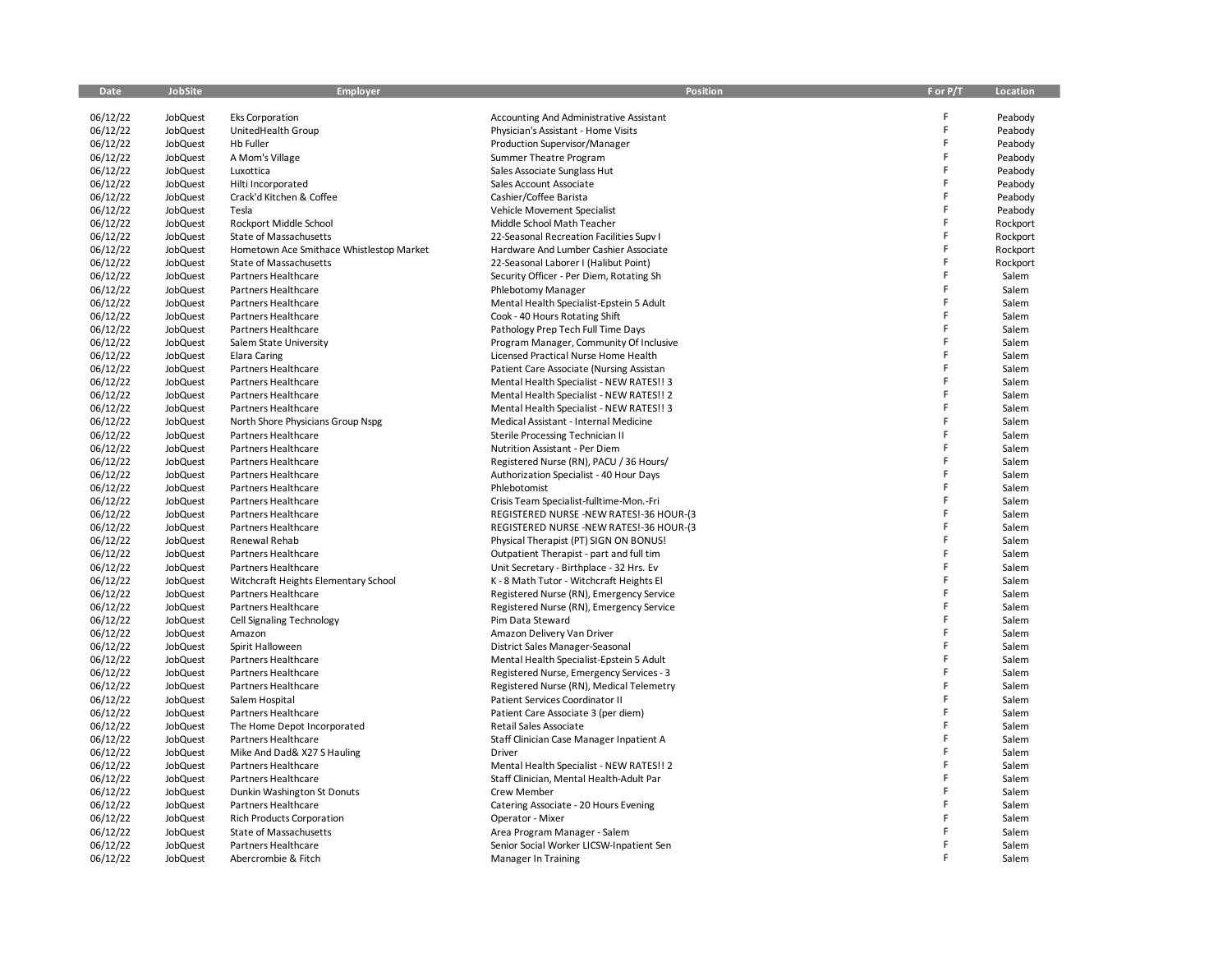| Date | JobSite | Employer | Position | F or P/T | Location |
|---|---|---|---|---|---|
| 06/12/22 | JobQuest | Eks Corporation | Accounting And Administrative Assistant | F | Peabody |
| 06/12/22 | JobQuest | UnitedHealth Group | Physician's Assistant - Home Visits | F | Peabody |
| 06/12/22 | JobQuest | Hb Fuller | Production Supervisor/Manager | F | Peabody |
| 06/12/22 | JobQuest | A Mom's Village | Summer Theatre Program | F | Peabody |
| 06/12/22 | JobQuest | Luxottica | Sales Associate Sunglass Hut | F | Peabody |
| 06/12/22 | JobQuest | Hilti Incorporated | Sales Account Associate | F | Peabody |
| 06/12/22 | JobQuest | Crack'd Kitchen & Coffee | Cashier/Coffee Barista | F | Peabody |
| 06/12/22 | JobQuest | Tesla | Vehicle Movement Specialist | F | Peabody |
| 06/12/22 | JobQuest | Rockport Middle School | Middle School Math Teacher | F | Rockport |
| 06/12/22 | JobQuest | State of Massachusetts | 22-Seasonal Recreation Facilities Supv I | F | Rockport |
| 06/12/22 | JobQuest | Hometown Ace Smithace Whistlestop Market | Hardware And Lumber Cashier Associate | F | Rockport |
| 06/12/22 | JobQuest | State of Massachusetts | 22-Seasonal Laborer I (Halibut Point) | F | Rockport |
| 06/12/22 | JobQuest | Partners Healthcare | Security Officer - Per Diem, Rotating Sh | F | Salem |
| 06/12/22 | JobQuest | Partners Healthcare | Phlebotomy Manager | F | Salem |
| 06/12/22 | JobQuest | Partners Healthcare | Mental Health Specialist-Epstein 5 Adult | F | Salem |
| 06/12/22 | JobQuest | Partners Healthcare | Cook - 40 Hours Rotating Shift | F | Salem |
| 06/12/22 | JobQuest | Partners Healthcare | Pathology Prep Tech Full Time Days | F | Salem |
| 06/12/22 | JobQuest | Salem State University | Program Manager, Community Of Inclusive | F | Salem |
| 06/12/22 | JobQuest | Elara Caring | Licensed Practical Nurse Home Health | F | Salem |
| 06/12/22 | JobQuest | Partners Healthcare | Patient Care Associate (Nursing Assistan | F | Salem |
| 06/12/22 | JobQuest | Partners Healthcare | Mental Health Specialist - NEW RATES!! 3 | F | Salem |
| 06/12/22 | JobQuest | Partners Healthcare | Mental Health Specialist - NEW RATES!! 2 | F | Salem |
| 06/12/22 | JobQuest | Partners Healthcare | Mental Health Specialist - NEW RATES!! 3 | F | Salem |
| 06/12/22 | JobQuest | North Shore Physicians Group Nspg | Medical Assistant - Internal Medicine | F | Salem |
| 06/12/22 | JobQuest | Partners Healthcare | Sterile Processing Technician II | F | Salem |
| 06/12/22 | JobQuest | Partners Healthcare | Nutrition Assistant - Per Diem | F | Salem |
| 06/12/22 | JobQuest | Partners Healthcare | Registered Nurse (RN), PACU / 36 Hours/ | F | Salem |
| 06/12/22 | JobQuest | Partners Healthcare | Authorization Specialist - 40 Hour Days | F | Salem |
| 06/12/22 | JobQuest | Partners Healthcare | Phlebotomist | F | Salem |
| 06/12/22 | JobQuest | Partners Healthcare | Crisis Team Specialist-fulltime-Mon.-Fri | F | Salem |
| 06/12/22 | JobQuest | Partners Healthcare | REGISTERED NURSE -NEW RATES!-36 HOUR-(3 | F | Salem |
| 06/12/22 | JobQuest | Partners Healthcare | REGISTERED NURSE -NEW RATES!-36 HOUR-(3 | F | Salem |
| 06/12/22 | JobQuest | Renewal Rehab | Physical Therapist (PT) SIGN ON BONUS! | F | Salem |
| 06/12/22 | JobQuest | Partners Healthcare | Outpatient Therapist - part and full tim | F | Salem |
| 06/12/22 | JobQuest | Partners Healthcare | Unit Secretary - Birthplace - 32 Hrs. Ev | F | Salem |
| 06/12/22 | JobQuest | Witchcraft Heights Elementary School | K - 8 Math Tutor - Witchcraft Heights El | F | Salem |
| 06/12/22 | JobQuest | Partners Healthcare | Registered Nurse (RN), Emergency Service | F | Salem |
| 06/12/22 | JobQuest | Partners Healthcare | Registered Nurse (RN), Emergency Service | F | Salem |
| 06/12/22 | JobQuest | Cell Signaling Technology | Pim Data Steward | F | Salem |
| 06/12/22 | JobQuest | Amazon | Amazon Delivery Van Driver | F | Salem |
| 06/12/22 | JobQuest | Spirit Halloween | District Sales Manager-Seasonal | F | Salem |
| 06/12/22 | JobQuest | Partners Healthcare | Mental Health Specialist-Epstein 5 Adult | F | Salem |
| 06/12/22 | JobQuest | Partners Healthcare | Registered Nurse, Emergency Services - 3 | F | Salem |
| 06/12/22 | JobQuest | Partners Healthcare | Registered Nurse (RN), Medical Telemetry | F | Salem |
| 06/12/22 | JobQuest | Salem Hospital | Patient Services Coordinator II | F | Salem |
| 06/12/22 | JobQuest | Partners Healthcare | Patient Care Associate 3 (per diem) | F | Salem |
| 06/12/22 | JobQuest | The Home Depot Incorporated | Retail Sales Associate | F | Salem |
| 06/12/22 | JobQuest | Partners Healthcare | Staff Clinician Case Manager Inpatient A | F | Salem |
| 06/12/22 | JobQuest | Mike And Dad& X27 S Hauling | Driver | F | Salem |
| 06/12/22 | JobQuest | Partners Healthcare | Mental Health Specialist - NEW RATES!! 2 | F | Salem |
| 06/12/22 | JobQuest | Partners Healthcare | Staff Clinician, Mental Health-Adult Par | F | Salem |
| 06/12/22 | JobQuest | Dunkin Washington St Donuts | Crew Member | F | Salem |
| 06/12/22 | JobQuest | Partners Healthcare | Catering Associate - 20 Hours Evening | F | Salem |
| 06/12/22 | JobQuest | Rich Products Corporation | Operator - Mixer | F | Salem |
| 06/12/22 | JobQuest | State of Massachusetts | Area Program Manager - Salem | F | Salem |
| 06/12/22 | JobQuest | Partners Healthcare | Senior Social Worker LICSW-Inpatient Sen | F | Salem |
| 06/12/22 | JobQuest | Abercrombie & Fitch | Manager In Training | F | Salem |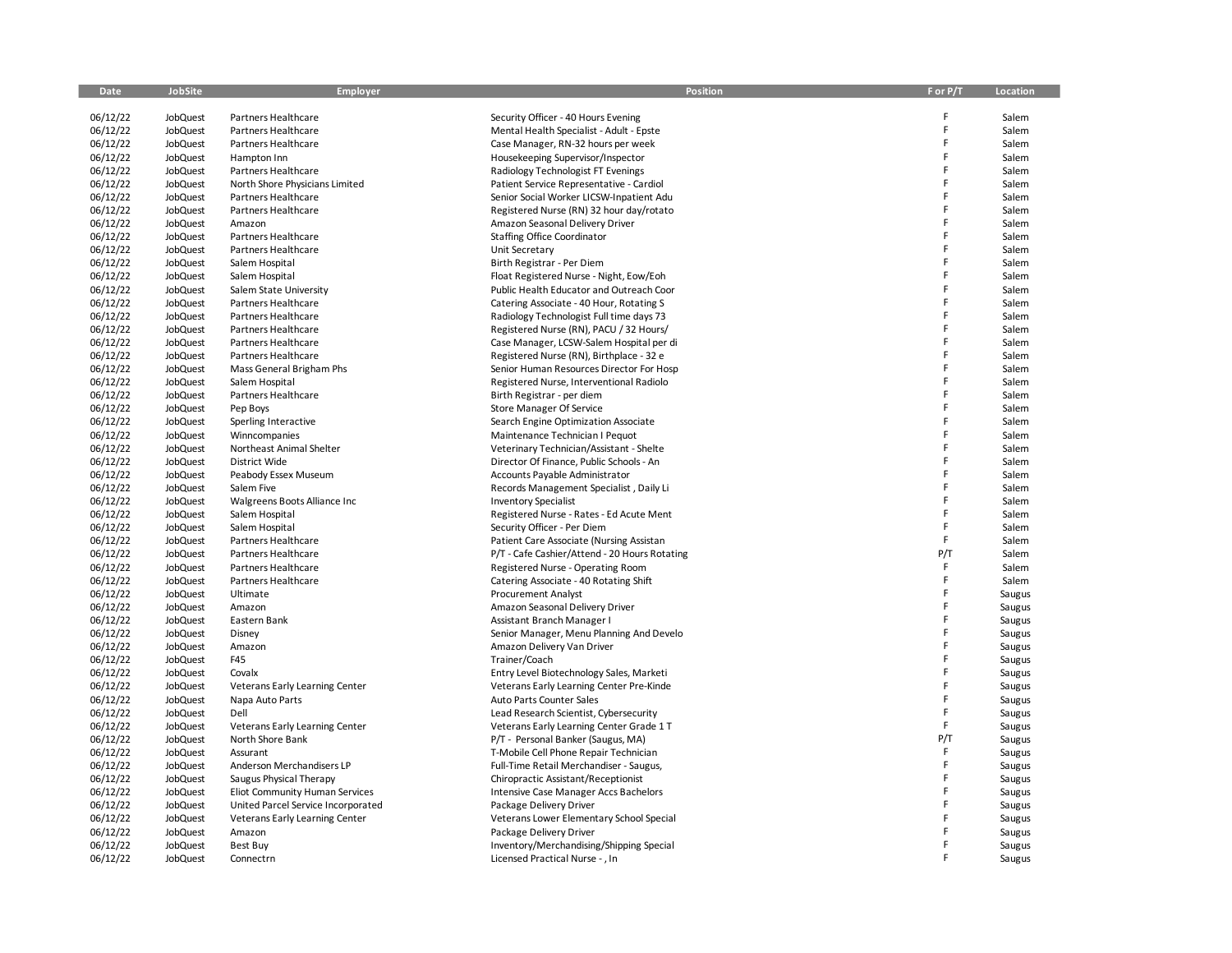| Date | JobSite | Employer | Position | F or P/T | Location |
|---|---|---|---|---|---|
| 06/12/22 | JobQuest | Partners Healthcare | Security Officer - 40 Hours Evening | F | Salem |
| 06/12/22 | JobQuest | Partners Healthcare | Mental Health Specialist - Adult - Epste | F | Salem |
| 06/12/22 | JobQuest | Partners Healthcare | Case Manager, RN-32 hours per week | F | Salem |
| 06/12/22 | JobQuest | Hampton Inn | Housekeeping Supervisor/Inspector | F | Salem |
| 06/12/22 | JobQuest | Partners Healthcare | Radiology Technologist FT Evenings | F | Salem |
| 06/12/22 | JobQuest | North Shore Physicians Limited | Patient Service Representative - Cardiol | F | Salem |
| 06/12/22 | JobQuest | Partners Healthcare | Senior Social Worker LICSW-Inpatient Adu | F | Salem |
| 06/12/22 | JobQuest | Partners Healthcare | Registered Nurse (RN) 32 hour day/rotato | F | Salem |
| 06/12/22 | JobQuest | Amazon | Amazon Seasonal Delivery Driver | F | Salem |
| 06/12/22 | JobQuest | Partners Healthcare | Staffing Office Coordinator | F | Salem |
| 06/12/22 | JobQuest | Partners Healthcare | Unit Secretary | F | Salem |
| 06/12/22 | JobQuest | Salem Hospital | Birth Registrar - Per Diem | F | Salem |
| 06/12/22 | JobQuest | Salem Hospital | Float Registered Nurse - Night, Eow/Eoh | F | Salem |
| 06/12/22 | JobQuest | Salem State University | Public Health Educator and Outreach Coor | F | Salem |
| 06/12/22 | JobQuest | Partners Healthcare | Catering Associate - 40 Hour, Rotating S | F | Salem |
| 06/12/22 | JobQuest | Partners Healthcare | Radiology Technologist Full time days 73 | F | Salem |
| 06/12/22 | JobQuest | Partners Healthcare | Registered Nurse (RN), PACU / 32 Hours/ | F | Salem |
| 06/12/22 | JobQuest | Partners Healthcare | Case Manager, LCSW-Salem Hospital per di | F | Salem |
| 06/12/22 | JobQuest | Partners Healthcare | Registered Nurse (RN), Birthplace - 32 e | F | Salem |
| 06/12/22 | JobQuest | Mass General Brigham Phs | Senior Human Resources Director For Hosp | F | Salem |
| 06/12/22 | JobQuest | Salem Hospital | Registered Nurse, Interventional Radiolo | F | Salem |
| 06/12/22 | JobQuest | Partners Healthcare | Birth Registrar - per diem | F | Salem |
| 06/12/22 | JobQuest | Pep Boys | Store Manager Of Service | F | Salem |
| 06/12/22 | JobQuest | Sperling Interactive | Search Engine Optimization Associate | F | Salem |
| 06/12/22 | JobQuest | Winncompanies | Maintenance Technician I Pequot | F | Salem |
| 06/12/22 | JobQuest | Northeast Animal Shelter | Veterinary Technician/Assistant - Shelte | F | Salem |
| 06/12/22 | JobQuest | District Wide | Director Of Finance, Public Schools - An | F | Salem |
| 06/12/22 | JobQuest | Peabody Essex Museum | Accounts Payable Administrator | F | Salem |
| 06/12/22 | JobQuest | Salem Five | Records Management Specialist , Daily Li | F | Salem |
| 06/12/22 | JobQuest | Walgreens Boots Alliance Inc | Inventory Specialist | F | Salem |
| 06/12/22 | JobQuest | Salem Hospital | Registered Nurse - Rates - Ed Acute Ment | F | Salem |
| 06/12/22 | JobQuest | Salem Hospital | Security Officer - Per Diem | F | Salem |
| 06/12/22 | JobQuest | Partners Healthcare | Patient Care Associate (Nursing Assistan | F | Salem |
| 06/12/22 | JobQuest | Partners Healthcare | P/T - Cafe Cashier/Attend - 20 Hours Rotating | P/T | Salem |
| 06/12/22 | JobQuest | Partners Healthcare | Registered Nurse - Operating Room | F | Salem |
| 06/12/22 | JobQuest | Partners Healthcare | Catering Associate - 40 Rotating Shift | F | Salem |
| 06/12/22 | JobQuest | Ultimate | Procurement Analyst | F | Saugus |
| 06/12/22 | JobQuest | Amazon | Amazon Seasonal Delivery Driver | F | Saugus |
| 06/12/22 | JobQuest | Eastern Bank | Assistant Branch Manager I | F | Saugus |
| 06/12/22 | JobQuest | Disney | Senior Manager, Menu Planning And Develo | F | Saugus |
| 06/12/22 | JobQuest | Amazon | Amazon Delivery Van Driver | F | Saugus |
| 06/12/22 | JobQuest | F45 | Trainer/Coach | F | Saugus |
| 06/12/22 | JobQuest | Covalx | Entry Level Biotechnology Sales, Marketi | F | Saugus |
| 06/12/22 | JobQuest | Veterans Early Learning Center | Veterans Early Learning Center Pre-Kinde | F | Saugus |
| 06/12/22 | JobQuest | Napa Auto Parts | Auto Parts Counter Sales | F | Saugus |
| 06/12/22 | JobQuest | Dell | Lead Research Scientist, Cybersecurity | F | Saugus |
| 06/12/22 | JobQuest | Veterans Early Learning Center | Veterans Early Learning Center Grade 1 T | F | Saugus |
| 06/12/22 | JobQuest | North Shore Bank | P/T - Personal Banker (Saugus, MA) | P/T | Saugus |
| 06/12/22 | JobQuest | Assurant | T-Mobile Cell Phone Repair Technician | F | Saugus |
| 06/12/22 | JobQuest | Anderson Merchandisers LP | Full-Time Retail Merchandiser - Saugus, | F | Saugus |
| 06/12/22 | JobQuest | Saugus Physical Therapy | Chiropractic Assistant/Receptionist | F | Saugus |
| 06/12/22 | JobQuest | Eliot Community Human Services | Intensive Case Manager Accs Bachelors | F | Saugus |
| 06/12/22 | JobQuest | United Parcel Service Incorporated | Package Delivery Driver | F | Saugus |
| 06/12/22 | JobQuest | Veterans Early Learning Center | Veterans Lower Elementary School Special | F | Saugus |
| 06/12/22 | JobQuest | Amazon | Package Delivery Driver | F | Saugus |
| 06/12/22 | JobQuest | Best Buy | Inventory/Merchandising/Shipping Special | F | Saugus |
| 06/12/22 | JobQuest | Connectrn | Licensed Practical Nurse - , In | F | Saugus |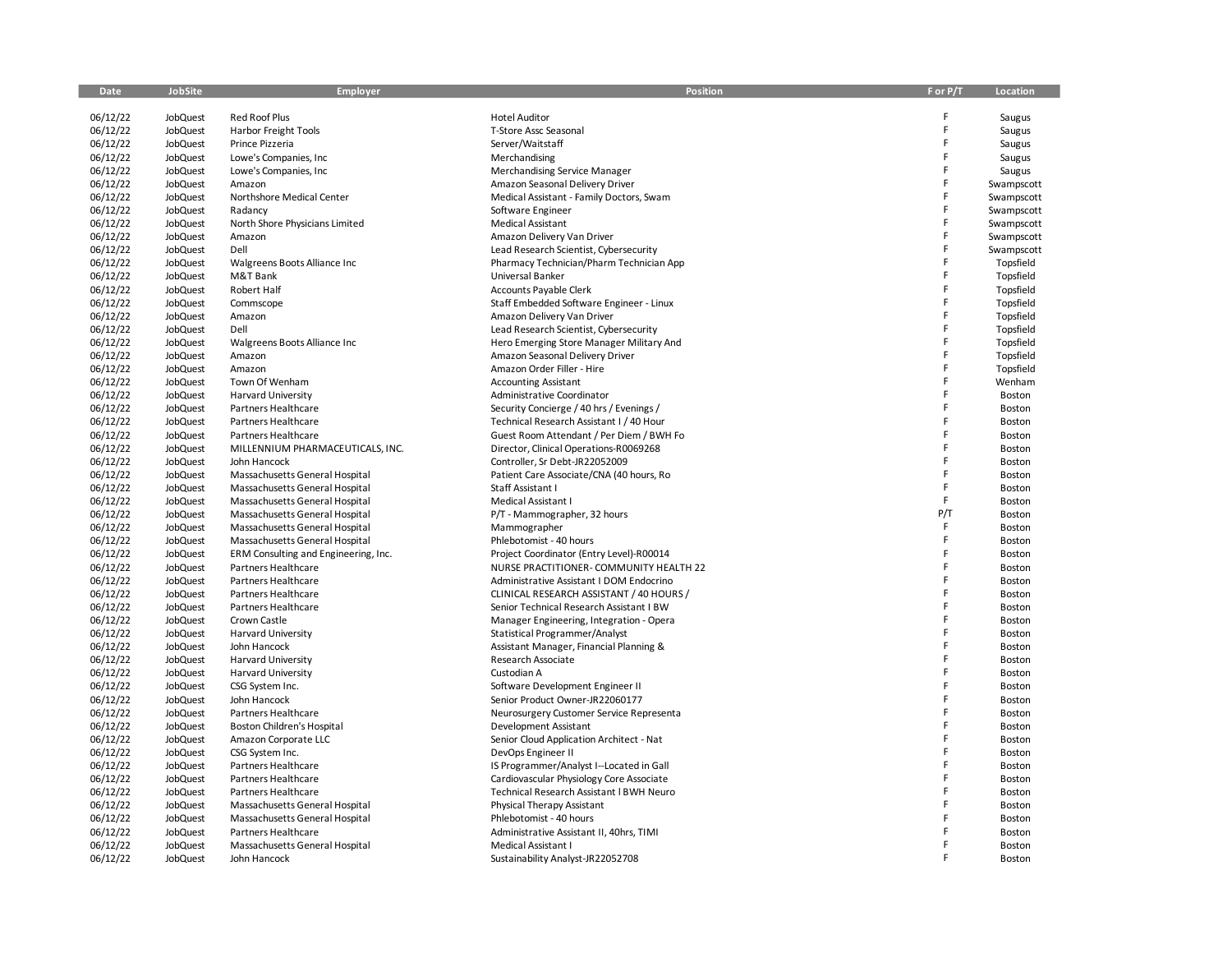| Date | JobSite | Employer | Position | F or P/T | Location |
|---|---|---|---|---|---|
| 06/12/22 | JobQuest | Red Roof Plus | Hotel Auditor | F | Saugus |
| 06/12/22 | JobQuest | Harbor Freight Tools | T-Store Assc Seasonal | F | Saugus |
| 06/12/22 | JobQuest | Prince Pizzeria | Server/Waitstaff | F | Saugus |
| 06/12/22 | JobQuest | Lowe's Companies, Inc | Merchandising | F | Saugus |
| 06/12/22 | JobQuest | Lowe's Companies, Inc | Merchandising Service Manager | F | Saugus |
| 06/12/22 | JobQuest | Amazon | Amazon Seasonal Delivery Driver | F | Swampscott |
| 06/12/22 | JobQuest | Northshore Medical Center | Medical Assistant - Family Doctors, Swam | F | Swampscott |
| 06/12/22 | JobQuest | Radancy | Software Engineer | F | Swampscott |
| 06/12/22 | JobQuest | North Shore Physicians Limited | Medical Assistant | F | Swampscott |
| 06/12/22 | JobQuest | Amazon | Amazon Delivery Van Driver | F | Swampscott |
| 06/12/22 | JobQuest | Dell | Lead Research Scientist, Cybersecurity | F | Swampscott |
| 06/12/22 | JobQuest | Walgreens Boots Alliance Inc | Pharmacy Technician/Pharm Technician App | F | Topsfield |
| 06/12/22 | JobQuest | M&T Bank | Universal Banker | F | Topsfield |
| 06/12/22 | JobQuest | Robert Half | Accounts Payable Clerk | F | Topsfield |
| 06/12/22 | JobQuest | Commscope | Staff Embedded Software Engineer - Linux | F | Topsfield |
| 06/12/22 | JobQuest | Amazon | Amazon Delivery Van Driver | F | Topsfield |
| 06/12/22 | JobQuest | Dell | Lead Research Scientist, Cybersecurity | F | Topsfield |
| 06/12/22 | JobQuest | Walgreens Boots Alliance Inc | Hero Emerging Store Manager Military And | F | Topsfield |
| 06/12/22 | JobQuest | Amazon | Amazon Seasonal Delivery Driver | F | Topsfield |
| 06/12/22 | JobQuest | Amazon | Amazon Order Filler - Hire | F | Topsfield |
| 06/12/22 | JobQuest | Town Of Wenham | Accounting Assistant | F | Wenham |
| 06/12/22 | JobQuest | Harvard University | Administrative Coordinator | F | Boston |
| 06/12/22 | JobQuest | Partners Healthcare | Security Concierge / 40 hrs / Evenings / | F | Boston |
| 06/12/22 | JobQuest | Partners Healthcare | Technical Research Assistant I / 40 Hour | F | Boston |
| 06/12/22 | JobQuest | Partners Healthcare | Guest Room Attendant / Per Diem / BWH Fo | F | Boston |
| 06/12/22 | JobQuest | MILLENNIUM PHARMACEUTICALS, INC. | Director, Clinical Operations-R0069268 | F | Boston |
| 06/12/22 | JobQuest | John Hancock | Controller, Sr Debt-JR22052009 | F | Boston |
| 06/12/22 | JobQuest | Massachusetts General Hospital | Patient Care Associate/CNA (40 hours, Ro | F | Boston |
| 06/12/22 | JobQuest | Massachusetts General Hospital | Staff Assistant I | F | Boston |
| 06/12/22 | JobQuest | Massachusetts General Hospital | Medical Assistant I | F | Boston |
| 06/12/22 | JobQuest | Massachusetts General Hospital | P/T - Mammographer, 32 hours | P/T | Boston |
| 06/12/22 | JobQuest | Massachusetts General Hospital | Mammographer | F | Boston |
| 06/12/22 | JobQuest | Massachusetts General Hospital | Phlebotomist - 40 hours | F | Boston |
| 06/12/22 | JobQuest | ERM Consulting and Engineering, Inc. | Project Coordinator (Entry Level)-R00014 | F | Boston |
| 06/12/22 | JobQuest | Partners Healthcare | NURSE PRACTITIONER- COMMUNITY HEALTH 22 | F | Boston |
| 06/12/22 | JobQuest | Partners Healthcare | Administrative Assistant I DOM Endocrino | F | Boston |
| 06/12/22 | JobQuest | Partners Healthcare | CLINICAL RESEARCH ASSISTANT / 40 HOURS / | F | Boston |
| 06/12/22 | JobQuest | Partners Healthcare | Senior Technical Research Assistant I BW | F | Boston |
| 06/12/22 | JobQuest | Crown Castle | Manager Engineering, Integration - Opera | F | Boston |
| 06/12/22 | JobQuest | Harvard University | Statistical Programmer/Analyst | F | Boston |
| 06/12/22 | JobQuest | John Hancock | Assistant Manager, Financial Planning & | F | Boston |
| 06/12/22 | JobQuest | Harvard University | Research Associate | F | Boston |
| 06/12/22 | JobQuest | Harvard University | Custodian A | F | Boston |
| 06/12/22 | JobQuest | CSG System Inc. | Software Development Engineer II | F | Boston |
| 06/12/22 | JobQuest | John Hancock | Senior Product Owner-JR22060177 | F | Boston |
| 06/12/22 | JobQuest | Partners Healthcare | Neurosurgery Customer Service Representa | F | Boston |
| 06/12/22 | JobQuest | Boston Children's Hospital | Development Assistant | F | Boston |
| 06/12/22 | JobQuest | Amazon Corporate LLC | Senior Cloud Application Architect - Nat | F | Boston |
| 06/12/22 | JobQuest | CSG System Inc. | DevOps Engineer II | F | Boston |
| 06/12/22 | JobQuest | Partners Healthcare | IS Programmer/Analyst I--Located in Gall | F | Boston |
| 06/12/22 | JobQuest | Partners Healthcare | Cardiovascular Physiology Core Associate | F | Boston |
| 06/12/22 | JobQuest | Partners Healthcare | Technical Research Assistant I BWH Neuro | F | Boston |
| 06/12/22 | JobQuest | Massachusetts General Hospital | Physical Therapy Assistant | F | Boston |
| 06/12/22 | JobQuest | Massachusetts General Hospital | Phlebotomist - 40 hours | F | Boston |
| 06/12/22 | JobQuest | Partners Healthcare | Administrative Assistant II, 40hrs, TIMI | F | Boston |
| 06/12/22 | JobQuest | Massachusetts General Hospital | Medical Assistant I | F | Boston |
| 06/12/22 | JobQuest | John Hancock | Sustainability Analyst-JR22052708 | F | Boston |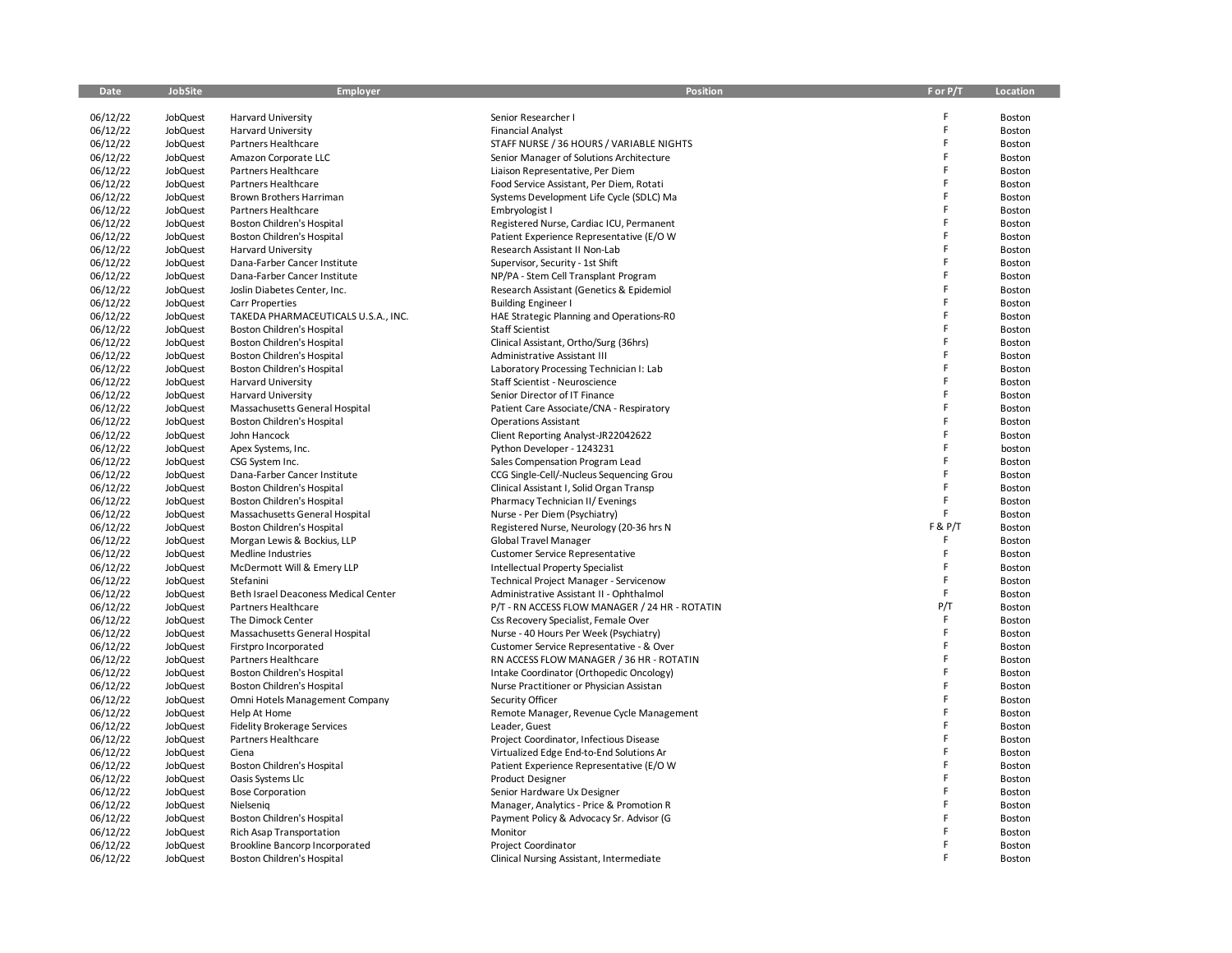| Date | JobSite | Employer | Position | F or P/T | Location |
|---|---|---|---|---|---|
| 06/12/22 | JobQuest | Harvard University | Senior Researcher I | F | Boston |
| 06/12/22 | JobQuest | Harvard University | Financial Analyst | F | Boston |
| 06/12/22 | JobQuest | Partners Healthcare | STAFF NURSE / 36 HOURS / VARIABLE NIGHTS | F | Boston |
| 06/12/22 | JobQuest | Amazon Corporate LLC | Senior Manager of Solutions Architecture | F | Boston |
| 06/12/22 | JobQuest | Partners Healthcare | Liaison Representative, Per Diem | F | Boston |
| 06/12/22 | JobQuest | Partners Healthcare | Food Service Assistant, Per Diem, Rotati | F | Boston |
| 06/12/22 | JobQuest | Brown Brothers Harriman | Systems Development Life Cycle (SDLC) Ma | F | Boston |
| 06/12/22 | JobQuest | Partners Healthcare | Embryologist I | F | Boston |
| 06/12/22 | JobQuest | Boston Children's Hospital | Registered Nurse, Cardiac ICU, Permanent | F | Boston |
| 06/12/22 | JobQuest | Boston Children's Hospital | Patient Experience Representative (E/O W | F | Boston |
| 06/12/22 | JobQuest | Harvard University | Research Assistant II Non-Lab | F | Boston |
| 06/12/22 | JobQuest | Dana-Farber Cancer Institute | Supervisor, Security - 1st Shift | F | Boston |
| 06/12/22 | JobQuest | Dana-Farber Cancer Institute | NP/PA - Stem Cell Transplant Program | F | Boston |
| 06/12/22 | JobQuest | Joslin Diabetes Center, Inc. | Research Assistant (Genetics & Epidemiol | F | Boston |
| 06/12/22 | JobQuest | Carr Properties | Building Engineer I | F | Boston |
| 06/12/22 | JobQuest | TAKEDA PHARMACEUTICALS U.S.A., INC. | HAE Strategic Planning and Operations-R0 | F | Boston |
| 06/12/22 | JobQuest | Boston Children's Hospital | Staff Scientist | F | Boston |
| 06/12/22 | JobQuest | Boston Children's Hospital | Clinical Assistant, Ortho/Surg (36hrs) | F | Boston |
| 06/12/22 | JobQuest | Boston Children's Hospital | Administrative Assistant III | F | Boston |
| 06/12/22 | JobQuest | Boston Children's Hospital | Laboratory Processing Technician I: Lab | F | Boston |
| 06/12/22 | JobQuest | Harvard University | Staff Scientist - Neuroscience | F | Boston |
| 06/12/22 | JobQuest | Harvard University | Senior Director of IT Finance | F | Boston |
| 06/12/22 | JobQuest | Massachusetts General Hospital | Patient Care Associate/CNA - Respiratory | F | Boston |
| 06/12/22 | JobQuest | Boston Children's Hospital | Operations Assistant | F | Boston |
| 06/12/22 | JobQuest | John Hancock | Client Reporting Analyst-JR22042622 | F | Boston |
| 06/12/22 | JobQuest | Apex Systems, Inc. | Python Developer - 1243231 | F | boston |
| 06/12/22 | JobQuest | CSG System Inc. | Sales Compensation Program Lead | F | Boston |
| 06/12/22 | JobQuest | Dana-Farber Cancer Institute | CCG Single-Cell/-Nucleus Sequencing Grou | F | Boston |
| 06/12/22 | JobQuest | Boston Children's Hospital | Clinical Assistant I, Solid Organ Transp | F | Boston |
| 06/12/22 | JobQuest | Boston Children's Hospital | Pharmacy Technician II/ Evenings | F | Boston |
| 06/12/22 | JobQuest | Massachusetts General Hospital | Nurse - Per Diem (Psychiatry) | F | Boston |
| 06/12/22 | JobQuest | Boston Children's Hospital | Registered Nurse, Neurology (20-36 hrs N | F & P/T | Boston |
| 06/12/22 | JobQuest | Morgan Lewis & Bockius, LLP | Global Travel Manager | F | Boston |
| 06/12/22 | JobQuest | Medline Industries | Customer Service Representative | F | Boston |
| 06/12/22 | JobQuest | McDermott Will & Emery LLP | Intellectual Property Specialist | F | Boston |
| 06/12/22 | JobQuest | Stefanini | Technical Project Manager - Servicenow | F | Boston |
| 06/12/22 | JobQuest | Beth Israel Deaconess Medical Center | Administrative Assistant II - Ophthalmol | F | Boston |
| 06/12/22 | JobQuest | Partners Healthcare | P/T - RN ACCESS FLOW MANAGER / 24 HR - ROTATIN | P/T | Boston |
| 06/12/22 | JobQuest | The Dimock Center | Css Recovery Specialist, Female Over | F | Boston |
| 06/12/22 | JobQuest | Massachusetts General Hospital | Nurse - 40 Hours Per Week (Psychiatry) | F | Boston |
| 06/12/22 | JobQuest | Firstpro Incorporated | Customer Service Representative - & Over | F | Boston |
| 06/12/22 | JobQuest | Partners Healthcare | RN ACCESS FLOW MANAGER / 36 HR - ROTATIN | F | Boston |
| 06/12/22 | JobQuest | Boston Children's Hospital | Intake Coordinator (Orthopedic Oncology) | F | Boston |
| 06/12/22 | JobQuest | Boston Children's Hospital | Nurse Practitioner or Physician Assistan | F | Boston |
| 06/12/22 | JobQuest | Omni Hotels Management Company | Security Officer | F | Boston |
| 06/12/22 | JobQuest | Help At Home | Remote Manager, Revenue Cycle Management | F | Boston |
| 06/12/22 | JobQuest | Fidelity Brokerage Services | Leader, Guest | F | Boston |
| 06/12/22 | JobQuest | Partners Healthcare | Project Coordinator, Infectious Disease | F | Boston |
| 06/12/22 | JobQuest | Ciena | Virtualized Edge End-to-End Solutions Ar | F | Boston |
| 06/12/22 | JobQuest | Boston Children's Hospital | Patient Experience Representative (E/O W | F | Boston |
| 06/12/22 | JobQuest | Oasis Systems Llc | Product Designer | F | Boston |
| 06/12/22 | JobQuest | Bose Corporation | Senior Hardware Ux Designer | F | Boston |
| 06/12/22 | JobQuest | Nielseniq | Manager, Analytics - Price & Promotion R | F | Boston |
| 06/12/22 | JobQuest | Boston Children's Hospital | Payment Policy & Advocacy Sr. Advisor (G | F | Boston |
| 06/12/22 | JobQuest | Rich Asap Transportation | Monitor | F | Boston |
| 06/12/22 | JobQuest | Brookline Bancorp Incorporated | Project Coordinator | F | Boston |
| 06/12/22 | JobQuest | Boston Children's Hospital | Clinical Nursing Assistant, Intermediate | F | Boston |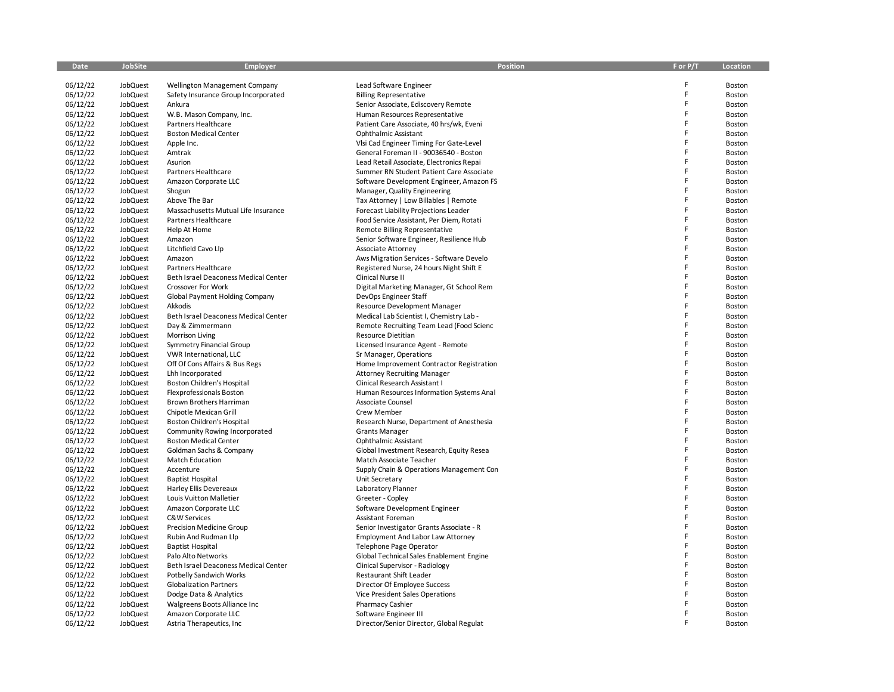| Date | JobSite | Employer | Position | F or P/T | Location |
|---|---|---|---|---|---|
| 06/12/22 | JobQuest | Wellington Management Company | Lead Software Engineer | F | Boston |
| 06/12/22 | JobQuest | Safety Insurance Group Incorporated | Billing Representative | F | Boston |
| 06/12/22 | JobQuest | Ankura | Senior Associate, Ediscovery Remote | F | Boston |
| 06/12/22 | JobQuest | W.B. Mason Company, Inc. | Human Resources Representative | F | Boston |
| 06/12/22 | JobQuest | Partners Healthcare | Patient Care Associate, 40 hrs/wk, Eveni | F | Boston |
| 06/12/22 | JobQuest | Boston Medical Center | Ophthalmic Assistant | F | Boston |
| 06/12/22 | JobQuest | Apple Inc. | Vlsi Cad Engineer Timing For Gate-Level | F | Boston |
| 06/12/22 | JobQuest | Amtrak | General Foreman II - 90036540 - Boston | F | Boston |
| 06/12/22 | JobQuest | Asurion | Lead Retail Associate, Electronics Repai | F | Boston |
| 06/12/22 | JobQuest | Partners Healthcare | Summer RN Student Patient Care Associate | F | Boston |
| 06/12/22 | JobQuest | Amazon Corporate LLC | Software Development Engineer, Amazon FS | F | Boston |
| 06/12/22 | JobQuest | Shogun | Manager, Quality Engineering | F | Boston |
| 06/12/22 | JobQuest | Above The Bar | Tax Attorney \| Low Billables \| Remote | F | Boston |
| 06/12/22 | JobQuest | Massachusetts Mutual Life Insurance | Forecast Liability Projections Leader | F | Boston |
| 06/12/22 | JobQuest | Partners Healthcare | Food Service Assistant, Per Diem, Rotati | F | Boston |
| 06/12/22 | JobQuest | Help At Home | Remote Billing Representative | F | Boston |
| 06/12/22 | JobQuest | Amazon | Senior Software Engineer, Resilience Hub | F | Boston |
| 06/12/22 | JobQuest | Litchfield Cavo Llp | Associate Attorney | F | Boston |
| 06/12/22 | JobQuest | Amazon | Aws Migration Services - Software Develo | F | Boston |
| 06/12/22 | JobQuest | Partners Healthcare | Registered Nurse, 24 hours Night Shift E | F | Boston |
| 06/12/22 | JobQuest | Beth Israel Deaconess Medical Center | Clinical Nurse II | F | Boston |
| 06/12/22 | JobQuest | Crossover For Work | Digital Marketing Manager, Gt School Rem | F | Boston |
| 06/12/22 | JobQuest | Global Payment Holding Company | DevOps Engineer Staff | F | Boston |
| 06/12/22 | JobQuest | Akkodis | Resource Development Manager | F | Boston |
| 06/12/22 | JobQuest | Beth Israel Deaconess Medical Center | Medical Lab Scientist I, Chemistry Lab - | F | Boston |
| 06/12/22 | JobQuest | Day & Zimmermann | Remote Recruiting Team Lead (Food Scienc | F | Boston |
| 06/12/22 | JobQuest | Morrison Living | Resource Dietitian | F | Boston |
| 06/12/22 | JobQuest | Symmetry Financial Group | Licensed Insurance Agent - Remote | F | Boston |
| 06/12/22 | JobQuest | VWR International, LLC | Sr Manager, Operations | F | Boston |
| 06/12/22 | JobQuest | Off Of Cons Affairs & Bus Regs | Home Improvement Contractor Registration | F | Boston |
| 06/12/22 | JobQuest | Lhh Incorporated | Attorney Recruiting Manager | F | Boston |
| 06/12/22 | JobQuest | Boston Children's Hospital | Clinical Research Assistant I | F | Boston |
| 06/12/22 | JobQuest | Flexprofessionals Boston | Human Resources Information Systems Anal | F | Boston |
| 06/12/22 | JobQuest | Brown Brothers Harriman | Associate Counsel | F | Boston |
| 06/12/22 | JobQuest | Chipotle Mexican Grill | Crew Member | F | Boston |
| 06/12/22 | JobQuest | Boston Children's Hospital | Research Nurse, Department of Anesthesia | F | Boston |
| 06/12/22 | JobQuest | Community Rowing Incorporated | Grants Manager | F | Boston |
| 06/12/22 | JobQuest | Boston Medical Center | Ophthalmic Assistant | F | Boston |
| 06/12/22 | JobQuest | Goldman Sachs & Company | Global Investment Research, Equity Resea | F | Boston |
| 06/12/22 | JobQuest | Match Education | Match Associate Teacher | F | Boston |
| 06/12/22 | JobQuest | Accenture | Supply Chain & Operations Management Con | F | Boston |
| 06/12/22 | JobQuest | Baptist Hospital | Unit Secretary | F | Boston |
| 06/12/22 | JobQuest | Harley Ellis Devereaux | Laboratory Planner | F | Boston |
| 06/12/22 | JobQuest | Louis Vuitton Malletier | Greeter - Copley | F | Boston |
| 06/12/22 | JobQuest | Amazon Corporate LLC | Software Development Engineer | F | Boston |
| 06/12/22 | JobQuest | C&W Services | Assistant Foreman | F | Boston |
| 06/12/22 | JobQuest | Precision Medicine Group | Senior Investigator Grants Associate - R | F | Boston |
| 06/12/22 | JobQuest | Rubin And Rudman Llp | Employment And Labor Law Attorney | F | Boston |
| 06/12/22 | JobQuest | Baptist Hospital | Telephone Page Operator | F | Boston |
| 06/12/22 | JobQuest | Palo Alto Networks | Global Technical Sales Enablement Engine | F | Boston |
| 06/12/22 | JobQuest | Beth Israel Deaconess Medical Center | Clinical Supervisor - Radiology | F | Boston |
| 06/12/22 | JobQuest | Potbelly Sandwich Works | Restaurant Shift Leader | F | Boston |
| 06/12/22 | JobQuest | Globalization Partners | Director Of Employee Success | F | Boston |
| 06/12/22 | JobQuest | Dodge Data & Analytics | Vice President Sales Operations | F | Boston |
| 06/12/22 | JobQuest | Walgreens Boots Alliance Inc | Pharmacy Cashier | F | Boston |
| 06/12/22 | JobQuest | Amazon Corporate LLC | Software Engineer III | F | Boston |
| 06/12/22 | JobQuest | Astria Therapeutics, Inc | Director/Senior Director, Global Regulat | F | Boston |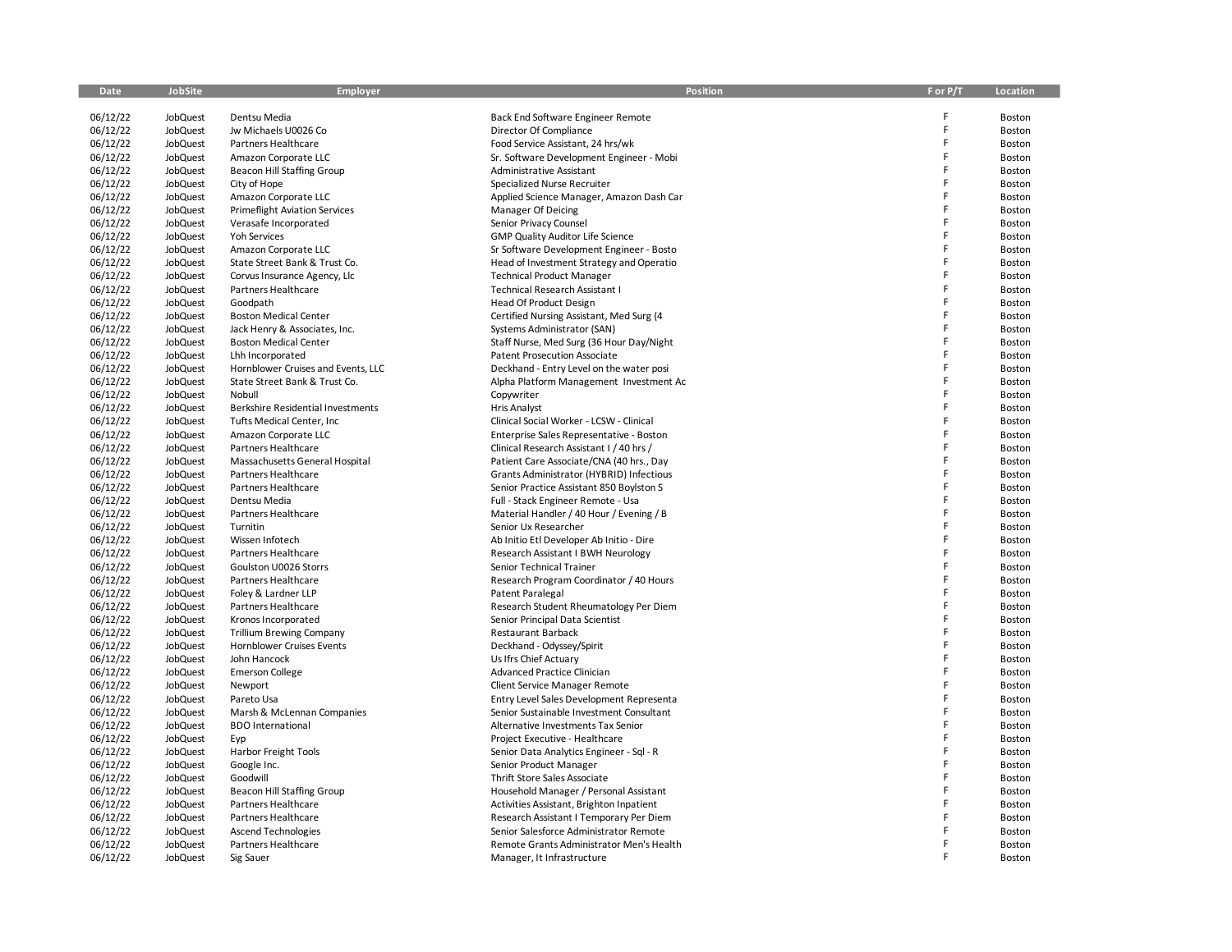| Date | JobSite | Employer | Position | F or P/T | Location |
|---|---|---|---|---|---|
| 06/12/22 | JobQuest | Dentsu Media | Back End Software Engineer Remote | F | Boston |
| 06/12/22 | JobQuest | Jw Michaels U0026 Co | Director Of Compliance | F | Boston |
| 06/12/22 | JobQuest | Partners Healthcare | Food Service Assistant, 24 hrs/wk | F | Boston |
| 06/12/22 | JobQuest | Amazon Corporate LLC | Sr. Software Development Engineer - Mobi | F | Boston |
| 06/12/22 | JobQuest | Beacon Hill Staffing Group | Administrative Assistant | F | Boston |
| 06/12/22 | JobQuest | City of Hope | Specialized Nurse Recruiter | F | Boston |
| 06/12/22 | JobQuest | Amazon Corporate LLC | Applied Science Manager, Amazon Dash Car | F | Boston |
| 06/12/22 | JobQuest | Primeflight Aviation Services | Manager Of Deicing | F | Boston |
| 06/12/22 | JobQuest | Verasafe Incorporated | Senior Privacy Counsel | F | Boston |
| 06/12/22 | JobQuest | Yoh Services | GMP Quality Auditor Life Science | F | Boston |
| 06/12/22 | JobQuest | Amazon Corporate LLC | Sr Software Development Engineer - Bosto | F | Boston |
| 06/12/22 | JobQuest | State Street Bank & Trust Co. | Head of Investment Strategy and Operatio | F | Boston |
| 06/12/22 | JobQuest | Corvus Insurance Agency, Llc | Technical Product Manager | F | Boston |
| 06/12/22 | JobQuest | Partners Healthcare | Technical Research Assistant I | F | Boston |
| 06/12/22 | JobQuest | Goodpath | Head Of Product Design | F | Boston |
| 06/12/22 | JobQuest | Boston Medical Center | Certified Nursing Assistant, Med Surg (4 | F | Boston |
| 06/12/22 | JobQuest | Jack Henry & Associates, Inc. | Systems Administrator (SAN) | F | Boston |
| 06/12/22 | JobQuest | Boston Medical Center | Staff Nurse, Med Surg (36 Hour Day/Night | F | Boston |
| 06/12/22 | JobQuest | Lhh Incorporated | Patent Prosecution Associate | F | Boston |
| 06/12/22 | JobQuest | Hornblower Cruises and Events, LLC | Deckhand - Entry Level on the water posi | F | Boston |
| 06/12/22 | JobQuest | State Street Bank & Trust Co. | Alpha Platform Management Investment Ac | F | Boston |
| 06/12/22 | JobQuest | Nobull | Copywriter | F | Boston |
| 06/12/22 | JobQuest | Berkshire Residential Investments | Hris Analyst | F | Boston |
| 06/12/22 | JobQuest | Tufts Medical Center, Inc | Clinical Social Worker - LCSW - Clinical | F | Boston |
| 06/12/22 | JobQuest | Amazon Corporate LLC | Enterprise Sales Representative - Boston | F | Boston |
| 06/12/22 | JobQuest | Partners Healthcare | Clinical Research Assistant I / 40 hrs / | F | Boston |
| 06/12/22 | JobQuest | Massachusetts General Hospital | Patient Care Associate/CNA (40 hrs., Day | F | Boston |
| 06/12/22 | JobQuest | Partners Healthcare | Grants Administrator (HYBRID) Infectious | F | Boston |
| 06/12/22 | JobQuest | Partners Healthcare | Senior Practice Assistant 850 Boylston S | F | Boston |
| 06/12/22 | JobQuest | Dentsu Media | Full - Stack Engineer Remote - Usa | F | Boston |
| 06/12/22 | JobQuest | Partners Healthcare | Material Handler / 40 Hour / Evening / B | F | Boston |
| 06/12/22 | JobQuest | Turnitin | Senior Ux Researcher | F | Boston |
| 06/12/22 | JobQuest | Wissen Infotech | Ab Initio Etl Developer Ab Initio - Dire | F | Boston |
| 06/12/22 | JobQuest | Partners Healthcare | Research Assistant I BWH Neurology | F | Boston |
| 06/12/22 | JobQuest | Goulston U0026 Storrs | Senior Technical Trainer | F | Boston |
| 06/12/22 | JobQuest | Partners Healthcare | Research Program Coordinator / 40 Hours | F | Boston |
| 06/12/22 | JobQuest | Foley & Lardner LLP | Patent Paralegal | F | Boston |
| 06/12/22 | JobQuest | Partners Healthcare | Research Student Rheumatology Per Diem | F | Boston |
| 06/12/22 | JobQuest | Kronos Incorporated | Senior Principal Data Scientist | F | Boston |
| 06/12/22 | JobQuest | Trillium Brewing Company | Restaurant Barback | F | Boston |
| 06/12/22 | JobQuest | Hornblower Cruises Events | Deckhand - Odyssey/Spirit | F | Boston |
| 06/12/22 | JobQuest | John Hancock | Us Ifrs Chief Actuary | F | Boston |
| 06/12/22 | JobQuest | Emerson College | Advanced Practice Clinician | F | Boston |
| 06/12/22 | JobQuest | Newport | Client Service Manager Remote | F | Boston |
| 06/12/22 | JobQuest | Pareto Usa | Entry Level Sales Development Representa | F | Boston |
| 06/12/22 | JobQuest | Marsh & McLennan Companies | Senior Sustainable Investment Consultant | F | Boston |
| 06/12/22 | JobQuest | BDO International | Alternative Investments Tax Senior | F | Boston |
| 06/12/22 | JobQuest | Eyp | Project Executive - Healthcare | F | Boston |
| 06/12/22 | JobQuest | Harbor Freight Tools | Senior Data Analytics Engineer - Sql - R | F | Boston |
| 06/12/22 | JobQuest | Google Inc. | Senior Product Manager | F | Boston |
| 06/12/22 | JobQuest | Goodwill | Thrift Store Sales Associate | F | Boston |
| 06/12/22 | JobQuest | Beacon Hill Staffing Group | Household Manager / Personal Assistant | F | Boston |
| 06/12/22 | JobQuest | Partners Healthcare | Activities Assistant, Brighton Inpatient | F | Boston |
| 06/12/22 | JobQuest | Partners Healthcare | Research Assistant I Temporary Per Diem | F | Boston |
| 06/12/22 | JobQuest | Ascend Technologies | Senior Salesforce Administrator Remote | F | Boston |
| 06/12/22 | JobQuest | Partners Healthcare | Remote Grants Administrator Men's Health | F | Boston |
| 06/12/22 | JobQuest | Sig Sauer | Manager, It Infrastructure | F | Boston |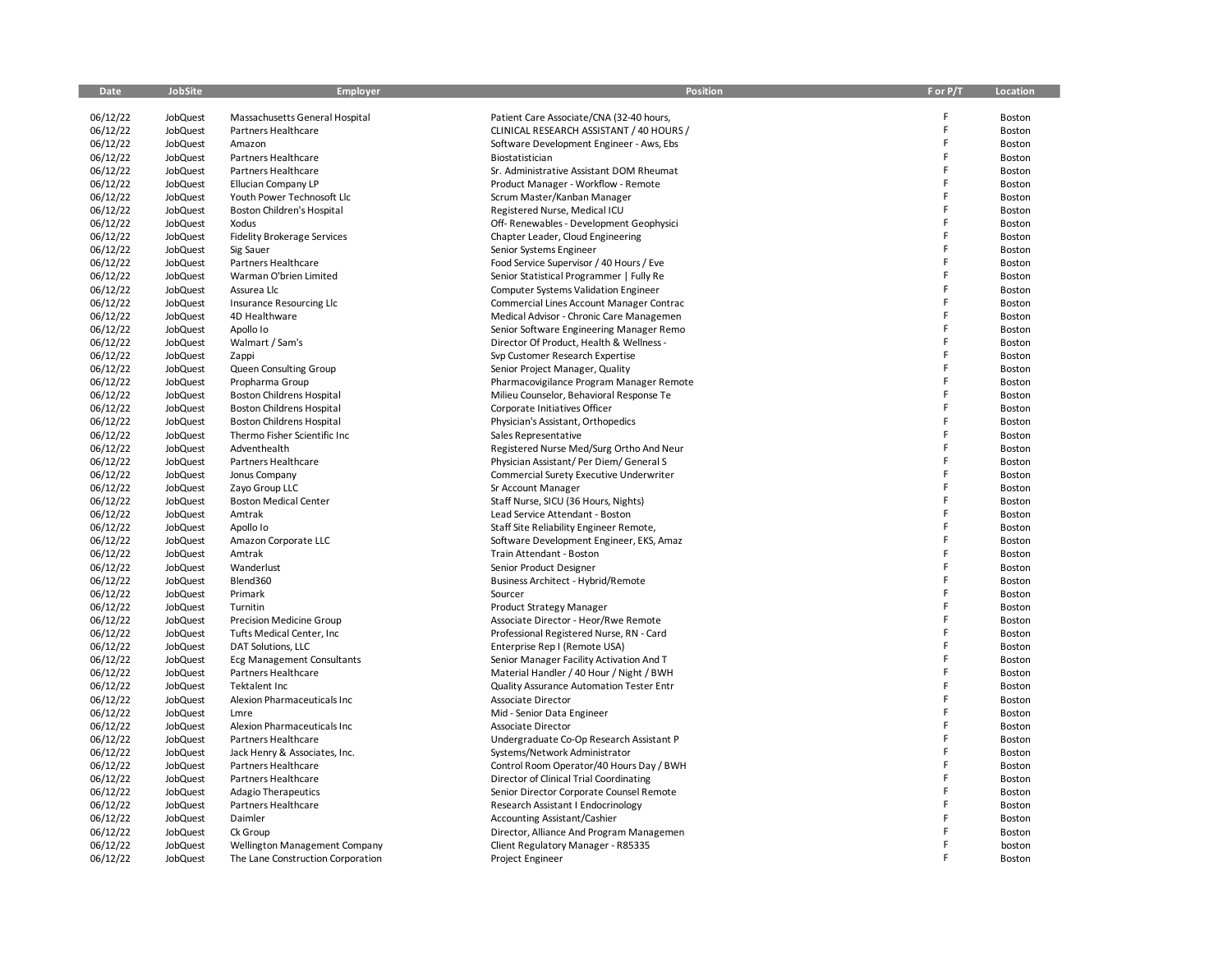| Date | JobSite | Employer | Position | F or P/T | Location |
|---|---|---|---|---|---|
| 06/12/22 | JobQuest | Massachusetts General Hospital | Patient Care Associate/CNA (32-40 hours, | F | Boston |
| 06/12/22 | JobQuest | Partners Healthcare | CLINICAL RESEARCH ASSISTANT / 40 HOURS / | F | Boston |
| 06/12/22 | JobQuest | Amazon | Software Development Engineer - Aws, Ebs | F | Boston |
| 06/12/22 | JobQuest | Partners Healthcare | Biostatistician | F | Boston |
| 06/12/22 | JobQuest | Partners Healthcare | Sr. Administrative Assistant DOM Rheumat | F | Boston |
| 06/12/22 | JobQuest | Ellucian Company LP | Product Manager - Workflow - Remote | F | Boston |
| 06/12/22 | JobQuest | Youth Power Technosoft Llc | Scrum Master/Kanban Manager | F | Boston |
| 06/12/22 | JobQuest | Boston Children's Hospital | Registered Nurse, Medical ICU | F | Boston |
| 06/12/22 | JobQuest | Xodus | Off- Renewables - Development Geophysici | F | Boston |
| 06/12/22 | JobQuest | Fidelity Brokerage Services | Chapter Leader, Cloud Engineering | F | Boston |
| 06/12/22 | JobQuest | Sig Sauer | Senior Systems Engineer | F | Boston |
| 06/12/22 | JobQuest | Partners Healthcare | Food Service Supervisor / 40 Hours / Eve | F | Boston |
| 06/12/22 | JobQuest | Warman O'brien Limited | Senior Statistical Programmer \| Fully Re | F | Boston |
| 06/12/22 | JobQuest | Assurea Llc | Computer Systems Validation Engineer | F | Boston |
| 06/12/22 | JobQuest | Insurance Resourcing Llc | Commercial Lines Account Manager Contrac | F | Boston |
| 06/12/22 | JobQuest | 4D Healthware | Medical Advisor - Chronic Care Managemen | F | Boston |
| 06/12/22 | JobQuest | Apollo Io | Senior Software Engineering Manager Remo | F | Boston |
| 06/12/22 | JobQuest | Walmart / Sam's | Director Of Product, Health & Wellness - | F | Boston |
| 06/12/22 | JobQuest | Zappi | Svp Customer Research Expertise | F | Boston |
| 06/12/22 | JobQuest | Queen Consulting Group | Senior Project Manager, Quality | F | Boston |
| 06/12/22 | JobQuest | Propharma Group | Pharmacovigilance Program Manager Remote | F | Boston |
| 06/12/22 | JobQuest | Boston Childrens Hospital | Milieu Counselor, Behavioral Response Te | F | Boston |
| 06/12/22 | JobQuest | Boston Childrens Hospital | Corporate Initiatives Officer | F | Boston |
| 06/12/22 | JobQuest | Boston Childrens Hospital | Physician's Assistant, Orthopedics | F | Boston |
| 06/12/22 | JobQuest | Thermo Fisher Scientific Inc | Sales Representative | F | Boston |
| 06/12/22 | JobQuest | Adventhealth | Registered Nurse Med/Surg Ortho And Neur | F | Boston |
| 06/12/22 | JobQuest | Partners Healthcare | Physician Assistant/ Per Diem/ General S | F | Boston |
| 06/12/22 | JobQuest | Jonus Company | Commercial Surety Executive Underwriter | F | Boston |
| 06/12/22 | JobQuest | Zayo Group LLC | Sr Account Manager | F | Boston |
| 06/12/22 | JobQuest | Boston Medical Center | Staff Nurse, SICU (36 Hours, Nights) | F | Boston |
| 06/12/22 | JobQuest | Amtrak | Lead Service Attendant - Boston | F | Boston |
| 06/12/22 | JobQuest | Apollo Io | Staff Site Reliability Engineer Remote, | F | Boston |
| 06/12/22 | JobQuest | Amazon Corporate LLC | Software Development Engineer, EKS, Amaz | F | Boston |
| 06/12/22 | JobQuest | Amtrak | Train Attendant - Boston | F | Boston |
| 06/12/22 | JobQuest | Wanderlust | Senior Product Designer | F | Boston |
| 06/12/22 | JobQuest | Blend360 | Business Architect - Hybrid/Remote | F | Boston |
| 06/12/22 | JobQuest | Primark | Sourcer | F | Boston |
| 06/12/22 | JobQuest | Turnitin | Product Strategy Manager | F | Boston |
| 06/12/22 | JobQuest | Precision Medicine Group | Associate Director - Heor/Rwe Remote | F | Boston |
| 06/12/22 | JobQuest | Tufts Medical Center, Inc | Professional Registered Nurse, RN - Card | F | Boston |
| 06/12/22 | JobQuest | DAT Solutions, LLC | Enterprise Rep I (Remote USA) | F | Boston |
| 06/12/22 | JobQuest | Ecg Management Consultants | Senior Manager Facility Activation And T | F | Boston |
| 06/12/22 | JobQuest | Partners Healthcare | Material Handler / 40 Hour / Night / BWH | F | Boston |
| 06/12/22 | JobQuest | Tektalent Inc | Quality Assurance Automation Tester Entr | F | Boston |
| 06/12/22 | JobQuest | Alexion Pharmaceuticals Inc | Associate Director | F | Boston |
| 06/12/22 | JobQuest | Lmre | Mid - Senior Data Engineer | F | Boston |
| 06/12/22 | JobQuest | Alexion Pharmaceuticals Inc | Associate Director | F | Boston |
| 06/12/22 | JobQuest | Partners Healthcare | Undergraduate Co-Op Research Assistant P | F | Boston |
| 06/12/22 | JobQuest | Jack Henry & Associates, Inc. | Systems/Network Administrator | F | Boston |
| 06/12/22 | JobQuest | Partners Healthcare | Control Room Operator/40 Hours Day / BWH | F | Boston |
| 06/12/22 | JobQuest | Partners Healthcare | Director of Clinical Trial Coordinating | F | Boston |
| 06/12/22 | JobQuest | Adagio Therapeutics | Senior Director Corporate Counsel Remote | F | Boston |
| 06/12/22 | JobQuest | Partners Healthcare | Research Assistant I Endocrinology | F | Boston |
| 06/12/22 | JobQuest | Daimler | Accounting Assistant/Cashier | F | Boston |
| 06/12/22 | JobQuest | Ck Group | Director, Alliance And Program Managemen | F | Boston |
| 06/12/22 | JobQuest | Wellington Management Company | Client Regulatory Manager - R85335 | F | boston |
| 06/12/22 | JobQuest | The Lane Construction Corporation | Project Engineer | F | Boston |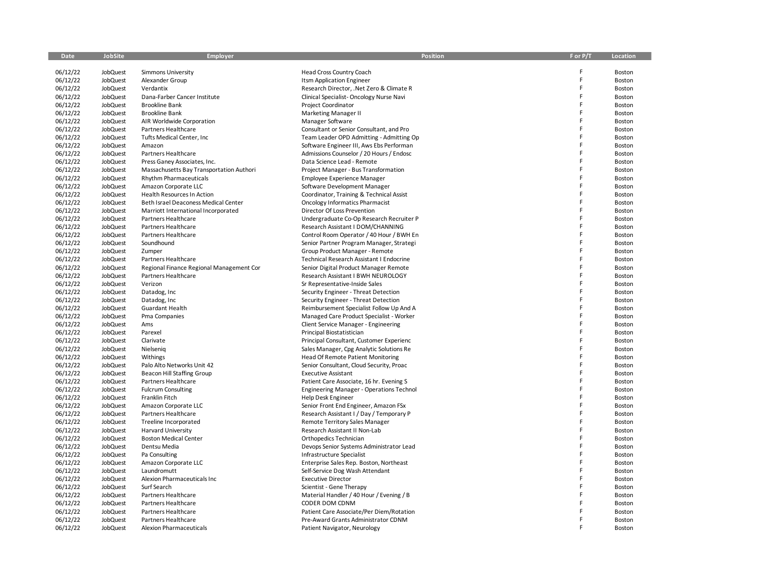| Date | JobSite | Employer | Position | F or P/T | Location |
|---|---|---|---|---|---|
| 06/12/22 | JobQuest | Simmons University | Head Cross Country Coach | F | Boston |
| 06/12/22 | JobQuest | Alexander Group | Itsm Application Engineer | F | Boston |
| 06/12/22 | JobQuest | Verdantix | Research Director, .Net Zero & Climate R | F | Boston |
| 06/12/22 | JobQuest | Dana-Farber Cancer Institute | Clinical Specialist- Oncology Nurse Navi | F | Boston |
| 06/12/22 | JobQuest | Brookline Bank | Project Coordinator | F | Boston |
| 06/12/22 | JobQuest | Brookline Bank | Marketing Manager II | F | Boston |
| 06/12/22 | JobQuest | AIR Worldwide Corporation | Manager Software | F | Boston |
| 06/12/22 | JobQuest | Partners Healthcare | Consultant or Senior Consultant, and Pro | F | Boston |
| 06/12/22 | JobQuest | Tufts Medical Center, Inc | Team Leader OPD Admitting - Admitting Op | F | Boston |
| 06/12/22 | JobQuest | Amazon | Software Engineer III, Aws Ebs Performan | F | Boston |
| 06/12/22 | JobQuest | Partners Healthcare | Admissions Counselor / 20 Hours / Endosc | F | Boston |
| 06/12/22 | JobQuest | Press Ganey Associates, Inc. | Data Science Lead - Remote | F | Boston |
| 06/12/22 | JobQuest | Massachusetts Bay Transportation Authori | Project Manager - Bus Transformation | F | Boston |
| 06/12/22 | JobQuest | Rhythm Pharmaceuticals | Employee Experience Manager | F | Boston |
| 06/12/22 | JobQuest | Amazon Corporate LLC | Software Development Manager | F | Boston |
| 06/12/22 | JobQuest | Health Resources In Action | Coordinator, Training & Technical Assist | F | Boston |
| 06/12/22 | JobQuest | Beth Israel Deaconess Medical Center | Oncology Informatics Pharmacist | F | Boston |
| 06/12/22 | JobQuest | Marriott International Incorporated | Director Of Loss Prevention | F | Boston |
| 06/12/22 | JobQuest | Partners Healthcare | Undergraduate Co-Op Research Recruiter P | F | Boston |
| 06/12/22 | JobQuest | Partners Healthcare | Research Assistant I DOM/CHANNING | F | Boston |
| 06/12/22 | JobQuest | Partners Healthcare | Control Room Operator / 40 Hour / BWH En | F | Boston |
| 06/12/22 | JobQuest | Soundhound | Senior Partner Program Manager, Strategi | F | Boston |
| 06/12/22 | JobQuest | Zumper | Group Product Manager - Remote | F | Boston |
| 06/12/22 | JobQuest | Partners Healthcare | Technical Research Assistant I Endocrine | F | Boston |
| 06/12/22 | JobQuest | Regional Finance Regional Management Cor | Senior Digital Product Manager Remote | F | Boston |
| 06/12/22 | JobQuest | Partners Healthcare | Research Assistant I BWH NEUROLOGY | F | Boston |
| 06/12/22 | JobQuest | Verizon | Sr Representative-Inside Sales | F | Boston |
| 06/12/22 | JobQuest | Datadog, Inc | Security Engineer - Threat Detection | F | Boston |
| 06/12/22 | JobQuest | Datadog, Inc | Security Engineer - Threat Detection | F | Boston |
| 06/12/22 | JobQuest | Guardant Health | Reimbursement Specialist Follow Up And A | F | Boston |
| 06/12/22 | JobQuest | Pma Companies | Managed Care Product Specialist - Worker | F | Boston |
| 06/12/22 | JobQuest | Ams | Client Service Manager - Engineering | F | Boston |
| 06/12/22 | JobQuest | Parexel | Principal Biostatistician | F | Boston |
| 06/12/22 | JobQuest | Clarivate | Principal Consultant, Customer Experienc | F | Boston |
| 06/12/22 | JobQuest | Nielseniq | Sales Manager, Cpg Analytic Solutions Re | F | Boston |
| 06/12/22 | JobQuest | Withings | Head Of Remote Patient Monitoring | F | Boston |
| 06/12/22 | JobQuest | Palo Alto Networks Unit 42 | Senior Consultant, Cloud Security, Proac | F | Boston |
| 06/12/22 | JobQuest | Beacon Hill Staffing Group | Executive Assistant | F | Boston |
| 06/12/22 | JobQuest | Partners Healthcare | Patient Care Associate, 16 hr. Evening S | F | Boston |
| 06/12/22 | JobQuest | Fulcrum Consulting | Engineering Manager - Operations Technol | F | Boston |
| 06/12/22 | JobQuest | Franklin Fitch | Help Desk Engineer | F | Boston |
| 06/12/22 | JobQuest | Amazon Corporate LLC | Senior Front End Engineer, Amazon FSx | F | Boston |
| 06/12/22 | JobQuest | Partners Healthcare | Research Assistant I / Day / Temporary P | F | Boston |
| 06/12/22 | JobQuest | Treeline Incorporated | Remote Territory Sales Manager | F | Boston |
| 06/12/22 | JobQuest | Harvard University | Research Assistant II Non-Lab | F | Boston |
| 06/12/22 | JobQuest | Boston Medical Center | Orthopedics Technician | F | Boston |
| 06/12/22 | JobQuest | Dentsu Media | Devops Senior Systems Administrator Lead | F | Boston |
| 06/12/22 | JobQuest | Pa Consulting | Infrastructure Specialist | F | Boston |
| 06/12/22 | JobQuest | Amazon Corporate LLC | Enterprise Sales Rep. Boston, Northeast | F | Boston |
| 06/12/22 | JobQuest | Laundromutt | Self-Service Dog Wash Attendant | F | Boston |
| 06/12/22 | JobQuest | Alexion Pharmaceuticals Inc | Executive Director | F | Boston |
| 06/12/22 | JobQuest | Surf Search | Scientist - Gene Therapy | F | Boston |
| 06/12/22 | JobQuest | Partners Healthcare | Material Handler / 40 Hour / Evening / B | F | Boston |
| 06/12/22 | JobQuest | Partners Healthcare | CODER DOM CDNM | F | Boston |
| 06/12/22 | JobQuest | Partners Healthcare | Patient Care Associate/Per Diem/Rotation | F | Boston |
| 06/12/22 | JobQuest | Partners Healthcare | Pre-Award Grants Administrator CDNM | F | Boston |
| 06/12/22 | JobQuest | Alexion Pharmaceuticals | Patient Navigator, Neurology | F | Boston |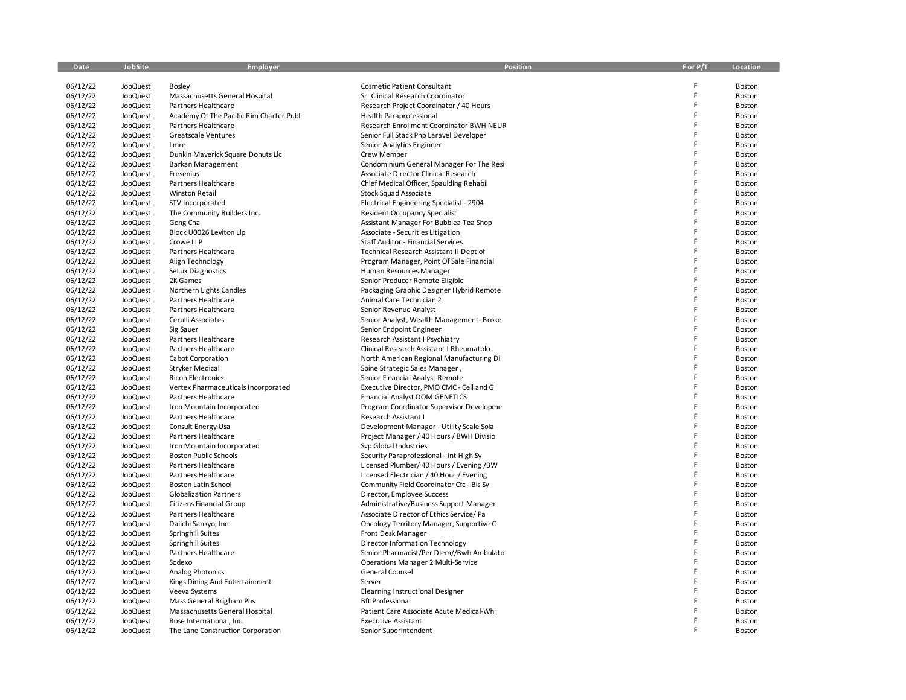| Date | JobSite | Employer | Position | F or P/T | Location |
|---|---|---|---|---|---|
| 06/12/22 | JobQuest | Bosley | Cosmetic Patient Consultant | F | Boston |
| 06/12/22 | JobQuest | Massachusetts General Hospital | Sr. Clinical Research Coordinator | F | Boston |
| 06/12/22 | JobQuest | Partners Healthcare | Research Project Coordinator / 40 Hours | F | Boston |
| 06/12/22 | JobQuest | Academy Of The Pacific Rim Charter Publi | Health Paraprofessional | F | Boston |
| 06/12/22 | JobQuest | Partners Healthcare | Research Enrollment Coordinator BWH NEUR | F | Boston |
| 06/12/22 | JobQuest | Greatscale Ventures | Senior Full Stack Php Laravel Developer | F | Boston |
| 06/12/22 | JobQuest | Lmre | Senior Analytics Engineer | F | Boston |
| 06/12/22 | JobQuest | Dunkin Maverick Square Donuts Llc | Crew Member | F | Boston |
| 06/12/22 | JobQuest | Barkan Management | Condominium General Manager For The Resi | F | Boston |
| 06/12/22 | JobQuest | Fresenius | Associate Director Clinical Research | F | Boston |
| 06/12/22 | JobQuest | Partners Healthcare | Chief Medical Officer, Spaulding Rehabil | F | Boston |
| 06/12/22 | JobQuest | Winston Retail | Stock Squad Associate | F | Boston |
| 06/12/22 | JobQuest | STV Incorporated | Electrical Engineering Specialist - 2904 | F | Boston |
| 06/12/22 | JobQuest | The Community Builders Inc. | Resident Occupancy Specialist | F | Boston |
| 06/12/22 | JobQuest | Gong Cha | Assistant Manager For Bubblea Tea Shop | F | Boston |
| 06/12/22 | JobQuest | Block U0026 Leviton Llp | Associate - Securities Litigation | F | Boston |
| 06/12/22 | JobQuest | Crowe LLP | Staff Auditor - Financial Services | F | Boston |
| 06/12/22 | JobQuest | Partners Healthcare | Technical Research Assistant II Dept of | F | Boston |
| 06/12/22 | JobQuest | Align Technology | Program Manager, Point Of Sale Financial | F | Boston |
| 06/12/22 | JobQuest | SeLux Diagnostics | Human Resources Manager | F | Boston |
| 06/12/22 | JobQuest | 2K Games | Senior Producer Remote Eligible | F | Boston |
| 06/12/22 | JobQuest | Northern Lights Candles | Packaging Graphic Designer Hybrid Remote | F | Boston |
| 06/12/22 | JobQuest | Partners Healthcare | Animal Care Technician 2 | F | Boston |
| 06/12/22 | JobQuest | Partners Healthcare | Senior Revenue Analyst | F | Boston |
| 06/12/22 | JobQuest | Cerulli Associates | Senior Analyst, Wealth Management- Broke | F | Boston |
| 06/12/22 | JobQuest | Sig Sauer | Senior Endpoint Engineer | F | Boston |
| 06/12/22 | JobQuest | Partners Healthcare | Research Assistant I Psychiatry | F | Boston |
| 06/12/22 | JobQuest | Partners Healthcare | Clinical Research Assistant I Rheumatolo | F | Boston |
| 06/12/22 | JobQuest | Cabot Corporation | North American Regional Manufacturing Di | F | Boston |
| 06/12/22 | JobQuest | Stryker Medical | Spine Strategic Sales Manager , | F | Boston |
| 06/12/22 | JobQuest | Ricoh Electronics | Senior Financial Analyst Remote | F | Boston |
| 06/12/22 | JobQuest | Vertex Pharmaceuticals Incorporated | Executive Director, PMO CMC - Cell and G | F | Boston |
| 06/12/22 | JobQuest | Partners Healthcare | Financial Analyst DOM GENETICS | F | Boston |
| 06/12/22 | JobQuest | Iron Mountain Incorporated | Program Coordinator Supervisor Developme | F | Boston |
| 06/12/22 | JobQuest | Partners Healthcare | Research Assistant I | F | Boston |
| 06/12/22 | JobQuest | Consult Energy Usa | Development Manager - Utility Scale Sola | F | Boston |
| 06/12/22 | JobQuest | Partners Healthcare | Project Manager / 40 Hours / BWH Divisio | F | Boston |
| 06/12/22 | JobQuest | Iron Mountain Incorporated | Svp Global Industries | F | Boston |
| 06/12/22 | JobQuest | Boston Public Schools | Security Paraprofessional - Int High Sy | F | Boston |
| 06/12/22 | JobQuest | Partners Healthcare | Licensed Plumber/ 40 Hours / Evening /BW | F | Boston |
| 06/12/22 | JobQuest | Partners Healthcare | Licensed Electrician / 40 Hour / Evening | F | Boston |
| 06/12/22 | JobQuest | Boston Latin School | Community Field Coordinator Cfc - Bls Sy | F | Boston |
| 06/12/22 | JobQuest | Globalization Partners | Director, Employee Success | F | Boston |
| 06/12/22 | JobQuest | Citizens Financial Group | Administrative/Business Support Manager | F | Boston |
| 06/12/22 | JobQuest | Partners Healthcare | Associate Director of Ethics Service/ Pa | F | Boston |
| 06/12/22 | JobQuest | Daiichi Sankyo, Inc | Oncology Territory Manager, Supportive C | F | Boston |
| 06/12/22 | JobQuest | Springhill Suites | Front Desk Manager | F | Boston |
| 06/12/22 | JobQuest | Springhill Suites | Director Information Technology | F | Boston |
| 06/12/22 | JobQuest | Partners Healthcare | Senior Pharmacist/Per Diem//Bwh Ambulato | F | Boston |
| 06/12/22 | JobQuest | Sodexo | Operations Manager 2 Multi-Service | F | Boston |
| 06/12/22 | JobQuest | Analog Photonics | General Counsel | F | Boston |
| 06/12/22 | JobQuest | Kings Dining And Entertainment | Server | F | Boston |
| 06/12/22 | JobQuest | Veeva Systems | Elearning Instructional Designer | F | Boston |
| 06/12/22 | JobQuest | Mass General Brigham Phs | Bft Professional | F | Boston |
| 06/12/22 | JobQuest | Massachusetts General Hospital | Patient Care Associate Acute Medical-Whi | F | Boston |
| 06/12/22 | JobQuest | Rose International, Inc. | Executive Assistant | F | Boston |
| 06/12/22 | JobQuest | The Lane Construction Corporation | Senior Superintendent | F | Boston |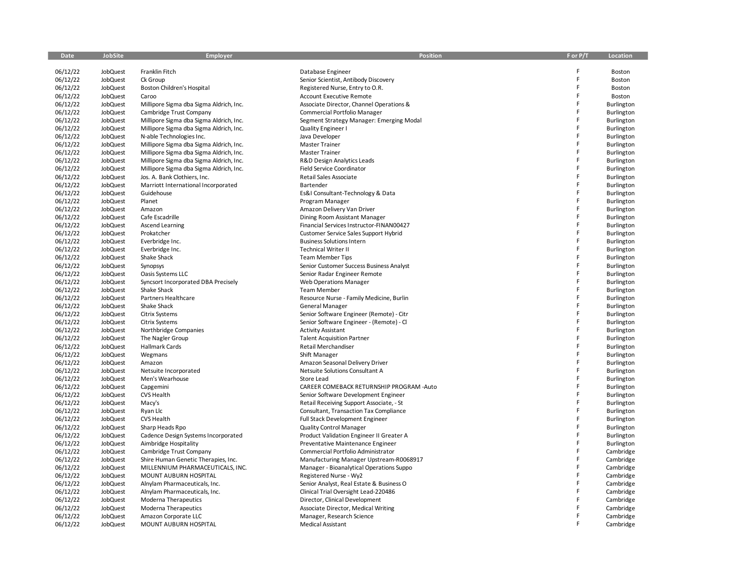| Date | JobSite | Employer | Position | F or P/T | Location |
|---|---|---|---|---|---|
| 06/12/22 | JobQuest | Franklin Fitch | Database Engineer | F | Boston |
| 06/12/22 | JobQuest | Ck Group | Senior Scientist, Antibody Discovery | F | Boston |
| 06/12/22 | JobQuest | Boston Children's Hospital | Registered Nurse, Entry to O.R. | F | Boston |
| 06/12/22 | JobQuest | Caroo | Account Executive Remote | F | Boston |
| 06/12/22 | JobQuest | Millipore Sigma dba Sigma Aldrich, Inc. | Associate Director, Channel Operations & | F | Burlington |
| 06/12/22 | JobQuest | Cambridge Trust Company | Commercial Portfolio Manager | F | Burlington |
| 06/12/22 | JobQuest | Millipore Sigma dba Sigma Aldrich, Inc. | Segment Strategy Manager: Emerging Modal | F | Burlington |
| 06/12/22 | JobQuest | Millipore Sigma dba Sigma Aldrich, Inc. | Quality Engineer I | F | Burlington |
| 06/12/22 | JobQuest | N-able Technologies Inc. | Java Developer | F | Burlington |
| 06/12/22 | JobQuest | Millipore Sigma dba Sigma Aldrich, Inc. | Master Trainer | F | Burlington |
| 06/12/22 | JobQuest | Millipore Sigma dba Sigma Aldrich, Inc. | Master Trainer | F | Burlington |
| 06/12/22 | JobQuest | Millipore Sigma dba Sigma Aldrich, Inc. | R&D Design Analytics Leads | F | Burlington |
| 06/12/22 | JobQuest | Millipore Sigma dba Sigma Aldrich, Inc. | Field Service Coordinator | F | Burlington |
| 06/12/22 | JobQuest | Jos. A. Bank Clothiers, Inc. | Retail Sales Associate | F | Burlington |
| 06/12/22 | JobQuest | Marriott International Incorporated | Bartender | F | Burlington |
| 06/12/22 | JobQuest | Guidehouse | Es&I Consultant-Technology & Data | F | Burlington |
| 06/12/22 | JobQuest | Planet | Program Manager | F | Burlington |
| 06/12/22 | JobQuest | Amazon | Amazon Delivery Van Driver | F | Burlington |
| 06/12/22 | JobQuest | Cafe Escadrille | Dining Room Assistant Manager | F | Burlington |
| 06/12/22 | JobQuest | Ascend Learning | Financial Services Instructor-FINAN00427 | F | Burlington |
| 06/12/22 | JobQuest | Prokatcher | Customer Service Sales Support Hybrid | F | Burlington |
| 06/12/22 | JobQuest | Everbridge Inc. | Business Solutions Intern | F | Burlington |
| 06/12/22 | JobQuest | Everbridge Inc. | Technical Writer II | F | Burlington |
| 06/12/22 | JobQuest | Shake Shack | Team Member Tips | F | Burlington |
| 06/12/22 | JobQuest | Synopsys | Senior Customer Success Business Analyst | F | Burlington |
| 06/12/22 | JobQuest | Oasis Systems LLC | Senior Radar Engineer Remote | F | Burlington |
| 06/12/22 | JobQuest | Syncsort Incorporated DBA Precisely | Web Operations Manager | F | Burlington |
| 06/12/22 | JobQuest | Shake Shack | Team Member | F | Burlington |
| 06/12/22 | JobQuest | Partners Healthcare | Resource Nurse - Family Medicine, Burlin | F | Burlington |
| 06/12/22 | JobQuest | Shake Shack | General Manager | F | Burlington |
| 06/12/22 | JobQuest | Citrix Systems | Senior Software Engineer (Remote) - Citr | F | Burlington |
| 06/12/22 | JobQuest | Citrix Systems | Senior Software Engineer - (Remote) - Cl | F | Burlington |
| 06/12/22 | JobQuest | Northbridge Companies | Activity Assistant | F | Burlington |
| 06/12/22 | JobQuest | The Nagler Group | Talent Acquisition Partner | F | Burlington |
| 06/12/22 | JobQuest | Hallmark Cards | Retail Merchandiser | F | Burlington |
| 06/12/22 | JobQuest | Wegmans | Shift Manager | F | Burlington |
| 06/12/22 | JobQuest | Amazon | Amazon Seasonal Delivery Driver | F | Burlington |
| 06/12/22 | JobQuest | Netsuite Incorporated | Netsuite Solutions Consultant A | F | Burlington |
| 06/12/22 | JobQuest | Men's Wearhouse | Store Lead | F | Burlington |
| 06/12/22 | JobQuest | Capgemini | CAREER COMEBACK RETURNSHIP PROGRAM -Auto | F | Burlington |
| 06/12/22 | JobQuest | CVS Health | Senior Software Development Engineer | F | Burlington |
| 06/12/22 | JobQuest | Macy's | Retail Receiving Support Associate, - St | F | Burlington |
| 06/12/22 | JobQuest | Ryan Llc | Consultant, Transaction Tax Compliance | F | Burlington |
| 06/12/22 | JobQuest | CVS Health | Full Stack Development Engineer | F | Burlington |
| 06/12/22 | JobQuest | Sharp Heads Rpo | Quality Control Manager | F | Burlington |
| 06/12/22 | JobQuest | Cadence Design Systems Incorporated | Product Validation Engineer II Greater A | F | Burlington |
| 06/12/22 | JobQuest | Aimbridge Hospitality | Preventative Maintenance Engineer | F | Burlington |
| 06/12/22 | JobQuest | Cambridge Trust Company | Commercial Portfolio Administrator | F | Cambridge |
| 06/12/22 | JobQuest | Shire Human Genetic Therapies, Inc. | Manufacturing Manager Upstream-R0068917 | F | Cambridge |
| 06/12/22 | JobQuest | MILLENNIUM PHARMACEUTICALS, INC. | Manager - Bioanalytical Operations Suppo | F | Cambridge |
| 06/12/22 | JobQuest | MOUNT AUBURN HOSPITAL | Registered Nurse - Wy2 | F | Cambridge |
| 06/12/22 | JobQuest | Alnylam Pharmaceuticals, Inc. | Senior Analyst, Real Estate & Business O | F | Cambridge |
| 06/12/22 | JobQuest | Alnylam Pharmaceuticals, Inc. | Clinical Trial Oversight Lead-220486 | F | Cambridge |
| 06/12/22 | JobQuest | Moderna Therapeutics | Director, Clinical Development | F | Cambridge |
| 06/12/22 | JobQuest | Moderna Therapeutics | Associate Director, Medical Writing | F | Cambridge |
| 06/12/22 | JobQuest | Amazon Corporate LLC | Manager, Research Science | F | Cambridge |
| 06/12/22 | JobQuest | MOUNT AUBURN HOSPITAL | Medical Assistant | F | Cambridge |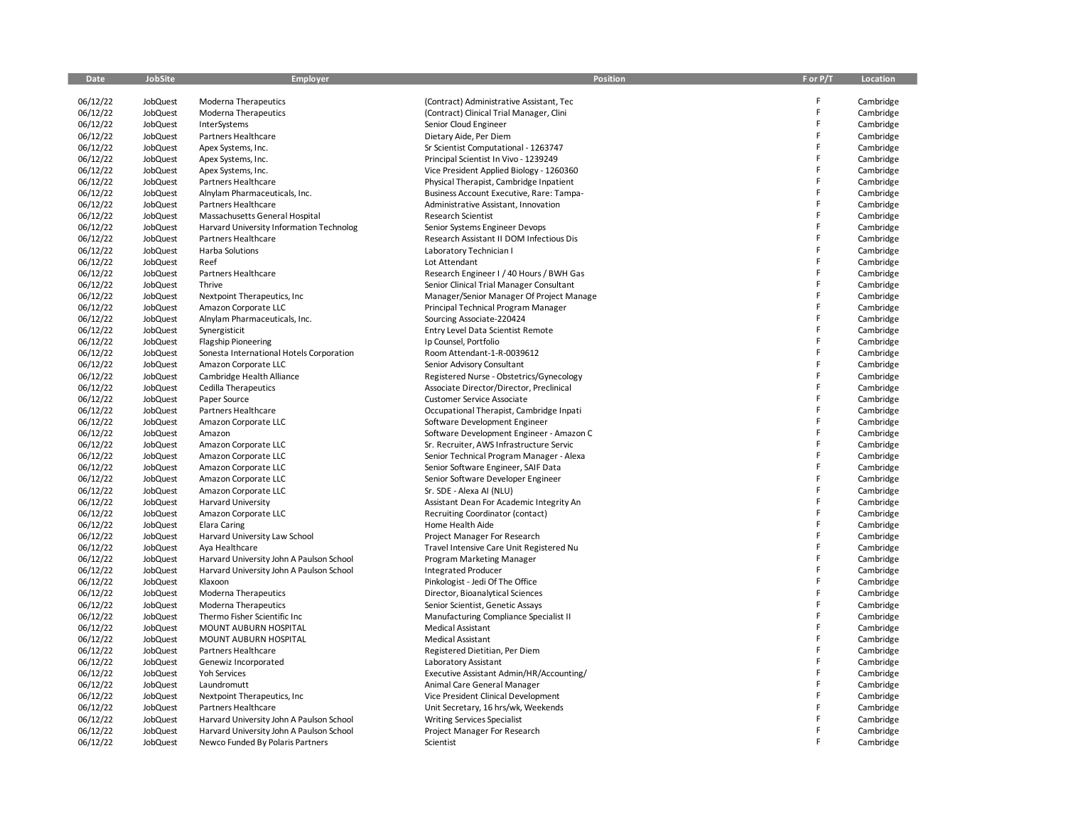| Date | JobSite | Employer | Position | F or P/T | Location |
|---|---|---|---|---|---|
| 06/12/22 | JobQuest | Moderna Therapeutics | (Contract) Administrative Assistant, Tec | F | Cambridge |
| 06/12/22 | JobQuest | Moderna Therapeutics | (Contract) Clinical Trial Manager, Clini | F | Cambridge |
| 06/12/22 | JobQuest | InterSystems | Senior Cloud Engineer | F | Cambridge |
| 06/12/22 | JobQuest | Partners Healthcare | Dietary Aide, Per Diem | F | Cambridge |
| 06/12/22 | JobQuest | Apex Systems, Inc. | Sr Scientist Computational - 1263747 | F | Cambridge |
| 06/12/22 | JobQuest | Apex Systems, Inc. | Principal Scientist In Vivo - 1239249 | F | Cambridge |
| 06/12/22 | JobQuest | Apex Systems, Inc. | Vice President Applied Biology - 1260360 | F | Cambridge |
| 06/12/22 | JobQuest | Partners Healthcare | Physical Therapist, Cambridge Inpatient | F | Cambridge |
| 06/12/22 | JobQuest | Alnylam Pharmaceuticals, Inc. | Business Account Executive, Rare: Tampa- | F | Cambridge |
| 06/12/22 | JobQuest | Partners Healthcare | Administrative Assistant, Innovation | F | Cambridge |
| 06/12/22 | JobQuest | Massachusetts General Hospital | Research Scientist | F | Cambridge |
| 06/12/22 | JobQuest | Harvard University Information Technolog | Senior Systems Engineer Devops | F | Cambridge |
| 06/12/22 | JobQuest | Partners Healthcare | Research Assistant II DOM Infectious Dis | F | Cambridge |
| 06/12/22 | JobQuest | Harba Solutions | Laboratory Technician I | F | Cambridge |
| 06/12/22 | JobQuest | Reef | Lot Attendant | F | Cambridge |
| 06/12/22 | JobQuest | Partners Healthcare | Research Engineer I / 40 Hours / BWH Gas | F | Cambridge |
| 06/12/22 | JobQuest | Thrive | Senior Clinical Trial Manager Consultant | F | Cambridge |
| 06/12/22 | JobQuest | Nextpoint Therapeutics, Inc | Manager/Senior Manager Of Project Manage | F | Cambridge |
| 06/12/22 | JobQuest | Amazon Corporate LLC | Principal Technical Program Manager | F | Cambridge |
| 06/12/22 | JobQuest | Alnylam Pharmaceuticals, Inc. | Sourcing Associate-220424 | F | Cambridge |
| 06/12/22 | JobQuest | Synergisticit | Entry Level Data Scientist Remote | F | Cambridge |
| 06/12/22 | JobQuest | Flagship Pioneering | Ip Counsel, Portfolio | F | Cambridge |
| 06/12/22 | JobQuest | Sonesta International Hotels Corporation | Room Attendant-1-R-0039612 | F | Cambridge |
| 06/12/22 | JobQuest | Amazon Corporate LLC | Senior Advisory Consultant | F | Cambridge |
| 06/12/22 | JobQuest | Cambridge Health Alliance | Registered Nurse - Obstetrics/Gynecology | F | Cambridge |
| 06/12/22 | JobQuest | Cedilla Therapeutics | Associate Director/Director, Preclinical | F | Cambridge |
| 06/12/22 | JobQuest | Paper Source | Customer Service Associate | F | Cambridge |
| 06/12/22 | JobQuest | Partners Healthcare | Occupational Therapist, Cambridge Inpati | F | Cambridge |
| 06/12/22 | JobQuest | Amazon Corporate LLC | Software Development Engineer | F | Cambridge |
| 06/12/22 | JobQuest | Amazon | Software Development Engineer - Amazon C | F | Cambridge |
| 06/12/22 | JobQuest | Amazon Corporate LLC | Sr. Recruiter, AWS Infrastructure Servic | F | Cambridge |
| 06/12/22 | JobQuest | Amazon Corporate LLC | Senior Technical Program Manager - Alexa | F | Cambridge |
| 06/12/22 | JobQuest | Amazon Corporate LLC | Senior Software Engineer, SAIF Data | F | Cambridge |
| 06/12/22 | JobQuest | Amazon Corporate LLC | Senior Software Developer Engineer | F | Cambridge |
| 06/12/22 | JobQuest | Amazon Corporate LLC | Sr. SDE - Alexa AI (NLU) | F | Cambridge |
| 06/12/22 | JobQuest | Harvard University | Assistant Dean For Academic Integrity An | F | Cambridge |
| 06/12/22 | JobQuest | Amazon Corporate LLC | Recruiting Coordinator (contact) | F | Cambridge |
| 06/12/22 | JobQuest | Elara Caring | Home Health Aide | F | Cambridge |
| 06/12/22 | JobQuest | Harvard University Law School | Project Manager For Research | F | Cambridge |
| 06/12/22 | JobQuest | Aya Healthcare | Travel Intensive Care Unit Registered Nu | F | Cambridge |
| 06/12/22 | JobQuest | Harvard University John A Paulson School | Program Marketing Manager | F | Cambridge |
| 06/12/22 | JobQuest | Harvard University John A Paulson School | Integrated Producer | F | Cambridge |
| 06/12/22 | JobQuest | Klaxoon | Pinkologist - Jedi Of The Office | F | Cambridge |
| 06/12/22 | JobQuest | Moderna Therapeutics | Director, Bioanalytical Sciences | F | Cambridge |
| 06/12/22 | JobQuest | Moderna Therapeutics | Senior Scientist, Genetic Assays | F | Cambridge |
| 06/12/22 | JobQuest | Thermo Fisher Scientific Inc | Manufacturing Compliance Specialist II | F | Cambridge |
| 06/12/22 | JobQuest | MOUNT AUBURN HOSPITAL | Medical Assistant | F | Cambridge |
| 06/12/22 | JobQuest | MOUNT AUBURN HOSPITAL | Medical Assistant | F | Cambridge |
| 06/12/22 | JobQuest | Partners Healthcare | Registered Dietitian, Per Diem | F | Cambridge |
| 06/12/22 | JobQuest | Genewiz Incorporated | Laboratory Assistant | F | Cambridge |
| 06/12/22 | JobQuest | Yoh Services | Executive Assistant Admin/HR/Accounting/ | F | Cambridge |
| 06/12/22 | JobQuest | Laundromutt | Animal Care General Manager | F | Cambridge |
| 06/12/22 | JobQuest | Nextpoint Therapeutics, Inc | Vice President Clinical Development | F | Cambridge |
| 06/12/22 | JobQuest | Partners Healthcare | Unit Secretary, 16 hrs/wk, Weekends | F | Cambridge |
| 06/12/22 | JobQuest | Harvard University John A Paulson School | Writing Services Specialist | F | Cambridge |
| 06/12/22 | JobQuest | Harvard University John A Paulson School | Project Manager For Research | F | Cambridge |
| 06/12/22 | JobQuest | Newco Funded By Polaris Partners | Scientist | F | Cambridge |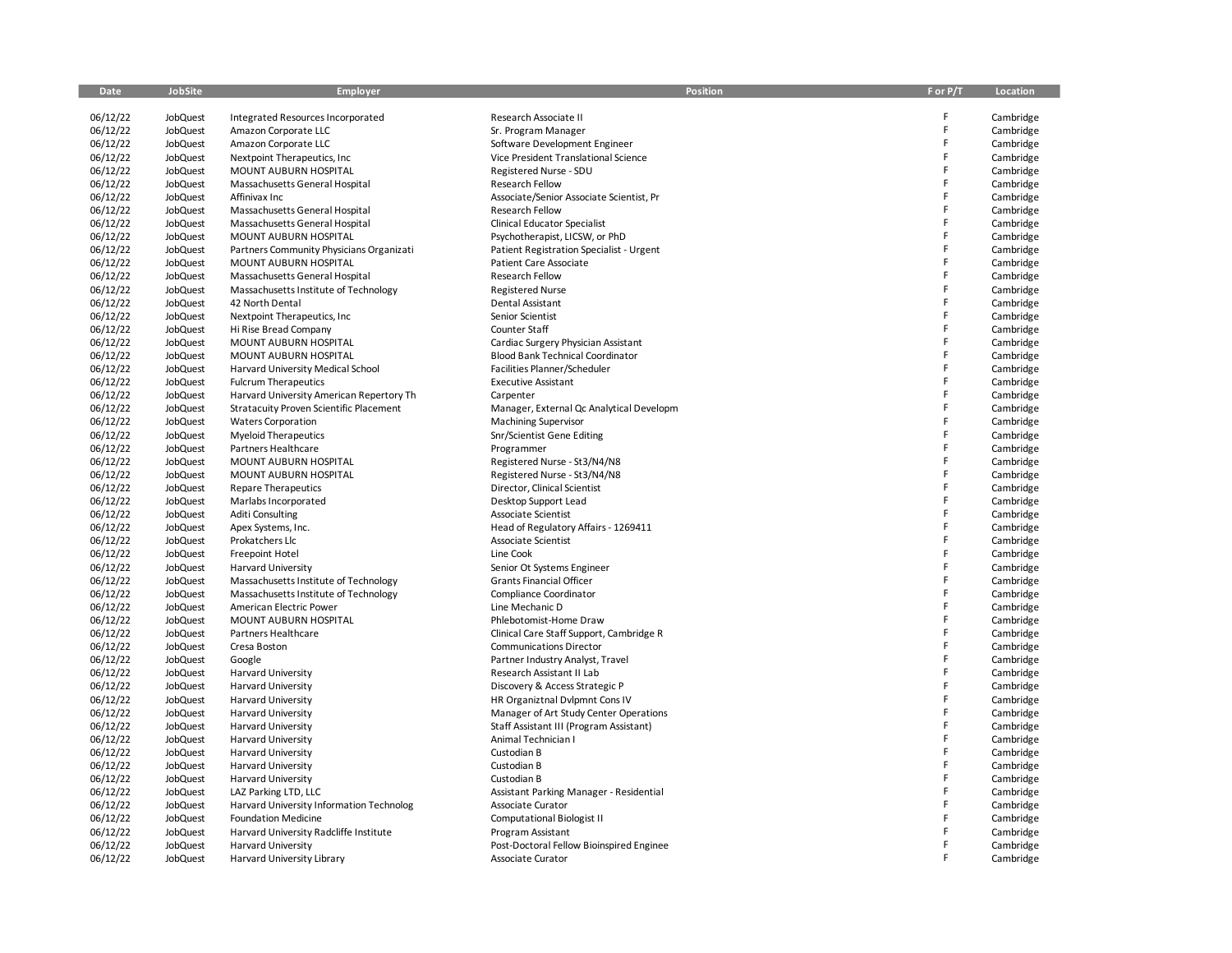| Date | JobSite | Employer | Position | F or P/T | Location |
|---|---|---|---|---|---|
| 06/12/22 | JobQuest | Integrated Resources Incorporated | Research Associate II | F | Cambridge |
| 06/12/22 | JobQuest | Amazon Corporate LLC | Sr. Program Manager | F | Cambridge |
| 06/12/22 | JobQuest | Amazon Corporate LLC | Software Development Engineer | F | Cambridge |
| 06/12/22 | JobQuest | Nextpoint Therapeutics, Inc | Vice President Translational Science | F | Cambridge |
| 06/12/22 | JobQuest | MOUNT AUBURN HOSPITAL | Registered Nurse - SDU | F | Cambridge |
| 06/12/22 | JobQuest | Massachusetts General Hospital | Research Fellow | F | Cambridge |
| 06/12/22 | JobQuest | Affinivax Inc | Associate/Senior Associate Scientist, Pr | F | Cambridge |
| 06/12/22 | JobQuest | Massachusetts General Hospital | Research Fellow | F | Cambridge |
| 06/12/22 | JobQuest | Massachusetts General Hospital | Clinical Educator Specialist | F | Cambridge |
| 06/12/22 | JobQuest | MOUNT AUBURN HOSPITAL | Psychotherapist, LICSW, or PhD | F | Cambridge |
| 06/12/22 | JobQuest | Partners Community Physicians Organizati | Patient Registration Specialist - Urgent | F | Cambridge |
| 06/12/22 | JobQuest | MOUNT AUBURN HOSPITAL | Patient Care Associate | F | Cambridge |
| 06/12/22 | JobQuest | Massachusetts General Hospital | Research Fellow | F | Cambridge |
| 06/12/22 | JobQuest | Massachusetts Institute of Technology | Registered Nurse | F | Cambridge |
| 06/12/22 | JobQuest | 42 North Dental | Dental Assistant | F | Cambridge |
| 06/12/22 | JobQuest | Nextpoint Therapeutics, Inc | Senior Scientist | F | Cambridge |
| 06/12/22 | JobQuest | Hi Rise Bread Company | Counter Staff | F | Cambridge |
| 06/12/22 | JobQuest | MOUNT AUBURN HOSPITAL | Cardiac Surgery Physician Assistant | F | Cambridge |
| 06/12/22 | JobQuest | MOUNT AUBURN HOSPITAL | Blood Bank Technical Coordinator | F | Cambridge |
| 06/12/22 | JobQuest | Harvard University Medical School | Facilities Planner/Scheduler | F | Cambridge |
| 06/12/22 | JobQuest | Fulcrum Therapeutics | Executive Assistant | F | Cambridge |
| 06/12/22 | JobQuest | Harvard University American Repertory Th | Carpenter | F | Cambridge |
| 06/12/22 | JobQuest | Stratacuity Proven Scientific Placement | Manager, External Qc Analytical Developm | F | Cambridge |
| 06/12/22 | JobQuest | Waters Corporation | Machining Supervisor | F | Cambridge |
| 06/12/22 | JobQuest | Myeloid Therapeutics | Snr/Scientist Gene Editing | F | Cambridge |
| 06/12/22 | JobQuest | Partners Healthcare | Programmer | F | Cambridge |
| 06/12/22 | JobQuest | MOUNT AUBURN HOSPITAL | Registered Nurse - St3/N4/N8 | F | Cambridge |
| 06/12/22 | JobQuest | MOUNT AUBURN HOSPITAL | Registered Nurse - St3/N4/N8 | F | Cambridge |
| 06/12/22 | JobQuest | Repare Therapeutics | Director, Clinical Scientist | F | Cambridge |
| 06/12/22 | JobQuest | Marlabs Incorporated | Desktop Support Lead | F | Cambridge |
| 06/12/22 | JobQuest | Aditi Consulting | Associate Scientist | F | Cambridge |
| 06/12/22 | JobQuest | Apex Systems, Inc. | Head of Regulatory Affairs - 1269411 | F | Cambridge |
| 06/12/22 | JobQuest | Prokatchers Llc | Associate Scientist | F | Cambridge |
| 06/12/22 | JobQuest | Freepoint Hotel | Line Cook | F | Cambridge |
| 06/12/22 | JobQuest | Harvard University | Senior Ot Systems Engineer | F | Cambridge |
| 06/12/22 | JobQuest | Massachusetts Institute of Technology | Grants Financial Officer | F | Cambridge |
| 06/12/22 | JobQuest | Massachusetts Institute of Technology | Compliance Coordinator | F | Cambridge |
| 06/12/22 | JobQuest | American Electric Power | Line Mechanic D | F | Cambridge |
| 06/12/22 | JobQuest | MOUNT AUBURN HOSPITAL | Phlebotomist-Home Draw | F | Cambridge |
| 06/12/22 | JobQuest | Partners Healthcare | Clinical Care Staff Support, Cambridge R | F | Cambridge |
| 06/12/22 | JobQuest | Cresa Boston | Communications Director | F | Cambridge |
| 06/12/22 | JobQuest | Google | Partner Industry Analyst, Travel | F | Cambridge |
| 06/12/22 | JobQuest | Harvard University | Research Assistant II Lab | F | Cambridge |
| 06/12/22 | JobQuest | Harvard University | Discovery & Access Strategic P | F | Cambridge |
| 06/12/22 | JobQuest | Harvard University | HR Organiztnal Dvlpmnt Cons IV | F | Cambridge |
| 06/12/22 | JobQuest | Harvard University | Manager of Art Study Center Operations | F | Cambridge |
| 06/12/22 | JobQuest | Harvard University | Staff Assistant III (Program Assistant) | F | Cambridge |
| 06/12/22 | JobQuest | Harvard University | Animal Technician I | F | Cambridge |
| 06/12/22 | JobQuest | Harvard University | Custodian B | F | Cambridge |
| 06/12/22 | JobQuest | Harvard University | Custodian B | F | Cambridge |
| 06/12/22 | JobQuest | Harvard University | Custodian B | F | Cambridge |
| 06/12/22 | JobQuest | LAZ Parking LTD, LLC | Assistant Parking Manager - Residential | F | Cambridge |
| 06/12/22 | JobQuest | Harvard University Information Technolog | Associate Curator | F | Cambridge |
| 06/12/22 | JobQuest | Foundation Medicine | Computational Biologist II | F | Cambridge |
| 06/12/22 | JobQuest | Harvard University Radcliffe Institute | Program Assistant | F | Cambridge |
| 06/12/22 | JobQuest | Harvard University | Post-Doctoral Fellow Bioinspired Enginee | F | Cambridge |
| 06/12/22 | JobQuest | Harvard University Library | Associate Curator | F | Cambridge |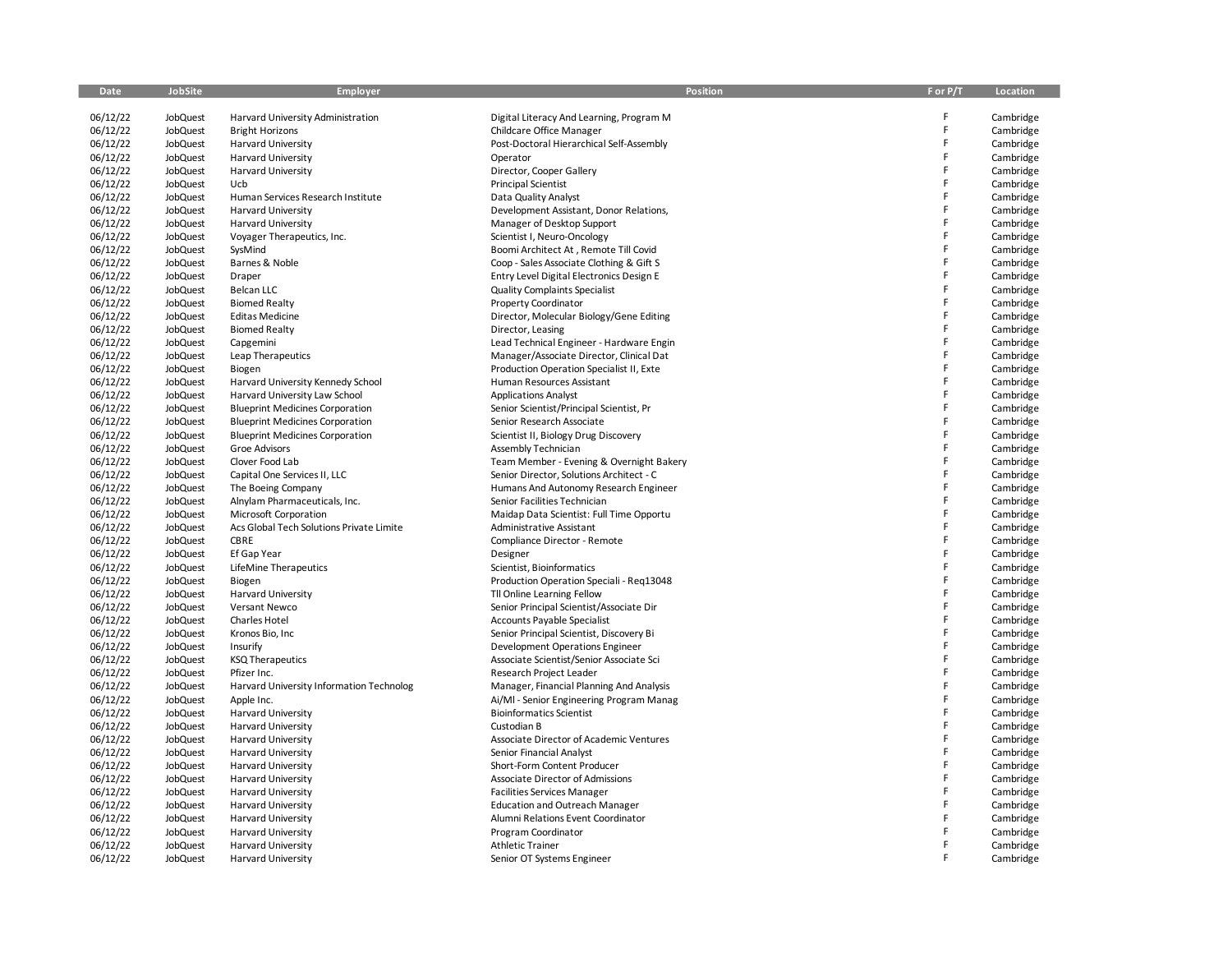| Date | JobSite | Employer | Position | F or P/T | Location |
|---|---|---|---|---|---|
| 06/12/22 | JobQuest | Harvard University Administration | Digital Literacy And Learning, Program M | F | Cambridge |
| 06/12/22 | JobQuest | Bright Horizons | Childcare Office Manager | F | Cambridge |
| 06/12/22 | JobQuest | Harvard University | Post-Doctoral Hierarchical Self-Assembly | F | Cambridge |
| 06/12/22 | JobQuest | Harvard University | Operator | F | Cambridge |
| 06/12/22 | JobQuest | Harvard University | Director, Cooper Gallery | F | Cambridge |
| 06/12/22 | JobQuest | Ucb | Principal Scientist | F | Cambridge |
| 06/12/22 | JobQuest | Human Services Research Institute | Data Quality Analyst | F | Cambridge |
| 06/12/22 | JobQuest | Harvard University | Development Assistant, Donor Relations, | F | Cambridge |
| 06/12/22 | JobQuest | Harvard University | Manager of Desktop Support | F | Cambridge |
| 06/12/22 | JobQuest | Voyager Therapeutics, Inc. | Scientist I, Neuro-Oncology | F | Cambridge |
| 06/12/22 | JobQuest | SysMind | Boomi Architect At , Remote Till Covid | F | Cambridge |
| 06/12/22 | JobQuest | Barnes & Noble | Coop - Sales Associate Clothing & Gift S | F | Cambridge |
| 06/12/22 | JobQuest | Draper | Entry Level Digital Electronics Design E | F | Cambridge |
| 06/12/22 | JobQuest | Belcan LLC | Quality Complaints Specialist | F | Cambridge |
| 06/12/22 | JobQuest | Biomed Realty | Property Coordinator | F | Cambridge |
| 06/12/22 | JobQuest | Editas Medicine | Director, Molecular Biology/Gene Editing | F | Cambridge |
| 06/12/22 | JobQuest | Biomed Realty | Director, Leasing | F | Cambridge |
| 06/12/22 | JobQuest | Capgemini | Lead Technical Engineer - Hardware Engin | F | Cambridge |
| 06/12/22 | JobQuest | Leap Therapeutics | Manager/Associate Director, Clinical Dat | F | Cambridge |
| 06/12/22 | JobQuest | Biogen | Production Operation Specialist II, Exte | F | Cambridge |
| 06/12/22 | JobQuest | Harvard University Kennedy School | Human Resources Assistant | F | Cambridge |
| 06/12/22 | JobQuest | Harvard University Law School | Applications Analyst | F | Cambridge |
| 06/12/22 | JobQuest | Blueprint Medicines Corporation | Senior Scientist/Principal Scientist, Pr | F | Cambridge |
| 06/12/22 | JobQuest | Blueprint Medicines Corporation | Senior Research Associate | F | Cambridge |
| 06/12/22 | JobQuest | Blueprint Medicines Corporation | Scientist II, Biology Drug Discovery | F | Cambridge |
| 06/12/22 | JobQuest | Groe Advisors | Assembly Technician | F | Cambridge |
| 06/12/22 | JobQuest | Clover Food Lab | Team Member - Evening & Overnight Bakery | F | Cambridge |
| 06/12/22 | JobQuest | Capital One Services II, LLC | Senior Director, Solutions Architect - C | F | Cambridge |
| 06/12/22 | JobQuest | The Boeing Company | Humans And Autonomy Research Engineer | F | Cambridge |
| 06/12/22 | JobQuest | Alnylam Pharmaceuticals, Inc. | Senior Facilities Technician | F | Cambridge |
| 06/12/22 | JobQuest | Microsoft Corporation | Maidap Data Scientist: Full Time Opportu | F | Cambridge |
| 06/12/22 | JobQuest | Acs Global Tech Solutions Private Limite | Administrative Assistant | F | Cambridge |
| 06/12/22 | JobQuest | CBRE | Compliance Director - Remote | F | Cambridge |
| 06/12/22 | JobQuest | Ef Gap Year | Designer | F | Cambridge |
| 06/12/22 | JobQuest | LifeMine Therapeutics | Scientist, Bioinformatics | F | Cambridge |
| 06/12/22 | JobQuest | Biogen | Production Operation Speciali - Req13048 | F | Cambridge |
| 06/12/22 | JobQuest | Harvard University | Tll Online Learning Fellow | F | Cambridge |
| 06/12/22 | JobQuest | Versant Newco | Senior Principal Scientist/Associate Dir | F | Cambridge |
| 06/12/22 | JobQuest | Charles Hotel | Accounts Payable Specialist | F | Cambridge |
| 06/12/22 | JobQuest | Kronos Bio, Inc | Senior Principal Scientist, Discovery Bi | F | Cambridge |
| 06/12/22 | JobQuest | Insurify | Development Operations Engineer | F | Cambridge |
| 06/12/22 | JobQuest | KSQ Therapeutics | Associate Scientist/Senior Associate Sci | F | Cambridge |
| 06/12/22 | JobQuest | Pfizer Inc. | Research Project Leader | F | Cambridge |
| 06/12/22 | JobQuest | Harvard University Information Technolog | Manager, Financial Planning And Analysis | F | Cambridge |
| 06/12/22 | JobQuest | Apple Inc. | Ai/Ml - Senior Engineering Program Manag | F | Cambridge |
| 06/12/22 | JobQuest | Harvard University | Bioinformatics Scientist | F | Cambridge |
| 06/12/22 | JobQuest | Harvard University | Custodian B | F | Cambridge |
| 06/12/22 | JobQuest | Harvard University | Associate Director of Academic Ventures | F | Cambridge |
| 06/12/22 | JobQuest | Harvard University | Senior Financial Analyst | F | Cambridge |
| 06/12/22 | JobQuest | Harvard University | Short-Form Content Producer | F | Cambridge |
| 06/12/22 | JobQuest | Harvard University | Associate Director of Admissions | F | Cambridge |
| 06/12/22 | JobQuest | Harvard University | Facilities Services Manager | F | Cambridge |
| 06/12/22 | JobQuest | Harvard University | Education and Outreach Manager | F | Cambridge |
| 06/12/22 | JobQuest | Harvard University | Alumni Relations Event Coordinator | F | Cambridge |
| 06/12/22 | JobQuest | Harvard University | Program Coordinator | F | Cambridge |
| 06/12/22 | JobQuest | Harvard University | Athletic Trainer | F | Cambridge |
| 06/12/22 | JobQuest | Harvard University | Senior OT Systems Engineer | F | Cambridge |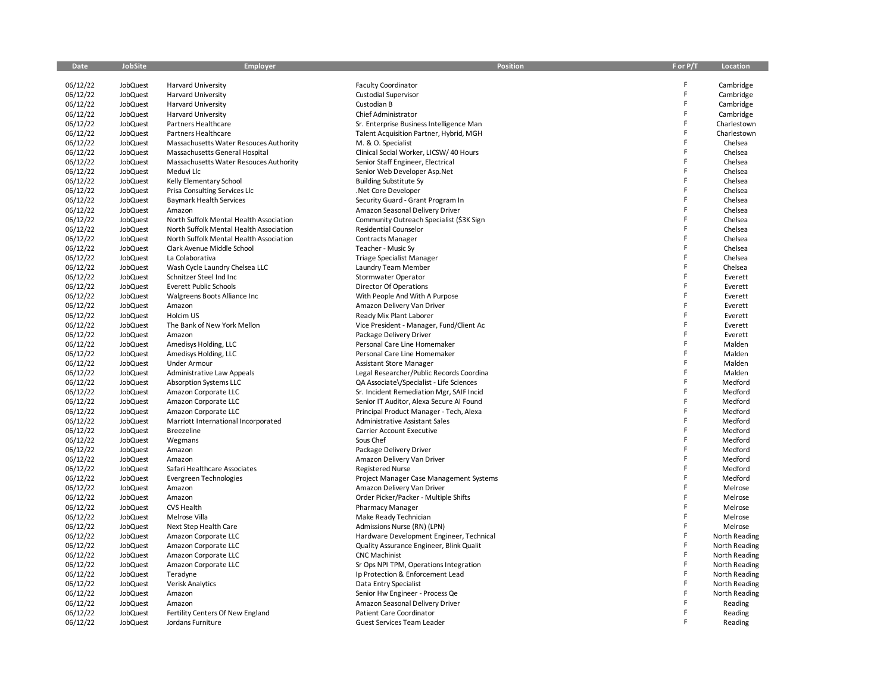| Date | JobSite | Employer | Position | F or P/T | Location |
|---|---|---|---|---|---|
| 06/12/22 | JobQuest | Harvard University | Faculty Coordinator | F | Cambridge |
| 06/12/22 | JobQuest | Harvard University | Custodial Supervisor | F | Cambridge |
| 06/12/22 | JobQuest | Harvard University | Custodian B | F | Cambridge |
| 06/12/22 | JobQuest | Harvard University | Chief Administrator | F | Cambridge |
| 06/12/22 | JobQuest | Partners Healthcare | Sr. Enterprise Business Intelligence Man | F | Charlestown |
| 06/12/22 | JobQuest | Partners Healthcare | Talent Acquisition Partner, Hybrid, MGH | F | Charlestown |
| 06/12/22 | JobQuest | Massachusetts Water Resouces Authority | M. & O. Specialist | F | Chelsea |
| 06/12/22 | JobQuest | Massachusetts General Hospital | Clinical Social Worker, LICSW/ 40 Hours | F | Chelsea |
| 06/12/22 | JobQuest | Massachusetts Water Resouces Authority | Senior Staff Engineer, Electrical | F | Chelsea |
| 06/12/22 | JobQuest | Meduvi Llc | Senior Web Developer Asp.Net | F | Chelsea |
| 06/12/22 | JobQuest | Kelly Elementary School | Building Substitute Sy | F | Chelsea |
| 06/12/22 | JobQuest | Prisa Consulting Services Llc | .Net Core Developer | F | Chelsea |
| 06/12/22 | JobQuest | Baymark Health Services | Security Guard - Grant Program In | F | Chelsea |
| 06/12/22 | JobQuest | Amazon | Amazon Seasonal Delivery Driver | F | Chelsea |
| 06/12/22 | JobQuest | North Suffolk Mental Health Association | Community Outreach Specialist ($3K Sign | F | Chelsea |
| 06/12/22 | JobQuest | North Suffolk Mental Health Association | Residential Counselor | F | Chelsea |
| 06/12/22 | JobQuest | North Suffolk Mental Health Association | Contracts Manager | F | Chelsea |
| 06/12/22 | JobQuest | Clark Avenue Middle School | Teacher - Music Sy | F | Chelsea |
| 06/12/22 | JobQuest | La Colaborativa | Triage Specialist Manager | F | Chelsea |
| 06/12/22 | JobQuest | Wash Cycle Laundry Chelsea LLC | Laundry Team Member | F | Chelsea |
| 06/12/22 | JobQuest | Schnitzer Steel Ind Inc | Stormwater Operator | F | Everett |
| 06/12/22 | JobQuest | Everett Public Schools | Director Of Operations | F | Everett |
| 06/12/22 | JobQuest | Walgreens Boots Alliance Inc | With People And With A Purpose | F | Everett |
| 06/12/22 | JobQuest | Amazon | Amazon Delivery Van Driver | F | Everett |
| 06/12/22 | JobQuest | Holcim US | Ready Mix Plant Laborer | F | Everett |
| 06/12/22 | JobQuest | The Bank of New York Mellon | Vice President - Manager, Fund/Client Ac | F | Everett |
| 06/12/22 | JobQuest | Amazon | Package Delivery Driver | F | Everett |
| 06/12/22 | JobQuest | Amedisys Holding, LLC | Personal Care Line Homemaker | F | Malden |
| 06/12/22 | JobQuest | Amedisys Holding, LLC | Personal Care Line Homemaker | F | Malden |
| 06/12/22 | JobQuest | Under Armour | Assistant Store Manager | F | Malden |
| 06/12/22 | JobQuest | Administrative Law Appeals | Legal Researcher/Public Records Coordina | F | Malden |
| 06/12/22 | JobQuest | Absorption Systems LLC | QA Associate\/Specialist - Life Sciences | F | Medford |
| 06/12/22 | JobQuest | Amazon Corporate LLC | Sr. Incident Remediation Mgr, SAIF Incid | F | Medford |
| 06/12/22 | JobQuest | Amazon Corporate LLC | Senior IT Auditor, Alexa Secure AI Found | F | Medford |
| 06/12/22 | JobQuest | Amazon Corporate LLC | Principal Product Manager - Tech, Alexa | F | Medford |
| 06/12/22 | JobQuest | Marriott International Incorporated | Administrative Assistant Sales | F | Medford |
| 06/12/22 | JobQuest | Breezeline | Carrier Account Executive | F | Medford |
| 06/12/22 | JobQuest | Wegmans | Sous Chef | F | Medford |
| 06/12/22 | JobQuest | Amazon | Package Delivery Driver | F | Medford |
| 06/12/22 | JobQuest | Amazon | Amazon Delivery Van Driver | F | Medford |
| 06/12/22 | JobQuest | Safari Healthcare Associates | Registered Nurse | F | Medford |
| 06/12/22 | JobQuest | Evergreen Technologies | Project Manager Case Management Systems | F | Medford |
| 06/12/22 | JobQuest | Amazon | Amazon Delivery Van Driver | F | Melrose |
| 06/12/22 | JobQuest | Amazon | Order Picker/Packer - Multiple Shifts | F | Melrose |
| 06/12/22 | JobQuest | CVS Health | Pharmacy Manager | F | Melrose |
| 06/12/22 | JobQuest | Melrose Villa | Make Ready Technician | F | Melrose |
| 06/12/22 | JobQuest | Next Step Health Care | Admissions Nurse (RN) (LPN) | F | Melrose |
| 06/12/22 | JobQuest | Amazon Corporate LLC | Hardware Development Engineer, Technical | F | North Reading |
| 06/12/22 | JobQuest | Amazon Corporate LLC | Quality Assurance Engineer, Blink Qualit | F | North Reading |
| 06/12/22 | JobQuest | Amazon Corporate LLC | CNC Machinist | F | North Reading |
| 06/12/22 | JobQuest | Amazon Corporate LLC | Sr Ops NPI TPM, Operations Integration | F | North Reading |
| 06/12/22 | JobQuest | Teradyne | Ip Protection & Enforcement Lead | F | North Reading |
| 06/12/22 | JobQuest | Verisk Analytics | Data Entry Specialist | F | North Reading |
| 06/12/22 | JobQuest | Amazon | Senior Hw Engineer - Process Qe | F | North Reading |
| 06/12/22 | JobQuest | Amazon | Amazon Seasonal Delivery Driver | F | Reading |
| 06/12/22 | JobQuest | Fertility Centers Of New England | Patient Care Coordinator | F | Reading |
| 06/12/22 | JobQuest | Jordans Furniture | Guest Services Team Leader | F | Reading |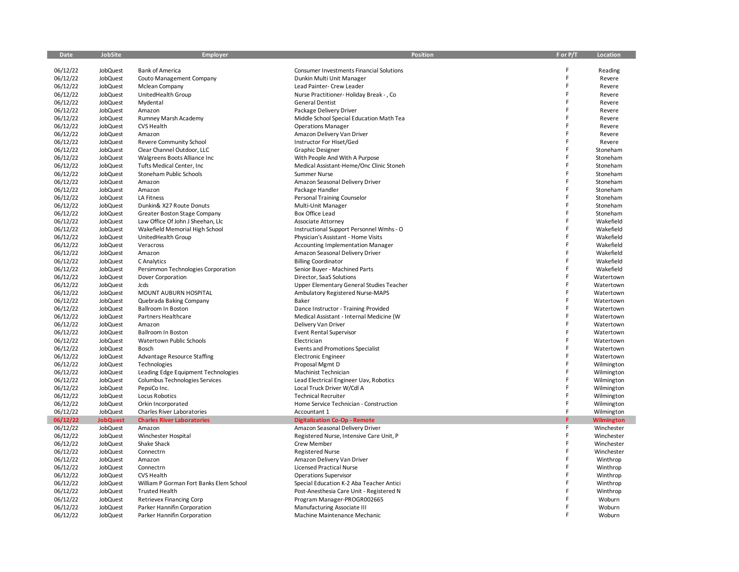| Date | JobSite | Employer | Position | F or P/T | Location |
| --- | --- | --- | --- | --- | --- |
| 06/12/22 | JobQuest | Bank of America | Consumer Investments Financial Solutions | F | Reading |
| 06/12/22 | JobQuest | Couto Management Company | Dunkin Multi Unit Manager | F | Revere |
| 06/12/22 | JobQuest | Mclean Company | Lead Painter- Crew Leader | F | Revere |
| 06/12/22 | JobQuest | UnitedHealth Group | Nurse Practitioner- Holiday Break - , Co | F | Revere |
| 06/12/22 | JobQuest | Mydental | General Dentist | F | Revere |
| 06/12/22 | JobQuest | Amazon | Package Delivery Driver | F | Revere |
| 06/12/22 | JobQuest | Rumney Marsh Academy | Middle School Special Education Math Tea | F | Revere |
| 06/12/22 | JobQuest | CVS Health | Operations Manager | F | Revere |
| 06/12/22 | JobQuest | Amazon | Amazon Delivery Van Driver | F | Revere |
| 06/12/22 | JobQuest | Revere Community School | Instructor For Hiset/Ged | F | Revere |
| 06/12/22 | JobQuest | Clear Channel Outdoor, LLC | Graphic Designer | F | Stoneham |
| 06/12/22 | JobQuest | Walgreens Boots Alliance Inc | With People And With A Purpose | F | Stoneham |
| 06/12/22 | JobQuest | Tufts Medical Center, Inc | Medical Assistant-Heme/Onc Clinic Stoneh | F | Stoneham |
| 06/12/22 | JobQuest | Stoneham Public Schools | Summer Nurse | F | Stoneham |
| 06/12/22 | JobQuest | Amazon | Amazon Seasonal Delivery Driver | F | Stoneham |
| 06/12/22 | JobQuest | Amazon | Package Handler | F | Stoneham |
| 06/12/22 | JobQuest | LA Fitness | Personal Training Counselor | F | Stoneham |
| 06/12/22 | JobQuest | Dunkin& X27 Route Donuts | Multi-Unit Manager | F | Stoneham |
| 06/12/22 | JobQuest | Greater Boston Stage Company | Box Office Lead | F | Stoneham |
| 06/12/22 | JobQuest | Law Office Of John J Sheehan, Llc | Associate Attorney | F | Wakefield |
| 06/12/22 | JobQuest | Wakefield Memorial High School | Instructional Support Personnel Wmhs - O | F | Wakefield |
| 06/12/22 | JobQuest | UnitedHealth Group | Physician's Assistant - Home Visits | F | Wakefield |
| 06/12/22 | JobQuest | Veracross | Accounting Implementation Manager | F | Wakefield |
| 06/12/22 | JobQuest | Amazon | Amazon Seasonal Delivery Driver | F | Wakefield |
| 06/12/22 | JobQuest | C Analytics | Billing Coordinator | F | Wakefield |
| 06/12/22 | JobQuest | Persimmon Technologies Corporation | Senior Buyer - Machined Parts | F | Wakefield |
| 06/12/22 | JobQuest | Dover Corporation | Director, SaaS Solutions | F | Watertown |
| 06/12/22 | JobQuest | Jcds | Upper Elementary General Studies Teacher | F | Watertown |
| 06/12/22 | JobQuest | MOUNT AUBURN HOSPITAL | Ambulatory Registered Nurse-MAPS | F | Watertown |
| 06/12/22 | JobQuest | Quebrada Baking Company | Baker | F | Watertown |
| 06/12/22 | JobQuest | Ballroom In Boston | Dance Instructor - Training Provided | F | Watertown |
| 06/12/22 | JobQuest | Partners Healthcare | Medical Assistant - Internal Medicine (W | F | Watertown |
| 06/12/22 | JobQuest | Amazon | Delivery Van Driver | F | Watertown |
| 06/12/22 | JobQuest | Ballroom In Boston | Event Rental Supervisor | F | Watertown |
| 06/12/22 | JobQuest | Watertown Public Schools | Electrician | F | Watertown |
| 06/12/22 | JobQuest | Bosch | Events and Promotions Specialist | F | Watertown |
| 06/12/22 | JobQuest | Advantage Resource Staffing | Electronic Engineer | F | Watertown |
| 06/12/22 | JobQuest | Technologies | Proposal Mgmt D | F | Wilmington |
| 06/12/22 | JobQuest | Leading Edge Equipment Technologies | Machinist Technician | F | Wilmington |
| 06/12/22 | JobQuest | Columbus Technologies Services | Lead Electrical Engineer Uav, Robotics | F | Wilmington |
| 06/12/22 | JobQuest | PepsiCo Inc. | Local Truck Driver W/Cdl A | F | Wilmington |
| 06/12/22 | JobQuest | Locus Robotics | Technical Recruiter | F | Wilmington |
| 06/12/22 | JobQuest | Orkin Incorporated | Home Service Technician - Construction | F | Wilmington |
| 06/12/22 | JobQuest | Charles River Laboratories | Accountant 1 | F | Wilmington |
| **06/12/22** | **JobQuest** | **Charles River Laboratories** | **Digitalization Co-Op - Remote** | **F** | **Wilmington** |
| 06/12/22 | JobQuest | Amazon | Amazon Seasonal Delivery Driver | F | Winchester |
| 06/12/22 | JobQuest | Winchester Hospital | Registered Nurse, Intensive Care Unit, P | F | Winchester |
| 06/12/22 | JobQuest | Shake Shack | Crew Member | F | Winchester |
| 06/12/22 | JobQuest | Connectrn | Registered Nurse | F | Winchester |
| 06/12/22 | JobQuest | Amazon | Amazon Delivery Van Driver | F | Winthrop |
| 06/12/22 | JobQuest | Connectrn | Licensed Practical Nurse | F | Winthrop |
| 06/12/22 | JobQuest | CVS Health | Operations Supervisor | F | Winthrop |
| 06/12/22 | JobQuest | William P Gorman Fort Banks Elem School | Special Education K-2 Aba Teacher Antici | F | Winthrop |
| 06/12/22 | JobQuest | Trusted Health | Post-Anesthesia Care Unit - Registered N | F | Winthrop |
| 06/12/22 | JobQuest | Retrievex Financing Corp | Program Manager-PROGR002665 | F | Woburn |
| 06/12/22 | JobQuest | Parker Hannifin Corporation | Manufacturing Associate III | F | Woburn |
| 06/12/22 | JobQuest | Parker Hannifin Corporation | Machine Maintenance Mechanic | F | Woburn |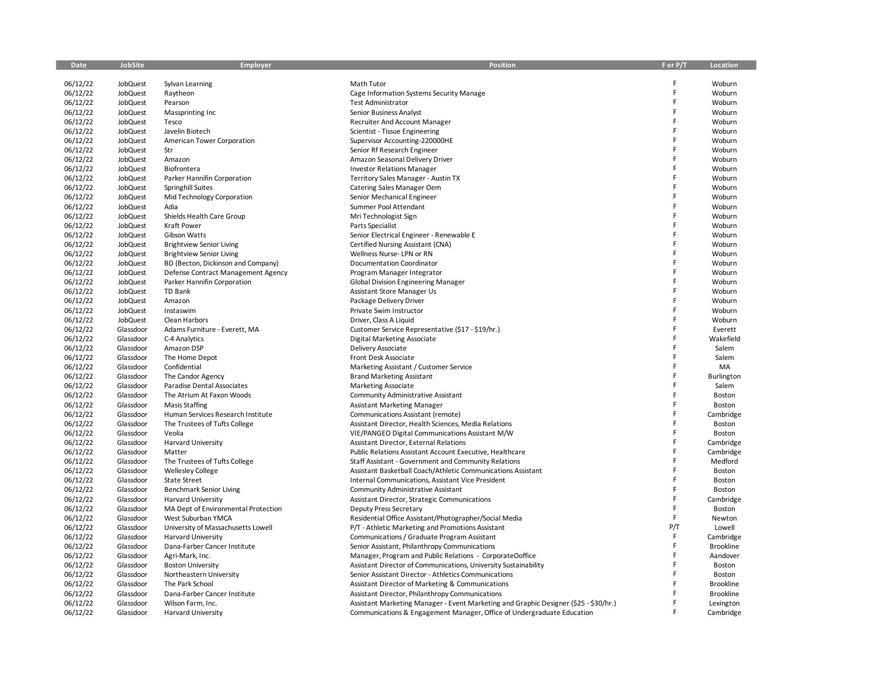| Date | JobSite | Employer | Position | F or P/T | Location |
|---|---|---|---|---|---|
| 06/12/22 | JobQuest | Sylvan Learning | Math Tutor | F | Woburn |
| 06/12/22 | JobQuest | Raytheon | Cage Information Systems Security Manage | F | Woburn |
| 06/12/22 | JobQuest | Pearson | Test Administrator | F | Woburn |
| 06/12/22 | JobQuest | Massprinting Inc | Senior Business Analyst | F | Woburn |
| 06/12/22 | JobQuest | Tesco | Recruiter And Account Manager | F | Woburn |
| 06/12/22 | JobQuest | Javelin Biotech | Scientist - Tissue Engineering | F | Woburn |
| 06/12/22 | JobQuest | American Tower Corporation | Supervisor Accounting-220000HE | F | Woburn |
| 06/12/22 | JobQuest | Str | Senior Rf Research Engineer | F | Woburn |
| 06/12/22 | JobQuest | Amazon | Amazon Seasonal Delivery Driver | F | Woburn |
| 06/12/22 | JobQuest | Biofrontera | Investor Relations Manager | F | Woburn |
| 06/12/22 | JobQuest | Parker Hannifin Corporation | Territory Sales Manager - Austin TX | F | Woburn |
| 06/12/22 | JobQuest | Springhill Suites | Catering Sales Manager Oem | F | Woburn |
| 06/12/22 | JobQuest | Mid Technology Corporation | Senior Mechanical Engineer | F | Woburn |
| 06/12/22 | JobQuest | Adia | Summer Pool Attendant | F | Woburn |
| 06/12/22 | JobQuest | Shields Health Care Group | Mri Technologist Sign | F | Woburn |
| 06/12/22 | JobQuest | Kraft Power | Parts Specialist | F | Woburn |
| 06/12/22 | JobQuest | Gibson Watts | Senior Electrical Engineer - Renewable E | F | Woburn |
| 06/12/22 | JobQuest | Brightview Senior Living | Certified Nursing Assistant (CNA) | F | Woburn |
| 06/12/22 | JobQuest | Brightview Senior Living | Wellness Nurse- LPN or RN | F | Woburn |
| 06/12/22 | JobQuest | BD (Becton, Dickinson and Company) | Documentation Coordinator | F | Woburn |
| 06/12/22 | JobQuest | Defense Contract Management Agency | Program Manager Integrator | F | Woburn |
| 06/12/22 | JobQuest | Parker Hannifin Corporation | Global Division Engineering Manager | F | Woburn |
| 06/12/22 | JobQuest | TD Bank | Assistant Store Manager Us | F | Woburn |
| 06/12/22 | JobQuest | Amazon | Package Delivery Driver | F | Woburn |
| 06/12/22 | JobQuest | Instaswim | Private Swim Instructor | F | Woburn |
| 06/12/22 | JobQuest | Clean Harbors | Driver, Class A Liquid | F | Woburn |
| 06/12/22 | Glassdoor | Adams Furniture - Everett, MA | Customer Service Representative ($17 - $19/hr.) | F | Everett |
| 06/12/22 | Glassdoor | C-4 Analytics | Digital Marketing Associate | F | Wakefield |
| 06/12/22 | Glassdoor | Amazon DSP | Delivery Associate | F | Salem |
| 06/12/22 | Glassdoor | The Home Depot | Front Desk Associate | F | Salem |
| 06/12/22 | Glassdoor | Confidential | Marketing Assistant / Customer Service | F | MA |
| 06/12/22 | Glassdoor | The Candor Agency | Brand Marketing Assistant | F | Burlington |
| 06/12/22 | Glassdoor | Paradise Dental Associates | Marketing Associate | F | Salem |
| 06/12/22 | Glassdoor | The Atrium At Faxon Woods | Community Administrative Assistant | F | Boston |
| 06/12/22 | Glassdoor | Masis Staffing | Assistant Marketing Manager | F | Boston |
| 06/12/22 | Glassdoor | Human Services Research Institute | Communications Assistant (remote) | F | Cambridge |
| 06/12/22 | Glassdoor | The Trustees of Tufts College | Assistant Director, Health Sciences, Media Relations | F | Boston |
| 06/12/22 | Glassdoor | Veolia | VIE/PANGEO Digital Communications Assistant M/W | F | Boston |
| 06/12/22 | Glassdoor | Harvard University | Assistant Director, External Relations | F | Cambridge |
| 06/12/22 | Glassdoor | Matter | Public Relations Assistant Account Executive, Healthcare | F | Cambridge |
| 06/12/22 | Glassdoor | The Trustees of Tufts College | Staff Assistant - Government and Community Relations | F | Medford |
| 06/12/22 | Glassdoor | Wellesley College | Assistant Basketball Coach/Athletic Communications Assistant | F | Boston |
| 06/12/22 | Glassdoor | State Street | Internal Communications, Assistant Vice President | F | Boston |
| 06/12/22 | Glassdoor | Benchmark Senior Living | Community Administrative Assistant | F | Boston |
| 06/12/22 | Glassdoor | Harvard University | Assistant Director, Strategic Communications | F | Cambridge |
| 06/12/22 | Glassdoor | MA Dept of Environmental Protection | Deputy Press Secretary | F | Boston |
| 06/12/22 | Glassdoor | West Suburban YMCA | Residential Office Assistant/Photographer/Social Media | F | Newton |
| 06/12/22 | Glassdoor | University of Massachusetts Lowell | P/T - Athletic Marketing and Promotions Assistant | P/T | Lowell |
| 06/12/22 | Glassdoor | Harvard University | Communications / Graduate Program Assistant | F | Cambridge |
| 06/12/22 | Glassdoor | Dana-Farber Cancer Institute | Senior Assistant, Philanthropy Communications | F | Brookline |
| 06/12/22 | Glassdoor | Agri-Mark, Inc. | Manager, Program and Public Relations - CorporateOoffice | F | Aandover |
| 06/12/22 | Glassdoor | Boston University | Assistant Director of Communications, University Sustainability | F | Boston |
| 06/12/22 | Glassdoor | Northeastern University | Senior Assistant Director - Athletics Communications | F | Boston |
| 06/12/22 | Glassdoor | The Park School | Assistant Director of Marketing & Communications | F | Brookline |
| 06/12/22 | Glassdoor | Dana-Farber Cancer Institute | Assistant Director, Philanthropy Communications | F | Brookline |
| 06/12/22 | Glassdoor | Wilson Farm, Inc. | Assistant Marketing Manager - Event Marketing and Graphic Designer ($25 - $30/hr.) | F | Lexington |
| 06/12/22 | Glassdoor | Harvard University | Communications & Engagement Manager, Office of Undergraduate Education | F | Cambridge |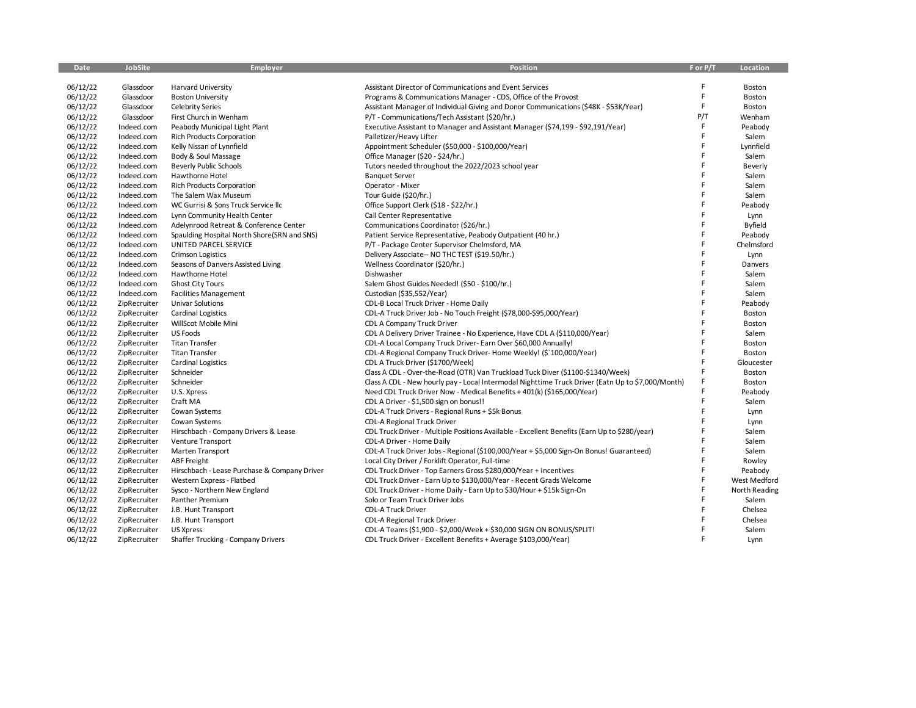| Date | JobSite | Employer | Position | F or P/T | Location |
|---|---|---|---|---|---|
| 06/12/22 | Glassdoor | Harvard University | Assistant Director of Communications and Event Services | F | Boston |
| 06/12/22 | Glassdoor | Boston University | Programs & Communications Manager - CDS, Office of the Provost | F | Boston |
| 06/12/22 | Glassdoor | Celebrity Series | Assistant Manager of Individual Giving and Donor Communications ($48K - $53K/Year) | F | Boston |
| 06/12/22 | Glassdoor | First Church in Wenham | P/T - Communications/Tech Assistant ($20/hr.) | P/T | Wenham |
| 06/12/22 | Indeed.com | Peabody Municipal Light Plant | Executive Assistant to Manager and Assistant Manager ($74,199 - $92,191/Year) | F | Peabody |
| 06/12/22 | Indeed.com | Rich Products Corporation | Palletizer/Heavy Lifter | F | Salem |
| 06/12/22 | Indeed.com | Kelly Nissan of Lynnfield | Appointment Scheduler ($50,000 - $100,000/Year) | F | Lynnfield |
| 06/12/22 | Indeed.com | Body & Soul Massage | Office Manager ($20 - $24/hr.) | F | Salem |
| 06/12/22 | Indeed.com | Beverly Public Schools | Tutors needed throughout the 2022/2023 school year | F | Beverly |
| 06/12/22 | Indeed.com | Hawthorne Hotel | Banquet Server | F | Salem |
| 06/12/22 | Indeed.com | Rich Products Corporation | Operator - Mixer | F | Salem |
| 06/12/22 | Indeed.com | The Salem Wax Museum | Tour Guide ($20/hr.) | F | Salem |
| 06/12/22 | Indeed.com | WC Gurrisi & Sons Truck Service llc | Office Support Clerk ($18 - $22/hr.) | F | Peabody |
| 06/12/22 | Indeed.com | Lynn Community Health Center | Call Center Representative | F | Lynn |
| 06/12/22 | Indeed.com | Adelynrood Retreat & Conference Center | Communications Coordinator ($26/hr.) | F | Byfield |
| 06/12/22 | Indeed.com | Spaulding Hospital North Shore(SRN and SNS) | Patient Service Representative, Peabody Outpatient (40 hr.) | F | Peabody |
| 06/12/22 | Indeed.com | UNITED PARCEL SERVICE | P/T - Package Center Supervisor Chelmsford, MA | F | Chelmsford |
| 06/12/22 | Indeed.com | Crimson Logistics | Delivery Associate-- NO THC TEST ($19.50/hr.) | F | Lynn |
| 06/12/22 | Indeed.com | Seasons of Danvers Assisted Living | Wellness Coordinator ($20/hr.) | F | Danvers |
| 06/12/22 | Indeed.com | Hawthorne Hotel | Dishwasher | F | Salem |
| 06/12/22 | Indeed.com | Ghost City Tours | Salem Ghost Guides Needed! ($50 - $100/hr.) | F | Salem |
| 06/12/22 | Indeed.com | Facilities Management | Custodian ($35,552/Year) | F | Salem |
| 06/12/22 | ZipRecruiter | Univar Solutions | CDL-B Local Truck Driver - Home Daily | F | Peabody |
| 06/12/22 | ZipRecruiter | Cardinal Logistics | CDL-A Truck Driver Job - No Touch Freight ($78,000-$95,000/Year) | F | Boston |
| 06/12/22 | ZipRecruiter | WillScot Mobile Mini | CDL A Company Truck Driver | F | Boston |
| 06/12/22 | ZipRecruiter | US Foods | CDL A Delivery Driver Trainee - No Experience, Have CDL A ($110,000/Year) | F | Salem |
| 06/12/22 | ZipRecruiter | Titan Transfer | CDL-A Local Company Truck Driver- Earn Over $60,000 Annually! | F | Boston |
| 06/12/22 | ZipRecruiter | Titan Transfer | CDL-A Regional Company Truck Driver- Home Weekly! ($`100,000/Year) | F | Boston |
| 06/12/22 | ZipRecruiter | Cardinal Logistics | CDL A Truck Driver ($1700/Week) | F | Gloucester |
| 06/12/22 | ZipRecruiter | Schneider | Class A CDL - Over-the-Road (OTR) Van Truckload Tuck Diver ($1100-$1340/Week) | F | Boston |
| 06/12/22 | ZipRecruiter | Schneider | Class A CDL - New hourly pay - Local Intermodal Nighttime Truck Driver (Eatn Up to $7,000/Month) | F | Boston |
| 06/12/22 | ZipRecruiter | U.S. Xpress | Need CDL Truck Driver Now - Medical Benefits + 401(k) ($165,000/Year) | F | Peabody |
| 06/12/22 | ZipRecruiter | Craft MA | CDL A Driver - $1,500 sign on bonus!! | F | Salem |
| 06/12/22 | ZipRecruiter | Cowan Systems | CDL-A Truck Drivers - Regional Runs + $5k Bonus | F | Lynn |
| 06/12/22 | ZipRecruiter | Cowan Systems | CDL-A Regional Truck Driver | F | Lynn |
| 06/12/22 | ZipRecruiter | Hirschbach - Company Drivers & Lease | CDL Truck Driver - Multiple Positions Available - Excellent Benefits (Earn Up to $280/year) | F | Salem |
| 06/12/22 | ZipRecruiter | Venture Transport | CDL-A Driver - Home Daily | F | Salem |
| 06/12/22 | ZipRecruiter | Marten Transport | CDL-A Truck Driver Jobs - Regional ($100,000/Year + $5,000 Sign-On Bonus! Guaranteed) | F | Salem |
| 06/12/22 | ZipRecruiter | ABF Freight | Local City Driver / Forklift Operator, Full-time | F | Rowley |
| 06/12/22 | ZipRecruiter | Hirschbach - Lease Purchase & Company Driver | CDL Truck Driver - Top Earners Gross $280,000/Year + Incentives | F | Peabody |
| 06/12/22 | ZipRecruiter | Western Express - Flatbed | CDL Truck Driver - Earn Up to $130,000/Year - Recent Grads Welcome | F | West Medford |
| 06/12/22 | ZipRecruiter | Sysco - Northern New England | CDL Truck Driver - Home Daily - Earn Up to $30/Hour + $15k Sign-On | F | North Reading |
| 06/12/22 | ZipRecruiter | Panther Premium | Solo or Team Truck Driver Jobs | F | Salem |
| 06/12/22 | ZipRecruiter | J.B. Hunt Transport | CDL-A Truck Driver | F | Chelsea |
| 06/12/22 | ZipRecruiter | J.B. Hunt Transport | CDL-A Regional Truck Driver | F | Chelsea |
| 06/12/22 | ZipRecruiter | US Xpress | CDL-A Teams ($1,900 - $2,000/Week + $30,000 SIGN ON BONUS/SPLIT! | F | Salem |
| 06/12/22 | ZipRecruiter | Shaffer Trucking - Company Drivers | CDL Truck Driver - Excellent Benefits + Average $103,000/Year) | F | Lynn |